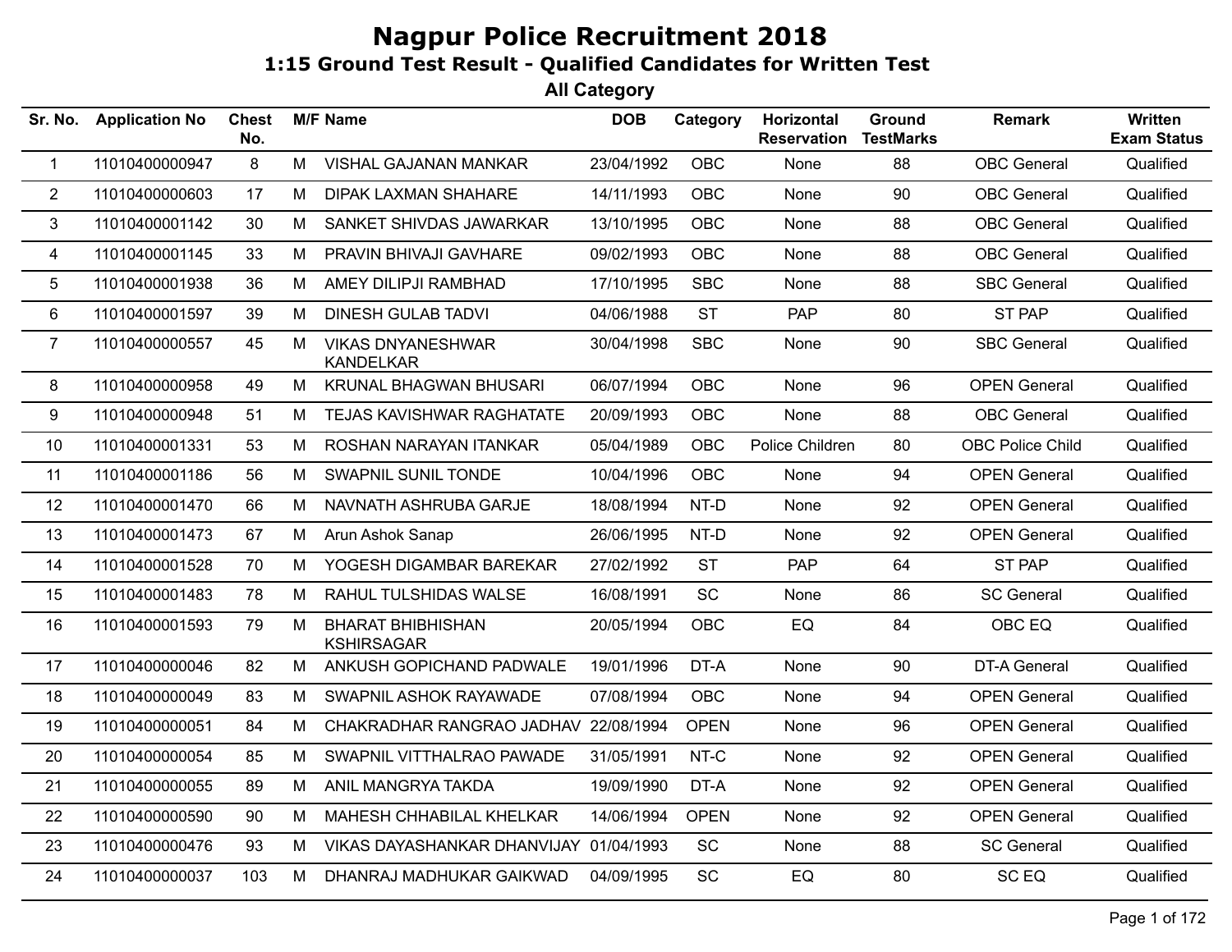# Nagpur Police Recruitment 2018

## 1:15 Ground Test Result - Qualified Candidates for Written Test

### All Category

| Sr. No. | Application No | Chest No. | M/F | Name | DOB | Category | Horizontal Reservation | Ground TestMarks | Remark | Written Exam Status |
|---|---|---|---|---|---|---|---|---|---|---|
| 1 | 11010400000947 | 8 | M | VISHAL GAJANAN MANKAR | 23/04/1992 | OBC | None | 88 | OBC General | Qualified |
| 2 | 11010400000603 | 17 | M | DIPAK LAXMAN SHAHARE | 14/11/1993 | OBC | None | 90 | OBC General | Qualified |
| 3 | 11010400001142 | 30 | M | SANKET SHIVDAS JAWARKAR | 13/10/1995 | OBC | None | 88 | OBC General | Qualified |
| 4 | 11010400001145 | 33 | M | PRAVIN BHIVAJI GAVHARE | 09/02/1993 | OBC | None | 88 | OBC General | Qualified |
| 5 | 11010400001938 | 36 | M | AMEY DILIPJI RAMBHAD | 17/10/1995 | SBC | None | 88 | SBC General | Qualified |
| 6 | 11010400001597 | 39 | M | DINESH GULAB TADVI | 04/06/1988 | ST | PAP | 80 | ST PAP | Qualified |
| 7 | 11010400000557 | 45 | M | VIKAS DNYANESHWAR KANDELKAR | 30/04/1998 | SBC | None | 90 | SBC General | Qualified |
| 8 | 11010400000958 | 49 | M | KRUNAL BHAGWAN BHUSARI | 06/07/1994 | OBC | None | 96 | OPEN General | Qualified |
| 9 | 11010400000948 | 51 | M | TEJAS KAVISHWAR RAGHATATE | 20/09/1993 | OBC | None | 88 | OBC General | Qualified |
| 10 | 11010400001331 | 53 | M | ROSHAN NARAYAN ITANKAR | 05/04/1989 | OBC | Police Children | 80 | OBC Police Child | Qualified |
| 11 | 11010400001186 | 56 | M | SWAPNIL SUNIL TONDE | 10/04/1996 | OBC | None | 94 | OPEN General | Qualified |
| 12 | 11010400001470 | 66 | M | NAVNATH ASHRUBA GARJE | 18/08/1994 | NT-D | None | 92 | OPEN General | Qualified |
| 13 | 11010400001473 | 67 | M | Arun Ashok Sanap | 26/06/1995 | NT-D | None | 92 | OPEN General | Qualified |
| 14 | 11010400001528 | 70 | M | YOGESH DIGAMBAR BAREKAR | 27/02/1992 | ST | PAP | 64 | ST PAP | Qualified |
| 15 | 11010400001483 | 78 | M | RAHUL TULSHIDAS WALSE | 16/08/1991 | SC | None | 86 | SC General | Qualified |
| 16 | 11010400001593 | 79 | M | BHARAT BHIBHISHAN KSHIRSAGAR | 20/05/1994 | OBC | EQ | 84 | OBC EQ | Qualified |
| 17 | 11010400000046 | 82 | M | ANKUSH GOPICHAND PADWALE | 19/01/1996 | DT-A | None | 90 | DT-A General | Qualified |
| 18 | 11010400000049 | 83 | M | SWAPNIL ASHOK RAYAWADE | 07/08/1994 | OBC | None | 94 | OPEN General | Qualified |
| 19 | 11010400000051 | 84 | M | CHAKRADHAR RANGRAO JADHAV | 22/08/1994 | OPEN | None | 96 | OPEN General | Qualified |
| 20 | 11010400000054 | 85 | M | SWAPNIL VITTHALRAO PAWADE | 31/05/1991 | NT-C | None | 92 | OPEN General | Qualified |
| 21 | 11010400000055 | 89 | M | ANIL MANGRYA TAKDA | 19/09/1990 | DT-A | None | 92 | OPEN General | Qualified |
| 22 | 11010400000590 | 90 | M | MAHESH CHHABILAL KHELKAR | 14/06/1994 | OPEN | None | 92 | OPEN General | Qualified |
| 23 | 11010400000476 | 93 | M | VIKAS DAYASHANKAR DHANVIJAY | 01/04/1993 | SC | None | 88 | SC General | Qualified |
| 24 | 11010400000037 | 103 | M | DHANRAJ MADHUKAR GAIKWAD | 04/09/1995 | SC | EQ | 80 | SC EQ | Qualified |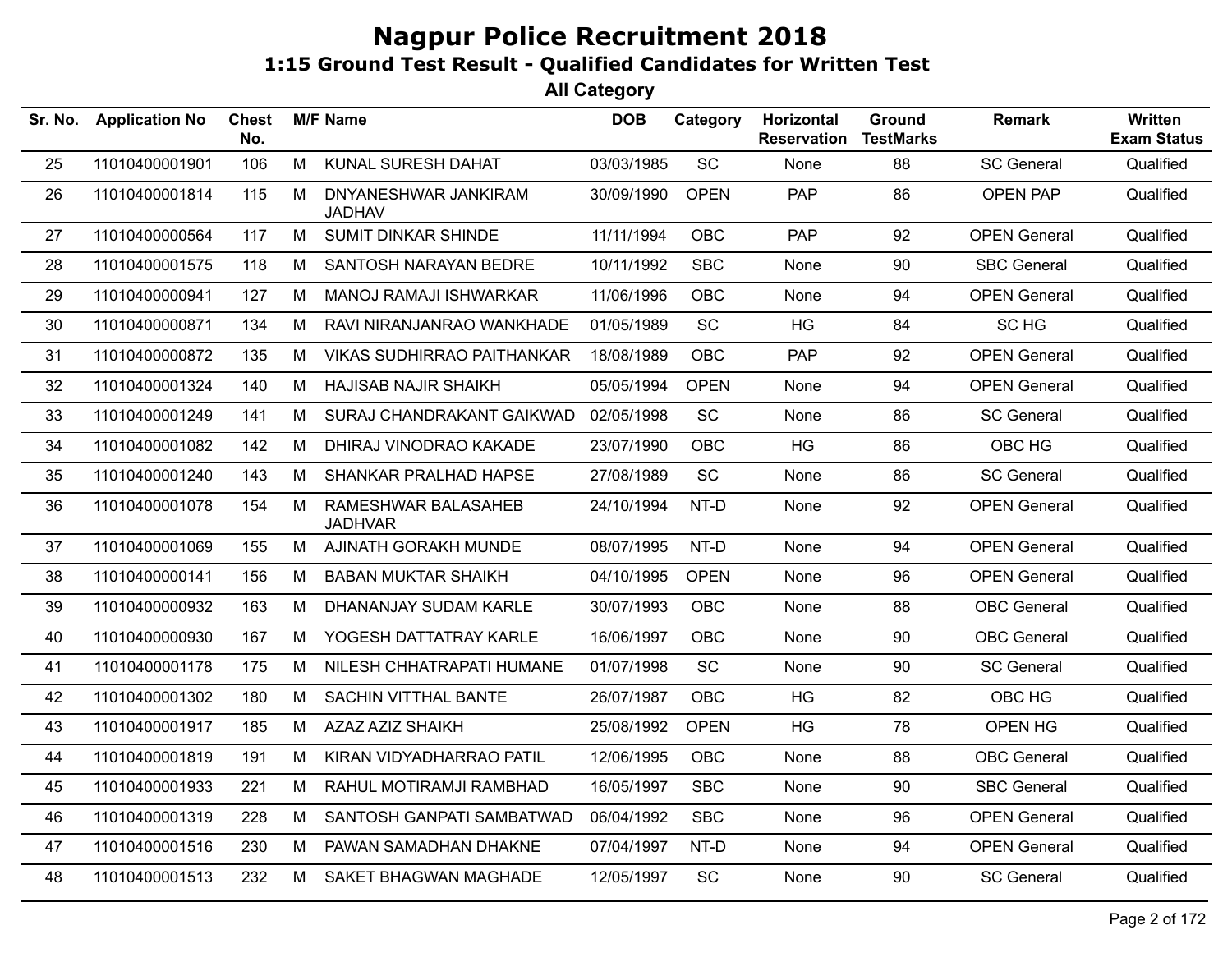# Nagpur Police Recruitment 2018

## 1:15 Ground Test Result - Qualified Candidates for Written Test

### All Category

| Sr. No. | Application No | Chest No. | M/F | Name | DOB | Category | Horizontal Reservation | Ground TestMarks | Remark | Written Exam Status |
|---|---|---|---|---|---|---|---|---|---|---|
| 25 | 11010400001901 | 106 | M | KUNAL SURESH DAHAT | 03/03/1985 | SC | None | 88 | SC General | Qualified |
| 26 | 11010400001814 | 115 | M | DNYANESHWAR JANKIRAM JADHAV | 30/09/1990 | OPEN | PAP | 86 | OPEN PAP | Qualified |
| 27 | 11010400000564 | 117 | M | SUMIT DINKAR SHINDE | 11/11/1994 | OBC | PAP | 92 | OPEN General | Qualified |
| 28 | 11010400001575 | 118 | M | SANTOSH NARAYAN BEDRE | 10/11/1992 | SBC | None | 90 | SBC General | Qualified |
| 29 | 11010400000941 | 127 | M | MANOJ RAMAJI ISHWARKAR | 11/06/1996 | OBC | None | 94 | OPEN General | Qualified |
| 30 | 11010400000871 | 134 | M | RAVI NIRANJANRAO WANKHADE | 01/05/1989 | SC | HG | 84 | SC HG | Qualified |
| 31 | 11010400000872 | 135 | M | VIKAS SUDHIRRAO PAITHANKAR | 18/08/1989 | OBC | PAP | 92 | OPEN General | Qualified |
| 32 | 11010400001324 | 140 | M | HAJISAB NAJIR SHAIKH | 05/05/1994 | OPEN | None | 94 | OPEN General | Qualified |
| 33 | 11010400001249 | 141 | M | SURAJ CHANDRAKANT GAIKWAD | 02/05/1998 | SC | None | 86 | SC General | Qualified |
| 34 | 11010400001082 | 142 | M | DHIRAJ VINODRAO KAKADE | 23/07/1990 | OBC | HG | 86 | OBC HG | Qualified |
| 35 | 11010400001240 | 143 | M | SHANKAR PRALHAD HAPSE | 27/08/1989 | SC | None | 86 | SC General | Qualified |
| 36 | 11010400001078 | 154 | M | RAMESHWAR BALASAHEB JADHVAR | 24/10/1994 | NT-D | None | 92 | OPEN General | Qualified |
| 37 | 11010400001069 | 155 | M | AJINATH GORAKH MUNDE | 08/07/1995 | NT-D | None | 94 | OPEN General | Qualified |
| 38 | 11010400000141 | 156 | M | BABAN MUKTAR SHAIKH | 04/10/1995 | OPEN | None | 96 | OPEN General | Qualified |
| 39 | 11010400000932 | 163 | M | DHANANJAY SUDAM KARLE | 30/07/1993 | OBC | None | 88 | OBC General | Qualified |
| 40 | 11010400000930 | 167 | M | YOGESH DATTATRAY KARLE | 16/06/1997 | OBC | None | 90 | OBC General | Qualified |
| 41 | 11010400001178 | 175 | M | NILESH CHHATRAPATI HUMANE | 01/07/1998 | SC | None | 90 | SC General | Qualified |
| 42 | 11010400001302 | 180 | M | SACHIN VITTHAL BANTE | 26/07/1987 | OBC | HG | 82 | OBC HG | Qualified |
| 43 | 11010400001917 | 185 | M | AZAZ AZIZ SHAIKH | 25/08/1992 | OPEN | HG | 78 | OPEN HG | Qualified |
| 44 | 11010400001819 | 191 | M | KIRAN VIDYADHARRAO PATIL | 12/06/1995 | OBC | None | 88 | OBC General | Qualified |
| 45 | 11010400001933 | 221 | M | RAHUL MOTIRAMJI RAMBHAD | 16/05/1997 | SBC | None | 90 | SBC General | Qualified |
| 46 | 11010400001319 | 228 | M | SANTOSH GANPATI SAMBATWAD | 06/04/1992 | SBC | None | 96 | OPEN General | Qualified |
| 47 | 11010400001516 | 230 | M | PAWAN SAMADHAN DHAKNE | 07/04/1997 | NT-D | None | 94 | OPEN General | Qualified |
| 48 | 11010400001513 | 232 | M | SAKET BHAGWAN MAGHADE | 12/05/1997 | SC | None | 90 | SC General | Qualified |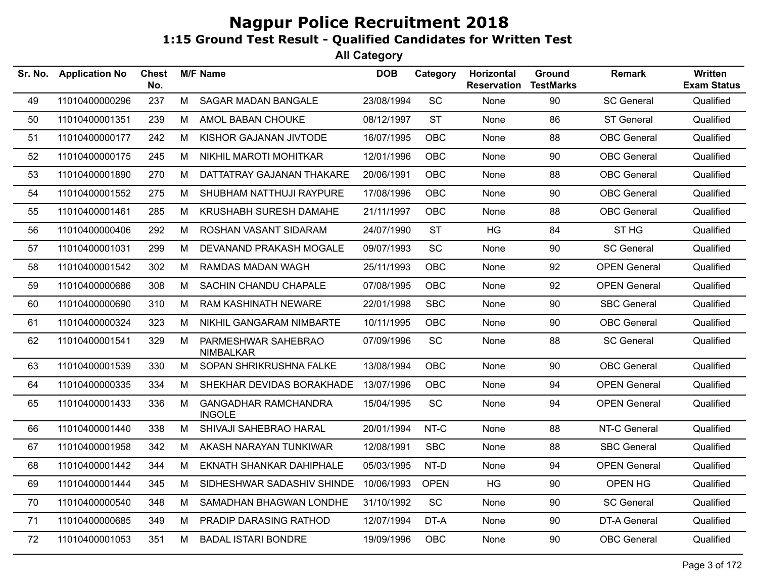# Nagpur Police Recruitment 2018

## 1:15 Ground Test Result - Qualified Candidates for Written Test

### All Category

| Sr. No. | Application No | Chest No. | M/F | Name | DOB | Category | Horizontal Reservation | Ground TestMarks | Remark | Written Exam Status |
|---|---|---|---|---|---|---|---|---|---|---|
| 49 | 11010400000296 | 237 | M | SAGAR MADAN BANGALE | 23/08/1994 | SC | None | 90 | SC General | Qualified |
| 50 | 11010400001351 | 239 | M | AMOL BABAN CHOUKE | 08/12/1997 | ST | None | 86 | ST General | Qualified |
| 51 | 11010400000177 | 242 | M | KISHOR GAJANAN JIVTODE | 16/07/1995 | OBC | None | 88 | OBC General | Qualified |
| 52 | 11010400000175 | 245 | M | NIKHIL MAROTI MOHITKAR | 12/01/1996 | OBC | None | 90 | OBC General | Qualified |
| 53 | 11010400001890 | 270 | M | DATTATRAY GAJANAN THAKARE | 20/06/1991 | OBC | None | 88 | OBC General | Qualified |
| 54 | 11010400001552 | 275 | M | SHUBHAM NATTHUJI RAYPURE | 17/08/1996 | OBC | None | 90 | OBC General | Qualified |
| 55 | 11010400001461 | 285 | M | KRUSHABH SURESH DAMAHE | 21/11/1997 | OBC | None | 88 | OBC General | Qualified |
| 56 | 11010400000406 | 292 | M | ROSHAN VASANT SIDARAM | 24/07/1990 | ST | HG | 84 | ST HG | Qualified |
| 57 | 11010400001031 | 299 | M | DEVANAND PRAKASH MOGALE | 09/07/1993 | SC | None | 90 | SC General | Qualified |
| 58 | 11010400001542 | 302 | M | RAMDAS MADAN WAGH | 25/11/1993 | OBC | None | 92 | OPEN General | Qualified |
| 59 | 11010400000686 | 308 | M | SACHIN CHANDU CHAPALE | 07/08/1995 | OBC | None | 92 | OPEN General | Qualified |
| 60 | 11010400000690 | 310 | M | RAM KASHINATH NEWARE | 22/01/1998 | SBC | None | 90 | SBC General | Qualified |
| 61 | 11010400000324 | 323 | M | NIKHIL GANGARAM NIMBARTE | 10/11/1995 | OBC | None | 90 | OBC General | Qualified |
| 62 | 11010400001541 | 329 | M | PARMESHWAR SAHEBRAO NIMBALKAR | 07/09/1996 | SC | None | 88 | SC General | Qualified |
| 63 | 11010400001539 | 330 | M | SOPAN SHRIKRUSHNA FALKE | 13/08/1994 | OBC | None | 90 | OBC General | Qualified |
| 64 | 11010400000335 | 334 | M | SHEKHAR DEVIDAS BORAKHADE | 13/07/1996 | OBC | None | 94 | OPEN General | Qualified |
| 65 | 11010400001433 | 336 | M | GANGADHAR RAMCHANDRA INGOLE | 15/04/1995 | SC | None | 94 | OPEN General | Qualified |
| 66 | 11010400001440 | 338 | M | SHIVAJI SAHEBRAO HARAL | 20/01/1994 | NT-C | None | 88 | NT-C General | Qualified |
| 67 | 11010400001958 | 342 | M | AKASH NARAYAN TUNKIWAR | 12/08/1991 | SBC | None | 88 | SBC General | Qualified |
| 68 | 11010400001442 | 344 | M | EKNATH SHANKAR DAHIPHALE | 05/03/1995 | NT-D | None | 94 | OPEN General | Qualified |
| 69 | 11010400001444 | 345 | M | SIDHESHWAR SADASHIV SHINDE | 10/06/1993 | OPEN | HG | 90 | OPEN HG | Qualified |
| 70 | 11010400000540 | 348 | M | SAMADHAN BHAGWAN LONDHE | 31/10/1992 | SC | None | 90 | SC General | Qualified |
| 71 | 11010400000685 | 349 | M | PRADIP DARASING RATHOD | 12/07/1994 | DT-A | None | 90 | DT-A General | Qualified |
| 72 | 11010400001053 | 351 | M | BADAL ISTARI BONDRE | 19/09/1996 | OBC | None | 90 | OBC General | Qualified |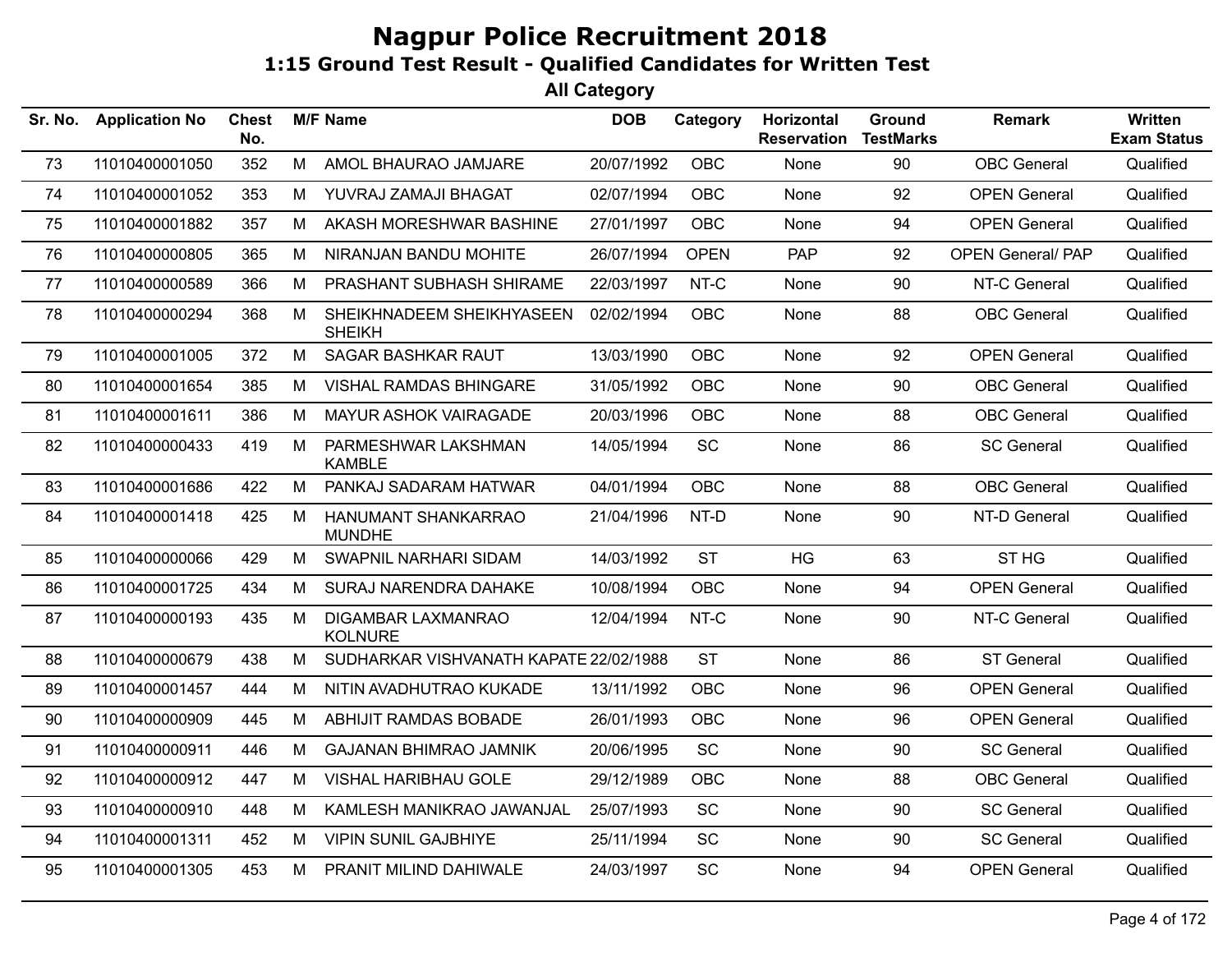# Nagpur Police Recruitment 2018

## 1:15 Ground Test Result - Qualified Candidates for Written Test

### All Category

| Sr. No. | Application No | Chest No. | M/F | Name | DOB | Category | Horizontal Reservation | Ground TestMarks | Remark | Written Exam Status |
|---|---|---|---|---|---|---|---|---|---|---|
| 73 | 11010400001050 | 352 | M | AMOL BHAURAO JAMJARE | 20/07/1992 | OBC | None | 90 | OBC General | Qualified |
| 74 | 11010400001052 | 353 | M | YUVRAJ ZAMAJI BHAGAT | 02/07/1994 | OBC | None | 92 | OPEN General | Qualified |
| 75 | 11010400001882 | 357 | M | AKASH MORESHWAR BASHINE | 27/01/1997 | OBC | None | 94 | OPEN General | Qualified |
| 76 | 11010400000805 | 365 | M | NIRANJAN BANDU MOHITE | 26/07/1994 | OPEN | PAP | 92 | OPEN General/ PAP | Qualified |
| 77 | 11010400000589 | 366 | M | PRASHANT SUBHASH SHIRAME | 22/03/1997 | NT-C | None | 90 | NT-C General | Qualified |
| 78 | 11010400000294 | 368 | M | SHEIKHNADEEM SHEIKHYASEEN SHEIKH | 02/02/1994 | OBC | None | 88 | OBC General | Qualified |
| 79 | 11010400001005 | 372 | M | SAGAR BASHKAR RAUT | 13/03/1990 | OBC | None | 92 | OPEN General | Qualified |
| 80 | 11010400001654 | 385 | M | VISHAL RAMDAS BHINGARE | 31/05/1992 | OBC | None | 90 | OBC General | Qualified |
| 81 | 11010400001611 | 386 | M | MAYUR ASHOK VAIRAGADE | 20/03/1996 | OBC | None | 88 | OBC General | Qualified |
| 82 | 11010400000433 | 419 | M | PARMESHWAR LAKSHMAN KAMBLE | 14/05/1994 | SC | None | 86 | SC General | Qualified |
| 83 | 11010400001686 | 422 | M | PANKAJ SADARAM HATWAR | 04/01/1994 | OBC | None | 88 | OBC General | Qualified |
| 84 | 11010400001418 | 425 | M | HANUMANT SHANKARRAO MUNDHE | 21/04/1996 | NT-D | None | 90 | NT-D General | Qualified |
| 85 | 11010400000066 | 429 | M | SWAPNIL NARHARI SIDAM | 14/03/1992 | ST | HG | 63 | ST HG | Qualified |
| 86 | 11010400001725 | 434 | M | SURAJ NARENDRA DAHAKE | 10/08/1994 | OBC | None | 94 | OPEN General | Qualified |
| 87 | 11010400000193 | 435 | M | DIGAMBAR LAXMANRAO KOLNURE | 12/04/1994 | NT-C | None | 90 | NT-C General | Qualified |
| 88 | 11010400000679 | 438 | M | SUDHARKAR VISHVANATH KAPATE | 22/02/1988 | ST | None | 86 | ST General | Qualified |
| 89 | 11010400001457 | 444 | M | NITIN AVADHUTRAO KUKADE | 13/11/1992 | OBC | None | 96 | OPEN General | Qualified |
| 90 | 11010400000909 | 445 | M | ABHIJIT RAMDAS BOBADE | 26/01/1993 | OBC | None | 96 | OPEN General | Qualified |
| 91 | 11010400000911 | 446 | M | GAJANAN BHIMRAO JAMNIK | 20/06/1995 | SC | None | 90 | SC General | Qualified |
| 92 | 11010400000912 | 447 | M | VISHAL HARIBHAU GOLE | 29/12/1989 | OBC | None | 88 | OBC General | Qualified |
| 93 | 11010400000910 | 448 | M | KAMLESH MANIKRAO JAWANJAL | 25/07/1993 | SC | None | 90 | SC General | Qualified |
| 94 | 11010400001311 | 452 | M | VIPIN SUNIL GAJBHIYE | 25/11/1994 | SC | None | 90 | SC General | Qualified |
| 95 | 11010400001305 | 453 | M | PRANIT MILIND DAHIWALE | 24/03/1997 | SC | None | 94 | OPEN General | Qualified |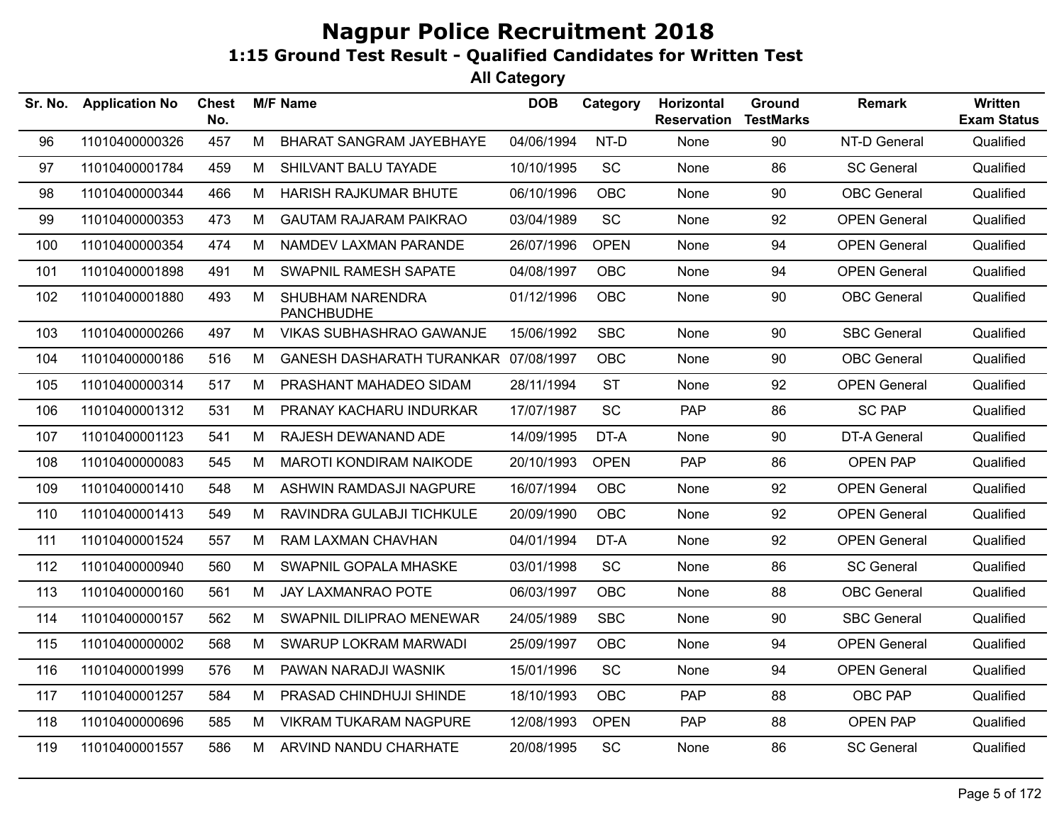# Nagpur Police Recruitment 2018

## 1:15 Ground Test Result - Qualified Candidates for Written Test

### All Category

| Sr. No. | Application No | Chest No. | M/F | Name | DOB | Category | Horizontal Reservation | Ground TestMarks | Remark | Written Exam Status |
|---|---|---|---|---|---|---|---|---|---|---|
| 96 | 11010400000326 | 457 | M | BHARAT SANGRAM JAYEBHAYE | 04/06/1994 | NT-D | None | 90 | NT-D General | Qualified |
| 97 | 11010400001784 | 459 | M | SHILVANT BALU TAYADE | 10/10/1995 | SC | None | 86 | SC General | Qualified |
| 98 | 11010400000344 | 466 | M | HARISH RAJKUMAR BHUTE | 06/10/1996 | OBC | None | 90 | OBC General | Qualified |
| 99 | 11010400000353 | 473 | M | GAUTAM RAJARAM PAIKRAO | 03/04/1989 | SC | None | 92 | OPEN General | Qualified |
| 100 | 11010400000354 | 474 | M | NAMDEV LAXMAN PARANDE | 26/07/1996 | OPEN | None | 94 | OPEN General | Qualified |
| 101 | 11010400001898 | 491 | M | SWAPNIL RAMESH SAPATE | 04/08/1997 | OBC | None | 94 | OPEN General | Qualified |
| 102 | 11010400001880 | 493 | M | SHUBHAM NARENDRA PANCHBUDHE | 01/12/1996 | OBC | None | 90 | OBC General | Qualified |
| 103 | 11010400000266 | 497 | M | VIKAS SUBHASHRAO GAWANJE | 15/06/1992 | SBC | None | 90 | SBC General | Qualified |
| 104 | 11010400000186 | 516 | M | GANESH DASHARATH TURANKAR | 07/08/1997 | OBC | None | 90 | OBC General | Qualified |
| 105 | 11010400000314 | 517 | M | PRASHANT MAHADEO SIDAM | 28/11/1994 | ST | None | 92 | OPEN General | Qualified |
| 106 | 11010400001312 | 531 | M | PRANAY KACHARU INDURKAR | 17/07/1987 | SC | PAP | 86 | SC PAP | Qualified |
| 107 | 11010400001123 | 541 | M | RAJESH DEWANAND ADE | 14/09/1995 | DT-A | None | 90 | DT-A General | Qualified |
| 108 | 11010400000083 | 545 | M | MAROTI KONDIRAM NAIKODE | 20/10/1993 | OPEN | PAP | 86 | OPEN PAP | Qualified |
| 109 | 11010400001410 | 548 | M | ASHWIN RAMDASJI NAGPURE | 16/07/1994 | OBC | None | 92 | OPEN General | Qualified |
| 110 | 11010400001413 | 549 | M | RAVINDRA GULABJI TICHKULE | 20/09/1990 | OBC | None | 92 | OPEN General | Qualified |
| 111 | 11010400001524 | 557 | M | RAM LAXMAN CHAVHAN | 04/01/1994 | DT-A | None | 92 | OPEN General | Qualified |
| 112 | 11010400000940 | 560 | M | SWAPNIL GOPALA MHASKE | 03/01/1998 | SC | None | 86 | SC General | Qualified |
| 113 | 11010400000160 | 561 | M | JAY LAXMANRAO POTE | 06/03/1997 | OBC | None | 88 | OBC General | Qualified |
| 114 | 11010400000157 | 562 | M | SWAPNIL DILIPRAO MENEWAR | 24/05/1989 | SBC | None | 90 | SBC General | Qualified |
| 115 | 11010400000002 | 568 | M | SWARUP LOKRAM MARWADI | 25/09/1997 | OBC | None | 94 | OPEN General | Qualified |
| 116 | 11010400001999 | 576 | M | PAWAN NARADJI WASNIK | 15/01/1996 | SC | None | 94 | OPEN General | Qualified |
| 117 | 11010400001257 | 584 | M | PRASAD CHINDHUJI SHINDE | 18/10/1993 | OBC | PAP | 88 | OBC PAP | Qualified |
| 118 | 11010400000696 | 585 | M | VIKRAM TUKARAM NAGPURE | 12/08/1993 | OPEN | PAP | 88 | OPEN PAP | Qualified |
| 119 | 11010400001557 | 586 | M | ARVIND NANDU CHARHATE | 20/08/1995 | SC | None | 86 | SC General | Qualified |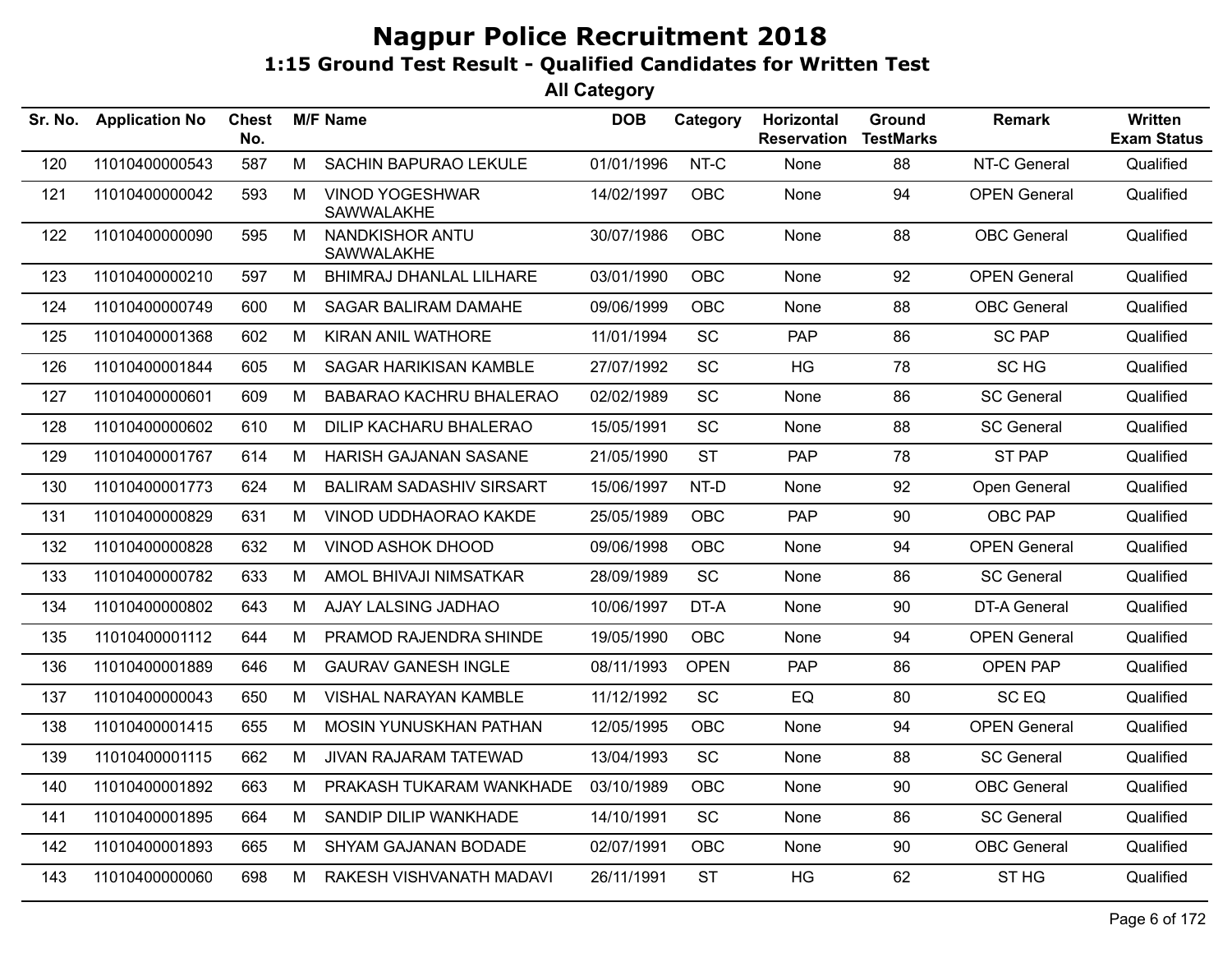# Nagpur Police Recruitment 2018

## 1:15 Ground Test Result - Qualified Candidates for Written Test

### All Category

| Sr. No. | Application No | Chest No. | M/F | Name | DOB | Category | Horizontal Reservation | Ground TestMarks | Remark | Written Exam Status |
|---|---|---|---|---|---|---|---|---|---|---|
| 120 | 11010400000543 | 587 | M | SACHIN BAPURAO LEKULE | 01/01/1996 | NT-C | None | 88 | NT-C General | Qualified |
| 121 | 11010400000042 | 593 | M | VINOD YOGESHWAR SAWWALAKHE | 14/02/1997 | OBC | None | 94 | OPEN General | Qualified |
| 122 | 11010400000090 | 595 | M | NANDKISHOR ANTU SAWWALAKHE | 30/07/1986 | OBC | None | 88 | OBC General | Qualified |
| 123 | 11010400000210 | 597 | M | BHIMRAJ DHANLAL LILHARE | 03/01/1990 | OBC | None | 92 | OPEN General | Qualified |
| 124 | 11010400000749 | 600 | M | SAGAR BALIRAM DAMAHE | 09/06/1999 | OBC | None | 88 | OBC General | Qualified |
| 125 | 11010400001368 | 602 | M | KIRAN ANIL WATHORE | 11/01/1994 | SC | PAP | 86 | SC PAP | Qualified |
| 126 | 11010400001844 | 605 | M | SAGAR HARIKISAN KAMBLE | 27/07/1992 | SC | HG | 78 | SC HG | Qualified |
| 127 | 11010400000601 | 609 | M | BABARAO KACHRU BHALERAO | 02/02/1989 | SC | None | 86 | SC General | Qualified |
| 128 | 11010400000602 | 610 | M | DILIP KACHARU BHALERAO | 15/05/1991 | SC | None | 88 | SC General | Qualified |
| 129 | 11010400001767 | 614 | M | HARISH GAJANAN SASANE | 21/05/1990 | ST | PAP | 78 | ST PAP | Qualified |
| 130 | 11010400001773 | 624 | M | BALIRAM SADASHIV SIRSART | 15/06/1997 | NT-D | None | 92 | Open General | Qualified |
| 131 | 11010400000829 | 631 | M | VINOD UDDHAORAO KAKDE | 25/05/1989 | OBC | PAP | 90 | OBC PAP | Qualified |
| 132 | 11010400000828 | 632 | M | VINOD ASHOK DHOOD | 09/06/1998 | OBC | None | 94 | OPEN General | Qualified |
| 133 | 11010400000782 | 633 | M | AMOL BHIVAJI NIMSATKAR | 28/09/1989 | SC | None | 86 | SC General | Qualified |
| 134 | 11010400000802 | 643 | M | AJAY LALSING JADHAO | 10/06/1997 | DT-A | None | 90 | DT-A General | Qualified |
| 135 | 11010400001112 | 644 | M | PRAMOD RAJENDRA SHINDE | 19/05/1990 | OBC | None | 94 | OPEN General | Qualified |
| 136 | 11010400001889 | 646 | M | GAURAV GANESH INGLE | 08/11/1993 | OPEN | PAP | 86 | OPEN PAP | Qualified |
| 137 | 11010400000043 | 650 | M | VISHAL NARAYAN KAMBLE | 11/12/1992 | SC | EQ | 80 | SC EQ | Qualified |
| 138 | 11010400001415 | 655 | M | MOSIN YUNUSKHAN PATHAN | 12/05/1995 | OBC | None | 94 | OPEN General | Qualified |
| 139 | 11010400001115 | 662 | M | JIVAN RAJARAM TATEWAD | 13/04/1993 | SC | None | 88 | SC General | Qualified |
| 140 | 11010400001892 | 663 | M | PRAKASH TUKARAM WANKHADE | 03/10/1989 | OBC | None | 90 | OBC General | Qualified |
| 141 | 11010400001895 | 664 | M | SANDIP DILIP WANKHADE | 14/10/1991 | SC | None | 86 | SC General | Qualified |
| 142 | 11010400001893 | 665 | M | SHYAM GAJANAN BODADE | 02/07/1991 | OBC | None | 90 | OBC General | Qualified |
| 143 | 11010400000060 | 698 | M | RAKESH VISHVANATH MADAVI | 26/11/1991 | ST | HG | 62 | ST HG | Qualified |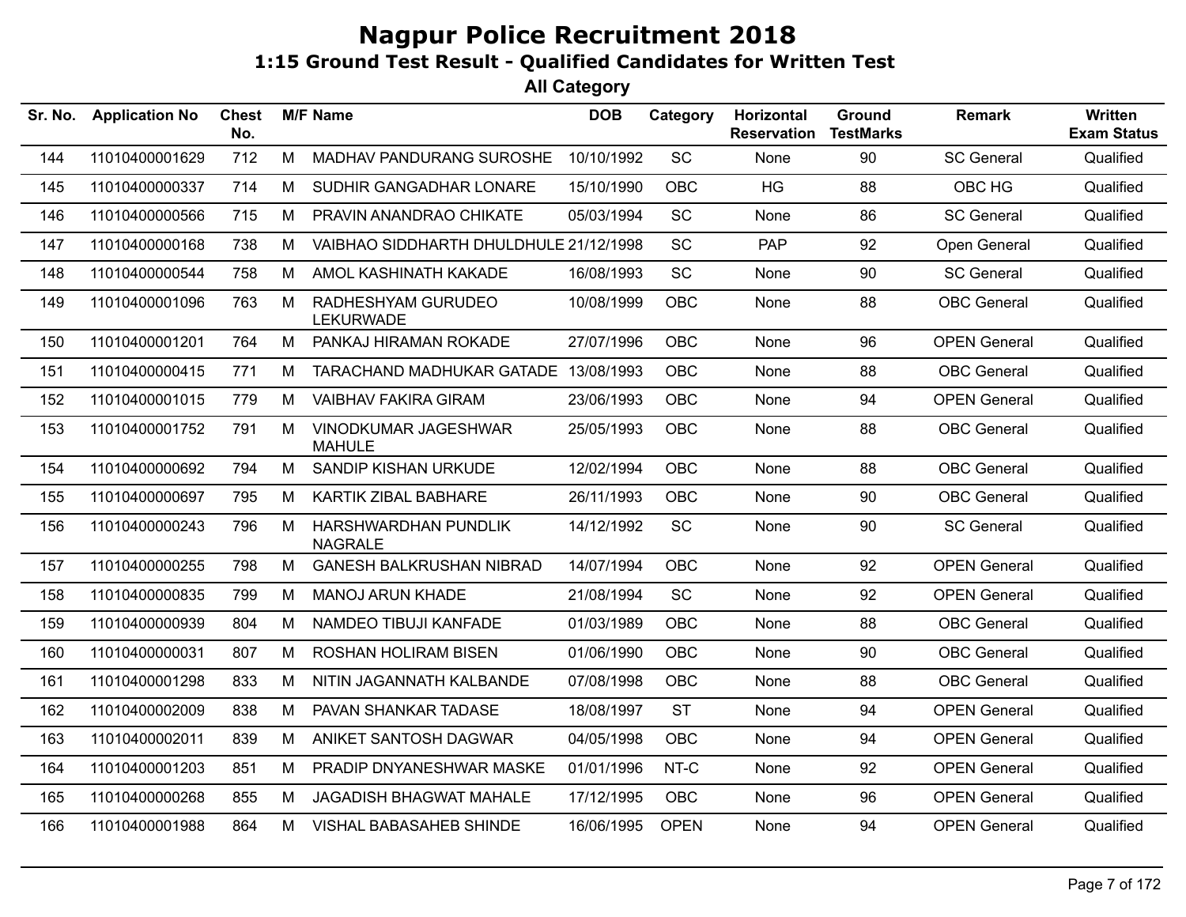# Nagpur Police Recruitment 2018

## 1:15 Ground Test Result - Qualified Candidates for Written Test

### All Category

| Sr. No. | Application No | Chest No. | M/F | Name | DOB | Category | Horizontal Reservation | Ground TestMarks | Remark | Written Exam Status |
|---|---|---|---|---|---|---|---|---|---|---|
| 144 | 11010400001629 | 712 | M | MADHAV PANDURANG SUROSHE | 10/10/1992 | SC | None | 90 | SC General | Qualified |
| 145 | 11010400000337 | 714 | M | SUDHIR GANGADHAR LONARE | 15/10/1990 | OBC | HG | 88 | OBC HG | Qualified |
| 146 | 11010400000566 | 715 | M | PRAVIN ANANDRAO CHIKATE | 05/03/1994 | SC | None | 86 | SC General | Qualified |
| 147 | 11010400000168 | 738 | M | VAIBHAO SIDDHARTH DHULDHULE | 21/12/1998 | SC | PAP | 92 | Open General | Qualified |
| 148 | 11010400000544 | 758 | M | AMOL KASHINATH KAKADE | 16/08/1993 | SC | None | 90 | SC General | Qualified |
| 149 | 11010400001096 | 763 | M | RADHESHYAM GURUDEO LEKURWADE | 10/08/1999 | OBC | None | 88 | OBC General | Qualified |
| 150 | 11010400001201 | 764 | M | PANKAJ HIRAMAN ROKADE | 27/07/1996 | OBC | None | 96 | OPEN General | Qualified |
| 151 | 11010400000415 | 771 | M | TARACHAND MADHUKAR GATADE | 13/08/1993 | OBC | None | 88 | OBC General | Qualified |
| 152 | 11010400001015 | 779 | M | VAIBHAV FAKIRA GIRAM | 23/06/1993 | OBC | None | 94 | OPEN General | Qualified |
| 153 | 11010400001752 | 791 | M | VINODKUMAR JAGESHWAR MAHULE | 25/05/1993 | OBC | None | 88 | OBC General | Qualified |
| 154 | 11010400000692 | 794 | M | SANDIP KISHAN URKUDE | 12/02/1994 | OBC | None | 88 | OBC General | Qualified |
| 155 | 11010400000697 | 795 | M | KARTIK ZIBAL BABHARE | 26/11/1993 | OBC | None | 90 | OBC General | Qualified |
| 156 | 11010400000243 | 796 | M | HARSHWARDHAN PUNDLIK NAGRALE | 14/12/1992 | SC | None | 90 | SC General | Qualified |
| 157 | 11010400000255 | 798 | M | GANESH BALKRUSHAN NIBRAD | 14/07/1994 | OBC | None | 92 | OPEN General | Qualified |
| 158 | 11010400000835 | 799 | M | MANOJ ARUN KHADE | 21/08/1994 | SC | None | 92 | OPEN General | Qualified |
| 159 | 11010400000939 | 804 | M | NAMDEO TIBUJI KANFADE | 01/03/1989 | OBC | None | 88 | OBC General | Qualified |
| 160 | 11010400000031 | 807 | M | ROSHAN HOLIRAM BISEN | 01/06/1990 | OBC | None | 90 | OBC General | Qualified |
| 161 | 11010400001298 | 833 | M | NITIN JAGANNATH KALBANDE | 07/08/1998 | OBC | None | 88 | OBC General | Qualified |
| 162 | 11010400002009 | 838 | M | PAVAN SHANKAR TADASE | 18/08/1997 | ST | None | 94 | OPEN General | Qualified |
| 163 | 11010400002011 | 839 | M | ANIKET SANTOSH DAGWAR | 04/05/1998 | OBC | None | 94 | OPEN General | Qualified |
| 164 | 11010400001203 | 851 | M | PRADIP DNYANESHWAR MASKE | 01/01/1996 | NT-C | None | 92 | OPEN General | Qualified |
| 165 | 11010400000268 | 855 | M | JAGADISH BHAGWAT MAHALE | 17/12/1995 | OBC | None | 96 | OPEN General | Qualified |
| 166 | 11010400001988 | 864 | M | VISHAL BABASAHEB SHINDE | 16/06/1995 | OPEN | None | 94 | OPEN General | Qualified |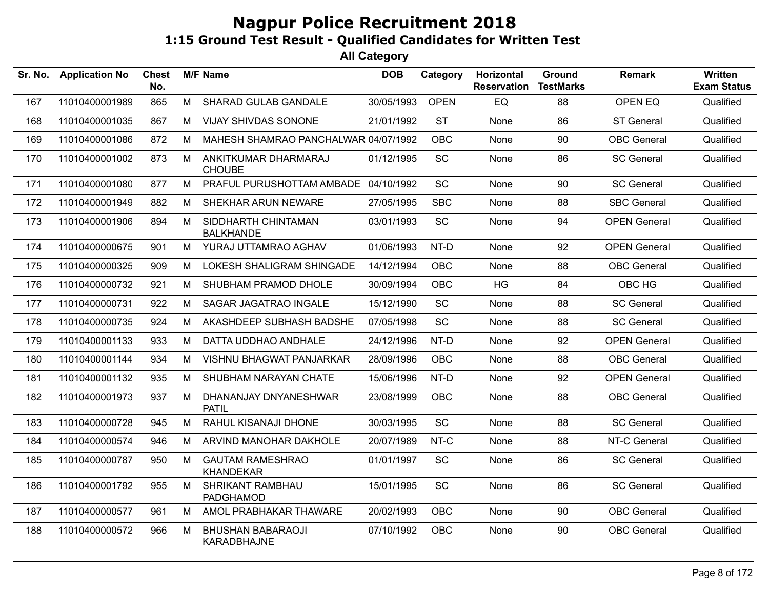# Nagpur Police Recruitment 2018

## 1:15 Ground Test Result - Qualified Candidates for Written Test

### All Category

| Sr. No. | Application No | Chest No. | M/F | Name | DOB | Category | Horizontal Reservation | Ground TestMarks | Remark | Written Exam Status |
|---|---|---|---|---|---|---|---|---|---|---|
| 167 | 11010400001989 | 865 | M | SHARAD GULAB GANDALE | 30/05/1993 | OPEN | EQ | 88 | OPEN EQ | Qualified |
| 168 | 11010400001035 | 867 | M | VIJAY SHIVDAS SONONE | 21/01/1992 | ST | None | 86 | ST General | Qualified |
| 169 | 11010400001086 | 872 | M | MAHESH SHAMRAO PANCHALWAR | 04/07/1992 | OBC | None | 90 | OBC General | Qualified |
| 170 | 11010400001002 | 873 | M | ANKITKUMAR DHARMARAJ CHOUBE | 01/12/1995 | SC | None | 86 | SC General | Qualified |
| 171 | 11010400001080 | 877 | M | PRAFUL PURUSHOTTAM AMBADE | 04/10/1992 | SC | None | 90 | SC General | Qualified |
| 172 | 11010400001949 | 882 | M | SHEKHAR ARUN NEWARE | 27/05/1995 | SBC | None | 88 | SBC General | Qualified |
| 173 | 11010400001906 | 894 | M | SIDDHARTH CHINTAMAN BALKHANDE | 03/01/1993 | SC | None | 94 | OPEN General | Qualified |
| 174 | 11010400000675 | 901 | M | YURAJ UTTAMRAO AGHAV | 01/06/1993 | NT-D | None | 92 | OPEN General | Qualified |
| 175 | 11010400000325 | 909 | M | LOKESH SHALIGRAM SHINGADE | 14/12/1994 | OBC | None | 88 | OBC General | Qualified |
| 176 | 11010400000732 | 921 | M | SHUBHAM PRAMOD DHOLE | 30/09/1994 | OBC | HG | 84 | OBC HG | Qualified |
| 177 | 11010400000731 | 922 | M | SAGAR JAGATRAO INGALE | 15/12/1990 | SC | None | 88 | SC General | Qualified |
| 178 | 11010400000735 | 924 | M | AKASHDEEP SUBHASH BADSHE | 07/05/1998 | SC | None | 88 | SC General | Qualified |
| 179 | 11010400001133 | 933 | M | DATTA UDDHAO ANDHALE | 24/12/1996 | NT-D | None | 92 | OPEN General | Qualified |
| 180 | 11010400001144 | 934 | M | VISHNU BHAGWAT PANJARKAR | 28/09/1996 | OBC | None | 88 | OBC General | Qualified |
| 181 | 11010400001132 | 935 | M | SHUBHAM NARAYAN CHATE | 15/06/1996 | NT-D | None | 92 | OPEN General | Qualified |
| 182 | 11010400001973 | 937 | M | DHANANJAY DNYANESHWAR PATIL | 23/08/1999 | OBC | None | 88 | OBC General | Qualified |
| 183 | 11010400000728 | 945 | M | RAHUL KISANAJI DHONE | 30/03/1995 | SC | None | 88 | SC General | Qualified |
| 184 | 11010400000574 | 946 | M | ARVIND MANOHAR DAKHOLE | 20/07/1989 | NT-C | None | 88 | NT-C General | Qualified |
| 185 | 11010400000787 | 950 | M | GAUTAM RAMESHRAO KHANDEKAR | 01/01/1997 | SC | None | 86 | SC General | Qualified |
| 186 | 11010400001792 | 955 | M | SHRIKANT RAMBHAU PADGHAMOD | 15/01/1995 | SC | None | 86 | SC General | Qualified |
| 187 | 11010400000577 | 961 | M | AMOL PRABHAKAR THAWARE | 20/02/1993 | OBC | None | 90 | OBC General | Qualified |
| 188 | 11010400000572 | 966 | M | BHUSHAN BABARAOJI KARADBHAJNE | 07/10/1992 | OBC | None | 90 | OBC General | Qualified |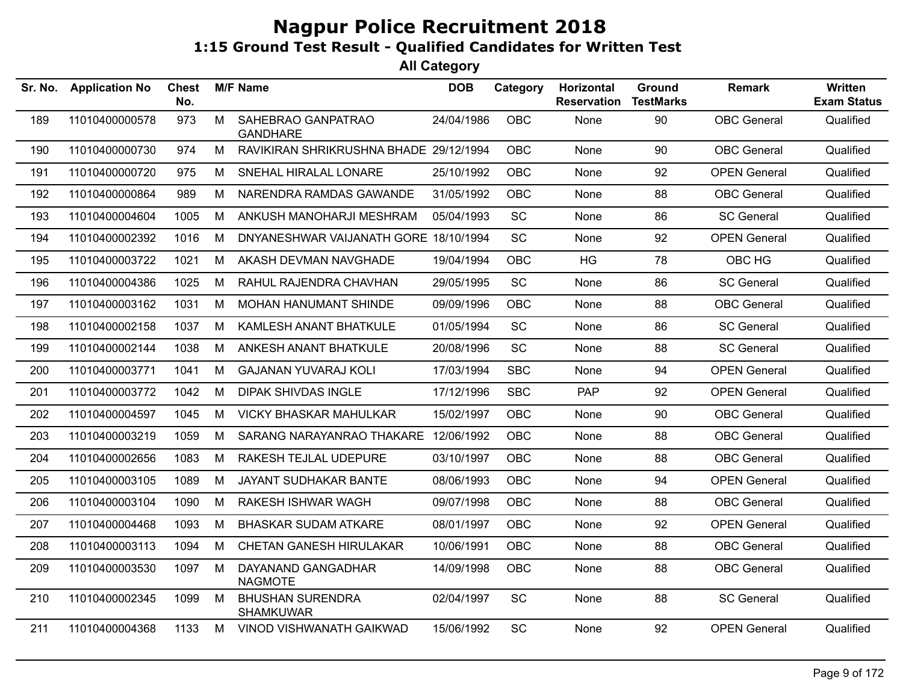# Nagpur Police Recruitment 2018

## 1:15 Ground Test Result - Qualified Candidates for Written Test

### All Category

| Sr. No. | Application No | Chest No. | M/F | Name | DOB | Category | Horizontal Reservation | Ground TestMarks | Remark | Written Exam Status |
|---|---|---|---|---|---|---|---|---|---|---|
| 189 | 11010400000578 | 973 | M | SAHEBRAO GANPATRAO GANDHARE | 24/04/1986 | OBC | None | 90 | OBC General | Qualified |
| 190 | 11010400000730 | 974 | M | RAVIKIRAN SHRIKRUSHNA BHADE | 29/12/1994 | OBC | None | 90 | OBC General | Qualified |
| 191 | 11010400000720 | 975 | M | SNEHAL HIRALAL LONARE | 25/10/1992 | OBC | None | 92 | OPEN General | Qualified |
| 192 | 11010400000864 | 989 | M | NARENDRA RAMDAS GAWANDE | 31/05/1992 | OBC | None | 88 | OBC General | Qualified |
| 193 | 11010400004604 | 1005 | M | ANKUSH MANOHARJI MESHRAM | 05/04/1993 | SC | None | 86 | SC General | Qualified |
| 194 | 11010400002392 | 1016 | M | DNYANESHWAR VAIJANATH GORE | 18/10/1994 | SC | None | 92 | OPEN General | Qualified |
| 195 | 11010400003722 | 1021 | M | AKASH DEVMAN NAVGHADE | 19/04/1994 | OBC | HG | 78 | OBC HG | Qualified |
| 196 | 11010400004386 | 1025 | M | RAHUL RAJENDRA CHAVHAN | 29/05/1995 | SC | None | 86 | SC General | Qualified |
| 197 | 11010400003162 | 1031 | M | MOHAN HANUMANT SHINDE | 09/09/1996 | OBC | None | 88 | OBC General | Qualified |
| 198 | 11010400002158 | 1037 | M | KAMLESH ANANT BHATKULE | 01/05/1994 | SC | None | 86 | SC General | Qualified |
| 199 | 11010400002144 | 1038 | M | ANKESH ANANT BHATKULE | 20/08/1996 | SC | None | 88 | SC General | Qualified |
| 200 | 11010400003771 | 1041 | M | GAJANAN YUVARAJ KOLI | 17/03/1994 | SBC | None | 94 | OPEN General | Qualified |
| 201 | 11010400003772 | 1042 | M | DIPAK SHIVDAS INGLE | 17/12/1996 | SBC | PAP | 92 | OPEN General | Qualified |
| 202 | 11010400004597 | 1045 | M | VICKY BHASKAR MAHULKAR | 15/02/1997 | OBC | None | 90 | OBC General | Qualified |
| 203 | 11010400003219 | 1059 | M | SARANG NARAYANRAO THAKARE | 12/06/1992 | OBC | None | 88 | OBC General | Qualified |
| 204 | 11010400002656 | 1083 | M | RAKESH TEJLAL UDEPURE | 03/10/1997 | OBC | None | 88 | OBC General | Qualified |
| 205 | 11010400003105 | 1089 | M | JAYANT SUDHAKAR BANTE | 08/06/1993 | OBC | None | 94 | OPEN General | Qualified |
| 206 | 11010400003104 | 1090 | M | RAKESH ISHWAR WAGH | 09/07/1998 | OBC | None | 88 | OBC General | Qualified |
| 207 | 11010400004468 | 1093 | M | BHASKAR SUDAM ATKARE | 08/01/1997 | OBC | None | 92 | OPEN General | Qualified |
| 208 | 11010400003113 | 1094 | M | CHETAN GANESH HIRULAKAR | 10/06/1991 | OBC | None | 88 | OBC General | Qualified |
| 209 | 11010400003530 | 1097 | M | DAYANAND GANGADHAR NAGMOTE | 14/09/1998 | OBC | None | 88 | OBC General | Qualified |
| 210 | 11010400002345 | 1099 | M | BHUSHAN SURENDRA SHAMKUWAR | 02/04/1997 | SC | None | 88 | SC General | Qualified |
| 211 | 11010400004368 | 1133 | M | VINOD VISHWANATH GAIKWAD | 15/06/1992 | SC | None | 92 | OPEN General | Qualified |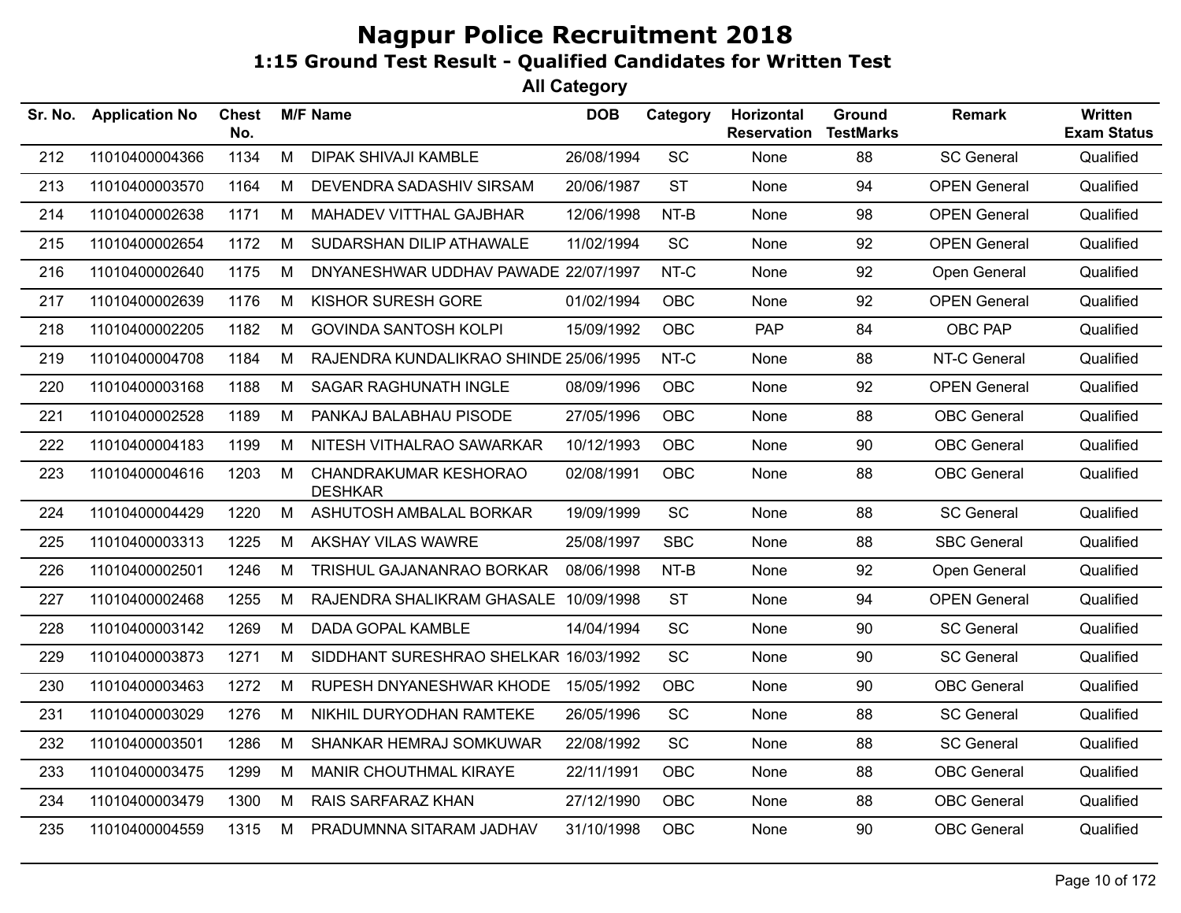# Nagpur Police Recruitment 2018

## 1:15 Ground Test Result - Qualified Candidates for Written Test

### All Category

| Sr. No. | Application No | Chest No. | M/F | Name | DOB | Category | Horizontal Reservation | Ground TestMarks | Remark | Written Exam Status |
|---|---|---|---|---|---|---|---|---|---|---|
| 212 | 11010400004366 | 1134 | M | DIPAK SHIVAJI KAMBLE | 26/08/1994 | SC | None | 88 | SC General | Qualified |
| 213 | 11010400003570 | 1164 | M | DEVENDRA SADASHIV SIRSAM | 20/06/1987 | ST | None | 94 | OPEN General | Qualified |
| 214 | 11010400002638 | 1171 | M | MAHADEV VITTHAL GAJBHAR | 12/06/1998 | NT-B | None | 98 | OPEN General | Qualified |
| 215 | 11010400002654 | 1172 | M | SUDARSHAN DILIP ATHAWALE | 11/02/1994 | SC | None | 92 | OPEN General | Qualified |
| 216 | 11010400002640 | 1175 | M | DNYANESHWAR UDDHAV PAWADE | 22/07/1997 | NT-C | None | 92 | Open General | Qualified |
| 217 | 11010400002639 | 1176 | M | KISHOR SURESH GORE | 01/02/1994 | OBC | None | 92 | OPEN General | Qualified |
| 218 | 11010400002205 | 1182 | M | GOVINDA SANTOSH KOLPI | 15/09/1992 | OBC | PAP | 84 | OBC PAP | Qualified |
| 219 | 11010400004708 | 1184 | M | RAJENDRA KUNDALIKRAO SHINDE | 25/06/1995 | NT-C | None | 88 | NT-C General | Qualified |
| 220 | 11010400003168 | 1188 | M | SAGAR RAGHUNATH INGLE | 08/09/1996 | OBC | None | 92 | OPEN General | Qualified |
| 221 | 11010400002528 | 1189 | M | PANKAJ BALABHAU PISODE | 27/05/1996 | OBC | None | 88 | OBC General | Qualified |
| 222 | 11010400004183 | 1199 | M | NITESH VITHALRAO SAWARKAR | 10/12/1993 | OBC | None | 90 | OBC General | Qualified |
| 223 | 11010400004616 | 1203 | M | CHANDRAKUMAR KESHORAO DESHKAR | 02/08/1991 | OBC | None | 88 | OBC General | Qualified |
| 224 | 11010400004429 | 1220 | M | ASHUTOSH AMBALAL BORKAR | 19/09/1999 | SC | None | 88 | SC General | Qualified |
| 225 | 11010400003313 | 1225 | M | AKSHAY VILAS WAWRE | 25/08/1997 | SBC | None | 88 | SBC General | Qualified |
| 226 | 11010400002501 | 1246 | M | TRISHUL GAJANANRAO BORKAR | 08/06/1998 | NT-B | None | 92 | Open General | Qualified |
| 227 | 11010400002468 | 1255 | M | RAJENDRA SHALIKRAM GHASALE | 10/09/1998 | ST | None | 94 | OPEN General | Qualified |
| 228 | 11010400003142 | 1269 | M | DADA GOPAL KAMBLE | 14/04/1994 | SC | None | 90 | SC General | Qualified |
| 229 | 11010400003873 | 1271 | M | SIDDHANT SURESHRAO SHELKAR | 16/03/1992 | SC | None | 90 | SC General | Qualified |
| 230 | 11010400003463 | 1272 | M | RUPESH DNYANESHWAR KHODE | 15/05/1992 | OBC | None | 90 | OBC General | Qualified |
| 231 | 11010400003029 | 1276 | M | NIKHIL DURYODHAN RAMTEKE | 26/05/1996 | SC | None | 88 | SC General | Qualified |
| 232 | 11010400003501 | 1286 | M | SHANKAR HEMRAJ SOMKUWAR | 22/08/1992 | SC | None | 88 | SC General | Qualified |
| 233 | 11010400003475 | 1299 | M | MANIR CHOUTHMAL KIRAYE | 22/11/1991 | OBC | None | 88 | OBC General | Qualified |
| 234 | 11010400003479 | 1300 | M | RAIS SARFARAZ KHAN | 27/12/1990 | OBC | None | 88 | OBC General | Qualified |
| 235 | 11010400004559 | 1315 | M | PRADUMNNA SITARAM JADHAV | 31/10/1998 | OBC | None | 90 | OBC General | Qualified |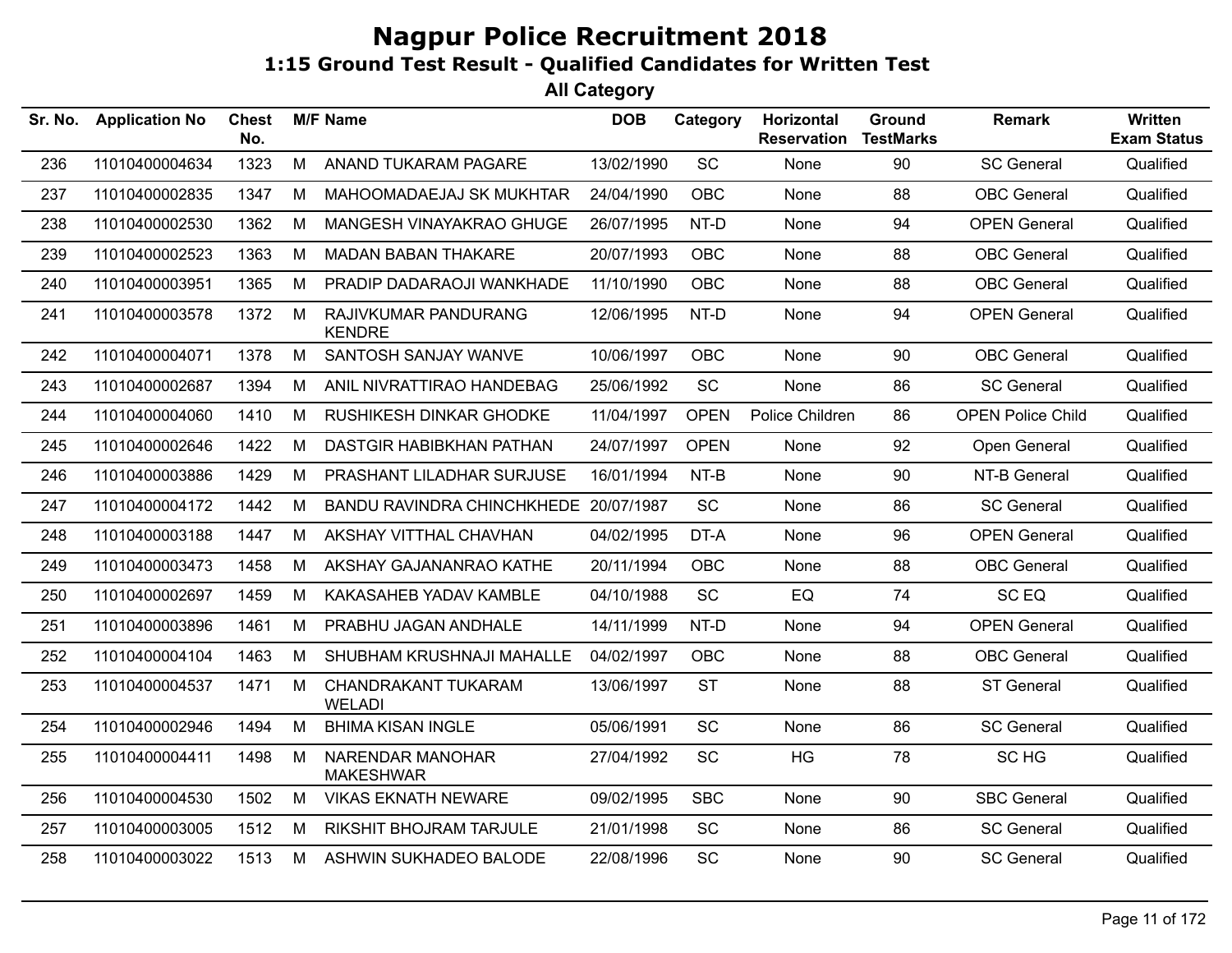# Nagpur Police Recruitment 2018

## 1:15 Ground Test Result - Qualified Candidates for Written Test

### All Category

| Sr. No. | Application No | Chest No. | M/F | Name | DOB | Category | Horizontal Reservation | Ground TestMarks | Remark | Written Exam Status |
|---|---|---|---|---|---|---|---|---|---|---|
| 236 | 11010400004634 | 1323 | M | ANAND TUKARAM PAGARE | 13/02/1990 | SC | None | 90 | SC General | Qualified |
| 237 | 11010400002835 | 1347 | M | MAHOOMADAEJAJ SK MUKHTAR | 24/04/1990 | OBC | None | 88 | OBC General | Qualified |
| 238 | 11010400002530 | 1362 | M | MANGESH VINAYAKRAO GHUGE | 26/07/1995 | NT-D | None | 94 | OPEN General | Qualified |
| 239 | 11010400002523 | 1363 | M | MADAN BABAN THAKARE | 20/07/1993 | OBC | None | 88 | OBC General | Qualified |
| 240 | 11010400003951 | 1365 | M | PRADIP DADARAOJI WANKHADE | 11/10/1990 | OBC | None | 88 | OBC General | Qualified |
| 241 | 11010400003578 | 1372 | M | RAJIVKUMAR PANDURANG KENDRE | 12/06/1995 | NT-D | None | 94 | OPEN General | Qualified |
| 242 | 11010400004071 | 1378 | M | SANTOSH SANJAY WANVE | 10/06/1997 | OBC | None | 90 | OBC General | Qualified |
| 243 | 11010400002687 | 1394 | M | ANIL NIVRATTIRAO HANDEBAG | 25/06/1992 | SC | None | 86 | SC General | Qualified |
| 244 | 11010400004060 | 1410 | M | RUSHIKESH DINKAR GHODKE | 11/04/1997 | OPEN | Police Children | 86 | OPEN Police Child | Qualified |
| 245 | 11010400002646 | 1422 | M | DASTGIR HABIBKHAN PATHAN | 24/07/1997 | OPEN | None | 92 | Open General | Qualified |
| 246 | 11010400003886 | 1429 | M | PRASHANT LILADHAR SURJUSE | 16/01/1994 | NT-B | None | 90 | NT-B General | Qualified |
| 247 | 11010400004172 | 1442 | M | BANDU RAVINDRA CHINCHKHEDE | 20/07/1987 | SC | None | 86 | SC General | Qualified |
| 248 | 11010400003188 | 1447 | M | AKSHAY VITTHAL CHAVHAN | 04/02/1995 | DT-A | None | 96 | OPEN General | Qualified |
| 249 | 11010400003473 | 1458 | M | AKSHAY GAJANANRAO KATHE | 20/11/1994 | OBC | None | 88 | OBC General | Qualified |
| 250 | 11010400002697 | 1459 | M | KAKASAHEB YADAV KAMBLE | 04/10/1988 | SC | EQ | 74 | SC EQ | Qualified |
| 251 | 11010400003896 | 1461 | M | PRABHU JAGAN ANDHALE | 14/11/1999 | NT-D | None | 94 | OPEN General | Qualified |
| 252 | 11010400004104 | 1463 | M | SHUBHAM KRUSHNAJI MAHALLE | 04/02/1997 | OBC | None | 88 | OBC General | Qualified |
| 253 | 11010400004537 | 1471 | M | CHANDRAKANT TUKARAM WELADI | 13/06/1997 | ST | None | 88 | ST General | Qualified |
| 254 | 11010400002946 | 1494 | M | BHIMA KISAN INGLE | 05/06/1991 | SC | None | 86 | SC General | Qualified |
| 255 | 11010400004411 | 1498 | M | NARENDAR MANOHAR MAKESHWAR | 27/04/1992 | SC | HG | 78 | SC HG | Qualified |
| 256 | 11010400004530 | 1502 | M | VIKAS EKNATH NEWARE | 09/02/1995 | SBC | None | 90 | SBC General | Qualified |
| 257 | 11010400003005 | 1512 | M | RIKSHIT BHOJRAM TARJULE | 21/01/1998 | SC | None | 86 | SC General | Qualified |
| 258 | 11010400003022 | 1513 | M | ASHWIN SUKHADEO BALODE | 22/08/1996 | SC | None | 90 | SC General | Qualified |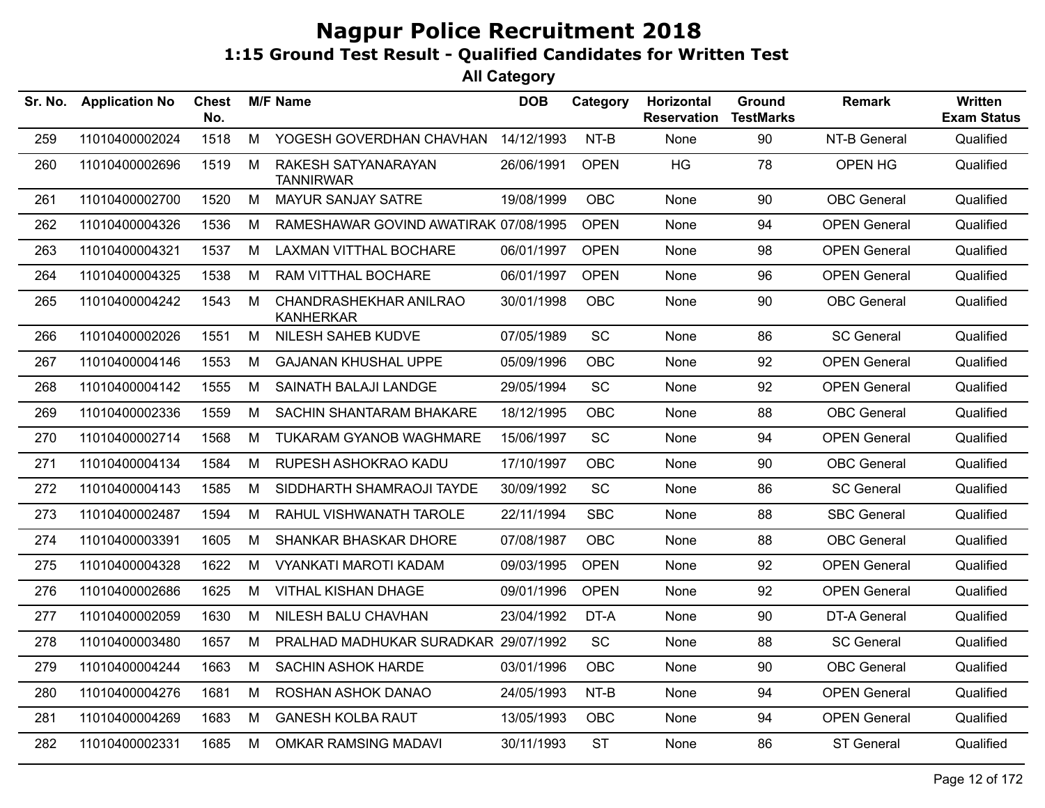# Nagpur Police Recruitment 2018

## 1:15 Ground Test Result - Qualified Candidates for Written Test

### All Category

| Sr. No. | Application No | Chest No. | M/F | Name | DOB | Category | Horizontal Reservation | Ground TestMarks | Remark | Written Exam Status |
|---|---|---|---|---|---|---|---|---|---|---|
| 259 | 11010400002024 | 1518 | M | YOGESH GOVERDHAN CHAVHAN | 14/12/1993 | NT-B | None | 90 | NT-B General | Qualified |
| 260 | 11010400002696 | 1519 | M | RAKESH SATYANARAYAN TANNIRWAR | 26/06/1991 | OPEN | HG | 78 | OPEN HG | Qualified |
| 261 | 11010400002700 | 1520 | M | MAYUR SANJAY SATRE | 19/08/1999 | OBC | None | 90 | OBC General | Qualified |
| 262 | 11010400004326 | 1536 | M | RAMESHAWAR GOVIND AWATIRAK | 07/08/1995 | OPEN | None | 94 | OPEN General | Qualified |
| 263 | 11010400004321 | 1537 | M | LAXMAN VITTHAL BOCHARE | 06/01/1997 | OPEN | None | 98 | OPEN General | Qualified |
| 264 | 11010400004325 | 1538 | M | RAM VITTHAL BOCHARE | 06/01/1997 | OPEN | None | 96 | OPEN General | Qualified |
| 265 | 11010400004242 | 1543 | M | CHANDRASHEKHAR ANILRAO KANHERKAR | 30/01/1998 | OBC | None | 90 | OBC General | Qualified |
| 266 | 11010400002026 | 1551 | M | NILESH SAHEB KUDVE | 07/05/1989 | SC | None | 86 | SC General | Qualified |
| 267 | 11010400004146 | 1553 | M | GAJANAN KHUSHAL UPPE | 05/09/1996 | OBC | None | 92 | OPEN General | Qualified |
| 268 | 11010400004142 | 1555 | M | SAINATH BALAJI LANDGE | 29/05/1994 | SC | None | 92 | OPEN General | Qualified |
| 269 | 11010400002336 | 1559 | M | SACHIN SHANTARAM BHAKARE | 18/12/1995 | OBC | None | 88 | OBC General | Qualified |
| 270 | 11010400002714 | 1568 | M | TUKARAM GYANOB WAGHMARE | 15/06/1997 | SC | None | 94 | OPEN General | Qualified |
| 271 | 11010400004134 | 1584 | M | RUPESH ASHOKRAO KADU | 17/10/1997 | OBC | None | 90 | OBC General | Qualified |
| 272 | 11010400004143 | 1585 | M | SIDDHARTH SHAMRAOJI TAYDE | 30/09/1992 | SC | None | 86 | SC General | Qualified |
| 273 | 11010400002487 | 1594 | M | RAHUL VISHWANATH TAROLE | 22/11/1994 | SBC | None | 88 | SBC General | Qualified |
| 274 | 11010400003391 | 1605 | M | SHANKAR BHASKAR DHORE | 07/08/1987 | OBC | None | 88 | OBC General | Qualified |
| 275 | 11010400004328 | 1622 | M | VYANKATI MAROTI KADAM | 09/03/1995 | OPEN | None | 92 | OPEN General | Qualified |
| 276 | 11010400002686 | 1625 | M | VITHAL KISHAN DHAGE | 09/01/1996 | OPEN | None | 92 | OPEN General | Qualified |
| 277 | 11010400002059 | 1630 | M | NILESH BALU CHAVHAN | 23/04/1992 | DT-A | None | 90 | DT-A General | Qualified |
| 278 | 11010400003480 | 1657 | M | PRALHAD MADHUKAR SURADKAR | 29/07/1992 | SC | None | 88 | SC General | Qualified |
| 279 | 11010400004244 | 1663 | M | SACHIN ASHOK HARDE | 03/01/1996 | OBC | None | 90 | OBC General | Qualified |
| 280 | 11010400004276 | 1681 | M | ROSHAN ASHOK DANAO | 24/05/1993 | NT-B | None | 94 | OPEN General | Qualified |
| 281 | 11010400004269 | 1683 | M | GANESH KOLBA RAUT | 13/05/1993 | OBC | None | 94 | OPEN General | Qualified |
| 282 | 11010400002331 | 1685 | M | OMKAR RAMSING MADAVI | 30/11/1993 | ST | None | 86 | ST General | Qualified |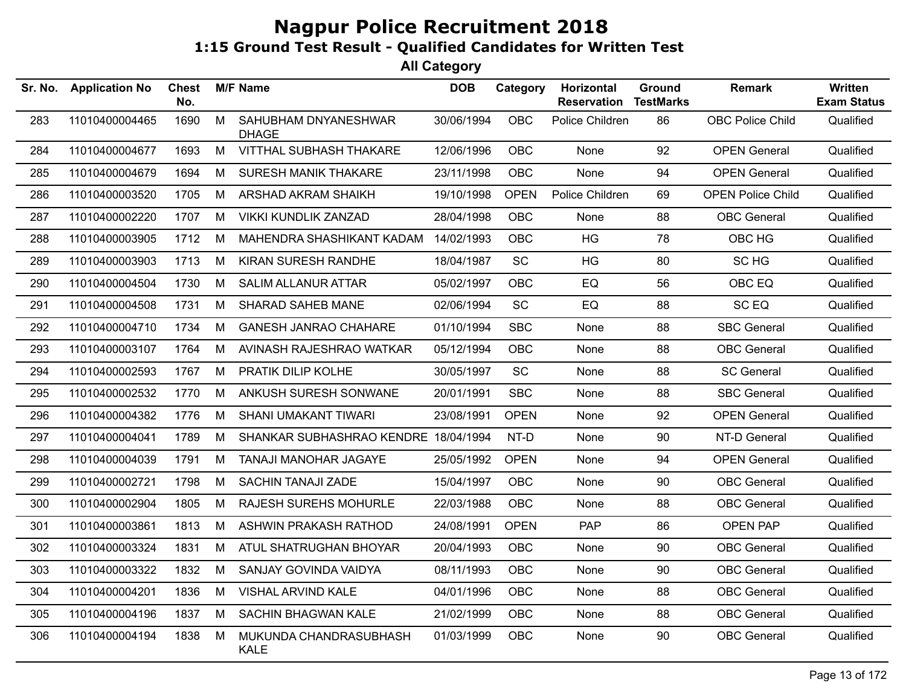# Nagpur Police Recruitment 2018

## 1:15 Ground Test Result - Qualified Candidates for Written Test

### All Category

| Sr. No. | Application No | Chest No. | M/F | Name | DOB | Category | Horizontal Reservation | Ground TestMarks | Remark | Written Exam Status |
|---|---|---|---|---|---|---|---|---|---|---|
| 283 | 11010400004465 | 1690 | M | SAHUBHAM DNYANESHWAR DHAGE | 30/06/1994 | OBC | Police Children | 86 | OBC Police Child | Qualified |
| 284 | 11010400004677 | 1693 | M | VITTHAL SUBHASH THAKARE | 12/06/1996 | OBC | None | 92 | OPEN General | Qualified |
| 285 | 11010400004679 | 1694 | M | SURESH MANIK THAKARE | 23/11/1998 | OBC | None | 94 | OPEN General | Qualified |
| 286 | 11010400003520 | 1705 | M | ARSHAD AKRAM SHAIKH | 19/10/1998 | OPEN | Police Children | 69 | OPEN Police Child | Qualified |
| 287 | 11010400002220 | 1707 | M | VIKKI KUNDLIK ZANZAD | 28/04/1998 | OBC | None | 88 | OBC General | Qualified |
| 288 | 11010400003905 | 1712 | M | MAHENDRA SHASHIKANT KADAM | 14/02/1993 | OBC | HG | 78 | OBC HG | Qualified |
| 289 | 11010400003903 | 1713 | M | KIRAN SURESH RANDHE | 18/04/1987 | SC | HG | 80 | SC HG | Qualified |
| 290 | 11010400004504 | 1730 | M | SALIM ALLANUR ATTAR | 05/02/1997 | OBC | EQ | 56 | OBC EQ | Qualified |
| 291 | 11010400004508 | 1731 | M | SHARAD SAHEB MANE | 02/06/1994 | SC | EQ | 88 | SC EQ | Qualified |
| 292 | 11010400004710 | 1734 | M | GANESH JANRAO CHAHARE | 01/10/1994 | SBC | None | 88 | SBC General | Qualified |
| 293 | 11010400003107 | 1764 | M | AVINASH RAJESHRAO WATKAR | 05/12/1994 | OBC | None | 88 | OBC General | Qualified |
| 294 | 11010400002593 | 1767 | M | PRATIK DILIP KOLHE | 30/05/1997 | SC | None | 88 | SC General | Qualified |
| 295 | 11010400002532 | 1770 | M | ANKUSH SURESH SONWANE | 20/01/1991 | SBC | None | 88 | SBC General | Qualified |
| 296 | 11010400004382 | 1776 | M | SHANI UMAKANT TIWARI | 23/08/1991 | OPEN | None | 92 | OPEN General | Qualified |
| 297 | 11010400004041 | 1789 | M | SHANKAR SUBHASHRAO KENDRE | 18/04/1994 | NT-D | None | 90 | NT-D General | Qualified |
| 298 | 11010400004039 | 1791 | M | TANAJI MANOHAR JAGAYE | 25/05/1992 | OPEN | None | 94 | OPEN General | Qualified |
| 299 | 11010400002721 | 1798 | M | SACHIN TANAJI ZADE | 15/04/1997 | OBC | None | 90 | OBC General | Qualified |
| 300 | 11010400002904 | 1805 | M | RAJESH SUREHS MOHURLE | 22/03/1988 | OBC | None | 88 | OBC General | Qualified |
| 301 | 11010400003861 | 1813 | M | ASHWIN PRAKASH RATHOD | 24/08/1991 | OPEN | PAP | 86 | OPEN PAP | Qualified |
| 302 | 11010400003324 | 1831 | M | ATUL SHATRUGHAN BHOYAR | 20/04/1993 | OBC | None | 90 | OBC General | Qualified |
| 303 | 11010400003322 | 1832 | M | SANJAY GOVINDA VAIDYA | 08/11/1993 | OBC | None | 90 | OBC General | Qualified |
| 304 | 11010400004201 | 1836 | M | VISHAL ARVIND KALE | 04/01/1996 | OBC | None | 88 | OBC General | Qualified |
| 305 | 11010400004196 | 1837 | M | SACHIN BHAGWAN KALE | 21/02/1999 | OBC | None | 88 | OBC General | Qualified |
| 306 | 11010400004194 | 1838 | M | MUKUNDA CHANDRASUBHASH KALE | 01/03/1999 | OBC | None | 90 | OBC General | Qualified |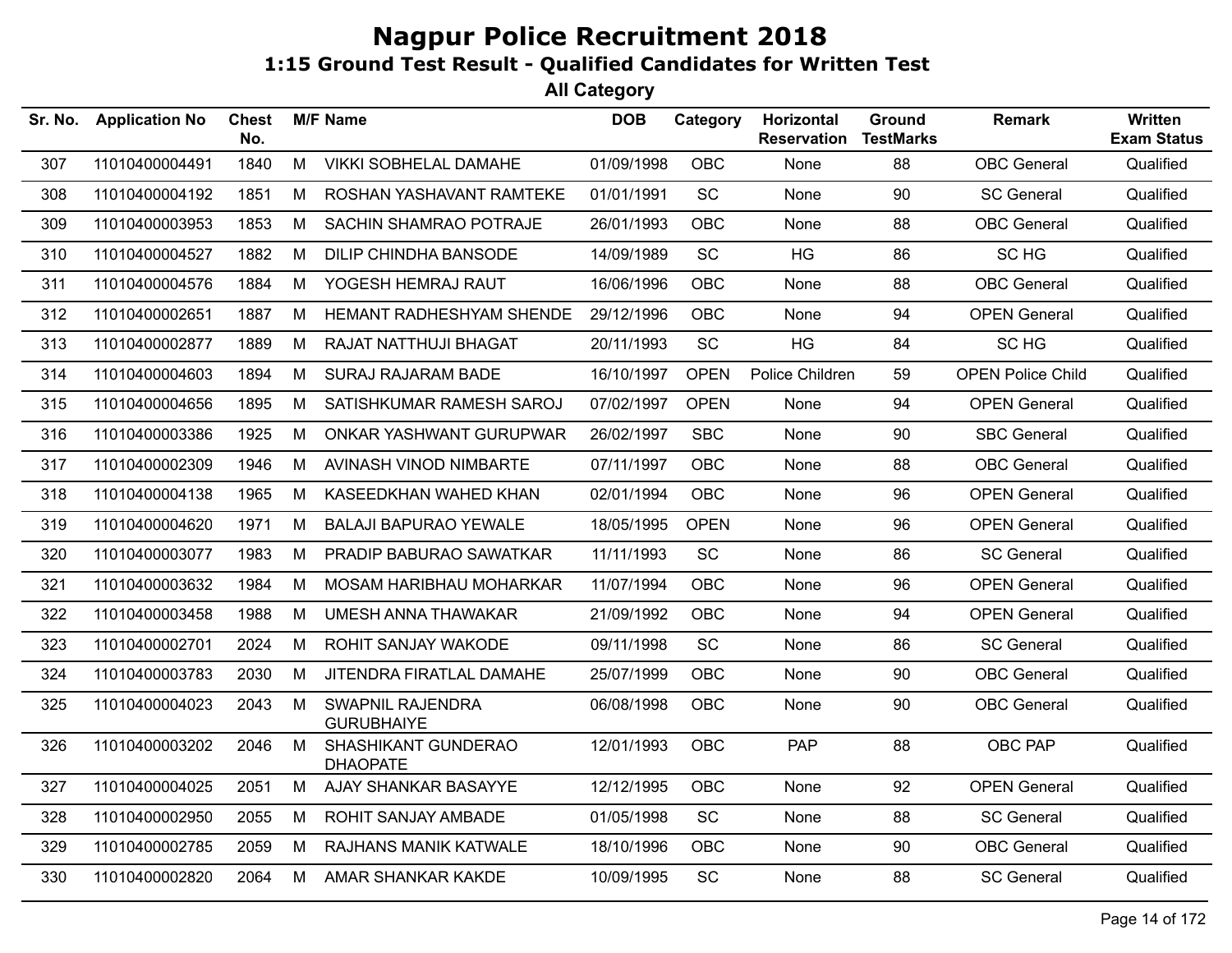# Nagpur Police Recruitment 2018

## 1:15 Ground Test Result - Qualified Candidates for Written Test

### All Category

| Sr. No. | Application No | Chest No. | M/F | Name | DOB | Category | Horizontal Reservation | Ground TestMarks | Remark | Written Exam Status |
|---|---|---|---|---|---|---|---|---|---|---|
| 307 | 11010400004491 | 1840 | M | VIKKI SOBHELAL DAMAHE | 01/09/1998 | OBC | None | 88 | OBC General | Qualified |
| 308 | 11010400004192 | 1851 | M | ROSHAN YASHAVANT RAMTEKE | 01/01/1991 | SC | None | 90 | SC General | Qualified |
| 309 | 11010400003953 | 1853 | M | SACHIN SHAMRAO POTRAJE | 26/01/1993 | OBC | None | 88 | OBC General | Qualified |
| 310 | 11010400004527 | 1882 | M | DILIP CHINDHA BANSODE | 14/09/1989 | SC | HG | 86 | SC HG | Qualified |
| 311 | 11010400004576 | 1884 | M | YOGESH HEMRAJ RAUT | 16/06/1996 | OBC | None | 88 | OBC General | Qualified |
| 312 | 11010400002651 | 1887 | M | HEMANT RADHESHYAM SHENDE | 29/12/1996 | OBC | None | 94 | OPEN General | Qualified |
| 313 | 11010400002877 | 1889 | M | RAJAT NATTHUJI BHAGAT | 20/11/1993 | SC | HG | 84 | SC HG | Qualified |
| 314 | 11010400004603 | 1894 | M | SURAJ RAJARAM BADE | 16/10/1997 | OPEN | Police Children | 59 | OPEN Police Child | Qualified |
| 315 | 11010400004656 | 1895 | M | SATISHKUMAR RAMESH SAROJ | 07/02/1997 | OPEN | None | 94 | OPEN General | Qualified |
| 316 | 11010400003386 | 1925 | M | ONKAR YASHWANT GURUPWAR | 26/02/1997 | SBC | None | 90 | SBC General | Qualified |
| 317 | 11010400002309 | 1946 | M | AVINASH VINOD NIMBARTE | 07/11/1997 | OBC | None | 88 | OBC General | Qualified |
| 318 | 11010400004138 | 1965 | M | KASEEDKHAN WAHED KHAN | 02/01/1994 | OBC | None | 96 | OPEN General | Qualified |
| 319 | 11010400004620 | 1971 | M | BALAJI BAPURAO YEWALE | 18/05/1995 | OPEN | None | 96 | OPEN General | Qualified |
| 320 | 11010400003077 | 1983 | M | PRADIP BABURAO SAWATKAR | 11/11/1993 | SC | None | 86 | SC General | Qualified |
| 321 | 11010400003632 | 1984 | M | MOSAM HARIBHAU MOHARKAR | 11/07/1994 | OBC | None | 96 | OPEN General | Qualified |
| 322 | 11010400003458 | 1988 | M | UMESH ANNA THAWAKAR | 21/09/1992 | OBC | None | 94 | OPEN General | Qualified |
| 323 | 11010400002701 | 2024 | M | ROHIT SANJAY WAKODE | 09/11/1998 | SC | None | 86 | SC General | Qualified |
| 324 | 11010400003783 | 2030 | M | JITENDRA FIRATLAL DAMAHE | 25/07/1999 | OBC | None | 90 | OBC General | Qualified |
| 325 | 11010400004023 | 2043 | M | SWAPNIL RAJENDRA GURUBHAIYE | 06/08/1998 | OBC | None | 90 | OBC General | Qualified |
| 326 | 11010400003202 | 2046 | M | SHASHIKANT GUNDERAO DHAOPATE | 12/01/1993 | OBC | PAP | 88 | OBC PAP | Qualified |
| 327 | 11010400004025 | 2051 | M | AJAY SHANKAR BASAYYE | 12/12/1995 | OBC | None | 92 | OPEN General | Qualified |
| 328 | 11010400002950 | 2055 | M | ROHIT SANJAY AMBADE | 01/05/1998 | SC | None | 88 | SC General | Qualified |
| 329 | 11010400002785 | 2059 | M | RAJHANS MANIK KATWALE | 18/10/1996 | OBC | None | 90 | OBC General | Qualified |
| 330 | 11010400002820 | 2064 | M | AMAR SHANKAR KAKDE | 10/09/1995 | SC | None | 88 | SC General | Qualified |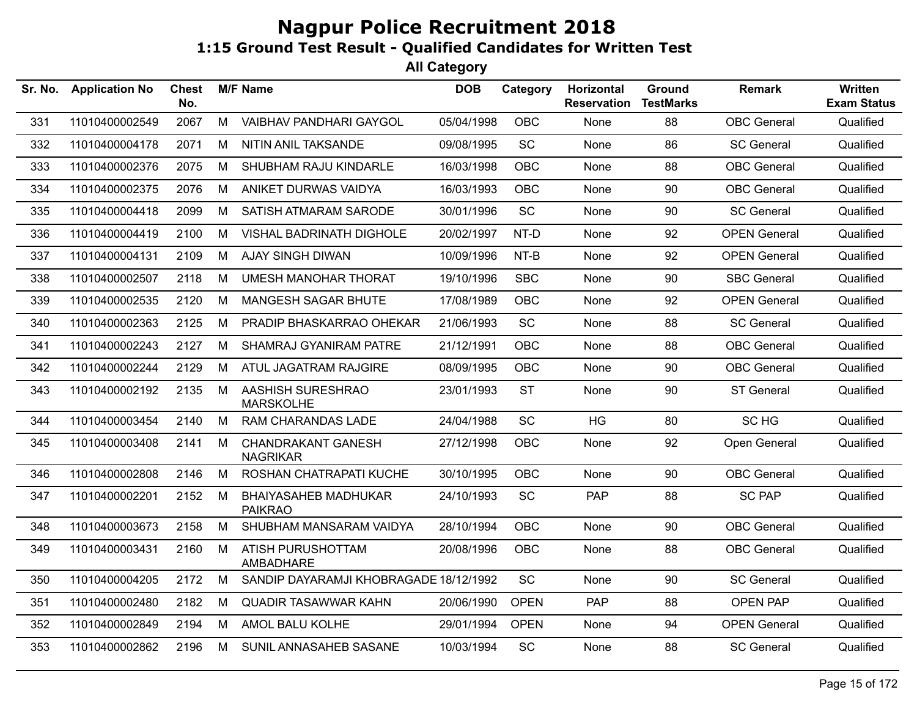# Nagpur Police Recruitment 2018

## 1:15 Ground Test Result - Qualified Candidates for Written Test

### All Category

| Sr. No. | Application No | Chest No. | M/F | Name | DOB | Category | Horizontal Reservation | Ground TestMarks | Remark | Written Exam Status |
|---|---|---|---|---|---|---|---|---|---|---|
| 331 | 11010400002549 | 2067 | M | VAIBHAV PANDHARI GAYGOL | 05/04/1998 | OBC | None | 88 | OBC General | Qualified |
| 332 | 11010400004178 | 2071 | M | NITIN ANIL TAKSANDE | 09/08/1995 | SC | None | 86 | SC General | Qualified |
| 333 | 11010400002376 | 2075 | M | SHUBHAM RAJU KINDARLE | 16/03/1998 | OBC | None | 88 | OBC General | Qualified |
| 334 | 11010400002375 | 2076 | M | ANIKET DURWAS VAIDYA | 16/03/1993 | OBC | None | 90 | OBC General | Qualified |
| 335 | 11010400004418 | 2099 | M | SATISH ATMARAM SARODE | 30/01/1996 | SC | None | 90 | SC General | Qualified |
| 336 | 11010400004419 | 2100 | M | VISHAL BADRINATH DIGHOLE | 20/02/1997 | NT-D | None | 92 | OPEN General | Qualified |
| 337 | 11010400004131 | 2109 | M | AJAY SINGH DIWAN | 10/09/1996 | NT-B | None | 92 | OPEN General | Qualified |
| 338 | 11010400002507 | 2118 | M | UMESH MANOHAR THORAT | 19/10/1996 | SBC | None | 90 | SBC General | Qualified |
| 339 | 11010400002535 | 2120 | M | MANGESH SAGAR BHUTE | 17/08/1989 | OBC | None | 92 | OPEN General | Qualified |
| 340 | 11010400002363 | 2125 | M | PRADIP BHASKARRAO OHEKAR | 21/06/1993 | SC | None | 88 | SC General | Qualified |
| 341 | 11010400002243 | 2127 | M | SHAMRAJ GYANIRAM PATRE | 21/12/1991 | OBC | None | 88 | OBC General | Qualified |
| 342 | 11010400002244 | 2129 | M | ATUL JAGATRAM RAJGIRE | 08/09/1995 | OBC | None | 90 | OBC General | Qualified |
| 343 | 11010400002192 | 2135 | M | AASHISH SURESHRAO MARSKOLHE | 23/01/1993 | ST | None | 90 | ST General | Qualified |
| 344 | 11010400003454 | 2140 | M | RAM CHARANDAS LADE | 24/04/1988 | SC | HG | 80 | SC HG | Qualified |
| 345 | 11010400003408 | 2141 | M | CHANDRAKANT GANESH NAGRIKAR | 27/12/1998 | OBC | None | 92 | Open General | Qualified |
| 346 | 11010400002808 | 2146 | M | ROSHAN CHATRAPATI KUCHE | 30/10/1995 | OBC | None | 90 | OBC General | Qualified |
| 347 | 11010400002201 | 2152 | M | BHAIYASAHEB MADHUKAR PAIKRAO | 24/10/1993 | SC | PAP | 88 | SC PAP | Qualified |
| 348 | 11010400003673 | 2158 | M | SHUBHAM MANSARAM VAIDYA | 28/10/1994 | OBC | None | 90 | OBC General | Qualified |
| 349 | 11010400003431 | 2160 | M | ATISH PURUSHOTTAM AMBADHARE | 20/08/1996 | OBC | None | 88 | OBC General | Qualified |
| 350 | 11010400004205 | 2172 | M | SANDIP DAYARAMJI KHOBRAGADE | 18/12/1992 | SC | None | 90 | SC General | Qualified |
| 351 | 11010400002480 | 2182 | M | QUADIR TASAWWAR KAHN | 20/06/1990 | OPEN | PAP | 88 | OPEN PAP | Qualified |
| 352 | 11010400002849 | 2194 | M | AMOL BALU KOLHE | 29/01/1994 | OPEN | None | 94 | OPEN General | Qualified |
| 353 | 11010400002862 | 2196 | M | SUNIL ANNASAHEB SASANE | 10/03/1994 | SC | None | 88 | SC General | Qualified |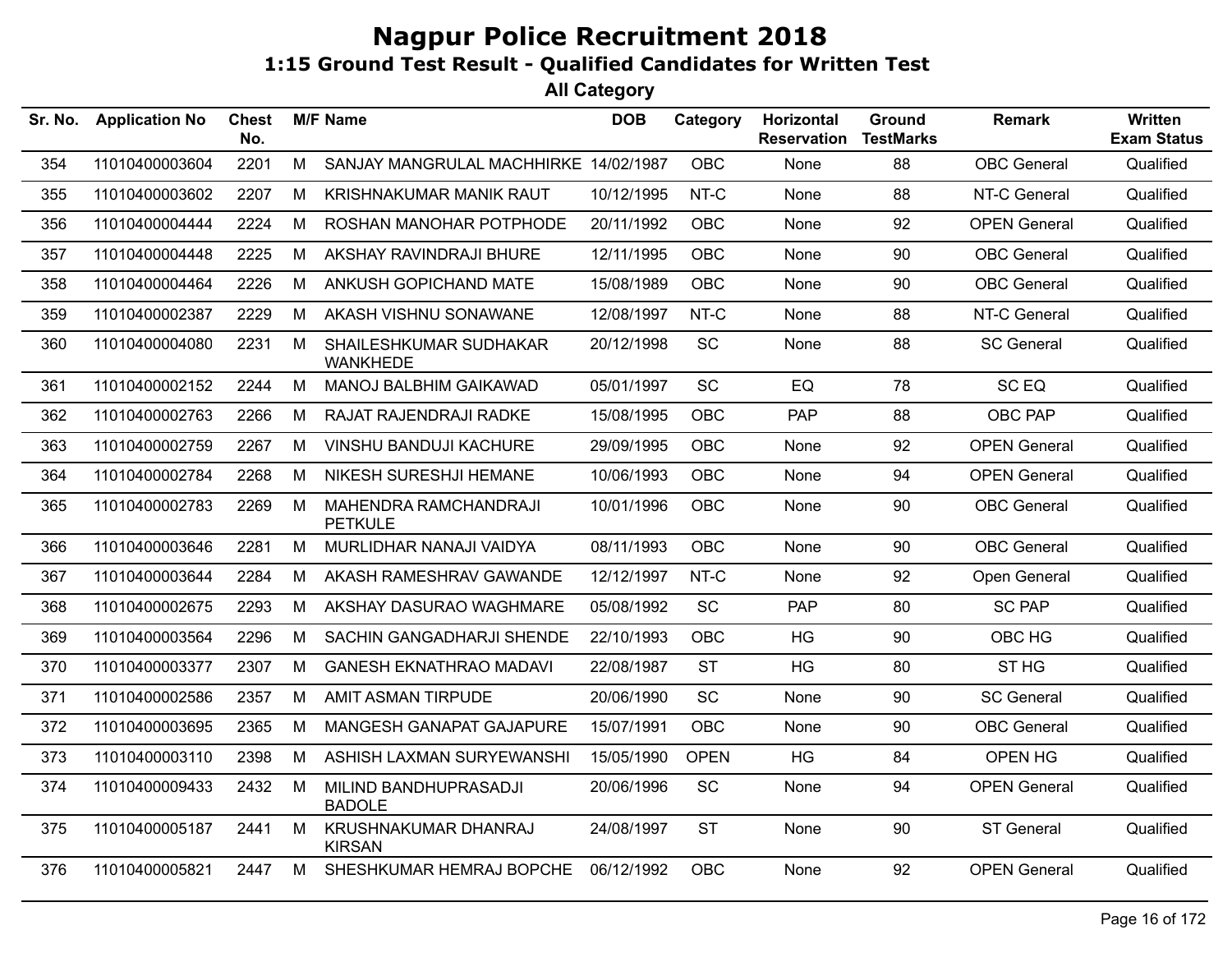# Nagpur Police Recruitment 2018

## 1:15 Ground Test Result - Qualified Candidates for Written Test

### All Category

| Sr. No. | Application No | Chest No. | M/F | Name | DOB | Category | Horizontal Reservation | Ground TestMarks | Remark | Written Exam Status |
|---|---|---|---|---|---|---|---|---|---|---|
| 354 | 11010400003604 | 2201 | M | SANJAY MANGRULAL MACHHIRKE | 14/02/1987 | OBC | None | 88 | OBC General | Qualified |
| 355 | 11010400003602 | 2207 | M | KRISHNAKUMAR MANIK RAUT | 10/12/1995 | NT-C | None | 88 | NT-C General | Qualified |
| 356 | 11010400004444 | 2224 | M | ROSHAN MANOHAR POTPHODE | 20/11/1992 | OBC | None | 92 | OPEN General | Qualified |
| 357 | 11010400004448 | 2225 | M | AKSHAY RAVINDRAJI BHURE | 12/11/1995 | OBC | None | 90 | OBC General | Qualified |
| 358 | 11010400004464 | 2226 | M | ANKUSH GOPICHAND MATE | 15/08/1989 | OBC | None | 90 | OBC General | Qualified |
| 359 | 11010400002387 | 2229 | M | AKASH VISHNU SONAWANE | 12/08/1997 | NT-C | None | 88 | NT-C General | Qualified |
| 360 | 11010400004080 | 2231 | M | SHAILESHKUMAR SUDHAKAR WANKHEDE | 20/12/1998 | SC | None | 88 | SC General | Qualified |
| 361 | 11010400002152 | 2244 | M | MANOJ BALBHIM GAIKAWAD | 05/01/1997 | SC | EQ | 78 | SC EQ | Qualified |
| 362 | 11010400002763 | 2266 | M | RAJAT RAJENDRAJI RADKE | 15/08/1995 | OBC | PAP | 88 | OBC PAP | Qualified |
| 363 | 11010400002759 | 2267 | M | VINSHU BANDUJI KACHURE | 29/09/1995 | OBC | None | 92 | OPEN General | Qualified |
| 364 | 11010400002784 | 2268 | M | NIKESH SURESHJI HEMANE | 10/06/1993 | OBC | None | 94 | OPEN General | Qualified |
| 365 | 11010400002783 | 2269 | M | MAHENDRA RAMCHANDRAJI PETKULE | 10/01/1996 | OBC | None | 90 | OBC General | Qualified |
| 366 | 11010400003646 | 2281 | M | MURLIDHAR NANAJI VAIDYA | 08/11/1993 | OBC | None | 90 | OBC General | Qualified |
| 367 | 11010400003644 | 2284 | M | AKASH RAMESHRAV GAWANDE | 12/12/1997 | NT-C | None | 92 | Open General | Qualified |
| 368 | 11010400002675 | 2293 | M | AKSHAY DASURAO WAGHMARE | 05/08/1992 | SC | PAP | 80 | SC PAP | Qualified |
| 369 | 11010400003564 | 2296 | M | SACHIN GANGADHARJI SHENDE | 22/10/1993 | OBC | HG | 90 | OBC HG | Qualified |
| 370 | 11010400003377 | 2307 | M | GANESH EKNATHRAO MADAVI | 22/08/1987 | ST | HG | 80 | ST HG | Qualified |
| 371 | 11010400002586 | 2357 | M | AMIT ASMAN TIRPUDE | 20/06/1990 | SC | None | 90 | SC General | Qualified |
| 372 | 11010400003695 | 2365 | M | MANGESH GANAPAT GAJAPURE | 15/07/1991 | OBC | None | 90 | OBC General | Qualified |
| 373 | 11010400003110 | 2398 | M | ASHISH LAXMAN SURYEWANSHI | 15/05/1990 | OPEN | HG | 84 | OPEN HG | Qualified |
| 374 | 11010400009433 | 2432 | M | MILIND BANDHUPRASADJI BADOLE | 20/06/1996 | SC | None | 94 | OPEN General | Qualified |
| 375 | 11010400005187 | 2441 | M | KRUSHNAKUMAR DHANRAJ KIRSAN | 24/08/1997 | ST | None | 90 | ST General | Qualified |
| 376 | 11010400005821 | 2447 | M | SHESHKUMAR HEMRAJ BOPCHE | 06/12/1992 | OBC | None | 92 | OPEN General | Qualified |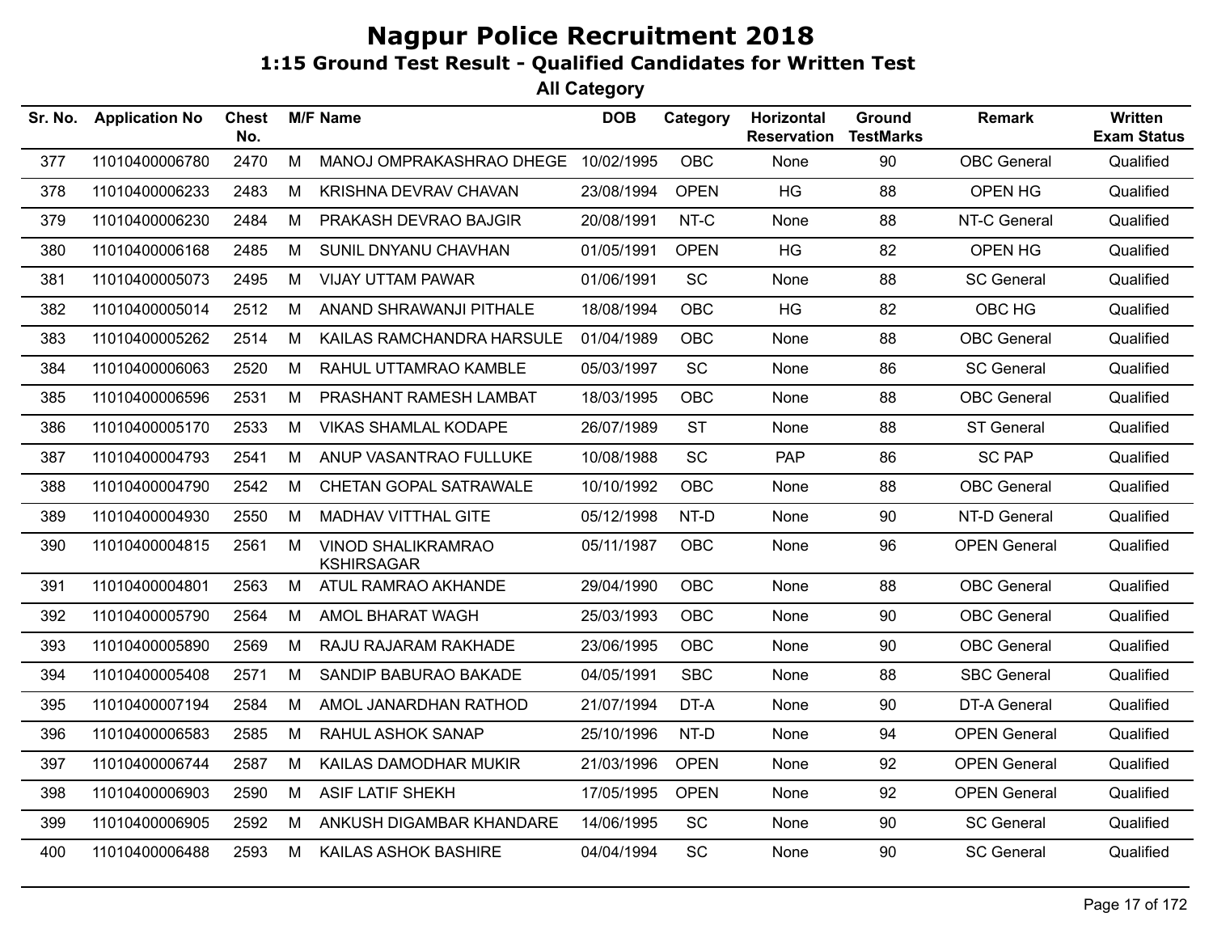# Nagpur Police Recruitment 2018

## 1:15 Ground Test Result - Qualified Candidates for Written Test

### All Category

| Sr. No. | Application No | Chest No. | M/F | Name | DOB | Category | Horizontal Reservation | Ground TestMarks | Remark | Written Exam Status |
|---|---|---|---|---|---|---|---|---|---|---|
| 377 | 11010400006780 | 2470 | M | MANOJ OMPRAKASHRAO DHEGE | 10/02/1995 | OBC | None | 90 | OBC General | Qualified |
| 378 | 11010400006233 | 2483 | M | KRISHNA DEVRAV CHAVAN | 23/08/1994 | OPEN | HG | 88 | OPEN HG | Qualified |
| 379 | 11010400006230 | 2484 | M | PRAKASH DEVRAO BAJGIR | 20/08/1991 | NT-C | None | 88 | NT-C General | Qualified |
| 380 | 11010400006168 | 2485 | M | SUNIL DNYANU CHAVHAN | 01/05/1991 | OPEN | HG | 82 | OPEN HG | Qualified |
| 381 | 11010400005073 | 2495 | M | VIJAY UTTAM PAWAR | 01/06/1991 | SC | None | 88 | SC General | Qualified |
| 382 | 11010400005014 | 2512 | M | ANAND SHRAWANJI PITHALE | 18/08/1994 | OBC | HG | 82 | OBC HG | Qualified |
| 383 | 11010400005262 | 2514 | M | KAILAS RAMCHANDRA HARSULE | 01/04/1989 | OBC | None | 88 | OBC General | Qualified |
| 384 | 11010400006063 | 2520 | M | RAHUL UTTAMRAO KAMBLE | 05/03/1997 | SC | None | 86 | SC General | Qualified |
| 385 | 11010400006596 | 2531 | M | PRASHANT RAMESH LAMBAT | 18/03/1995 | OBC | None | 88 | OBC General | Qualified |
| 386 | 11010400005170 | 2533 | M | VIKAS SHAMLAL KODAPE | 26/07/1989 | ST | None | 88 | ST General | Qualified |
| 387 | 11010400004793 | 2541 | M | ANUP VASANTRAO FULLUKE | 10/08/1988 | SC | PAP | 86 | SC PAP | Qualified |
| 388 | 11010400004790 | 2542 | M | CHETAN GOPAL SATRAWALE | 10/10/1992 | OBC | None | 88 | OBC General | Qualified |
| 389 | 11010400004930 | 2550 | M | MADHAV VITTHAL GITE | 05/12/1998 | NT-D | None | 90 | NT-D General | Qualified |
| 390 | 11010400004815 | 2561 | M | VINOD SHALIKRAMRAO KSHIRSAGAR | 05/11/1987 | OBC | None | 96 | OPEN General | Qualified |
| 391 | 11010400004801 | 2563 | M | ATUL RAMRAO AKHANDE | 29/04/1990 | OBC | None | 88 | OBC General | Qualified |
| 392 | 11010400005790 | 2564 | M | AMOL BHARAT WAGH | 25/03/1993 | OBC | None | 90 | OBC General | Qualified |
| 393 | 11010400005890 | 2569 | M | RAJU RAJARAM RAKHADE | 23/06/1995 | OBC | None | 90 | OBC General | Qualified |
| 394 | 11010400005408 | 2571 | M | SANDIP BABURAO BAKADE | 04/05/1991 | SBC | None | 88 | SBC General | Qualified |
| 395 | 11010400007194 | 2584 | M | AMOL JANARDHAN RATHOD | 21/07/1994 | DT-A | None | 90 | DT-A General | Qualified |
| 396 | 11010400006583 | 2585 | M | RAHUL ASHOK SANAP | 25/10/1996 | NT-D | None | 94 | OPEN General | Qualified |
| 397 | 11010400006744 | 2587 | M | KAILAS DAMODHAR MUKIR | 21/03/1996 | OPEN | None | 92 | OPEN General | Qualified |
| 398 | 11010400006903 | 2590 | M | ASIF LATIF SHEKH | 17/05/1995 | OPEN | None | 92 | OPEN General | Qualified |
| 399 | 11010400006905 | 2592 | M | ANKUSH DIGAMBAR KHANDARE | 14/06/1995 | SC | None | 90 | SC General | Qualified |
| 400 | 11010400006488 | 2593 | M | KAILAS ASHOK BASHIRE | 04/04/1994 | SC | None | 90 | SC General | Qualified |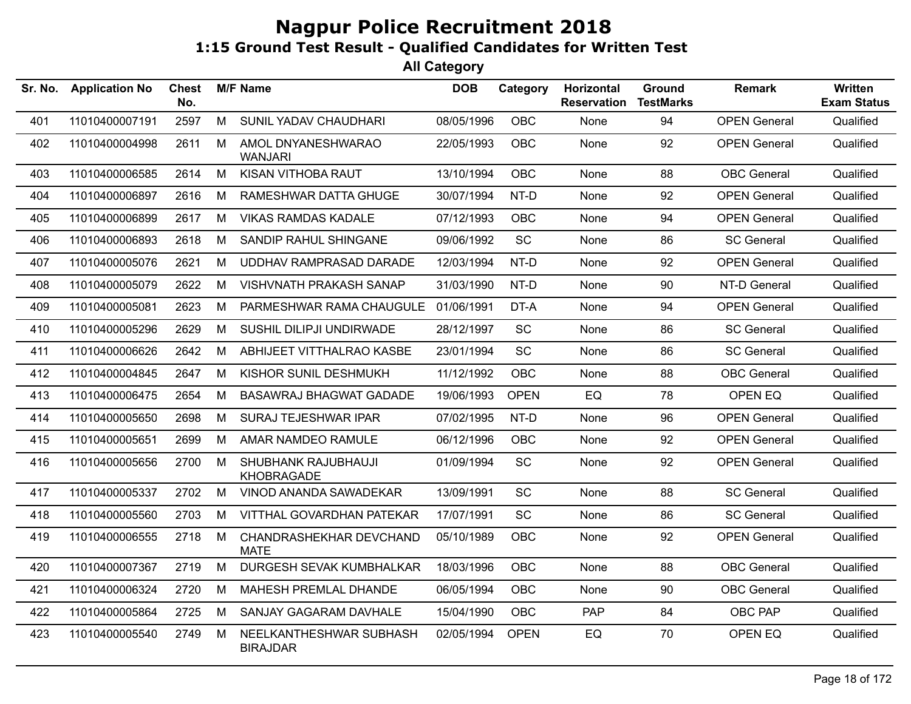# Nagpur Police Recruitment 2018

## 1:15 Ground Test Result - Qualified Candidates for Written Test

### All Category

| Sr. No. | Application No | Chest No. | M/F | Name | DOB | Category | Horizontal Reservation | Ground TestMarks | Remark | Written Exam Status |
|---|---|---|---|---|---|---|---|---|---|---|
| 401 | 11010400007191 | 2597 | M | SUNIL YADAV CHAUDHARI | 08/05/1996 | OBC | None | 94 | OPEN General | Qualified |
| 402 | 11010400004998 | 2611 | M | AMOL DNYANESHWARAO WANJARI | 22/05/1993 | OBC | None | 92 | OPEN General | Qualified |
| 403 | 11010400006585 | 2614 | M | KISAN VITHOBA RAUT | 13/10/1994 | OBC | None | 88 | OBC General | Qualified |
| 404 | 11010400006897 | 2616 | M | RAMESHWAR DATTA GHUGE | 30/07/1994 | NT-D | None | 92 | OPEN General | Qualified |
| 405 | 11010400006899 | 2617 | M | VIKAS RAMDAS KADALE | 07/12/1993 | OBC | None | 94 | OPEN General | Qualified |
| 406 | 11010400006893 | 2618 | M | SANDIP RAHUL SHINGANE | 09/06/1992 | SC | None | 86 | SC General | Qualified |
| 407 | 11010400005076 | 2621 | M | UDDHAV RAMPRASAD DARADE | 12/03/1994 | NT-D | None | 92 | OPEN General | Qualified |
| 408 | 11010400005079 | 2622 | M | VISHVNATH PRAKASH SANAP | 31/03/1990 | NT-D | None | 90 | NT-D General | Qualified |
| 409 | 11010400005081 | 2623 | M | PARMESHWAR RAMA CHAUGULE | 01/06/1991 | DT-A | None | 94 | OPEN General | Qualified |
| 410 | 11010400005296 | 2629 | M | SUSHIL DILIPJI UNDIRWADE | 28/12/1997 | SC | None | 86 | SC General | Qualified |
| 411 | 11010400006626 | 2642 | M | ABHIJEET VITTHALRAO KASBE | 23/01/1994 | SC | None | 86 | SC General | Qualified |
| 412 | 11010400004845 | 2647 | M | KISHOR SUNIL DESHMUKH | 11/12/1992 | OBC | None | 88 | OBC General | Qualified |
| 413 | 11010400006475 | 2654 | M | BASAWRAJ BHAGWAT GADADE | 19/06/1993 | OPEN | EQ | 78 | OPEN EQ | Qualified |
| 414 | 11010400005650 | 2698 | M | SURAJ TEJESHWAR IPAR | 07/02/1995 | NT-D | None | 96 | OPEN General | Qualified |
| 415 | 11010400005651 | 2699 | M | AMAR NAMDEO RAMULE | 06/12/1996 | OBC | None | 92 | OPEN General | Qualified |
| 416 | 11010400005656 | 2700 | M | SHUBHANK RAJUBHAUJI KHOBRAGADE | 01/09/1994 | SC | None | 92 | OPEN General | Qualified |
| 417 | 11010400005337 | 2702 | M | VINOD ANANDA SAWADEKAR | 13/09/1991 | SC | None | 88 | SC General | Qualified |
| 418 | 11010400005560 | 2703 | M | VITTHAL GOVARDHAN PATEKAR | 17/07/1991 | SC | None | 86 | SC General | Qualified |
| 419 | 11010400006555 | 2718 | M | CHANDRASHEKHAR DEVCHAND MATE | 05/10/1989 | OBC | None | 92 | OPEN General | Qualified |
| 420 | 11010400007367 | 2719 | M | DURGESH SEVAK KUMBHALKAR | 18/03/1996 | OBC | None | 88 | OBC General | Qualified |
| 421 | 11010400006324 | 2720 | M | MAHESH PREMLAL DHANDE | 06/05/1994 | OBC | None | 90 | OBC General | Qualified |
| 422 | 11010400005864 | 2725 | M | SANJAY GAGARAM DAVHALE | 15/04/1990 | OBC | PAP | 84 | OBC PAP | Qualified |
| 423 | 11010400005540 | 2749 | M | NEELKANTHESHWAR SUBHASH BIRAJDAR | 02/05/1994 | OPEN | EQ | 70 | OPEN EQ | Qualified |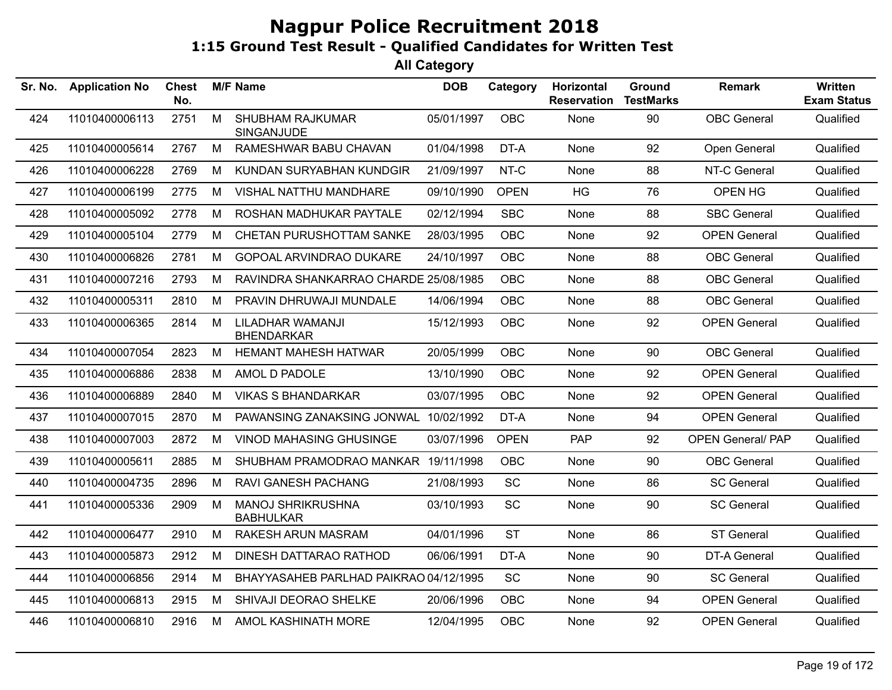# Nagpur Police Recruitment 2018

## 1:15 Ground Test Result - Qualified Candidates for Written Test

### All Category

| Sr. No. | Application No | Chest No. | M/F | Name | DOB | Category | Horizontal Reservation | Ground TestMarks | Remark | Written Exam Status |
|---|---|---|---|---|---|---|---|---|---|---|
| 424 | 11010400006113 | 2751 | M | SHUBHAM RAJKUMAR SINGANJUDE | 05/01/1997 | OBC | None | 90 | OBC General | Qualified |
| 425 | 11010400005614 | 2767 | M | RAMESHWAR BABU CHAVAN | 01/04/1998 | DT-A | None | 92 | Open General | Qualified |
| 426 | 11010400006228 | 2769 | M | KUNDAN SURYABHAN KUNDGIR | 21/09/1997 | NT-C | None | 88 | NT-C General | Qualified |
| 427 | 11010400006199 | 2775 | M | VISHAL NATTHU MANDHARE | 09/10/1990 | OPEN | HG | 76 | OPEN HG | Qualified |
| 428 | 11010400005092 | 2778 | M | ROSHAN MADHUKAR PAYTALE | 02/12/1994 | SBC | None | 88 | SBC General | Qualified |
| 429 | 11010400005104 | 2779 | M | CHETAN PURUSHOTTAM SANKE | 28/03/1995 | OBC | None | 92 | OPEN General | Qualified |
| 430 | 11010400006826 | 2781 | M | GOPOAL ARVINDRAO DUKARE | 24/10/1997 | OBC | None | 88 | OBC General | Qualified |
| 431 | 11010400007216 | 2793 | M | RAVINDRA SHANKARRAO CHARDE | 25/08/1985 | OBC | None | 88 | OBC General | Qualified |
| 432 | 11010400005311 | 2810 | M | PRAVIN DHRUWAJI MUNDALE | 14/06/1994 | OBC | None | 88 | OBC General | Qualified |
| 433 | 11010400006365 | 2814 | M | LILADHAR WAMANJI BHENDARKAR | 15/12/1993 | OBC | None | 92 | OPEN General | Qualified |
| 434 | 11010400007054 | 2823 | M | HEMANT MAHESH HATWAR | 20/05/1999 | OBC | None | 90 | OBC General | Qualified |
| 435 | 11010400006886 | 2838 | M | AMOL D PADOLE | 13/10/1990 | OBC | None | 92 | OPEN General | Qualified |
| 436 | 11010400006889 | 2840 | M | VIKAS S BHANDARKAR | 03/07/1995 | OBC | None | 92 | OPEN General | Qualified |
| 437 | 11010400007015 | 2870 | M | PAWANSING ZANAKSING JONWAL | 10/02/1992 | DT-A | None | 94 | OPEN General | Qualified |
| 438 | 11010400007003 | 2872 | M | VINOD MAHASING GHUSINGE | 03/07/1996 | OPEN | PAP | 92 | OPEN General/ PAP | Qualified |
| 439 | 11010400005611 | 2885 | M | SHUBHAM PRAMODRAO MANKAR | 19/11/1998 | OBC | None | 90 | OBC General | Qualified |
| 440 | 11010400004735 | 2896 | M | RAVI GANESH PACHANG | 21/08/1993 | SC | None | 86 | SC General | Qualified |
| 441 | 11010400005336 | 2909 | M | MANOJ SHRIKRUSHNA BABHULKAR | 03/10/1993 | SC | None | 90 | SC General | Qualified |
| 442 | 11010400006477 | 2910 | M | RAKESH ARUN MASRAM | 04/01/1996 | ST | None | 86 | ST General | Qualified |
| 443 | 11010400005873 | 2912 | M | DINESH DATTARAO RATHOD | 06/06/1991 | DT-A | None | 90 | DT-A General | Qualified |
| 444 | 11010400006856 | 2914 | M | BHAYYASAHEB PARLHAD PAIKRAO | 04/12/1995 | SC | None | 90 | SC General | Qualified |
| 445 | 11010400006813 | 2915 | M | SHIVAJI DEORAO SHELKE | 20/06/1996 | OBC | None | 94 | OPEN General | Qualified |
| 446 | 11010400006810 | 2916 | M | AMOL KASHINATH MORE | 12/04/1995 | OBC | None | 92 | OPEN General | Qualified |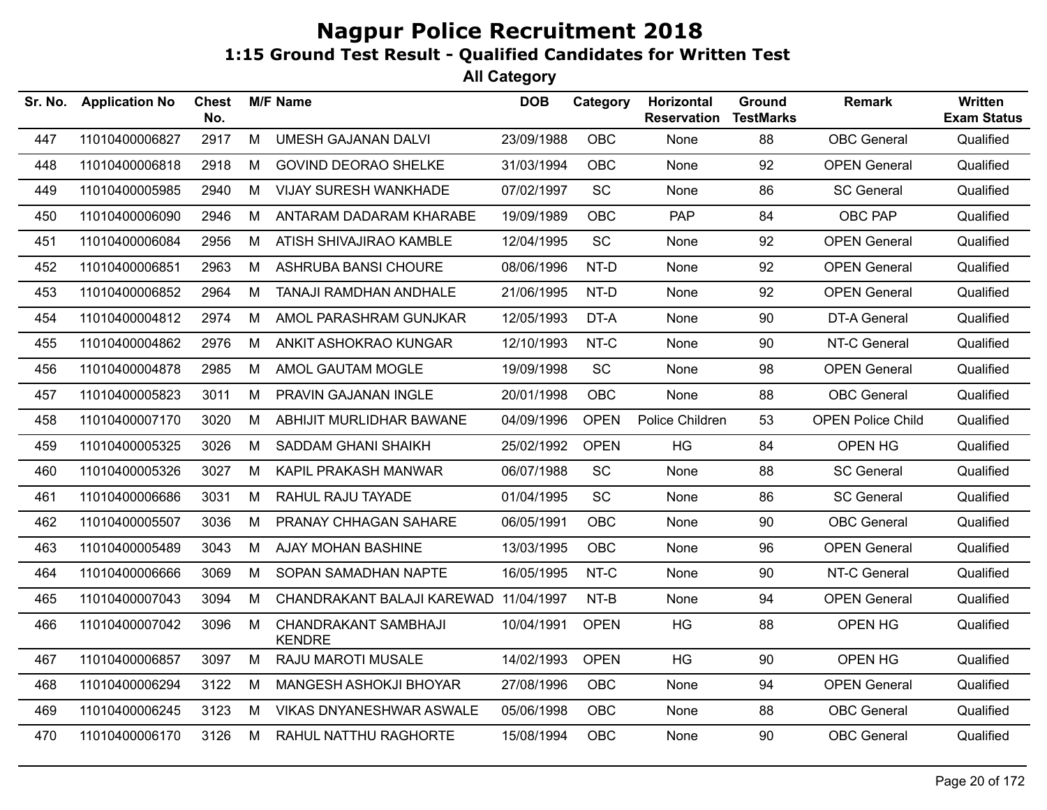# Nagpur Police Recruitment 2018

## 1:15 Ground Test Result - Qualified Candidates for Written Test

### All Category

| Sr. No. | Application No | Chest No. | M/F | Name | DOB | Category | Horizontal Reservation | Ground TestMarks | Remark | Written Exam Status |
|---|---|---|---|---|---|---|---|---|---|---|
| 447 | 11010400006827 | 2917 | M | UMESH GAJANAN DALVI | 23/09/1988 | OBC | None | 88 | OBC General | Qualified |
| 448 | 11010400006818 | 2918 | M | GOVIND DEORAO SHELKE | 31/03/1994 | OBC | None | 92 | OPEN General | Qualified |
| 449 | 11010400005985 | 2940 | M | VIJAY SURESH WANKHADE | 07/02/1997 | SC | None | 86 | SC General | Qualified |
| 450 | 11010400006090 | 2946 | M | ANTARAM DADARAM KHARABE | 19/09/1989 | OBC | PAP | 84 | OBC PAP | Qualified |
| 451 | 11010400006084 | 2956 | M | ATISH SHIVAJIRAO KAMBLE | 12/04/1995 | SC | None | 92 | OPEN General | Qualified |
| 452 | 11010400006851 | 2963 | M | ASHRUBA BANSI CHOURE | 08/06/1996 | NT-D | None | 92 | OPEN General | Qualified |
| 453 | 11010400006852 | 2964 | M | TANAJI RAMDHAN ANDHALE | 21/06/1995 | NT-D | None | 92 | OPEN General | Qualified |
| 454 | 11010400004812 | 2974 | M | AMOL PARASHRAM GUNJKAR | 12/05/1993 | DT-A | None | 90 | DT-A General | Qualified |
| 455 | 11010400004862 | 2976 | M | ANKIT ASHOKRAO KUNGAR | 12/10/1993 | NT-C | None | 90 | NT-C General | Qualified |
| 456 | 11010400004878 | 2985 | M | AMOL GAUTAM MOGLE | 19/09/1998 | SC | None | 98 | OPEN General | Qualified |
| 457 | 11010400005823 | 3011 | M | PRAVIN GAJANAN INGLE | 20/01/1998 | OBC | None | 88 | OBC General | Qualified |
| 458 | 11010400007170 | 3020 | M | ABHIJIT MURLIDHAR BAWANE | 04/09/1996 | OPEN | Police Children | 53 | OPEN Police Child | Qualified |
| 459 | 11010400005325 | 3026 | M | SADDAM GHANI SHAIKH | 25/02/1992 | OPEN | HG | 84 | OPEN HG | Qualified |
| 460 | 11010400005326 | 3027 | M | KAPIL PRAKASH MANWAR | 06/07/1988 | SC | None | 88 | SC General | Qualified |
| 461 | 11010400006686 | 3031 | M | RAHUL RAJU TAYADE | 01/04/1995 | SC | None | 86 | SC General | Qualified |
| 462 | 11010400005507 | 3036 | M | PRANAY CHHAGAN SAHARE | 06/05/1991 | OBC | None | 90 | OBC General | Qualified |
| 463 | 11010400005489 | 3043 | M | AJAY MOHAN BASHINE | 13/03/1995 | OBC | None | 96 | OPEN General | Qualified |
| 464 | 11010400006666 | 3069 | M | SOPAN SAMADHAN NAPTE | 16/05/1995 | NT-C | None | 90 | NT-C General | Qualified |
| 465 | 11010400007043 | 3094 | M | CHANDRAKANT BALAJI KAREWAD | 11/04/1997 | NT-B | None | 94 | OPEN General | Qualified |
| 466 | 11010400007042 | 3096 | M | CHANDRAKANT SAMBHAJI KENDRE | 10/04/1991 | OPEN | HG | 88 | OPEN HG | Qualified |
| 467 | 11010400006857 | 3097 | M | RAJU MAROTI MUSALE | 14/02/1993 | OPEN | HG | 90 | OPEN HG | Qualified |
| 468 | 11010400006294 | 3122 | M | MANGESH ASHOKJI BHOYAR | 27/08/1996 | OBC | None | 94 | OPEN General | Qualified |
| 469 | 11010400006245 | 3123 | M | VIKAS DNYANESHWAR ASWALE | 05/06/1998 | OBC | None | 88 | OBC General | Qualified |
| 470 | 11010400006170 | 3126 | M | RAHUL NATTHU RAGHORTE | 15/08/1994 | OBC | None | 90 | OBC General | Qualified |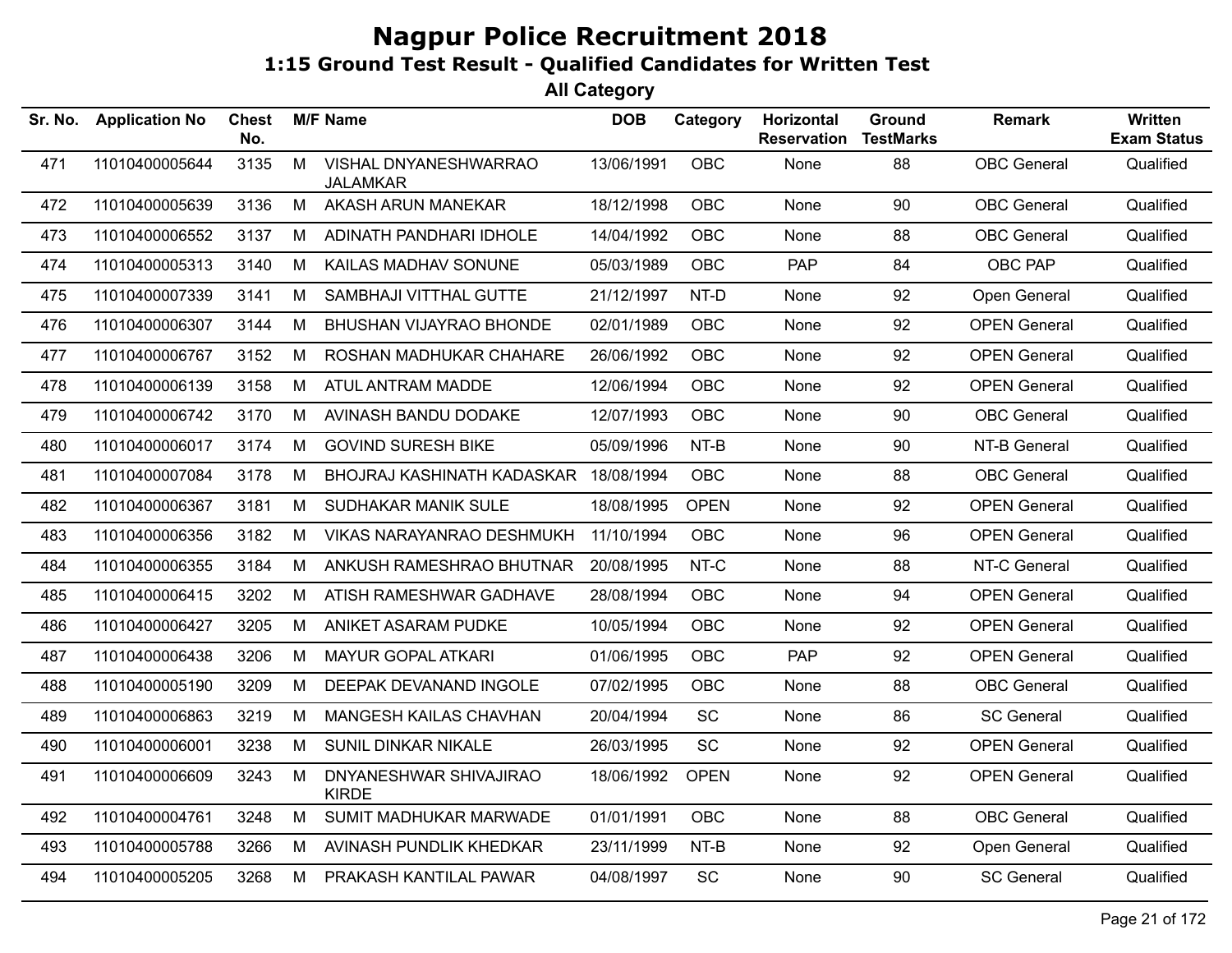# Nagpur Police Recruitment 2018

## 1:15 Ground Test Result - Qualified Candidates for Written Test

### All Category

| Sr. No. | Application No | Chest No. | M/F | Name | DOB | Category | Horizontal Reservation | Ground TestMarks | Remark | Written Exam Status |
|---|---|---|---|---|---|---|---|---|---|---|
| 471 | 11010400005644 | 3135 | M | VISHAL DNYANESHWARRAO JALAMKAR | 13/06/1991 | OBC | None | 88 | OBC General | Qualified |
| 472 | 11010400005639 | 3136 | M | AKASH ARUN MANEKAR | 18/12/1998 | OBC | None | 90 | OBC General | Qualified |
| 473 | 11010400006552 | 3137 | M | ADINATH PANDHARI IDHOLE | 14/04/1992 | OBC | None | 88 | OBC General | Qualified |
| 474 | 11010400005313 | 3140 | M | KAILAS MADHAV SONUNE | 05/03/1989 | OBC | PAP | 84 | OBC PAP | Qualified |
| 475 | 11010400007339 | 3141 | M | SAMBHAJI VITTHAL GUTTE | 21/12/1997 | NT-D | None | 92 | Open General | Qualified |
| 476 | 11010400006307 | 3144 | M | BHUSHAN VIJAYRAO BHONDE | 02/01/1989 | OBC | None | 92 | OPEN General | Qualified |
| 477 | 11010400006767 | 3152 | M | ROSHAN MADHUKAR CHAHARE | 26/06/1992 | OBC | None | 92 | OPEN General | Qualified |
| 478 | 11010400006139 | 3158 | M | ATUL ANTRAM MADDE | 12/06/1994 | OBC | None | 92 | OPEN General | Qualified |
| 479 | 11010400006742 | 3170 | M | AVINASH BANDU DODAKE | 12/07/1993 | OBC | None | 90 | OBC General | Qualified |
| 480 | 11010400006017 | 3174 | M | GOVIND SURESH BIKE | 05/09/1996 | NT-B | None | 90 | NT-B General | Qualified |
| 481 | 11010400007084 | 3178 | M | BHOJRAJ KASHINATH KADASKAR | 18/08/1994 | OBC | None | 88 | OBC General | Qualified |
| 482 | 11010400006367 | 3181 | M | SUDHAKAR MANIK SULE | 18/08/1995 | OPEN | None | 92 | OPEN General | Qualified |
| 483 | 11010400006356 | 3182 | M | VIKAS NARAYANRAO DESHMUKH | 11/10/1994 | OBC | None | 96 | OPEN General | Qualified |
| 484 | 11010400006355 | 3184 | M | ANKUSH RAMESHRAO BHUTNAR | 20/08/1995 | NT-C | None | 88 | NT-C General | Qualified |
| 485 | 11010400006415 | 3202 | M | ATISH RAMESHWAR GADHAVE | 28/08/1994 | OBC | None | 94 | OPEN General | Qualified |
| 486 | 11010400006427 | 3205 | M | ANIKET ASARAM PUDKE | 10/05/1994 | OBC | None | 92 | OPEN General | Qualified |
| 487 | 11010400006438 | 3206 | M | MAYUR GOPAL ATKARI | 01/06/1995 | OBC | PAP | 92 | OPEN General | Qualified |
| 488 | 11010400005190 | 3209 | M | DEEPAK DEVANAND INGOLE | 07/02/1995 | OBC | None | 88 | OBC General | Qualified |
| 489 | 11010400006863 | 3219 | M | MANGESH KAILAS CHAVHAN | 20/04/1994 | SC | None | 86 | SC General | Qualified |
| 490 | 11010400006001 | 3238 | M | SUNIL DINKAR NIKALE | 26/03/1995 | SC | None | 92 | OPEN General | Qualified |
| 491 | 11010400006609 | 3243 | M | DNYANESHWAR SHIVAJIRAO KIRDE | 18/06/1992 | OPEN | None | 92 | OPEN General | Qualified |
| 492 | 11010400004761 | 3248 | M | SUMIT MADHUKAR MARWADE | 01/01/1991 | OBC | None | 88 | OBC General | Qualified |
| 493 | 11010400005788 | 3266 | M | AVINASH PUNDLIK KHEDKAR | 23/11/1999 | NT-B | None | 92 | Open General | Qualified |
| 494 | 11010400005205 | 3268 | M | PRAKASH KANTILAL PAWAR | 04/08/1997 | SC | None | 90 | SC General | Qualified |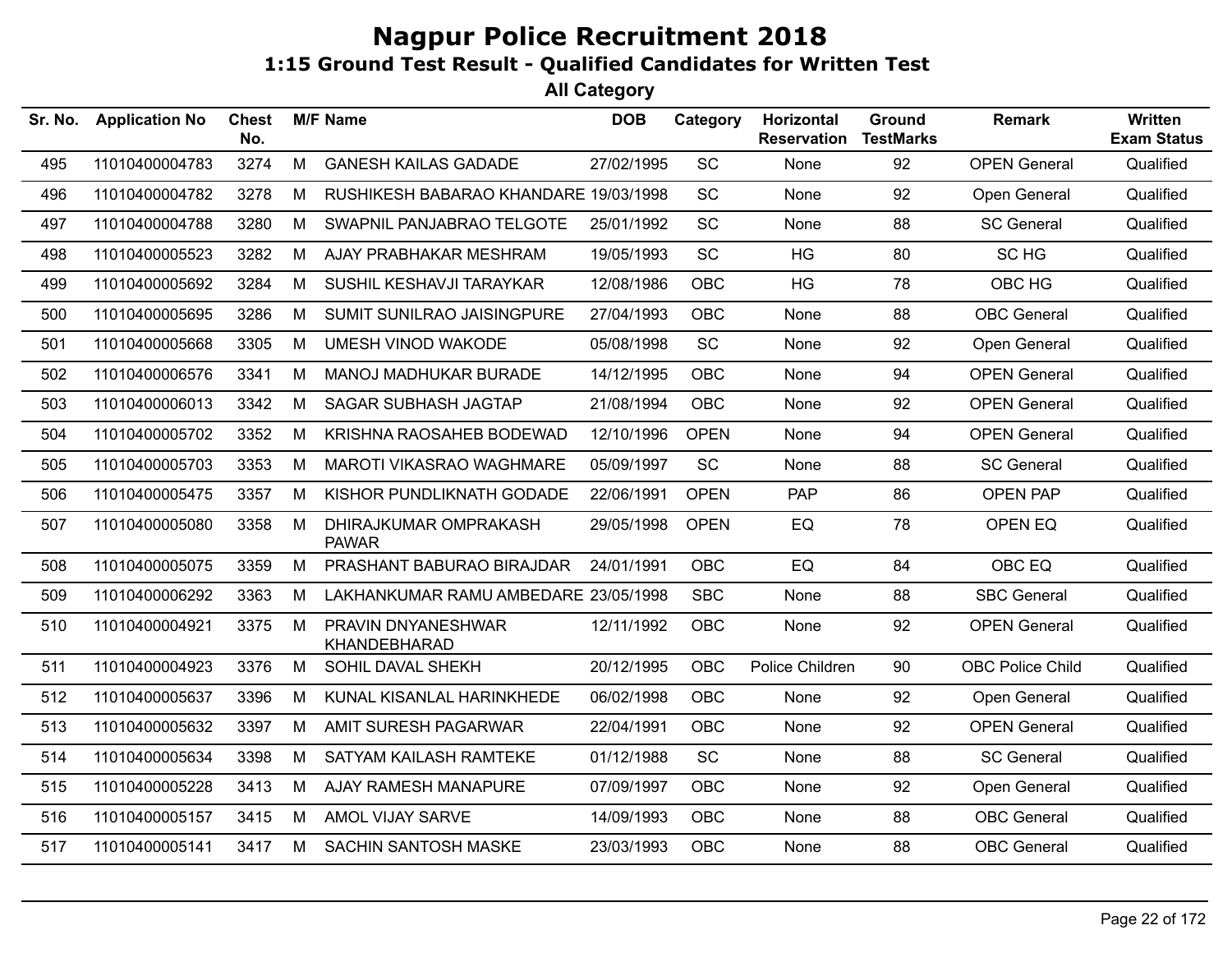# Nagpur Police Recruitment 2018

## 1:15 Ground Test Result - Qualified Candidates for Written Test

### All Category

| Sr. No. | Application No | Chest No. | M/F | Name | DOB | Category | Horizontal Reservation | Ground TestMarks | Remark | Written Exam Status |
|---|---|---|---|---|---|---|---|---|---|---|
| 495 | 11010400004783 | 3274 | M | GANESH KAILAS GADADE | 27/02/1995 | SC | None | 92 | OPEN General | Qualified |
| 496 | 11010400004782 | 3278 | M | RUSHIKESH BABARAO KHANDARE | 19/03/1998 | SC | None | 92 | Open General | Qualified |
| 497 | 11010400004788 | 3280 | M | SWAPNIL PANJABRAO TELGOTE | 25/01/1992 | SC | None | 88 | SC General | Qualified |
| 498 | 11010400005523 | 3282 | M | AJAY PRABHAKAR MESHRAM | 19/05/1993 | SC | HG | 80 | SC HG | Qualified |
| 499 | 11010400005692 | 3284 | M | SUSHIL KESHAVJI TARAYKAR | 12/08/1986 | OBC | HG | 78 | OBC HG | Qualified |
| 500 | 11010400005695 | 3286 | M | SUMIT SUNILRAO JAISINGPURE | 27/04/1993 | OBC | None | 88 | OBC General | Qualified |
| 501 | 11010400005668 | 3305 | M | UMESH VINOD WAKODE | 05/08/1998 | SC | None | 92 | Open General | Qualified |
| 502 | 11010400006576 | 3341 | M | MANOJ MADHUKAR BURADE | 14/12/1995 | OBC | None | 94 | OPEN General | Qualified |
| 503 | 11010400006013 | 3342 | M | SAGAR SUBHASH JAGTAP | 21/08/1994 | OBC | None | 92 | OPEN General | Qualified |
| 504 | 11010400005702 | 3352 | M | KRISHNA RAOSAHEB BODEWAD | 12/10/1996 | OPEN | None | 94 | OPEN General | Qualified |
| 505 | 11010400005703 | 3353 | M | MAROTI VIKASRAO WAGHMARE | 05/09/1997 | SC | None | 88 | SC General | Qualified |
| 506 | 11010400005475 | 3357 | M | KISHOR PUNDLIKNATH GODADE | 22/06/1991 | OPEN | PAP | 86 | OPEN PAP | Qualified |
| 507 | 11010400005080 | 3358 | M | DHIRAJKUMAR OMPRAKASH PAWAR | 29/05/1998 | OPEN | EQ | 78 | OPEN EQ | Qualified |
| 508 | 11010400005075 | 3359 | M | PRASHANT BABURAO BIRAJDAR | 24/01/1991 | OBC | EQ | 84 | OBC EQ | Qualified |
| 509 | 11010400006292 | 3363 | M | LAKHANKUMAR RAMU AMBEDARE | 23/05/1998 | SBC | None | 88 | SBC General | Qualified |
| 510 | 11010400004921 | 3375 | M | PRAVIN DNYANESHWAR KHANDEBHARAD | 12/11/1992 | OBC | None | 92 | OPEN General | Qualified |
| 511 | 11010400004923 | 3376 | M | SOHIL DAVAL SHEKH | 20/12/1995 | OBC | Police Children | 90 | OBC Police Child | Qualified |
| 512 | 11010400005637 | 3396 | M | KUNAL KISANLAL HARINKHEDE | 06/02/1998 | OBC | None | 92 | Open General | Qualified |
| 513 | 11010400005632 | 3397 | M | AMIT SURESH PAGARWAR | 22/04/1991 | OBC | None | 92 | OPEN General | Qualified |
| 514 | 11010400005634 | 3398 | M | SATYAM KAILASH RAMTEKE | 01/12/1988 | SC | None | 88 | SC General | Qualified |
| 515 | 11010400005228 | 3413 | M | AJAY RAMESH MANAPURE | 07/09/1997 | OBC | None | 92 | Open General | Qualified |
| 516 | 11010400005157 | 3415 | M | AMOL VIJAY SARVE | 14/09/1993 | OBC | None | 88 | OBC General | Qualified |
| 517 | 11010400005141 | 3417 | M | SACHIN SANTOSH MASKE | 23/03/1993 | OBC | None | 88 | OBC General | Qualified |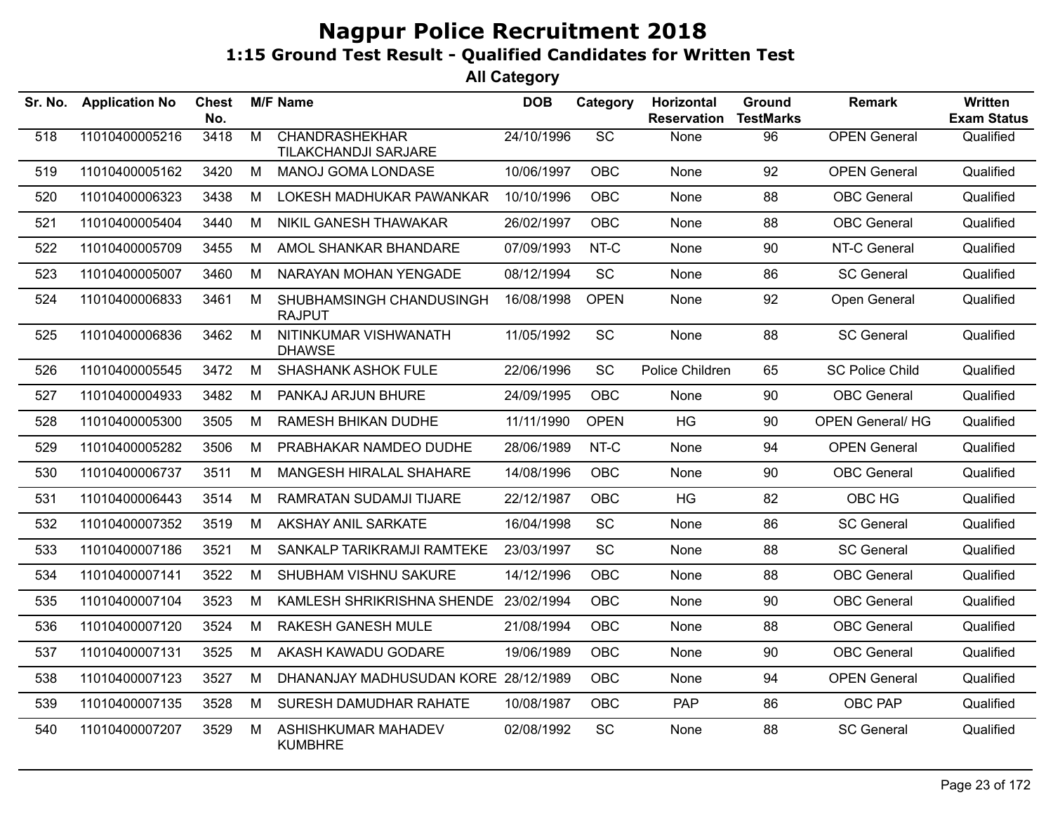# Nagpur Police Recruitment 2018

## 1:15 Ground Test Result - Qualified Candidates for Written Test

### All Category

| Sr. No. | Application No | Chest No. | M/F | Name | DOB | Category | Horizontal Reservation | Ground TestMarks | Remark | Written Exam Status |
|---|---|---|---|---|---|---|---|---|---|---|
| 518 | 11010400005216 | 3418 | M | CHANDRASHEKHAR TILAKCHANDJI SARJARE | 24/10/1996 | SC | None | 96 | OPEN General | Qualified |
| 519 | 11010400005162 | 3420 | M | MANOJ GOMA LONDASE | 10/06/1997 | OBC | None | 92 | OPEN General | Qualified |
| 520 | 11010400006323 | 3438 | M | LOKESH MADHUKAR PAWANKAR | 10/10/1996 | OBC | None | 88 | OBC General | Qualified |
| 521 | 11010400005404 | 3440 | M | NIKIL GANESH THAWAKAR | 26/02/1997 | OBC | None | 88 | OBC General | Qualified |
| 522 | 11010400005709 | 3455 | M | AMOL SHANKAR BHANDARE | 07/09/1993 | NT-C | None | 90 | NT-C General | Qualified |
| 523 | 11010400005007 | 3460 | M | NARAYAN MOHAN YENGADE | 08/12/1994 | SC | None | 86 | SC General | Qualified |
| 524 | 11010400006833 | 3461 | M | SHUBHAMSINGH CHANDUSINGH RAJPUT | 16/08/1998 | OPEN | None | 92 | Open General | Qualified |
| 525 | 11010400006836 | 3462 | M | NITINKUMAR VISHWANATH DHAWSE | 11/05/1992 | SC | None | 88 | SC General | Qualified |
| 526 | 11010400005545 | 3472 | M | SHASHANK ASHOK FULE | 22/06/1996 | SC | Police Children | 65 | SC Police Child | Qualified |
| 527 | 11010400004933 | 3482 | M | PANKAJ ARJUN BHURE | 24/09/1995 | OBC | None | 90 | OBC General | Qualified |
| 528 | 11010400005300 | 3505 | M | RAMESH BHIKAN DUDHE | 11/11/1990 | OPEN | HG | 90 | OPEN General/ HG | Qualified |
| 529 | 11010400005282 | 3506 | M | PRABHAKAR NAMDEO DUDHE | 28/06/1989 | NT-C | None | 94 | OPEN General | Qualified |
| 530 | 11010400006737 | 3511 | M | MANGESH HIRALAL SHAHARE | 14/08/1996 | OBC | None | 90 | OBC General | Qualified |
| 531 | 11010400006443 | 3514 | M | RAMRATAN SUDAMJI TIJARE | 22/12/1987 | OBC | HG | 82 | OBC HG | Qualified |
| 532 | 11010400007352 | 3519 | M | AKSHAY ANIL SARKATE | 16/04/1998 | SC | None | 86 | SC General | Qualified |
| 533 | 11010400007186 | 3521 | M | SANKALP TARIKRAMJI RAMTEKE | 23/03/1997 | SC | None | 88 | SC General | Qualified |
| 534 | 11010400007141 | 3522 | M | SHUBHAM VISHNU SAKURE | 14/12/1996 | OBC | None | 88 | OBC General | Qualified |
| 535 | 11010400007104 | 3523 | M | KAMLESH SHRIKRISHNA SHENDE | 23/02/1994 | OBC | None | 90 | OBC General | Qualified |
| 536 | 11010400007120 | 3524 | M | RAKESH GANESH MULE | 21/08/1994 | OBC | None | 88 | OBC General | Qualified |
| 537 | 11010400007131 | 3525 | M | AKASH KAWADU GODARE | 19/06/1989 | OBC | None | 90 | OBC General | Qualified |
| 538 | 11010400007123 | 3527 | M | DHANANJAY MADHUSUDAN KORE | 28/12/1989 | OBC | None | 94 | OPEN General | Qualified |
| 539 | 11010400007135 | 3528 | M | SURESH DAMUDHAR RAHATE | 10/08/1987 | OBC | PAP | 86 | OBC PAP | Qualified |
| 540 | 11010400007207 | 3529 | M | ASHISHKUMAR MAHADEV KUMBHRE | 02/08/1992 | SC | None | 88 | SC General | Qualified |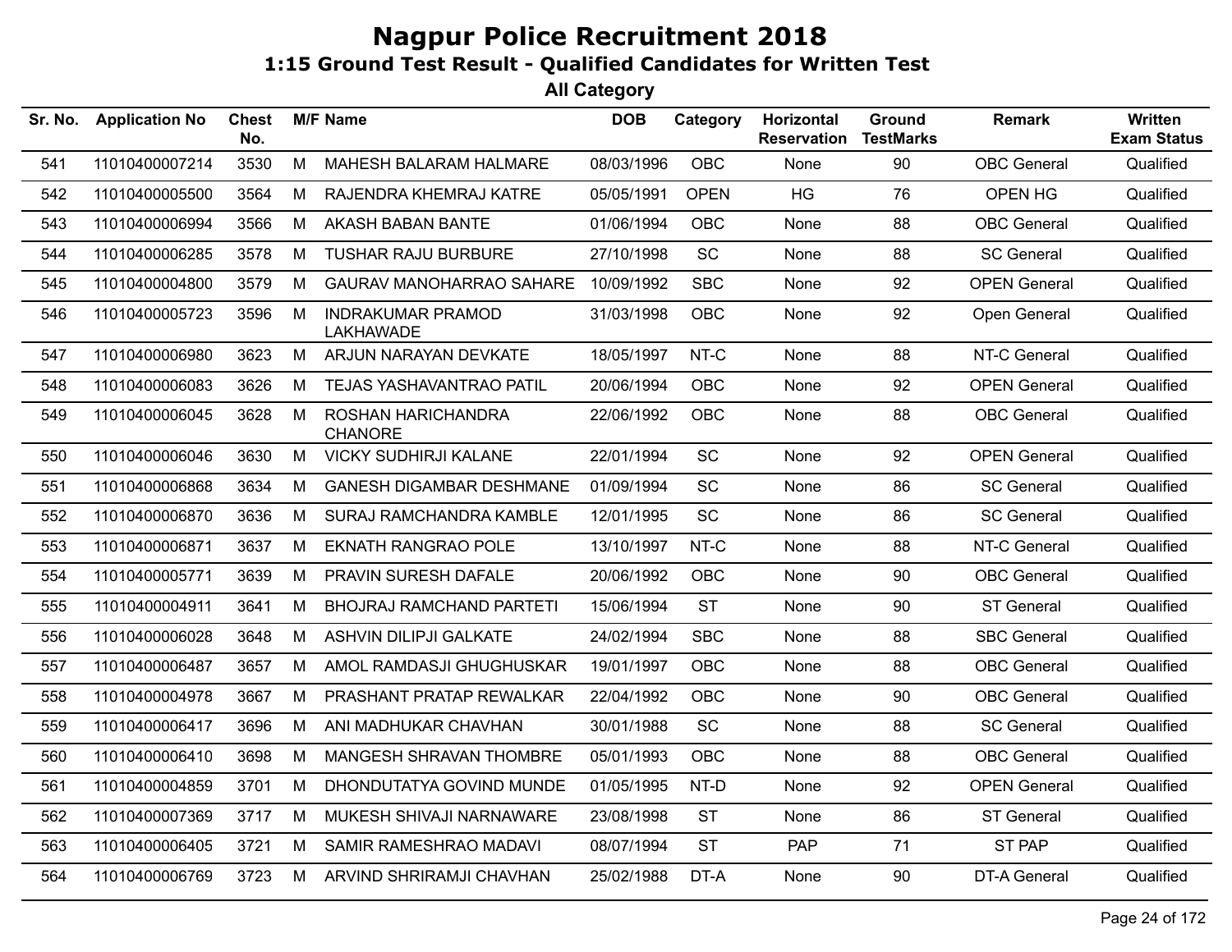# Nagpur Police Recruitment 2018

## 1:15 Ground Test Result - Qualified Candidates for Written Test

### All Category

| Sr. No. | Application No | Chest No. | M/F | Name | DOB | Category | Horizontal Reservation | Ground TestMarks | Remark | Written Exam Status |
|---|---|---|---|---|---|---|---|---|---|---|
| 541 | 11010400007214 | 3530 | M | MAHESH BALARAM HALMARE | 08/03/1996 | OBC | None | 90 | OBC General | Qualified |
| 542 | 11010400005500 | 3564 | M | RAJENDRA KHEMRAJ KATRE | 05/05/1991 | OPEN | HG | 76 | OPEN HG | Qualified |
| 543 | 11010400006994 | 3566 | M | AKASH BABAN BANTE | 01/06/1994 | OBC | None | 88 | OBC General | Qualified |
| 544 | 11010400006285 | 3578 | M | TUSHAR RAJU BURBURE | 27/10/1998 | SC | None | 88 | SC General | Qualified |
| 545 | 11010400004800 | 3579 | M | GAURAV MANOHARRAO SAHARE | 10/09/1992 | SBC | None | 92 | OPEN General | Qualified |
| 546 | 11010400005723 | 3596 | M | INDRAKUMAR PRAMOD LAKHAWADE | 31/03/1998 | OBC | None | 92 | Open General | Qualified |
| 547 | 11010400006980 | 3623 | M | ARJUN NARAYAN DEVKATE | 18/05/1997 | NT-C | None | 88 | NT-C General | Qualified |
| 548 | 11010400006083 | 3626 | M | TEJAS YASHAVANTRAO PATIL | 20/06/1994 | OBC | None | 92 | OPEN General | Qualified |
| 549 | 11010400006045 | 3628 | M | ROSHAN HARICHANDRA CHANORE | 22/06/1992 | OBC | None | 88 | OBC General | Qualified |
| 550 | 11010400006046 | 3630 | M | VICKY SUDHIRJI KALANE | 22/01/1994 | SC | None | 92 | OPEN General | Qualified |
| 551 | 11010400006868 | 3634 | M | GANESH DIGAMBAR DESHMANE | 01/09/1994 | SC | None | 86 | SC General | Qualified |
| 552 | 11010400006870 | 3636 | M | SURAJ RAMCHANDRA KAMBLE | 12/01/1995 | SC | None | 86 | SC General | Qualified |
| 553 | 11010400006871 | 3637 | M | EKNATH RANGRAO POLE | 13/10/1997 | NT-C | None | 88 | NT-C General | Qualified |
| 554 | 11010400005771 | 3639 | M | PRAVIN SURESH DAFALE | 20/06/1992 | OBC | None | 90 | OBC General | Qualified |
| 555 | 11010400004911 | 3641 | M | BHOJRAJ RAMCHAND PARTETI | 15/06/1994 | ST | None | 90 | ST General | Qualified |
| 556 | 11010400006028 | 3648 | M | ASHVIN DILIPJI GALKATE | 24/02/1994 | SBC | None | 88 | SBC General | Qualified |
| 557 | 11010400006487 | 3657 | M | AMOL RAMDASJI GHUGHUSKAR | 19/01/1997 | OBC | None | 88 | OBC General | Qualified |
| 558 | 11010400004978 | 3667 | M | PRASHANT PRATAP REWALKAR | 22/04/1992 | OBC | None | 90 | OBC General | Qualified |
| 559 | 11010400006417 | 3696 | M | ANI MADHUKAR CHAVHAN | 30/01/1988 | SC | None | 88 | SC General | Qualified |
| 560 | 11010400006410 | 3698 | M | MANGESH SHRAVAN THOMBRE | 05/01/1993 | OBC | None | 88 | OBC General | Qualified |
| 561 | 11010400004859 | 3701 | M | DHONDUTATYA GOVIND MUNDE | 01/05/1995 | NT-D | None | 92 | OPEN General | Qualified |
| 562 | 11010400007369 | 3717 | M | MUKESH SHIVAJI NARNAWARE | 23/08/1998 | ST | None | 86 | ST General | Qualified |
| 563 | 11010400006405 | 3721 | M | SAMIR RAMESHRAO MADAVI | 08/07/1994 | ST | PAP | 71 | ST PAP | Qualified |
| 564 | 11010400006769 | 3723 | M | ARVIND SHRIRAMJI CHAVHAN | 25/02/1988 | DT-A | None | 90 | DT-A General | Qualified |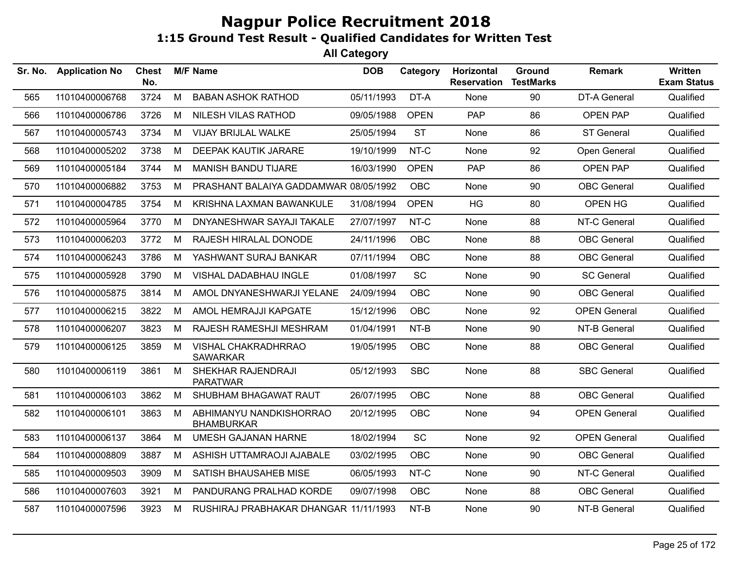# Nagpur Police Recruitment 2018

## 1:15 Ground Test Result - Qualified Candidates for Written Test

### All Category

| Sr. No. | Application No | Chest No. | M/F | Name | DOB | Category | Horizontal Reservation | Ground TestMarks | Remark | Written Exam Status |
|---|---|---|---|---|---|---|---|---|---|---|
| 565 | 11010400006768 | 3724 | M | BABAN ASHOK RATHOD | 05/11/1993 | DT-A | None | 90 | DT-A General | Qualified |
| 566 | 11010400006786 | 3726 | M | NILESH VILAS RATHOD | 09/05/1988 | OPEN | PAP | 86 | OPEN PAP | Qualified |
| 567 | 11010400005743 | 3734 | M | VIJAY BRIJLAL WALKE | 25/05/1994 | ST | None | 86 | ST General | Qualified |
| 568 | 11010400005202 | 3738 | M | DEEPAK KAUTIK JARARE | 19/10/1999 | NT-C | None | 92 | Open General | Qualified |
| 569 | 11010400005184 | 3744 | M | MANISH BANDU TIJARE | 16/03/1990 | OPEN | PAP | 86 | OPEN PAP | Qualified |
| 570 | 11010400006882 | 3753 | M | PRASHANT BALAIYA GADDAMWAR | 08/05/1992 | OBC | None | 90 | OBC General | Qualified |
| 571 | 11010400004785 | 3754 | M | KRISHNA LAXMAN BAWANKULE | 31/08/1994 | OPEN | HG | 80 | OPEN HG | Qualified |
| 572 | 11010400005964 | 3770 | M | DNYANESHWAR SAYAJI TAKALE | 27/07/1997 | NT-C | None | 88 | NT-C General | Qualified |
| 573 | 11010400006203 | 3772 | M | RAJESH HIRALAL DONODE | 24/11/1996 | OBC | None | 88 | OBC General | Qualified |
| 574 | 11010400006243 | 3786 | M | YASHWANT SURAJ BANKAR | 07/11/1994 | OBC | None | 88 | OBC General | Qualified |
| 575 | 11010400005928 | 3790 | M | VISHAL DADABHAU INGLE | 01/08/1997 | SC | None | 90 | SC General | Qualified |
| 576 | 11010400005875 | 3814 | M | AMOL DNYANESHWARJI YELANE | 24/09/1994 | OBC | None | 90 | OBC General | Qualified |
| 577 | 11010400006215 | 3822 | M | AMOL HEMRAJJI KAPGATE | 15/12/1996 | OBC | None | 92 | OPEN General | Qualified |
| 578 | 11010400006207 | 3823 | M | RAJESH RAMESHJI MESHRAM | 01/04/1991 | NT-B | None | 90 | NT-B General | Qualified |
| 579 | 11010400006125 | 3859 | M | VISHAL CHAKRADHRRAO SAWARKAR | 19/05/1995 | OBC | None | 88 | OBC General | Qualified |
| 580 | 11010400006119 | 3861 | M | SHEKHAR RAJENDRAJI PARATWAR | 05/12/1993 | SBC | None | 88 | SBC General | Qualified |
| 581 | 11010400006103 | 3862 | M | SHUBHAM BHAGAWAT RAUT | 26/07/1995 | OBC | None | 88 | OBC General | Qualified |
| 582 | 11010400006101 | 3863 | M | ABHIMANYU NANDKISHORRAO BHAMBURKAR | 20/12/1995 | OBC | None | 94 | OPEN General | Qualified |
| 583 | 11010400006137 | 3864 | M | UMESH GAJANAN HARNE | 18/02/1994 | SC | None | 92 | OPEN General | Qualified |
| 584 | 11010400008809 | 3887 | M | ASHISH UTTAMRAOJI AJABALE | 03/02/1995 | OBC | None | 90 | OBC General | Qualified |
| 585 | 11010400009503 | 3909 | M | SATISH BHAUSAHEB MISE | 06/05/1993 | NT-C | None | 90 | NT-C General | Qualified |
| 586 | 11010400007603 | 3921 | M | PANDURANG PRALHAD KORDE | 09/07/1998 | OBC | None | 88 | OBC General | Qualified |
| 587 | 11010400007596 | 3923 | M | RUSHIRAJ PRABHAKAR DHANGAR | 11/11/1993 | NT-B | None | 90 | NT-B General | Qualified |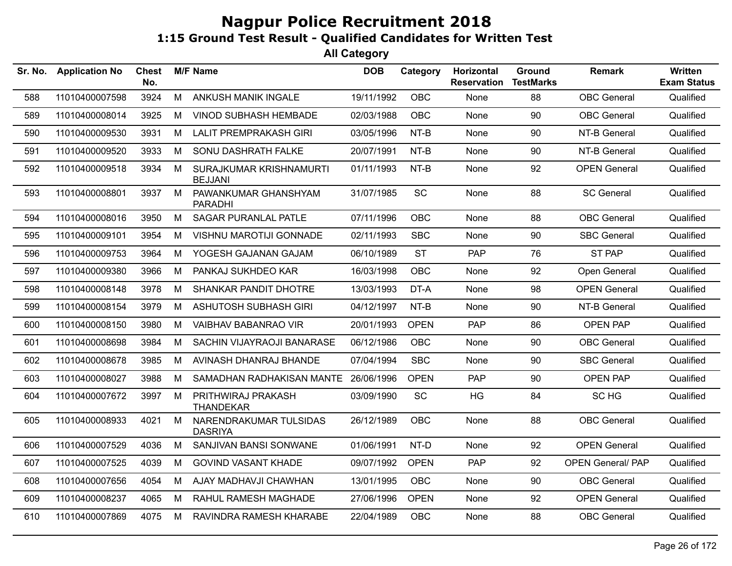# Nagpur Police Recruitment 2018

## 1:15 Ground Test Result - Qualified Candidates for Written Test

### All Category

| Sr. No. | Application No | Chest No. | M/F | Name | DOB | Category | Horizontal Reservation | Ground TestMarks | Remark | Written Exam Status |
|---|---|---|---|---|---|---|---|---|---|---|
| 588 | 11010400007598 | 3924 | M | ANKUSH MANIK INGALE | 19/11/1992 | OBC | None | 88 | OBC General | Qualified |
| 589 | 11010400008014 | 3925 | M | VINOD SUBHASH HEMBADE | 02/03/1988 | OBC | None | 90 | OBC General | Qualified |
| 590 | 11010400009530 | 3931 | M | LALIT PREMPRAKASH GIRI | 03/05/1996 | NT-B | None | 90 | NT-B General | Qualified |
| 591 | 11010400009520 | 3933 | M | SONU DASHRATH FALKE | 20/07/1991 | NT-B | None | 90 | NT-B General | Qualified |
| 592 | 11010400009518 | 3934 | M | SURAJKUMAR KRISHNAMURTI BEJJANI | 01/11/1993 | NT-B | None | 92 | OPEN General | Qualified |
| 593 | 11010400008801 | 3937 | M | PAWANKUMAR GHANSHYAM PARADHI | 31/07/1985 | SC | None | 88 | SC General | Qualified |
| 594 | 11010400008016 | 3950 | M | SAGAR PURANLAL PATLE | 07/11/1996 | OBC | None | 88 | OBC General | Qualified |
| 595 | 11010400009101 | 3954 | M | VISHNU MAROTIJI GONNADE | 02/11/1993 | SBC | None | 90 | SBC General | Qualified |
| 596 | 11010400009753 | 3964 | M | YOGESH GAJANAN GAJAM | 06/10/1989 | ST | PAP | 76 | ST PAP | Qualified |
| 597 | 11010400009380 | 3966 | M | PANKAJ SUKHDEO KAR | 16/03/1998 | OBC | None | 92 | Open General | Qualified |
| 598 | 11010400008148 | 3978 | M | SHANKAR PANDIT DHOTRE | 13/03/1993 | DT-A | None | 98 | OPEN General | Qualified |
| 599 | 11010400008154 | 3979 | M | ASHUTOSH SUBHASH GIRI | 04/12/1997 | NT-B | None | 90 | NT-B General | Qualified |
| 600 | 11010400008150 | 3980 | M | VAIBHAV BABANRAO VIR | 20/01/1993 | OPEN | PAP | 86 | OPEN PAP | Qualified |
| 601 | 11010400008698 | 3984 | M | SACHIN VIJAYRAOJI BANARASE | 06/12/1986 | OBC | None | 90 | OBC General | Qualified |
| 602 | 11010400008678 | 3985 | M | AVINASH DHANRAJ BHANDE | 07/04/1994 | SBC | None | 90 | SBC General | Qualified |
| 603 | 11010400008027 | 3988 | M | SAMADHAN RADHAKISAN MANTE | 26/06/1996 | OPEN | PAP | 90 | OPEN PAP | Qualified |
| 604 | 11010400007672 | 3997 | M | PRITHWIRAJ PRAKASH THANDEKAR | 03/09/1990 | SC | HG | 84 | SC HG | Qualified |
| 605 | 11010400008933 | 4021 | M | NARENDRAKUMAR TULSIDAS DASRIYA | 26/12/1989 | OBC | None | 88 | OBC General | Qualified |
| 606 | 11010400007529 | 4036 | M | SANJIVAN BANSI SONWANE | 01/06/1991 | NT-D | None | 92 | OPEN General | Qualified |
| 607 | 11010400007525 | 4039 | M | GOVIND VASANT KHADE | 09/07/1992 | OPEN | PAP | 92 | OPEN General/ PAP | Qualified |
| 608 | 11010400007656 | 4054 | M | AJAY MADHAVJI CHAWHAN | 13/01/1995 | OBC | None | 90 | OBC General | Qualified |
| 609 | 11010400008237 | 4065 | M | RAHUL RAMESH MAGHADE | 27/06/1996 | OPEN | None | 92 | OPEN General | Qualified |
| 610 | 11010400007869 | 4075 | M | RAVINDRA RAMESH KHARABE | 22/04/1989 | OBC | None | 88 | OBC General | Qualified |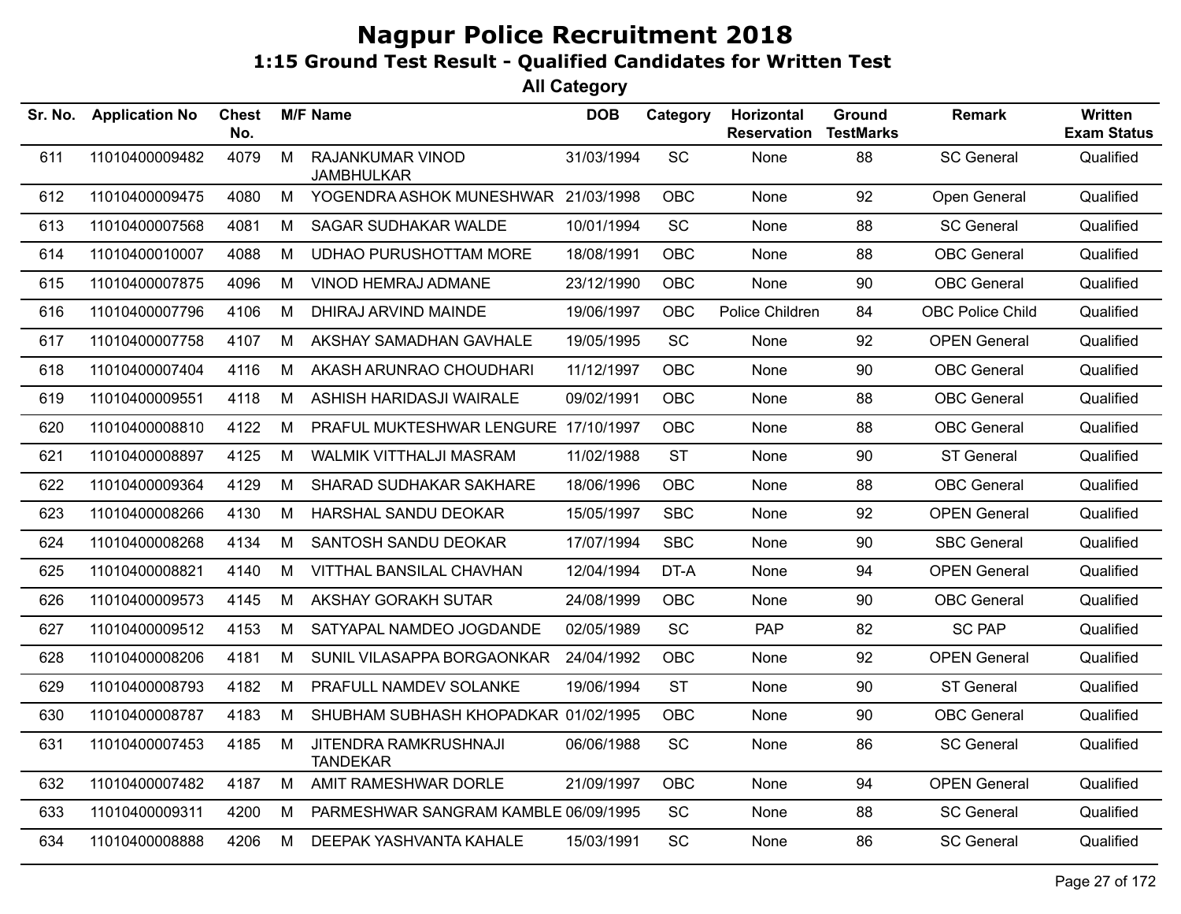# Nagpur Police Recruitment 2018

## 1:15 Ground Test Result - Qualified Candidates for Written Test

### All Category

| Sr. No. | Application No | Chest No. | M/F | Name | DOB | Category | Horizontal Reservation | Ground TestMarks | Remark | Written Exam Status |
|---|---|---|---|---|---|---|---|---|---|---|
| 611 | 11010400009482 | 4079 | M | RAJANKUMAR VINOD JAMBHULKAR | 31/03/1994 | SC | None | 88 | SC General | Qualified |
| 612 | 11010400009475 | 4080 | M | YOGENDRA ASHOK MUNESHWAR | 21/03/1998 | OBC | None | 92 | Open General | Qualified |
| 613 | 11010400007568 | 4081 | M | SAGAR SUDHAKAR WALDE | 10/01/1994 | SC | None | 88 | SC General | Qualified |
| 614 | 11010400010007 | 4088 | M | UDHAO PURUSHOTTAM MORE | 18/08/1991 | OBC | None | 88 | OBC General | Qualified |
| 615 | 11010400007875 | 4096 | M | VINOD HEMRAJ ADMANE | 23/12/1990 | OBC | None | 90 | OBC General | Qualified |
| 616 | 11010400007796 | 4106 | M | DHIRAJ ARVIND MAINDE | 19/06/1997 | OBC | Police Children | 84 | OBC Police Child | Qualified |
| 617 | 11010400007758 | 4107 | M | AKSHAY SAMADHAN GAVHALE | 19/05/1995 | SC | None | 92 | OPEN General | Qualified |
| 618 | 11010400007404 | 4116 | M | AKASH ARUNRAO CHOUDHARI | 11/12/1997 | OBC | None | 90 | OBC General | Qualified |
| 619 | 11010400009551 | 4118 | M | ASHISH HARIDASJI WAIRALE | 09/02/1991 | OBC | None | 88 | OBC General | Qualified |
| 620 | 11010400008810 | 4122 | M | PRAFUL MUKTESHWAR LENGURE | 17/10/1997 | OBC | None | 88 | OBC General | Qualified |
| 621 | 11010400008897 | 4125 | M | WALMIK VITTHALJI MASRAM | 11/02/1988 | ST | None | 90 | ST General | Qualified |
| 622 | 11010400009364 | 4129 | M | SHARAD SUDHAKAR SAKHARE | 18/06/1996 | OBC | None | 88 | OBC General | Qualified |
| 623 | 11010400008266 | 4130 | M | HARSHAL SANDU DEOKAR | 15/05/1997 | SBC | None | 92 | OPEN General | Qualified |
| 624 | 11010400008268 | 4134 | M | SANTOSH SANDU DEOKAR | 17/07/1994 | SBC | None | 90 | SBC General | Qualified |
| 625 | 11010400008821 | 4140 | M | VITTHAL BANSILAL CHAVHAN | 12/04/1994 | DT-A | None | 94 | OPEN General | Qualified |
| 626 | 11010400009573 | 4145 | M | AKSHAY GORAKH SUTAR | 24/08/1999 | OBC | None | 90 | OBC General | Qualified |
| 627 | 11010400009512 | 4153 | M | SATYAPAL NAMDEO JOGDANDE | 02/05/1989 | SC | PAP | 82 | SC PAP | Qualified |
| 628 | 11010400008206 | 4181 | M | SUNIL VILASAPPA BORGAONKAR | 24/04/1992 | OBC | None | 92 | OPEN General | Qualified |
| 629 | 11010400008793 | 4182 | M | PRAFULL NAMDEV SOLANKE | 19/06/1994 | ST | None | 90 | ST General | Qualified |
| 630 | 11010400008787 | 4183 | M | SHUBHAM SUBHASH KHOPADKAR | 01/02/1995 | OBC | None | 90 | OBC General | Qualified |
| 631 | 11010400007453 | 4185 | M | JITENDRA RAMKRUSHNAJI TANDEKAR | 06/06/1988 | SC | None | 86 | SC General | Qualified |
| 632 | 11010400007482 | 4187 | M | AMIT RAMESHWAR DORLE | 21/09/1997 | OBC | None | 94 | OPEN General | Qualified |
| 633 | 11010400009311 | 4200 | M | PARMESHWAR SANGRAM KAMBLE | 06/09/1995 | SC | None | 88 | SC General | Qualified |
| 634 | 11010400008888 | 4206 | M | DEEPAK YASHVANTA KAHALE | 15/03/1991 | SC | None | 86 | SC General | Qualified |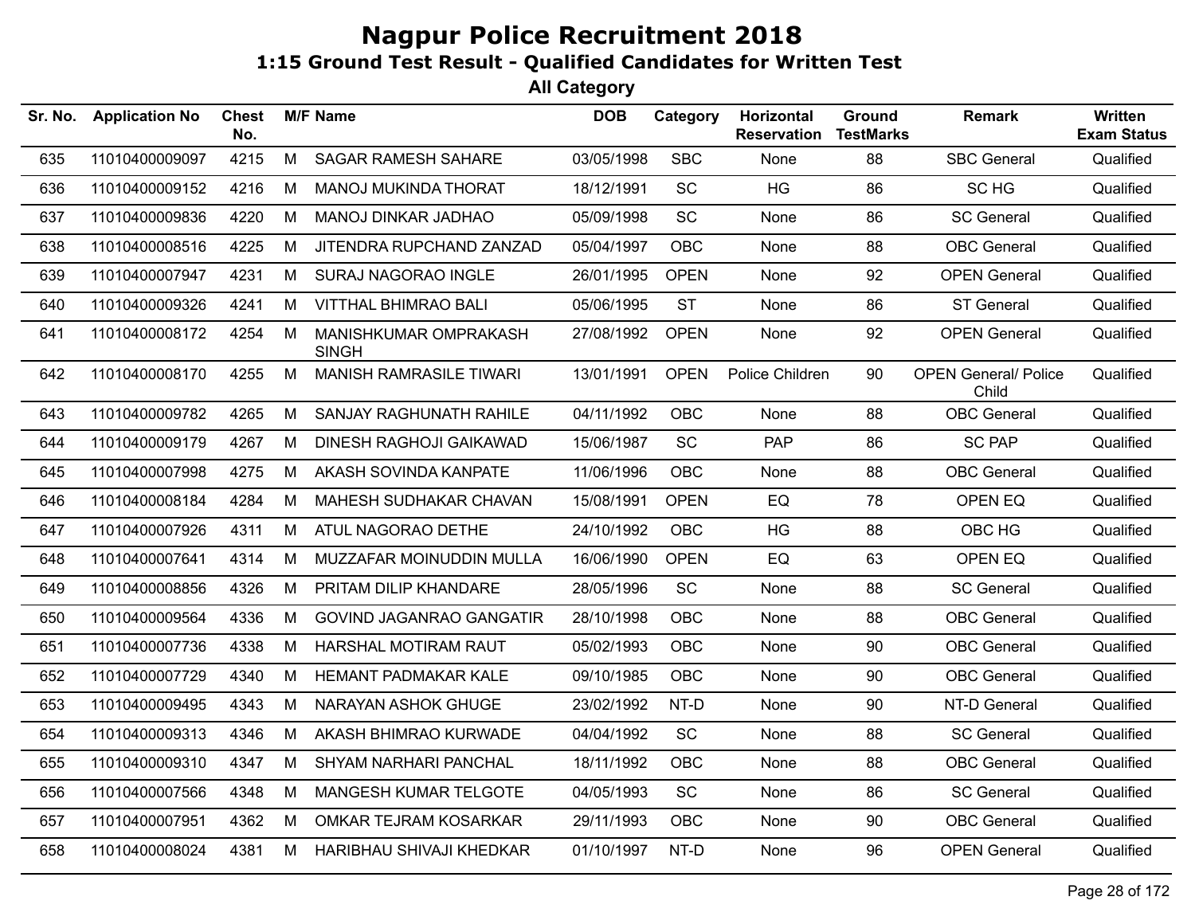# Nagpur Police Recruitment 2018

## 1:15 Ground Test Result - Qualified Candidates for Written Test

### All Category

| Sr. No. | Application No | Chest No. | M/F | Name | DOB | Category | Horizontal Reservation | Ground TestMarks | Remark | Written Exam Status |
|---|---|---|---|---|---|---|---|---|---|---|
| 635 | 11010400009097 | 4215 | M | SAGAR RAMESH SAHARE | 03/05/1998 | SBC | None | 88 | SBC General | Qualified |
| 636 | 11010400009152 | 4216 | M | MANOJ MUKINDA THORAT | 18/12/1991 | SC | HG | 86 | SC HG | Qualified |
| 637 | 11010400009836 | 4220 | M | MANOJ DINKAR JADHAO | 05/09/1998 | SC | None | 86 | SC General | Qualified |
| 638 | 11010400008516 | 4225 | M | JITENDRA RUPCHAND ZANZAD | 05/04/1997 | OBC | None | 88 | OBC General | Qualified |
| 639 | 11010400007947 | 4231 | M | SURAJ NAGORAO INGLE | 26/01/1995 | OPEN | None | 92 | OPEN General | Qualified |
| 640 | 11010400009326 | 4241 | M | VITTHAL BHIMRAO BALI | 05/06/1995 | ST | None | 86 | ST General | Qualified |
| 641 | 11010400008172 | 4254 | M | MANISHKUMAR OMPRAKASH SINGH | 27/08/1992 | OPEN | None | 92 | OPEN General | Qualified |
| 642 | 11010400008170 | 4255 | M | MANISH RAMRASILE TIWARI | 13/01/1991 | OPEN | Police Children | 90 | OPEN General/ Police Child | Qualified |
| 643 | 11010400009782 | 4265 | M | SANJAY RAGHUNATH RAHILE | 04/11/1992 | OBC | None | 88 | OBC General | Qualified |
| 644 | 11010400009179 | 4267 | M | DINESH RAGHOJI GAIKAWAD | 15/06/1987 | SC | PAP | 86 | SC PAP | Qualified |
| 645 | 11010400007998 | 4275 | M | AKASH SOVINDA KANPATE | 11/06/1996 | OBC | None | 88 | OBC General | Qualified |
| 646 | 11010400008184 | 4284 | M | MAHESH SUDHAKAR CHAVAN | 15/08/1991 | OPEN | EQ | 78 | OPEN EQ | Qualified |
| 647 | 11010400007926 | 4311 | M | ATUL NAGORAO DETHE | 24/10/1992 | OBC | HG | 88 | OBC HG | Qualified |
| 648 | 11010400007641 | 4314 | M | MUZZAFAR MOINUDDIN MULLA | 16/06/1990 | OPEN | EQ | 63 | OPEN EQ | Qualified |
| 649 | 11010400008856 | 4326 | M | PRITAM DILIP KHANDARE | 28/05/1996 | SC | None | 88 | SC General | Qualified |
| 650 | 11010400009564 | 4336 | M | GOVIND JAGANRAO GANGATIR | 28/10/1998 | OBC | None | 88 | OBC General | Qualified |
| 651 | 11010400007736 | 4338 | M | HARSHAL MOTIRAM RAUT | 05/02/1993 | OBC | None | 90 | OBC General | Qualified |
| 652 | 11010400007729 | 4340 | M | HEMANT PADMAKAR KALE | 09/10/1985 | OBC | None | 90 | OBC General | Qualified |
| 653 | 11010400009495 | 4343 | M | NARAYAN ASHOK GHUGE | 23/02/1992 | NT-D | None | 90 | NT-D General | Qualified |
| 654 | 11010400009313 | 4346 | M | AKASH BHIMRAO KURWADE | 04/04/1992 | SC | None | 88 | SC General | Qualified |
| 655 | 11010400009310 | 4347 | M | SHYAM NARHARI PANCHAL | 18/11/1992 | OBC | None | 88 | OBC General | Qualified |
| 656 | 11010400007566 | 4348 | M | MANGESH KUMAR TELGOTE | 04/05/1993 | SC | None | 86 | SC General | Qualified |
| 657 | 11010400007951 | 4362 | M | OMKAR TEJRAM KOSARKAR | 29/11/1993 | OBC | None | 90 | OBC General | Qualified |
| 658 | 11010400008024 | 4381 | M | HARIBHAU SHIVAJI KHEDKAR | 01/10/1997 | NT-D | None | 96 | OPEN General | Qualified |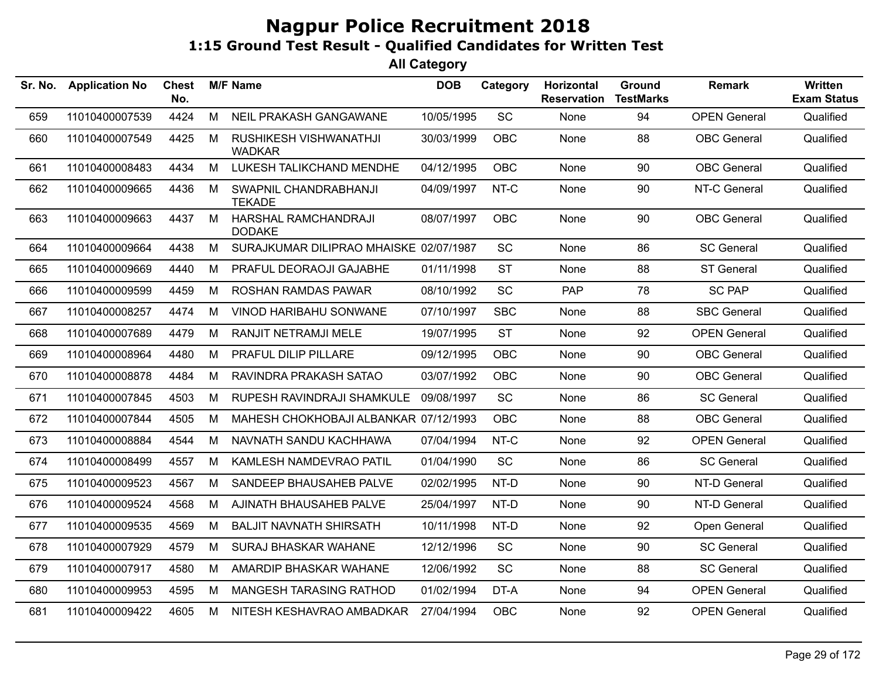# Nagpur Police Recruitment 2018

## 1:15 Ground Test Result - Qualified Candidates for Written Test

### All Category

| Sr. No. | Application No | Chest No. | M/F | Name | DOB | Category | Horizontal Reservation | Ground TestMarks | Remark | Written Exam Status |
|---|---|---|---|---|---|---|---|---|---|---|
| 659 | 11010400007539 | 4424 | M | NEIL PRAKASH GANGAWANE | 10/05/1995 | SC | None | 94 | OPEN General | Qualified |
| 660 | 11010400007549 | 4425 | M | RUSHIKESH VISHWANATHJI WADKAR | 30/03/1999 | OBC | None | 88 | OBC General | Qualified |
| 661 | 11010400008483 | 4434 | M | LUKESH TALIKCHAND MENDHE | 04/12/1995 | OBC | None | 90 | OBC General | Qualified |
| 662 | 11010400009665 | 4436 | M | SWAPNIL CHANDRABHANJI TEKADE | 04/09/1997 | NT-C | None | 90 | NT-C General | Qualified |
| 663 | 11010400009663 | 4437 | M | HARSHAL RAMCHANDRAJI DODAKE | 08/07/1997 | OBC | None | 90 | OBC General | Qualified |
| 664 | 11010400009664 | 4438 | M | SURAJKUMAR DILIPRAO MHAISKE | 02/07/1987 | SC | None | 86 | SC General | Qualified |
| 665 | 11010400009669 | 4440 | M | PRAFUL DEORAOJI GAJABHE | 01/11/1998 | ST | None | 88 | ST General | Qualified |
| 666 | 11010400009599 | 4459 | M | ROSHAN RAMDAS PAWAR | 08/10/1992 | SC | PAP | 78 | SC PAP | Qualified |
| 667 | 11010400008257 | 4474 | M | VINOD HARIBAHU SONWANE | 07/10/1997 | SBC | None | 88 | SBC General | Qualified |
| 668 | 11010400007689 | 4479 | M | RANJIT NETRAMJI MELE | 19/07/1995 | ST | None | 92 | OPEN General | Qualified |
| 669 | 11010400008964 | 4480 | M | PRAFUL DILIP PILLARE | 09/12/1995 | OBC | None | 90 | OBC General | Qualified |
| 670 | 11010400008878 | 4484 | M | RAVINDRA PRAKASH SATAO | 03/07/1992 | OBC | None | 90 | OBC General | Qualified |
| 671 | 11010400007845 | 4503 | M | RUPESH RAVINDRAJI SHAMKULE | 09/08/1997 | SC | None | 86 | SC General | Qualified |
| 672 | 11010400007844 | 4505 | M | MAHESH CHOKHOBAJI ALBANKAR | 07/12/1993 | OBC | None | 88 | OBC General | Qualified |
| 673 | 11010400008884 | 4544 | M | NAVNATH SANDU KACHHAWA | 07/04/1994 | NT-C | None | 92 | OPEN General | Qualified |
| 674 | 11010400008499 | 4557 | M | KAMLESH NAMDEVRAO PATIL | 01/04/1990 | SC | None | 86 | SC General | Qualified |
| 675 | 11010400009523 | 4567 | M | SANDEEP BHAUSAHEB PALVE | 02/02/1995 | NT-D | None | 90 | NT-D General | Qualified |
| 676 | 11010400009524 | 4568 | M | AJINATH BHAUSAHEB PALVE | 25/04/1997 | NT-D | None | 90 | NT-D General | Qualified |
| 677 | 11010400009535 | 4569 | M | BALJIT NAVNATH SHIRSATH | 10/11/1998 | NT-D | None | 92 | Open General | Qualified |
| 678 | 11010400007929 | 4579 | M | SURAJ BHASKAR WAHANE | 12/12/1996 | SC | None | 90 | SC General | Qualified |
| 679 | 11010400007917 | 4580 | M | AMARDIP BHASKAR WAHANE | 12/06/1992 | SC | None | 88 | SC General | Qualified |
| 680 | 11010400009953 | 4595 | M | MANGESH TARASING RATHOD | 01/02/1994 | DT-A | None | 94 | OPEN General | Qualified |
| 681 | 11010400009422 | 4605 | M | NITESH KESHAVRAO AMBADKAR | 27/04/1994 | OBC | None | 92 | OPEN General | Qualified |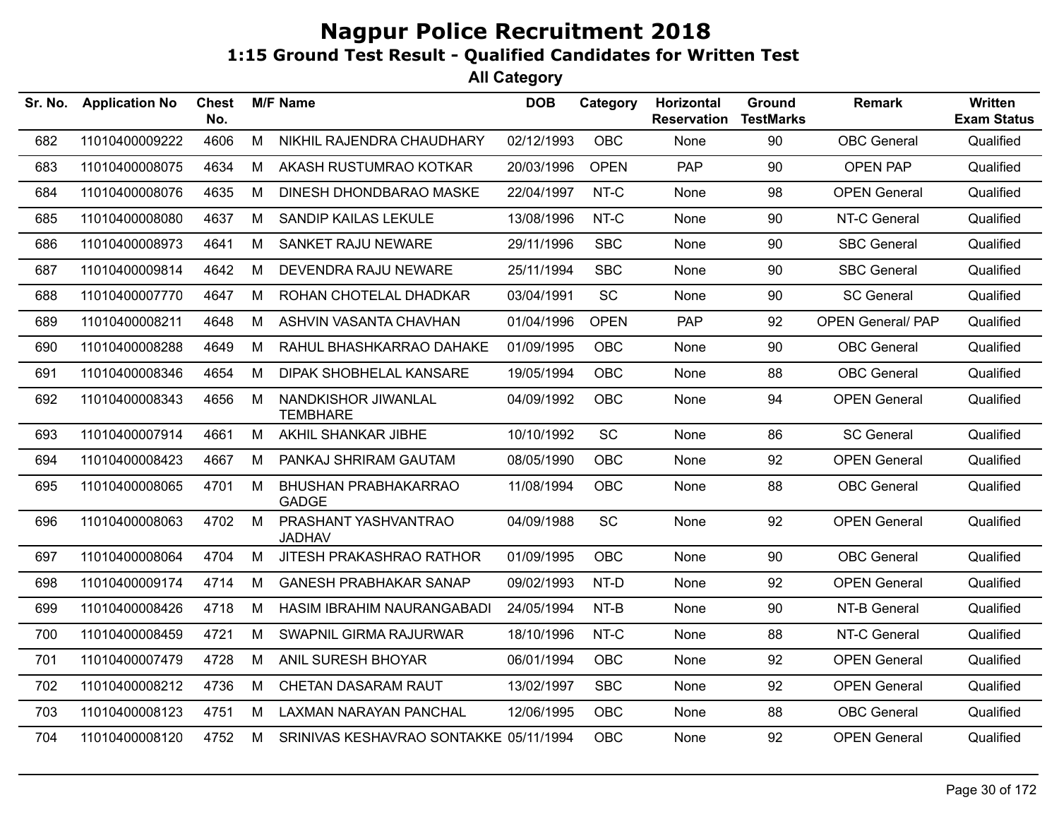# Nagpur Police Recruitment 2018

## 1:15 Ground Test Result - Qualified Candidates for Written Test

### All Category

| Sr. No. | Application No | Chest No. | M/F | Name | DOB | Category | Horizontal Reservation | Ground TestMarks | Remark | Written Exam Status |
|---|---|---|---|---|---|---|---|---|---|---|
| 682 | 11010400009222 | 4606 | M | NIKHIL RAJENDRA CHAUDHARY | 02/12/1993 | OBC | None | 90 | OBC General | Qualified |
| 683 | 11010400008075 | 4634 | M | AKASH RUSTUMRAO KOTKAR | 20/03/1996 | OPEN | PAP | 90 | OPEN PAP | Qualified |
| 684 | 11010400008076 | 4635 | M | DINESH DHONDBARAO MASKE | 22/04/1997 | NT-C | None | 98 | OPEN General | Qualified |
| 685 | 11010400008080 | 4637 | M | SANDIP KAILAS LEKULE | 13/08/1996 | NT-C | None | 90 | NT-C General | Qualified |
| 686 | 11010400008973 | 4641 | M | SANKET RAJU NEWARE | 29/11/1996 | SBC | None | 90 | SBC General | Qualified |
| 687 | 11010400009814 | 4642 | M | DEVENDRA RAJU NEWARE | 25/11/1994 | SBC | None | 90 | SBC General | Qualified |
| 688 | 11010400007770 | 4647 | M | ROHAN CHOTELAL DHADKAR | 03/04/1991 | SC | None | 90 | SC General | Qualified |
| 689 | 11010400008211 | 4648 | M | ASHVIN VASANTA CHAVHAN | 01/04/1996 | OPEN | PAP | 92 | OPEN General/ PAP | Qualified |
| 690 | 11010400008288 | 4649 | M | RAHUL BHASHKARRAO DAHAKE | 01/09/1995 | OBC | None | 90 | OBC General | Qualified |
| 691 | 11010400008346 | 4654 | M | DIPAK SHOBHELAL KANSARE | 19/05/1994 | OBC | None | 88 | OBC General | Qualified |
| 692 | 11010400008343 | 4656 | M | NANDKISHOR JIWANLAL TEMBHARE | 04/09/1992 | OBC | None | 94 | OPEN General | Qualified |
| 693 | 11010400007914 | 4661 | M | AKHIL SHANKAR JIBHE | 10/10/1992 | SC | None | 86 | SC General | Qualified |
| 694 | 11010400008423 | 4667 | M | PANKAJ SHRIRAM GAUTAM | 08/05/1990 | OBC | None | 92 | OPEN General | Qualified |
| 695 | 11010400008065 | 4701 | M | BHUSHAN PRABHAKARRAO GADGE | 11/08/1994 | OBC | None | 88 | OBC General | Qualified |
| 696 | 11010400008063 | 4702 | M | PRASHANT YASHVANTRAO JADHAV | 04/09/1988 | SC | None | 92 | OPEN General | Qualified |
| 697 | 11010400008064 | 4704 | M | JITESH PRAKASHRAO RATHOR | 01/09/1995 | OBC | None | 90 | OBC General | Qualified |
| 698 | 11010400009174 | 4714 | M | GANESH PRABHAKAR SANAP | 09/02/1993 | NT-D | None | 92 | OPEN General | Qualified |
| 699 | 11010400008426 | 4718 | M | HASIM IBRAHIM NAURANGABADI | 24/05/1994 | NT-B | None | 90 | NT-B General | Qualified |
| 700 | 11010400008459 | 4721 | M | SWAPNIL GIRMA RAJURWAR | 18/10/1996 | NT-C | None | 88 | NT-C General | Qualified |
| 701 | 11010400007479 | 4728 | M | ANIL SURESH BHOYAR | 06/01/1994 | OBC | None | 92 | OPEN General | Qualified |
| 702 | 11010400008212 | 4736 | M | CHETAN DASARAM RAUT | 13/02/1997 | SBC | None | 92 | OPEN General | Qualified |
| 703 | 11010400008123 | 4751 | M | LAXMAN NARAYAN PANCHAL | 12/06/1995 | OBC | None | 88 | OBC General | Qualified |
| 704 | 11010400008120 | 4752 | M | SRINIVAS KESHAVRAO SONTAKKE | 05/11/1994 | OBC | None | 92 | OPEN General | Qualified |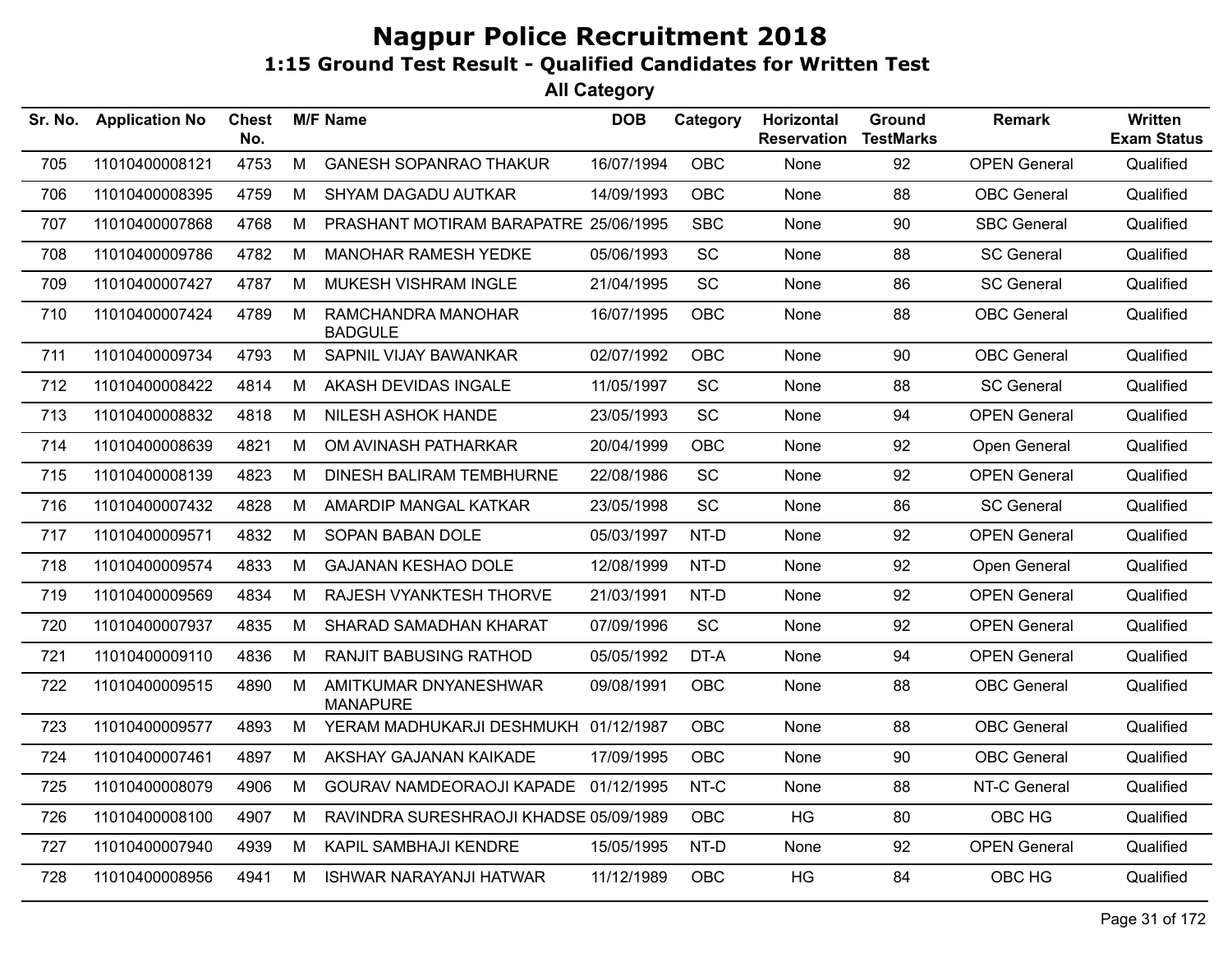# Nagpur Police Recruitment 2018

## 1:15 Ground Test Result - Qualified Candidates for Written Test

### All Category

| Sr. No. | Application No | Chest No. | M/F | Name | DOB | Category | Horizontal Reservation | Ground TestMarks | Remark | Written Exam Status |
|---|---|---|---|---|---|---|---|---|---|---|
| 705 | 11010400008121 | 4753 | M | GANESH SOPANRAO THAKUR | 16/07/1994 | OBC | None | 92 | OPEN General | Qualified |
| 706 | 11010400008395 | 4759 | M | SHYAM DAGADU AUTKAR | 14/09/1993 | OBC | None | 88 | OBC General | Qualified |
| 707 | 11010400007868 | 4768 | M | PRASHANT MOTIRAM BARAPATRE | 25/06/1995 | SBC | None | 90 | SBC General | Qualified |
| 708 | 11010400009786 | 4782 | M | MANOHAR RAMESH YEDKE | 05/06/1993 | SC | None | 88 | SC General | Qualified |
| 709 | 11010400007427 | 4787 | M | MUKESH VISHRAM INGLE | 21/04/1995 | SC | None | 86 | SC General | Qualified |
| 710 | 11010400007424 | 4789 | M | RAMCHANDRA MANOHAR BADGULE | 16/07/1995 | OBC | None | 88 | OBC General | Qualified |
| 711 | 11010400009734 | 4793 | M | SAPNIL VIJAY BAWANKAR | 02/07/1992 | OBC | None | 90 | OBC General | Qualified |
| 712 | 11010400008422 | 4814 | M | AKASH DEVIDAS INGALE | 11/05/1997 | SC | None | 88 | SC General | Qualified |
| 713 | 11010400008832 | 4818 | M | NILESH ASHOK HANDE | 23/05/1993 | SC | None | 94 | OPEN General | Qualified |
| 714 | 11010400008639 | 4821 | M | OM AVINASH PATHARKAR | 20/04/1999 | OBC | None | 92 | Open General | Qualified |
| 715 | 11010400008139 | 4823 | M | DINESH BALIRAM TEMBHURNE | 22/08/1986 | SC | None | 92 | OPEN General | Qualified |
| 716 | 11010400007432 | 4828 | M | AMARDIP MANGAL KATKAR | 23/05/1998 | SC | None | 86 | SC General | Qualified |
| 717 | 11010400009571 | 4832 | M | SOPAN BABAN DOLE | 05/03/1997 | NT-D | None | 92 | OPEN General | Qualified |
| 718 | 11010400009574 | 4833 | M | GAJANAN KESHAO DOLE | 12/08/1999 | NT-D | None | 92 | Open General | Qualified |
| 719 | 11010400009569 | 4834 | M | RAJESH VYANKTESH THORVE | 21/03/1991 | NT-D | None | 92 | OPEN General | Qualified |
| 720 | 11010400007937 | 4835 | M | SHARAD SAMADHAN KHARAT | 07/09/1996 | SC | None | 92 | OPEN General | Qualified |
| 721 | 11010400009110 | 4836 | M | RANJIT BABUSING RATHOD | 05/05/1992 | DT-A | None | 94 | OPEN General | Qualified |
| 722 | 11010400009515 | 4890 | M | AMITKUMAR DNYANESHWAR MANAPURE | 09/08/1991 | OBC | None | 88 | OBC General | Qualified |
| 723 | 11010400009577 | 4893 | M | YERAM MADHUKARJI DESHMUKH | 01/12/1987 | OBC | None | 88 | OBC General | Qualified |
| 724 | 11010400007461 | 4897 | M | AKSHAY GAJANAN KAIKADE | 17/09/1995 | OBC | None | 90 | OBC General | Qualified |
| 725 | 11010400008079 | 4906 | M | GOURAV NAMDEORAOJI KAPADE | 01/12/1995 | NT-C | None | 88 | NT-C General | Qualified |
| 726 | 11010400008100 | 4907 | M | RAVINDRA SURESHRAOJI KHADSE | 05/09/1989 | OBC | HG | 80 | OBC HG | Qualified |
| 727 | 11010400007940 | 4939 | M | KAPIL SAMBHAJI KENDRE | 15/05/1995 | NT-D | None | 92 | OPEN General | Qualified |
| 728 | 11010400008956 | 4941 | M | ISHWAR NARAYANJI HATWAR | 11/12/1989 | OBC | HG | 84 | OBC HG | Qualified |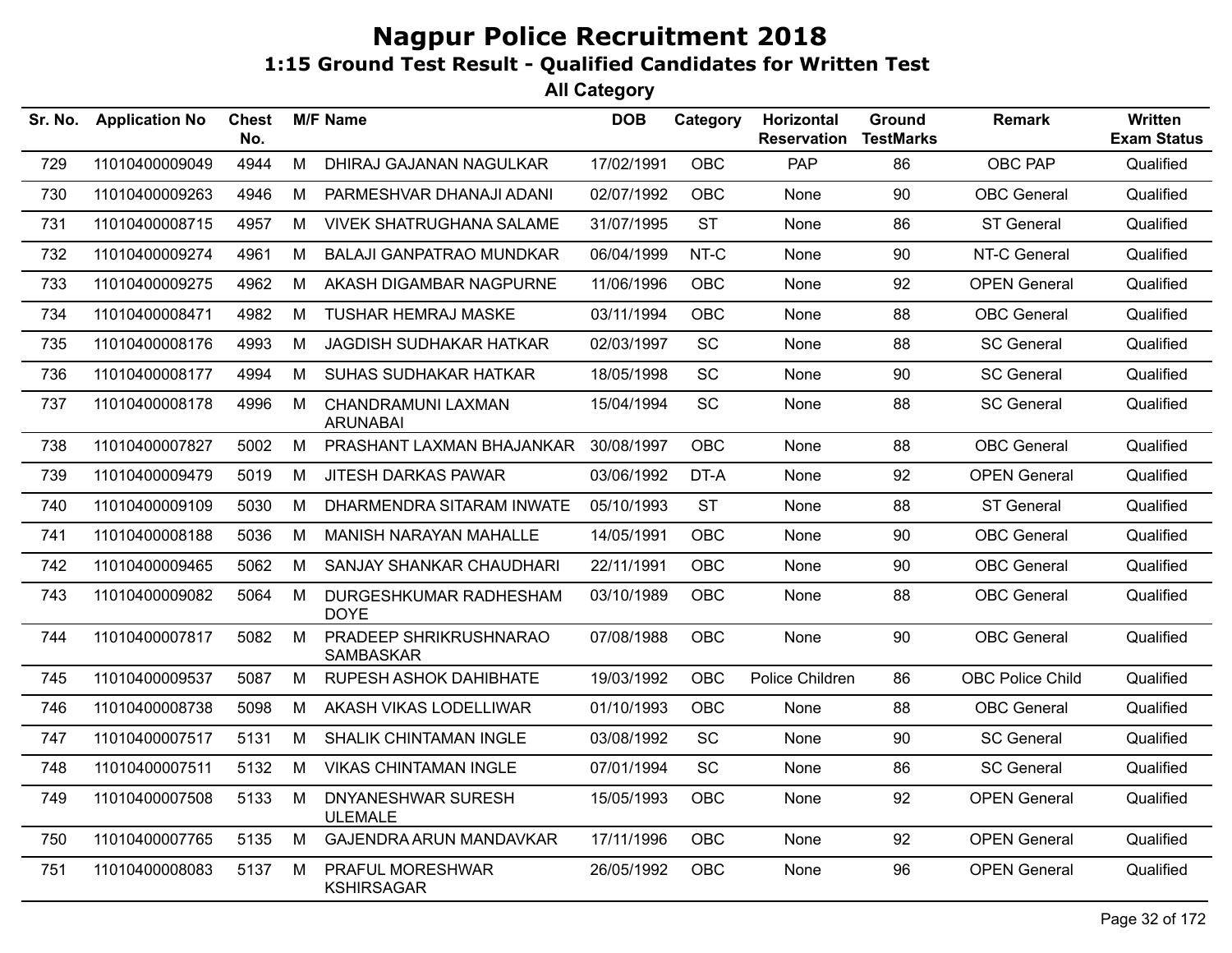# Nagpur Police Recruitment 2018

## 1:15 Ground Test Result - Qualified Candidates for Written Test

### All Category

| Sr. No. | Application No | Chest No. | M/F | Name | DOB | Category | Horizontal Reservation | Ground TestMarks | Remark | Written Exam Status |
|---|---|---|---|---|---|---|---|---|---|---|
| 729 | 11010400009049 | 4944 | M | DHIRAJ GAJANAN NAGULKAR | 17/02/1991 | OBC | PAP | 86 | OBC PAP | Qualified |
| 730 | 11010400009263 | 4946 | M | PARMESHVAR DHANAJI ADANI | 02/07/1992 | OBC | None | 90 | OBC General | Qualified |
| 731 | 11010400008715 | 4957 | M | VIVEK SHATRUGHANA SALAME | 31/07/1995 | ST | None | 86 | ST General | Qualified |
| 732 | 11010400009274 | 4961 | M | BALAJI GANPATRAO MUNDKAR | 06/04/1999 | NT-C | None | 90 | NT-C General | Qualified |
| 733 | 11010400009275 | 4962 | M | AKASH DIGAMBAR NAGPURNE | 11/06/1996 | OBC | None | 92 | OPEN General | Qualified |
| 734 | 11010400008471 | 4982 | M | TUSHAR HEMRAJ MASKE | 03/11/1994 | OBC | None | 88 | OBC General | Qualified |
| 735 | 11010400008176 | 4993 | M | JAGDISH SUDHAKAR HATKAR | 02/03/1997 | SC | None | 88 | SC General | Qualified |
| 736 | 11010400008177 | 4994 | M | SUHAS SUDHAKAR HATKAR | 18/05/1998 | SC | None | 90 | SC General | Qualified |
| 737 | 11010400008178 | 4996 | M | CHANDRAMUNI LAXMAN ARUNABAI | 15/04/1994 | SC | None | 88 | SC General | Qualified |
| 738 | 11010400007827 | 5002 | M | PRASHANT LAXMAN BHAJANKAR | 30/08/1997 | OBC | None | 88 | OBC General | Qualified |
| 739 | 11010400009479 | 5019 | M | JITESH DARKAS PAWAR | 03/06/1992 | DT-A | None | 92 | OPEN General | Qualified |
| 740 | 11010400009109 | 5030 | M | DHARMENDRA SITARAM INWATE | 05/10/1993 | ST | None | 88 | ST General | Qualified |
| 741 | 11010400008188 | 5036 | M | MANISH NARAYAN MAHALLE | 14/05/1991 | OBC | None | 90 | OBC General | Qualified |
| 742 | 11010400009465 | 5062 | M | SANJAY SHANKAR CHAUDHARI | 22/11/1991 | OBC | None | 90 | OBC General | Qualified |
| 743 | 11010400009082 | 5064 | M | DURGESHKUMAR RADHESHAM DOYE | 03/10/1989 | OBC | None | 88 | OBC General | Qualified |
| 744 | 11010400007817 | 5082 | M | PRADEEP SHRIKRUSHNARAO SAMBASKAR | 07/08/1988 | OBC | None | 90 | OBC General | Qualified |
| 745 | 11010400009537 | 5087 | M | RUPESH ASHOK DAHIBHATE | 19/03/1992 | OBC | Police Children | 86 | OBC Police Child | Qualified |
| 746 | 11010400008738 | 5098 | M | AKASH VIKAS LODELLIWAR | 01/10/1993 | OBC | None | 88 | OBC General | Qualified |
| 747 | 11010400007517 | 5131 | M | SHALIK CHINTAMAN INGLE | 03/08/1992 | SC | None | 90 | SC General | Qualified |
| 748 | 11010400007511 | 5132 | M | VIKAS CHINTAMAN INGLE | 07/01/1994 | SC | None | 86 | SC General | Qualified |
| 749 | 11010400007508 | 5133 | M | DNYANESHWAR SURESH ULEMALE | 15/05/1993 | OBC | None | 92 | OPEN General | Qualified |
| 750 | 11010400007765 | 5135 | M | GAJENDRA ARUN MANDAVKAR | 17/11/1996 | OBC | None | 92 | OPEN General | Qualified |
| 751 | 11010400008083 | 5137 | M | PRAFUL MORESHWAR KSHIRSAGAR | 26/05/1992 | OBC | None | 96 | OPEN General | Qualified |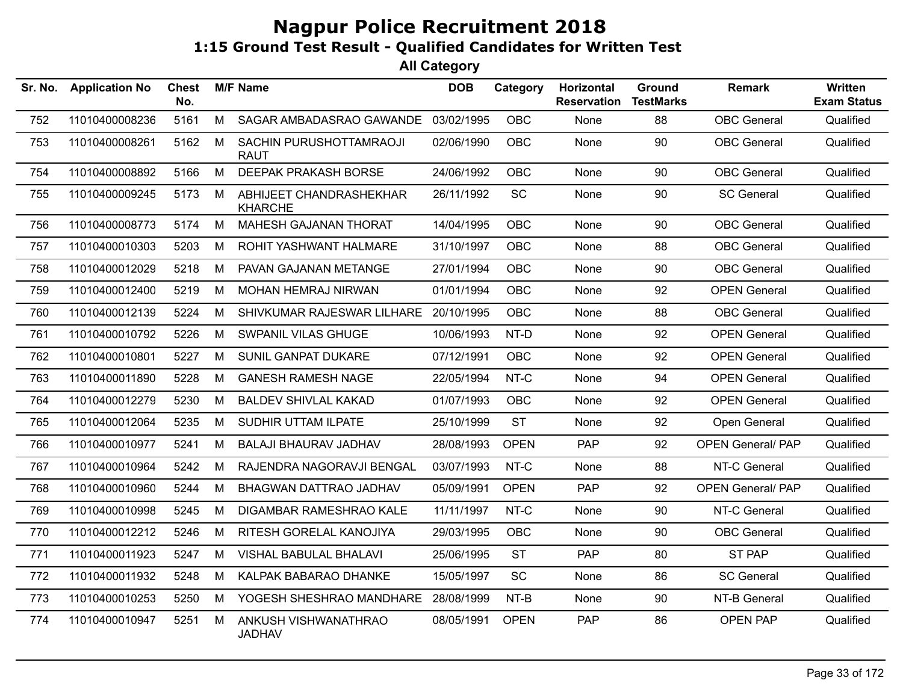# Nagpur Police Recruitment 2018

## 1:15 Ground Test Result - Qualified Candidates for Written Test

### All Category

| Sr. No. | Application No | Chest No. | M/F | Name | DOB | Category | Horizontal Reservation | Ground TestMarks | Remark | Written Exam Status |
|---|---|---|---|---|---|---|---|---|---|---|
| 752 | 11010400008236 | 5161 | M | SAGAR AMBADASRAO GAWANDE | 03/02/1995 | OBC | None | 88 | OBC General | Qualified |
| 753 | 11010400008261 | 5162 | M | SACHIN PURUSHOTTAMRAOJI RAUT | 02/06/1990 | OBC | None | 90 | OBC General | Qualified |
| 754 | 11010400008892 | 5166 | M | DEEPAK PRAKASH BORSE | 24/06/1992 | OBC | None | 90 | OBC General | Qualified |
| 755 | 11010400009245 | 5173 | M | ABHIJEET CHANDRASHEKHAR KHARCHE | 26/11/1992 | SC | None | 90 | SC General | Qualified |
| 756 | 11010400008773 | 5174 | M | MAHESH GAJANAN THORAT | 14/04/1995 | OBC | None | 90 | OBC General | Qualified |
| 757 | 11010400010303 | 5203 | M | ROHIT YASHWANT HALMARE | 31/10/1997 | OBC | None | 88 | OBC General | Qualified |
| 758 | 11010400012029 | 5218 | M | PAVAN GAJANAN METANGE | 27/01/1994 | OBC | None | 90 | OBC General | Qualified |
| 759 | 11010400012400 | 5219 | M | MOHAN HEMRAJ NIRWAN | 01/01/1994 | OBC | None | 92 | OPEN General | Qualified |
| 760 | 11010400012139 | 5224 | M | SHIVKUMAR RAJESWAR LILHARE | 20/10/1995 | OBC | None | 88 | OBC General | Qualified |
| 761 | 11010400010792 | 5226 | M | SWPANIL VILAS GHUGE | 10/06/1993 | NT-D | None | 92 | OPEN General | Qualified |
| 762 | 11010400010801 | 5227 | M | SUNIL GANPAT DUKARE | 07/12/1991 | OBC | None | 92 | OPEN General | Qualified |
| 763 | 11010400011890 | 5228 | M | GANESH RAMESH NAGE | 22/05/1994 | NT-C | None | 94 | OPEN General | Qualified |
| 764 | 11010400012279 | 5230 | M | BALDEV SHIVLAL KAKAD | 01/07/1993 | OBC | None | 92 | OPEN General | Qualified |
| 765 | 11010400012064 | 5235 | M | SUDHIR UTTAM ILPATE | 25/10/1999 | ST | None | 92 | Open General | Qualified |
| 766 | 11010400010977 | 5241 | M | BALAJI BHAURAV JADHAV | 28/08/1993 | OPEN | PAP | 92 | OPEN General/ PAP | Qualified |
| 767 | 11010400010964 | 5242 | M | RAJENDRA NAGORAVJI BENGAL | 03/07/1993 | NT-C | None | 88 | NT-C General | Qualified |
| 768 | 11010400010960 | 5244 | M | BHAGWAN DATTRAO JADHAV | 05/09/1991 | OPEN | PAP | 92 | OPEN General/ PAP | Qualified |
| 769 | 11010400010998 | 5245 | M | DIGAMBAR RAMESHRAO KALE | 11/11/1997 | NT-C | None | 90 | NT-C General | Qualified |
| 770 | 11010400012212 | 5246 | M | RITESH GORELAL KANOJIYA | 29/03/1995 | OBC | None | 90 | OBC General | Qualified |
| 771 | 11010400011923 | 5247 | M | VISHAL BABULAL BHALAVI | 25/06/1995 | ST | PAP | 80 | ST PAP | Qualified |
| 772 | 11010400011932 | 5248 | M | KALPAK BABARAO DHANKE | 15/05/1997 | SC | None | 86 | SC General | Qualified |
| 773 | 11010400010253 | 5250 | M | YOGESH SHESHRAO MANDHARE | 28/08/1999 | NT-B | None | 90 | NT-B General | Qualified |
| 774 | 11010400010947 | 5251 | M | ANKUSH VISHWANATHRAO JADHAV | 08/05/1991 | OPEN | PAP | 86 | OPEN PAP | Qualified |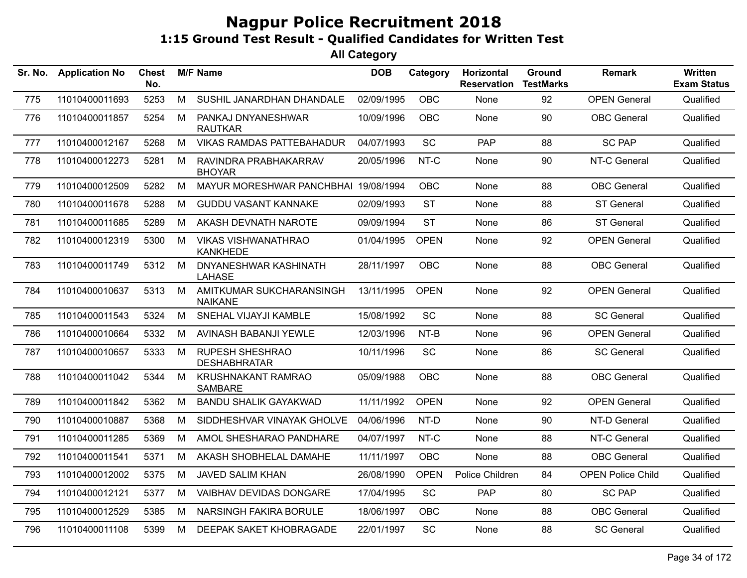# Nagpur Police Recruitment 2018

## 1:15 Ground Test Result - Qualified Candidates for Written Test

### All Category

| Sr. No. | Application No | Chest No. | M/F | Name | DOB | Category | Horizontal Reservation | Ground TestMarks | Remark | Written Exam Status |
|---|---|---|---|---|---|---|---|---|---|---|
| 775 | 11010400011693 | 5253 | M | SUSHIL JANARDHAN DHANDALE | 02/09/1995 | OBC | None | 92 | OPEN General | Qualified |
| 776 | 11010400011857 | 5254 | M | PANKAJ DNYANESHWAR RAUTKAR | 10/09/1996 | OBC | None | 90 | OBC General | Qualified |
| 777 | 11010400012167 | 5268 | M | VIKAS RAMDAS PATTEBAHADUR | 04/07/1993 | SC | PAP | 88 | SC PAP | Qualified |
| 778 | 11010400012273 | 5281 | M | RAVINDRA PRABHAKARRAV BHOYAR | 20/05/1996 | NT-C | None | 90 | NT-C General | Qualified |
| 779 | 11010400012509 | 5282 | M | MAYUR MORESHWAR PANCHBHAI | 19/08/1994 | OBC | None | 88 | OBC General | Qualified |
| 780 | 11010400011678 | 5288 | M | GUDDU VASANT KANNAKE | 02/09/1993 | ST | None | 88 | ST General | Qualified |
| 781 | 11010400011685 | 5289 | M | AKASH DEVNATH NAROTE | 09/09/1994 | ST | None | 86 | ST General | Qualified |
| 782 | 11010400012319 | 5300 | M | VIKAS VISHWANATHRAO KANKHEDE | 01/04/1995 | OPEN | None | 92 | OPEN General | Qualified |
| 783 | 11010400011749 | 5312 | M | DNYANESHWAR KASHINATH LAHASE | 28/11/1997 | OBC | None | 88 | OBC General | Qualified |
| 784 | 11010400010637 | 5313 | M | AMITKUMAR SUKCHARANSINGH NAIKANE | 13/11/1995 | OPEN | None | 92 | OPEN General | Qualified |
| 785 | 11010400011543 | 5324 | M | SNEHAL VIJAYJI KAMBLE | 15/08/1992 | SC | None | 88 | SC General | Qualified |
| 786 | 11010400010664 | 5332 | M | AVINASH BABANJI YEWLE | 12/03/1996 | NT-B | None | 96 | OPEN General | Qualified |
| 787 | 11010400010657 | 5333 | M | RUPESH SHESHRAO DESHABHRATAR | 10/11/1996 | SC | None | 86 | SC General | Qualified |
| 788 | 11010400011042 | 5344 | M | KRUSHNAKANT RAMRAO SAMBARE | 05/09/1988 | OBC | None | 88 | OBC General | Qualified |
| 789 | 11010400011842 | 5362 | M | BANDU SHALIK GAYAKWAD | 11/11/1992 | OPEN | None | 92 | OPEN General | Qualified |
| 790 | 11010400010887 | 5368 | M | SIDDHESHVAR VINAYAK GHOLVE | 04/06/1996 | NT-D | None | 90 | NT-D General | Qualified |
| 791 | 11010400011285 | 5369 | M | AMOL SHESHARAO PANDHARE | 04/07/1997 | NT-C | None | 88 | NT-C General | Qualified |
| 792 | 11010400011541 | 5371 | M | AKASH SHOBHELAL DAMAHE | 11/11/1997 | OBC | None | 88 | OBC General | Qualified |
| 793 | 11010400012002 | 5375 | M | JAVED SALIM KHAN | 26/08/1990 | OPEN | Police Children | 84 | OPEN Police Child | Qualified |
| 794 | 11010400012121 | 5377 | M | VAIBHAV DEVIDAS DONGARE | 17/04/1995 | SC | PAP | 80 | SC PAP | Qualified |
| 795 | 11010400012529 | 5385 | M | NARSINGH FAKIRA BORULE | 18/06/1997 | OBC | None | 88 | OBC General | Qualified |
| 796 | 11010400011108 | 5399 | M | DEEPAK SAKET KHOBRAGADE | 22/01/1997 | SC | None | 88 | SC General | Qualified |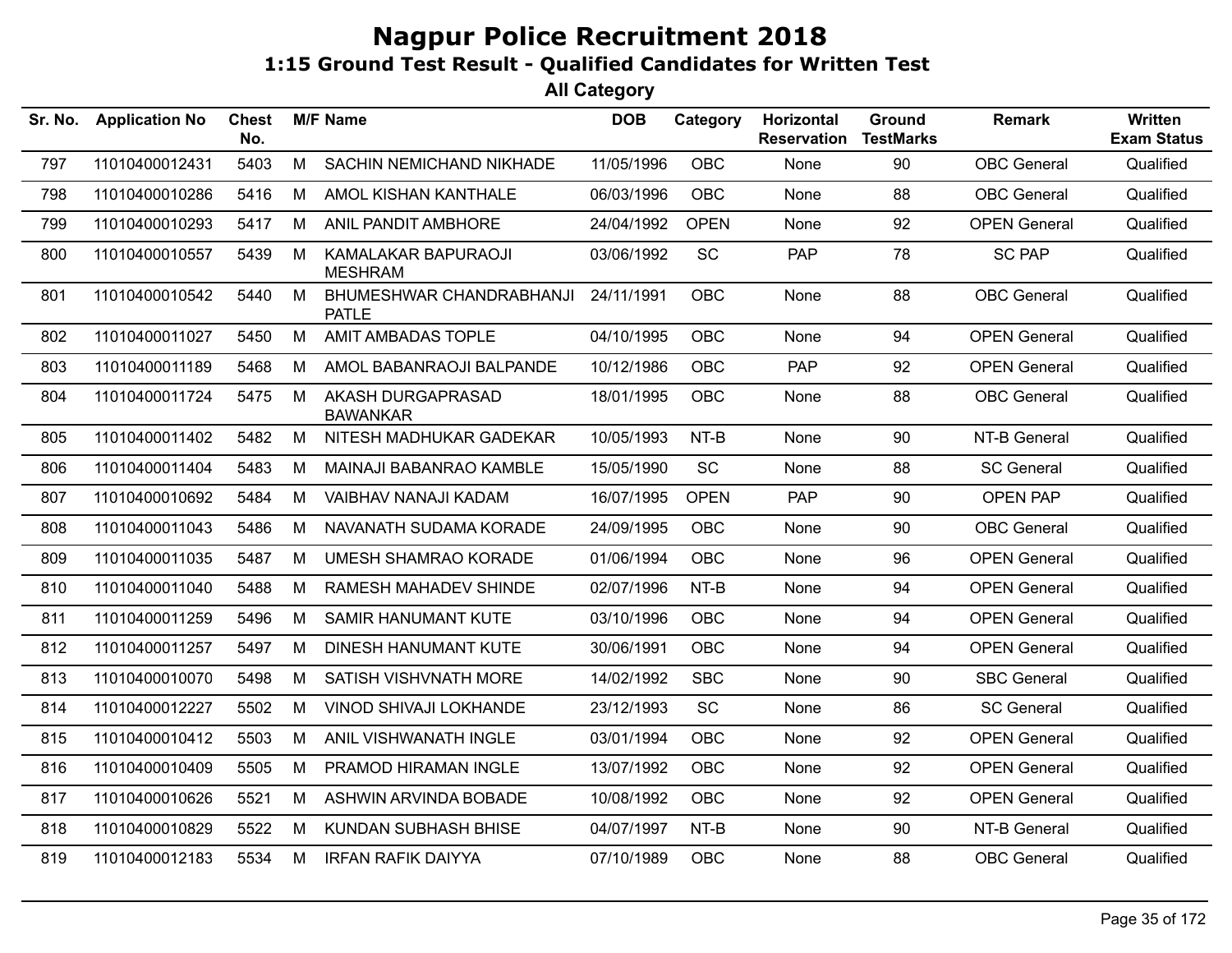# Nagpur Police Recruitment 2018

## 1:15 Ground Test Result - Qualified Candidates for Written Test

### All Category

| Sr. No. | Application No | Chest No. | M/F | Name | DOB | Category | Horizontal Reservation | Ground TestMarks | Remark | Written Exam Status |
|---|---|---|---|---|---|---|---|---|---|---|
| 797 | 11010400012431 | 5403 | M | SACHIN NEMICHAND NIKHADE | 11/05/1996 | OBC | None | 90 | OBC General | Qualified |
| 798 | 11010400010286 | 5416 | M | AMOL KISHAN KANTHALE | 06/03/1996 | OBC | None | 88 | OBC General | Qualified |
| 799 | 11010400010293 | 5417 | M | ANIL PANDIT AMBHORE | 24/04/1992 | OPEN | None | 92 | OPEN General | Qualified |
| 800 | 11010400010557 | 5439 | M | KAMALAKAR BAPURAOJI MESHRAM | 03/06/1992 | SC | PAP | 78 | SC PAP | Qualified |
| 801 | 11010400010542 | 5440 | M | BHUMESHWAR CHANDRABHANJI PATLE | 24/11/1991 | OBC | None | 88 | OBC General | Qualified |
| 802 | 11010400011027 | 5450 | M | AMIT AMBADAS TOPLE | 04/10/1995 | OBC | None | 94 | OPEN General | Qualified |
| 803 | 11010400011189 | 5468 | M | AMOL BABANRAOJI BALPANDE | 10/12/1986 | OBC | PAP | 92 | OPEN General | Qualified |
| 804 | 11010400011724 | 5475 | M | AKASH DURGAPRASAD BAWANKAR | 18/01/1995 | OBC | None | 88 | OBC General | Qualified |
| 805 | 11010400011402 | 5482 | M | NITESH MADHUKAR GADEKAR | 10/05/1993 | NT-B | None | 90 | NT-B General | Qualified |
| 806 | 11010400011404 | 5483 | M | MAINAJI BABANRAO KAMBLE | 15/05/1990 | SC | None | 88 | SC General | Qualified |
| 807 | 11010400010692 | 5484 | M | VAIBHAV NANAJI KADAM | 16/07/1995 | OPEN | PAP | 90 | OPEN PAP | Qualified |
| 808 | 11010400011043 | 5486 | M | NAVANATH SUDAMA KORADE | 24/09/1995 | OBC | None | 90 | OBC General | Qualified |
| 809 | 11010400011035 | 5487 | M | UMESH SHAMRAO KORADE | 01/06/1994 | OBC | None | 96 | OPEN General | Qualified |
| 810 | 11010400011040 | 5488 | M | RAMESH MAHADEV SHINDE | 02/07/1996 | NT-B | None | 94 | OPEN General | Qualified |
| 811 | 11010400011259 | 5496 | M | SAMIR HANUMANT KUTE | 03/10/1996 | OBC | None | 94 | OPEN General | Qualified |
| 812 | 11010400011257 | 5497 | M | DINESH HANUMANT KUTE | 30/06/1991 | OBC | None | 94 | OPEN General | Qualified |
| 813 | 11010400010070 | 5498 | M | SATISH VISHVNATH MORE | 14/02/1992 | SBC | None | 90 | SBC General | Qualified |
| 814 | 11010400012227 | 5502 | M | VINOD SHIVAJI LOKHANDE | 23/12/1993 | SC | None | 86 | SC General | Qualified |
| 815 | 11010400010412 | 5503 | M | ANIL VISHWANATH INGLE | 03/01/1994 | OBC | None | 92 | OPEN General | Qualified |
| 816 | 11010400010409 | 5505 | M | PRAMOD HIRAMAN INGLE | 13/07/1992 | OBC | None | 92 | OPEN General | Qualified |
| 817 | 11010400010626 | 5521 | M | ASHWIN ARVINDA BOBADE | 10/08/1992 | OBC | None | 92 | OPEN General | Qualified |
| 818 | 11010400010829 | 5522 | M | KUNDAN SUBHASH BHISE | 04/07/1997 | NT-B | None | 90 | NT-B General | Qualified |
| 819 | 11010400012183 | 5534 | M | IRFAN RAFIK DAIYYA | 07/10/1989 | OBC | None | 88 | OBC General | Qualified |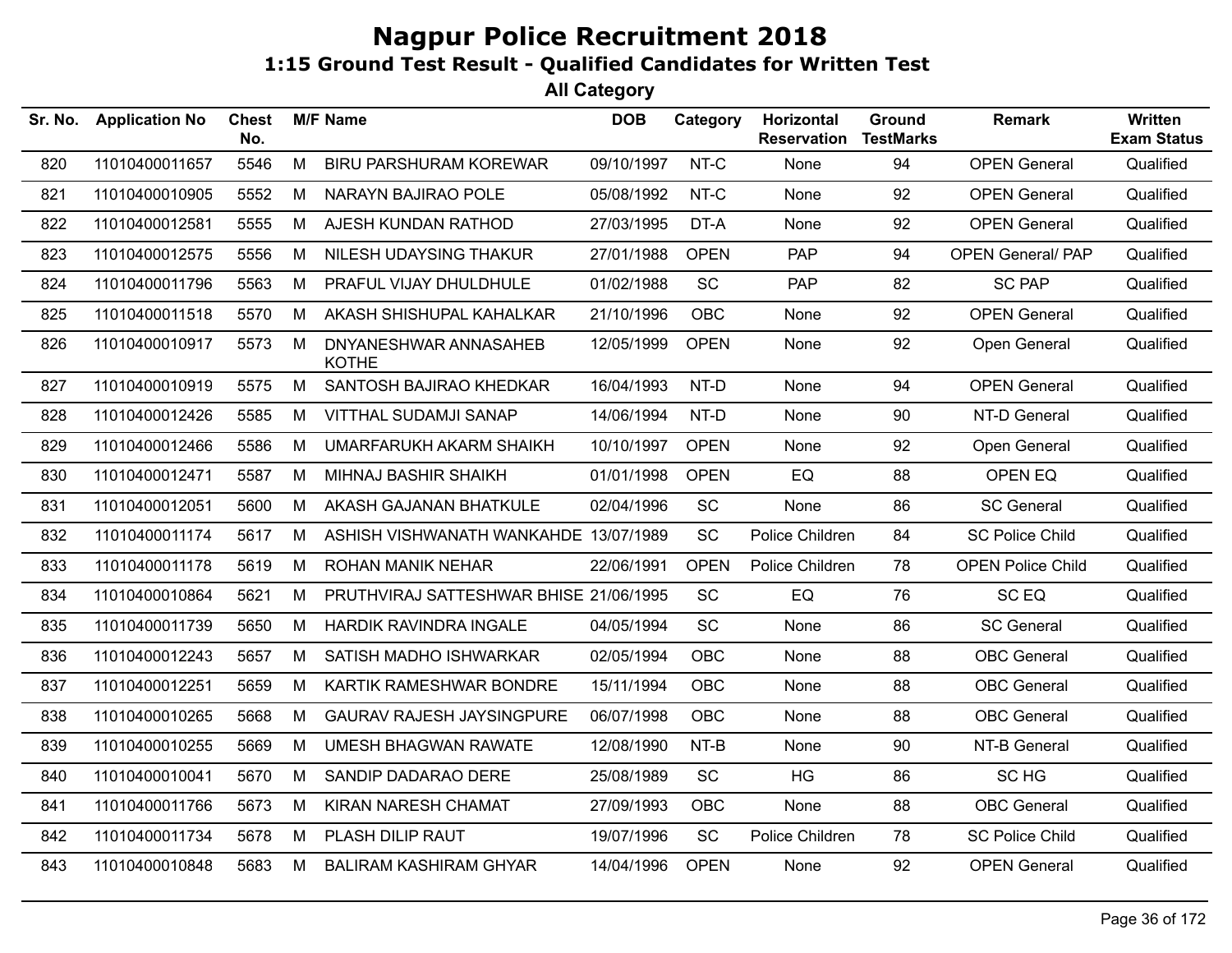# Nagpur Police Recruitment 2018

## 1:15 Ground Test Result - Qualified Candidates for Written Test

### All Category

| Sr. No. | Application No | Chest No. | M/F | Name | DOB | Category | Horizontal Reservation | Ground TestMarks | Remark | Written Exam Status |
|---|---|---|---|---|---|---|---|---|---|---|
| 820 | 11010400011657 | 5546 | M | BIRU PARSHURAM KOREWAR | 09/10/1997 | NT-C | None | 94 | OPEN General | Qualified |
| 821 | 11010400010905 | 5552 | M | NARAYN BAJIRAO POLE | 05/08/1992 | NT-C | None | 92 | OPEN General | Qualified |
| 822 | 11010400012581 | 5555 | M | AJESH KUNDAN RATHOD | 27/03/1995 | DT-A | None | 92 | OPEN General | Qualified |
| 823 | 11010400012575 | 5556 | M | NILESH UDAYSING THAKUR | 27/01/1988 | OPEN | PAP | 94 | OPEN General/ PAP | Qualified |
| 824 | 11010400011796 | 5563 | M | PRAFUL VIJAY DHULDHULE | 01/02/1988 | SC | PAP | 82 | SC PAP | Qualified |
| 825 | 11010400011518 | 5570 | M | AKASH SHISHUPAL KAHALKAR | 21/10/1996 | OBC | None | 92 | OPEN General | Qualified |
| 826 | 11010400010917 | 5573 | M | DNYANESHWAR ANNASAHEB KOTHE | 12/05/1999 | OPEN | None | 92 | Open General | Qualified |
| 827 | 11010400010919 | 5575 | M | SANTOSH BAJIRAO KHEDKAR | 16/04/1993 | NT-D | None | 94 | OPEN General | Qualified |
| 828 | 11010400012426 | 5585 | M | VITTHAL SUDAMJI SANAP | 14/06/1994 | NT-D | None | 90 | NT-D General | Qualified |
| 829 | 11010400012466 | 5586 | M | UMARFARUKH AKARM SHAIKH | 10/10/1997 | OPEN | None | 92 | Open General | Qualified |
| 830 | 11010400012471 | 5587 | M | MIHNAJ BASHIR SHAIKH | 01/01/1998 | OPEN | EQ | 88 | OPEN EQ | Qualified |
| 831 | 11010400012051 | 5600 | M | AKASH GAJANAN BHATKULE | 02/04/1996 | SC | None | 86 | SC General | Qualified |
| 832 | 11010400011174 | 5617 | M | ASHISH VISHWANATH WANKAHDE | 13/07/1989 | SC | Police Children | 84 | SC Police Child | Qualified |
| 833 | 11010400011178 | 5619 | M | ROHAN MANIK NEHAR | 22/06/1991 | OPEN | Police Children | 78 | OPEN Police Child | Qualified |
| 834 | 11010400010864 | 5621 | M | PRUTHVIRAJ SATTESHWAR BHISE | 21/06/1995 | SC | EQ | 76 | SC EQ | Qualified |
| 835 | 11010400011739 | 5650 | M | HARDIK RAVINDRA INGALE | 04/05/1994 | SC | None | 86 | SC General | Qualified |
| 836 | 11010400012243 | 5657 | M | SATISH MADHO ISHWARKAR | 02/05/1994 | OBC | None | 88 | OBC General | Qualified |
| 837 | 11010400012251 | 5659 | M | KARTIK RAMESHWAR BONDRE | 15/11/1994 | OBC | None | 88 | OBC General | Qualified |
| 838 | 11010400010265 | 5668 | M | GAURAV RAJESH JAYSINGPURE | 06/07/1998 | OBC | None | 88 | OBC General | Qualified |
| 839 | 11010400010255 | 5669 | M | UMESH BHAGWAN RAWATE | 12/08/1990 | NT-B | None | 90 | NT-B General | Qualified |
| 840 | 11010400010041 | 5670 | M | SANDIP DADARAO DERE | 25/08/1989 | SC | HG | 86 | SC HG | Qualified |
| 841 | 11010400011766 | 5673 | M | KIRAN NARESH CHAMAT | 27/09/1993 | OBC | None | 88 | OBC General | Qualified |
| 842 | 11010400011734 | 5678 | M | PLASH DILIP RAUT | 19/07/1996 | SC | Police Children | 78 | SC Police Child | Qualified |
| 843 | 11010400010848 | 5683 | M | BALIRAM KASHIRAM GHYAR | 14/04/1996 | OPEN | None | 92 | OPEN General | Qualified |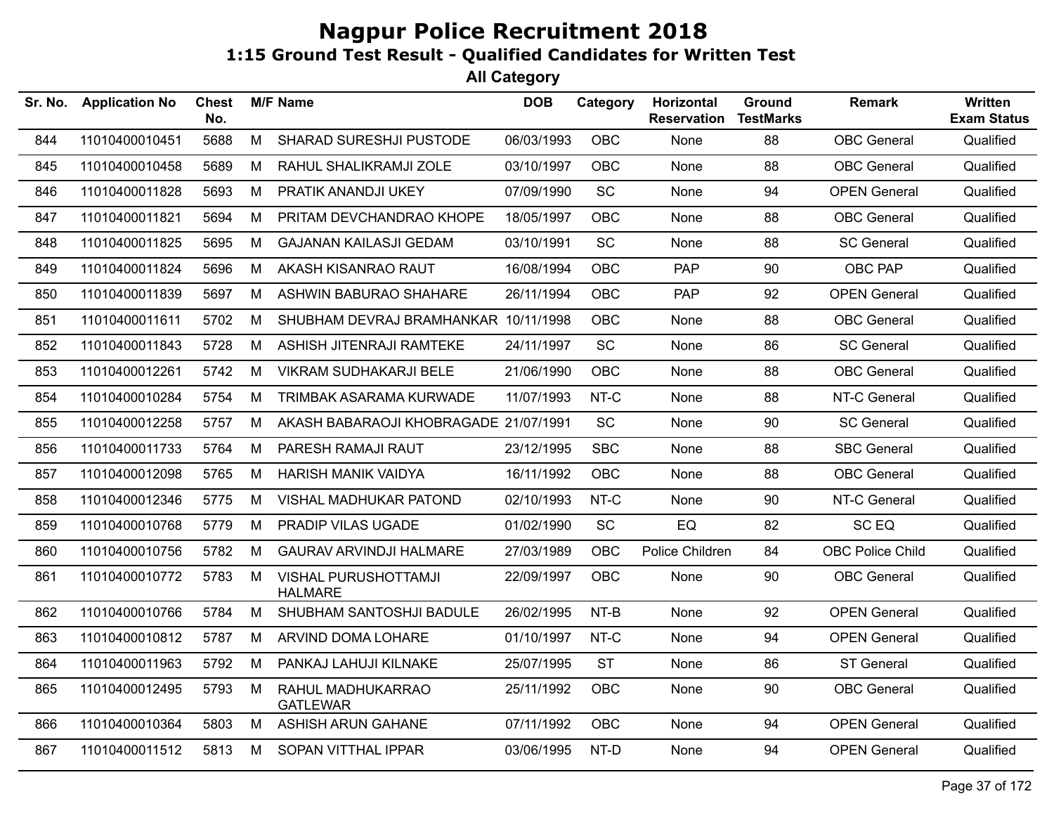# Nagpur Police Recruitment 2018

## 1:15 Ground Test Result - Qualified Candidates for Written Test

### All Category

| Sr. No. | Application No | Chest No. | M/F | Name | DOB | Category | Horizontal Reservation | Ground TestMarks | Remark | Written Exam Status |
|---|---|---|---|---|---|---|---|---|---|---|
| 844 | 11010400010451 | 5688 | M | SHARAD SURESHJI PUSTODE | 06/03/1993 | OBC | None | 88 | OBC General | Qualified |
| 845 | 11010400010458 | 5689 | M | RAHUL SHALIKRAMJI ZOLE | 03/10/1997 | OBC | None | 88 | OBC General | Qualified |
| 846 | 11010400011828 | 5693 | M | PRATIK ANANDJI UKEY | 07/09/1990 | SC | None | 94 | OPEN General | Qualified |
| 847 | 11010400011821 | 5694 | M | PRITAM DEVCHANDRAO KHOPE | 18/05/1997 | OBC | None | 88 | OBC General | Qualified |
| 848 | 11010400011825 | 5695 | M | GAJANAN KAILASJI GEDAM | 03/10/1991 | SC | None | 88 | SC General | Qualified |
| 849 | 11010400011824 | 5696 | M | AKASH KISANRAO RAUT | 16/08/1994 | OBC | PAP | 90 | OBC PAP | Qualified |
| 850 | 11010400011839 | 5697 | M | ASHWIN BABURAO SHAHARE | 26/11/1994 | OBC | PAP | 92 | OPEN General | Qualified |
| 851 | 11010400011611 | 5702 | M | SHUBHAM DEVRAJ BRAMHANKAR | 10/11/1998 | OBC | None | 88 | OBC General | Qualified |
| 852 | 11010400011843 | 5728 | M | ASHISH JITENRAJI RAMTEKE | 24/11/1997 | SC | None | 86 | SC General | Qualified |
| 853 | 11010400012261 | 5742 | M | VIKRAM SUDHAKARJI BELE | 21/06/1990 | OBC | None | 88 | OBC General | Qualified |
| 854 | 11010400010284 | 5754 | M | TRIMBAK ASARAMA KURWADE | 11/07/1993 | NT-C | None | 88 | NT-C General | Qualified |
| 855 | 11010400012258 | 5757 | M | AKASH BABARAOJI KHOBRAGADE | 21/07/1991 | SC | None | 90 | SC General | Qualified |
| 856 | 11010400011733 | 5764 | M | PARESH RAMAJI RAUT | 23/12/1995 | SBC | None | 88 | SBC General | Qualified |
| 857 | 11010400012098 | 5765 | M | HARISH MANIK VAIDYA | 16/11/1992 | OBC | None | 88 | OBC General | Qualified |
| 858 | 11010400012346 | 5775 | M | VISHAL MADHUKAR PATOND | 02/10/1993 | NT-C | None | 90 | NT-C General | Qualified |
| 859 | 11010400010768 | 5779 | M | PRADIP VILAS UGADE | 01/02/1990 | SC | EQ | 82 | SC EQ | Qualified |
| 860 | 11010400010756 | 5782 | M | GAURAV ARVINDJI HALMARE | 27/03/1989 | OBC | Police Children | 84 | OBC Police Child | Qualified |
| 861 | 11010400010772 | 5783 | M | VISHAL PURUSHOTTAMJI HALMARE | 22/09/1997 | OBC | None | 90 | OBC General | Qualified |
| 862 | 11010400010766 | 5784 | M | SHUBHAM SANTOSHJI BADULE | 26/02/1995 | NT-B | None | 92 | OPEN General | Qualified |
| 863 | 11010400010812 | 5787 | M | ARVIND DOMA LOHARE | 01/10/1997 | NT-C | None | 94 | OPEN General | Qualified |
| 864 | 11010400011963 | 5792 | M | PANKAJ LAHUJI KILNAKE | 25/07/1995 | ST | None | 86 | ST General | Qualified |
| 865 | 11010400012495 | 5793 | M | RAHUL MADHUKARRAO GATLEWAR | 25/11/1992 | OBC | None | 90 | OBC General | Qualified |
| 866 | 11010400010364 | 5803 | M | ASHISH ARUN GAHANE | 07/11/1992 | OBC | None | 94 | OPEN General | Qualified |
| 867 | 11010400011512 | 5813 | M | SOPAN VITTHAL IPPAR | 03/06/1995 | NT-D | None | 94 | OPEN General | Qualified |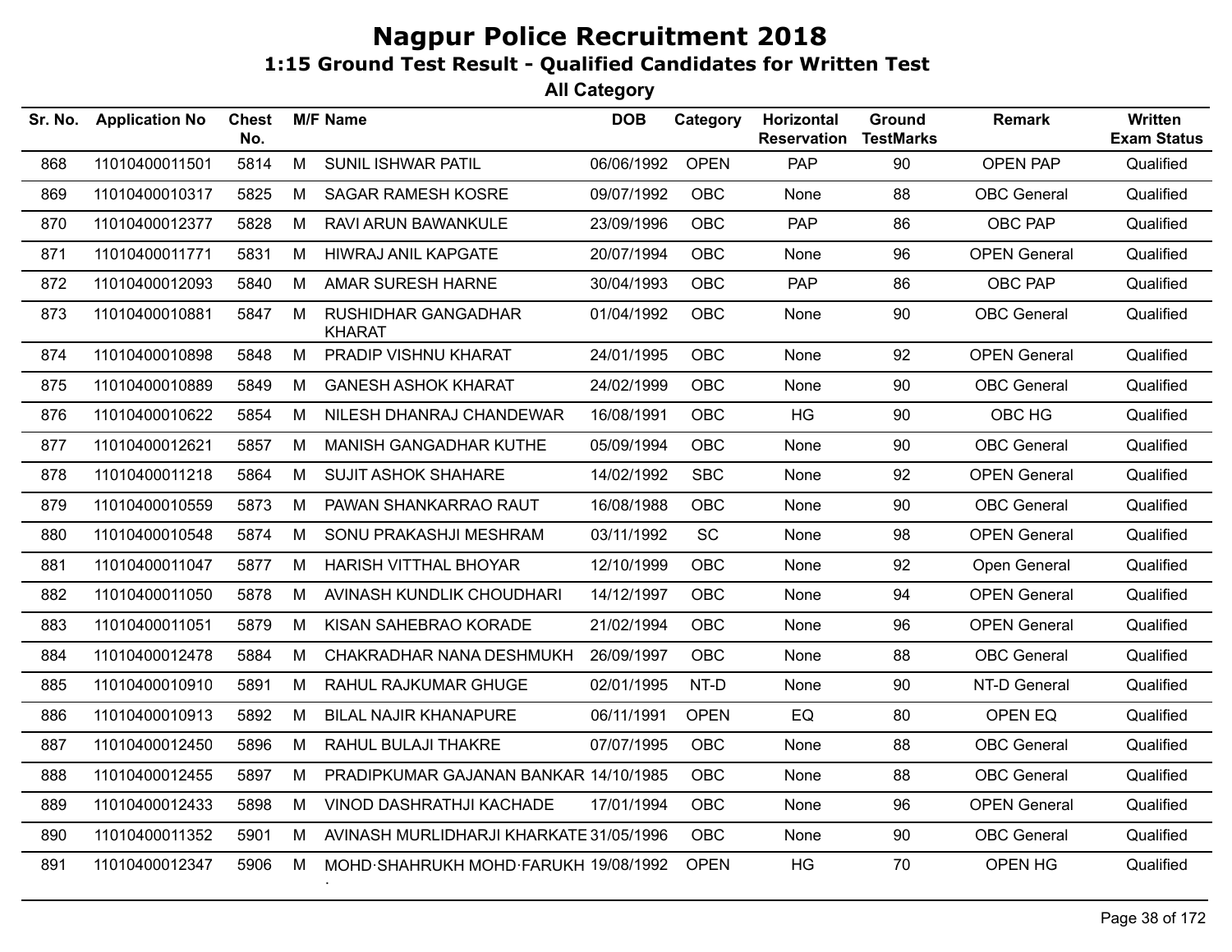# Nagpur Police Recruitment 2018

## 1:15 Ground Test Result - Qualified Candidates for Written Test

### All Category

| Sr. No. | Application No | Chest No. | M/F | Name | DOB | Category | Horizontal Reservation | Ground TestMarks | Remark | Written Exam Status |
|---|---|---|---|---|---|---|---|---|---|---|
| 868 | 11010400011501 | 5814 | M | SUNIL ISHWAR PATIL | 06/06/1992 | OPEN | PAP | 90 | OPEN PAP | Qualified |
| 869 | 11010400010317 | 5825 | M | SAGAR RAMESH KOSRE | 09/07/1992 | OBC | None | 88 | OBC General | Qualified |
| 870 | 11010400012377 | 5828 | M | RAVI ARUN BAWANKULE | 23/09/1996 | OBC | PAP | 86 | OBC PAP | Qualified |
| 871 | 11010400011771 | 5831 | M | HIWRAJ ANIL KAPGATE | 20/07/1994 | OBC | None | 96 | OPEN General | Qualified |
| 872 | 11010400012093 | 5840 | M | AMAR SURESH HARNE | 30/04/1993 | OBC | PAP | 86 | OBC PAP | Qualified |
| 873 | 11010400010881 | 5847 | M | RUSHIDHAR GANGADHAR KHARAT | 01/04/1992 | OBC | None | 90 | OBC General | Qualified |
| 874 | 11010400010898 | 5848 | M | PRADIP VISHNU KHARAT | 24/01/1995 | OBC | None | 92 | OPEN General | Qualified |
| 875 | 11010400010889 | 5849 | M | GANESH ASHOK KHARAT | 24/02/1999 | OBC | None | 90 | OBC General | Qualified |
| 876 | 11010400010622 | 5854 | M | NILESH DHANRAJ CHANDEWAR | 16/08/1991 | OBC | HG | 90 | OBC HG | Qualified |
| 877 | 11010400012621 | 5857 | M | MANISH GANGADHAR KUTHE | 05/09/1994 | OBC | None | 90 | OBC General | Qualified |
| 878 | 11010400011218 | 5864 | M | SUJIT ASHOK SHAHARE | 14/02/1992 | SBC | None | 92 | OPEN General | Qualified |
| 879 | 11010400010559 | 5873 | M | PAWAN SHANKARRAO RAUT | 16/08/1988 | OBC | None | 90 | OBC General | Qualified |
| 880 | 11010400010548 | 5874 | M | SONU PRAKASHJI MESHRAM | 03/11/1992 | SC | None | 98 | OPEN General | Qualified |
| 881 | 11010400011047 | 5877 | M | HARISH VITTHAL BHOYAR | 12/10/1999 | OBC | None | 92 | Open General | Qualified |
| 882 | 11010400011050 | 5878 | M | AVINASH KUNDLIK CHOUDHARI | 14/12/1997 | OBC | None | 94 | OPEN General | Qualified |
| 883 | 11010400011051 | 5879 | M | KISAN SAHEBRAO KORADE | 21/02/1994 | OBC | None | 96 | OPEN General | Qualified |
| 884 | 11010400012478 | 5884 | M | CHAKRADHAR NANA DESHMUKH | 26/09/1997 | OBC | None | 88 | OBC General | Qualified |
| 885 | 11010400010910 | 5891 | M | RAHUL RAJKUMAR GHUGE | 02/01/1995 | NT-D | None | 90 | NT-D General | Qualified |
| 886 | 11010400010913 | 5892 | M | BILAL NAJIR KHANAPURE | 06/11/1991 | OPEN | EQ | 80 | OPEN EQ | Qualified |
| 887 | 11010400012450 | 5896 | M | RAHUL BULAJI THAKRE | 07/07/1995 | OBC | None | 88 | OBC General | Qualified |
| 888 | 11010400012455 | 5897 | M | PRADIPKUMAR GAJANAN BANKAR | 14/10/1985 | OBC | None | 88 | OBC General | Qualified |
| 889 | 11010400012433 | 5898 | M | VINOD DASHRATHJI KACHADE | 17/01/1994 | OBC | None | 96 | OPEN General | Qualified |
| 890 | 11010400011352 | 5901 | M | AVINASH MURLIDHARJI KHARKATE | 31/05/1996 | OBC | None | 90 | OBC General | Qualified |
| 891 | 11010400012347 | 5906 | M | MOHD·SHAHRUKH MOHD·FARUKH · | 19/08/1992 | OPEN | HG | 70 | OPEN HG | Qualified |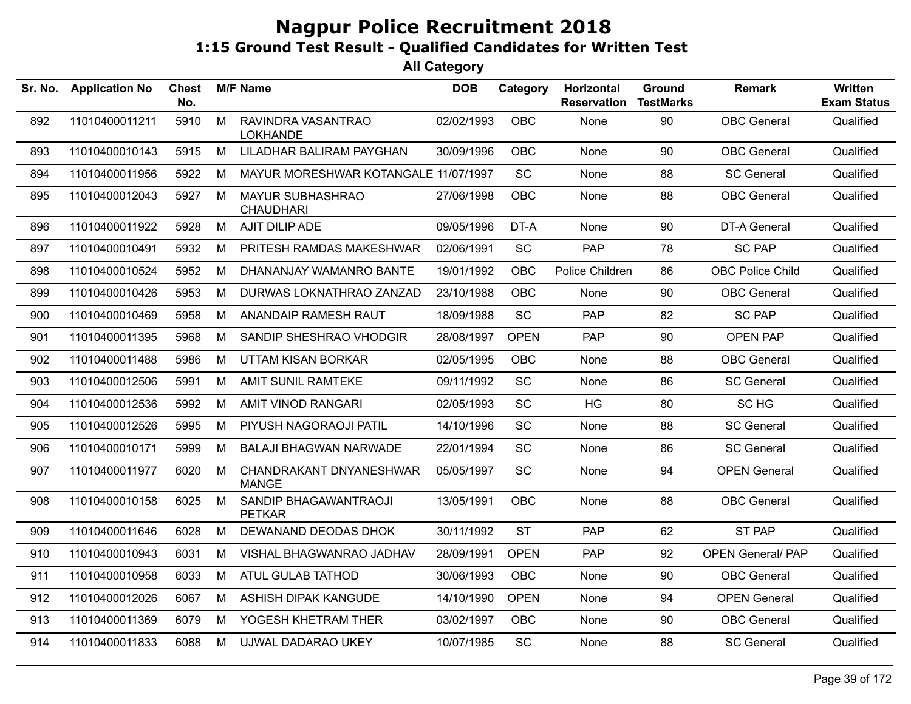# Nagpur Police Recruitment 2018

## 1:15 Ground Test Result - Qualified Candidates for Written Test

### All Category

| Sr. No. | Application No | Chest No. | M/F | Name | DOB | Category | Horizontal Reservation | Ground TestMarks | Remark | Written Exam Status |
|---|---|---|---|---|---|---|---|---|---|---|
| 892 | 11010400011211 | 5910 | M | RAVINDRA VASANTRAO LOKHANDE | 02/02/1993 | OBC | None | 90 | OBC General | Qualified |
| 893 | 11010400010143 | 5915 | M | LILADHAR BALIRAM PAYGHAN | 30/09/1996 | OBC | None | 90 | OBC General | Qualified |
| 894 | 11010400011956 | 5922 | M | MAYUR MORESHWAR KOTANGALE | 11/07/1997 | SC | None | 88 | SC General | Qualified |
| 895 | 11010400012043 | 5927 | M | MAYUR SUBHASHRAO CHAUDHARI | 27/06/1998 | OBC | None | 88 | OBC General | Qualified |
| 896 | 11010400011922 | 5928 | M | AJIT DILIP ADE | 09/05/1996 | DT-A | None | 90 | DT-A General | Qualified |
| 897 | 11010400010491 | 5932 | M | PRITESH RAMDAS MAKESHWAR | 02/06/1991 | SC | PAP | 78 | SC PAP | Qualified |
| 898 | 11010400010524 | 5952 | M | DHANANJAY WAMANRO BANTE | 19/01/1992 | OBC | Police Children | 86 | OBC Police Child | Qualified |
| 899 | 11010400010426 | 5953 | M | DURWAS LOKNATHRAO ZANZAD | 23/10/1988 | OBC | None | 90 | OBC General | Qualified |
| 900 | 11010400010469 | 5958 | M | ANANDAIP RAMESH RAUT | 18/09/1988 | SC | PAP | 82 | SC PAP | Qualified |
| 901 | 11010400011395 | 5968 | M | SANDIP SHESHRAO VHODGIR | 28/08/1997 | OPEN | PAP | 90 | OPEN PAP | Qualified |
| 902 | 11010400011488 | 5986 | M | UTTAM KISAN BORKAR | 02/05/1995 | OBC | None | 88 | OBC General | Qualified |
| 903 | 11010400012506 | 5991 | M | AMIT SUNIL RAMTEKE | 09/11/1992 | SC | None | 86 | SC General | Qualified |
| 904 | 11010400012536 | 5992 | M | AMIT VINOD RANGARI | 02/05/1993 | SC | HG | 80 | SC HG | Qualified |
| 905 | 11010400012526 | 5995 | M | PIYUSH NAGORAOJI PATIL | 14/10/1996 | SC | None | 88 | SC General | Qualified |
| 906 | 11010400010171 | 5999 | M | BALAJI BHAGWAN NARWADE | 22/01/1994 | SC | None | 86 | SC General | Qualified |
| 907 | 11010400011977 | 6020 | M | CHANDRAKANT DNYANESHWAR MANGE | 05/05/1997 | SC | None | 94 | OPEN General | Qualified |
| 908 | 11010400010158 | 6025 | M | SANDIP BHAGAWANTRAOJI PETKAR | 13/05/1991 | OBC | None | 88 | OBC General | Qualified |
| 909 | 11010400011646 | 6028 | M | DEWANAND DEODAS DHOK | 30/11/1992 | ST | PAP | 62 | ST PAP | Qualified |
| 910 | 11010400010943 | 6031 | M | VISHAL BHAGWANRAO JADHAV | 28/09/1991 | OPEN | PAP | 92 | OPEN General/ PAP | Qualified |
| 911 | 11010400010958 | 6033 | M | ATUL GULAB TATHOD | 30/06/1993 | OBC | None | 90 | OBC General | Qualified |
| 912 | 11010400012026 | 6067 | M | ASHISH DIPAK KANGUDE | 14/10/1990 | OPEN | None | 94 | OPEN General | Qualified |
| 913 | 11010400011369 | 6079 | M | YOGESH KHETRAM THER | 03/02/1997 | OBC | None | 90 | OBC General | Qualified |
| 914 | 11010400011833 | 6088 | M | UJWAL DADARAO UKEY | 10/07/1985 | SC | None | 88 | SC General | Qualified |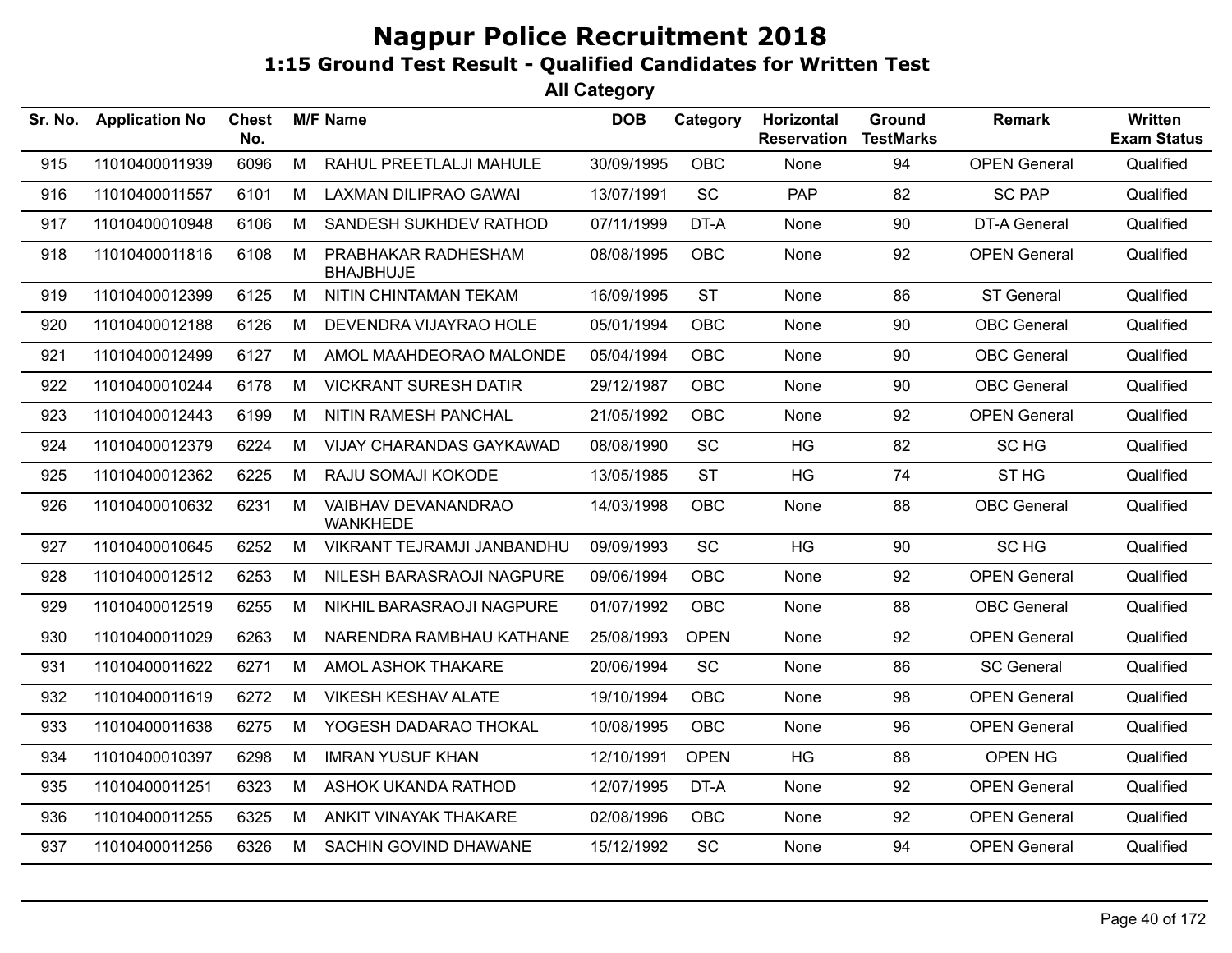# Nagpur Police Recruitment 2018

## 1:15 Ground Test Result - Qualified Candidates for Written Test

### All Category

| Sr. No. | Application No | Chest No. | M/F | Name | DOB | Category | Horizontal Reservation | Ground TestMarks | Remark | Written Exam Status |
|---|---|---|---|---|---|---|---|---|---|---|
| 915 | 11010400011939 | 6096 | M | RAHUL PREETLALJI MAHULE | 30/09/1995 | OBC | None | 94 | OPEN General | Qualified |
| 916 | 11010400011557 | 6101 | M | LAXMAN DILIPRAO GAWAI | 13/07/1991 | SC | PAP | 82 | SC PAP | Qualified |
| 917 | 11010400010948 | 6106 | M | SANDESH SUKHDEV RATHOD | 07/11/1999 | DT-A | None | 90 | DT-A General | Qualified |
| 918 | 11010400011816 | 6108 | M | PRABHAKAR RADHESHAM BHAJBHUJE | 08/08/1995 | OBC | None | 92 | OPEN General | Qualified |
| 919 | 11010400012399 | 6125 | M | NITIN CHINTAMAN TEKAM | 16/09/1995 | ST | None | 86 | ST General | Qualified |
| 920 | 11010400012188 | 6126 | M | DEVENDRA VIJAYRAO HOLE | 05/01/1994 | OBC | None | 90 | OBC General | Qualified |
| 921 | 11010400012499 | 6127 | M | AMOL MAAHDEORAO MALONDE | 05/04/1994 | OBC | None | 90 | OBC General | Qualified |
| 922 | 11010400010244 | 6178 | M | VICKRANT SURESH DATIR | 29/12/1987 | OBC | None | 90 | OBC General | Qualified |
| 923 | 11010400012443 | 6199 | M | NITIN RAMESH PANCHAL | 21/05/1992 | OBC | None | 92 | OPEN General | Qualified |
| 924 | 11010400012379 | 6224 | M | VIJAY CHARANDAS GAYKAWAD | 08/08/1990 | SC | HG | 82 | SC HG | Qualified |
| 925 | 11010400012362 | 6225 | M | RAJU SOMAJI KOKODE | 13/05/1985 | ST | HG | 74 | ST HG | Qualified |
| 926 | 11010400010632 | 6231 | M | VAIBHAV DEVANANDRAO WANKHEDE | 14/03/1998 | OBC | None | 88 | OBC General | Qualified |
| 927 | 11010400010645 | 6252 | M | VIKRANT TEJRAMJI JANBANDHU | 09/09/1993 | SC | HG | 90 | SC HG | Qualified |
| 928 | 11010400012512 | 6253 | M | NILESH BARASRAOJI NAGPURE | 09/06/1994 | OBC | None | 92 | OPEN General | Qualified |
| 929 | 11010400012519 | 6255 | M | NIKHIL BARASRAOJI NAGPURE | 01/07/1992 | OBC | None | 88 | OBC General | Qualified |
| 930 | 11010400011029 | 6263 | M | NARENDRA RAMBHAU KATHANE | 25/08/1993 | OPEN | None | 92 | OPEN General | Qualified |
| 931 | 11010400011622 | 6271 | M | AMOL ASHOK THAKARE | 20/06/1994 | SC | None | 86 | SC General | Qualified |
| 932 | 11010400011619 | 6272 | M | VIKESH KESHAV ALATE | 19/10/1994 | OBC | None | 98 | OPEN General | Qualified |
| 933 | 11010400011638 | 6275 | M | YOGESH DADARAO THOKAL | 10/08/1995 | OBC | None | 96 | OPEN General | Qualified |
| 934 | 11010400010397 | 6298 | M | IMRAN YUSUF KHAN | 12/10/1991 | OPEN | HG | 88 | OPEN HG | Qualified |
| 935 | 11010400011251 | 6323 | M | ASHOK UKANDA RATHOD | 12/07/1995 | DT-A | None | 92 | OPEN General | Qualified |
| 936 | 11010400011255 | 6325 | M | ANKIT VINAYAK THAKARE | 02/08/1996 | OBC | None | 92 | OPEN General | Qualified |
| 937 | 11010400011256 | 6326 | M | SACHIN GOVIND DHAWANE | 15/12/1992 | SC | None | 94 | OPEN General | Qualified |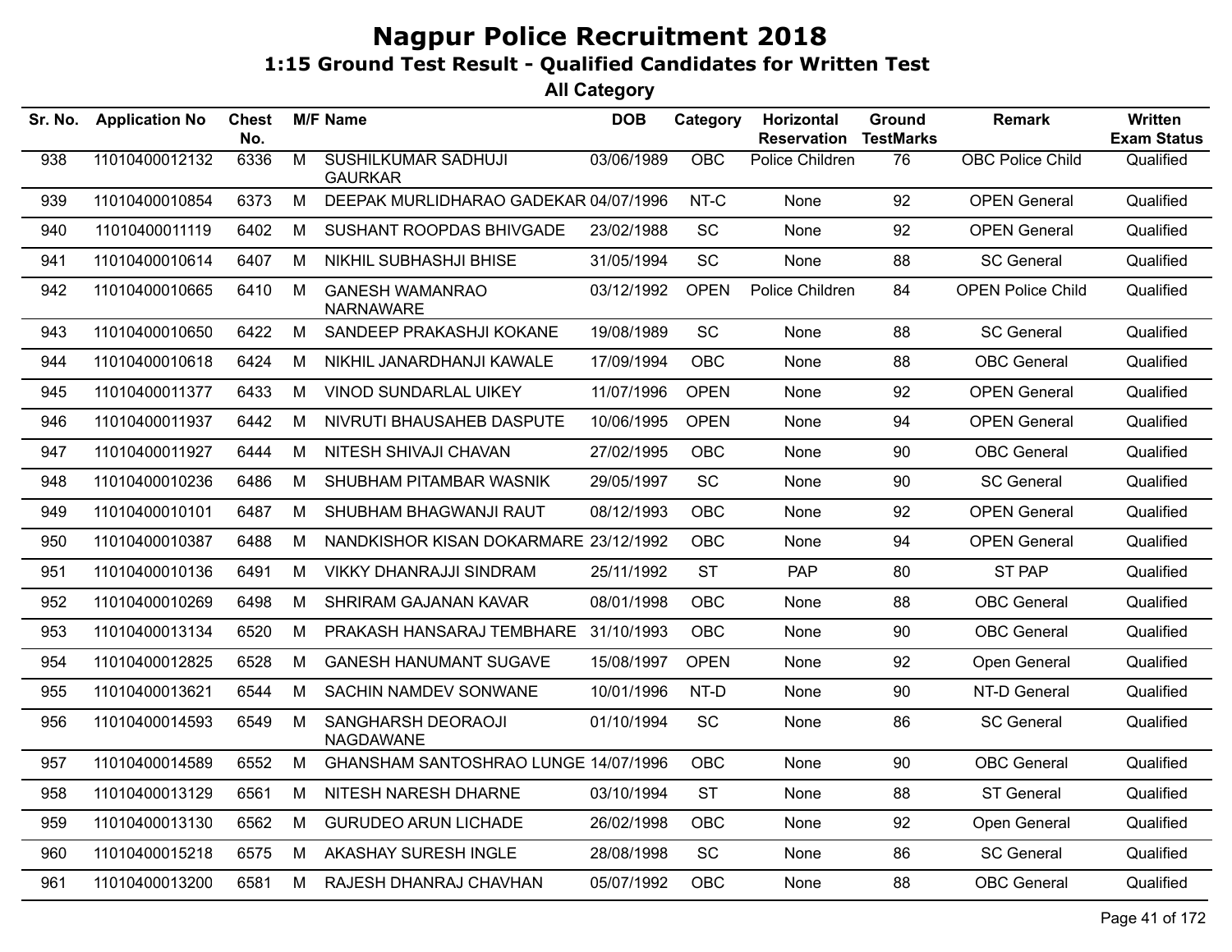# Nagpur Police Recruitment 2018

## 1:15 Ground Test Result - Qualified Candidates for Written Test

### All Category

| Sr. No. | Application No | Chest No. | M/F | Name | DOB | Category | Horizontal Reservation | Ground TestMarks | Remark | Written Exam Status |
|---|---|---|---|---|---|---|---|---|---|---|
| 938 | 11010400012132 | 6336 | M | SUSHILKUMAR SADHUJI GAURKAR | 03/06/1989 | OBC | Police Children | 76 | OBC Police Child | Qualified |
| 939 | 11010400010854 | 6373 | M | DEEPAK MURLIDHARAO GADEKAR | 04/07/1996 | NT-C | None | 92 | OPEN General | Qualified |
| 940 | 11010400011119 | 6402 | M | SUSHANT ROOPDAS BHIVGADE | 23/02/1988 | SC | None | 92 | OPEN General | Qualified |
| 941 | 11010400010614 | 6407 | M | NIKHIL SUBHASHJI BHISE | 31/05/1994 | SC | None | 88 | SC General | Qualified |
| 942 | 11010400010665 | 6410 | M | GANESH WAMANRAO NARNAWARE | 03/12/1992 | OPEN | Police Children | 84 | OPEN Police Child | Qualified |
| 943 | 11010400010650 | 6422 | M | SANDEEP PRAKASHJI KOKANE | 19/08/1989 | SC | None | 88 | SC General | Qualified |
| 944 | 11010400010618 | 6424 | M | NIKHIL JANARDHANJI KAWALE | 17/09/1994 | OBC | None | 88 | OBC General | Qualified |
| 945 | 11010400011377 | 6433 | M | VINOD SUNDARLAL UIKEY | 11/07/1996 | OPEN | None | 92 | OPEN General | Qualified |
| 946 | 11010400011937 | 6442 | M | NIVRUTI BHAUSAHEB DASPUTE | 10/06/1995 | OPEN | None | 94 | OPEN General | Qualified |
| 947 | 11010400011927 | 6444 | M | NITESH SHIVAJI CHAVAN | 27/02/1995 | OBC | None | 90 | OBC General | Qualified |
| 948 | 11010400010236 | 6486 | M | SHUBHAM PITAMBAR WASNIK | 29/05/1997 | SC | None | 90 | SC General | Qualified |
| 949 | 11010400010101 | 6487 | M | SHUBHAM BHAGWANJI RAUT | 08/12/1993 | OBC | None | 92 | OPEN General | Qualified |
| 950 | 11010400010387 | 6488 | M | NANDKISHOR KISAN DOKARMARE | 23/12/1992 | OBC | None | 94 | OPEN General | Qualified |
| 951 | 11010400010136 | 6491 | M | VIKKY DHANRAJJI SINDRAM | 25/11/1992 | ST | PAP | 80 | ST PAP | Qualified |
| 952 | 11010400010269 | 6498 | M | SHRIRAM GAJANAN KAVAR | 08/01/1998 | OBC | None | 88 | OBC General | Qualified |
| 953 | 11010400013134 | 6520 | M | PRAKASH HANSARAJ TEMBHARE | 31/10/1993 | OBC | None | 90 | OBC General | Qualified |
| 954 | 11010400012825 | 6528 | M | GANESH HANUMANT SUGAVE | 15/08/1997 | OPEN | None | 92 | Open General | Qualified |
| 955 | 11010400013621 | 6544 | M | SACHIN NAMDEV SONWANE | 10/01/1996 | NT-D | None | 90 | NT-D General | Qualified |
| 956 | 11010400014593 | 6549 | M | SANGHARSH DEORAOJI NAGDAWANE | 01/10/1994 | SC | None | 86 | SC General | Qualified |
| 957 | 11010400014589 | 6552 | M | GHANSHAM SANTOSHRAO LUNGE | 14/07/1996 | OBC | None | 90 | OBC General | Qualified |
| 958 | 11010400013129 | 6561 | M | NITESH NARESH DHARNE | 03/10/1994 | ST | None | 88 | ST General | Qualified |
| 959 | 11010400013130 | 6562 | M | GURUDEO ARUN LICHADE | 26/02/1998 | OBC | None | 92 | Open General | Qualified |
| 960 | 11010400015218 | 6575 | M | AKASHAY SURESH INGLE | 28/08/1998 | SC | None | 86 | SC General | Qualified |
| 961 | 11010400013200 | 6581 | M | RAJESH DHANRAJ CHAVHAN | 05/07/1992 | OBC | None | 88 | OBC General | Qualified |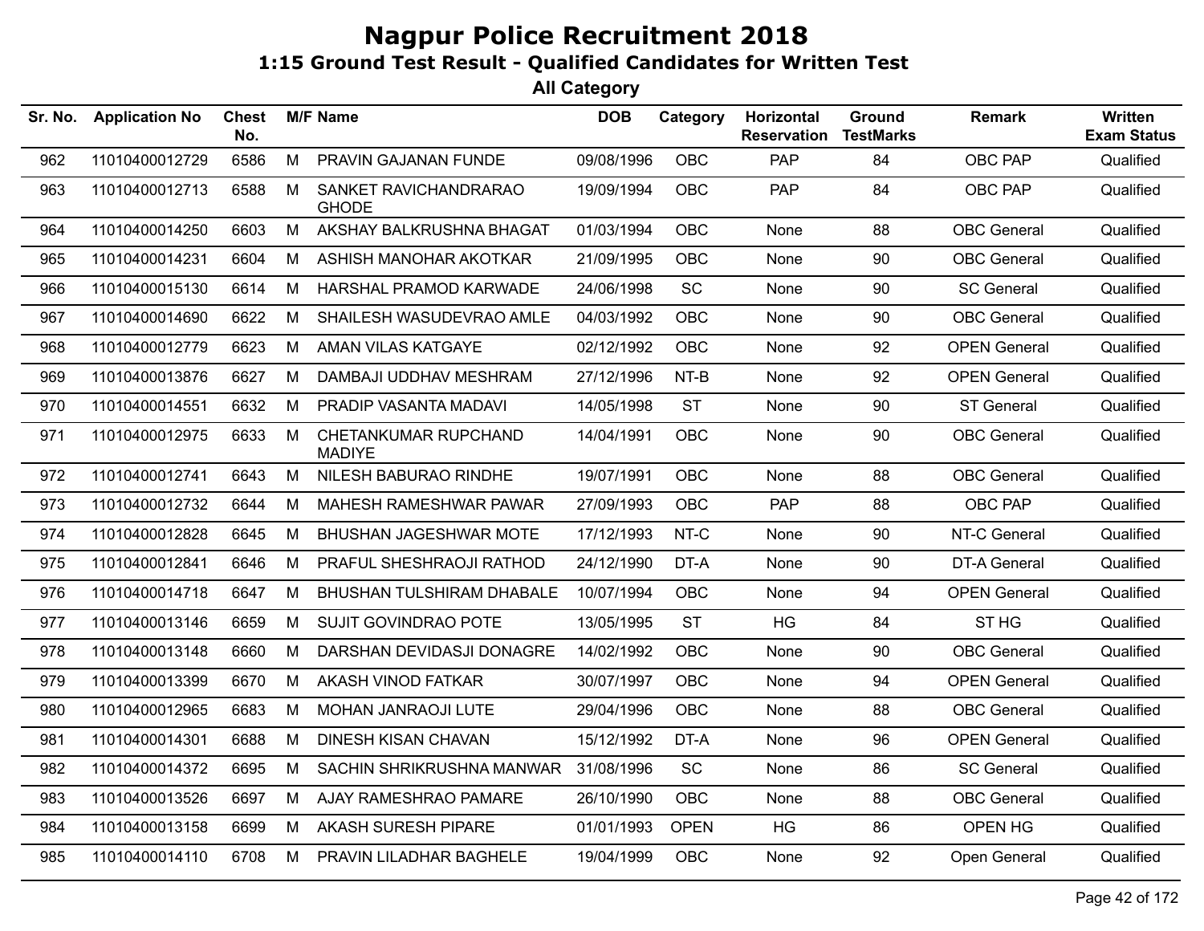# Nagpur Police Recruitment 2018

## 1:15 Ground Test Result - Qualified Candidates for Written Test

### All Category

| Sr. No. | Application No | Chest No. | M/F | Name | DOB | Category | Horizontal Reservation | Ground TestMarks | Remark | Written Exam Status |
|---|---|---|---|---|---|---|---|---|---|---|
| 962 | 11010400012729 | 6586 | M | PRAVIN GAJANAN FUNDE | 09/08/1996 | OBC | PAP | 84 | OBC PAP | Qualified |
| 963 | 11010400012713 | 6588 | M | SANKET RAVICHANDRARAO GHODE | 19/09/1994 | OBC | PAP | 84 | OBC PAP | Qualified |
| 964 | 11010400014250 | 6603 | M | AKSHAY BALKRUSHNA BHAGAT | 01/03/1994 | OBC | None | 88 | OBC General | Qualified |
| 965 | 11010400014231 | 6604 | M | ASHISH MANOHAR AKOTKAR | 21/09/1995 | OBC | None | 90 | OBC General | Qualified |
| 966 | 11010400015130 | 6614 | M | HARSHAL PRAMOD KARWADE | 24/06/1998 | SC | None | 90 | SC General | Qualified |
| 967 | 11010400014690 | 6622 | M | SHAILESH WASUDEVRAO AMLE | 04/03/1992 | OBC | None | 90 | OBC General | Qualified |
| 968 | 11010400012779 | 6623 | M | AMAN VILAS KATGAYE | 02/12/1992 | OBC | None | 92 | OPEN General | Qualified |
| 969 | 11010400013876 | 6627 | M | DAMBAJI UDDHAV MESHRAM | 27/12/1996 | NT-B | None | 92 | OPEN General | Qualified |
| 970 | 11010400014551 | 6632 | M | PRADIP VASANTA MADAVI | 14/05/1998 | ST | None | 90 | ST General | Qualified |
| 971 | 11010400012975 | 6633 | M | CHETANKUMAR RUPCHAND MADIYE | 14/04/1991 | OBC | None | 90 | OBC General | Qualified |
| 972 | 11010400012741 | 6643 | M | NILESH BABURAO RINDHE | 19/07/1991 | OBC | None | 88 | OBC General | Qualified |
| 973 | 11010400012732 | 6644 | M | MAHESH RAMESHWAR PAWAR | 27/09/1993 | OBC | PAP | 88 | OBC PAP | Qualified |
| 974 | 11010400012828 | 6645 | M | BHUSHAN JAGESHWAR MOTE | 17/12/1993 | NT-C | None | 90 | NT-C General | Qualified |
| 975 | 11010400012841 | 6646 | M | PRAFUL SHESHRAOJI RATHOD | 24/12/1990 | DT-A | None | 90 | DT-A General | Qualified |
| 976 | 11010400014718 | 6647 | M | BHUSHAN TULSHIRAM DHABALE | 10/07/1994 | OBC | None | 94 | OPEN General | Qualified |
| 977 | 11010400013146 | 6659 | M | SUJIT GOVINDRAO POTE | 13/05/1995 | ST | HG | 84 | ST HG | Qualified |
| 978 | 11010400013148 | 6660 | M | DARSHAN DEVIDASJI DONAGRE | 14/02/1992 | OBC | None | 90 | OBC General | Qualified |
| 979 | 11010400013399 | 6670 | M | AKASH VINOD FATKAR | 30/07/1997 | OBC | None | 94 | OPEN General | Qualified |
| 980 | 11010400012965 | 6683 | M | MOHAN JANRAOJI LUTE | 29/04/1996 | OBC | None | 88 | OBC General | Qualified |
| 981 | 11010400014301 | 6688 | M | DINESH KISAN CHAVAN | 15/12/1992 | DT-A | None | 96 | OPEN General | Qualified |
| 982 | 11010400014372 | 6695 | M | SACHIN SHRIKRUSHNA MANWAR | 31/08/1996 | SC | None | 86 | SC General | Qualified |
| 983 | 11010400013526 | 6697 | M | AJAY RAMESHRAO PAMARE | 26/10/1990 | OBC | None | 88 | OBC General | Qualified |
| 984 | 11010400013158 | 6699 | M | AKASH SURESH PIPARE | 01/01/1993 | OPEN | HG | 86 | OPEN HG | Qualified |
| 985 | 11010400014110 | 6708 | M | PRAVIN LILADHAR BAGHELE | 19/04/1999 | OBC | None | 92 | Open General | Qualified |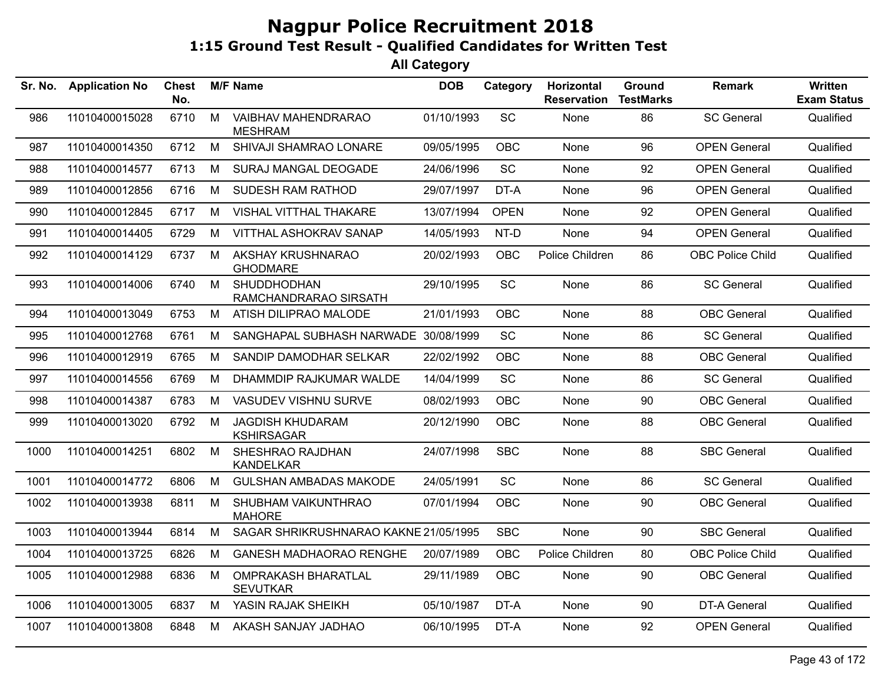# Nagpur Police Recruitment 2018

## 1:15 Ground Test Result - Qualified Candidates for Written Test

### All Category

| Sr. No. | Application No | Chest No. | M/F | Name | DOB | Category | Horizontal Reservation | Ground TestMarks | Remark | Written Exam Status |
|---|---|---|---|---|---|---|---|---|---|---|
| 986 | 11010400015028 | 6710 | M | VAIBHAV MAHENDRARAO MESHRAM | 01/10/1993 | SC | None | 86 | SC General | Qualified |
| 987 | 11010400014350 | 6712 | M | SHIVAJI SHAMRAO LONARE | 09/05/1995 | OBC | None | 96 | OPEN General | Qualified |
| 988 | 11010400014577 | 6713 | M | SURAJ MANGAL DEOGADE | 24/06/1996 | SC | None | 92 | OPEN General | Qualified |
| 989 | 11010400012856 | 6716 | M | SUDESH RAM RATHOD | 29/07/1997 | DT-A | None | 96 | OPEN General | Qualified |
| 990 | 11010400012845 | 6717 | M | VISHAL VITTHAL THAKARE | 13/07/1994 | OPEN | None | 92 | OPEN General | Qualified |
| 991 | 11010400014405 | 6729 | M | VITTHAL ASHOKRAV SANAP | 14/05/1993 | NT-D | None | 94 | OPEN General | Qualified |
| 992 | 11010400014129 | 6737 | M | AKSHAY KRUSHNARAO GHODMARE | 20/02/1993 | OBC | Police Children | 86 | OBC Police Child | Qualified |
| 993 | 11010400014006 | 6740 | M | SHUDDHODHAN RAMCHANDRARAO SIRSATH | 29/10/1995 | SC | None | 86 | SC General | Qualified |
| 994 | 11010400013049 | 6753 | M | ATISH DILIPRAO MALODE | 21/01/1993 | OBC | None | 88 | OBC General | Qualified |
| 995 | 11010400012768 | 6761 | M | SANGHAPAL SUBHASH NARWADE | 30/08/1999 | SC | None | 86 | SC General | Qualified |
| 996 | 11010400012919 | 6765 | M | SANDIP DAMODHAR SELKAR | 22/02/1992 | OBC | None | 88 | OBC General | Qualified |
| 997 | 11010400014556 | 6769 | M | DHAMMDIP RAJKUMAR WALDE | 14/04/1999 | SC | None | 86 | SC General | Qualified |
| 998 | 11010400014387 | 6783 | M | VASUDEV VISHNU SURVE | 08/02/1993 | OBC | None | 90 | OBC General | Qualified |
| 999 | 11010400013020 | 6792 | M | JAGDISH KHUDARAM KSHIRSAGAR | 20/12/1990 | OBC | None | 88 | OBC General | Qualified |
| 1000 | 11010400014251 | 6802 | M | SHESHRAO RAJDHAN KANDELKAR | 24/07/1998 | SBC | None | 88 | SBC General | Qualified |
| 1001 | 11010400014772 | 6806 | M | GULSHAN AMBADAS MAKODE | 24/05/1991 | SC | None | 86 | SC General | Qualified |
| 1002 | 11010400013938 | 6811 | M | SHUBHAM VAIKUNTHRAO MAHORE | 07/01/1994 | OBC | None | 90 | OBC General | Qualified |
| 1003 | 11010400013944 | 6814 | M | SAGAR SHRIKRUSHNARAO KAKNE | 21/05/1995 | SBC | None | 90 | SBC General | Qualified |
| 1004 | 11010400013725 | 6826 | M | GANESH MADHAORAO RENGHE | 20/07/1989 | OBC | Police Children | 80 | OBC Police Child | Qualified |
| 1005 | 11010400012988 | 6836 | M | OMPRAKASH BHARATLAL SEVUTKAR | 29/11/1989 | OBC | None | 90 | OBC General | Qualified |
| 1006 | 11010400013005 | 6837 | M | YASIN RAJAK SHEIKH | 05/10/1987 | DT-A | None | 90 | DT-A General | Qualified |
| 1007 | 11010400013808 | 6848 | M | AKASH SANJAY JADHAO | 06/10/1995 | DT-A | None | 92 | OPEN General | Qualified |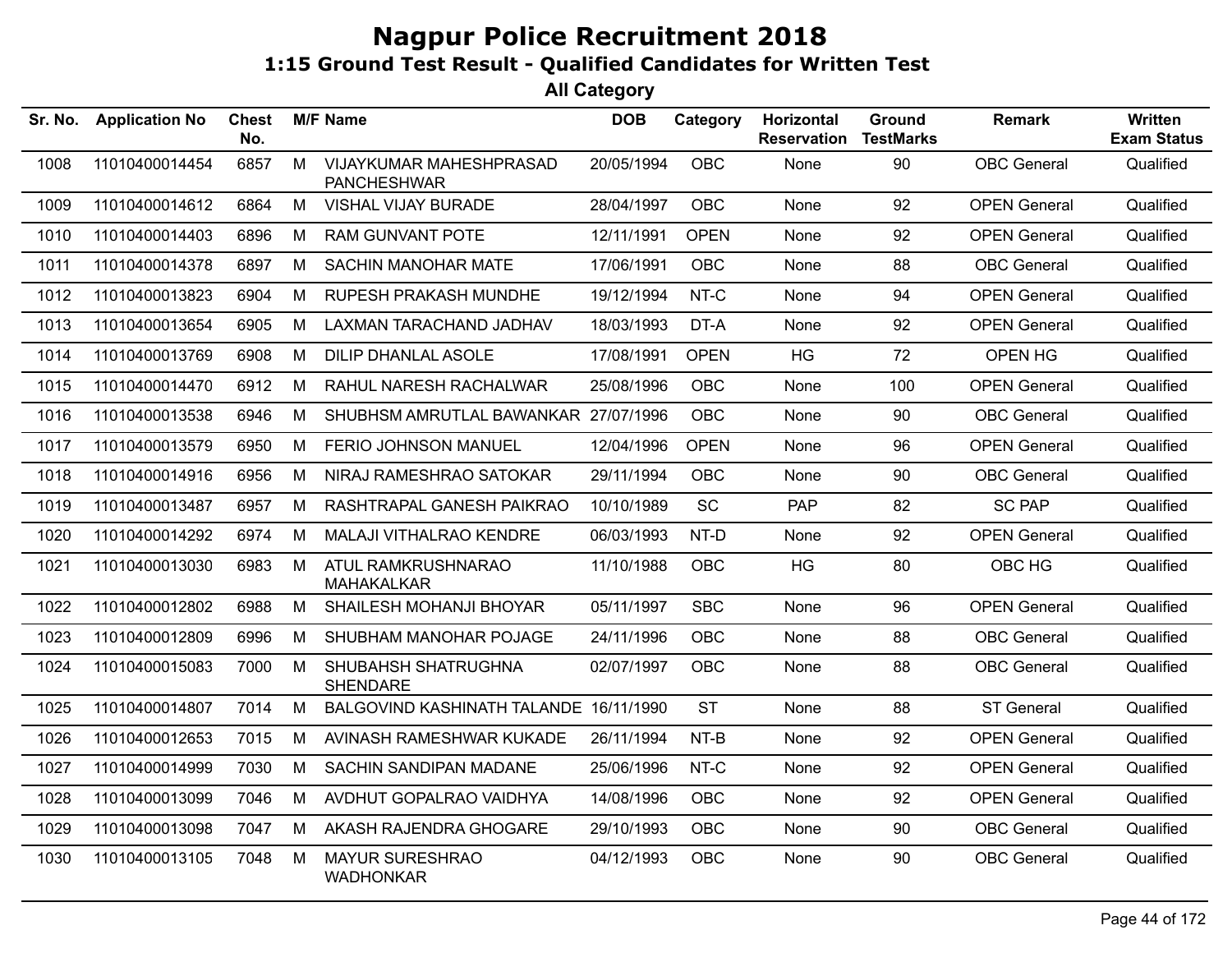# Nagpur Police Recruitment 2018

## 1:15 Ground Test Result - Qualified Candidates for Written Test

### All Category

| Sr. No. | Application No | Chest No. | M/F | Name | DOB | Category | Horizontal Reservation | Ground TestMarks | Remark | Written Exam Status |
|---|---|---|---|---|---|---|---|---|---|---|
| 1008 | 11010400014454 | 6857 | M | VIJAYKUMAR MAHESHPRASAD PANCHESHWAR | 20/05/1994 | OBC | None | 90 | OBC General | Qualified |
| 1009 | 11010400014612 | 6864 | M | VISHAL VIJAY BURADE | 28/04/1997 | OBC | None | 92 | OPEN General | Qualified |
| 1010 | 11010400014403 | 6896 | M | RAM GUNVANT POTE | 12/11/1991 | OPEN | None | 92 | OPEN General | Qualified |
| 1011 | 11010400014378 | 6897 | M | SACHIN MANOHAR MATE | 17/06/1991 | OBC | None | 88 | OBC General | Qualified |
| 1012 | 11010400013823 | 6904 | M | RUPESH PRAKASH MUNDHE | 19/12/1994 | NT-C | None | 94 | OPEN General | Qualified |
| 1013 | 11010400013654 | 6905 | M | LAXMAN TARACHAND JADHAV | 18/03/1993 | DT-A | None | 92 | OPEN General | Qualified |
| 1014 | 11010400013769 | 6908 | M | DILIP DHANLAL ASOLE | 17/08/1991 | OPEN | HG | 72 | OPEN HG | Qualified |
| 1015 | 11010400014470 | 6912 | M | RAHUL NARESH RACHALWAR | 25/08/1996 | OBC | None | 100 | OPEN General | Qualified |
| 1016 | 11010400013538 | 6946 | M | SHUBHSM AMRUTLAL BAWANKAR | 27/07/1996 | OBC | None | 90 | OBC General | Qualified |
| 1017 | 11010400013579 | 6950 | M | FERIO JOHNSON MANUEL | 12/04/1996 | OPEN | None | 96 | OPEN General | Qualified |
| 1018 | 11010400014916 | 6956 | M | NIRAJ RAMESHRAO SATOKAR | 29/11/1994 | OBC | None | 90 | OBC General | Qualified |
| 1019 | 11010400013487 | 6957 | M | RASHTRAPAL GANESH PAIKRAO | 10/10/1989 | SC | PAP | 82 | SC PAP | Qualified |
| 1020 | 11010400014292 | 6974 | M | MALAJI VITHALRAO KENDRE | 06/03/1993 | NT-D | None | 92 | OPEN General | Qualified |
| 1021 | 11010400013030 | 6983 | M | ATUL RAMKRUSHNARAO MAHAKALKAR | 11/10/1988 | OBC | HG | 80 | OBC HG | Qualified |
| 1022 | 11010400012802 | 6988 | M | SHAILESH MOHANJI BHOYAR | 05/11/1997 | SBC | None | 96 | OPEN General | Qualified |
| 1023 | 11010400012809 | 6996 | M | SHUBHAM MANOHAR POJAGE | 24/11/1996 | OBC | None | 88 | OBC General | Qualified |
| 1024 | 11010400015083 | 7000 | M | SHUBAHSH SHATRUGHNA SHENDARE | 02/07/1997 | OBC | None | 88 | OBC General | Qualified |
| 1025 | 11010400014807 | 7014 | M | BALGOVIND KASHINATH TALANDE | 16/11/1990 | ST | None | 88 | ST General | Qualified |
| 1026 | 11010400012653 | 7015 | M | AVINASH RAMESHWAR KUKADE | 26/11/1994 | NT-B | None | 92 | OPEN General | Qualified |
| 1027 | 11010400014999 | 7030 | M | SACHIN SANDIPAN MADANE | 25/06/1996 | NT-C | None | 92 | OPEN General | Qualified |
| 1028 | 11010400013099 | 7046 | M | AVDHUT GOPALRAO VAIDHYA | 14/08/1996 | OBC | None | 92 | OPEN General | Qualified |
| 1029 | 11010400013098 | 7047 | M | AKASH RAJENDRA GHOGARE | 29/10/1993 | OBC | None | 90 | OBC General | Qualified |
| 1030 | 11010400013105 | 7048 | M | MAYUR SURESHRAO WADHONKAR | 04/12/1993 | OBC | None | 90 | OBC General | Qualified |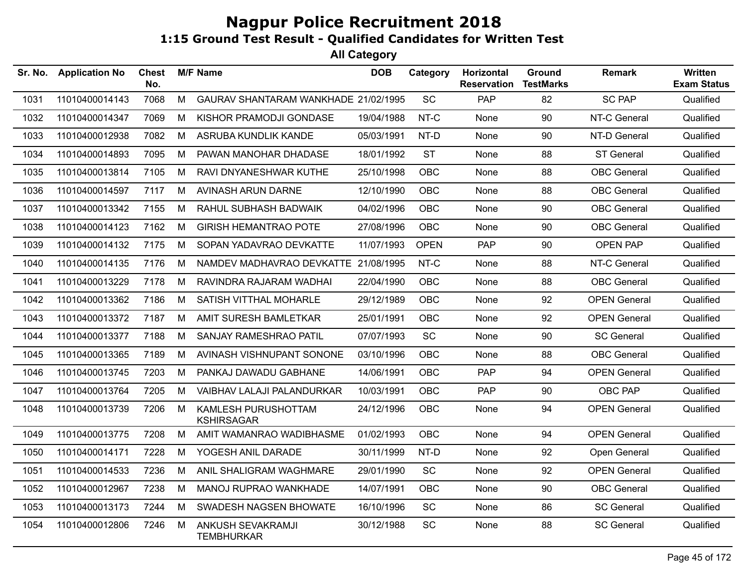# Nagpur Police Recruitment 2018

## 1:15 Ground Test Result - Qualified Candidates for Written Test

### All Category

| Sr. No. | Application No | Chest No. | M/F | Name | DOB | Category | Horizontal Reservation | Ground TestMarks | Remark | Written Exam Status |
|---|---|---|---|---|---|---|---|---|---|---|
| 1031 | 11010400014143 | 7068 | M | GAURAV SHANTARAM WANKHADE | 21/02/1995 | SC | PAP | 82 | SC PAP | Qualified |
| 1032 | 11010400014347 | 7069 | M | KISHOR PRAMODJI GONDASE | 19/04/1988 | NT-C | None | 90 | NT-C General | Qualified |
| 1033 | 11010400012938 | 7082 | M | ASRUBA KUNDLIK KANDE | 05/03/1991 | NT-D | None | 90 | NT-D General | Qualified |
| 1034 | 11010400014893 | 7095 | M | PAWAN MANOHAR DHADASE | 18/01/1992 | ST | None | 88 | ST General | Qualified |
| 1035 | 11010400013814 | 7105 | M | RAVI DNYANESHWAR KUTHE | 25/10/1998 | OBC | None | 88 | OBC General | Qualified |
| 1036 | 11010400014597 | 7117 | M | AVINASH ARUN DARNE | 12/10/1990 | OBC | None | 88 | OBC General | Qualified |
| 1037 | 11010400013342 | 7155 | M | RAHUL SUBHASH BADWAIK | 04/02/1996 | OBC | None | 90 | OBC General | Qualified |
| 1038 | 11010400014123 | 7162 | M | GIRISH HEMANTRAO POTE | 27/08/1996 | OBC | None | 90 | OBC General | Qualified |
| 1039 | 11010400014132 | 7175 | M | SOPAN YADAVRAO DEVKATTE | 11/07/1993 | OPEN | PAP | 90 | OPEN PAP | Qualified |
| 1040 | 11010400014135 | 7176 | M | NAMDEV MADHAVRAO DEVKATTE | 21/08/1995 | NT-C | None | 88 | NT-C General | Qualified |
| 1041 | 11010400013229 | 7178 | M | RAVINDRA RAJARAM WADHAI | 22/04/1990 | OBC | None | 88 | OBC General | Qualified |
| 1042 | 11010400013362 | 7186 | M | SATISH VITTHAL MOHARLE | 29/12/1989 | OBC | None | 92 | OPEN General | Qualified |
| 1043 | 11010400013372 | 7187 | M | AMIT SURESH BAMLETKAR | 25/01/1991 | OBC | None | 92 | OPEN General | Qualified |
| 1044 | 11010400013377 | 7188 | M | SANJAY RAMESHRAO PATIL | 07/07/1993 | SC | None | 90 | SC General | Qualified |
| 1045 | 11010400013365 | 7189 | M | AVINASH VISHNUPANT SONONE | 03/10/1996 | OBC | None | 88 | OBC General | Qualified |
| 1046 | 11010400013745 | 7203 | M | PANKAJ DAWADU GABHANE | 14/06/1991 | OBC | PAP | 94 | OPEN General | Qualified |
| 1047 | 11010400013764 | 7205 | M | VAIBHAV LALAJI PALANDURKAR | 10/03/1991 | OBC | PAP | 90 | OBC PAP | Qualified |
| 1048 | 11010400013739 | 7206 | M | KAMLESH PURUSHOTTAM KSHIRSAGAR | 24/12/1996 | OBC | None | 94 | OPEN General | Qualified |
| 1049 | 11010400013775 | 7208 | M | AMIT WAMANRAO WADIBHASME | 01/02/1993 | OBC | None | 94 | OPEN General | Qualified |
| 1050 | 11010400014171 | 7228 | M | YOGESH ANIL DARADE | 30/11/1999 | NT-D | None | 92 | Open General | Qualified |
| 1051 | 11010400014533 | 7236 | M | ANIL SHALIGRAM WAGHMARE | 29/01/1990 | SC | None | 92 | OPEN General | Qualified |
| 1052 | 11010400012967 | 7238 | M | MANOJ RUPRAO WANKHADE | 14/07/1991 | OBC | None | 90 | OBC General | Qualified |
| 1053 | 11010400013173 | 7244 | M | SWADESH NAGSEN BHOWATE | 16/10/1996 | SC | None | 86 | SC General | Qualified |
| 1054 | 11010400012806 | 7246 | M | ANKUSH SEVAKRAMJI TEMBHURKAR | 30/12/1988 | SC | None | 88 | SC General | Qualified |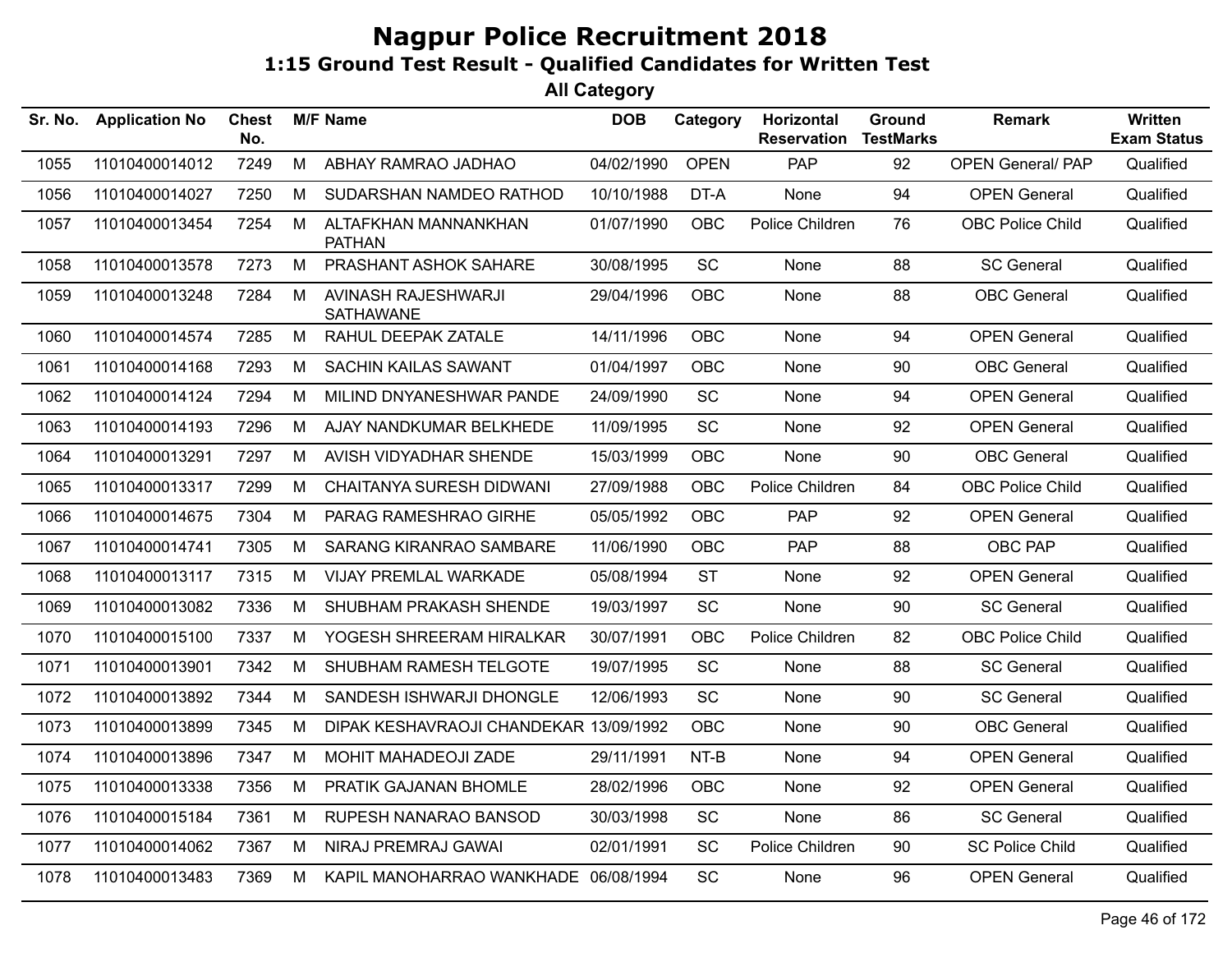# Nagpur Police Recruitment 2018

## 1:15 Ground Test Result - Qualified Candidates for Written Test

### All Category

| Sr. No. | Application No | Chest No. | M/F | Name | DOB | Category | Horizontal Reservation | Ground TestMarks | Remark | Written Exam Status |
|---|---|---|---|---|---|---|---|---|---|---|
| 1055 | 11010400014012 | 7249 | M | ABHAY RAMRAO JADHAO | 04/02/1990 | OPEN | PAP | 92 | OPEN General/ PAP | Qualified |
| 1056 | 11010400014027 | 7250 | M | SUDARSHAN NAMDEO RATHOD | 10/10/1988 | DT-A | None | 94 | OPEN General | Qualified |
| 1057 | 11010400013454 | 7254 | M | ALTAFKHAN MANNANKHAN PATHAN | 01/07/1990 | OBC | Police Children | 76 | OBC Police Child | Qualified |
| 1058 | 11010400013578 | 7273 | M | PRASHANT ASHOK SAHARE | 30/08/1995 | SC | None | 88 | SC General | Qualified |
| 1059 | 11010400013248 | 7284 | M | AVINASH RAJESHWARJI SATHAWANE | 29/04/1996 | OBC | None | 88 | OBC General | Qualified |
| 1060 | 11010400014574 | 7285 | M | RAHUL DEEPAK ZATALE | 14/11/1996 | OBC | None | 94 | OPEN General | Qualified |
| 1061 | 11010400014168 | 7293 | M | SACHIN KAILAS SAWANT | 01/04/1997 | OBC | None | 90 | OBC General | Qualified |
| 1062 | 11010400014124 | 7294 | M | MILIND DNYANESHWAR PANDE | 24/09/1990 | SC | None | 94 | OPEN General | Qualified |
| 1063 | 11010400014193 | 7296 | M | AJAY NANDKUMAR BELKHEDE | 11/09/1995 | SC | None | 92 | OPEN General | Qualified |
| 1064 | 11010400013291 | 7297 | M | AVISH VIDYADHAR SHENDE | 15/03/1999 | OBC | None | 90 | OBC General | Qualified |
| 1065 | 11010400013317 | 7299 | M | CHAITANYA SURESH DIDWANI | 27/09/1988 | OBC | Police Children | 84 | OBC Police Child | Qualified |
| 1066 | 11010400014675 | 7304 | M | PARAG RAMESHRAO GIRHE | 05/05/1992 | OBC | PAP | 92 | OPEN General | Qualified |
| 1067 | 11010400014741 | 7305 | M | SARANG KIRANRAO SAMBARE | 11/06/1990 | OBC | PAP | 88 | OBC PAP | Qualified |
| 1068 | 11010400013117 | 7315 | M | VIJAY PREMLAL WARKADE | 05/08/1994 | ST | None | 92 | OPEN General | Qualified |
| 1069 | 11010400013082 | 7336 | M | SHUBHAM PRAKASH SHENDE | 19/03/1997 | SC | None | 90 | SC General | Qualified |
| 1070 | 11010400015100 | 7337 | M | YOGESH SHREERAM HIRALKAR | 30/07/1991 | OBC | Police Children | 82 | OBC Police Child | Qualified |
| 1071 | 11010400013901 | 7342 | M | SHUBHAM RAMESH TELGOTE | 19/07/1995 | SC | None | 88 | SC General | Qualified |
| 1072 | 11010400013892 | 7344 | M | SANDESH ISHWARJI DHONGLE | 12/06/1993 | SC | None | 90 | SC General | Qualified |
| 1073 | 11010400013899 | 7345 | M | DIPAK KESHAVRAOJI CHANDEKAR | 13/09/1992 | OBC | None | 90 | OBC General | Qualified |
| 1074 | 11010400013896 | 7347 | M | MOHIT MAHADEOJI ZADE | 29/11/1991 | NT-B | None | 94 | OPEN General | Qualified |
| 1075 | 11010400013338 | 7356 | M | PRATIK GAJANAN BHOMLE | 28/02/1996 | OBC | None | 92 | OPEN General | Qualified |
| 1076 | 11010400015184 | 7361 | M | RUPESH NANARAO BANSOD | 30/03/1998 | SC | None | 86 | SC General | Qualified |
| 1077 | 11010400014062 | 7367 | M | NIRAJ PREMRAJ GAWAI | 02/01/1991 | SC | Police Children | 90 | SC Police Child | Qualified |
| 1078 | 11010400013483 | 7369 | M | KAPIL MANOHARRAO WANKHADE | 06/08/1994 | SC | None | 96 | OPEN General | Qualified |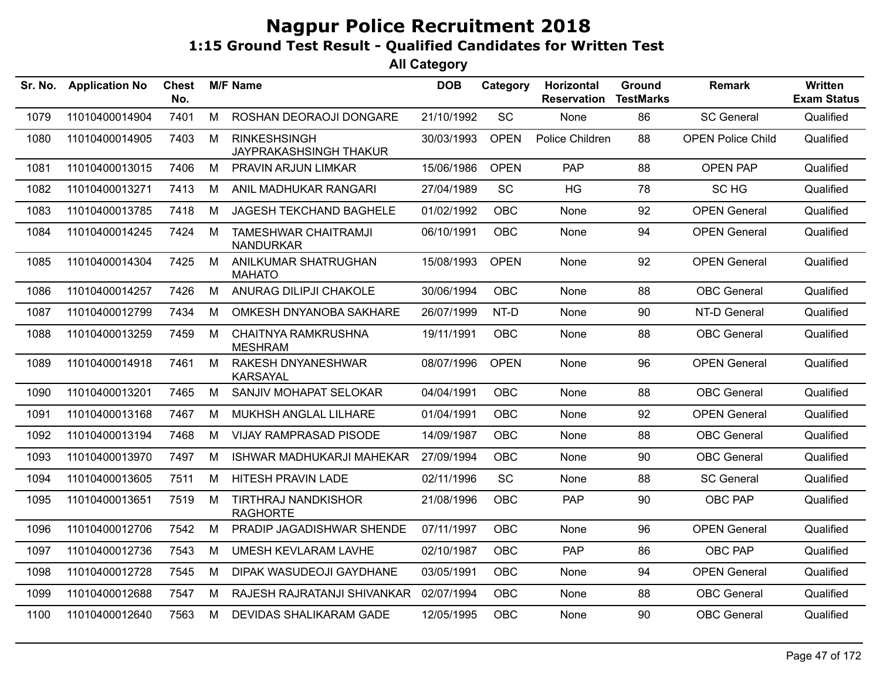# Nagpur Police Recruitment 2018

## 1:15 Ground Test Result - Qualified Candidates for Written Test

### All Category

| Sr. No. | Application No | Chest No. | M/F | Name | DOB | Category | Horizontal Reservation | Ground TestMarks | Remark | Written Exam Status |
|---|---|---|---|---|---|---|---|---|---|---|
| 1079 | 11010400014904 | 7401 | M | ROSHAN DEORAOJI DONGARE | 21/10/1992 | SC | None | 86 | SC General | Qualified |
| 1080 | 11010400014905 | 7403 | M | RINKESHSINGH JAYPRAKASHSINGH THAKUR | 30/03/1993 | OPEN | Police Children | 88 | OPEN Police Child | Qualified |
| 1081 | 11010400013015 | 7406 | M | PRAVIN ARJUN LIMKAR | 15/06/1986 | OPEN | PAP | 88 | OPEN PAP | Qualified |
| 1082 | 11010400013271 | 7413 | M | ANIL MADHUKAR RANGARI | 27/04/1989 | SC | HG | 78 | SC HG | Qualified |
| 1083 | 11010400013785 | 7418 | M | JAGESH TEKCHAND BAGHELE | 01/02/1992 | OBC | None | 92 | OPEN General | Qualified |
| 1084 | 11010400014245 | 7424 | M | TAMESHWAR CHAITRAMJI NANDURKAR | 06/10/1991 | OBC | None | 94 | OPEN General | Qualified |
| 1085 | 11010400014304 | 7425 | M | ANILKUMAR SHATRUGHAN MAHATO | 15/08/1993 | OPEN | None | 92 | OPEN General | Qualified |
| 1086 | 11010400014257 | 7426 | M | ANURAG DILIPJI CHAKOLE | 30/06/1994 | OBC | None | 88 | OBC General | Qualified |
| 1087 | 11010400012799 | 7434 | M | OMKESH DNYANOBA SAKHARE | 26/07/1999 | NT-D | None | 90 | NT-D General | Qualified |
| 1088 | 11010400013259 | 7459 | M | CHAITNYA RAMKRUSHNA MESHRAM | 19/11/1991 | OBC | None | 88 | OBC General | Qualified |
| 1089 | 11010400014918 | 7461 | M | RAKESH DNYANESHWAR KARSAYAL | 08/07/1996 | OPEN | None | 96 | OPEN General | Qualified |
| 1090 | 11010400013201 | 7465 | M | SANJIV MOHAPAT SELOKAR | 04/04/1991 | OBC | None | 88 | OBC General | Qualified |
| 1091 | 11010400013168 | 7467 | M | MUKHSH ANGLAL LILHARE | 01/04/1991 | OBC | None | 92 | OPEN General | Qualified |
| 1092 | 11010400013194 | 7468 | M | VIJAY RAMPRASAD PISODE | 14/09/1987 | OBC | None | 88 | OBC General | Qualified |
| 1093 | 11010400013970 | 7497 | M | ISHWAR MADHUKARJI MAHEKAR | 27/09/1994 | OBC | None | 90 | OBC General | Qualified |
| 1094 | 11010400013605 | 7511 | M | HITESH PRAVIN LADE | 02/11/1996 | SC | None | 88 | SC General | Qualified |
| 1095 | 11010400013651 | 7519 | M | TIRTHRAJ NANDKISHOR RAGHORTE | 21/08/1996 | OBC | PAP | 90 | OBC PAP | Qualified |
| 1096 | 11010400012706 | 7542 | M | PRADIP JAGADISHWAR SHENDE | 07/11/1997 | OBC | None | 96 | OPEN General | Qualified |
| 1097 | 11010400012736 | 7543 | M | UMESH KEVLARAM LAVHE | 02/10/1987 | OBC | PAP | 86 | OBC PAP | Qualified |
| 1098 | 11010400012728 | 7545 | M | DIPAK WASUDEOJI GAYDHANE | 03/05/1991 | OBC | None | 94 | OPEN General | Qualified |
| 1099 | 11010400012688 | 7547 | M | RAJESH RAJRATANJI SHIVANKAR | 02/07/1994 | OBC | None | 88 | OBC General | Qualified |
| 1100 | 11010400012640 | 7563 | M | DEVIDAS SHALIKARAM GADE | 12/05/1995 | OBC | None | 90 | OBC General | Qualified |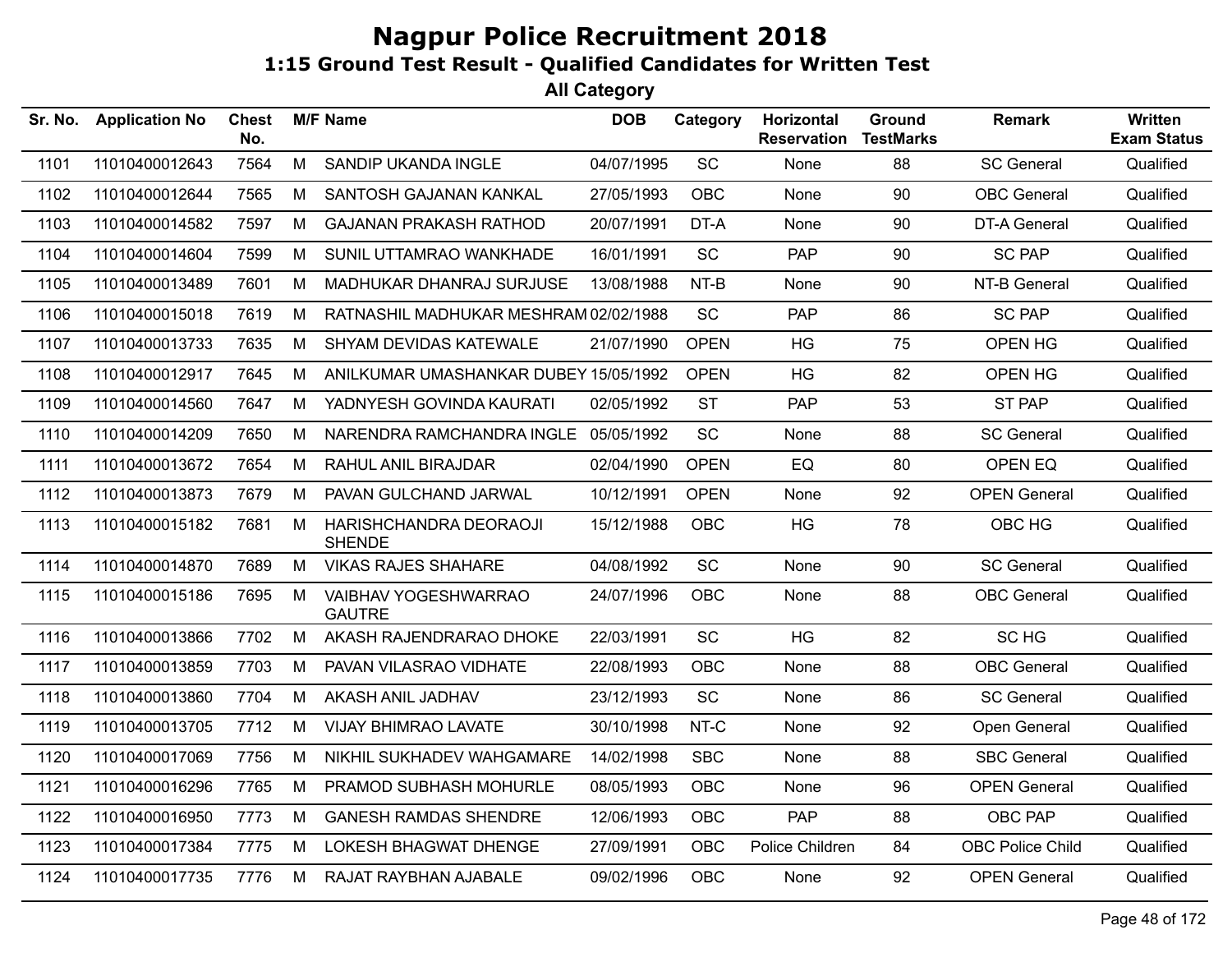# Nagpur Police Recruitment 2018

## 1:15 Ground Test Result - Qualified Candidates for Written Test

### All Category

| Sr. No. | Application No | Chest No. | M/F | Name | DOB | Category | Horizontal Reservation | Ground TestMarks | Remark | Written Exam Status |
|---|---|---|---|---|---|---|---|---|---|---|
| 1101 | 11010400012643 | 7564 | M | SANDIP UKANDA INGLE | 04/07/1995 | SC | None | 88 | SC General | Qualified |
| 1102 | 11010400012644 | 7565 | M | SANTOSH GAJANAN KANKAL | 27/05/1993 | OBC | None | 90 | OBC General | Qualified |
| 1103 | 11010400014582 | 7597 | M | GAJANAN PRAKASH RATHOD | 20/07/1991 | DT-A | None | 90 | DT-A General | Qualified |
| 1104 | 11010400014604 | 7599 | M | SUNIL UTTAMRAO WANKHADE | 16/01/1991 | SC | PAP | 90 | SC PAP | Qualified |
| 1105 | 11010400013489 | 7601 | M | MADHUKAR DHANRAJ SURJUSE | 13/08/1988 | NT-B | None | 90 | NT-B General | Qualified |
| 1106 | 11010400015018 | 7619 | M | RATNASHIL MADHUKAR MESHRAM | 02/02/1988 | SC | PAP | 86 | SC PAP | Qualified |
| 1107 | 11010400013733 | 7635 | M | SHYAM DEVIDAS KATEWALE | 21/07/1990 | OPEN | HG | 75 | OPEN HG | Qualified |
| 1108 | 11010400012917 | 7645 | M | ANILKUMAR UMASHANKAR DUBEY | 15/05/1992 | OPEN | HG | 82 | OPEN HG | Qualified |
| 1109 | 11010400014560 | 7647 | M | YADNYESH GOVINDA KAURATI | 02/05/1992 | ST | PAP | 53 | ST PAP | Qualified |
| 1110 | 11010400014209 | 7650 | M | NARENDRA RAMCHANDRA INGLE | 05/05/1992 | SC | None | 88 | SC General | Qualified |
| 1111 | 11010400013672 | 7654 | M | RAHUL ANIL BIRAJDAR | 02/04/1990 | OPEN | EQ | 80 | OPEN EQ | Qualified |
| 1112 | 11010400013873 | 7679 | M | PAVAN GULCHAND JARWAL | 10/12/1991 | OPEN | None | 92 | OPEN General | Qualified |
| 1113 | 11010400015182 | 7681 | M | HARISHCHANDRA DEORAOJI SHENDE | 15/12/1988 | OBC | HG | 78 | OBC HG | Qualified |
| 1114 | 11010400014870 | 7689 | M | VIKAS RAJES SHAHARE | 04/08/1992 | SC | None | 90 | SC General | Qualified |
| 1115 | 11010400015186 | 7695 | M | VAIBHAV YOGESHWARRAO GAUTRE | 24/07/1996 | OBC | None | 88 | OBC General | Qualified |
| 1116 | 11010400013866 | 7702 | M | AKASH RAJENDRARAO DHOKE | 22/03/1991 | SC | HG | 82 | SC HG | Qualified |
| 1117 | 11010400013859 | 7703 | M | PAVAN VILASRAO VIDHATE | 22/08/1993 | OBC | None | 88 | OBC General | Qualified |
| 1118 | 11010400013860 | 7704 | M | AKASH ANIL JADHAV | 23/12/1993 | SC | None | 86 | SC General | Qualified |
| 1119 | 11010400013705 | 7712 | M | VIJAY BHIMRAO LAVATE | 30/10/1998 | NT-C | None | 92 | Open General | Qualified |
| 1120 | 11010400017069 | 7756 | M | NIKHIL SUKHADEV WAHGAMARE | 14/02/1998 | SBC | None | 88 | SBC General | Qualified |
| 1121 | 11010400016296 | 7765 | M | PRAMOD SUBHASH MOHURLE | 08/05/1993 | OBC | None | 96 | OPEN General | Qualified |
| 1122 | 11010400016950 | 7773 | M | GANESH RAMDAS SHENDRE | 12/06/1993 | OBC | PAP | 88 | OBC PAP | Qualified |
| 1123 | 11010400017384 | 7775 | M | LOKESH BHAGWAT DHENGE | 27/09/1991 | OBC | Police Children | 84 | OBC Police Child | Qualified |
| 1124 | 11010400017735 | 7776 | M | RAJAT RAYBHAN AJABALE | 09/02/1996 | OBC | None | 92 | OPEN General | Qualified |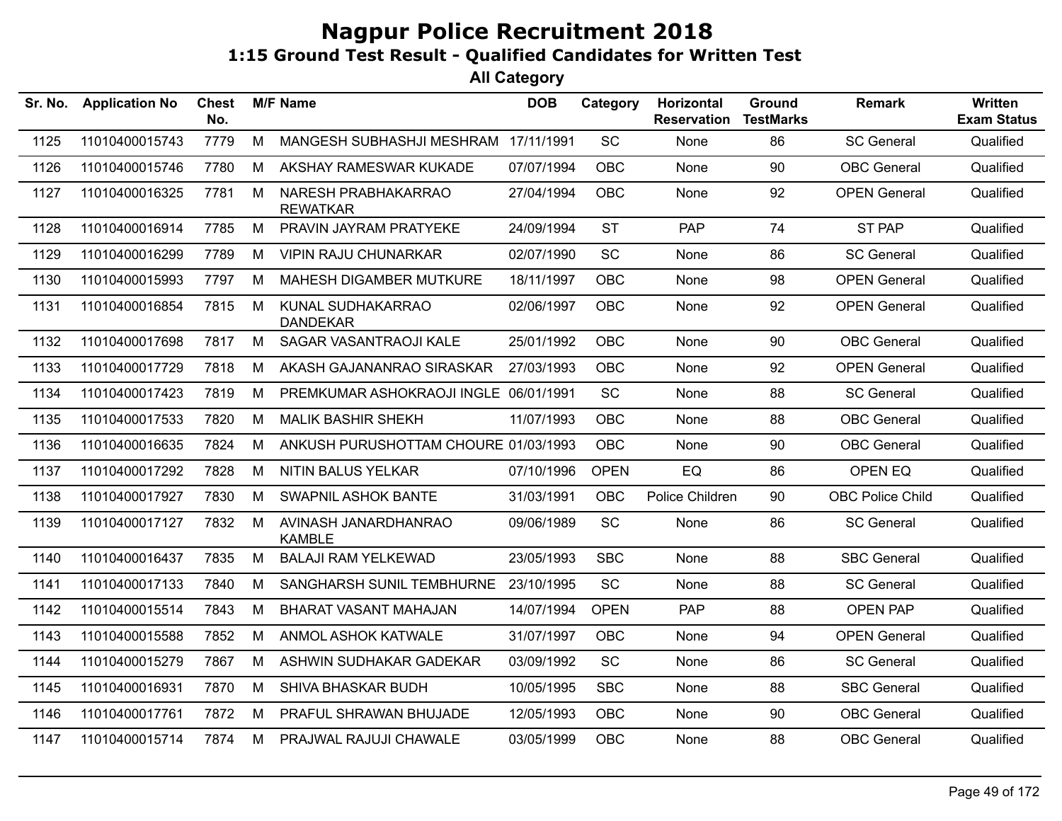# Nagpur Police Recruitment 2018

## 1:15 Ground Test Result - Qualified Candidates for Written Test

### All Category

| Sr. No. | Application No | Chest No. | M/F | Name | DOB | Category | Horizontal Reservation | Ground TestMarks | Remark | Written Exam Status |
|---|---|---|---|---|---|---|---|---|---|---|
| 1125 | 11010400015743 | 7779 | M | MANGESH SUBHASHJI MESHRAM | 17/11/1991 | SC | None | 86 | SC General | Qualified |
| 1126 | 11010400015746 | 7780 | M | AKSHAY RAMESWAR KUKADE | 07/07/1994 | OBC | None | 90 | OBC General | Qualified |
| 1127 | 11010400016325 | 7781 | M | NARESH PRABHAKARRAO REWATKAR | 27/04/1994 | OBC | None | 92 | OPEN General | Qualified |
| 1128 | 11010400016914 | 7785 | M | PRAVIN JAYRAM PRATYEKE | 24/09/1994 | ST | PAP | 74 | ST PAP | Qualified |
| 1129 | 11010400016299 | 7789 | M | VIPIN RAJU CHUNARKAR | 02/07/1990 | SC | None | 86 | SC General | Qualified |
| 1130 | 11010400015993 | 7797 | M | MAHESH DIGAMBER MUTKURE | 18/11/1997 | OBC | None | 98 | OPEN General | Qualified |
| 1131 | 11010400016854 | 7815 | M | KUNAL SUDHAKARRAO DANDEKAR | 02/06/1997 | OBC | None | 92 | OPEN General | Qualified |
| 1132 | 11010400017698 | 7817 | M | SAGAR VASANTRAOJI KALE | 25/01/1992 | OBC | None | 90 | OBC General | Qualified |
| 1133 | 11010400017729 | 7818 | M | AKASH GAJANANRAO SIRASKAR | 27/03/1993 | OBC | None | 92 | OPEN General | Qualified |
| 1134 | 11010400017423 | 7819 | M | PREMKUMAR ASHOKRAOJI INGLE | 06/01/1991 | SC | None | 88 | SC General | Qualified |
| 1135 | 11010400017533 | 7820 | M | MALIK BASHIR SHEKH | 11/07/1993 | OBC | None | 88 | OBC General | Qualified |
| 1136 | 11010400016635 | 7824 | M | ANKUSH PURUSHOTTAM CHOURE | 01/03/1993 | OBC | None | 90 | OBC General | Qualified |
| 1137 | 11010400017292 | 7828 | M | NITIN BALUS YELKAR | 07/10/1996 | OPEN | EQ | 86 | OPEN EQ | Qualified |
| 1138 | 11010400017927 | 7830 | M | SWAPNIL ASHOK BANTE | 31/03/1991 | OBC | Police Children | 90 | OBC Police Child | Qualified |
| 1139 | 11010400017127 | 7832 | M | AVINASH JANARDHANRAO KAMBLE | 09/06/1989 | SC | None | 86 | SC General | Qualified |
| 1140 | 11010400016437 | 7835 | M | BALAJI RAM YELKEWAD | 23/05/1993 | SBC | None | 88 | SBC General | Qualified |
| 1141 | 11010400017133 | 7840 | M | SANGHARSH SUNIL TEMBHURNE | 23/10/1995 | SC | None | 88 | SC General | Qualified |
| 1142 | 11010400015514 | 7843 | M | BHARAT VASANT MAHAJAN | 14/07/1994 | OPEN | PAP | 88 | OPEN PAP | Qualified |
| 1143 | 11010400015588 | 7852 | M | ANMOL ASHOK KATWALE | 31/07/1997 | OBC | None | 94 | OPEN General | Qualified |
| 1144 | 11010400015279 | 7867 | M | ASHWIN SUDHAKAR GADEKAR | 03/09/1992 | SC | None | 86 | SC General | Qualified |
| 1145 | 11010400016931 | 7870 | M | SHIVA BHASKAR BUDH | 10/05/1995 | SBC | None | 88 | SBC General | Qualified |
| 1146 | 11010400017761 | 7872 | M | PRAFUL SHRAWAN BHUJADE | 12/05/1993 | OBC | None | 90 | OBC General | Qualified |
| 1147 | 11010400015714 | 7874 | M | PRAJWAL RAJUJI CHAWALE | 03/05/1999 | OBC | None | 88 | OBC General | Qualified |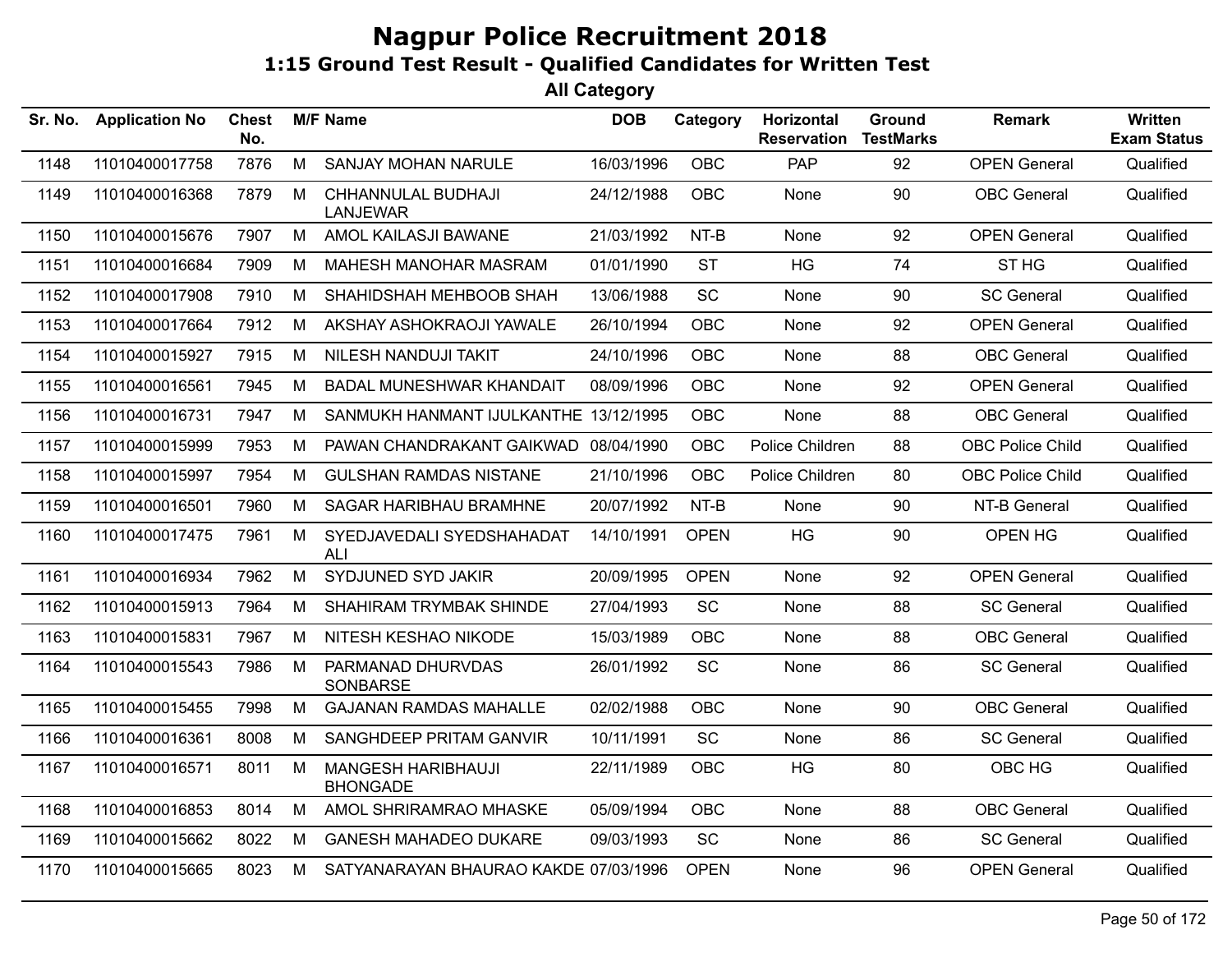# Nagpur Police Recruitment 2018

## 1:15 Ground Test Result - Qualified Candidates for Written Test

### All Category

| Sr. No. | Application No | Chest No. | M/F | Name | DOB | Category | Horizontal Reservation | Ground TestMarks | Remark | Written Exam Status |
|---|---|---|---|---|---|---|---|---|---|---|
| 1148 | 11010400017758 | 7876 | M | SANJAY MOHAN NARULE | 16/03/1996 | OBC | PAP | 92 | OPEN General | Qualified |
| 1149 | 11010400016368 | 7879 | M | CHHANNULAL BUDHAJI LANJEWAR | 24/12/1988 | OBC | None | 90 | OBC General | Qualified |
| 1150 | 11010400015676 | 7907 | M | AMOL KAILASJI BAWANE | 21/03/1992 | NT-B | None | 92 | OPEN General | Qualified |
| 1151 | 11010400016684 | 7909 | M | MAHESH MANOHAR MASRAM | 01/01/1990 | ST | HG | 74 | ST HG | Qualified |
| 1152 | 11010400017908 | 7910 | M | SHAHIDSHAH MEHBOOB SHAH | 13/06/1988 | SC | None | 90 | SC General | Qualified |
| 1153 | 11010400017664 | 7912 | M | AKSHAY ASHOKRAOJI YAWALE | 26/10/1994 | OBC | None | 92 | OPEN General | Qualified |
| 1154 | 11010400015927 | 7915 | M | NILESH NANDUJI TAKIT | 24/10/1996 | OBC | None | 88 | OBC General | Qualified |
| 1155 | 11010400016561 | 7945 | M | BADAL MUNESHWAR KHANDAIT | 08/09/1996 | OBC | None | 92 | OPEN General | Qualified |
| 1156 | 11010400016731 | 7947 | M | SANMUKH HANMANT IJULKANTHE | 13/12/1995 | OBC | None | 88 | OBC General | Qualified |
| 1157 | 11010400015999 | 7953 | M | PAWAN CHANDRAKANT GAIKWAD | 08/04/1990 | OBC | Police Children | 88 | OBC Police Child | Qualified |
| 1158 | 11010400015997 | 7954 | M | GULSHAN RAMDAS NISTANE | 21/10/1996 | OBC | Police Children | 80 | OBC Police Child | Qualified |
| 1159 | 11010400016501 | 7960 | M | SAGAR HARIBHAU BRAMHNE | 20/07/1992 | NT-B | None | 90 | NT-B General | Qualified |
| 1160 | 11010400017475 | 7961 | M | SYEDJAVEDALI SYEDSHAHADAT ALI | 14/10/1991 | OPEN | HG | 90 | OPEN HG | Qualified |
| 1161 | 11010400016934 | 7962 | M | SYDJUNED SYD JAKIR | 20/09/1995 | OPEN | None | 92 | OPEN General | Qualified |
| 1162 | 11010400015913 | 7964 | M | SHAHIRAM TRYMBAK SHINDE | 27/04/1993 | SC | None | 88 | SC General | Qualified |
| 1163 | 11010400015831 | 7967 | M | NITESH KESHAO NIKODE | 15/03/1989 | OBC | None | 88 | OBC General | Qualified |
| 1164 | 11010400015543 | 7986 | M | PARMANAD DHURVDAS SONBARSE | 26/01/1992 | SC | None | 86 | SC General | Qualified |
| 1165 | 11010400015455 | 7998 | M | GAJANAN RAMDAS MAHALLE | 02/02/1988 | OBC | None | 90 | OBC General | Qualified |
| 1166 | 11010400016361 | 8008 | M | SANGHDEEP PRITAM GANVIR | 10/11/1991 | SC | None | 86 | SC General | Qualified |
| 1167 | 11010400016571 | 8011 | M | MANGESH HARIBHAUJI BHONGADE | 22/11/1989 | OBC | HG | 80 | OBC HG | Qualified |
| 1168 | 11010400016853 | 8014 | M | AMOL SHRIRAMRAO MHASKE | 05/09/1994 | OBC | None | 88 | OBC General | Qualified |
| 1169 | 11010400015662 | 8022 | M | GANESH MAHADEO DUKARE | 09/03/1993 | SC | None | 86 | SC General | Qualified |
| 1170 | 11010400015665 | 8023 | M | SATYANARAYAN BHAURAO KAKDE | 07/03/1996 | OPEN | None | 96 | OPEN General | Qualified |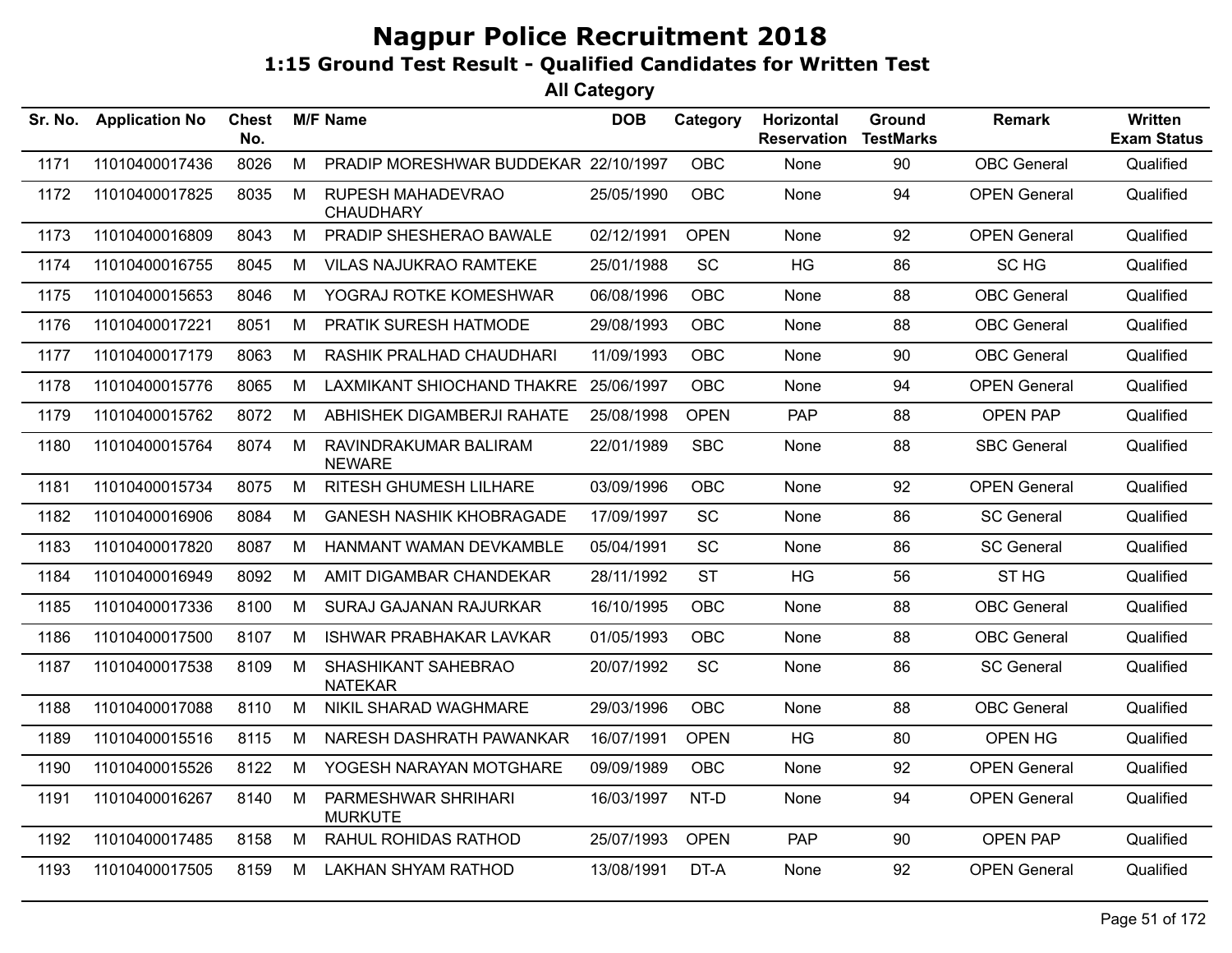# Nagpur Police Recruitment 2018

## 1:15 Ground Test Result - Qualified Candidates for Written Test

### All Category

| Sr. No. | Application No | Chest No. | M/F | Name | DOB | Category | Horizontal Reservation | Ground TestMarks | Remark | Written Exam Status |
|---|---|---|---|---|---|---|---|---|---|---|
| 1171 | 11010400017436 | 8026 | M | PRADIP MORESHWAR BUDDEKAR | 22/10/1997 | OBC | None | 90 | OBC General | Qualified |
| 1172 | 11010400017825 | 8035 | M | RUPESH MAHADEVRAO CHAUDHARY | 25/05/1990 | OBC | None | 94 | OPEN General | Qualified |
| 1173 | 11010400016809 | 8043 | M | PRADIP SHESHERAO BAWALE | 02/12/1991 | OPEN | None | 92 | OPEN General | Qualified |
| 1174 | 11010400016755 | 8045 | M | VILAS NAJUKRAO RAMTEKE | 25/01/1988 | SC | HG | 86 | SC HG | Qualified |
| 1175 | 11010400015653 | 8046 | M | YOGRAJ ROTKE KOMESHWAR | 06/08/1996 | OBC | None | 88 | OBC General | Qualified |
| 1176 | 11010400017221 | 8051 | M | PRATIK SURESH HATMODE | 29/08/1993 | OBC | None | 88 | OBC General | Qualified |
| 1177 | 11010400017179 | 8063 | M | RASHIK PRALHAD CHAUDHARI | 11/09/1993 | OBC | None | 90 | OBC General | Qualified |
| 1178 | 11010400015776 | 8065 | M | LAXMIKANT SHIOCHAND THAKRE | 25/06/1997 | OBC | None | 94 | OPEN General | Qualified |
| 1179 | 11010400015762 | 8072 | M | ABHISHEK DIGAMBERJI RAHATE | 25/08/1998 | OPEN | PAP | 88 | OPEN PAP | Qualified |
| 1180 | 11010400015764 | 8074 | M | RAVINDRAKUMAR BALIRAM NEWARE | 22/01/1989 | SBC | None | 88 | SBC General | Qualified |
| 1181 | 11010400015734 | 8075 | M | RITESH GHUMESH LILHARE | 03/09/1996 | OBC | None | 92 | OPEN General | Qualified |
| 1182 | 11010400016906 | 8084 | M | GANESH NASHIK KHOBRAGADE | 17/09/1997 | SC | None | 86 | SC General | Qualified |
| 1183 | 11010400017820 | 8087 | M | HANMANT WAMAN DEVKAMBLE | 05/04/1991 | SC | None | 86 | SC General | Qualified |
| 1184 | 11010400016949 | 8092 | M | AMIT DIGAMBAR CHANDEKAR | 28/11/1992 | ST | HG | 56 | ST HG | Qualified |
| 1185 | 11010400017336 | 8100 | M | SURAJ GAJANAN RAJURKAR | 16/10/1995 | OBC | None | 88 | OBC General | Qualified |
| 1186 | 11010400017500 | 8107 | M | ISHWAR PRABHAKAR LAVKAR | 01/05/1993 | OBC | None | 88 | OBC General | Qualified |
| 1187 | 11010400017538 | 8109 | M | SHASHIKANT SAHEBRAO NATEKAR | 20/07/1992 | SC | None | 86 | SC General | Qualified |
| 1188 | 11010400017088 | 8110 | M | NIKIL SHARAD WAGHMARE | 29/03/1996 | OBC | None | 88 | OBC General | Qualified |
| 1189 | 11010400015516 | 8115 | M | NARESH DASHRATH PAWANKAR | 16/07/1991 | OPEN | HG | 80 | OPEN HG | Qualified |
| 1190 | 11010400015526 | 8122 | M | YOGESH NARAYAN MOTGHARE | 09/09/1989 | OBC | None | 92 | OPEN General | Qualified |
| 1191 | 11010400016267 | 8140 | M | PARMESHWAR SHRIHARI MURKUTE | 16/03/1997 | NT-D | None | 94 | OPEN General | Qualified |
| 1192 | 11010400017485 | 8158 | M | RAHUL ROHIDAS RATHOD | 25/07/1993 | OPEN | PAP | 90 | OPEN PAP | Qualified |
| 1193 | 11010400017505 | 8159 | M | LAKHAN SHYAM RATHOD | 13/08/1991 | DT-A | None | 92 | OPEN General | Qualified |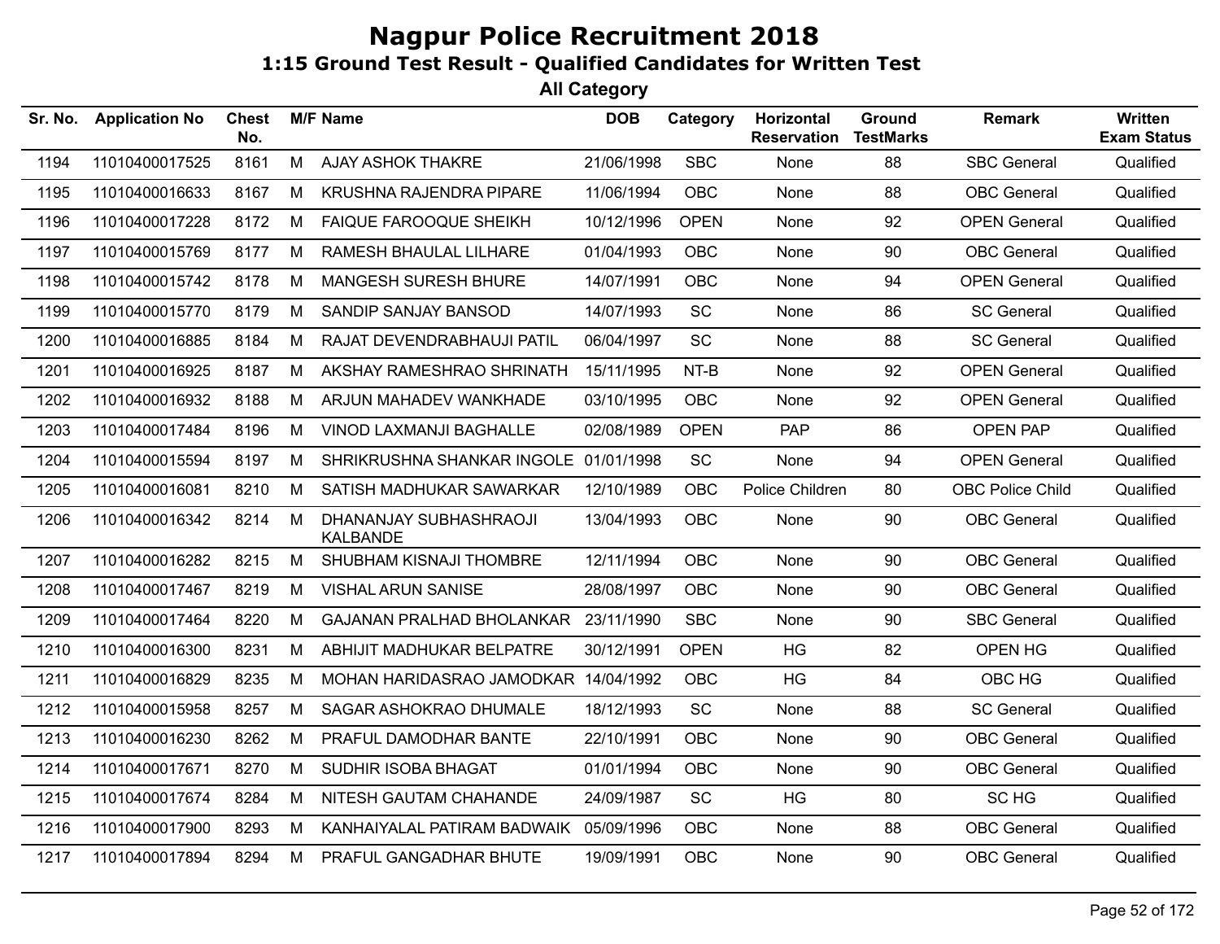# Nagpur Police Recruitment 2018

## 1:15 Ground Test Result - Qualified Candidates for Written Test

### All Category

| Sr. No. | Application No | Chest No. | M/F | Name | DOB | Category | Horizontal Reservation | Ground TestMarks | Remark | Written Exam Status |
|---|---|---|---|---|---|---|---|---|---|---|
| 1194 | 11010400017525 | 8161 | M | AJAY ASHOK THAKRE | 21/06/1998 | SBC | None | 88 | SBC General | Qualified |
| 1195 | 11010400016633 | 8167 | M | KRUSHNA RAJENDRA PIPARE | 11/06/1994 | OBC | None | 88 | OBC General | Qualified |
| 1196 | 11010400017228 | 8172 | M | FAIQUE FAROOQUE SHEIKH | 10/12/1996 | OPEN | None | 92 | OPEN General | Qualified |
| 1197 | 11010400015769 | 8177 | M | RAMESH BHAULAL LILHARE | 01/04/1993 | OBC | None | 90 | OBC General | Qualified |
| 1198 | 11010400015742 | 8178 | M | MANGESH SURESH BHURE | 14/07/1991 | OBC | None | 94 | OPEN General | Qualified |
| 1199 | 11010400015770 | 8179 | M | SANDIP SANJAY BANSOD | 14/07/1993 | SC | None | 86 | SC General | Qualified |
| 1200 | 11010400016885 | 8184 | M | RAJAT DEVENDRABHAUJI PATIL | 06/04/1997 | SC | None | 88 | SC General | Qualified |
| 1201 | 11010400016925 | 8187 | M | AKSHAY RAMESHRAO SHRINATH | 15/11/1995 | NT-B | None | 92 | OPEN General | Qualified |
| 1202 | 11010400016932 | 8188 | M | ARJUN MAHADEV WANKHADE | 03/10/1995 | OBC | None | 92 | OPEN General | Qualified |
| 1203 | 11010400017484 | 8196 | M | VINOD LAXMANJI BAGHALLE | 02/08/1989 | OPEN | PAP | 86 | OPEN PAP | Qualified |
| 1204 | 11010400015594 | 8197 | M | SHRIKRUSHNA SHANKAR INGOLE | 01/01/1998 | SC | None | 94 | OPEN General | Qualified |
| 1205 | 11010400016081 | 8210 | M | SATISH MADHUKAR SAWARKAR | 12/10/1989 | OBC | Police Children | 80 | OBC Police Child | Qualified |
| 1206 | 11010400016342 | 8214 | M | DHANANJAY SUBHASHRAOJI KALBANDE | 13/04/1993 | OBC | None | 90 | OBC General | Qualified |
| 1207 | 11010400016282 | 8215 | M | SHUBHAM KISNAJI THOMBRE | 12/11/1994 | OBC | None | 90 | OBC General | Qualified |
| 1208 | 11010400017467 | 8219 | M | VISHAL ARUN SANISE | 28/08/1997 | OBC | None | 90 | OBC General | Qualified |
| 1209 | 11010400017464 | 8220 | M | GAJANAN PRALHAD BHOLANKAR | 23/11/1990 | SBC | None | 90 | SBC General | Qualified |
| 1210 | 11010400016300 | 8231 | M | ABHIJIT MADHUKAR BELPATRE | 30/12/1991 | OPEN | HG | 82 | OPEN HG | Qualified |
| 1211 | 11010400016829 | 8235 | M | MOHAN HARIDASRAO JAMODKAR | 14/04/1992 | OBC | HG | 84 | OBC HG | Qualified |
| 1212 | 11010400015958 | 8257 | M | SAGAR ASHOKRAO DHUMALE | 18/12/1993 | SC | None | 88 | SC General | Qualified |
| 1213 | 11010400016230 | 8262 | M | PRAFUL DAMODHAR BANTE | 22/10/1991 | OBC | None | 90 | OBC General | Qualified |
| 1214 | 11010400017671 | 8270 | M | SUDHIR ISOBA BHAGAT | 01/01/1994 | OBC | None | 90 | OBC General | Qualified |
| 1215 | 11010400017674 | 8284 | M | NITESH GAUTAM CHAHANDE | 24/09/1987 | SC | HG | 80 | SC HG | Qualified |
| 1216 | 11010400017900 | 8293 | M | KANHAIYALAL PATIRAM BADWAIK | 05/09/1996 | OBC | None | 88 | OBC General | Qualified |
| 1217 | 11010400017894 | 8294 | M | PRAFUL GANGADHAR BHUTE | 19/09/1991 | OBC | None | 90 | OBC General | Qualified |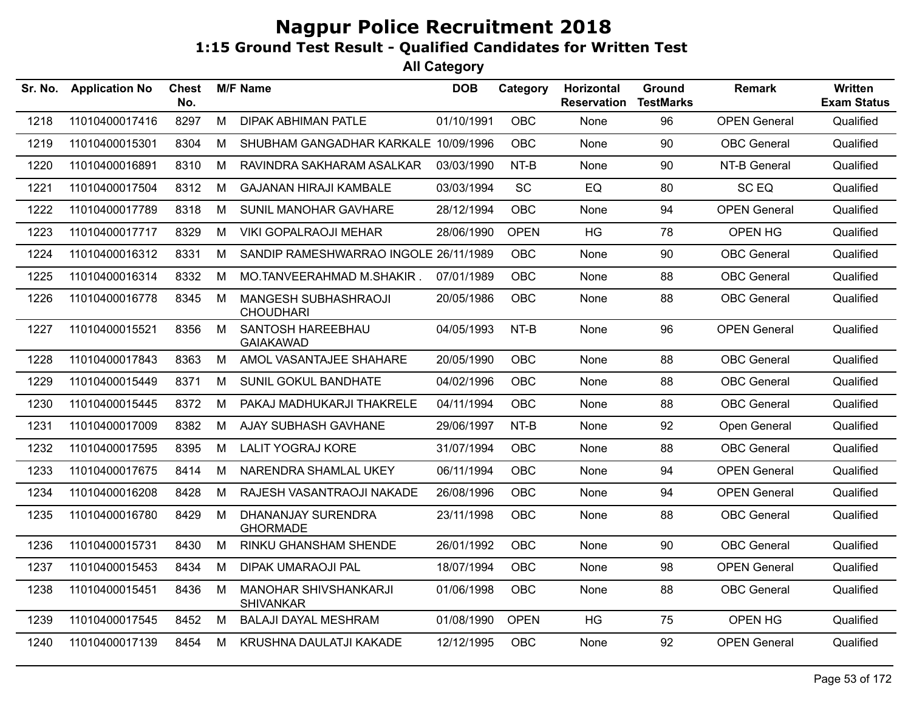# Nagpur Police Recruitment 2018

## 1:15 Ground Test Result - Qualified Candidates for Written Test

### All Category

| Sr. No. | Application No | Chest No. | M/F | Name | DOB | Category | Horizontal Reservation | Ground TestMarks | Remark | Written Exam Status |
|---|---|---|---|---|---|---|---|---|---|---|
| 1218 | 11010400017416 | 8297 | M | DIPAK ABHIMAN PATLE | 01/10/1991 | OBC | None | 96 | OPEN General | Qualified |
| 1219 | 11010400015301 | 8304 | M | SHUBHAM GANGADHAR KARKALE | 10/09/1996 | OBC | None | 90 | OBC General | Qualified |
| 1220 | 11010400016891 | 8310 | M | RAVINDRA SAKHARAM ASALKAR | 03/03/1990 | NT-B | None | 90 | NT-B General | Qualified |
| 1221 | 11010400017504 | 8312 | M | GAJANAN HIRAJI KAMBALE | 03/03/1994 | SC | EQ | 80 | SC EQ | Qualified |
| 1222 | 11010400017789 | 8318 | M | SUNIL MANOHAR GAVHARE | 28/12/1994 | OBC | None | 94 | OPEN General | Qualified |
| 1223 | 11010400017717 | 8329 | M | VIKI GOPALRAOJI MEHAR | 28/06/1990 | OPEN | HG | 78 | OPEN HG | Qualified |
| 1224 | 11010400016312 | 8331 | M | SANDIP RAMESHWARRAO INGOLE | 26/11/1989 | OBC | None | 90 | OBC General | Qualified |
| 1225 | 11010400016314 | 8332 | M | MO.TANVEERAHMAD M.SHAKIR . | 07/01/1989 | OBC | None | 88 | OBC General | Qualified |
| 1226 | 11010400016778 | 8345 | M | MANGESH SUBHASHRAOJI CHOUDHARI | 20/05/1986 | OBC | None | 88 | OBC General | Qualified |
| 1227 | 11010400015521 | 8356 | M | SANTOSH HAREEBHAU GAIAKAWAD | 04/05/1993 | NT-B | None | 96 | OPEN General | Qualified |
| 1228 | 11010400017843 | 8363 | M | AMOL VASANTAJEE SHAHARE | 20/05/1990 | OBC | None | 88 | OBC General | Qualified |
| 1229 | 11010400015449 | 8371 | M | SUNIL GOKUL BANDHATE | 04/02/1996 | OBC | None | 88 | OBC General | Qualified |
| 1230 | 11010400015445 | 8372 | M | PAKAJ MADHUKARJI THAKRELE | 04/11/1994 | OBC | None | 88 | OBC General | Qualified |
| 1231 | 11010400017009 | 8382 | M | AJAY SUBHASH GAVHANE | 29/06/1997 | NT-B | None | 92 | Open General | Qualified |
| 1232 | 11010400017595 | 8395 | M | LALIT YOGRAJ KORE | 31/07/1994 | OBC | None | 88 | OBC General | Qualified |
| 1233 | 11010400017675 | 8414 | M | NARENDRA SHAMLAL UKEY | 06/11/1994 | OBC | None | 94 | OPEN General | Qualified |
| 1234 | 11010400016208 | 8428 | M | RAJESH VASANTRAOJI NAKADE | 26/08/1996 | OBC | None | 94 | OPEN General | Qualified |
| 1235 | 11010400016780 | 8429 | M | DHANANJAY SURENDRA GHORMADE | 23/11/1998 | OBC | None | 88 | OBC General | Qualified |
| 1236 | 11010400015731 | 8430 | M | RINKU GHANSHAM SHENDE | 26/01/1992 | OBC | None | 90 | OBC General | Qualified |
| 1237 | 11010400015453 | 8434 | M | DIPAK UMARAOJI PAL | 18/07/1994 | OBC | None | 98 | OPEN General | Qualified |
| 1238 | 11010400015451 | 8436 | M | MANOHAR SHIVSHANKARJI SHIVANKAR | 01/06/1998 | OBC | None | 88 | OBC General | Qualified |
| 1239 | 11010400017545 | 8452 | M | BALAJI DAYAL MESHRAM | 01/08/1990 | OPEN | HG | 75 | OPEN HG | Qualified |
| 1240 | 11010400017139 | 8454 | M | KRUSHNA DAULATJI KAKADE | 12/12/1995 | OBC | None | 92 | OPEN General | Qualified |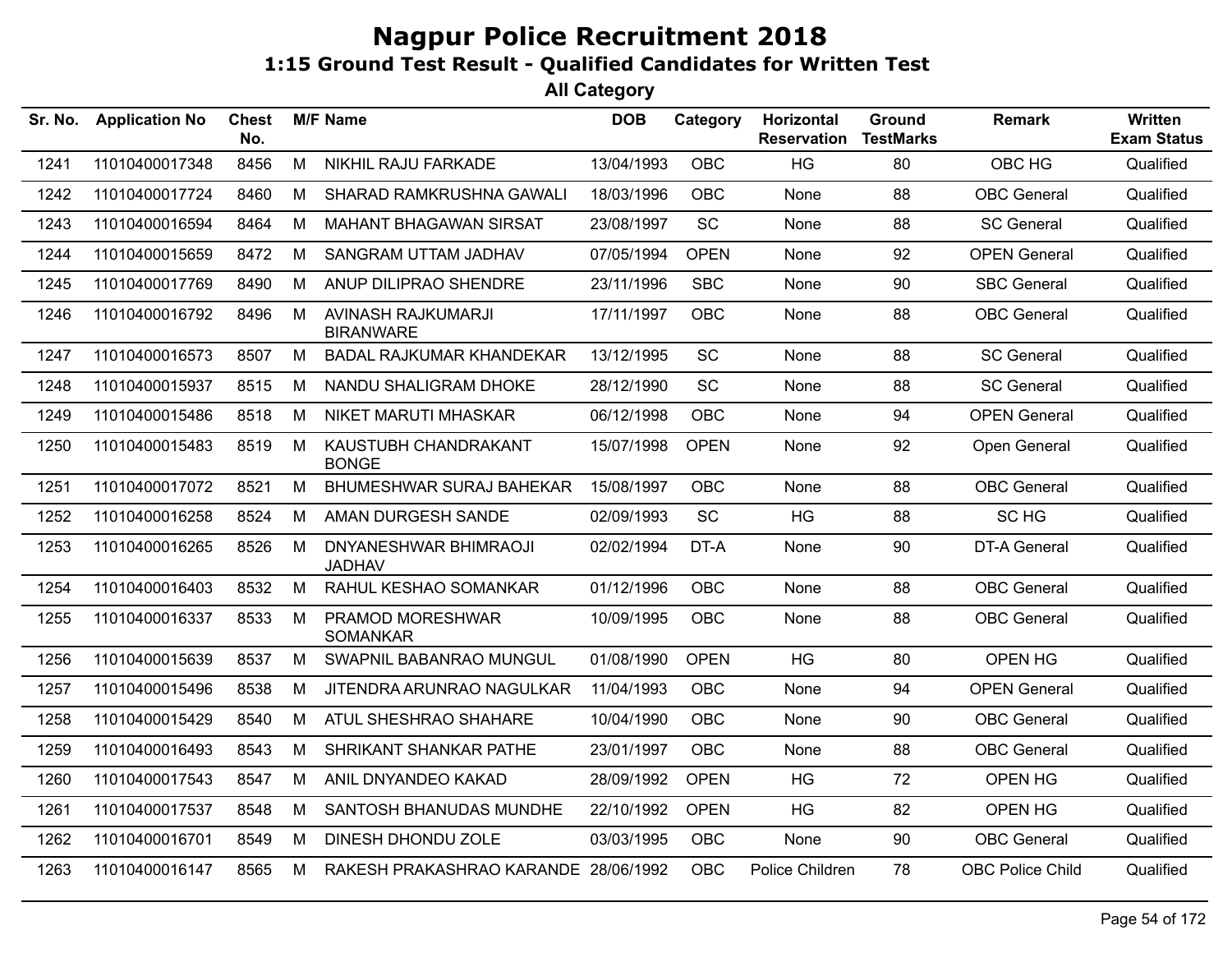# Nagpur Police Recruitment 2018

## 1:15 Ground Test Result - Qualified Candidates for Written Test

### All Category

| Sr. No. | Application No | Chest No. | M/F | Name | DOB | Category | Horizontal Reservation | Ground TestMarks | Remark | Written Exam Status |
|---|---|---|---|---|---|---|---|---|---|---|
| 1241 | 11010400017348 | 8456 | M | NIKHIL RAJU FARKADE | 13/04/1993 | OBC | HG | 80 | OBC HG | Qualified |
| 1242 | 11010400017724 | 8460 | M | SHARAD RAMKRUSHNA GAWALI | 18/03/1996 | OBC | None | 88 | OBC General | Qualified |
| 1243 | 11010400016594 | 8464 | M | MAHANT BHAGAWAN SIRSAT | 23/08/1997 | SC | None | 88 | SC General | Qualified |
| 1244 | 11010400015659 | 8472 | M | SANGRAM UTTAM JADHAV | 07/05/1994 | OPEN | None | 92 | OPEN General | Qualified |
| 1245 | 11010400017769 | 8490 | M | ANUP DILIPRAO SHENDRE | 23/11/1996 | SBC | None | 90 | SBC General | Qualified |
| 1246 | 11010400016792 | 8496 | M | AVINASH RAJKUMARJI BIRANWARE | 17/11/1997 | OBC | None | 88 | OBC General | Qualified |
| 1247 | 11010400016573 | 8507 | M | BADAL RAJKUMAR KHANDEKAR | 13/12/1995 | SC | None | 88 | SC General | Qualified |
| 1248 | 11010400015937 | 8515 | M | NANDU SHALIGRAM DHOKE | 28/12/1990 | SC | None | 88 | SC General | Qualified |
| 1249 | 11010400015486 | 8518 | M | NIKET MARUTI MHASKAR | 06/12/1998 | OBC | None | 94 | OPEN General | Qualified |
| 1250 | 11010400015483 | 8519 | M | KAUSTUBH CHANDRAKANT BONGE | 15/07/1998 | OPEN | None | 92 | Open General | Qualified |
| 1251 | 11010400017072 | 8521 | M | BHUMESHWAR SURAJ BAHEKAR | 15/08/1997 | OBC | None | 88 | OBC General | Qualified |
| 1252 | 11010400016258 | 8524 | M | AMAN DURGESH SANDE | 02/09/1993 | SC | HG | 88 | SC HG | Qualified |
| 1253 | 11010400016265 | 8526 | M | DNYANESHWAR BHIMRAOJI JADHAV | 02/02/1994 | DT-A | None | 90 | DT-A General | Qualified |
| 1254 | 11010400016403 | 8532 | M | RAHUL KESHAO SOMANKAR | 01/12/1996 | OBC | None | 88 | OBC General | Qualified |
| 1255 | 11010400016337 | 8533 | M | PRAMOD MORESHWAR SOMANKAR | 10/09/1995 | OBC | None | 88 | OBC General | Qualified |
| 1256 | 11010400015639 | 8537 | M | SWAPNIL BABANRAO MUNGUL | 01/08/1990 | OPEN | HG | 80 | OPEN HG | Qualified |
| 1257 | 11010400015496 | 8538 | M | JITENDRA ARUNRAO NAGULKAR | 11/04/1993 | OBC | None | 94 | OPEN General | Qualified |
| 1258 | 11010400015429 | 8540 | M | ATUL SHESHRAO SHAHARE | 10/04/1990 | OBC | None | 90 | OBC General | Qualified |
| 1259 | 11010400016493 | 8543 | M | SHRIKANT SHANKAR PATHE | 23/01/1997 | OBC | None | 88 | OBC General | Qualified |
| 1260 | 11010400017543 | 8547 | M | ANIL DNYANDEO KAKAD | 28/09/1992 | OPEN | HG | 72 | OPEN HG | Qualified |
| 1261 | 11010400017537 | 8548 | M | SANTOSH BHANUDAS MUNDHE | 22/10/1992 | OPEN | HG | 82 | OPEN HG | Qualified |
| 1262 | 11010400016701 | 8549 | M | DINESH DHONDU ZOLE | 03/03/1995 | OBC | None | 90 | OBC General | Qualified |
| 1263 | 11010400016147 | 8565 | M | RAKESH PRAKASHRAO KARANDE | 28/06/1992 | OBC | Police Children | 78 | OBC Police Child | Qualified |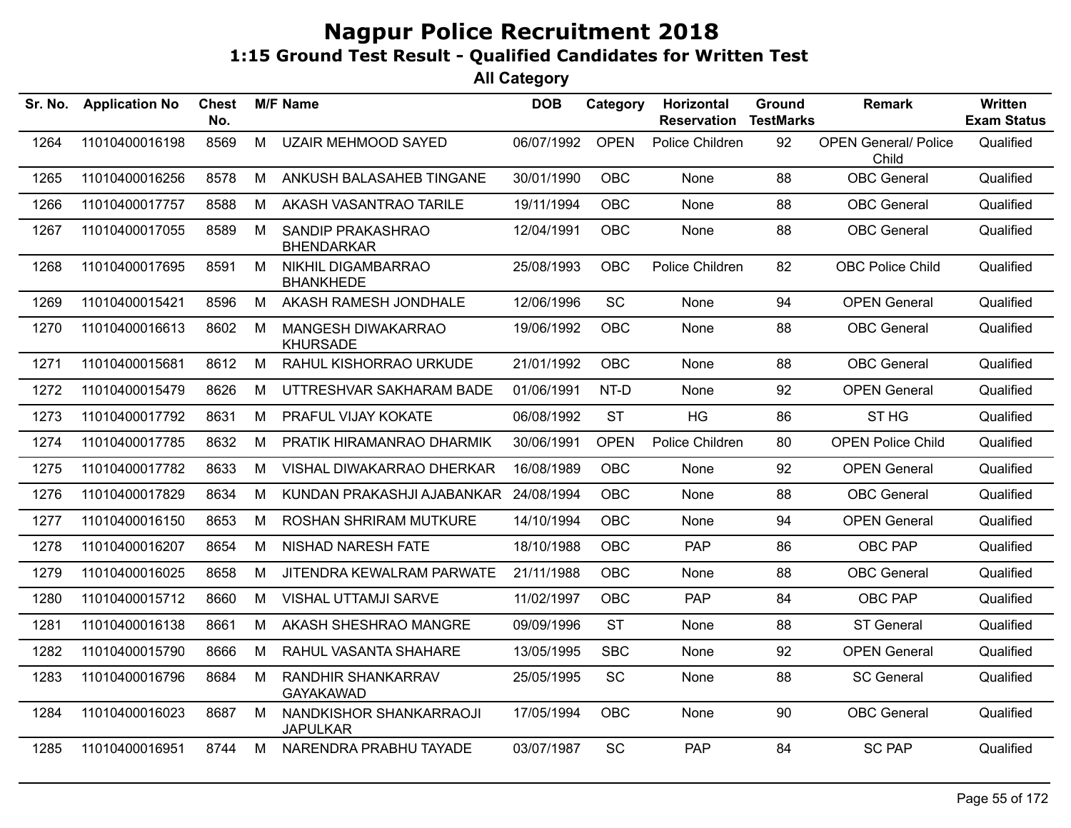# Nagpur Police Recruitment 2018

## 1:15 Ground Test Result - Qualified Candidates for Written Test

### All Category

| Sr. No. | Application No | Chest No. | M/F | Name | DOB | Category | Horizontal Reservation | Ground TestMarks | Remark | Written Exam Status |
|---|---|---|---|---|---|---|---|---|---|---|
| 1264 | 11010400016198 | 8569 | M | UZAIR MEHMOOD SAYED | 06/07/1992 | OPEN | Police Children | 92 | OPEN General/ Police Child | Qualified |
| 1265 | 11010400016256 | 8578 | M | ANKUSH BALASAHEB TINGANE | 30/01/1990 | OBC | None | 88 | OBC General | Qualified |
| 1266 | 11010400017757 | 8588 | M | AKASH VASANTRAO TARILE | 19/11/1994 | OBC | None | 88 | OBC General | Qualified |
| 1267 | 11010400017055 | 8589 | M | SANDIP PRAKASHRAO BHENDARKAR | 12/04/1991 | OBC | None | 88 | OBC General | Qualified |
| 1268 | 11010400017695 | 8591 | M | NIKHIL DIGAMBARRAO BHANKHEDE | 25/08/1993 | OBC | Police Children | 82 | OBC Police Child | Qualified |
| 1269 | 11010400015421 | 8596 | M | AKASH RAMESH JONDHALE | 12/06/1996 | SC | None | 94 | OPEN General | Qualified |
| 1270 | 11010400016613 | 8602 | M | MANGESH DIWAKARRAO KHURSADE | 19/06/1992 | OBC | None | 88 | OBC General | Qualified |
| 1271 | 11010400015681 | 8612 | M | RAHUL KISHORRAO URKUDE | 21/01/1992 | OBC | None | 88 | OBC General | Qualified |
| 1272 | 11010400015479 | 8626 | M | UTTRESHVAR SAKHARAM BADE | 01/06/1991 | NT-D | None | 92 | OPEN General | Qualified |
| 1273 | 11010400017792 | 8631 | M | PRAFUL VIJAY KOKATE | 06/08/1992 | ST | HG | 86 | ST HG | Qualified |
| 1274 | 11010400017785 | 8632 | M | PRATIK HIRAMANRAO DHARMIK | 30/06/1991 | OPEN | Police Children | 80 | OPEN Police Child | Qualified |
| 1275 | 11010400017782 | 8633 | M | VISHAL DIWAKARRAO DHERKAR | 16/08/1989 | OBC | None | 92 | OPEN General | Qualified |
| 1276 | 11010400017829 | 8634 | M | KUNDAN PRAKASHJI AJABANKAR | 24/08/1994 | OBC | None | 88 | OBC General | Qualified |
| 1277 | 11010400016150 | 8653 | M | ROSHAN SHRIRAM MUTKURE | 14/10/1994 | OBC | None | 94 | OPEN General | Qualified |
| 1278 | 11010400016207 | 8654 | M | NISHAD NARESH FATE | 18/10/1988 | OBC | PAP | 86 | OBC PAP | Qualified |
| 1279 | 11010400016025 | 8658 | M | JITENDRA KEWALRAM PARWATE | 21/11/1988 | OBC | None | 88 | OBC General | Qualified |
| 1280 | 11010400015712 | 8660 | M | VISHAL UTTAMJI SARVE | 11/02/1997 | OBC | PAP | 84 | OBC PAP | Qualified |
| 1281 | 11010400016138 | 8661 | M | AKASH SHESHRAO MANGRE | 09/09/1996 | ST | None | 88 | ST General | Qualified |
| 1282 | 11010400015790 | 8666 | M | RAHUL VASANTA SHAHARE | 13/05/1995 | SBC | None | 92 | OPEN General | Qualified |
| 1283 | 11010400016796 | 8684 | M | RANDHIR SHANKARRAV GAYAKAWAD | 25/05/1995 | SC | None | 88 | SC General | Qualified |
| 1284 | 11010400016023 | 8687 | M | NANDKISHOR SHANKARRAOJI JAPULKAR | 17/05/1994 | OBC | None | 90 | OBC General | Qualified |
| 1285 | 11010400016951 | 8744 | M | NARENDRA PRABHU TAYADE | 03/07/1987 | SC | PAP | 84 | SC PAP | Qualified |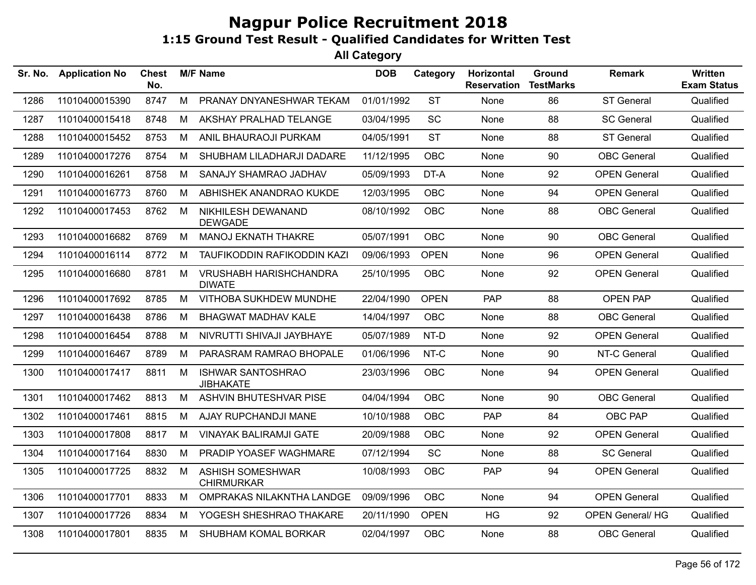# Nagpur Police Recruitment 2018

## 1:15 Ground Test Result - Qualified Candidates for Written Test

### All Category

| Sr. No. | Application No | Chest No. | M/F | Name | DOB | Category | Horizontal Reservation | Ground TestMarks | Remark | Written Exam Status |
|---|---|---|---|---|---|---|---|---|---|---|
| 1286 | 11010400015390 | 8747 | M | PRANAY DNYANESHWAR TEKAM | 01/01/1992 | ST | None | 86 | ST General | Qualified |
| 1287 | 11010400015418 | 8748 | M | AKSHAY PRALHAD TELANGE | 03/04/1995 | SC | None | 88 | SC General | Qualified |
| 1288 | 11010400015452 | 8753 | M | ANIL BHAURAOJI PURKAM | 04/05/1991 | ST | None | 88 | ST General | Qualified |
| 1289 | 11010400017276 | 8754 | M | SHUBHAM LILADHARJI DADARE | 11/12/1995 | OBC | None | 90 | OBC General | Qualified |
| 1290 | 11010400016261 | 8758 | M | SANAJY SHAMRAO JADHAV | 05/09/1993 | DT-A | None | 92 | OPEN General | Qualified |
| 1291 | 11010400016773 | 8760 | M | ABHISHEK ANANDRAO KUKDE | 12/03/1995 | OBC | None | 94 | OPEN General | Qualified |
| 1292 | 11010400017453 | 8762 | M | NIKHILESH DEWANAND DEWGADE | 08/10/1992 | OBC | None | 88 | OBC General | Qualified |
| 1293 | 11010400016682 | 8769 | M | MANOJ EKNATH THAKRE | 05/07/1991 | OBC | None | 90 | OBC General | Qualified |
| 1294 | 11010400016114 | 8772 | M | TAUFIKODDIN RAFIKODDIN KAZI | 09/06/1993 | OPEN | None | 96 | OPEN General | Qualified |
| 1295 | 11010400016680 | 8781 | M | VRUSHABH HARISHCHANDRA DIWATE | 25/10/1995 | OBC | None | 92 | OPEN General | Qualified |
| 1296 | 11010400017692 | 8785 | M | VITHOBA SUKHDEW MUNDHE | 22/04/1990 | OPEN | PAP | 88 | OPEN PAP | Qualified |
| 1297 | 11010400016438 | 8786 | M | BHAGWAT MADHAV KALE | 14/04/1997 | OBC | None | 88 | OBC General | Qualified |
| 1298 | 11010400016454 | 8788 | M | NIVRUTTI SHIVAJI JAYBHAYE | 05/07/1989 | NT-D | None | 92 | OPEN General | Qualified |
| 1299 | 11010400016467 | 8789 | M | PARASRAM RAMRAO BHOPALE | 01/06/1996 | NT-C | None | 90 | NT-C General | Qualified |
| 1300 | 11010400017417 | 8811 | M | ISHWAR SANTOSHRAO JIBHAKATE | 23/03/1996 | OBC | None | 94 | OPEN General | Qualified |
| 1301 | 11010400017462 | 8813 | M | ASHVIN BHUTESHVAR PISE | 04/04/1994 | OBC | None | 90 | OBC General | Qualified |
| 1302 | 11010400017461 | 8815 | M | AJAY RUPCHANDJI MANE | 10/10/1988 | OBC | PAP | 84 | OBC PAP | Qualified |
| 1303 | 11010400017808 | 8817 | M | VINAYAK BALIRAMJI GATE | 20/09/1988 | OBC | None | 92 | OPEN General | Qualified |
| 1304 | 11010400017164 | 8830 | M | PRADIP YOASEF WAGHMARE | 07/12/1994 | SC | None | 88 | SC General | Qualified |
| 1305 | 11010400017725 | 8832 | M | ASHISH SOMESHWAR CHIRMURKAR | 10/08/1993 | OBC | PAP | 94 | OPEN General | Qualified |
| 1306 | 11010400017701 | 8833 | M | OMPRAKAS NILAKNTHA LANDGE | 09/09/1996 | OBC | None | 94 | OPEN General | Qualified |
| 1307 | 11010400017726 | 8834 | M | YOGESH SHESHRAO THAKARE | 20/11/1990 | OPEN | HG | 92 | OPEN General/ HG | Qualified |
| 1308 | 11010400017801 | 8835 | M | SHUBHAM KOMAL BORKAR | 02/04/1997 | OBC | None | 88 | OBC General | Qualified |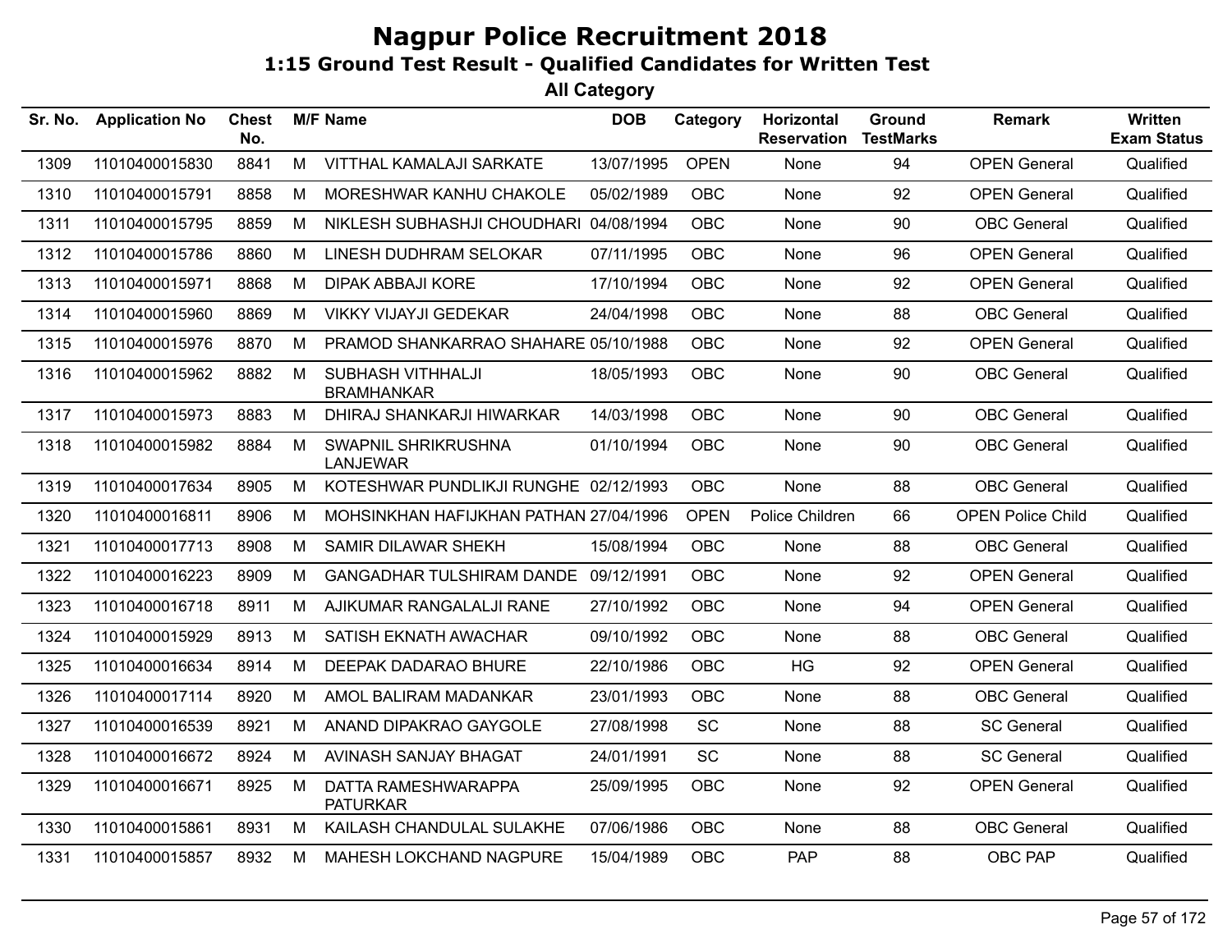# Nagpur Police Recruitment 2018

## 1:15 Ground Test Result - Qualified Candidates for Written Test

### All Category

| Sr. No. | Application No | Chest No. | M/F | Name | DOB | Category | Horizontal Reservation | Ground TestMarks | Remark | Written Exam Status |
|---|---|---|---|---|---|---|---|---|---|---|
| 1309 | 11010400015830 | 8841 | M | VITTHAL KAMALAJI SARKATE | 13/07/1995 | OPEN | None | 94 | OPEN General | Qualified |
| 1310 | 11010400015791 | 8858 | M | MORESHWAR KANHU CHAKOLE | 05/02/1989 | OBC | None | 92 | OPEN General | Qualified |
| 1311 | 11010400015795 | 8859 | M | NIKLESH SUBHASHJI CHOUDHARI | 04/08/1994 | OBC | None | 90 | OBC General | Qualified |
| 1312 | 11010400015786 | 8860 | M | LINESH DUDHRAM SELOKAR | 07/11/1995 | OBC | None | 96 | OPEN General | Qualified |
| 1313 | 11010400015971 | 8868 | M | DIPAK ABBAJI KORE | 17/10/1994 | OBC | None | 92 | OPEN General | Qualified |
| 1314 | 11010400015960 | 8869 | M | VIKKY VIJAYJI GEDEKAR | 24/04/1998 | OBC | None | 88 | OBC General | Qualified |
| 1315 | 11010400015976 | 8870 | M | PRAMOD SHANKARRAO SHAHARE | 05/10/1988 | OBC | None | 92 | OPEN General | Qualified |
| 1316 | 11010400015962 | 8882 | M | SUBHASH VITHHALJI BRAMHANKAR | 18/05/1993 | OBC | None | 90 | OBC General | Qualified |
| 1317 | 11010400015973 | 8883 | M | DHIRAJ SHANKARJI HIWARKAR | 14/03/1998 | OBC | None | 90 | OBC General | Qualified |
| 1318 | 11010400015982 | 8884 | M | SWAPNIL SHRIKRUSHNA LANJEWAR | 01/10/1994 | OBC | None | 90 | OBC General | Qualified |
| 1319 | 11010400017634 | 8905 | M | KOTESHWAR PUNDLIKJI RUNGHE | 02/12/1993 | OBC | None | 88 | OBC General | Qualified |
| 1320 | 11010400016811 | 8906 | M | MOHSINKHAN HAFIJKHAN PATHAN | 27/04/1996 | OPEN | Police Children | 66 | OPEN Police Child | Qualified |
| 1321 | 11010400017713 | 8908 | M | SAMIR DILAWAR SHEKH | 15/08/1994 | OBC | None | 88 | OBC General | Qualified |
| 1322 | 11010400016223 | 8909 | M | GANGADHAR TULSHIRAM DANDE | 09/12/1991 | OBC | None | 92 | OPEN General | Qualified |
| 1323 | 11010400016718 | 8911 | M | AJIKUMAR RANGALALJI RANE | 27/10/1992 | OBC | None | 94 | OPEN General | Qualified |
| 1324 | 11010400015929 | 8913 | M | SATISH EKNATH AWACHAR | 09/10/1992 | OBC | None | 88 | OBC General | Qualified |
| 1325 | 11010400016634 | 8914 | M | DEEPAK DADARAO BHURE | 22/10/1986 | OBC | HG | 92 | OPEN General | Qualified |
| 1326 | 11010400017114 | 8920 | M | AMOL BALIRAM MADANKAR | 23/01/1993 | OBC | None | 88 | OBC General | Qualified |
| 1327 | 11010400016539 | 8921 | M | ANAND DIPAKRAO GAYGOLE | 27/08/1998 | SC | None | 88 | SC General | Qualified |
| 1328 | 11010400016672 | 8924 | M | AVINASH SANJAY BHAGAT | 24/01/1991 | SC | None | 88 | SC General | Qualified |
| 1329 | 11010400016671 | 8925 | M | DATTA RAMESHWARAPPA PATURKAR | 25/09/1995 | OBC | None | 92 | OPEN General | Qualified |
| 1330 | 11010400015861 | 8931 | M | KAILASH CHANDULAL SULAKHE | 07/06/1986 | OBC | None | 88 | OBC General | Qualified |
| 1331 | 11010400015857 | 8932 | M | MAHESH LOKCHAND NAGPURE | 15/04/1989 | OBC | PAP | 88 | OBC PAP | Qualified |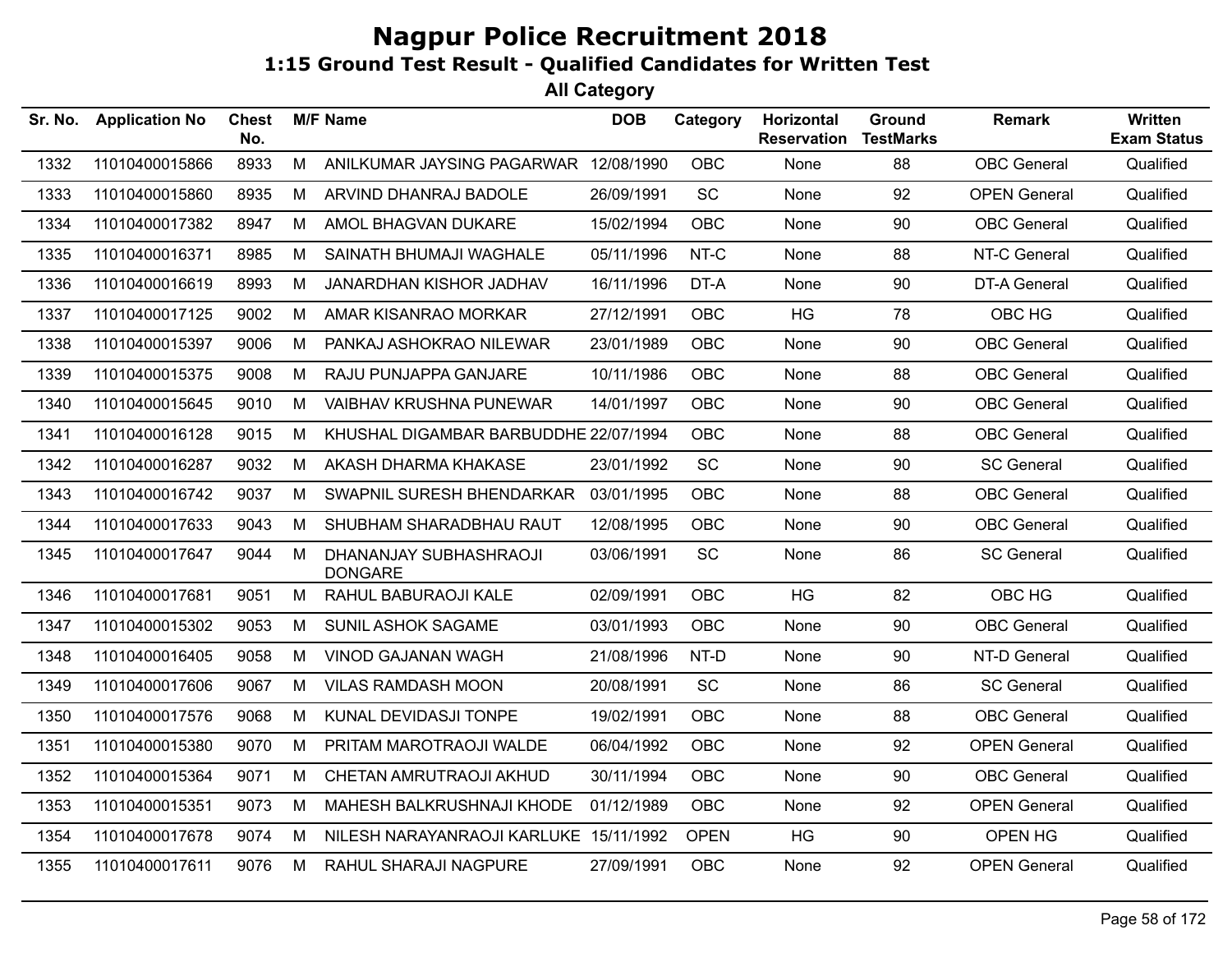# Nagpur Police Recruitment 2018

## 1:15 Ground Test Result - Qualified Candidates for Written Test

### All Category

| Sr. No. | Application No | Chest No. | M/F | Name | DOB | Category | Horizontal Reservation | Ground TestMarks | Remark | Written Exam Status |
|---|---|---|---|---|---|---|---|---|---|---|
| 1332 | 11010400015866 | 8933 | M | ANILKUMAR JAYSING PAGARWAR | 12/08/1990 | OBC | None | 88 | OBC General | Qualified |
| 1333 | 11010400015860 | 8935 | M | ARVIND DHANRAJ BADOLE | 26/09/1991 | SC | None | 92 | OPEN General | Qualified |
| 1334 | 11010400017382 | 8947 | M | AMOL BHAGVAN DUKARE | 15/02/1994 | OBC | None | 90 | OBC General | Qualified |
| 1335 | 11010400016371 | 8985 | M | SAINATH BHUMAJI WAGHALE | 05/11/1996 | NT-C | None | 88 | NT-C General | Qualified |
| 1336 | 11010400016619 | 8993 | M | JANARDHAN KISHOR JADHAV | 16/11/1996 | DT-A | None | 90 | DT-A General | Qualified |
| 1337 | 11010400017125 | 9002 | M | AMAR KISANRAO MORKAR | 27/12/1991 | OBC | HG | 78 | OBC HG | Qualified |
| 1338 | 11010400015397 | 9006 | M | PANKAJ ASHOKRAO NILEWAR | 23/01/1989 | OBC | None | 90 | OBC General | Qualified |
| 1339 | 11010400015375 | 9008 | M | RAJU PUNJAPPA GANJARE | 10/11/1986 | OBC | None | 88 | OBC General | Qualified |
| 1340 | 11010400015645 | 9010 | M | VAIBHAV KRUSHNA PUNEWAR | 14/01/1997 | OBC | None | 90 | OBC General | Qualified |
| 1341 | 11010400016128 | 9015 | M | KHUSHAL DIGAMBAR BARBUDDHE | 22/07/1994 | OBC | None | 88 | OBC General | Qualified |
| 1342 | 11010400016287 | 9032 | M | AKASH DHARMA KHAKASE | 23/01/1992 | SC | None | 90 | SC General | Qualified |
| 1343 | 11010400016742 | 9037 | M | SWAPNIL SURESH BHENDARKAR | 03/01/1995 | OBC | None | 88 | OBC General | Qualified |
| 1344 | 11010400017633 | 9043 | M | SHUBHAM SHARADBHAU RAUT | 12/08/1995 | OBC | None | 90 | OBC General | Qualified |
| 1345 | 11010400017647 | 9044 | M | DHANANJAY SUBHASHRAOJI DONGARE | 03/06/1991 | SC | None | 86 | SC General | Qualified |
| 1346 | 11010400017681 | 9051 | M | RAHUL BABURAOJI KALE | 02/09/1991 | OBC | HG | 82 | OBC HG | Qualified |
| 1347 | 11010400015302 | 9053 | M | SUNIL ASHOK SAGAME | 03/01/1993 | OBC | None | 90 | OBC General | Qualified |
| 1348 | 11010400016405 | 9058 | M | VINOD GAJANAN WAGH | 21/08/1996 | NT-D | None | 90 | NT-D General | Qualified |
| 1349 | 11010400017606 | 9067 | M | VILAS RAMDASH MOON | 20/08/1991 | SC | None | 86 | SC General | Qualified |
| 1350 | 11010400017576 | 9068 | M | KUNAL DEVIDASJI TONPE | 19/02/1991 | OBC | None | 88 | OBC General | Qualified |
| 1351 | 11010400015380 | 9070 | M | PRITAM MAROTRAOJI WALDE | 06/04/1992 | OBC | None | 92 | OPEN General | Qualified |
| 1352 | 11010400015364 | 9071 | M | CHETAN AMRUTRAOJI AKHUD | 30/11/1994 | OBC | None | 90 | OBC General | Qualified |
| 1353 | 11010400015351 | 9073 | M | MAHESH BALKRUSHNAJI KHODE | 01/12/1989 | OBC | None | 92 | OPEN General | Qualified |
| 1354 | 11010400017678 | 9074 | M | NILESH NARAYANRAOJI KARLUKE | 15/11/1992 | OPEN | HG | 90 | OPEN HG | Qualified |
| 1355 | 11010400017611 | 9076 | M | RAHUL SHARAJI NAGPURE | 27/09/1991 | OBC | None | 92 | OPEN General | Qualified |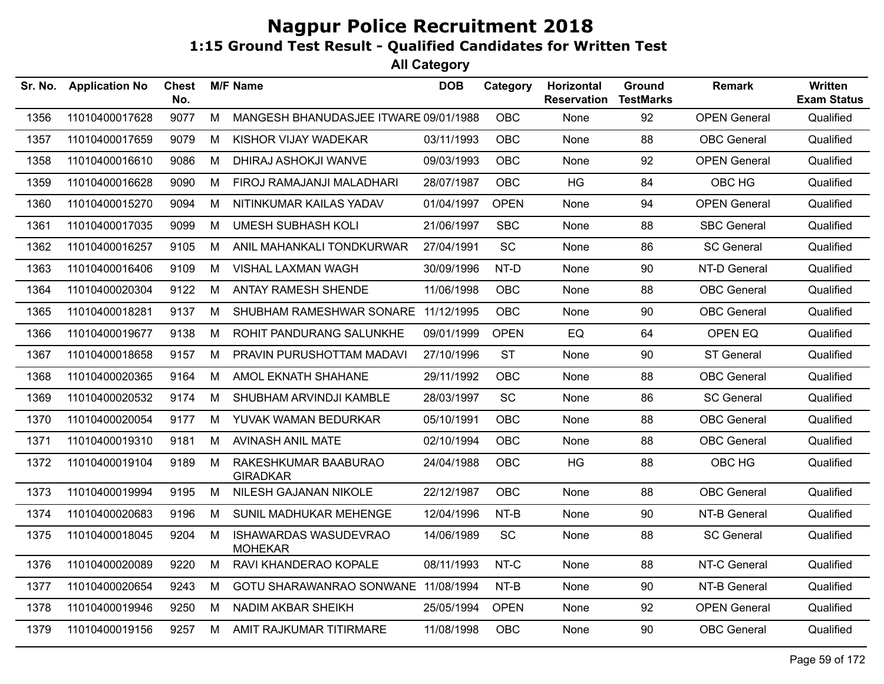# Nagpur Police Recruitment 2018

## 1:15 Ground Test Result - Qualified Candidates for Written Test

### All Category

| Sr. No. | Application No | Chest No. | M/F | Name | DOB | Category | Horizontal Reservation | Ground TestMarks | Remark | Written Exam Status |
|---|---|---|---|---|---|---|---|---|---|---|
| 1356 | 11010400017628 | 9077 | M | MANGESH BHANUDASJEE ITWARE | 09/01/1988 | OBC | None | 92 | OPEN General | Qualified |
| 1357 | 11010400017659 | 9079 | M | KISHOR VIJAY WADEKAR | 03/11/1993 | OBC | None | 88 | OBC General | Qualified |
| 1358 | 11010400016610 | 9086 | M | DHIRAJ ASHOKJI WANVE | 09/03/1993 | OBC | None | 92 | OPEN General | Qualified |
| 1359 | 11010400016628 | 9090 | M | FIROJ RAMAJANJI MALADHARI | 28/07/1987 | OBC | HG | 84 | OBC HG | Qualified |
| 1360 | 11010400015270 | 9094 | M | NITINKUMAR KAILAS YADAV | 01/04/1997 | OPEN | None | 94 | OPEN General | Qualified |
| 1361 | 11010400017035 | 9099 | M | UMESH SUBHASH KOLI | 21/06/1997 | SBC | None | 88 | SBC General | Qualified |
| 1362 | 11010400016257 | 9105 | M | ANIL MAHANKALI TONDKURWAR | 27/04/1991 | SC | None | 86 | SC General | Qualified |
| 1363 | 11010400016406 | 9109 | M | VISHAL LAXMAN WAGH | 30/09/1996 | NT-D | None | 90 | NT-D General | Qualified |
| 1364 | 11010400020304 | 9122 | M | ANTAY RAMESH SHENDE | 11/06/1998 | OBC | None | 88 | OBC General | Qualified |
| 1365 | 11010400018281 | 9137 | M | SHUBHAM RAMESHWAR SONARE | 11/12/1995 | OBC | None | 90 | OBC General | Qualified |
| 1366 | 11010400019677 | 9138 | M | ROHIT PANDURANG SALUNKHE | 09/01/1999 | OPEN | EQ | 64 | OPEN EQ | Qualified |
| 1367 | 11010400018658 | 9157 | M | PRAVIN PURUSHOTTAM MADAVI | 27/10/1996 | ST | None | 90 | ST General | Qualified |
| 1368 | 11010400020365 | 9164 | M | AMOL EKNATH SHAHANE | 29/11/1992 | OBC | None | 88 | OBC General | Qualified |
| 1369 | 11010400020532 | 9174 | M | SHUBHAM ARVINDJI KAMBLE | 28/03/1997 | SC | None | 86 | SC General | Qualified |
| 1370 | 11010400020054 | 9177 | M | YUVAK WAMAN BEDURKAR | 05/10/1991 | OBC | None | 88 | OBC General | Qualified |
| 1371 | 11010400019310 | 9181 | M | AVINASH ANIL MATE | 02/10/1994 | OBC | None | 88 | OBC General | Qualified |
| 1372 | 11010400019104 | 9189 | M | RAKESHKUMAR BAABURAO GIRADKAR | 24/04/1988 | OBC | HG | 88 | OBC HG | Qualified |
| 1373 | 11010400019994 | 9195 | M | NILESH GAJANAN NIKOLE | 22/12/1987 | OBC | None | 88 | OBC General | Qualified |
| 1374 | 11010400020683 | 9196 | M | SUNIL MADHUKAR MEHENGE | 12/04/1996 | NT-B | None | 90 | NT-B General | Qualified |
| 1375 | 11010400018045 | 9204 | M | ISHAWARDAS WASUDEVRAO MOHEKAR | 14/06/1989 | SC | None | 88 | SC General | Qualified |
| 1376 | 11010400020089 | 9220 | M | RAVI KHANDERAO KOPALE | 08/11/1993 | NT-C | None | 88 | NT-C General | Qualified |
| 1377 | 11010400020654 | 9243 | M | GOTU SHARAWANRAO SONWANE | 11/08/1994 | NT-B | None | 90 | NT-B General | Qualified |
| 1378 | 11010400019946 | 9250 | M | NADIM AKBAR SHEIKH | 25/05/1994 | OPEN | None | 92 | OPEN General | Qualified |
| 1379 | 11010400019156 | 9257 | M | AMIT RAJKUMAR TITIRMARE | 11/08/1998 | OBC | None | 90 | OBC General | Qualified |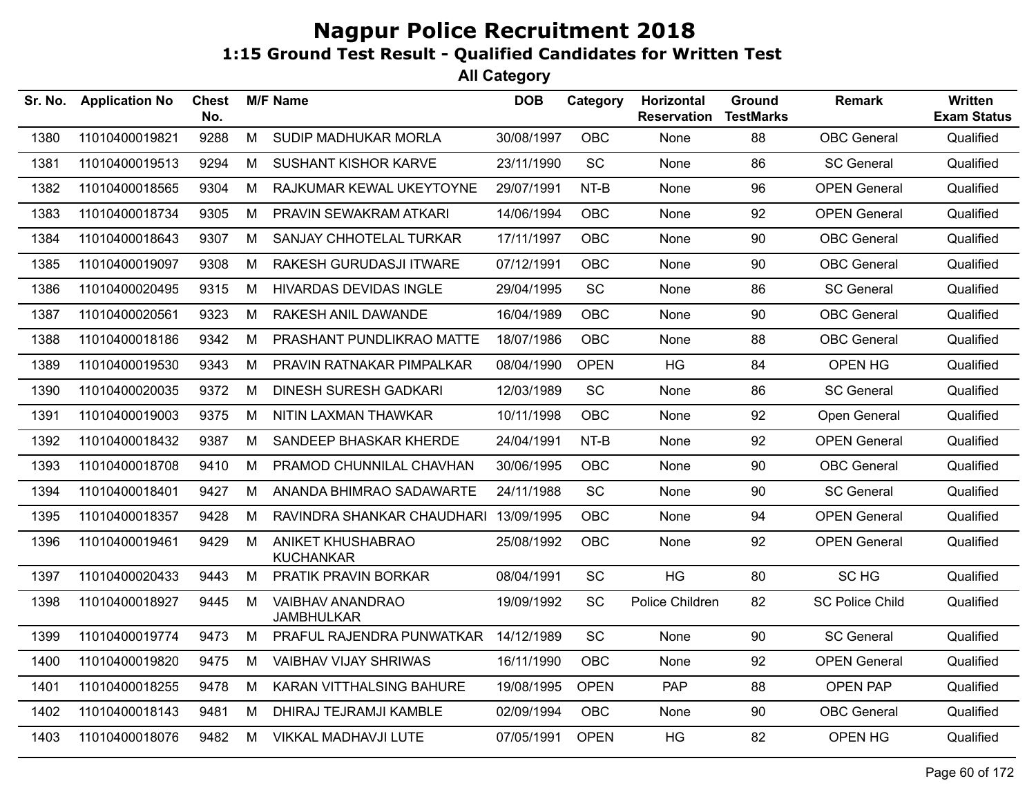# Nagpur Police Recruitment 2018

## 1:15 Ground Test Result - Qualified Candidates for Written Test

### All Category

| Sr. No. | Application No | Chest No. | M/F | Name | DOB | Category | Horizontal Reservation | Ground TestMarks | Remark | Written Exam Status |
|---|---|---|---|---|---|---|---|---|---|---|
| 1380 | 11010400019821 | 9288 | M | SUDIP MADHUKAR MORLA | 30/08/1997 | OBC | None | 88 | OBC General | Qualified |
| 1381 | 11010400019513 | 9294 | M | SUSHANT KISHOR KARVE | 23/11/1990 | SC | None | 86 | SC General | Qualified |
| 1382 | 11010400018565 | 9304 | M | RAJKUMAR KEWAL UKEYTOYNE | 29/07/1991 | NT-B | None | 96 | OPEN General | Qualified |
| 1383 | 11010400018734 | 9305 | M | PRAVIN SEWAKRAM ATKARI | 14/06/1994 | OBC | None | 92 | OPEN General | Qualified |
| 1384 | 11010400018643 | 9307 | M | SANJAY CHHOTELAL TURKAR | 17/11/1997 | OBC | None | 90 | OBC General | Qualified |
| 1385 | 11010400019097 | 9308 | M | RAKESH GURUDASJI ITWARE | 07/12/1991 | OBC | None | 90 | OBC General | Qualified |
| 1386 | 11010400020495 | 9315 | M | HIVARDAS DEVIDAS INGLE | 29/04/1995 | SC | None | 86 | SC General | Qualified |
| 1387 | 11010400020561 | 9323 | M | RAKESH ANIL DAWANDE | 16/04/1989 | OBC | None | 90 | OBC General | Qualified |
| 1388 | 11010400018186 | 9342 | M | PRASHANT PUNDLIKRAO MATTE | 18/07/1986 | OBC | None | 88 | OBC General | Qualified |
| 1389 | 11010400019530 | 9343 | M | PRAVIN RATNAKAR PIMPALKAR | 08/04/1990 | OPEN | HG | 84 | OPEN HG | Qualified |
| 1390 | 11010400020035 | 9372 | M | DINESH SURESH GADKARI | 12/03/1989 | SC | None | 86 | SC General | Qualified |
| 1391 | 11010400019003 | 9375 | M | NITIN LAXMAN THAWKAR | 10/11/1998 | OBC | None | 92 | Open General | Qualified |
| 1392 | 11010400018432 | 9387 | M | SANDEEP BHASKAR KHERDE | 24/04/1991 | NT-B | None | 92 | OPEN General | Qualified |
| 1393 | 11010400018708 | 9410 | M | PRAMOD CHUNNILAL CHAVHAN | 30/06/1995 | OBC | None | 90 | OBC General | Qualified |
| 1394 | 11010400018401 | 9427 | M | ANANDA BHIMRAO SADAWARTE | 24/11/1988 | SC | None | 90 | SC General | Qualified |
| 1395 | 11010400018357 | 9428 | M | RAVINDRA SHANKAR CHAUDHARI | 13/09/1995 | OBC | None | 94 | OPEN General | Qualified |
| 1396 | 11010400019461 | 9429 | M | ANIKET KHUSHABRAO KUCHANKAR | 25/08/1992 | OBC | None | 92 | OPEN General | Qualified |
| 1397 | 11010400020433 | 9443 | M | PRATIK PRAVIN BORKAR | 08/04/1991 | SC | HG | 80 | SC HG | Qualified |
| 1398 | 11010400018927 | 9445 | M | VAIBHAV ANANDRAO JAMBHULKAR | 19/09/1992 | SC | Police Children | 82 | SC Police Child | Qualified |
| 1399 | 11010400019774 | 9473 | M | PRAFUL RAJENDRA PUNWATKAR | 14/12/1989 | SC | None | 90 | SC General | Qualified |
| 1400 | 11010400019820 | 9475 | M | VAIBHAV VIJAY SHRIWAS | 16/11/1990 | OBC | None | 92 | OPEN General | Qualified |
| 1401 | 11010400018255 | 9478 | M | KARAN VITTHALSING BAHURE | 19/08/1995 | OPEN | PAP | 88 | OPEN PAP | Qualified |
| 1402 | 11010400018143 | 9481 | M | DHIRAJ TEJRAMJI KAMBLE | 02/09/1994 | OBC | None | 90 | OBC General | Qualified |
| 1403 | 11010400018076 | 9482 | M | VIKKAL MADHAVJI LUTE | 07/05/1991 | OPEN | HG | 82 | OPEN HG | Qualified |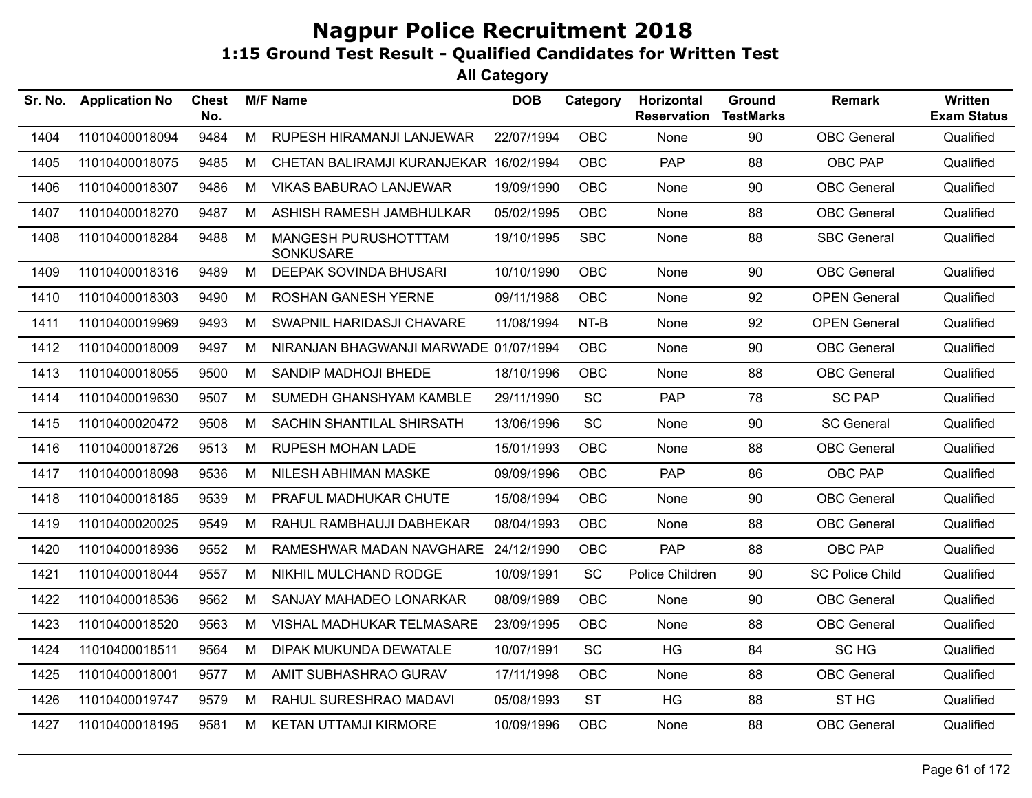# Nagpur Police Recruitment 2018

## 1:15 Ground Test Result - Qualified Candidates for Written Test

### All Category

| Sr. No. | Application No | Chest No. | M/F | Name | DOB | Category | Horizontal Reservation | Ground TestMarks | Remark | Written Exam Status |
|---|---|---|---|---|---|---|---|---|---|---|
| 1404 | 11010400018094 | 9484 | M | RUPESH HIRAMANJI LANJEWAR | 22/07/1994 | OBC | None | 90 | OBC General | Qualified |
| 1405 | 11010400018075 | 9485 | M | CHETAN BALIRAMJI KURANJEKAR | 16/02/1994 | OBC | PAP | 88 | OBC PAP | Qualified |
| 1406 | 11010400018307 | 9486 | M | VIKAS BABURAO LANJEWAR | 19/09/1990 | OBC | None | 90 | OBC General | Qualified |
| 1407 | 11010400018270 | 9487 | M | ASHISH RAMESH JAMBHULKAR | 05/02/1995 | OBC | None | 88 | OBC General | Qualified |
| 1408 | 11010400018284 | 9488 | M | MANGESH PURUSHOTTTAM SONKUSARE | 19/10/1995 | SBC | None | 88 | SBC General | Qualified |
| 1409 | 11010400018316 | 9489 | M | DEEPAK SOVINDA BHUSARI | 10/10/1990 | OBC | None | 90 | OBC General | Qualified |
| 1410 | 11010400018303 | 9490 | M | ROSHAN GANESH YERNE | 09/11/1988 | OBC | None | 92 | OPEN General | Qualified |
| 1411 | 11010400019969 | 9493 | M | SWAPNIL HARIDASJI CHAVARE | 11/08/1994 | NT-B | None | 92 | OPEN General | Qualified |
| 1412 | 11010400018009 | 9497 | M | NIRANJAN BHAGWANJI MARWADE | 01/07/1994 | OBC | None | 90 | OBC General | Qualified |
| 1413 | 11010400018055 | 9500 | M | SANDIP MADHOJI BHEDE | 18/10/1996 | OBC | None | 88 | OBC General | Qualified |
| 1414 | 11010400019630 | 9507 | M | SUMEDH GHANSHYAM KAMBLE | 29/11/1990 | SC | PAP | 78 | SC PAP | Qualified |
| 1415 | 11010400020472 | 9508 | M | SACHIN SHANTILAL SHIRSATH | 13/06/1996 | SC | None | 90 | SC General | Qualified |
| 1416 | 11010400018726 | 9513 | M | RUPESH MOHAN LADE | 15/01/1993 | OBC | None | 88 | OBC General | Qualified |
| 1417 | 11010400018098 | 9536 | M | NILESH ABHIMAN MASKE | 09/09/1996 | OBC | PAP | 86 | OBC PAP | Qualified |
| 1418 | 11010400018185 | 9539 | M | PRAFUL MADHUKAR CHUTE | 15/08/1994 | OBC | None | 90 | OBC General | Qualified |
| 1419 | 11010400020025 | 9549 | M | RAHUL RAMBHAUJI DABHEKAR | 08/04/1993 | OBC | None | 88 | OBC General | Qualified |
| 1420 | 11010400018936 | 9552 | M | RAMESHWAR MADAN NAVGHARE | 24/12/1990 | OBC | PAP | 88 | OBC PAP | Qualified |
| 1421 | 11010400018044 | 9557 | M | NIKHIL MULCHAND RODGE | 10/09/1991 | SC | Police Children | 90 | SC Police Child | Qualified |
| 1422 | 11010400018536 | 9562 | M | SANJAY MAHADEO LONARKAR | 08/09/1989 | OBC | None | 90 | OBC General | Qualified |
| 1423 | 11010400018520 | 9563 | M | VISHAL MADHUKAR TELMASARE | 23/09/1995 | OBC | None | 88 | OBC General | Qualified |
| 1424 | 11010400018511 | 9564 | M | DIPAK MUKUNDA DEWATALE | 10/07/1991 | SC | HG | 84 | SC HG | Qualified |
| 1425 | 11010400018001 | 9577 | M | AMIT SUBHASHRAO GURAV | 17/11/1998 | OBC | None | 88 | OBC General | Qualified |
| 1426 | 11010400019747 | 9579 | M | RAHUL SURESHRAO MADAVI | 05/08/1993 | ST | HG | 88 | ST HG | Qualified |
| 1427 | 11010400018195 | 9581 | M | KETAN UTTAMJI KIRMORE | 10/09/1996 | OBC | None | 88 | OBC General | Qualified |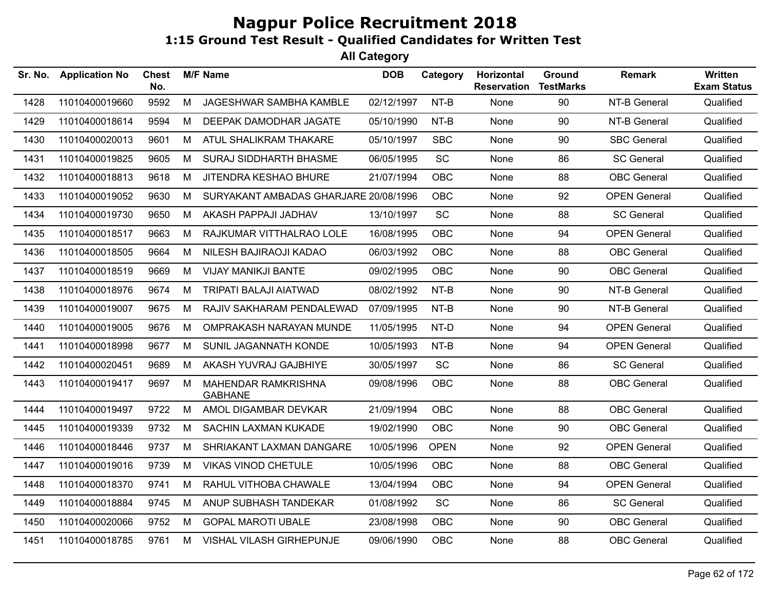# Nagpur Police Recruitment 2018

## 1:15 Ground Test Result - Qualified Candidates for Written Test

### All Category

| Sr. No. | Application No | Chest No. | M/F | Name | DOB | Category | Horizontal Reservation | Ground TestMarks | Remark | Written Exam Status |
|---|---|---|---|---|---|---|---|---|---|---|
| 1428 | 11010400019660 | 9592 | M | JAGESHWAR SAMBHA KAMBLE | 02/12/1997 | NT-B | None | 90 | NT-B General | Qualified |
| 1429 | 11010400018614 | 9594 | M | DEEPAK DAMODHAR JAGATE | 05/10/1990 | NT-B | None | 90 | NT-B General | Qualified |
| 1430 | 11010400020013 | 9601 | M | ATUL SHALIKRAM THAKARE | 05/10/1997 | SBC | None | 90 | SBC General | Qualified |
| 1431 | 11010400019825 | 9605 | M | SURAJ SIDDHARTH BHASME | 06/05/1995 | SC | None | 86 | SC General | Qualified |
| 1432 | 11010400018813 | 9618 | M | JITENDRA KESHAO BHURE | 21/07/1994 | OBC | None | 88 | OBC General | Qualified |
| 1433 | 11010400019052 | 9630 | M | SURYAKANT AMBADAS GHARJARE | 20/08/1996 | OBC | None | 92 | OPEN General | Qualified |
| 1434 | 11010400019730 | 9650 | M | AKASH PAPPAJI JADHAV | 13/10/1997 | SC | None | 88 | SC General | Qualified |
| 1435 | 11010400018517 | 9663 | M | RAJKUMAR VITTHALRAO LOLE | 16/08/1995 | OBC | None | 94 | OPEN General | Qualified |
| 1436 | 11010400018505 | 9664 | M | NILESH BAJIRAOJI KADAO | 06/03/1992 | OBC | None | 88 | OBC General | Qualified |
| 1437 | 11010400018519 | 9669 | M | VIJAY MANIKJI BANTE | 09/02/1995 | OBC | None | 90 | OBC General | Qualified |
| 1438 | 11010400018976 | 9674 | M | TRIPATI BALAJI AIATWAD | 08/02/1992 | NT-B | None | 90 | NT-B General | Qualified |
| 1439 | 11010400019007 | 9675 | M | RAJIV SAKHARAM PENDALEWAD | 07/09/1995 | NT-B | None | 90 | NT-B General | Qualified |
| 1440 | 11010400019005 | 9676 | M | OMPRAKASH NARAYAN MUNDE | 11/05/1995 | NT-D | None | 94 | OPEN General | Qualified |
| 1441 | 11010400018998 | 9677 | M | SUNIL JAGANNATH KONDE | 10/05/1993 | NT-B | None | 94 | OPEN General | Qualified |
| 1442 | 11010400020451 | 9689 | M | AKASH YUVRAJ GAJBHIYE | 30/05/1997 | SC | None | 86 | SC General | Qualified |
| 1443 | 11010400019417 | 9697 | M | MAHENDAR RAMKRISHNA GABHANE | 09/08/1996 | OBC | None | 88 | OBC General | Qualified |
| 1444 | 11010400019497 | 9722 | M | AMOL DIGAMBAR DEVKAR | 21/09/1994 | OBC | None | 88 | OBC General | Qualified |
| 1445 | 11010400019339 | 9732 | M | SACHIN LAXMAN KUKADE | 19/02/1990 | OBC | None | 90 | OBC General | Qualified |
| 1446 | 11010400018446 | 9737 | M | SHRIAKANT LAXMAN DANGARE | 10/05/1996 | OPEN | None | 92 | OPEN General | Qualified |
| 1447 | 11010400019016 | 9739 | M | VIKAS VINOD CHETULE | 10/05/1996 | OBC | None | 88 | OBC General | Qualified |
| 1448 | 11010400018370 | 9741 | M | RAHUL VITHOBA CHAWALE | 13/04/1994 | OBC | None | 94 | OPEN General | Qualified |
| 1449 | 11010400018884 | 9745 | M | ANUP SUBHASH TANDEKAR | 01/08/1992 | SC | None | 86 | SC General | Qualified |
| 1450 | 11010400020066 | 9752 | M | GOPAL MAROTI UBALE | 23/08/1998 | OBC | None | 90 | OBC General | Qualified |
| 1451 | 11010400018785 | 9761 | M | VISHAL VILASH GIRHEPUNJE | 09/06/1990 | OBC | None | 88 | OBC General | Qualified |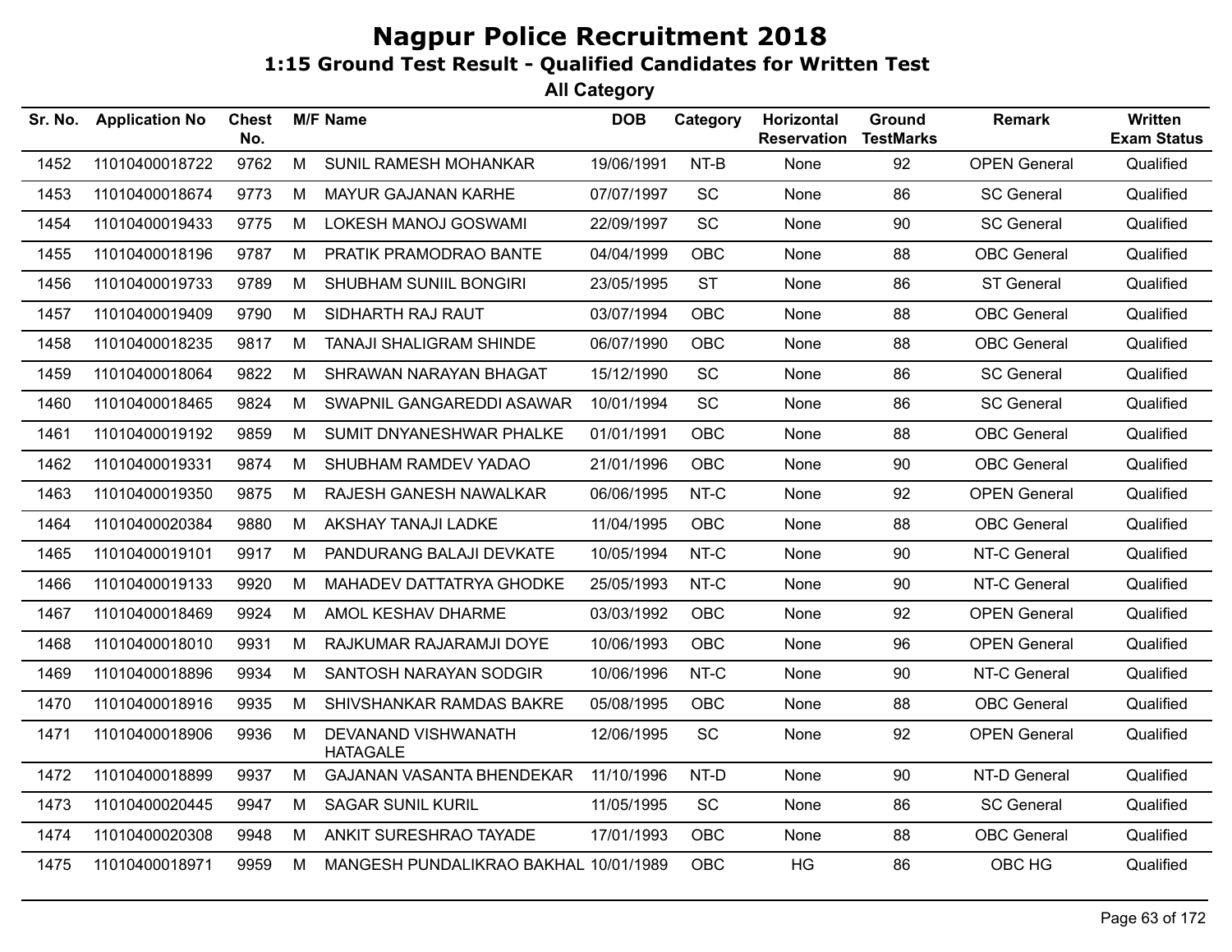# Nagpur Police Recruitment 2018

## 1:15 Ground Test Result - Qualified Candidates for Written Test

### All Category

| Sr. No. | Application No | Chest No. | M/F | Name | DOB | Category | Horizontal Reservation | Ground TestMarks | Remark | Written Exam Status |
|---|---|---|---|---|---|---|---|---|---|---|
| 1452 | 11010400018722 | 9762 | M | SUNIL RAMESH MOHANKAR | 19/06/1991 | NT-B | None | 92 | OPEN General | Qualified |
| 1453 | 11010400018674 | 9773 | M | MAYUR GAJANAN KARHE | 07/07/1997 | SC | None | 86 | SC General | Qualified |
| 1454 | 11010400019433 | 9775 | M | LOKESH MANOJ GOSWAMI | 22/09/1997 | SC | None | 90 | SC General | Qualified |
| 1455 | 11010400018196 | 9787 | M | PRATIK PRAMODRAO BANTE | 04/04/1999 | OBC | None | 88 | OBC General | Qualified |
| 1456 | 11010400019733 | 9789 | M | SHUBHAM SUNIIL BONGIRI | 23/05/1995 | ST | None | 86 | ST General | Qualified |
| 1457 | 11010400019409 | 9790 | M | SIDHARTH RAJ RAUT | 03/07/1994 | OBC | None | 88 | OBC General | Qualified |
| 1458 | 11010400018235 | 9817 | M | TANAJI SHALIGRAM SHINDE | 06/07/1990 | OBC | None | 88 | OBC General | Qualified |
| 1459 | 11010400018064 | 9822 | M | SHRAWAN NARAYAN BHAGAT | 15/12/1990 | SC | None | 86 | SC General | Qualified |
| 1460 | 11010400018465 | 9824 | M | SWAPNIL GANGAREDDI ASAWAR | 10/01/1994 | SC | None | 86 | SC General | Qualified |
| 1461 | 11010400019192 | 9859 | M | SUMIT DNYANESHWAR PHALKE | 01/01/1991 | OBC | None | 88 | OBC General | Qualified |
| 1462 | 11010400019331 | 9874 | M | SHUBHAM RAMDEV YADAO | 21/01/1996 | OBC | None | 90 | OBC General | Qualified |
| 1463 | 11010400019350 | 9875 | M | RAJESH GANESH NAWALKAR | 06/06/1995 | NT-C | None | 92 | OPEN General | Qualified |
| 1464 | 11010400020384 | 9880 | M | AKSHAY TANAJI LADKE | 11/04/1995 | OBC | None | 88 | OBC General | Qualified |
| 1465 | 11010400019101 | 9917 | M | PANDURANG BALAJI DEVKATE | 10/05/1994 | NT-C | None | 90 | NT-C General | Qualified |
| 1466 | 11010400019133 | 9920 | M | MAHADEV DATTATRYA GHODKE | 25/05/1993 | NT-C | None | 90 | NT-C General | Qualified |
| 1467 | 11010400018469 | 9924 | M | AMOL KESHAV DHARME | 03/03/1992 | OBC | None | 92 | OPEN General | Qualified |
| 1468 | 11010400018010 | 9931 | M | RAJKUMAR RAJARAMJI DOYE | 10/06/1993 | OBC | None | 96 | OPEN General | Qualified |
| 1469 | 11010400018896 | 9934 | M | SANTOSH NARAYAN SODGIR | 10/06/1996 | NT-C | None | 90 | NT-C General | Qualified |
| 1470 | 11010400018916 | 9935 | M | SHIVSHANKAR RAMDAS BAKRE | 05/08/1995 | OBC | None | 88 | OBC General | Qualified |
| 1471 | 11010400018906 | 9936 | M | DEVANAND VISHWANATH HATAGALE | 12/06/1995 | SC | None | 92 | OPEN General | Qualified |
| 1472 | 11010400018899 | 9937 | M | GAJANAN VASANTA BHENDEKAR | 11/10/1996 | NT-D | None | 90 | NT-D General | Qualified |
| 1473 | 11010400020445 | 9947 | M | SAGAR SUNIL KURIL | 11/05/1995 | SC | None | 86 | SC General | Qualified |
| 1474 | 11010400020308 | 9948 | M | ANKIT SURESHRAO TAYADE | 17/01/1993 | OBC | None | 88 | OBC General | Qualified |
| 1475 | 11010400018971 | 9959 | M | MANGESH PUNDALIKRAO BAKHAL | 10/01/1989 | OBC | HG | 86 | OBC HG | Qualified |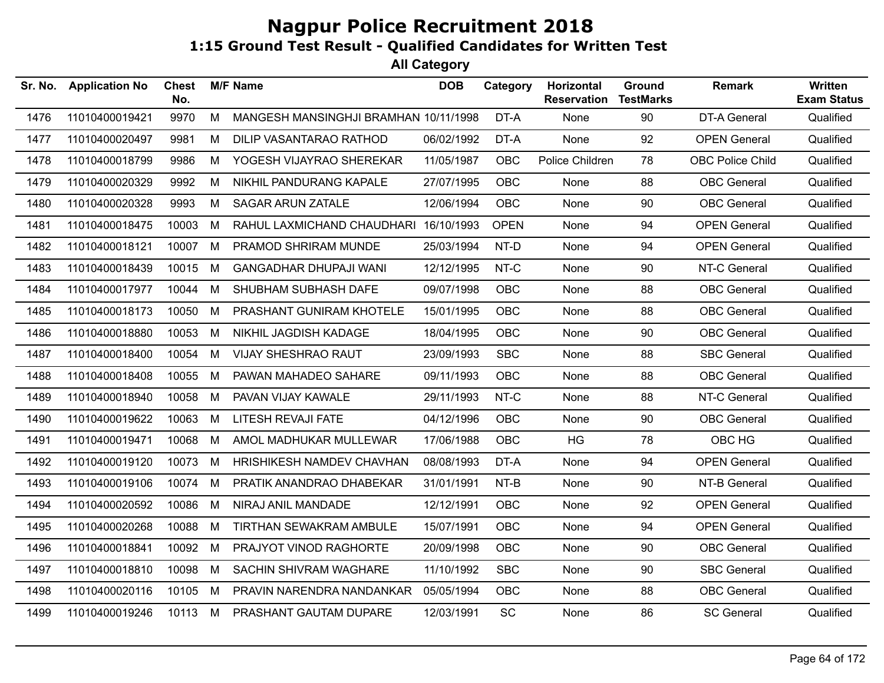# Nagpur Police Recruitment 2018

## 1:15 Ground Test Result - Qualified Candidates for Written Test

### All Category

| Sr. No. | Application No | Chest No. | M/F | Name | DOB | Category | Horizontal Reservation | Ground TestMarks | Remark | Written Exam Status |
|---|---|---|---|---|---|---|---|---|---|---|
| 1476 | 11010400019421 | 9970 | M | MANGESH MANSINGHJI BRAMHAN | 10/11/1998 | DT-A | None | 90 | DT-A General | Qualified |
| 1477 | 11010400020497 | 9981 | M | DILIP VASANTARAO RATHOD | 06/02/1992 | DT-A | None | 92 | OPEN General | Qualified |
| 1478 | 11010400018799 | 9986 | M | YOGESH VIJAYRAO SHEREKAR | 11/05/1987 | OBC | Police Children | 78 | OBC Police Child | Qualified |
| 1479 | 11010400020329 | 9992 | M | NIKHIL PANDURANG KAPALE | 27/07/1995 | OBC | None | 88 | OBC General | Qualified |
| 1480 | 11010400020328 | 9993 | M | SAGAR ARUN ZATALE | 12/06/1994 | OBC | None | 90 | OBC General | Qualified |
| 1481 | 11010400018475 | 10003 | M | RAHUL LAXMICHAND CHAUDHARI | 16/10/1993 | OPEN | None | 94 | OPEN General | Qualified |
| 1482 | 11010400018121 | 10007 | M | PRAMOD SHRIRAM MUNDE | 25/03/1994 | NT-D | None | 94 | OPEN General | Qualified |
| 1483 | 11010400018439 | 10015 | M | GANGADHAR DHUPAJI WANI | 12/12/1995 | NT-C | None | 90 | NT-C General | Qualified |
| 1484 | 11010400017977 | 10044 | M | SHUBHAM SUBHASH DAFE | 09/07/1998 | OBC | None | 88 | OBC General | Qualified |
| 1485 | 11010400018173 | 10050 | M | PRASHANT GUNIRAM KHOTELE | 15/01/1995 | OBC | None | 88 | OBC General | Qualified |
| 1486 | 11010400018880 | 10053 | M | NIKHIL JAGDISH KADAGE | 18/04/1995 | OBC | None | 90 | OBC General | Qualified |
| 1487 | 11010400018400 | 10054 | M | VIJAY SHESHRAO RAUT | 23/09/1993 | SBC | None | 88 | SBC General | Qualified |
| 1488 | 11010400018408 | 10055 | M | PAWAN MAHADEO SAHARE | 09/11/1993 | OBC | None | 88 | OBC General | Qualified |
| 1489 | 11010400018940 | 10058 | M | PAVAN VIJAY KAWALE | 29/11/1993 | NT-C | None | 88 | NT-C General | Qualified |
| 1490 | 11010400019622 | 10063 | M | LITESH REVAJI FATE | 04/12/1996 | OBC | None | 90 | OBC General | Qualified |
| 1491 | 11010400019471 | 10068 | M | AMOL MADHUKAR MULLEWAR | 17/06/1988 | OBC | HG | 78 | OBC HG | Qualified |
| 1492 | 11010400019120 | 10073 | M | HRISHIKESH NAMDEV CHAVHAN | 08/08/1993 | DT-A | None | 94 | OPEN General | Qualified |
| 1493 | 11010400019106 | 10074 | M | PRATIK ANANDRAO DHABEKAR | 31/01/1991 | NT-B | None | 90 | NT-B General | Qualified |
| 1494 | 11010400020592 | 10086 | M | NIRAJ ANIL MANDADE | 12/12/1991 | OBC | None | 92 | OPEN General | Qualified |
| 1495 | 11010400020268 | 10088 | M | TIRTHAN SEWAKRAM AMBULE | 15/07/1991 | OBC | None | 94 | OPEN General | Qualified |
| 1496 | 11010400018841 | 10092 | M | PRAJYOT VINOD RAGHORTE | 20/09/1998 | OBC | None | 90 | OBC General | Qualified |
| 1497 | 11010400018810 | 10098 | M | SACHIN SHIVRAM WAGHARE | 11/10/1992 | SBC | None | 90 | SBC General | Qualified |
| 1498 | 11010400020116 | 10105 | M | PRAVIN NARENDRA NANDANKAR | 05/05/1994 | OBC | None | 88 | OBC General | Qualified |
| 1499 | 11010400019246 | 10113 | M | PRASHANT GAUTAM DUPARE | 12/03/1991 | SC | None | 86 | SC General | Qualified |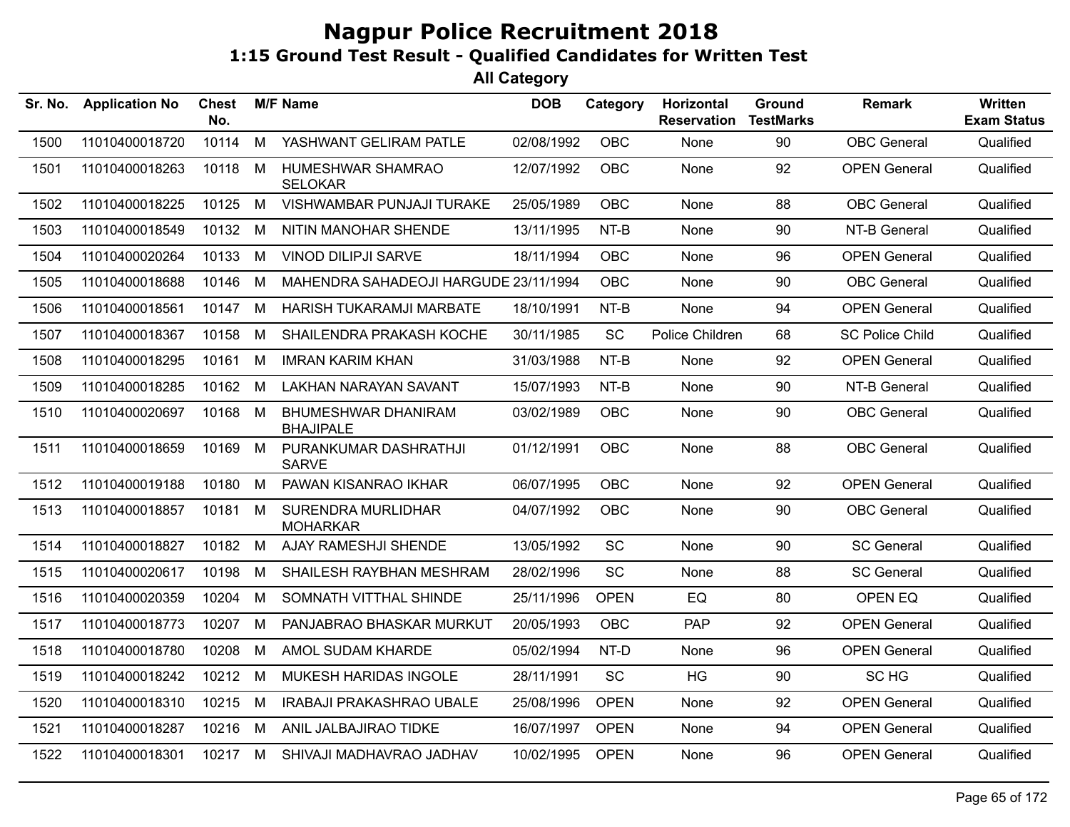# Nagpur Police Recruitment 2018

## 1:15 Ground Test Result - Qualified Candidates for Written Test

### All Category

| Sr. No. | Application No | Chest No. | M/F | Name | DOB | Category | Horizontal Reservation | Ground TestMarks | Remark | Written Exam Status |
|---|---|---|---|---|---|---|---|---|---|---|
| 1500 | 11010400018720 | 10114 | M | YASHWANT GELIRAM PATLE | 02/08/1992 | OBC | None | 90 | OBC General | Qualified |
| 1501 | 11010400018263 | 10118 | M | HUMESHWAR SHAMRAO SELOKAR | 12/07/1992 | OBC | None | 92 | OPEN General | Qualified |
| 1502 | 11010400018225 | 10125 | M | VISHWAMBAR PUNJAJI TURAKE | 25/05/1989 | OBC | None | 88 | OBC General | Qualified |
| 1503 | 11010400018549 | 10132 | M | NITIN MANOHAR SHENDE | 13/11/1995 | NT-B | None | 90 | NT-B General | Qualified |
| 1504 | 11010400020264 | 10133 | M | VINOD DILIPJI SARVE | 18/11/1994 | OBC | None | 96 | OPEN General | Qualified |
| 1505 | 11010400018688 | 10146 | M | MAHENDRA SAHADEOJI HARGUDE | 23/11/1994 | OBC | None | 90 | OBC General | Qualified |
| 1506 | 11010400018561 | 10147 | M | HARISH TUKARAMJI MARBATE | 18/10/1991 | NT-B | None | 94 | OPEN General | Qualified |
| 1507 | 11010400018367 | 10158 | M | SHAILENDRA PRAKASH KOCHE | 30/11/1985 | SC | Police Children | 68 | SC Police Child | Qualified |
| 1508 | 11010400018295 | 10161 | M | IMRAN KARIM KHAN | 31/03/1988 | NT-B | None | 92 | OPEN General | Qualified |
| 1509 | 11010400018285 | 10162 | M | LAKHAN NARAYAN SAVANT | 15/07/1993 | NT-B | None | 90 | NT-B General | Qualified |
| 1510 | 11010400020697 | 10168 | M | BHUMESHWAR DHANIRAM BHAJIPALE | 03/02/1989 | OBC | None | 90 | OBC General | Qualified |
| 1511 | 11010400018659 | 10169 | M | PURANKUMAR DASHRATHJI SARVE | 01/12/1991 | OBC | None | 88 | OBC General | Qualified |
| 1512 | 11010400019188 | 10180 | M | PAWAN KISANRAO IKHAR | 06/07/1995 | OBC | None | 92 | OPEN General | Qualified |
| 1513 | 11010400018857 | 10181 | M | SURENDRA MURLIDHAR MOHARKAR | 04/07/1992 | OBC | None | 90 | OBC General | Qualified |
| 1514 | 11010400018827 | 10182 | M | AJAY RAMESHJI SHENDE | 13/05/1992 | SC | None | 90 | SC General | Qualified |
| 1515 | 11010400020617 | 10198 | M | SHAILESH RAYBHAN MESHRAM | 28/02/1996 | SC | None | 88 | SC General | Qualified |
| 1516 | 11010400020359 | 10204 | M | SOMNATH VITTHAL SHINDE | 25/11/1996 | OPEN | EQ | 80 | OPEN EQ | Qualified |
| 1517 | 11010400018773 | 10207 | M | PANJABRAO BHASKAR MURKUT | 20/05/1993 | OBC | PAP | 92 | OPEN General | Qualified |
| 1518 | 11010400018780 | 10208 | M | AMOL SUDAM KHARDE | 05/02/1994 | NT-D | None | 96 | OPEN General | Qualified |
| 1519 | 11010400018242 | 10212 | M | MUKESH HARIDAS INGOLE | 28/11/1991 | SC | HG | 90 | SC HG | Qualified |
| 1520 | 11010400018310 | 10215 | M | IRABAJI PRAKASHRAO UBALE | 25/08/1996 | OPEN | None | 92 | OPEN General | Qualified |
| 1521 | 11010400018287 | 10216 | M | ANIL JALBAJIRAO TIDKE | 16/07/1997 | OPEN | None | 94 | OPEN General | Qualified |
| 1522 | 11010400018301 | 10217 | M | SHIVAJI MADHAVRAO JADHAV | 10/02/1995 | OPEN | None | 96 | OPEN General | Qualified |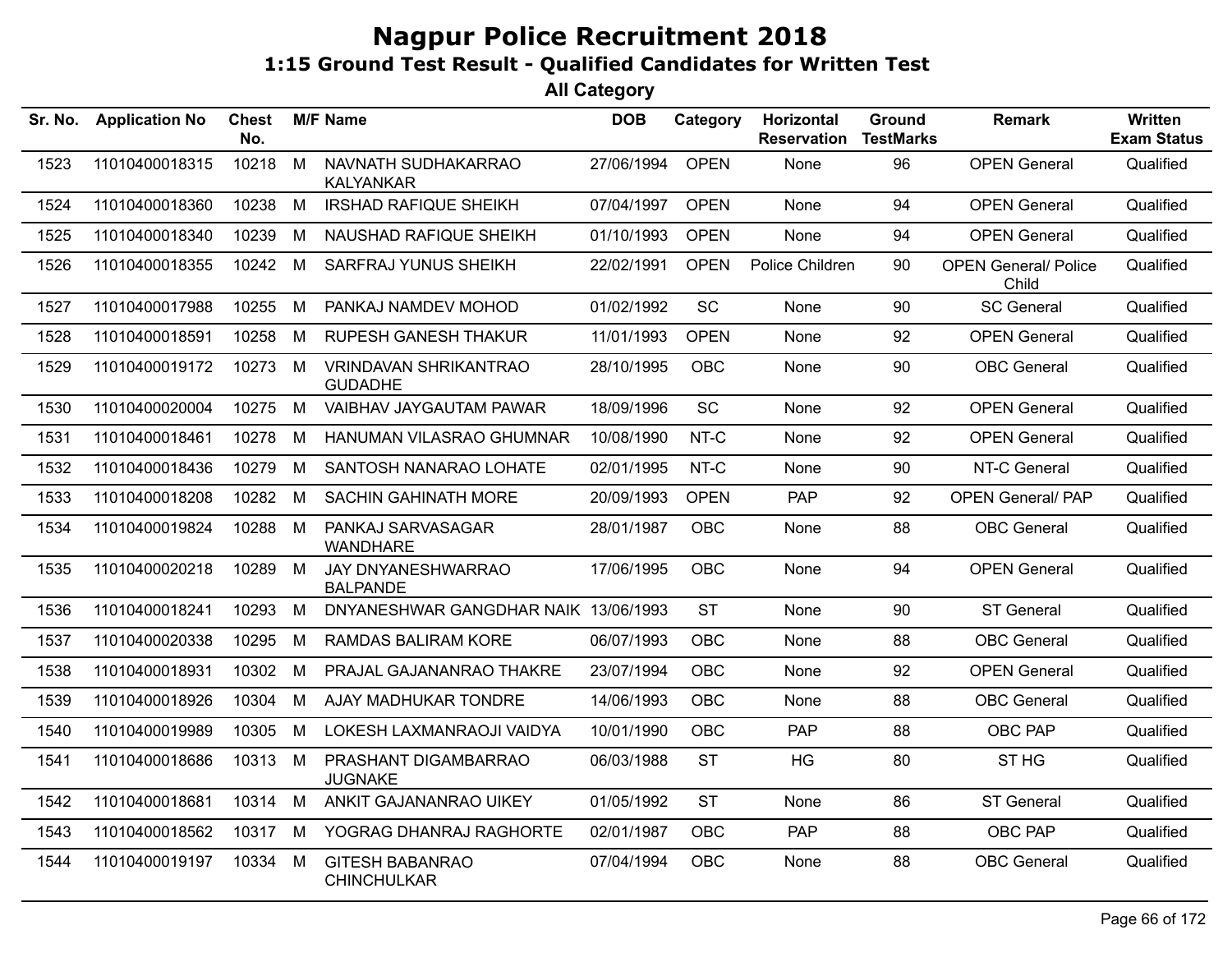# Nagpur Police Recruitment 2018

## 1:15 Ground Test Result - Qualified Candidates for Written Test

### All Category

| Sr. No. | Application No | Chest No. | M/F | Name | DOB | Category | Horizontal Reservation | Ground TestMarks | Remark | Written Exam Status |
|---|---|---|---|---|---|---|---|---|---|---|
| 1523 | 11010400018315 | 10218 | M | NAVNATH SUDHAKARRAO KALYANKAR | 27/06/1994 | OPEN | None | 96 | OPEN General | Qualified |
| 1524 | 11010400018360 | 10238 | M | IRSHAD RAFIQUE SHEIKH | 07/04/1997 | OPEN | None | 94 | OPEN General | Qualified |
| 1525 | 11010400018340 | 10239 | M | NAUSHAD RAFIQUE SHEIKH | 01/10/1993 | OPEN | None | 94 | OPEN General | Qualified |
| 1526 | 11010400018355 | 10242 | M | SARFRAJ YUNUS SHEIKH | 22/02/1991 | OPEN | Police Children | 90 | OPEN General/ Police Child | Qualified |
| 1527 | 11010400017988 | 10255 | M | PANKAJ NAMDEV MOHOD | 01/02/1992 | SC | None | 90 | SC General | Qualified |
| 1528 | 11010400018591 | 10258 | M | RUPESH GANESH THAKUR | 11/01/1993 | OPEN | None | 92 | OPEN General | Qualified |
| 1529 | 11010400019172 | 10273 | M | VRINDAVAN SHRIKANTRAO GUDADHE | 28/10/1995 | OBC | None | 90 | OBC General | Qualified |
| 1530 | 11010400020004 | 10275 | M | VAIBHAV JAYGAUTAM PAWAR | 18/09/1996 | SC | None | 92 | OPEN General | Qualified |
| 1531 | 11010400018461 | 10278 | M | HANUMAN VILASRAO GHUMNAR | 10/08/1990 | NT-C | None | 92 | OPEN General | Qualified |
| 1532 | 11010400018436 | 10279 | M | SANTOSH NANARAO LOHATE | 02/01/1995 | NT-C | None | 90 | NT-C General | Qualified |
| 1533 | 11010400018208 | 10282 | M | SACHIN GAHINATH MORE | 20/09/1993 | OPEN | PAP | 92 | OPEN General/ PAP | Qualified |
| 1534 | 11010400019824 | 10288 | M | PANKAJ SARVASAGAR WANDHARE | 28/01/1987 | OBC | None | 88 | OBC General | Qualified |
| 1535 | 11010400020218 | 10289 | M | JAY DNYANESHWARRAO BALPANDE | 17/06/1995 | OBC | None | 94 | OPEN General | Qualified |
| 1536 | 11010400018241 | 10293 | M | DNYANESHWAR GANGDHAR NAIK | 13/06/1993 | ST | None | 90 | ST General | Qualified |
| 1537 | 11010400020338 | 10295 | M | RAMDAS BALIRAM KORE | 06/07/1993 | OBC | None | 88 | OBC General | Qualified |
| 1538 | 11010400018931 | 10302 | M | PRAJAL GAJANANRAO THAKRE | 23/07/1994 | OBC | None | 92 | OPEN General | Qualified |
| 1539 | 11010400018926 | 10304 | M | AJAY MADHUKAR TONDRE | 14/06/1993 | OBC | None | 88 | OBC General | Qualified |
| 1540 | 11010400019989 | 10305 | M | LOKESH LAXMANRAOJI VAIDYA | 10/01/1990 | OBC | PAP | 88 | OBC PAP | Qualified |
| 1541 | 11010400018686 | 10313 | M | PRASHANT DIGAMBARRAO JUGNAKE | 06/03/1988 | ST | HG | 80 | ST HG | Qualified |
| 1542 | 11010400018681 | 10314 | M | ANKIT GAJANANRAO UIKEY | 01/05/1992 | ST | None | 86 | ST General | Qualified |
| 1543 | 11010400018562 | 10317 | M | YOGRAG DHANRAJ RAGHORTE | 02/01/1987 | OBC | PAP | 88 | OBC PAP | Qualified |
| 1544 | 11010400019197 | 10334 | M | GITESH BABANRAO CHINCHULKAR | 07/04/1994 | OBC | None | 88 | OBC General | Qualified |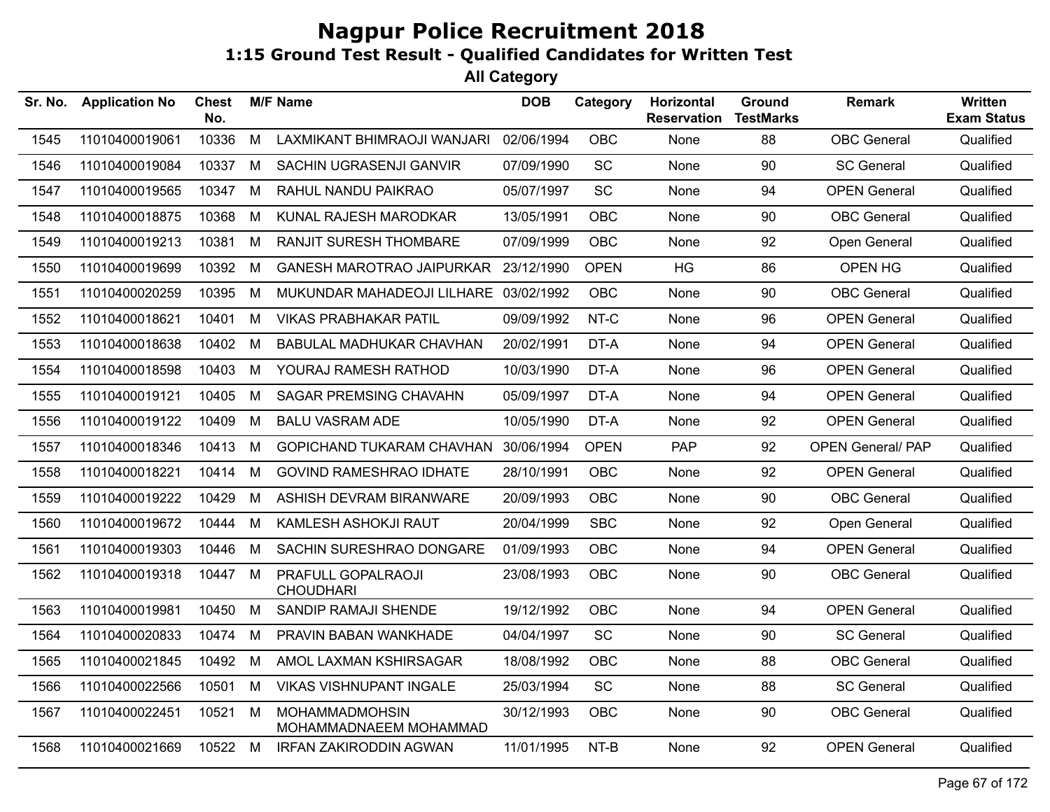# Nagpur Police Recruitment 2018

## 1:15 Ground Test Result - Qualified Candidates for Written Test

### All Category

| Sr. No. | Application No | Chest No. | M/F | Name | DOB | Category | Horizontal Reservation | Ground TestMarks | Remark | Written Exam Status |
|---|---|---|---|---|---|---|---|---|---|---|
| 1545 | 11010400019061 | 10336 | M | LAXMIKANT BHIMRAOJI WANJARI | 02/06/1994 | OBC | None | 88 | OBC General | Qualified |
| 1546 | 11010400019084 | 10337 | M | SACHIN UGRASENJI GANVIR | 07/09/1990 | SC | None | 90 | SC General | Qualified |
| 1547 | 11010400019565 | 10347 | M | RAHUL NANDU PAIKRAO | 05/07/1997 | SC | None | 94 | OPEN General | Qualified |
| 1548 | 11010400018875 | 10368 | M | KUNAL RAJESH MARODKAR | 13/05/1991 | OBC | None | 90 | OBC General | Qualified |
| 1549 | 11010400019213 | 10381 | M | RANJIT SURESH THOMBARE | 07/09/1999 | OBC | None | 92 | Open General | Qualified |
| 1550 | 11010400019699 | 10392 | M | GANESH MAROTRAO JAIPURKAR | 23/12/1990 | OPEN | HG | 86 | OPEN HG | Qualified |
| 1551 | 11010400020259 | 10395 | M | MUKUNDAR MAHADEOJI LILHARE | 03/02/1992 | OBC | None | 90 | OBC General | Qualified |
| 1552 | 11010400018621 | 10401 | M | VIKAS PRABHAKAR PATIL | 09/09/1992 | NT-C | None | 96 | OPEN General | Qualified |
| 1553 | 11010400018638 | 10402 | M | BABULAL MADHUKAR CHAVHAN | 20/02/1991 | DT-A | None | 94 | OPEN General | Qualified |
| 1554 | 11010400018598 | 10403 | M | YOURAJ RAMESH RATHOD | 10/03/1990 | DT-A | None | 96 | OPEN General | Qualified |
| 1555 | 11010400019121 | 10405 | M | SAGAR PREMSING CHAVAHN | 05/09/1997 | DT-A | None | 94 | OPEN General | Qualified |
| 1556 | 11010400019122 | 10409 | M | BALU VASRAM ADE | 10/05/1990 | DT-A | None | 92 | OPEN General | Qualified |
| 1557 | 11010400018346 | 10413 | M | GOPICHAND TUKARAM CHAVHAN | 30/06/1994 | OPEN | PAP | 92 | OPEN General/ PAP | Qualified |
| 1558 | 11010400018221 | 10414 | M | GOVIND RAMESHRAO IDHATE | 28/10/1991 | OBC | None | 92 | OPEN General | Qualified |
| 1559 | 11010400019222 | 10429 | M | ASHISH DEVRAM BIRANWARE | 20/09/1993 | OBC | None | 90 | OBC General | Qualified |
| 1560 | 11010400019672 | 10444 | M | KAMLESH ASHOKJI RAUT | 20/04/1999 | SBC | None | 92 | Open General | Qualified |
| 1561 | 11010400019303 | 10446 | M | SACHIN SURESHRAO DONGARE | 01/09/1993 | OBC | None | 94 | OPEN General | Qualified |
| 1562 | 11010400019318 | 10447 | M | PRAFULL GOPALRAOJI CHOUDHARI | 23/08/1993 | OBC | None | 90 | OBC General | Qualified |
| 1563 | 11010400019981 | 10450 | M | SANDIP RAMAJI SHENDE | 19/12/1992 | OBC | None | 94 | OPEN General | Qualified |
| 1564 | 11010400020833 | 10474 | M | PRAVIN BABAN WANKHADE | 04/04/1997 | SC | None | 90 | SC General | Qualified |
| 1565 | 11010400021845 | 10492 | M | AMOL LAXMAN KSHIRSAGAR | 18/08/1992 | OBC | None | 88 | OBC General | Qualified |
| 1566 | 11010400022566 | 10501 | M | VIKAS VISHNUPANT INGALE | 25/03/1994 | SC | None | 88 | SC General | Qualified |
| 1567 | 11010400022451 | 10521 | M | MOHAMMADMOHSIN MOHAMMADNAEEM MOHAMMAD | 30/12/1993 | OBC | None | 90 | OBC General | Qualified |
| 1568 | 11010400021669 | 10522 | M | IRFAN ZAKIRODDIN AGWAN | 11/01/1995 | NT-B | None | 92 | OPEN General | Qualified |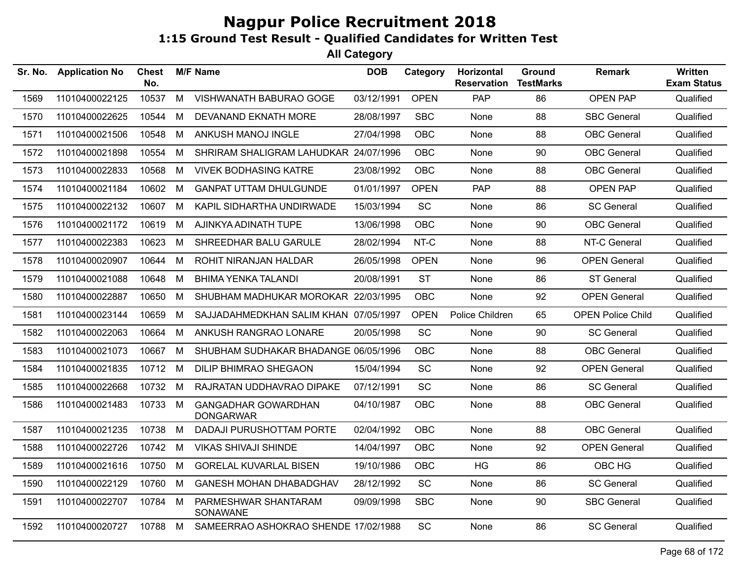# Nagpur Police Recruitment 2018

## 1:15 Ground Test Result - Qualified Candidates for Written Test

### All Category

| Sr. No. | Application No | Chest No. | M/F | Name | DOB | Category | Horizontal Reservation | Ground TestMarks | Remark | Written Exam Status |
|---|---|---|---|---|---|---|---|---|---|---|
| 1569 | 11010400022125 | 10537 | M | VISHWANATH BABURAO GOGE | 03/12/1991 | OPEN | PAP | 86 | OPEN PAP | Qualified |
| 1570 | 11010400022625 | 10544 | M | DEVANAND EKNATH MORE | 28/08/1997 | SBC | None | 88 | SBC General | Qualified |
| 1571 | 11010400021506 | 10548 | M | ANKUSH MANOJ INGLE | 27/04/1998 | OBC | None | 88 | OBC General | Qualified |
| 1572 | 11010400021898 | 10554 | M | SHRIRAM SHALIGRAM LAHUDKAR | 24/07/1996 | OBC | None | 90 | OBC General | Qualified |
| 1573 | 11010400022833 | 10568 | M | VIVEK BODHASING KATRE | 23/08/1992 | OBC | None | 88 | OBC General | Qualified |
| 1574 | 11010400021184 | 10602 | M | GANPAT UTTAM DHULGUNDE | 01/01/1997 | OPEN | PAP | 88 | OPEN PAP | Qualified |
| 1575 | 11010400022132 | 10607 | M | KAPIL SIDHARTHA UNDIRWADE | 15/03/1994 | SC | None | 86 | SC General | Qualified |
| 1576 | 11010400021172 | 10619 | M | AJINKYA ADINATH TUPE | 13/06/1998 | OBC | None | 90 | OBC General | Qualified |
| 1577 | 11010400022383 | 10623 | M | SHREEDHAR BALU GARULE | 28/02/1994 | NT-C | None | 88 | NT-C General | Qualified |
| 1578 | 11010400020907 | 10644 | M | ROHIT NIRANJAN HALDAR | 26/05/1998 | OPEN | None | 96 | OPEN General | Qualified |
| 1579 | 11010400021088 | 10648 | M | BHIMA YENKA TALANDI | 20/08/1991 | ST | None | 86 | ST General | Qualified |
| 1580 | 11010400022887 | 10650 | M | SHUBHAM MADHUKAR MOROKAR | 22/03/1995 | OBC | None | 92 | OPEN General | Qualified |
| 1581 | 11010400023144 | 10659 | M | SAJJADAHMEDKHAN SALIM KHAN | 07/05/1997 | OPEN | Police Children | 65 | OPEN Police Child | Qualified |
| 1582 | 11010400022063 | 10664 | M | ANKUSH RANGRAO LONARE | 20/05/1998 | SC | None | 90 | SC General | Qualified |
| 1583 | 11010400021073 | 10667 | M | SHUBHAM SUDHAKAR BHADANGE | 06/05/1996 | OBC | None | 88 | OBC General | Qualified |
| 1584 | 11010400021835 | 10712 | M | DILIP BHIMRAO SHEGAON | 15/04/1994 | SC | None | 92 | OPEN General | Qualified |
| 1585 | 11010400022668 | 10732 | M | RAJRATAN UDDHAVRAO DIPAKE | 07/12/1991 | SC | None | 86 | SC General | Qualified |
| 1586 | 11010400021483 | 10733 | M | GANGADHAR GOWARDHAN DONGARWAR | 04/10/1987 | OBC | None | 88 | OBC General | Qualified |
| 1587 | 11010400021235 | 10738 | M | DADAJI PURUSHOTTAM PORTE | 02/04/1992 | OBC | None | 88 | OBC General | Qualified |
| 1588 | 11010400022726 | 10742 | M | VIKAS SHIVAJI SHINDE | 14/04/1997 | OBC | None | 92 | OPEN General | Qualified |
| 1589 | 11010400021616 | 10750 | M | GORELAL KUVARLAL BISEN | 19/10/1986 | OBC | HG | 86 | OBC HG | Qualified |
| 1590 | 11010400022129 | 10760 | M | GANESH MOHAN DHABADGHAV | 28/12/1992 | SC | None | 86 | SC General | Qualified |
| 1591 | 11010400022707 | 10784 | M | PARMESHWAR SHANTARAM SONAWANE | 09/09/1998 | SBC | None | 90 | SBC General | Qualified |
| 1592 | 11010400020727 | 10788 | M | SAMEERRAO ASHOKRAO SHENDE | 17/02/1988 | SC | None | 86 | SC General | Qualified |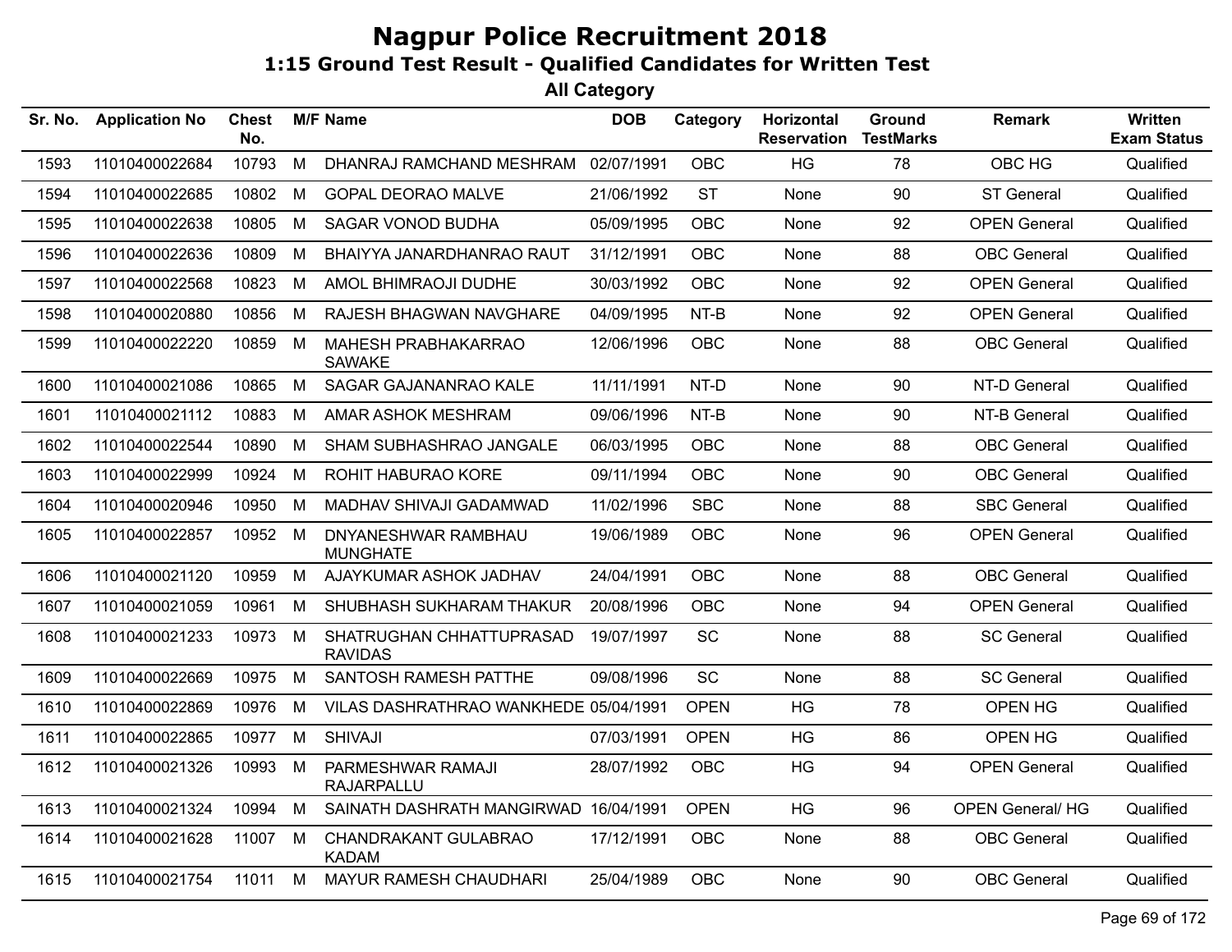# Nagpur Police Recruitment 2018

## 1:15 Ground Test Result - Qualified Candidates for Written Test

### All Category

| Sr. No. | Application No | Chest No. | M/F | Name | DOB | Category | Horizontal Reservation | Ground TestMarks | Remark | Written Exam Status |
|---|---|---|---|---|---|---|---|---|---|---|
| 1593 | 11010400022684 | 10793 | M | DHANRAJ RAMCHAND MESHRAM | 02/07/1991 | OBC | HG | 78 | OBC HG | Qualified |
| 1594 | 11010400022685 | 10802 | M | GOPAL DEORAO MALVE | 21/06/1992 | ST | None | 90 | ST General | Qualified |
| 1595 | 11010400022638 | 10805 | M | SAGAR VONOD BUDHA | 05/09/1995 | OBC | None | 92 | OPEN General | Qualified |
| 1596 | 11010400022636 | 10809 | M | BHAIYYA JANARDHANRAO RAUT | 31/12/1991 | OBC | None | 88 | OBC General | Qualified |
| 1597 | 11010400022568 | 10823 | M | AMOL BHIMRAOJI DUDHE | 30/03/1992 | OBC | None | 92 | OPEN General | Qualified |
| 1598 | 11010400020880 | 10856 | M | RAJESH BHAGWAN NAVGHARE | 04/09/1995 | NT-B | None | 92 | OPEN General | Qualified |
| 1599 | 11010400022220 | 10859 | M | MAHESH PRABHAKARRAO SAWAKE | 12/06/1996 | OBC | None | 88 | OBC General | Qualified |
| 1600 | 11010400021086 | 10865 | M | SAGAR GAJANANRAO KALE | 11/11/1991 | NT-D | None | 90 | NT-D General | Qualified |
| 1601 | 11010400021112 | 10883 | M | AMAR ASHOK MESHRAM | 09/06/1996 | NT-B | None | 90 | NT-B General | Qualified |
| 1602 | 11010400022544 | 10890 | M | SHAM SUBHASHRAO JANGALE | 06/03/1995 | OBC | None | 88 | OBC General | Qualified |
| 1603 | 11010400022999 | 10924 | M | ROHIT HABURAO KORE | 09/11/1994 | OBC | None | 90 | OBC General | Qualified |
| 1604 | 11010400020946 | 10950 | M | MADHAV SHIVAJI GADAMWAD | 11/02/1996 | SBC | None | 88 | SBC General | Qualified |
| 1605 | 11010400022857 | 10952 | M | DNYANESHWAR RAMBHAU MUNGHATE | 19/06/1989 | OBC | None | 96 | OPEN General | Qualified |
| 1606 | 11010400021120 | 10959 | M | AJAYKUMAR ASHOK JADHAV | 24/04/1991 | OBC | None | 88 | OBC General | Qualified |
| 1607 | 11010400021059 | 10961 | M | SHUBHASH SUKHARAM THAKUR | 20/08/1996 | OBC | None | 94 | OPEN General | Qualified |
| 1608 | 11010400021233 | 10973 | M | SHATRUGHAN CHHATTUPRASAD RAVIDAS | 19/07/1997 | SC | None | 88 | SC General | Qualified |
| 1609 | 11010400022669 | 10975 | M | SANTOSH RAMESH PATTHE | 09/08/1996 | SC | None | 88 | SC General | Qualified |
| 1610 | 11010400022869 | 10976 | M | VILAS DASHRATHRAO WANKHEDE | 05/04/1991 | OPEN | HG | 78 | OPEN HG | Qualified |
| 1611 | 11010400022865 | 10977 | M | SHIVAJI | 07/03/1991 | OPEN | HG | 86 | OPEN HG | Qualified |
| 1612 | 11010400021326 | 10993 | M | PARMESHWAR RAMAJI RAJARPALLU | 28/07/1992 | OBC | HG | 94 | OPEN General | Qualified |
| 1613 | 11010400021324 | 10994 | M | SAINATH DASHRATH MANGIRWAD | 16/04/1991 | OPEN | HG | 96 | OPEN General/ HG | Qualified |
| 1614 | 11010400021628 | 11007 | M | CHANDRAKANT GULABRAO KADAM | 17/12/1991 | OBC | None | 88 | OBC General | Qualified |
| 1615 | 11010400021754 | 11011 | M | MAYUR RAMESH CHAUDHARI | 25/04/1989 | OBC | None | 90 | OBC General | Qualified |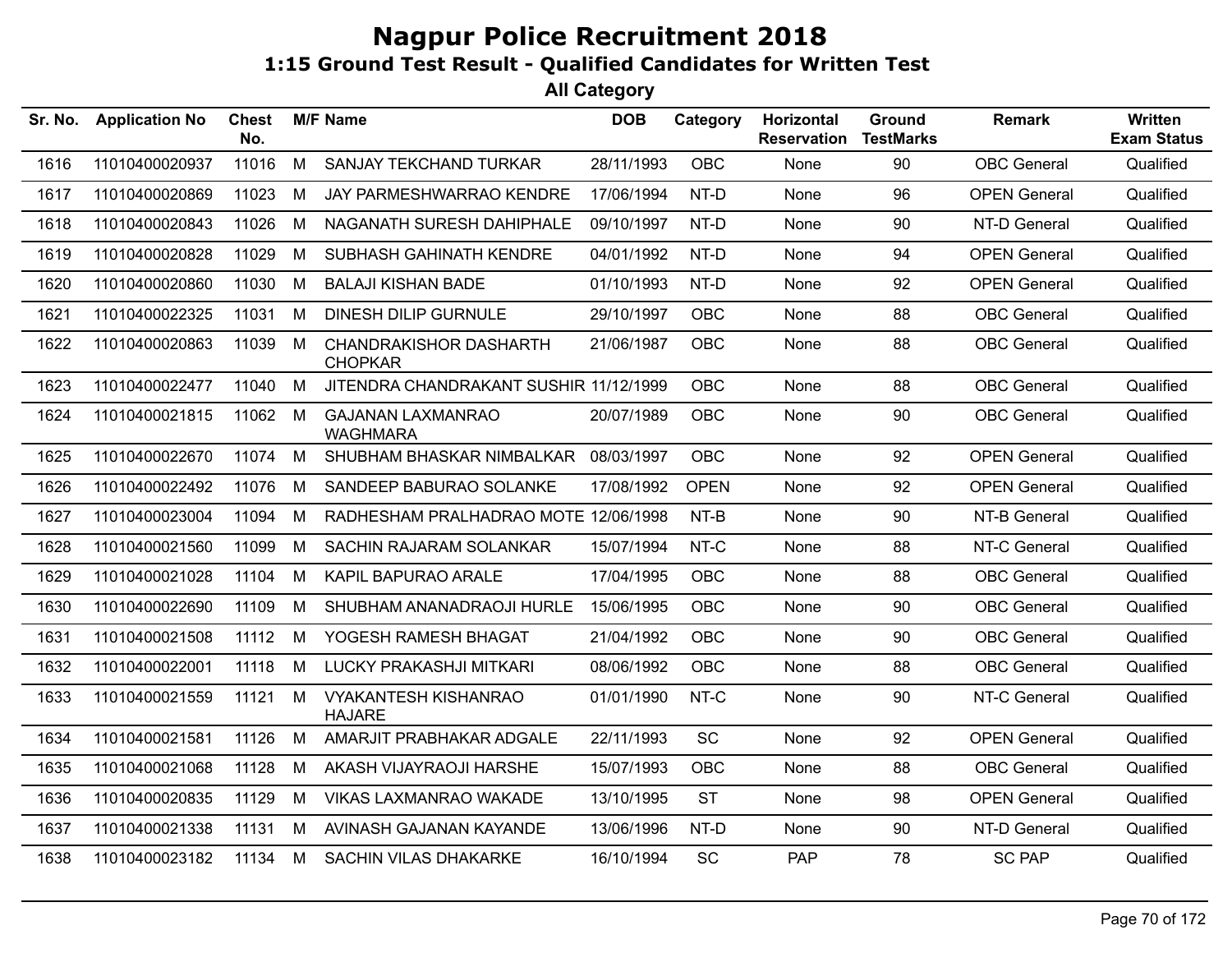# Nagpur Police Recruitment 2018

## 1:15 Ground Test Result - Qualified Candidates for Written Test

### All Category

| Sr. No. | Application No | Chest No. | M/F | Name | DOB | Category | Horizontal Reservation | Ground TestMarks | Remark | Written Exam Status |
|---|---|---|---|---|---|---|---|---|---|---|
| 1616 | 11010400020937 | 11016 | M | SANJAY TEKCHAND TURKAR | 28/11/1993 | OBC | None | 90 | OBC General | Qualified |
| 1617 | 11010400020869 | 11023 | M | JAY PARMESHWARRAO KENDRE | 17/06/1994 | NT-D | None | 96 | OPEN General | Qualified |
| 1618 | 11010400020843 | 11026 | M | NAGANATH SURESH DAHIPHALE | 09/10/1997 | NT-D | None | 90 | NT-D General | Qualified |
| 1619 | 11010400020828 | 11029 | M | SUBHASH GAHINATH KENDRE | 04/01/1992 | NT-D | None | 94 | OPEN General | Qualified |
| 1620 | 11010400020860 | 11030 | M | BALAJI KISHAN BADE | 01/10/1993 | NT-D | None | 92 | OPEN General | Qualified |
| 1621 | 11010400022325 | 11031 | M | DINESH DILIP GURNULE | 29/10/1997 | OBC | None | 88 | OBC General | Qualified |
| 1622 | 11010400020863 | 11039 | M | CHANDRAKISHOR DASHARTH CHOPKAR | 21/06/1987 | OBC | None | 88 | OBC General | Qualified |
| 1623 | 11010400022477 | 11040 | M | JITENDRA CHANDRAKANT SUSHIR | 11/12/1999 | OBC | None | 88 | OBC General | Qualified |
| 1624 | 11010400021815 | 11062 | M | GAJANAN LAXMANRAO WAGHMARA | 20/07/1989 | OBC | None | 90 | OBC General | Qualified |
| 1625 | 11010400022670 | 11074 | M | SHUBHAM BHASKAR NIMBALKAR | 08/03/1997 | OBC | None | 92 | OPEN General | Qualified |
| 1626 | 11010400022492 | 11076 | M | SANDEEP BABURAO SOLANKE | 17/08/1992 | OPEN | None | 92 | OPEN General | Qualified |
| 1627 | 11010400023004 | 11094 | M | RADHESHAM PRALHADRAO MOTE | 12/06/1998 | NT-B | None | 90 | NT-B General | Qualified |
| 1628 | 11010400021560 | 11099 | M | SACHIN RAJARAM SOLANKAR | 15/07/1994 | NT-C | None | 88 | NT-C General | Qualified |
| 1629 | 11010400021028 | 11104 | M | KAPIL BAPURAO ARALE | 17/04/1995 | OBC | None | 88 | OBC General | Qualified |
| 1630 | 11010400022690 | 11109 | M | SHUBHAM ANANADRAOJI HURLE | 15/06/1995 | OBC | None | 90 | OBC General | Qualified |
| 1631 | 11010400021508 | 11112 | M | YOGESH RAMESH BHAGAT | 21/04/1992 | OBC | None | 90 | OBC General | Qualified |
| 1632 | 11010400022001 | 11118 | M | LUCKY PRAKASHJI MITKARI | 08/06/1992 | OBC | None | 88 | OBC General | Qualified |
| 1633 | 11010400021559 | 11121 | M | VYAKANTESH KISHANRAO HAJARE | 01/01/1990 | NT-C | None | 90 | NT-C General | Qualified |
| 1634 | 11010400021581 | 11126 | M | AMARJIT PRABHAKAR ADGALE | 22/11/1993 | SC | None | 92 | OPEN General | Qualified |
| 1635 | 11010400021068 | 11128 | M | AKASH VIJAYRAOJI HARSHE | 15/07/1993 | OBC | None | 88 | OBC General | Qualified |
| 1636 | 11010400020835 | 11129 | M | VIKAS LAXMANRAO WAKADE | 13/10/1995 | ST | None | 98 | OPEN General | Qualified |
| 1637 | 11010400021338 | 11131 | M | AVINASH GAJANAN KAYANDE | 13/06/1996 | NT-D | None | 90 | NT-D General | Qualified |
| 1638 | 11010400023182 | 11134 | M | SACHIN VILAS DHAKARKE | 16/10/1994 | SC | PAP | 78 | SC PAP | Qualified |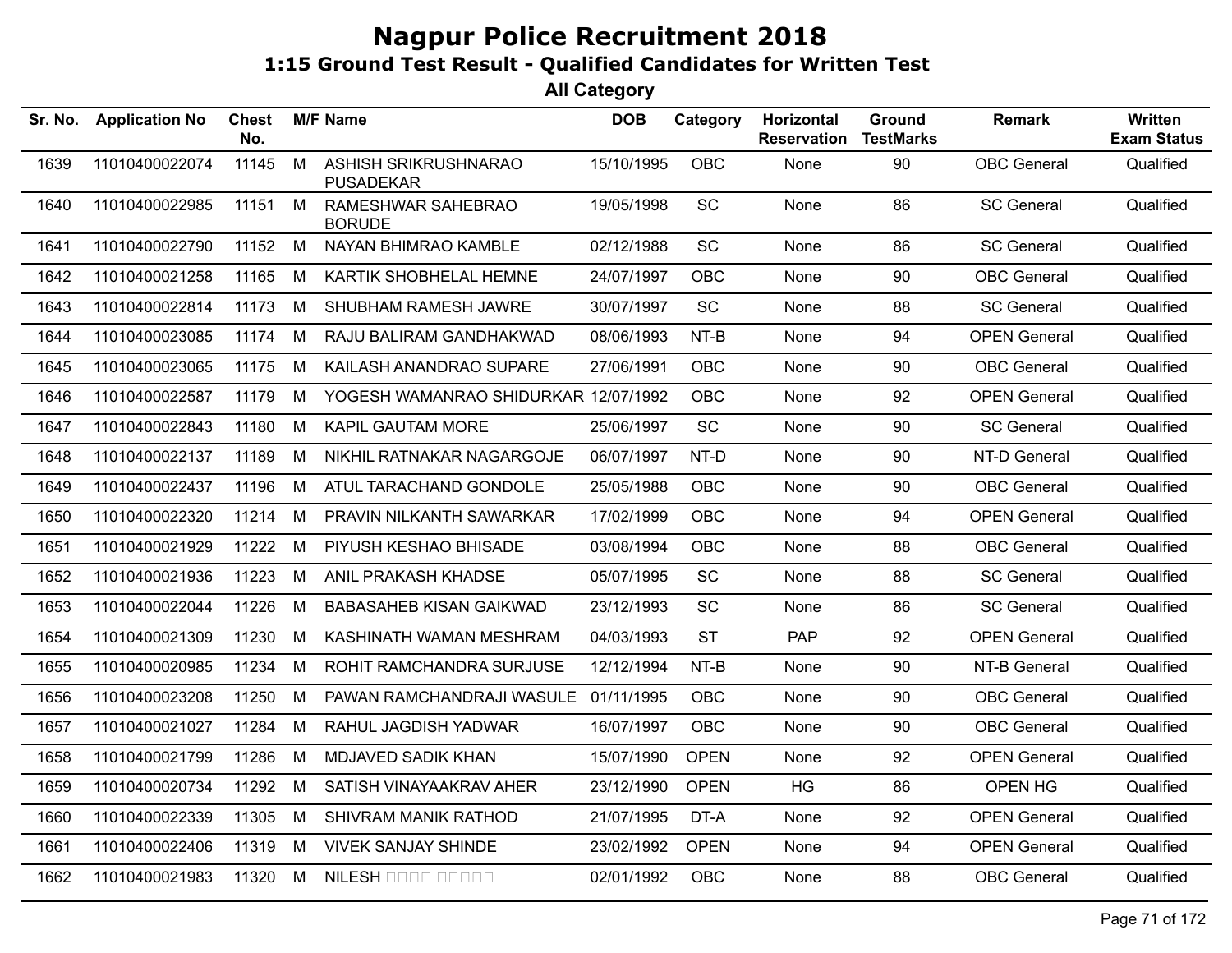# Nagpur Police Recruitment 2018

## 1:15 Ground Test Result - Qualified Candidates for Written Test

### All Category

| Sr. No. | Application No | Chest No. | M/F | Name | DOB | Category | Horizontal Reservation | Ground TestMarks | Remark | Written Exam Status |
|---|---|---|---|---|---|---|---|---|---|---|
| 1639 | 11010400022074 | 11145 | M | ASHISH SRIKRUSHNARAO PUSADEKAR | 15/10/1995 | OBC | None | 90 | OBC General | Qualified |
| 1640 | 11010400022985 | 11151 | M | RAMESHWAR SAHEBRAO BORUDE | 19/05/1998 | SC | None | 86 | SC General | Qualified |
| 1641 | 11010400022790 | 11152 | M | NAYAN BHIMRAO KAMBLE | 02/12/1988 | SC | None | 86 | SC General | Qualified |
| 1642 | 11010400021258 | 11165 | M | KARTIK SHOBHELAL HEMNE | 24/07/1997 | OBC | None | 90 | OBC General | Qualified |
| 1643 | 11010400022814 | 11173 | M | SHUBHAM RAMESH JAWRE | 30/07/1997 | SC | None | 88 | SC General | Qualified |
| 1644 | 11010400023085 | 11174 | M | RAJU BALIRAM GANDHAKWAD | 08/06/1993 | NT-B | None | 94 | OPEN General | Qualified |
| 1645 | 11010400023065 | 11175 | M | KAILASH ANANDRAO SUPARE | 27/06/1991 | OBC | None | 90 | OBC General | Qualified |
| 1646 | 11010400022587 | 11179 | M | YOGESH WAMANRAO SHIDURKAR | 12/07/1992 | OBC | None | 92 | OPEN General | Qualified |
| 1647 | 11010400022843 | 11180 | M | KAPIL GAUTAM MORE | 25/06/1997 | SC | None | 90 | SC General | Qualified |
| 1648 | 11010400022137 | 11189 | M | NIKHIL RATNAKAR NAGARGOJE | 06/07/1997 | NT-D | None | 90 | NT-D General | Qualified |
| 1649 | 11010400022437 | 11196 | M | ATUL TARACHAND GONDOLE | 25/05/1988 | OBC | None | 90 | OBC General | Qualified |
| 1650 | 11010400022320 | 11214 | M | PRAVIN NILKANTH SAWARKAR | 17/02/1999 | OBC | None | 94 | OPEN General | Qualified |
| 1651 | 11010400021929 | 11222 | M | PIYUSH KESHAO BHISADE | 03/08/1994 | OBC | None | 88 | OBC General | Qualified |
| 1652 | 11010400021936 | 11223 | M | ANIL PRAKASH KHADSE | 05/07/1995 | SC | None | 88 | SC General | Qualified |
| 1653 | 11010400022044 | 11226 | M | BABASAHEB KISAN GAIKWAD | 23/12/1993 | SC | None | 86 | SC General | Qualified |
| 1654 | 11010400021309 | 11230 | M | KASHINATH WAMAN MESHRAM | 04/03/1993 | ST | PAP | 92 | OPEN General | Qualified |
| 1655 | 11010400020985 | 11234 | M | ROHIT RAMCHANDRA SURJUSE | 12/12/1994 | NT-B | None | 90 | NT-B General | Qualified |
| 1656 | 11010400023208 | 11250 | M | PAWAN RAMCHANDRAJI WASULE | 01/11/1995 | OBC | None | 90 | OBC General | Qualified |
| 1657 | 11010400021027 | 11284 | M | RAHUL JAGDISH YADWAR | 16/07/1997 | OBC | None | 90 | OBC General | Qualified |
| 1658 | 11010400021799 | 11286 | M | MDJAVED SADIK KHAN | 15/07/1990 | OPEN | None | 92 | OPEN General | Qualified |
| 1659 | 11010400020734 | 11292 | M | SATISH VINAYAAKRAV AHER | 23/12/1990 | OPEN | HG | 86 | OPEN HG | Qualified |
| 1660 | 11010400022339 | 11305 | M | SHIVRAM MANIK RATHOD | 21/07/1995 | DT-A | None | 92 | OPEN General | Qualified |
| 1661 | 11010400022406 | 11319 | M | VIVEK SANJAY SHINDE | 23/02/1992 | OPEN | None | 94 | OPEN General | Qualified |
| 1662 | 11010400021983 | 11320 | M | NILESH □□□□ □□□□□ | 02/01/1992 | OBC | None | 88 | OBC General | Qualified |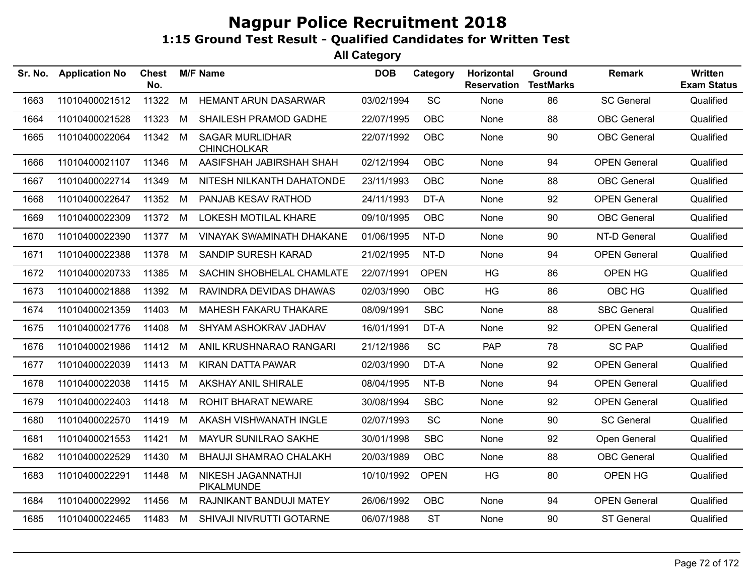# Nagpur Police Recruitment 2018

## 1:15 Ground Test Result - Qualified Candidates for Written Test

### All Category

| Sr. No. | Application No | Chest No. | M/F | Name | DOB | Category | Horizontal Reservation | Ground TestMarks | Remark | Written Exam Status |
|---|---|---|---|---|---|---|---|---|---|---|
| 1663 | 11010400021512 | 11322 | M | HEMANT ARUN DASARWAR | 03/02/1994 | SC | None | 86 | SC General | Qualified |
| 1664 | 11010400021528 | 11323 | M | SHAILESH PRAMOD GADHE | 22/07/1995 | OBC | None | 88 | OBC General | Qualified |
| 1665 | 11010400022064 | 11342 | M | SAGAR MURLIDHAR CHINCHOLKAR | 22/07/1992 | OBC | None | 90 | OBC General | Qualified |
| 1666 | 11010400021107 | 11346 | M | AASIFSHAH JABIRSHAH SHAH | 02/12/1994 | OBC | None | 94 | OPEN General | Qualified |
| 1667 | 11010400022714 | 11349 | M | NITESH NILKANTH DAHATONDE | 23/11/1993 | OBC | None | 88 | OBC General | Qualified |
| 1668 | 11010400022647 | 11352 | M | PANJAB KESAV RATHOD | 24/11/1993 | DT-A | None | 92 | OPEN General | Qualified |
| 1669 | 11010400022309 | 11372 | M | LOKESH MOTILAL KHARE | 09/10/1995 | OBC | None | 90 | OBC General | Qualified |
| 1670 | 11010400022390 | 11377 | M | VINAYAK SWAMINATH DHAKANE | 01/06/1995 | NT-D | None | 90 | NT-D General | Qualified |
| 1671 | 11010400022388 | 11378 | M | SANDIP SURESH KARAD | 21/02/1995 | NT-D | None | 94 | OPEN General | Qualified |
| 1672 | 11010400020733 | 11385 | M | SACHIN SHOBHELAL CHAMLATE | 22/07/1991 | OPEN | HG | 86 | OPEN HG | Qualified |
| 1673 | 11010400021888 | 11392 | M | RAVINDRA DEVIDAS DHAWAS | 02/03/1990 | OBC | HG | 86 | OBC HG | Qualified |
| 1674 | 11010400021359 | 11403 | M | MAHESH FAKARU THAKARE | 08/09/1991 | SBC | None | 88 | SBC General | Qualified |
| 1675 | 11010400021776 | 11408 | M | SHYAM ASHOKRAV JADHAV | 16/01/1991 | DT-A | None | 92 | OPEN General | Qualified |
| 1676 | 11010400021986 | 11412 | M | ANIL KRUSHNARAO RANGARI | 21/12/1986 | SC | PAP | 78 | SC PAP | Qualified |
| 1677 | 11010400022039 | 11413 | M | KIRAN DATTA PAWAR | 02/03/1990 | DT-A | None | 92 | OPEN General | Qualified |
| 1678 | 11010400022038 | 11415 | M | AKSHAY ANIL SHIRALE | 08/04/1995 | NT-B | None | 94 | OPEN General | Qualified |
| 1679 | 11010400022403 | 11418 | M | ROHIT BHARAT NEWARE | 30/08/1994 | SBC | None | 92 | OPEN General | Qualified |
| 1680 | 11010400022570 | 11419 | M | AKASH VISHWANATH INGLE | 02/07/1993 | SC | None | 90 | SC General | Qualified |
| 1681 | 11010400021553 | 11421 | M | MAYUR SUNILRAO SAKHE | 30/01/1998 | SBC | None | 92 | Open General | Qualified |
| 1682 | 11010400022529 | 11430 | M | BHAUJI SHAMRAO CHALAKH | 20/03/1989 | OBC | None | 88 | OBC General | Qualified |
| 1683 | 11010400022291 | 11448 | M | NIKESH JAGANNATHJI PIKALMUNDE | 10/10/1992 | OPEN | HG | 80 | OPEN HG | Qualified |
| 1684 | 11010400022992 | 11456 | M | RAJNIKANT BANDUJI MATEY | 26/06/1992 | OBC | None | 94 | OPEN General | Qualified |
| 1685 | 11010400022465 | 11483 | M | SHIVAJI NIVRUTTI GOTARNE | 06/07/1988 | ST | None | 90 | ST General | Qualified |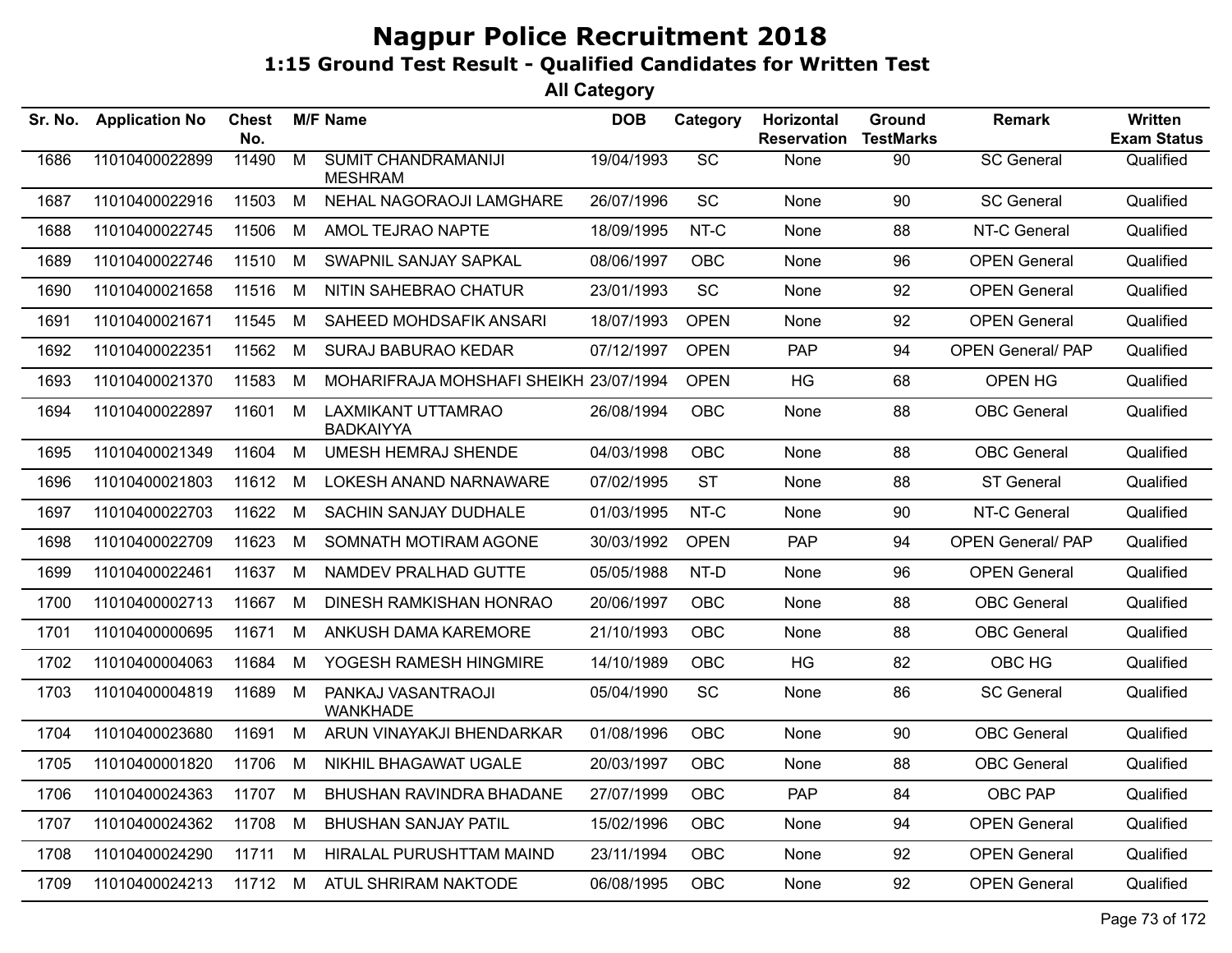# Nagpur Police Recruitment 2018

## 1:15 Ground Test Result - Qualified Candidates for Written Test

### All Category

| Sr. No. | Application No | Chest No. | M/F | Name | DOB | Category | Horizontal Reservation | Ground TestMarks | Remark | Written Exam Status |
|---|---|---|---|---|---|---|---|---|---|---|
| 1686 | 11010400022899 | 11490 | M | SUMIT CHANDRAMANIJI MESHRAM | 19/04/1993 | SC | None | 90 | SC General | Qualified |
| 1687 | 11010400022916 | 11503 | M | NEHAL NAGORAOJI LAMGHARE | 26/07/1996 | SC | None | 90 | SC General | Qualified |
| 1688 | 11010400022745 | 11506 | M | AMOL TEJRAO NAPTE | 18/09/1995 | NT-C | None | 88 | NT-C General | Qualified |
| 1689 | 11010400022746 | 11510 | M | SWAPNIL SANJAY SAPKAL | 08/06/1997 | OBC | None | 96 | OPEN General | Qualified |
| 1690 | 11010400021658 | 11516 | M | NITIN SAHEBRAO CHATUR | 23/01/1993 | SC | None | 92 | OPEN General | Qualified |
| 1691 | 11010400021671 | 11545 | M | SAHEED MOHDSAFIK ANSARI | 18/07/1993 | OPEN | None | 92 | OPEN General | Qualified |
| 1692 | 11010400022351 | 11562 | M | SURAJ BABURAO KEDAR | 07/12/1997 | OPEN | PAP | 94 | OPEN General/ PAP | Qualified |
| 1693 | 11010400021370 | 11583 | M | MOHARIFRAJA MOHSHAFI SHEIKH | 23/07/1994 | OPEN | HG | 68 | OPEN HG | Qualified |
| 1694 | 11010400022897 | 11601 | M | LAXMIKANT UTTAMRAO BADKAIYYA | 26/08/1994 | OBC | None | 88 | OBC General | Qualified |
| 1695 | 11010400021349 | 11604 | M | UMESH HEMRAJ SHENDE | 04/03/1998 | OBC | None | 88 | OBC General | Qualified |
| 1696 | 11010400021803 | 11612 | M | LOKESH ANAND NARNAWARE | 07/02/1995 | ST | None | 88 | ST General | Qualified |
| 1697 | 11010400022703 | 11622 | M | SACHIN SANJAY DUDHALE | 01/03/1995 | NT-C | None | 90 | NT-C General | Qualified |
| 1698 | 11010400022709 | 11623 | M | SOMNATH MOTIRAM AGONE | 30/03/1992 | OPEN | PAP | 94 | OPEN General/ PAP | Qualified |
| 1699 | 11010400022461 | 11637 | M | NAMDEV PRALHAD GUTTE | 05/05/1988 | NT-D | None | 96 | OPEN General | Qualified |
| 1700 | 11010400002713 | 11667 | M | DINESH RAMKISHAN HONRAO | 20/06/1997 | OBC | None | 88 | OBC General | Qualified |
| 1701 | 11010400000695 | 11671 | M | ANKUSH DAMA KAREMORE | 21/10/1993 | OBC | None | 88 | OBC General | Qualified |
| 1702 | 11010400004063 | 11684 | M | YOGESH RAMESH HINGMIRE | 14/10/1989 | OBC | HG | 82 | OBC HG | Qualified |
| 1703 | 11010400004819 | 11689 | M | PANKAJ VASANTRAOJI WANKHADE | 05/04/1990 | SC | None | 86 | SC General | Qualified |
| 1704 | 11010400023680 | 11691 | M | ARUN VINAYAKJI BHENDARKAR | 01/08/1996 | OBC | None | 90 | OBC General | Qualified |
| 1705 | 11010400001820 | 11706 | M | NIKHIL BHAGAWAT UGALE | 20/03/1997 | OBC | None | 88 | OBC General | Qualified |
| 1706 | 11010400024363 | 11707 | M | BHUSHAN RAVINDRA BHADANE | 27/07/1999 | OBC | PAP | 84 | OBC PAP | Qualified |
| 1707 | 11010400024362 | 11708 | M | BHUSHAN SANJAY PATIL | 15/02/1996 | OBC | None | 94 | OPEN General | Qualified |
| 1708 | 11010400024290 | 11711 | M | HIRALAL PURUSHTTAM MAIND | 23/11/1994 | OBC | None | 92 | OPEN General | Qualified |
| 1709 | 11010400024213 | 11712 | M | ATUL SHRIRAM NAKTODE | 06/08/1995 | OBC | None | 92 | OPEN General | Qualified |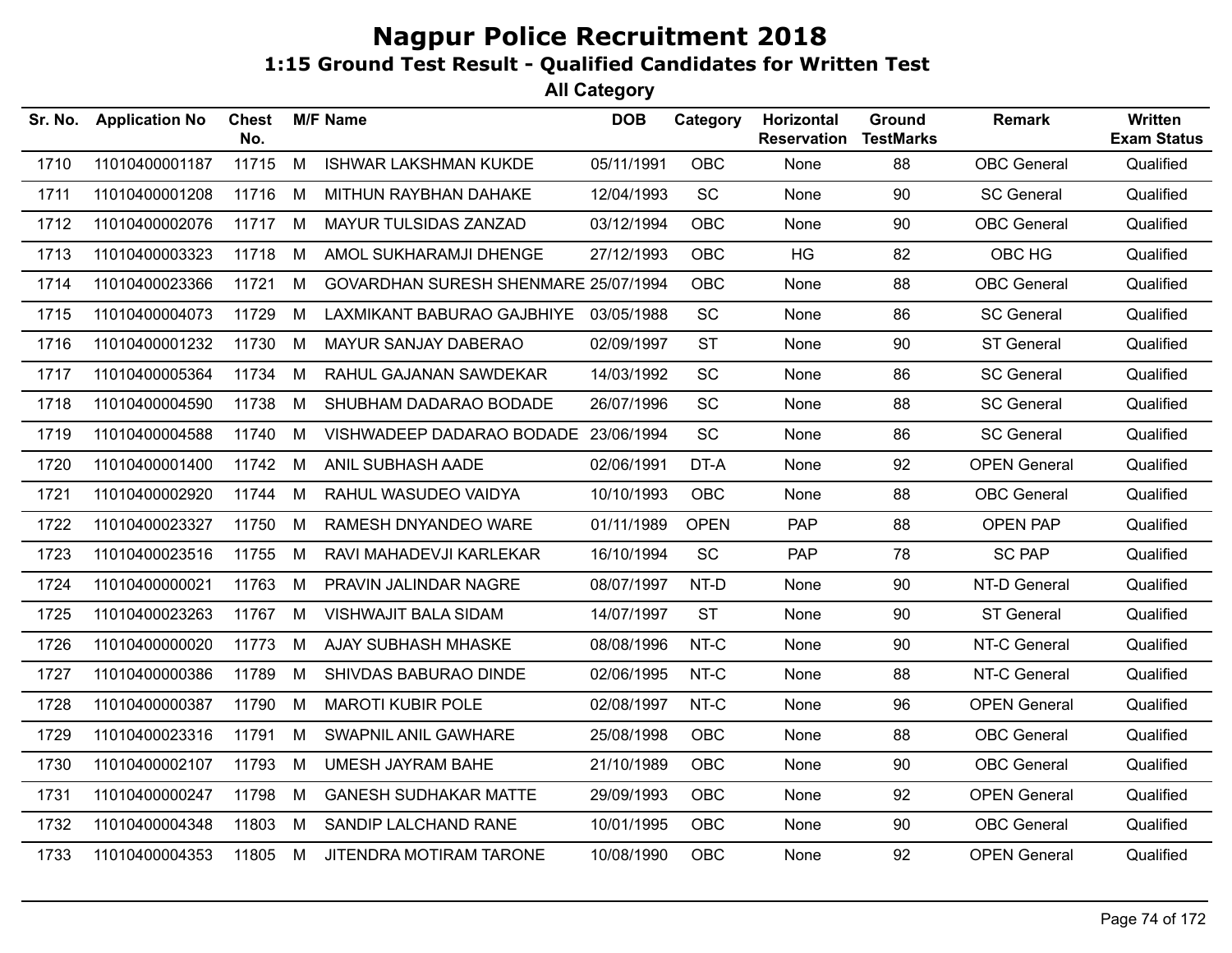# Nagpur Police Recruitment 2018

## 1:15 Ground Test Result - Qualified Candidates for Written Test

### All Category

| Sr. No. | Application No | Chest No. | M/F | Name | DOB | Category | Horizontal Reservation | Ground TestMarks | Remark | Written Exam Status |
|---|---|---|---|---|---|---|---|---|---|---|
| 1710 | 11010400001187 | 11715 | M | ISHWAR LAKSHMAN KUKDE | 05/11/1991 | OBC | None | 88 | OBC General | Qualified |
| 1711 | 11010400001208 | 11716 | M | MITHUN RAYBHAN DAHAKE | 12/04/1993 | SC | None | 90 | SC General | Qualified |
| 1712 | 11010400002076 | 11717 | M | MAYUR TULSIDAS ZANZAD | 03/12/1994 | OBC | None | 90 | OBC General | Qualified |
| 1713 | 11010400003323 | 11718 | M | AMOL SUKHARAMJI DHENGE | 27/12/1993 | OBC | HG | 82 | OBC HG | Qualified |
| 1714 | 11010400023366 | 11721 | M | GOVARDHAN SURESH SHENMARE | 25/07/1994 | OBC | None | 88 | OBC General | Qualified |
| 1715 | 11010400004073 | 11729 | M | LAXMIKANT BABURAO GAJBHIYE | 03/05/1988 | SC | None | 86 | SC General | Qualified |
| 1716 | 11010400001232 | 11730 | M | MAYUR SANJAY DABERAO | 02/09/1997 | ST | None | 90 | ST General | Qualified |
| 1717 | 11010400005364 | 11734 | M | RAHUL GAJANAN SAWDEKAR | 14/03/1992 | SC | None | 86 | SC General | Qualified |
| 1718 | 11010400004590 | 11738 | M | SHUBHAM DADARAO BODADE | 26/07/1996 | SC | None | 88 | SC General | Qualified |
| 1719 | 11010400004588 | 11740 | M | VISHWADEEP DADARAO BODADE | 23/06/1994 | SC | None | 86 | SC General | Qualified |
| 1720 | 11010400001400 | 11742 | M | ANIL SUBHASH AADE | 02/06/1991 | DT-A | None | 92 | OPEN General | Qualified |
| 1721 | 11010400002920 | 11744 | M | RAHUL WASUDEO VAIDYA | 10/10/1993 | OBC | None | 88 | OBC General | Qualified |
| 1722 | 11010400023327 | 11750 | M | RAMESH DNYANDEO WARE | 01/11/1989 | OPEN | PAP | 88 | OPEN PAP | Qualified |
| 1723 | 11010400023516 | 11755 | M | RAVI MAHADEVJI KARLEKAR | 16/10/1994 | SC | PAP | 78 | SC PAP | Qualified |
| 1724 | 11010400000021 | 11763 | M | PRAVIN JALINDAR NAGRE | 08/07/1997 | NT-D | None | 90 | NT-D General | Qualified |
| 1725 | 11010400023263 | 11767 | M | VISHWAJIT BALA SIDAM | 14/07/1997 | ST | None | 90 | ST General | Qualified |
| 1726 | 11010400000020 | 11773 | M | AJAY SUBHASH MHASKE | 08/08/1996 | NT-C | None | 90 | NT-C General | Qualified |
| 1727 | 11010400000386 | 11789 | M | SHIVDAS BABURAO DINDE | 02/06/1995 | NT-C | None | 88 | NT-C General | Qualified |
| 1728 | 11010400000387 | 11790 | M | MAROTI KUBIR POLE | 02/08/1997 | NT-C | None | 96 | OPEN General | Qualified |
| 1729 | 11010400023316 | 11791 | M | SWAPNIL ANIL GAWHARE | 25/08/1998 | OBC | None | 88 | OBC General | Qualified |
| 1730 | 11010400002107 | 11793 | M | UMESH JAYRAM BAHE | 21/10/1989 | OBC | None | 90 | OBC General | Qualified |
| 1731 | 11010400000247 | 11798 | M | GANESH SUDHAKAR MATTE | 29/09/1993 | OBC | None | 92 | OPEN General | Qualified |
| 1732 | 11010400004348 | 11803 | M | SANDIP LALCHAND RANE | 10/01/1995 | OBC | None | 90 | OBC General | Qualified |
| 1733 | 11010400004353 | 11805 | M | JITENDRA MOTIRAM TARONE | 10/08/1990 | OBC | None | 92 | OPEN General | Qualified |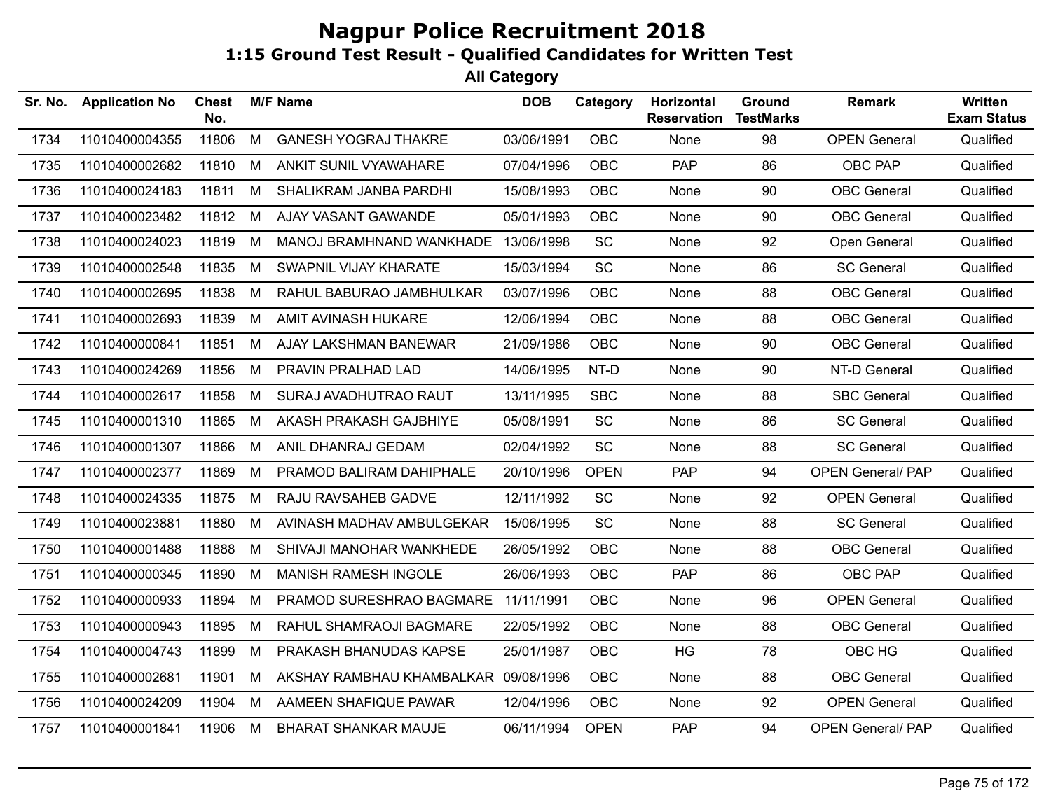# Nagpur Police Recruitment 2018

## 1:15 Ground Test Result - Qualified Candidates for Written Test

### All Category

| Sr. No. | Application No | Chest No. | M/F | Name | DOB | Category | Horizontal Reservation | Ground TestMarks | Remark | Written Exam Status |
|---|---|---|---|---|---|---|---|---|---|---|
| 1734 | 11010400004355 | 11806 | M | GANESH YOGRAJ THAKRE | 03/06/1991 | OBC | None | 98 | OPEN General | Qualified |
| 1735 | 11010400002682 | 11810 | M | ANKIT SUNIL VYAWAHARE | 07/04/1996 | OBC | PAP | 86 | OBC PAP | Qualified |
| 1736 | 11010400024183 | 11811 | M | SHALIKRAM JANBA PARDHI | 15/08/1993 | OBC | None | 90 | OBC General | Qualified |
| 1737 | 11010400023482 | 11812 | M | AJAY VASANT GAWANDE | 05/01/1993 | OBC | None | 90 | OBC General | Qualified |
| 1738 | 11010400024023 | 11819 | M | MANOJ BRAMHNAND WANKHADE | 13/06/1998 | SC | None | 92 | Open General | Qualified |
| 1739 | 11010400002548 | 11835 | M | SWAPNIL VIJAY KHARATE | 15/03/1994 | SC | None | 86 | SC General | Qualified |
| 1740 | 11010400002695 | 11838 | M | RAHUL BABURAO JAMBHULKAR | 03/07/1996 | OBC | None | 88 | OBC General | Qualified |
| 1741 | 11010400002693 | 11839 | M | AMIT AVINASH HUKARE | 12/06/1994 | OBC | None | 88 | OBC General | Qualified |
| 1742 | 11010400000841 | 11851 | M | AJAY LAKSHMAN BANEWAR | 21/09/1986 | OBC | None | 90 | OBC General | Qualified |
| 1743 | 11010400024269 | 11856 | M | PRAVIN PRALHAD LAD | 14/06/1995 | NT-D | None | 90 | NT-D General | Qualified |
| 1744 | 11010400002617 | 11858 | M | SURAJ AVADHUTRAO RAUT | 13/11/1995 | SBC | None | 88 | SBC General | Qualified |
| 1745 | 11010400001310 | 11865 | M | AKASH PRAKASH GAJBHIYE | 05/08/1991 | SC | None | 86 | SC General | Qualified |
| 1746 | 11010400001307 | 11866 | M | ANIL DHANRAJ GEDAM | 02/04/1992 | SC | None | 88 | SC General | Qualified |
| 1747 | 11010400002377 | 11869 | M | PRAMOD BALIRAM DAHIPHALE | 20/10/1996 | OPEN | PAP | 94 | OPEN General/ PAP | Qualified |
| 1748 | 11010400024335 | 11875 | M | RAJU RAVSAHEB GADVE | 12/11/1992 | SC | None | 92 | OPEN General | Qualified |
| 1749 | 11010400023881 | 11880 | M | AVINASH MADHAV AMBULGEKAR | 15/06/1995 | SC | None | 88 | SC General | Qualified |
| 1750 | 11010400001488 | 11888 | M | SHIVAJI MANOHAR WANKHEDE | 26/05/1992 | OBC | None | 88 | OBC General | Qualified |
| 1751 | 11010400000345 | 11890 | M | MANISH RAMESH INGOLE | 26/06/1993 | OBC | PAP | 86 | OBC PAP | Qualified |
| 1752 | 11010400000933 | 11894 | M | PRAMOD SURESHRAO BAGMARE | 11/11/1991 | OBC | None | 96 | OPEN General | Qualified |
| 1753 | 11010400000943 | 11895 | M | RAHUL SHAMRAOJI BAGMARE | 22/05/1992 | OBC | None | 88 | OBC General | Qualified |
| 1754 | 11010400004743 | 11899 | M | PRAKASH BHANUDAS KAPSE | 25/01/1987 | OBC | HG | 78 | OBC HG | Qualified |
| 1755 | 11010400002681 | 11901 | M | AKSHAY RAMBHAU KHAMBALKAR | 09/08/1996 | OBC | None | 88 | OBC General | Qualified |
| 1756 | 11010400024209 | 11904 | M | AAMEEN SHAFIQUE PAWAR | 12/04/1996 | OBC | None | 92 | OPEN General | Qualified |
| 1757 | 11010400001841 | 11906 | M | BHARAT SHANKAR MAUJE | 06/11/1994 | OPEN | PAP | 94 | OPEN General/ PAP | Qualified |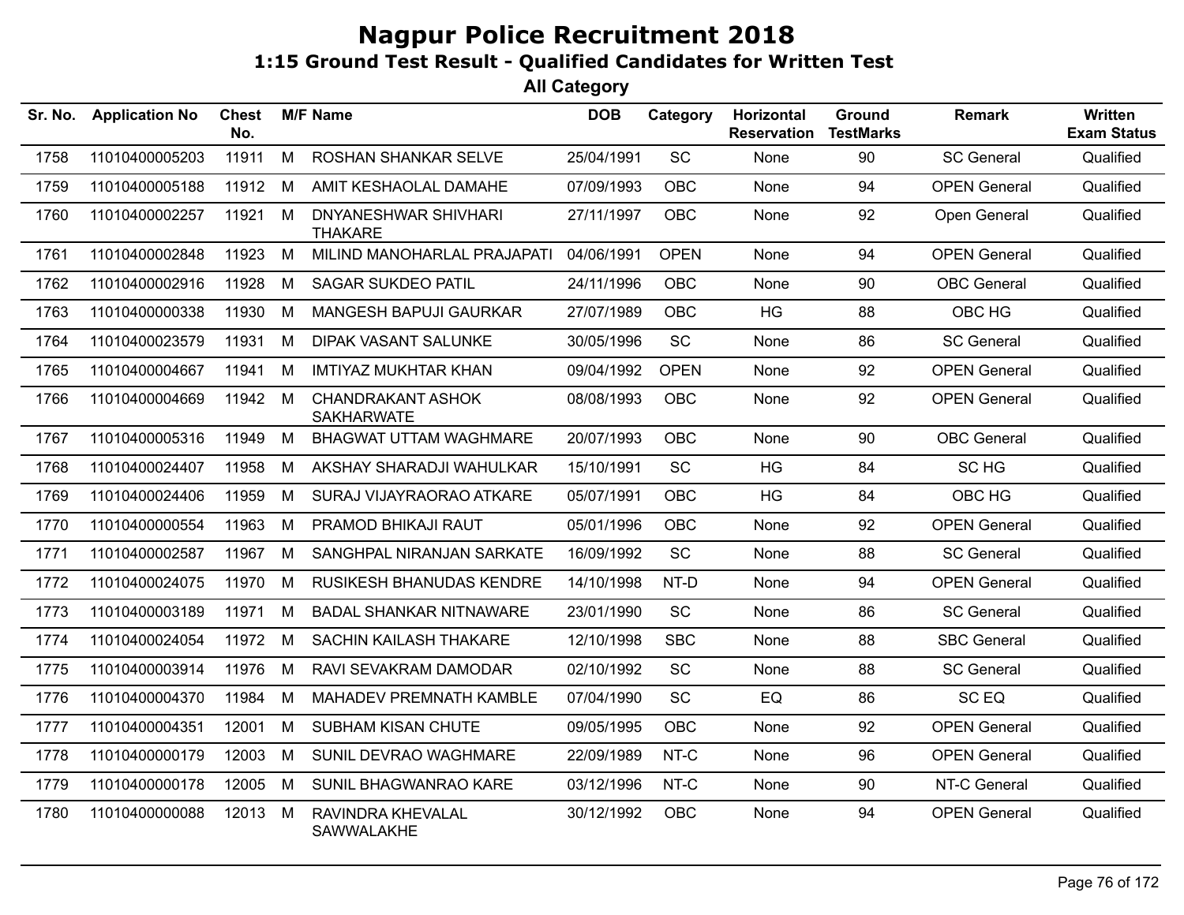# Nagpur Police Recruitment 2018

## 1:15 Ground Test Result - Qualified Candidates for Written Test

### All Category

| Sr. No. | Application No | Chest No. | M/F | Name | DOB | Category | Horizontal Reservation | Ground TestMarks | Remark | Written Exam Status |
|---|---|---|---|---|---|---|---|---|---|---|
| 1758 | 11010400005203 | 11911 | M | ROSHAN SHANKAR SELVE | 25/04/1991 | SC | None | 90 | SC General | Qualified |
| 1759 | 11010400005188 | 11912 | M | AMIT KESHAOLAL DAMAHE | 07/09/1993 | OBC | None | 94 | OPEN General | Qualified |
| 1760 | 11010400002257 | 11921 | M | DNYANESHWAR SHIVHARI THAKARE | 27/11/1997 | OBC | None | 92 | Open General | Qualified |
| 1761 | 11010400002848 | 11923 | M | MILIND MANOHARLAL PRAJAPATI | 04/06/1991 | OPEN | None | 94 | OPEN General | Qualified |
| 1762 | 11010400002916 | 11928 | M | SAGAR SUKDEO PATIL | 24/11/1996 | OBC | None | 90 | OBC General | Qualified |
| 1763 | 11010400000338 | 11930 | M | MANGESH BAPUJI GAURKAR | 27/07/1989 | OBC | HG | 88 | OBC HG | Qualified |
| 1764 | 11010400023579 | 11931 | M | DIPAK VASANT SALUNKE | 30/05/1996 | SC | None | 86 | SC General | Qualified |
| 1765 | 11010400004667 | 11941 | M | IMTIYAZ MUKHTAR KHAN | 09/04/1992 | OPEN | None | 92 | OPEN General | Qualified |
| 1766 | 11010400004669 | 11942 | M | CHANDRAKANT ASHOK SAKHARWATE | 08/08/1993 | OBC | None | 92 | OPEN General | Qualified |
| 1767 | 11010400005316 | 11949 | M | BHAGWAT UTTAM WAGHMARE | 20/07/1993 | OBC | None | 90 | OBC General | Qualified |
| 1768 | 11010400024407 | 11958 | M | AKSHAY SHARADJI WAHULKAR | 15/10/1991 | SC | HG | 84 | SC HG | Qualified |
| 1769 | 11010400024406 | 11959 | M | SURAJ VIJAYRAORAO ATKARE | 05/07/1991 | OBC | HG | 84 | OBC HG | Qualified |
| 1770 | 11010400000554 | 11963 | M | PRAMOD BHIKAJI RAUT | 05/01/1996 | OBC | None | 92 | OPEN General | Qualified |
| 1771 | 11010400002587 | 11967 | M | SANGHPAL NIRANJAN SARKATE | 16/09/1992 | SC | None | 88 | SC General | Qualified |
| 1772 | 11010400024075 | 11970 | M | RUSIKESH BHANUDAS KENDRE | 14/10/1998 | NT-D | None | 94 | OPEN General | Qualified |
| 1773 | 11010400003189 | 11971 | M | BADAL SHANKAR NITNAWARE | 23/01/1990 | SC | None | 86 | SC General | Qualified |
| 1774 | 11010400024054 | 11972 | M | SACHIN KAILASH THAKARE | 12/10/1998 | SBC | None | 88 | SBC General | Qualified |
| 1775 | 11010400003914 | 11976 | M | RAVI SEVAKRAM DAMODAR | 02/10/1992 | SC | None | 88 | SC General | Qualified |
| 1776 | 11010400004370 | 11984 | M | MAHADEV PREMNATH KAMBLE | 07/04/1990 | SC | EQ | 86 | SC EQ | Qualified |
| 1777 | 11010400004351 | 12001 | M | SUBHAM KISAN CHUTE | 09/05/1995 | OBC | None | 92 | OPEN General | Qualified |
| 1778 | 11010400000179 | 12003 | M | SUNIL DEVRAO WAGHMARE | 22/09/1989 | NT-C | None | 96 | OPEN General | Qualified |
| 1779 | 11010400000178 | 12005 | M | SUNIL BHAGWANRAO KARE | 03/12/1996 | NT-C | None | 90 | NT-C General | Qualified |
| 1780 | 11010400000088 | 12013 | M | RAVINDRA KHEVALAL SAWWALAKHE | 30/12/1992 | OBC | None | 94 | OPEN General | Qualified |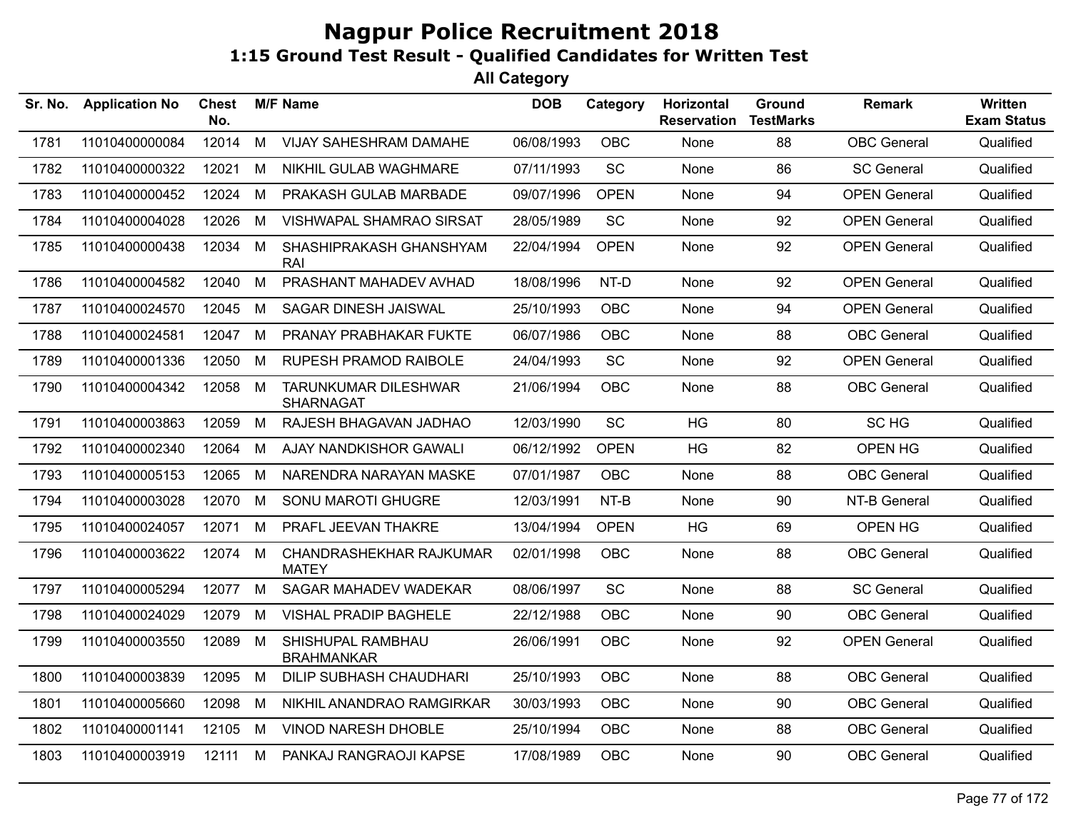# Nagpur Police Recruitment 2018

## 1:15 Ground Test Result - Qualified Candidates for Written Test

### All Category

| Sr. No. | Application No | Chest No. | M/F | Name | DOB | Category | Horizontal Reservation | Ground TestMarks | Remark | Written Exam Status |
|---|---|---|---|---|---|---|---|---|---|---|
| 1781 | 11010400000084 | 12014 | M | VIJAY SAHESHRAM DAMAHE | 06/08/1993 | OBC | None | 88 | OBC General | Qualified |
| 1782 | 11010400000322 | 12021 | M | NIKHIL GULAB WAGHMARE | 07/11/1993 | SC | None | 86 | SC General | Qualified |
| 1783 | 11010400000452 | 12024 | M | PRAKASH GULAB MARBADE | 09/07/1996 | OPEN | None | 94 | OPEN General | Qualified |
| 1784 | 11010400004028 | 12026 | M | VISHWAPAL SHAMRAO SIRSAT | 28/05/1989 | SC | None | 92 | OPEN General | Qualified |
| 1785 | 11010400000438 | 12034 | M | SHASHIPRAKASH GHANSHYAM RAI | 22/04/1994 | OPEN | None | 92 | OPEN General | Qualified |
| 1786 | 11010400004582 | 12040 | M | PRASHANT MAHADEV AVHAD | 18/08/1996 | NT-D | None | 92 | OPEN General | Qualified |
| 1787 | 11010400024570 | 12045 | M | SAGAR DINESH JAISWAL | 25/10/1993 | OBC | None | 94 | OPEN General | Qualified |
| 1788 | 11010400024581 | 12047 | M | PRANAY PRABHAKAR FUKTE | 06/07/1986 | OBC | None | 88 | OBC General | Qualified |
| 1789 | 11010400001336 | 12050 | M | RUPESH PRAMOD RAIBOLE | 24/04/1993 | SC | None | 92 | OPEN General | Qualified |
| 1790 | 11010400004342 | 12058 | M | TARUNKUMAR DILESHWAR SHARNAGAT | 21/06/1994 | OBC | None | 88 | OBC General | Qualified |
| 1791 | 11010400003863 | 12059 | M | RAJESH BHAGAVAN JADHAO | 12/03/1990 | SC | HG | 80 | SC HG | Qualified |
| 1792 | 11010400002340 | 12064 | M | AJAY NANDKISHOR GAWALI | 06/12/1992 | OPEN | HG | 82 | OPEN HG | Qualified |
| 1793 | 11010400005153 | 12065 | M | NARENDRA NARAYAN MASKE | 07/01/1987 | OBC | None | 88 | OBC General | Qualified |
| 1794 | 11010400003028 | 12070 | M | SONU MAROTI GHUGRE | 12/03/1991 | NT-B | None | 90 | NT-B General | Qualified |
| 1795 | 11010400024057 | 12071 | M | PRAFL JEEVAN THAKRE | 13/04/1994 | OPEN | HG | 69 | OPEN HG | Qualified |
| 1796 | 11010400003622 | 12074 | M | CHANDRASHEKHAR RAJKUMAR MATEY | 02/01/1998 | OBC | None | 88 | OBC General | Qualified |
| 1797 | 11010400005294 | 12077 | M | SAGAR MAHADEV WADEKAR | 08/06/1997 | SC | None | 88 | SC General | Qualified |
| 1798 | 11010400024029 | 12079 | M | VISHAL PRADIP BAGHELE | 22/12/1988 | OBC | None | 90 | OBC General | Qualified |
| 1799 | 11010400003550 | 12089 | M | SHISHUPAL RAMBHAU BRAHMANKAR | 26/06/1991 | OBC | None | 92 | OPEN General | Qualified |
| 1800 | 11010400003839 | 12095 | M | DILIP SUBHASH CHAUDHARI | 25/10/1993 | OBC | None | 88 | OBC General | Qualified |
| 1801 | 11010400005660 | 12098 | M | NIKHIL ANANDRAO RAMGIRKAR | 30/03/1993 | OBC | None | 90 | OBC General | Qualified |
| 1802 | 11010400001141 | 12105 | M | VINOD NARESH DHOBLE | 25/10/1994 | OBC | None | 88 | OBC General | Qualified |
| 1803 | 11010400003919 | 12111 | M | PANKAJ RANGRAOJI KAPSE | 17/08/1989 | OBC | None | 90 | OBC General | Qualified |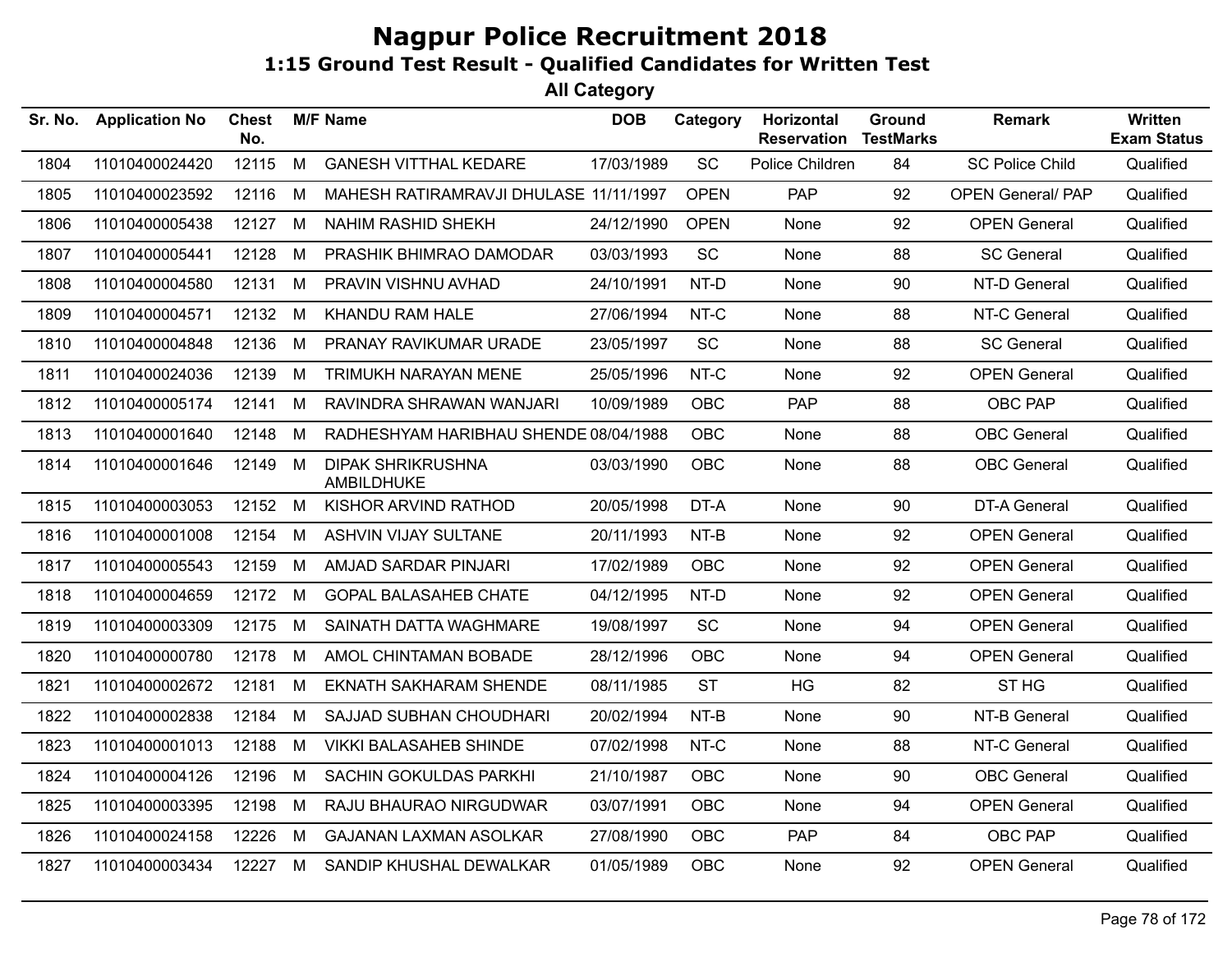# Nagpur Police Recruitment 2018

## 1:15 Ground Test Result - Qualified Candidates for Written Test

### All Category

| Sr. No. | Application No | Chest No. | M/F | Name | DOB | Category | Horizontal Reservation | Ground TestMarks | Remark | Written Exam Status |
|---|---|---|---|---|---|---|---|---|---|---|
| 1804 | 11010400024420 | 12115 | M | GANESH VITTHAL KEDARE | 17/03/1989 | SC | Police Children | 84 | SC Police Child | Qualified |
| 1805 | 11010400023592 | 12116 | M | MAHESH RATIRAMRAVJI DHULASE | 11/11/1997 | OPEN | PAP | 92 | OPEN General/ PAP | Qualified |
| 1806 | 11010400005438 | 12127 | M | NAHIM RASHID SHEKH | 24/12/1990 | OPEN | None | 92 | OPEN General | Qualified |
| 1807 | 11010400005441 | 12128 | M | PRASHIK BHIMRAO DAMODAR | 03/03/1993 | SC | None | 88 | SC General | Qualified |
| 1808 | 11010400004580 | 12131 | M | PRAVIN VISHNU AVHAD | 24/10/1991 | NT-D | None | 90 | NT-D General | Qualified |
| 1809 | 11010400004571 | 12132 | M | KHANDU RAM HALE | 27/06/1994 | NT-C | None | 88 | NT-C General | Qualified |
| 1810 | 11010400004848 | 12136 | M | PRANAY RAVIKUMAR URADE | 23/05/1997 | SC | None | 88 | SC General | Qualified |
| 1811 | 11010400024036 | 12139 | M | TRIMUKH NARAYAN MENE | 25/05/1996 | NT-C | None | 92 | OPEN General | Qualified |
| 1812 | 11010400005174 | 12141 | M | RAVINDRA SHRAWAN WANJARI | 10/09/1989 | OBC | PAP | 88 | OBC PAP | Qualified |
| 1813 | 11010400001640 | 12148 | M | RADHESHYAM HARIBHAU SHENDE | 08/04/1988 | OBC | None | 88 | OBC General | Qualified |
| 1814 | 11010400001646 | 12149 | M | DIPAK SHRIKRUSHNA AMBILDHUKE | 03/03/1990 | OBC | None | 88 | OBC General | Qualified |
| 1815 | 11010400003053 | 12152 | M | KISHOR ARVIND RATHOD | 20/05/1998 | DT-A | None | 90 | DT-A General | Qualified |
| 1816 | 11010400001008 | 12154 | M | ASHVIN VIJAY SULTANE | 20/11/1993 | NT-B | None | 92 | OPEN General | Qualified |
| 1817 | 11010400005543 | 12159 | M | AMJAD SARDAR PINJARI | 17/02/1989 | OBC | None | 92 | OPEN General | Qualified |
| 1818 | 11010400004659 | 12172 | M | GOPAL BALASAHEB CHATE | 04/12/1995 | NT-D | None | 92 | OPEN General | Qualified |
| 1819 | 11010400003309 | 12175 | M | SAINATH DATTA WAGHMARE | 19/08/1997 | SC | None | 94 | OPEN General | Qualified |
| 1820 | 11010400000780 | 12178 | M | AMOL CHINTAMAN BOBADE | 28/12/1996 | OBC | None | 94 | OPEN General | Qualified |
| 1821 | 11010400002672 | 12181 | M | EKNATH SAKHARAM SHENDE | 08/11/1985 | ST | HG | 82 | ST HG | Qualified |
| 1822 | 11010400002838 | 12184 | M | SAJJAD SUBHAN CHOUDHARI | 20/02/1994 | NT-B | None | 90 | NT-B General | Qualified |
| 1823 | 11010400001013 | 12188 | M | VIKKI BALASAHEB SHINDE | 07/02/1998 | NT-C | None | 88 | NT-C General | Qualified |
| 1824 | 11010400004126 | 12196 | M | SACHIN GOKULDAS PARKHI | 21/10/1987 | OBC | None | 90 | OBC General | Qualified |
| 1825 | 11010400003395 | 12198 | M | RAJU BHAURAO NIRGUDWAR | 03/07/1991 | OBC | None | 94 | OPEN General | Qualified |
| 1826 | 11010400024158 | 12226 | M | GAJANAN LAXMAN ASOLKAR | 27/08/1990 | OBC | PAP | 84 | OBC PAP | Qualified |
| 1827 | 11010400003434 | 12227 | M | SANDIP KHUSHAL DEWALKAR | 01/05/1989 | OBC | None | 92 | OPEN General | Qualified |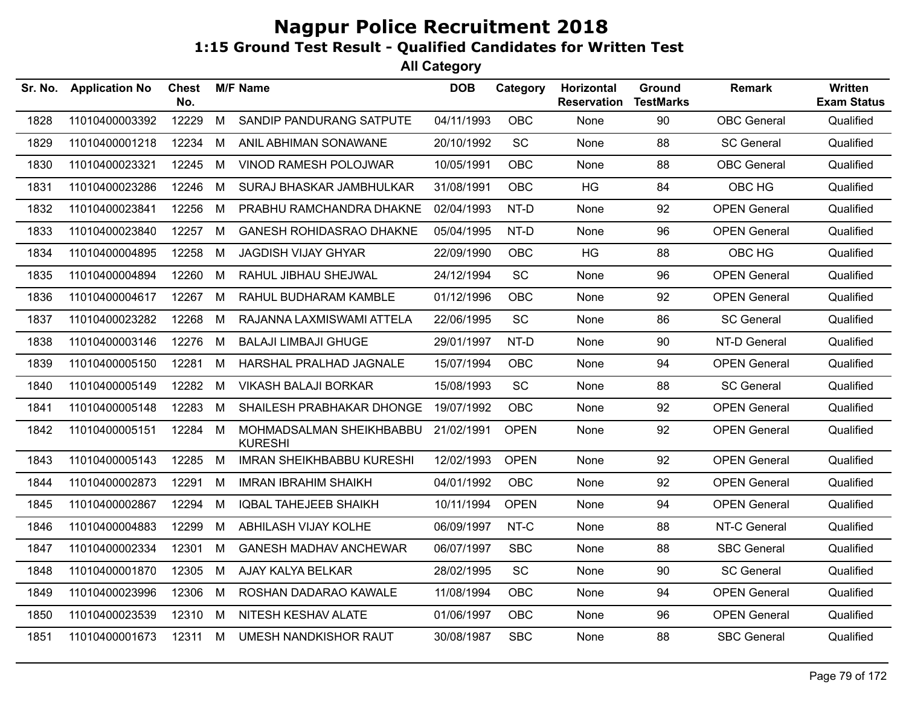# Nagpur Police Recruitment 2018

## 1:15 Ground Test Result - Qualified Candidates for Written Test

### All Category

| Sr. No. | Application No | Chest No. | M/F | Name | DOB | Category | Horizontal Reservation | Ground TestMarks | Remark | Written Exam Status |
|---|---|---|---|---|---|---|---|---|---|---|
| 1828 | 11010400003392 | 12229 | M | SANDIP PANDURANG SATPUTE | 04/11/1993 | OBC | None | 90 | OBC General | Qualified |
| 1829 | 11010400001218 | 12234 | M | ANIL ABHIMAN SONAWANE | 20/10/1992 | SC | None | 88 | SC General | Qualified |
| 1830 | 11010400023321 | 12245 | M | VINOD RAMESH POLOJWAR | 10/05/1991 | OBC | None | 88 | OBC General | Qualified |
| 1831 | 11010400023286 | 12246 | M | SURAJ BHASKAR JAMBHULKAR | 31/08/1991 | OBC | HG | 84 | OBC HG | Qualified |
| 1832 | 11010400023841 | 12256 | M | PRABHU RAMCHANDRA DHAKNE | 02/04/1993 | NT-D | None | 92 | OPEN General | Qualified |
| 1833 | 11010400023840 | 12257 | M | GANESH ROHIDASRAO DHAKNE | 05/04/1995 | NT-D | None | 96 | OPEN General | Qualified |
| 1834 | 11010400004895 | 12258 | M | JAGDISH VIJAY GHYAR | 22/09/1990 | OBC | HG | 88 | OBC HG | Qualified |
| 1835 | 11010400004894 | 12260 | M | RAHUL JIBHAU SHEJWAL | 24/12/1994 | SC | None | 96 | OPEN General | Qualified |
| 1836 | 11010400004617 | 12267 | M | RAHUL BUDHARAM KAMBLE | 01/12/1996 | OBC | None | 92 | OPEN General | Qualified |
| 1837 | 11010400023282 | 12268 | M | RAJANNA LAXMISWAMI ATTELA | 22/06/1995 | SC | None | 86 | SC General | Qualified |
| 1838 | 11010400003146 | 12276 | M | BALAJI LIMBAJI GHUGE | 29/01/1997 | NT-D | None | 90 | NT-D General | Qualified |
| 1839 | 11010400005150 | 12281 | M | HARSHAL PRALHAD JAGNALE | 15/07/1994 | OBC | None | 94 | OPEN General | Qualified |
| 1840 | 11010400005149 | 12282 | M | VIKASH BALAJI BORKAR | 15/08/1993 | SC | None | 88 | SC General | Qualified |
| 1841 | 11010400005148 | 12283 | M | SHAILESH PRABHAKAR DHONGE | 19/07/1992 | OBC | None | 92 | OPEN General | Qualified |
| 1842 | 11010400005151 | 12284 | M | MOHMADSALMAN SHEIKHBABBU KURESHI | 21/02/1991 | OPEN | None | 92 | OPEN General | Qualified |
| 1843 | 11010400005143 | 12285 | M | IMRAN SHEIKHBABBU KURESHI | 12/02/1993 | OPEN | None | 92 | OPEN General | Qualified |
| 1844 | 11010400002873 | 12291 | M | IMRAN IBRAHIM SHAIKH | 04/01/1992 | OBC | None | 92 | OPEN General | Qualified |
| 1845 | 11010400002867 | 12294 | M | IQBAL TAHEJEEB SHAIKH | 10/11/1994 | OPEN | None | 94 | OPEN General | Qualified |
| 1846 | 11010400004883 | 12299 | M | ABHILASH VIJAY KOLHE | 06/09/1997 | NT-C | None | 88 | NT-C General | Qualified |
| 1847 | 11010400002334 | 12301 | M | GANESH MADHAV ANCHEWAR | 06/07/1997 | SBC | None | 88 | SBC General | Qualified |
| 1848 | 11010400001870 | 12305 | M | AJAY KALYA BELKAR | 28/02/1995 | SC | None | 90 | SC General | Qualified |
| 1849 | 11010400023996 | 12306 | M | ROSHAN DADARAO KAWALE | 11/08/1994 | OBC | None | 94 | OPEN General | Qualified |
| 1850 | 11010400023539 | 12310 | M | NITESH KESHAV ALATE | 01/06/1997 | OBC | None | 96 | OPEN General | Qualified |
| 1851 | 11010400001673 | 12311 | M | UMESH NANDKISHOR RAUT | 30/08/1987 | SBC | None | 88 | SBC General | Qualified |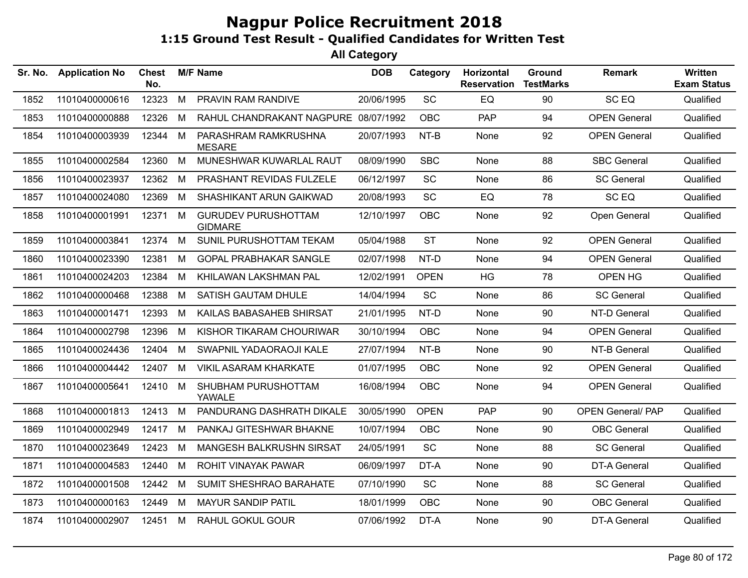# Nagpur Police Recruitment 2018

## 1:15 Ground Test Result - Qualified Candidates for Written Test

### All Category

| Sr. No. | Application No | Chest No. | M/F | Name | DOB | Category | Horizontal Reservation | Ground TestMarks | Remark | Written Exam Status |
|---|---|---|---|---|---|---|---|---|---|---|
| 1852 | 11010400000616 | 12323 | M | PRAVIN RAM RANDIVE | 20/06/1995 | SC | EQ | 90 | SC EQ | Qualified |
| 1853 | 11010400000888 | 12326 | M | RAHUL CHANDRAKANT NAGPURE | 08/07/1992 | OBC | PAP | 94 | OPEN General | Qualified |
| 1854 | 11010400003939 | 12344 | M | PARASHRAM RAMKRUSHNA MESARE | 20/07/1993 | NT-B | None | 92 | OPEN General | Qualified |
| 1855 | 11010400002584 | 12360 | M | MUNESHWAR KUWARLAL RAUT | 08/09/1990 | SBC | None | 88 | SBC General | Qualified |
| 1856 | 11010400023937 | 12362 | M | PRASHANT REVIDAS FULZELE | 06/12/1997 | SC | None | 86 | SC General | Qualified |
| 1857 | 11010400024080 | 12369 | M | SHASHIKANT ARUN GAIKWAD | 20/08/1993 | SC | EQ | 78 | SC EQ | Qualified |
| 1858 | 11010400001991 | 12371 | M | GURUDEV PURUSHOTTAM GIDMARE | 12/10/1997 | OBC | None | 92 | Open General | Qualified |
| 1859 | 11010400003841 | 12374 | M | SUNIL PURUSHOTTAM TEKAM | 05/04/1988 | ST | None | 92 | OPEN General | Qualified |
| 1860 | 11010400023390 | 12381 | M | GOPAL PRABHAKAR SANGLE | 02/07/1998 | NT-D | None | 94 | OPEN General | Qualified |
| 1861 | 11010400024203 | 12384 | M | KHILAWAN LAKSHMAN PAL | 12/02/1991 | OPEN | HG | 78 | OPEN HG | Qualified |
| 1862 | 11010400000468 | 12388 | M | SATISH GAUTAM DHULE | 14/04/1994 | SC | None | 86 | SC General | Qualified |
| 1863 | 11010400001471 | 12393 | M | KAILAS BABASAHEB SHIRSAT | 21/01/1995 | NT-D | None | 90 | NT-D General | Qualified |
| 1864 | 11010400002798 | 12396 | M | KISHOR TIKARAM CHOURIWAR | 30/10/1994 | OBC | None | 94 | OPEN General | Qualified |
| 1865 | 11010400024436 | 12404 | M | SWAPNIL YADAORAOJI KALE | 27/07/1994 | NT-B | None | 90 | NT-B General | Qualified |
| 1866 | 11010400004442 | 12407 | M | VIKIL ASARAM KHARKATE | 01/07/1995 | OBC | None | 92 | OPEN General | Qualified |
| 1867 | 11010400005641 | 12410 | M | SHUBHAM PURUSHOTTAM YAWALE | 16/08/1994 | OBC | None | 94 | OPEN General | Qualified |
| 1868 | 11010400001813 | 12413 | M | PANDURANG DASHRATH DIKALE | 30/05/1990 | OPEN | PAP | 90 | OPEN General/ PAP | Qualified |
| 1869 | 11010400002949 | 12417 | M | PANKAJ GITESHWAR BHAKNE | 10/07/1994 | OBC | None | 90 | OBC General | Qualified |
| 1870 | 11010400023649 | 12423 | M | MANGESH BALKRUSHN SIRSAT | 24/05/1991 | SC | None | 88 | SC General | Qualified |
| 1871 | 11010400004583 | 12440 | M | ROHIT VINAYAK PAWAR | 06/09/1997 | DT-A | None | 90 | DT-A General | Qualified |
| 1872 | 11010400001508 | 12442 | M | SUMIT SHESHRAO BARAHATE | 07/10/1990 | SC | None | 88 | SC General | Qualified |
| 1873 | 11010400000163 | 12449 | M | MAYUR SANDIP PATIL | 18/01/1999 | OBC | None | 90 | OBC General | Qualified |
| 1874 | 11010400002907 | 12451 | M | RAHUL GOKUL GOUR | 07/06/1992 | DT-A | None | 90 | DT-A General | Qualified |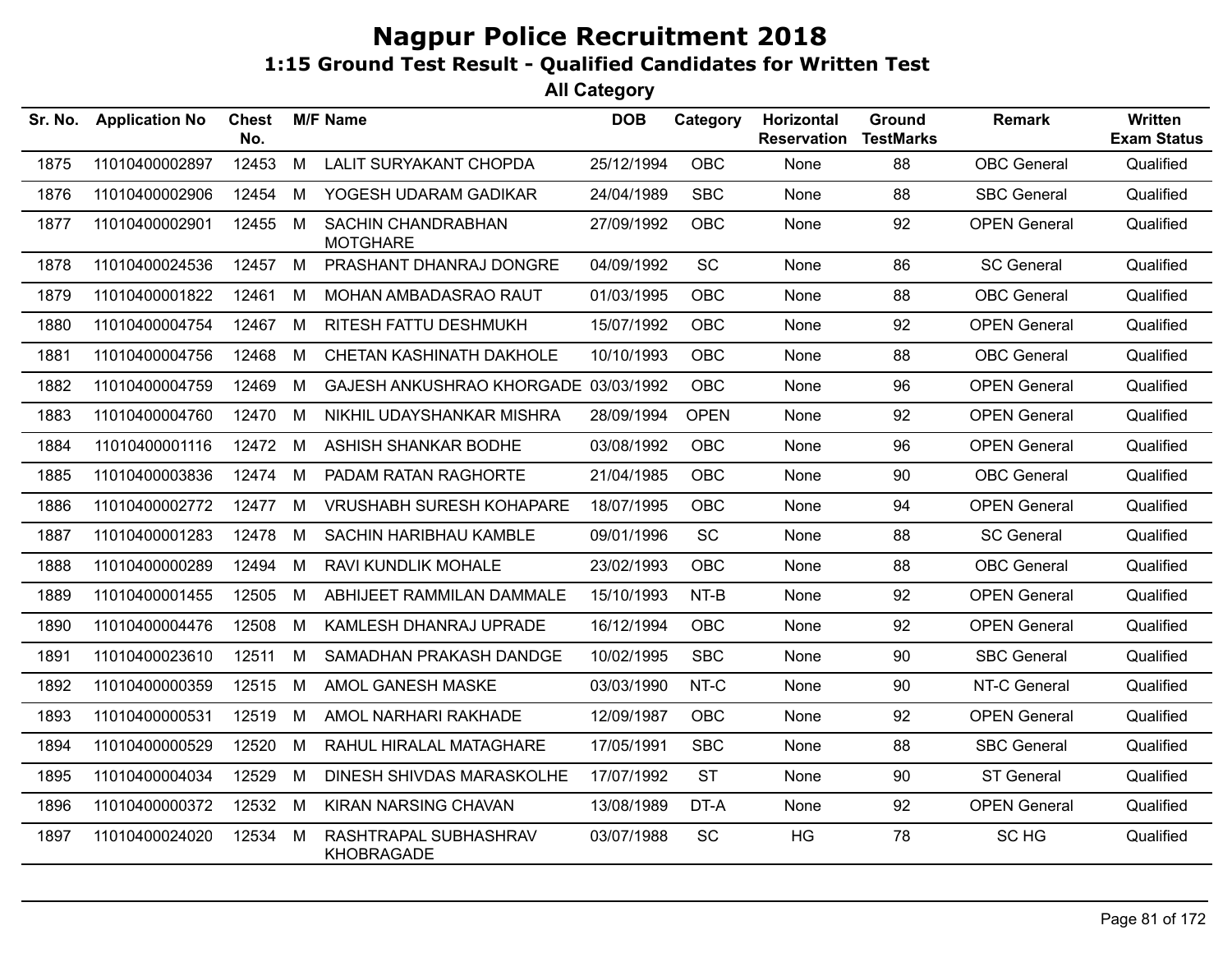# Nagpur Police Recruitment 2018

## 1:15 Ground Test Result - Qualified Candidates for Written Test

### All Category

| Sr. No. | Application No | Chest No. | M/F | Name | DOB | Category | Horizontal Reservation | Ground TestMarks | Remark | Written Exam Status |
|---|---|---|---|---|---|---|---|---|---|---|
| 1875 | 11010400002897 | 12453 | M | LALIT SURYAKANT CHOPDA | 25/12/1994 | OBC | None | 88 | OBC General | Qualified |
| 1876 | 11010400002906 | 12454 | M | YOGESH UDARAM GADIKAR | 24/04/1989 | SBC | None | 88 | SBC General | Qualified |
| 1877 | 11010400002901 | 12455 | M | SACHIN CHANDRABHAN MOTGHARE | 27/09/1992 | OBC | None | 92 | OPEN General | Qualified |
| 1878 | 11010400024536 | 12457 | M | PRASHANT DHANRAJ DONGRE | 04/09/1992 | SC | None | 86 | SC General | Qualified |
| 1879 | 11010400001822 | 12461 | M | MOHAN AMBADASRAO RAUT | 01/03/1995 | OBC | None | 88 | OBC General | Qualified |
| 1880 | 11010400004754 | 12467 | M | RITESH FATTU DESHMUKH | 15/07/1992 | OBC | None | 92 | OPEN General | Qualified |
| 1881 | 11010400004756 | 12468 | M | CHETAN KASHINATH DAKHOLE | 10/10/1993 | OBC | None | 88 | OBC General | Qualified |
| 1882 | 11010400004759 | 12469 | M | GAJESH ANKUSHRAO KHORGADE | 03/03/1992 | OBC | None | 96 | OPEN General | Qualified |
| 1883 | 11010400004760 | 12470 | M | NIKHIL UDAYSHANKAR MISHRA | 28/09/1994 | OPEN | None | 92 | OPEN General | Qualified |
| 1884 | 11010400001116 | 12472 | M | ASHISH SHANKAR BODHE | 03/08/1992 | OBC | None | 96 | OPEN General | Qualified |
| 1885 | 11010400003836 | 12474 | M | PADAM RATAN RAGHORTE | 21/04/1985 | OBC | None | 90 | OBC General | Qualified |
| 1886 | 11010400002772 | 12477 | M | VRUSHABH SURESH KOHAPARE | 18/07/1995 | OBC | None | 94 | OPEN General | Qualified |
| 1887 | 11010400001283 | 12478 | M | SACHIN HARIBHAU KAMBLE | 09/01/1996 | SC | None | 88 | SC General | Qualified |
| 1888 | 11010400000289 | 12494 | M | RAVI KUNDLIK MOHALE | 23/02/1993 | OBC | None | 88 | OBC General | Qualified |
| 1889 | 11010400001455 | 12505 | M | ABHIJEET RAMMILAN DAMMALE | 15/10/1993 | NT-B | None | 92 | OPEN General | Qualified |
| 1890 | 11010400004476 | 12508 | M | KAMLESH DHANRAJ UPRADE | 16/12/1994 | OBC | None | 92 | OPEN General | Qualified |
| 1891 | 11010400023610 | 12511 | M | SAMADHAN PRAKASH DANDGE | 10/02/1995 | SBC | None | 90 | SBC General | Qualified |
| 1892 | 11010400000359 | 12515 | M | AMOL GANESH MASKE | 03/03/1990 | NT-C | None | 90 | NT-C General | Qualified |
| 1893 | 11010400000531 | 12519 | M | AMOL NARHARI RAKHADE | 12/09/1987 | OBC | None | 92 | OPEN General | Qualified |
| 1894 | 11010400000529 | 12520 | M | RAHUL HIRALAL MATAGHARE | 17/05/1991 | SBC | None | 88 | SBC General | Qualified |
| 1895 | 11010400004034 | 12529 | M | DINESH SHIVDAS MARASKOLHE | 17/07/1992 | ST | None | 90 | ST General | Qualified |
| 1896 | 11010400000372 | 12532 | M | KIRAN NARSING CHAVAN | 13/08/1989 | DT-A | None | 92 | OPEN General | Qualified |
| 1897 | 11010400024020 | 12534 | M | RASHTRAPAL SUBHASHRAV KHOBRAGADE | 03/07/1988 | SC | HG | 78 | SC HG | Qualified |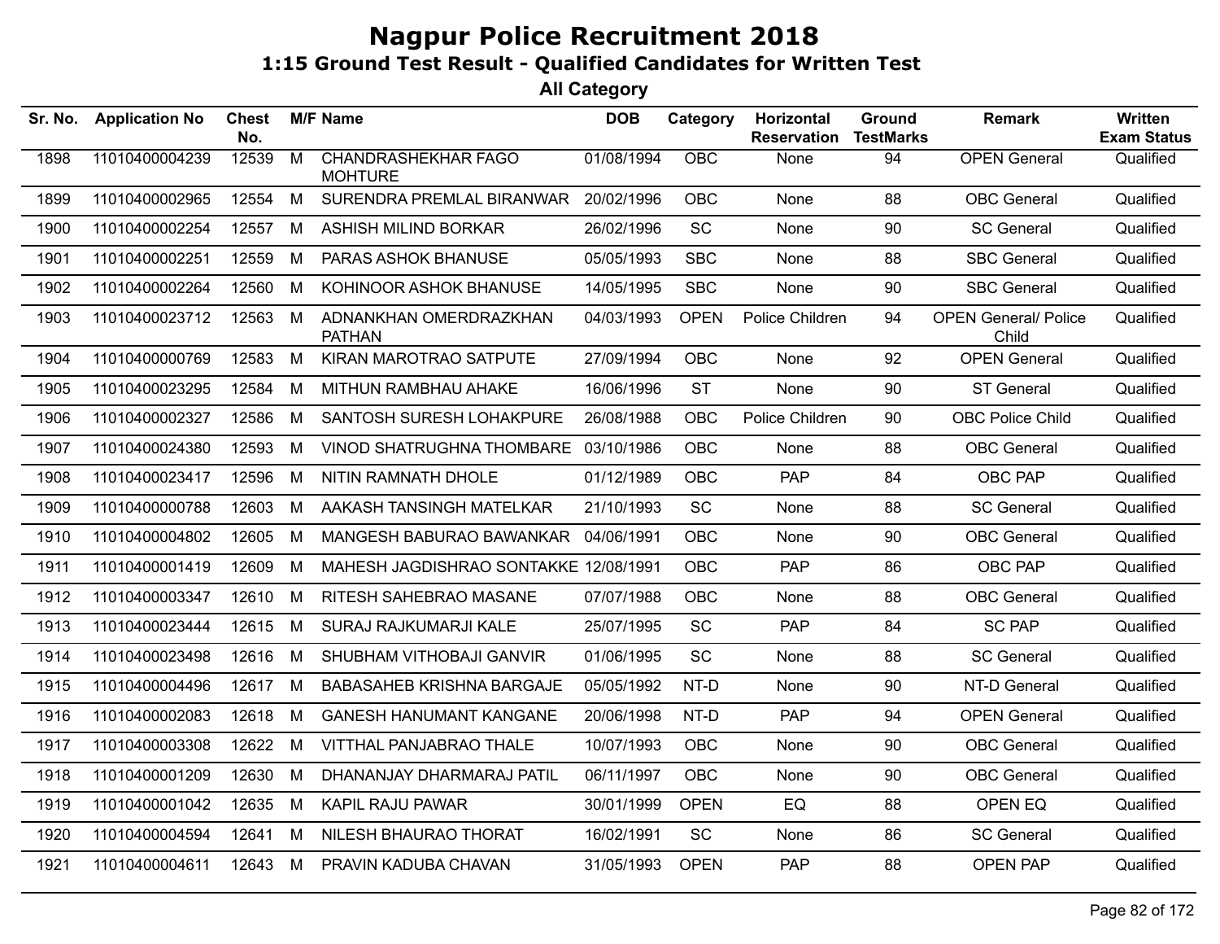# Nagpur Police Recruitment 2018

## 1:15 Ground Test Result - Qualified Candidates for Written Test

### All Category

| Sr. No. | Application No | Chest No. | M/F | Name | DOB | Category | Horizontal Reservation | Ground TestMarks | Remark | Written Exam Status |
|---|---|---|---|---|---|---|---|---|---|---|
| 1898 | 11010400004239 | 12539 | M | CHANDRASHEKHAR FAGO MOHTURE | 01/08/1994 | OBC | None | 94 | OPEN General | Qualified |
| 1899 | 11010400002965 | 12554 | M | SURENDRA PREMLAL BIRANWAR | 20/02/1996 | OBC | None | 88 | OBC General | Qualified |
| 1900 | 11010400002254 | 12557 | M | ASHISH MILIND BORKAR | 26/02/1996 | SC | None | 90 | SC General | Qualified |
| 1901 | 11010400002251 | 12559 | M | PARAS ASHOK BHANUSE | 05/05/1993 | SBC | None | 88 | SBC General | Qualified |
| 1902 | 11010400002264 | 12560 | M | KOHINOOR ASHOK BHANUSE | 14/05/1995 | SBC | None | 90 | SBC General | Qualified |
| 1903 | 11010400023712 | 12563 | M | ADNANKHAN OMERDRAZKHAN PATHAN | 04/03/1993 | OPEN | Police Children | 94 | OPEN General/ Police Child | Qualified |
| 1904 | 11010400000769 | 12583 | M | KIRAN MAROTRAO SATPUTE | 27/09/1994 | OBC | None | 92 | OPEN General | Qualified |
| 1905 | 11010400023295 | 12584 | M | MITHUN RAMBHAU AHAKE | 16/06/1996 | ST | None | 90 | ST General | Qualified |
| 1906 | 11010400002327 | 12586 | M | SANTOSH SURESH LOHAKPURE | 26/08/1988 | OBC | Police Children | 90 | OBC Police Child | Qualified |
| 1907 | 11010400024380 | 12593 | M | VINOD SHATRUGHNA THOMBARE | 03/10/1986 | OBC | None | 88 | OBC General | Qualified |
| 1908 | 11010400023417 | 12596 | M | NITIN RAMNATH DHOLE | 01/12/1989 | OBC | PAP | 84 | OBC PAP | Qualified |
| 1909 | 11010400000788 | 12603 | M | AAKASH TANSINGH MATELKAR | 21/10/1993 | SC | None | 88 | SC General | Qualified |
| 1910 | 11010400004802 | 12605 | M | MANGESH BABURAO BAWANKAR | 04/06/1991 | OBC | None | 90 | OBC General | Qualified |
| 1911 | 11010400001419 | 12609 | M | MAHESH JAGDISHRAO SONTAKKE | 12/08/1991 | OBC | PAP | 86 | OBC PAP | Qualified |
| 1912 | 11010400003347 | 12610 | M | RITESH SAHEBRAO MASANE | 07/07/1988 | OBC | None | 88 | OBC General | Qualified |
| 1913 | 11010400023444 | 12615 | M | SURAJ RAJKUMARJI KALE | 25/07/1995 | SC | PAP | 84 | SC PAP | Qualified |
| 1914 | 11010400023498 | 12616 | M | SHUBHAM VITHOBAJI GANVIR | 01/06/1995 | SC | None | 88 | SC General | Qualified |
| 1915 | 11010400004496 | 12617 | M | BABASAHEB KRISHNA BARGAJE | 05/05/1992 | NT-D | None | 90 | NT-D General | Qualified |
| 1916 | 11010400002083 | 12618 | M | GANESH HANUMANT KANGANE | 20/06/1998 | NT-D | PAP | 94 | OPEN General | Qualified |
| 1917 | 11010400003308 | 12622 | M | VITTHAL PANJABRAO THALE | 10/07/1993 | OBC | None | 90 | OBC General | Qualified |
| 1918 | 11010400001209 | 12630 | M | DHANANJAY DHARMARAJ PATIL | 06/11/1997 | OBC | None | 90 | OBC General | Qualified |
| 1919 | 11010400001042 | 12635 | M | KAPIL RAJU PAWAR | 30/01/1999 | OPEN | EQ | 88 | OPEN EQ | Qualified |
| 1920 | 11010400004594 | 12641 | M | NILESH BHAURAO THORAT | 16/02/1991 | SC | None | 86 | SC General | Qualified |
| 1921 | 11010400004611 | 12643 | M | PRAVIN KADUBA CHAVAN | 31/05/1993 | OPEN | PAP | 88 | OPEN PAP | Qualified |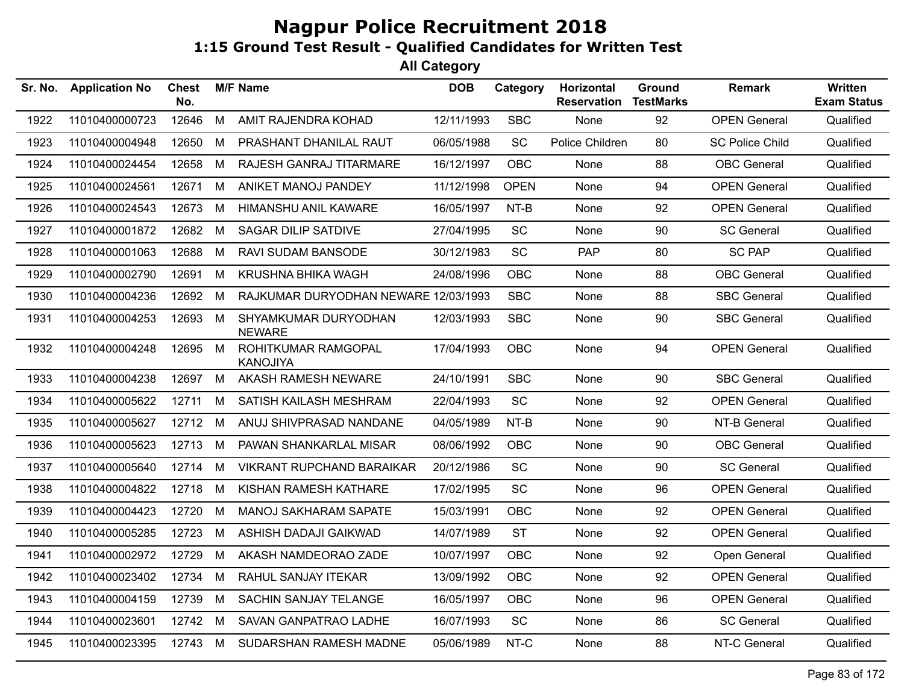# Nagpur Police Recruitment 2018

## 1:15 Ground Test Result - Qualified Candidates for Written Test

### All Category

| Sr. No. | Application No | Chest No. | M/F | Name | DOB | Category | Horizontal Reservation | Ground TestMarks | Remark | Written Exam Status |
|---|---|---|---|---|---|---|---|---|---|---|
| 1922 | 11010400000723 | 12646 | M | AMIT RAJENDRA KOHAD | 12/11/1993 | SBC | None | 92 | OPEN General | Qualified |
| 1923 | 11010400004948 | 12650 | M | PRASHANT DHANILAL RAUT | 06/05/1988 | SC | Police Children | 80 | SC Police Child | Qualified |
| 1924 | 11010400024454 | 12658 | M | RAJESH GANRAJ TITARMARE | 16/12/1997 | OBC | None | 88 | OBC General | Qualified |
| 1925 | 11010400024561 | 12671 | M | ANIKET MANOJ PANDEY | 11/12/1998 | OPEN | None | 94 | OPEN General | Qualified |
| 1926 | 11010400024543 | 12673 | M | HIMANSHU ANIL KAWARE | 16/05/1997 | NT-B | None | 92 | OPEN General | Qualified |
| 1927 | 11010400001872 | 12682 | M | SAGAR DILIP SATDIVE | 27/04/1995 | SC | None | 90 | SC General | Qualified |
| 1928 | 11010400001063 | 12688 | M | RAVI SUDAM BANSODE | 30/12/1983 | SC | PAP | 80 | SC PAP | Qualified |
| 1929 | 11010400002790 | 12691 | M | KRUSHNA BHIKA WAGH | 24/08/1996 | OBC | None | 88 | OBC General | Qualified |
| 1930 | 11010400004236 | 12692 | M | RAJKUMAR DURYODHAN NEWARE | 12/03/1993 | SBC | None | 88 | SBC General | Qualified |
| 1931 | 11010400004253 | 12693 | M | SHYAMKUMAR DURYODHAN NEWARE | 12/03/1993 | SBC | None | 90 | SBC General | Qualified |
| 1932 | 11010400004248 | 12695 | M | ROHITKUMAR RAMGOPAL KANOJIYA | 17/04/1993 | OBC | None | 94 | OPEN General | Qualified |
| 1933 | 11010400004238 | 12697 | M | AKASH RAMESH NEWARE | 24/10/1991 | SBC | None | 90 | SBC General | Qualified |
| 1934 | 11010400005622 | 12711 | M | SATISH KAILASH MESHRAM | 22/04/1993 | SC | None | 92 | OPEN General | Qualified |
| 1935 | 11010400005627 | 12712 | M | ANUJ SHIVPRASAD NANDANE | 04/05/1989 | NT-B | None | 90 | NT-B General | Qualified |
| 1936 | 11010400005623 | 12713 | M | PAWAN SHANKARLAL MISAR | 08/06/1992 | OBC | None | 90 | OBC General | Qualified |
| 1937 | 11010400005640 | 12714 | M | VIKRANT RUPCHAND BARAIKAR | 20/12/1986 | SC | None | 90 | SC General | Qualified |
| 1938 | 11010400004822 | 12718 | M | KISHAN RAMESH KATHARE | 17/02/1995 | SC | None | 96 | OPEN General | Qualified |
| 1939 | 11010400004423 | 12720 | M | MANOJ SAKHARAM SAPATE | 15/03/1991 | OBC | None | 92 | OPEN General | Qualified |
| 1940 | 11010400005285 | 12723 | M | ASHISH DADAJI GAIKWAD | 14/07/1989 | ST | None | 92 | OPEN General | Qualified |
| 1941 | 11010400002972 | 12729 | M | AKASH NAMDEORAO ZADE | 10/07/1997 | OBC | None | 92 | Open General | Qualified |
| 1942 | 11010400023402 | 12734 | M | RAHUL SANJAY ITEKAR | 13/09/1992 | OBC | None | 92 | OPEN General | Qualified |
| 1943 | 11010400004159 | 12739 | M | SACHIN SANJAY TELANGE | 16/05/1997 | OBC | None | 96 | OPEN General | Qualified |
| 1944 | 11010400023601 | 12742 | M | SAVAN GANPATRAO LADHE | 16/07/1993 | SC | None | 86 | SC General | Qualified |
| 1945 | 11010400023395 | 12743 | M | SUDARSHAN RAMESH MADNE | 05/06/1989 | NT-C | None | 88 | NT-C General | Qualified |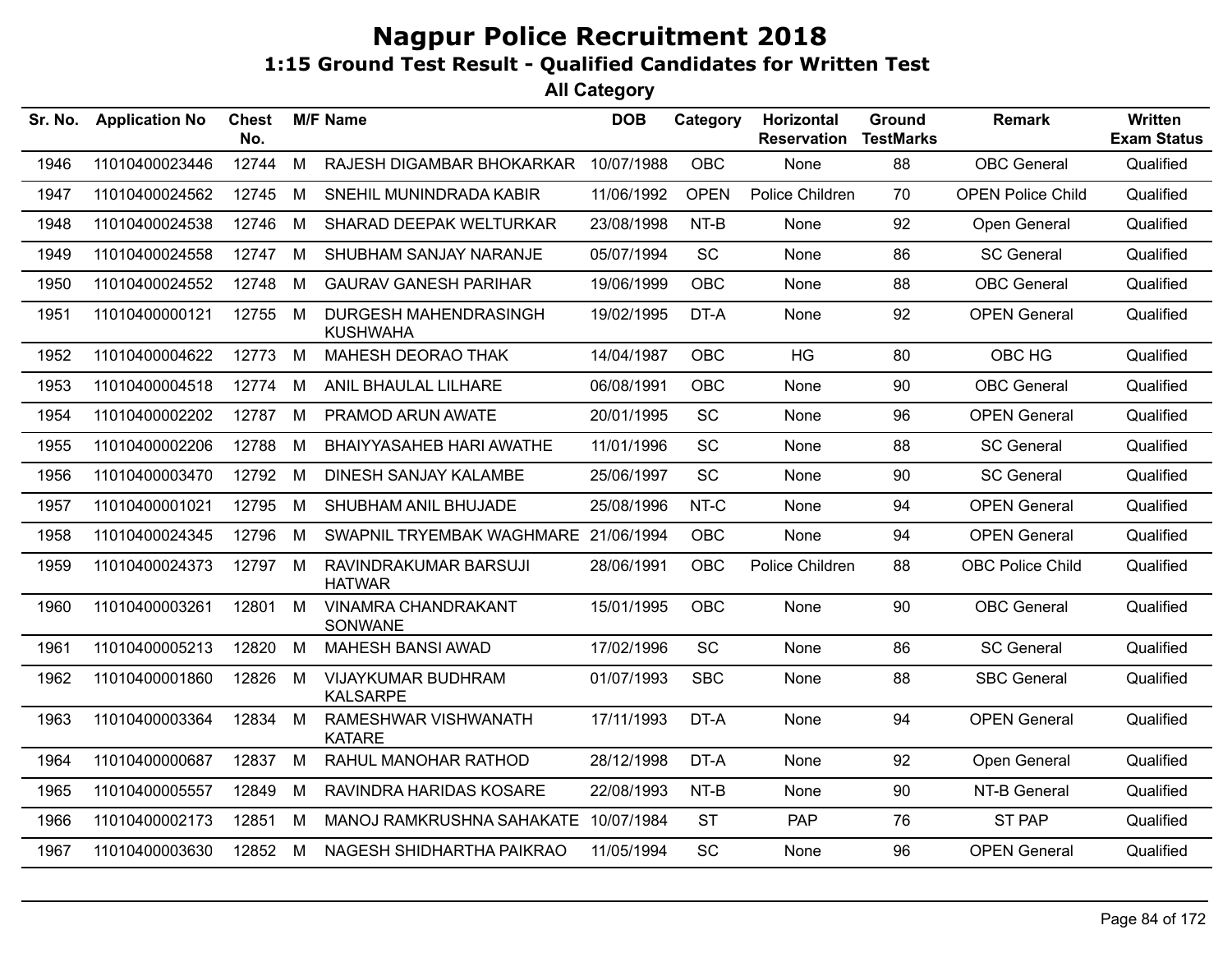# Nagpur Police Recruitment 2018

## 1:15 Ground Test Result - Qualified Candidates for Written Test

### All Category

| Sr. No. | Application No | Chest No. | M/F | Name | DOB | Category | Horizontal Reservation | Ground TestMarks | Remark | Written Exam Status |
|---|---|---|---|---|---|---|---|---|---|---|
| 1946 | 11010400023446 | 12744 | M | RAJESH DIGAMBAR BHOKARKAR | 10/07/1988 | OBC | None | 88 | OBC General | Qualified |
| 1947 | 11010400024562 | 12745 | M | SNEHIL MUNINDRADA KABIR | 11/06/1992 | OPEN | Police Children | 70 | OPEN Police Child | Qualified |
| 1948 | 11010400024538 | 12746 | M | SHARAD DEEPAK WELTURKAR | 23/08/1998 | NT-B | None | 92 | Open General | Qualified |
| 1949 | 11010400024558 | 12747 | M | SHUBHAM SANJAY NARANJE | 05/07/1994 | SC | None | 86 | SC General | Qualified |
| 1950 | 11010400024552 | 12748 | M | GAURAV GANESH PARIHAR | 19/06/1999 | OBC | None | 88 | OBC General | Qualified |
| 1951 | 11010400000121 | 12755 | M | DURGESH MAHENDRASINGH KUSHWAHA | 19/02/1995 | DT-A | None | 92 | OPEN General | Qualified |
| 1952 | 11010400004622 | 12773 | M | MAHESH DEORAO THAK | 14/04/1987 | OBC | HG | 80 | OBC HG | Qualified |
| 1953 | 11010400004518 | 12774 | M | ANIL BHAULAL LILHARE | 06/08/1991 | OBC | None | 90 | OBC General | Qualified |
| 1954 | 11010400002202 | 12787 | M | PRAMOD ARUN AWATE | 20/01/1995 | SC | None | 96 | OPEN General | Qualified |
| 1955 | 11010400002206 | 12788 | M | BHAIYYASAHEB HARI AWATHE | 11/01/1996 | SC | None | 88 | SC General | Qualified |
| 1956 | 11010400003470 | 12792 | M | DINESH SANJAY KALAMBE | 25/06/1997 | SC | None | 90 | SC General | Qualified |
| 1957 | 11010400001021 | 12795 | M | SHUBHAM ANIL BHUJADE | 25/08/1996 | NT-C | None | 94 | OPEN General | Qualified |
| 1958 | 11010400024345 | 12796 | M | SWAPNIL TRYEMBAK WAGHMARE | 21/06/1994 | OBC | None | 94 | OPEN General | Qualified |
| 1959 | 11010400024373 | 12797 | M | RAVINDRAKUMAR BARSUJI HATWAR | 28/06/1991 | OBC | Police Children | 88 | OBC Police Child | Qualified |
| 1960 | 11010400003261 | 12801 | M | VINAMRA CHANDRAKANT SONWANE | 15/01/1995 | OBC | None | 90 | OBC General | Qualified |
| 1961 | 11010400005213 | 12820 | M | MAHESH BANSI AWAD | 17/02/1996 | SC | None | 86 | SC General | Qualified |
| 1962 | 11010400001860 | 12826 | M | VIJAYKUMAR BUDHRAM KALSARPE | 01/07/1993 | SBC | None | 88 | SBC General | Qualified |
| 1963 | 11010400003364 | 12834 | M | RAMESHWAR VISHWANATH KATARE | 17/11/1993 | DT-A | None | 94 | OPEN General | Qualified |
| 1964 | 11010400000687 | 12837 | M | RAHUL MANOHAR RATHOD | 28/12/1998 | DT-A | None | 92 | Open General | Qualified |
| 1965 | 11010400005557 | 12849 | M | RAVINDRA HARIDAS KOSARE | 22/08/1993 | NT-B | None | 90 | NT-B General | Qualified |
| 1966 | 11010400002173 | 12851 | M | MANOJ RAMKRUSHNA SAHAKATE | 10/07/1984 | ST | PAP | 76 | ST PAP | Qualified |
| 1967 | 11010400003630 | 12852 | M | NAGESH SHIDHARTHA PAIKRAO | 11/05/1994 | SC | None | 96 | OPEN General | Qualified |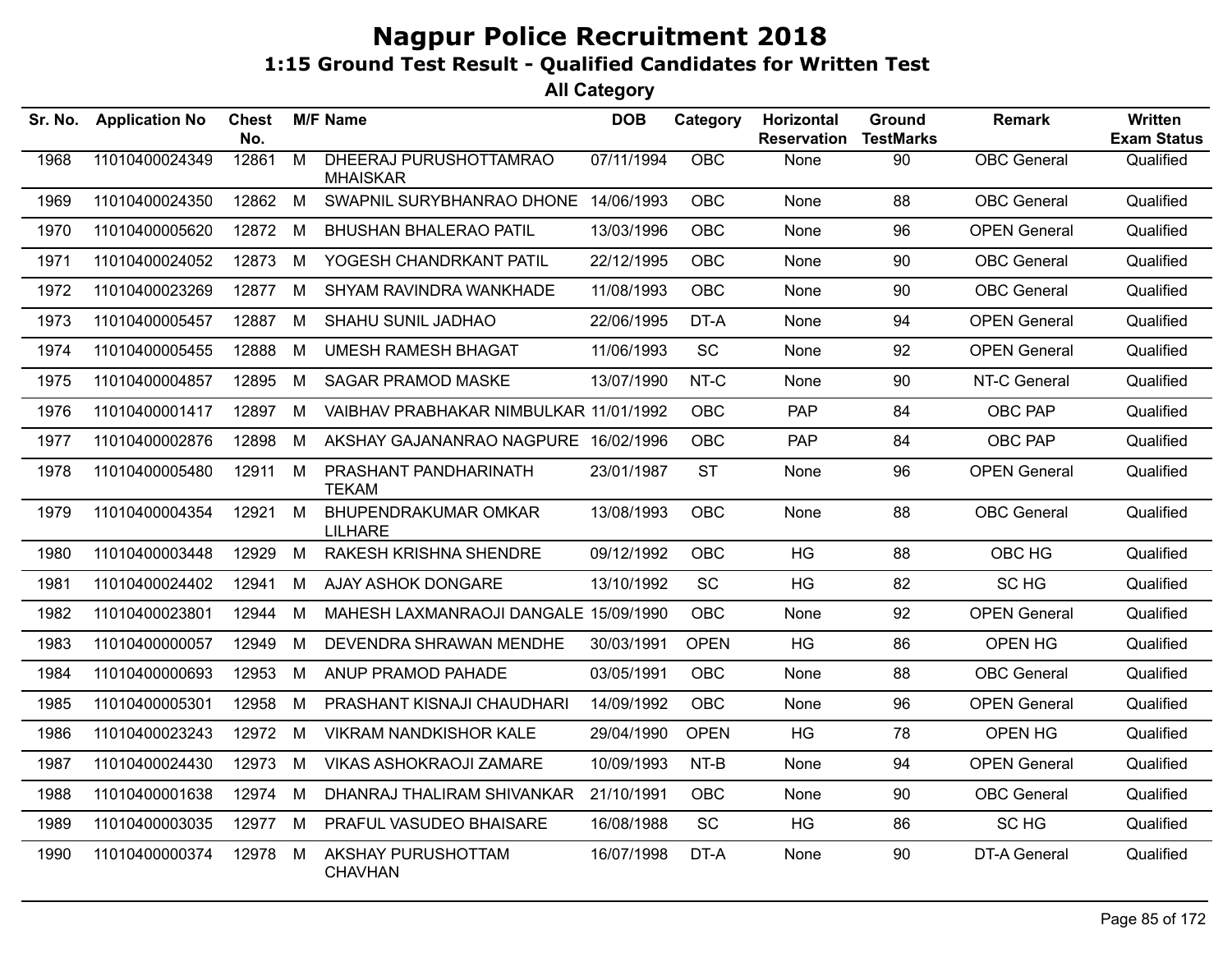# Nagpur Police Recruitment 2018

## 1:15 Ground Test Result - Qualified Candidates for Written Test

### All Category

| Sr. No. | Application No | Chest No. | M/F | Name | DOB | Category | Horizontal Reservation | Ground TestMarks | Remark | Written Exam Status |
|---|---|---|---|---|---|---|---|---|---|---|
| 1968 | 11010400024349 | 12861 | M | DHEERAJ PURUSHOTTAMRAO MHAISKAR | 07/11/1994 | OBC | None | 90 | OBC General | Qualified |
| 1969 | 11010400024350 | 12862 | M | SWAPNIL SURYBHANRAO DHONE | 14/06/1993 | OBC | None | 88 | OBC General | Qualified |
| 1970 | 11010400005620 | 12872 | M | BHUSHAN BHALERAO PATIL | 13/03/1996 | OBC | None | 96 | OPEN General | Qualified |
| 1971 | 11010400024052 | 12873 | M | YOGESH CHANDRKANT PATIL | 22/12/1995 | OBC | None | 90 | OBC General | Qualified |
| 1972 | 11010400023269 | 12877 | M | SHYAM RAVINDRA WANKHADE | 11/08/1993 | OBC | None | 90 | OBC General | Qualified |
| 1973 | 11010400005457 | 12887 | M | SHAHU SUNIL JADHAO | 22/06/1995 | DT-A | None | 94 | OPEN General | Qualified |
| 1974 | 11010400005455 | 12888 | M | UMESH RAMESH BHAGAT | 11/06/1993 | SC | None | 92 | OPEN General | Qualified |
| 1975 | 11010400004857 | 12895 | M | SAGAR PRAMOD MASKE | 13/07/1990 | NT-C | None | 90 | NT-C General | Qualified |
| 1976 | 11010400001417 | 12897 | M | VAIBHAV PRABHAKAR NIMBULKAR | 11/01/1992 | OBC | PAP | 84 | OBC PAP | Qualified |
| 1977 | 11010400002876 | 12898 | M | AKSHAY GAJANANRAO NAGPURE | 16/02/1996 | OBC | PAP | 84 | OBC PAP | Qualified |
| 1978 | 11010400005480 | 12911 | M | PRASHANT PANDHARINATH TEKAM | 23/01/1987 | ST | None | 96 | OPEN General | Qualified |
| 1979 | 11010400004354 | 12921 | M | BHUPENDRAKUMAR OMKAR LILHARE | 13/08/1993 | OBC | None | 88 | OBC General | Qualified |
| 1980 | 11010400003448 | 12929 | M | RAKESH KRISHNA SHENDRE | 09/12/1992 | OBC | HG | 88 | OBC HG | Qualified |
| 1981 | 11010400024402 | 12941 | M | AJAY ASHOK DONGARE | 13/10/1992 | SC | HG | 82 | SC HG | Qualified |
| 1982 | 11010400023801 | 12944 | M | MAHESH LAXMANRAOJI DANGALE | 15/09/1990 | OBC | None | 92 | OPEN General | Qualified |
| 1983 | 11010400000057 | 12949 | M | DEVENDRA SHRAWAN MENDHE | 30/03/1991 | OPEN | HG | 86 | OPEN HG | Qualified |
| 1984 | 11010400000693 | 12953 | M | ANUP PRAMOD PAHADE | 03/05/1991 | OBC | None | 88 | OBC General | Qualified |
| 1985 | 11010400005301 | 12958 | M | PRASHANT KISNAJI CHAUDHARI | 14/09/1992 | OBC | None | 96 | OPEN General | Qualified |
| 1986 | 11010400023243 | 12972 | M | VIKRAM NANDKISHOR KALE | 29/04/1990 | OPEN | HG | 78 | OPEN HG | Qualified |
| 1987 | 11010400024430 | 12973 | M | VIKAS ASHOKRAOJI ZAMARE | 10/09/1993 | NT-B | None | 94 | OPEN General | Qualified |
| 1988 | 11010400001638 | 12974 | M | DHANRAJ THALIRAM SHIVANKAR | 21/10/1991 | OBC | None | 90 | OBC General | Qualified |
| 1989 | 11010400003035 | 12977 | M | PRAFUL VASUDEO BHAISARE | 16/08/1988 | SC | HG | 86 | SC HG | Qualified |
| 1990 | 11010400000374 | 12978 | M | AKSHAY PURUSHOTTAM CHAVHAN | 16/07/1998 | DT-A | None | 90 | DT-A General | Qualified |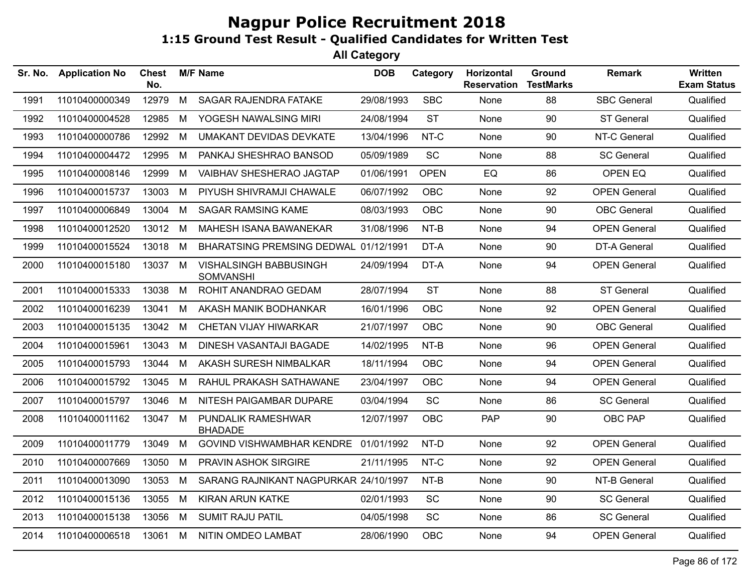# Nagpur Police Recruitment 2018

## 1:15 Ground Test Result - Qualified Candidates for Written Test

### All Category

| Sr. No. | Application No | Chest No. | M/F | Name | DOB | Category | Horizontal Reservation | Ground TestMarks | Remark | Written Exam Status |
|---|---|---|---|---|---|---|---|---|---|---|
| 1991 | 11010400000349 | 12979 | M | SAGAR RAJENDRA FATAKE | 29/08/1993 | SBC | None | 88 | SBC General | Qualified |
| 1992 | 11010400004528 | 12985 | M | YOGESH NAWALSING MIRI | 24/08/1994 | ST | None | 90 | ST General | Qualified |
| 1993 | 11010400000786 | 12992 | M | UMAKANT DEVIDAS DEVKATE | 13/04/1996 | NT-C | None | 90 | NT-C General | Qualified |
| 1994 | 11010400004472 | 12995 | M | PANKAJ SHESHRAO BANSOD | 05/09/1989 | SC | None | 88 | SC General | Qualified |
| 1995 | 11010400008146 | 12999 | M | VAIBHAV SHESHERAO JAGTAP | 01/06/1991 | OPEN | EQ | 86 | OPEN EQ | Qualified |
| 1996 | 11010400015737 | 13003 | M | PIYUSH SHIVRAMJI CHAWALE | 06/07/1992 | OBC | None | 92 | OPEN General | Qualified |
| 1997 | 11010400006849 | 13004 | M | SAGAR RAMSING KAME | 08/03/1993 | OBC | None | 90 | OBC General | Qualified |
| 1998 | 11010400012520 | 13012 | M | MAHESH ISANA BAWANEKAR | 31/08/1996 | NT-B | None | 94 | OPEN General | Qualified |
| 1999 | 11010400015524 | 13018 | M | BHARATSING PREMSING DEDWAL | 01/12/1991 | DT-A | None | 90 | DT-A General | Qualified |
| 2000 | 11010400015180 | 13037 | M | VISHALSINGH BABBUSINGH SOMVANSHI | 24/09/1994 | DT-A | None | 94 | OPEN General | Qualified |
| 2001 | 11010400015333 | 13038 | M | ROHIT ANANDRAO GEDAM | 28/07/1994 | ST | None | 88 | ST General | Qualified |
| 2002 | 11010400016239 | 13041 | M | AKASH MANIK BODHANKAR | 16/01/1996 | OBC | None | 92 | OPEN General | Qualified |
| 2003 | 11010400015135 | 13042 | M | CHETAN VIJAY HIWARKAR | 21/07/1997 | OBC | None | 90 | OBC General | Qualified |
| 2004 | 11010400015961 | 13043 | M | DINESH VASANTAJI BAGADE | 14/02/1995 | NT-B | None | 96 | OPEN General | Qualified |
| 2005 | 11010400015793 | 13044 | M | AKASH SURESH NIMBALKAR | 18/11/1994 | OBC | None | 94 | OPEN General | Qualified |
| 2006 | 11010400015792 | 13045 | M | RAHUL PRAKASH SATHAWANE | 23/04/1997 | OBC | None | 94 | OPEN General | Qualified |
| 2007 | 11010400015797 | 13046 | M | NITESH PAIGAMBAR DUPARE | 03/04/1994 | SC | None | 86 | SC General | Qualified |
| 2008 | 11010400011162 | 13047 | M | PUNDALIK RAMESHWAR BHADADE | 12/07/1997 | OBC | PAP | 90 | OBC PAP | Qualified |
| 2009 | 11010400011779 | 13049 | M | GOVIND VISHWAMBHAR KENDRE | 01/01/1992 | NT-D | None | 92 | OPEN General | Qualified |
| 2010 | 11010400007669 | 13050 | M | PRAVIN ASHOK SIRGIRE | 21/11/1995 | NT-C | None | 92 | OPEN General | Qualified |
| 2011 | 11010400013090 | 13053 | M | SARANG RAJNIKANT NAGPURKAR | 24/10/1997 | NT-B | None | 90 | NT-B General | Qualified |
| 2012 | 11010400015136 | 13055 | M | KIRAN ARUN KATKE | 02/01/1993 | SC | None | 90 | SC General | Qualified |
| 2013 | 11010400015138 | 13056 | M | SUMIT RAJU PATIL | 04/05/1998 | SC | None | 86 | SC General | Qualified |
| 2014 | 11010400006518 | 13061 | M | NITIN OMDEO LAMBAT | 28/06/1990 | OBC | None | 94 | OPEN General | Qualified |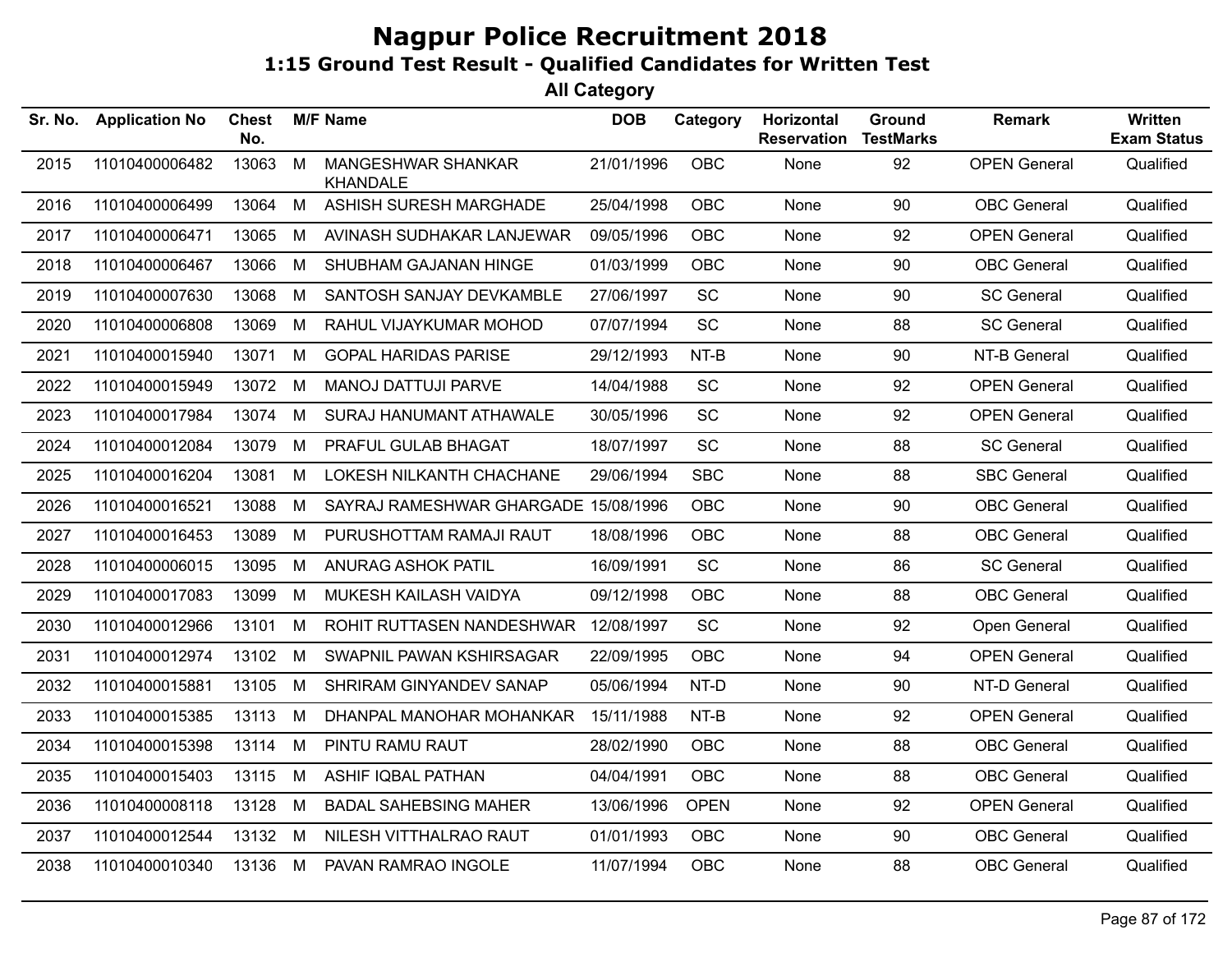# Nagpur Police Recruitment 2018

## 1:15 Ground Test Result - Qualified Candidates for Written Test

### All Category

| Sr. No. | Application No | Chest No. | M/F | Name | DOB | Category | Horizontal Reservation | Ground TestMarks | Remark | Written Exam Status |
|---|---|---|---|---|---|---|---|---|---|---|
| 2015 | 11010400006482 | 13063 | M | MANGESHWAR SHANKAR KHANDALE | 21/01/1996 | OBC | None | 92 | OPEN General | Qualified |
| 2016 | 11010400006499 | 13064 | M | ASHISH SURESH MARGHADE | 25/04/1998 | OBC | None | 90 | OBC General | Qualified |
| 2017 | 11010400006471 | 13065 | M | AVINASH SUDHAKAR LANJEWAR | 09/05/1996 | OBC | None | 92 | OPEN General | Qualified |
| 2018 | 11010400006467 | 13066 | M | SHUBHAM GAJANAN HINGE | 01/03/1999 | OBC | None | 90 | OBC General | Qualified |
| 2019 | 11010400007630 | 13068 | M | SANTOSH SANJAY DEVKAMBLE | 27/06/1997 | SC | None | 90 | SC General | Qualified |
| 2020 | 11010400006808 | 13069 | M | RAHUL VIJAYKUMAR MOHOD | 07/07/1994 | SC | None | 88 | SC General | Qualified |
| 2021 | 11010400015940 | 13071 | M | GOPAL HARIDAS PARISE | 29/12/1993 | NT-B | None | 90 | NT-B General | Qualified |
| 2022 | 11010400015949 | 13072 | M | MANOJ DATTUJI PARVE | 14/04/1988 | SC | None | 92 | OPEN General | Qualified |
| 2023 | 11010400017984 | 13074 | M | SURAJ HANUMANT ATHAWALE | 30/05/1996 | SC | None | 92 | OPEN General | Qualified |
| 2024 | 11010400012084 | 13079 | M | PRAFUL GULAB BHAGAT | 18/07/1997 | SC | None | 88 | SC General | Qualified |
| 2025 | 11010400016204 | 13081 | M | LOKESH NILKANTH CHACHANE | 29/06/1994 | SBC | None | 88 | SBC General | Qualified |
| 2026 | 11010400016521 | 13088 | M | SAYRAJ RAMESHWAR GHARGADE | 15/08/1996 | OBC | None | 90 | OBC General | Qualified |
| 2027 | 11010400016453 | 13089 | M | PURUSHOTTAM RAMAJI RAUT | 18/08/1996 | OBC | None | 88 | OBC General | Qualified |
| 2028 | 11010400006015 | 13095 | M | ANURAG ASHOK PATIL | 16/09/1991 | SC | None | 86 | SC General | Qualified |
| 2029 | 11010400017083 | 13099 | M | MUKESH KAILASH VAIDYA | 09/12/1998 | OBC | None | 88 | OBC General | Qualified |
| 2030 | 11010400012966 | 13101 | M | ROHIT RUTTASEN NANDESHWAR | 12/08/1997 | SC | None | 92 | Open General | Qualified |
| 2031 | 11010400012974 | 13102 | M | SWAPNIL PAWAN KSHIRSAGAR | 22/09/1995 | OBC | None | 94 | OPEN General | Qualified |
| 2032 | 11010400015881 | 13105 | M | SHRIRAM GINYANDEV SANAP | 05/06/1994 | NT-D | None | 90 | NT-D General | Qualified |
| 2033 | 11010400015385 | 13113 | M | DHANPAL MANOHAR MOHANKAR | 15/11/1988 | NT-B | None | 92 | OPEN General | Qualified |
| 2034 | 11010400015398 | 13114 | M | PINTU RAMU RAUT | 28/02/1990 | OBC | None | 88 | OBC General | Qualified |
| 2035 | 11010400015403 | 13115 | M | ASHIF IQBAL PATHAN | 04/04/1991 | OBC | None | 88 | OBC General | Qualified |
| 2036 | 11010400008118 | 13128 | M | BADAL SAHEBSING MAHER | 13/06/1996 | OPEN | None | 92 | OPEN General | Qualified |
| 2037 | 11010400012544 | 13132 | M | NILESH VITTHALRAO RAUT | 01/01/1993 | OBC | None | 90 | OBC General | Qualified |
| 2038 | 11010400010340 | 13136 | M | PAVAN RAMRAO INGOLE | 11/07/1994 | OBC | None | 88 | OBC General | Qualified |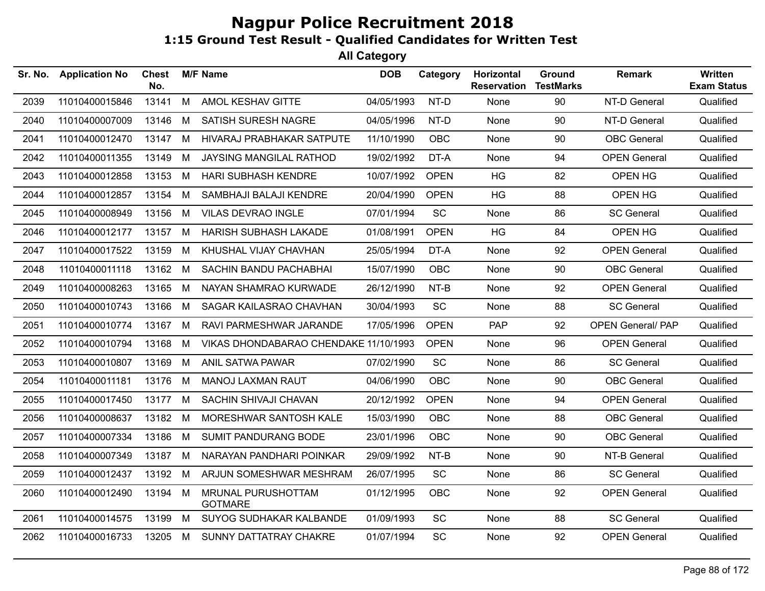# Nagpur Police Recruitment 2018

## 1:15 Ground Test Result - Qualified Candidates for Written Test

### All Category

| Sr. No. | Application No | Chest No. | M/F | Name | DOB | Category | Horizontal Reservation | Ground TestMarks | Remark | Written Exam Status |
|---|---|---|---|---|---|---|---|---|---|---|
| 2039 | 11010400015846 | 13141 | M | AMOL KESHAV GITTE | 04/05/1993 | NT-D | None | 90 | NT-D General | Qualified |
| 2040 | 11010400007009 | 13146 | M | SATISH SURESH NAGRE | 04/05/1996 | NT-D | None | 90 | NT-D General | Qualified |
| 2041 | 11010400012470 | 13147 | M | HIVARAJ PRABHAKAR SATPUTE | 11/10/1990 | OBC | None | 90 | OBC General | Qualified |
| 2042 | 11010400011355 | 13149 | M | JAYSING MANGILAL RATHOD | 19/02/1992 | DT-A | None | 94 | OPEN General | Qualified |
| 2043 | 11010400012858 | 13153 | M | HARI SUBHASH KENDRE | 10/07/1992 | OPEN | HG | 82 | OPEN HG | Qualified |
| 2044 | 11010400012857 | 13154 | M | SAMBHAJI BALAJI KENDRE | 20/04/1990 | OPEN | HG | 88 | OPEN HG | Qualified |
| 2045 | 11010400008949 | 13156 | M | VILAS DEVRAO INGLE | 07/01/1994 | SC | None | 86 | SC General | Qualified |
| 2046 | 11010400012177 | 13157 | M | HARISH SUBHASH LAKADE | 01/08/1991 | OPEN | HG | 84 | OPEN HG | Qualified |
| 2047 | 11010400017522 | 13159 | M | KHUSHAL VIJAY CHAVHAN | 25/05/1994 | DT-A | None | 92 | OPEN General | Qualified |
| 2048 | 11010400011118 | 13162 | M | SACHIN BANDU PACHABHAI | 15/07/1990 | OBC | None | 90 | OBC General | Qualified |
| 2049 | 11010400008263 | 13165 | M | NAYAN SHAMRAO KURWADE | 26/12/1990 | NT-B | None | 92 | OPEN General | Qualified |
| 2050 | 11010400010743 | 13166 | M | SAGAR KAILASRAO CHAVHAN | 30/04/1993 | SC | None | 88 | SC General | Qualified |
| 2051 | 11010400010774 | 13167 | M | RAVI PARMESHWAR JARANDE | 17/05/1996 | OPEN | PAP | 92 | OPEN General/ PAP | Qualified |
| 2052 | 11010400010794 | 13168 | M | VIKAS DHONDABARAO CHENDAKE | 11/10/1993 | OPEN | None | 96 | OPEN General | Qualified |
| 2053 | 11010400010807 | 13169 | M | ANIL SATWA PAWAR | 07/02/1990 | SC | None | 86 | SC General | Qualified |
| 2054 | 11010400011181 | 13176 | M | MANOJ LAXMAN RAUT | 04/06/1990 | OBC | None | 90 | OBC General | Qualified |
| 2055 | 11010400017450 | 13177 | M | SACHIN SHIVAJI CHAVAN | 20/12/1992 | OPEN | None | 94 | OPEN General | Qualified |
| 2056 | 11010400008637 | 13182 | M | MORESHWAR SANTOSH KALE | 15/03/1990 | OBC | None | 88 | OBC General | Qualified |
| 2057 | 11010400007334 | 13186 | M | SUMIT PANDURANG BODE | 23/01/1996 | OBC | None | 90 | OBC General | Qualified |
| 2058 | 11010400007349 | 13187 | M | NARAYAN PANDHARI POINKAR | 29/09/1992 | NT-B | None | 90 | NT-B General | Qualified |
| 2059 | 11010400012437 | 13192 | M | ARJUN SOMESHWAR MESHRAM | 26/07/1995 | SC | None | 86 | SC General | Qualified |
| 2060 | 11010400012490 | 13194 | M | MRUNAL PURUSHOTTAM GOTMARE | 01/12/1995 | OBC | None | 92 | OPEN General | Qualified |
| 2061 | 11010400014575 | 13199 | M | SUYOG SUDHAKAR KALBANDE | 01/09/1993 | SC | None | 88 | SC General | Qualified |
| 2062 | 11010400016733 | 13205 | M | SUNNY DATTATRAY CHAKRE | 01/07/1994 | SC | None | 92 | OPEN General | Qualified |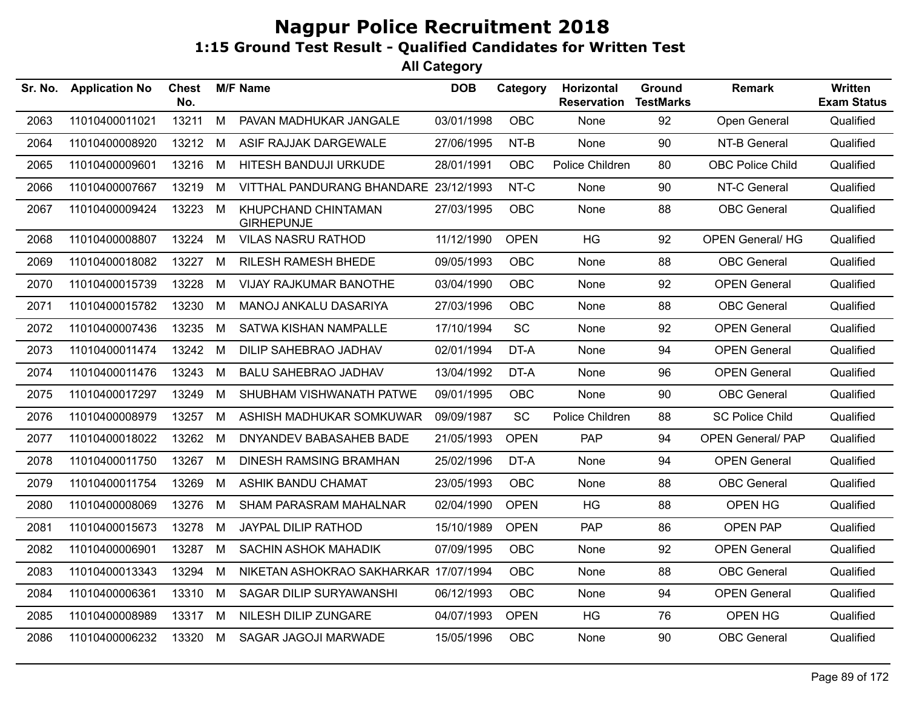# Nagpur Police Recruitment 2018

## 1:15 Ground Test Result - Qualified Candidates for Written Test

### All Category

| Sr. No. | Application No | Chest No. | M/F | Name | DOB | Category | Horizontal Reservation | Ground TestMarks | Remark | Written Exam Status |
|---|---|---|---|---|---|---|---|---|---|---|
| 2063 | 11010400011021 | 13211 | M | PAVAN MADHUKAR JANGALE | 03/01/1998 | OBC | None | 92 | Open General | Qualified |
| 2064 | 11010400008920 | 13212 | M | ASIF RAJJAK DARGEWALE | 27/06/1995 | NT-B | None | 90 | NT-B General | Qualified |
| 2065 | 11010400009601 | 13216 | M | HITESH BANDUJI URKUDE | 28/01/1991 | OBC | Police Children | 80 | OBC Police Child | Qualified |
| 2066 | 11010400007667 | 13219 | M | VITTHAL PANDURANG BHANDARE | 23/12/1993 | NT-C | None | 90 | NT-C General | Qualified |
| 2067 | 11010400009424 | 13223 | M | KHUPCHAND CHINTAMAN GIRHEPUNJE | 27/03/1995 | OBC | None | 88 | OBC General | Qualified |
| 2068 | 11010400008807 | 13224 | M | VILAS NASRU RATHOD | 11/12/1990 | OPEN | HG | 92 | OPEN General/ HG | Qualified |
| 2069 | 11010400018082 | 13227 | M | RILESH RAMESH BHEDE | 09/05/1993 | OBC | None | 88 | OBC General | Qualified |
| 2070 | 11010400015739 | 13228 | M | VIJAY RAJKUMAR BANOTHE | 03/04/1990 | OBC | None | 92 | OPEN General | Qualified |
| 2071 | 11010400015782 | 13230 | M | MANOJ ANKALU DASARIYA | 27/03/1996 | OBC | None | 88 | OBC General | Qualified |
| 2072 | 11010400007436 | 13235 | M | SATWA KISHAN NAMPALLE | 17/10/1994 | SC | None | 92 | OPEN General | Qualified |
| 2073 | 11010400011474 | 13242 | M | DILIP SAHEBRAO JADHAV | 02/01/1994 | DT-A | None | 94 | OPEN General | Qualified |
| 2074 | 11010400011476 | 13243 | M | BALU SAHEBRAO JADHAV | 13/04/1992 | DT-A | None | 96 | OPEN General | Qualified |
| 2075 | 11010400017297 | 13249 | M | SHUBHAM VISHWANATH PATWE | 09/01/1995 | OBC | None | 90 | OBC General | Qualified |
| 2076 | 11010400008979 | 13257 | M | ASHISH MADHUKAR SOMKUWAR | 09/09/1987 | SC | Police Children | 88 | SC Police Child | Qualified |
| 2077 | 11010400018022 | 13262 | M | DNYANDEV BABASAHEB BADE | 21/05/1993 | OPEN | PAP | 94 | OPEN General/ PAP | Qualified |
| 2078 | 11010400011750 | 13267 | M | DINESH RAMSING BRAMHAN | 25/02/1996 | DT-A | None | 94 | OPEN General | Qualified |
| 2079 | 11010400011754 | 13269 | M | ASHIK BANDU CHAMAT | 23/05/1993 | OBC | None | 88 | OBC General | Qualified |
| 2080 | 11010400008069 | 13276 | M | SHAM PARASRAM MAHALNAR | 02/04/1990 | OPEN | HG | 88 | OPEN HG | Qualified |
| 2081 | 11010400015673 | 13278 | M | JAYPAL DILIP RATHOD | 15/10/1989 | OPEN | PAP | 86 | OPEN PAP | Qualified |
| 2082 | 11010400006901 | 13287 | M | SACHIN ASHOK MAHADIK | 07/09/1995 | OBC | None | 92 | OPEN General | Qualified |
| 2083 | 11010400013343 | 13294 | M | NIKETAN ASHOKRAO SAKHARKAR | 17/07/1994 | OBC | None | 88 | OBC General | Qualified |
| 2084 | 11010400006361 | 13310 | M | SAGAR DILIP SURYAWANSHI | 06/12/1993 | OBC | None | 94 | OPEN General | Qualified |
| 2085 | 11010400008989 | 13317 | M | NILESH DILIP ZUNGARE | 04/07/1993 | OPEN | HG | 76 | OPEN HG | Qualified |
| 2086 | 11010400006232 | 13320 | M | SAGAR JAGOJI MARWADE | 15/05/1996 | OBC | None | 90 | OBC General | Qualified |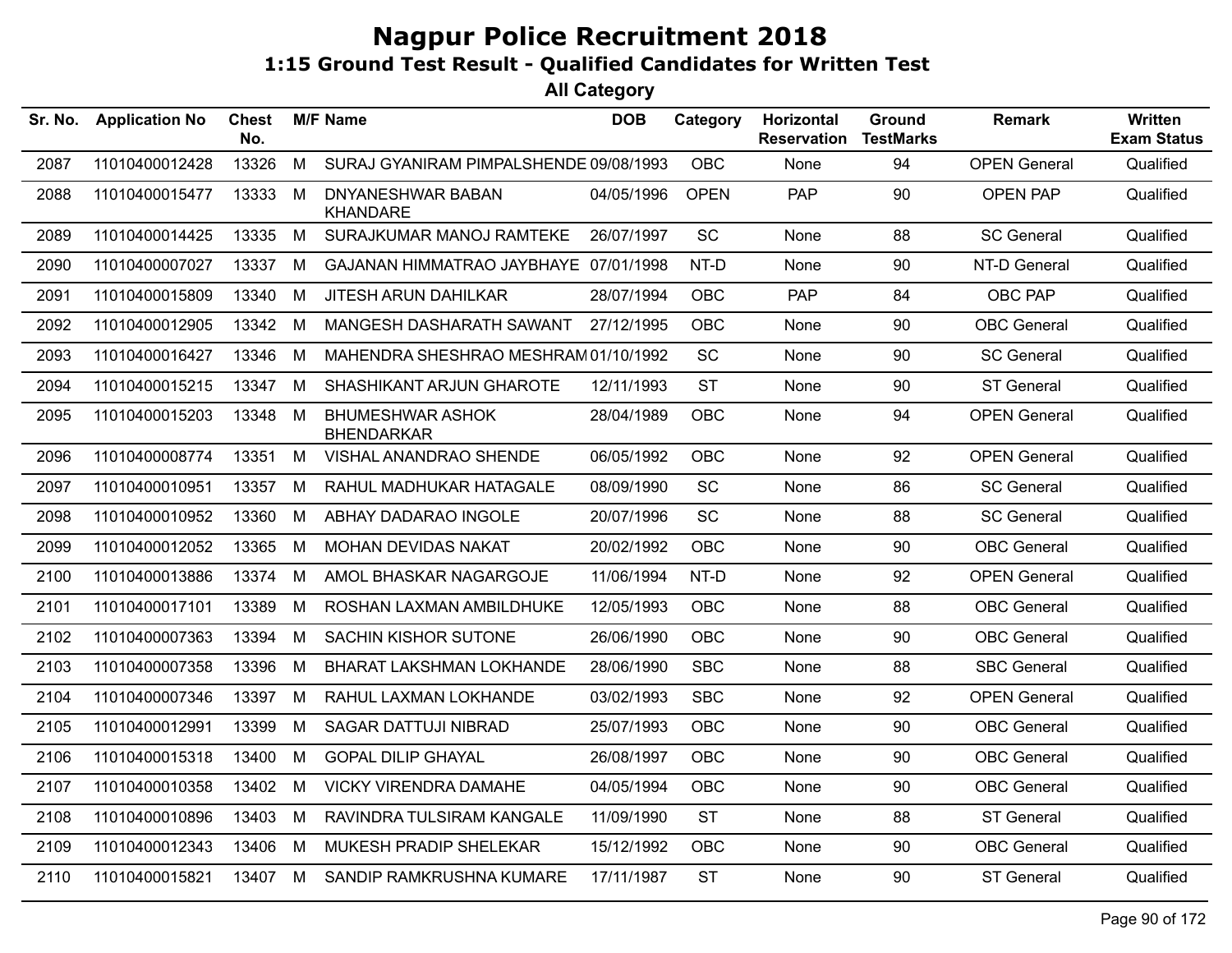# Nagpur Police Recruitment 2018

## 1:15 Ground Test Result - Qualified Candidates for Written Test

### All Category

| Sr. No. | Application No | Chest No. | M/F | Name | DOB | Category | Horizontal Reservation | Ground TestMarks | Remark | Written Exam Status |
|---|---|---|---|---|---|---|---|---|---|---|
| 2087 | 11010400012428 | 13326 | M | SURAJ GYANIRAM PIMPALSHENDE | 09/08/1993 | OBC | None | 94 | OPEN General | Qualified |
| 2088 | 11010400015477 | 13333 | M | DNYANESHWAR BABAN KHANDARE | 04/05/1996 | OPEN | PAP | 90 | OPEN PAP | Qualified |
| 2089 | 11010400014425 | 13335 | M | SURAJKUMAR MANOJ RAMTEKE | 26/07/1997 | SC | None | 88 | SC General | Qualified |
| 2090 | 11010400007027 | 13337 | M | GAJANAN HIMMATRAO JAYBHAYE | 07/01/1998 | NT-D | None | 90 | NT-D General | Qualified |
| 2091 | 11010400015809 | 13340 | M | JITESH ARUN DAHILKAR | 28/07/1994 | OBC | PAP | 84 | OBC PAP | Qualified |
| 2092 | 11010400012905 | 13342 | M | MANGESH DASHARATH SAWANT | 27/12/1995 | OBC | None | 90 | OBC General | Qualified |
| 2093 | 11010400016427 | 13346 | M | MAHENDRA SHESHRAO MESHRAM | 01/10/1992 | SC | None | 90 | SC General | Qualified |
| 2094 | 11010400015215 | 13347 | M | SHASHIKANT ARJUN GHAROTE | 12/11/1993 | ST | None | 90 | ST General | Qualified |
| 2095 | 11010400015203 | 13348 | M | BHUMESHWAR ASHOK BHENDARKAR | 28/04/1989 | OBC | None | 94 | OPEN General | Qualified |
| 2096 | 11010400008774 | 13351 | M | VISHAL ANANDRAO SHENDE | 06/05/1992 | OBC | None | 92 | OPEN General | Qualified |
| 2097 | 11010400010951 | 13357 | M | RAHUL MADHUKAR HATAGALE | 08/09/1990 | SC | None | 86 | SC General | Qualified |
| 2098 | 11010400010952 | 13360 | M | ABHAY DADARAO INGOLE | 20/07/1996 | SC | None | 88 | SC General | Qualified |
| 2099 | 11010400012052 | 13365 | M | MOHAN DEVIDAS NAKAT | 20/02/1992 | OBC | None | 90 | OBC General | Qualified |
| 2100 | 11010400013886 | 13374 | M | AMOL BHASKAR NAGARGOJE | 11/06/1994 | NT-D | None | 92 | OPEN General | Qualified |
| 2101 | 11010400017101 | 13389 | M | ROSHAN LAXMAN AMBILDHUKE | 12/05/1993 | OBC | None | 88 | OBC General | Qualified |
| 2102 | 11010400007363 | 13394 | M | SACHIN KISHOR SUTONE | 26/06/1990 | OBC | None | 90 | OBC General | Qualified |
| 2103 | 11010400007358 | 13396 | M | BHARAT LAKSHMAN LOKHANDE | 28/06/1990 | SBC | None | 88 | SBC General | Qualified |
| 2104 | 11010400007346 | 13397 | M | RAHUL LAXMAN LOKHANDE | 03/02/1993 | SBC | None | 92 | OPEN General | Qualified |
| 2105 | 11010400012991 | 13399 | M | SAGAR DATTUJI NIBRAD | 25/07/1993 | OBC | None | 90 | OBC General | Qualified |
| 2106 | 11010400015318 | 13400 | M | GOPAL DILIP GHAYAL | 26/08/1997 | OBC | None | 90 | OBC General | Qualified |
| 2107 | 11010400010358 | 13402 | M | VICKY VIRENDRA DAMAHE | 04/05/1994 | OBC | None | 90 | OBC General | Qualified |
| 2108 | 11010400010896 | 13403 | M | RAVINDRA TULSIRAM KANGALE | 11/09/1990 | ST | None | 88 | ST General | Qualified |
| 2109 | 11010400012343 | 13406 | M | MUKESH PRADIP SHELEKAR | 15/12/1992 | OBC | None | 90 | OBC General | Qualified |
| 2110 | 11010400015821 | 13407 | M | SANDIP RAMKRUSHNA KUMARE | 17/11/1987 | ST | None | 90 | ST General | Qualified |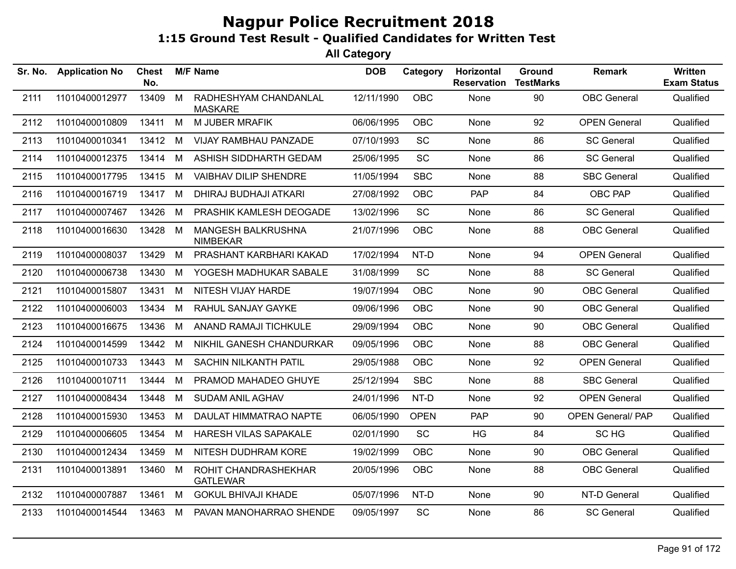# Nagpur Police Recruitment 2018

## 1:15 Ground Test Result - Qualified Candidates for Written Test

### All Category

| Sr. No. | Application No | Chest No. | M/F | Name | DOB | Category | Horizontal Reservation | Ground TestMarks | Remark | Written Exam Status |
|---|---|---|---|---|---|---|---|---|---|---|
| 2111 | 11010400012977 | 13409 | M | RADHESHYAM CHANDANLAL MASKARE | 12/11/1990 | OBC | None | 90 | OBC General | Qualified |
| 2112 | 11010400010809 | 13411 | M | M JUBER MRAFIK | 06/06/1995 | OBC | None | 92 | OPEN General | Qualified |
| 2113 | 11010400010341 | 13412 | M | VIJAY RAMBHAU PANZADE | 07/10/1993 | SC | None | 86 | SC General | Qualified |
| 2114 | 11010400012375 | 13414 | M | ASHISH SIDDHARTH GEDAM | 25/06/1995 | SC | None | 86 | SC General | Qualified |
| 2115 | 11010400017795 | 13415 | M | VAIBHAV DILIP SHENDRE | 11/05/1994 | SBC | None | 88 | SBC General | Qualified |
| 2116 | 11010400016719 | 13417 | M | DHIRAJ BUDHAJI ATKARI | 27/08/1992 | OBC | PAP | 84 | OBC PAP | Qualified |
| 2117 | 11010400007467 | 13426 | M | PRASHIK KAMLESH DEOGADE | 13/02/1996 | SC | None | 86 | SC General | Qualified |
| 2118 | 11010400016630 | 13428 | M | MANGESH BALKRUSHNA NIMBEKAR | 21/07/1996 | OBC | None | 88 | OBC General | Qualified |
| 2119 | 11010400008037 | 13429 | M | PRASHANT KARBHARI KAKAD | 17/02/1994 | NT-D | None | 94 | OPEN General | Qualified |
| 2120 | 11010400006738 | 13430 | M | YOGESH MADHUKAR SABALE | 31/08/1999 | SC | None | 88 | SC General | Qualified |
| 2121 | 11010400015807 | 13431 | M | NITESH VIJAY HARDE | 19/07/1994 | OBC | None | 90 | OBC General | Qualified |
| 2122 | 11010400006003 | 13434 | M | RAHUL SANJAY GAYKE | 09/06/1996 | OBC | None | 90 | OBC General | Qualified |
| 2123 | 11010400016675 | 13436 | M | ANAND RAMAJI TICHKULE | 29/09/1994 | OBC | None | 90 | OBC General | Qualified |
| 2124 | 11010400014599 | 13442 | M | NIKHIL GANESH CHANDURKAR | 09/05/1996 | OBC | None | 88 | OBC General | Qualified |
| 2125 | 11010400010733 | 13443 | M | SACHIN NILKANTH PATIL | 29/05/1988 | OBC | None | 92 | OPEN General | Qualified |
| 2126 | 11010400010711 | 13444 | M | PRAMOD MAHADEO GHUYE | 25/12/1994 | SBC | None | 88 | SBC General | Qualified |
| 2127 | 11010400008434 | 13448 | M | SUDAM ANIL AGHAV | 24/01/1996 | NT-D | None | 92 | OPEN General | Qualified |
| 2128 | 11010400015930 | 13453 | M | DAULAT HIMMATRAO NAPTE | 06/05/1990 | OPEN | PAP | 90 | OPEN General/ PAP | Qualified |
| 2129 | 11010400006605 | 13454 | M | HARESH VILAS SAPAKALE | 02/01/1990 | SC | HG | 84 | SC HG | Qualified |
| 2130 | 11010400012434 | 13459 | M | NITESH DUDHRAM KORE | 19/02/1999 | OBC | None | 90 | OBC General | Qualified |
| 2131 | 11010400013891 | 13460 | M | ROHIT CHANDRASHEKHAR GATLEWAR | 20/05/1996 | OBC | None | 88 | OBC General | Qualified |
| 2132 | 11010400007887 | 13461 | M | GOKUL BHIVAJI KHADE | 05/07/1996 | NT-D | None | 90 | NT-D General | Qualified |
| 2133 | 11010400014544 | 13463 | M | PAVAN MANOHARRAO SHENDE | 09/05/1997 | SC | None | 86 | SC General | Qualified |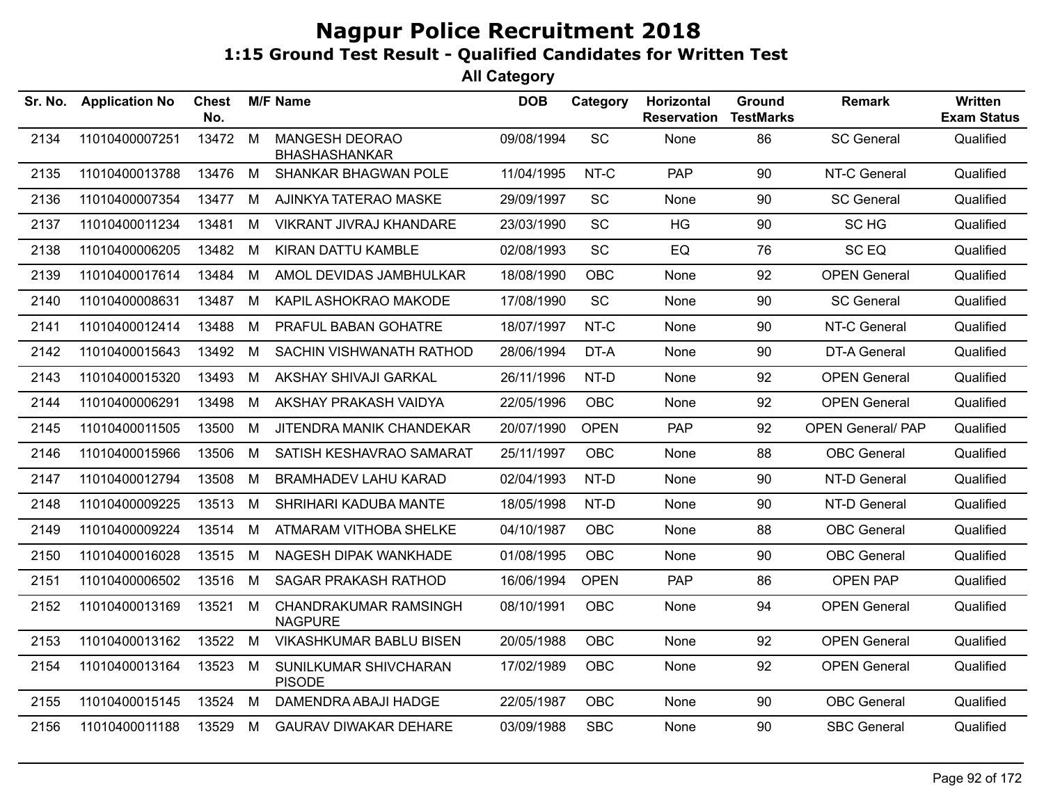# Nagpur Police Recruitment 2018

## 1:15 Ground Test Result - Qualified Candidates for Written Test

### All Category

| Sr. No. | Application No | Chest No. | M/F | Name | DOB | Category | Horizontal Reservation | Ground TestMarks | Remark | Written Exam Status |
|---|---|---|---|---|---|---|---|---|---|---|
| 2134 | 11010400007251 | 13472 | M | MANGESH DEORAO BHASHASHANKAR | 09/08/1994 | SC | None | 86 | SC General | Qualified |
| 2135 | 11010400013788 | 13476 | M | SHANKAR BHAGWAN POLE | 11/04/1995 | NT-C | PAP | 90 | NT-C General | Qualified |
| 2136 | 11010400007354 | 13477 | M | AJINKYA TATERAO MASKE | 29/09/1997 | SC | None | 90 | SC General | Qualified |
| 2137 | 11010400011234 | 13481 | M | VIKRANT JIVRAJ KHANDARE | 23/03/1990 | SC | HG | 90 | SC HG | Qualified |
| 2138 | 11010400006205 | 13482 | M | KIRAN DATTU KAMBLE | 02/08/1993 | SC | EQ | 76 | SC EQ | Qualified |
| 2139 | 11010400017614 | 13484 | M | AMOL DEVIDAS JAMBHULKAR | 18/08/1990 | OBC | None | 92 | OPEN General | Qualified |
| 2140 | 11010400008631 | 13487 | M | KAPIL ASHOKRAO MAKODE | 17/08/1990 | SC | None | 90 | SC General | Qualified |
| 2141 | 11010400012414 | 13488 | M | PRAFUL BABAN GOHATRE | 18/07/1997 | NT-C | None | 90 | NT-C General | Qualified |
| 2142 | 11010400015643 | 13492 | M | SACHIN VISHWANATH RATHOD | 28/06/1994 | DT-A | None | 90 | DT-A General | Qualified |
| 2143 | 11010400015320 | 13493 | M | AKSHAY SHIVAJI GARKAL | 26/11/1996 | NT-D | None | 92 | OPEN General | Qualified |
| 2144 | 11010400006291 | 13498 | M | AKSHAY PRAKASH VAIDYA | 22/05/1996 | OBC | None | 92 | OPEN General | Qualified |
| 2145 | 11010400011505 | 13500 | M | JITENDRA MANIK CHANDEKAR | 20/07/1990 | OPEN | PAP | 92 | OPEN General/ PAP | Qualified |
| 2146 | 11010400015966 | 13506 | M | SATISH KESHAVRAO SAMARAT | 25/11/1997 | OBC | None | 88 | OBC General | Qualified |
| 2147 | 11010400012794 | 13508 | M | BRAMHADEV LAHU KARAD | 02/04/1993 | NT-D | None | 90 | NT-D General | Qualified |
| 2148 | 11010400009225 | 13513 | M | SHRIHARI KADUBA MANTE | 18/05/1998 | NT-D | None | 90 | NT-D General | Qualified |
| 2149 | 11010400009224 | 13514 | M | ATMARAM VITHOBA SHELKE | 04/10/1987 | OBC | None | 88 | OBC General | Qualified |
| 2150 | 11010400016028 | 13515 | M | NAGESH DIPAK WANKHADE | 01/08/1995 | OBC | None | 90 | OBC General | Qualified |
| 2151 | 11010400006502 | 13516 | M | SAGAR PRAKASH RATHOD | 16/06/1994 | OPEN | PAP | 86 | OPEN PAP | Qualified |
| 2152 | 11010400013169 | 13521 | M | CHANDRAKUMAR RAMSINGH NAGPURE | 08/10/1991 | OBC | None | 94 | OPEN General | Qualified |
| 2153 | 11010400013162 | 13522 | M | VIKASHKUMAR BABLU BISEN | 20/05/1988 | OBC | None | 92 | OPEN General | Qualified |
| 2154 | 11010400013164 | 13523 | M | SUNILKUMAR SHIVCHARAN PISODE | 17/02/1989 | OBC | None | 92 | OPEN General | Qualified |
| 2155 | 11010400015145 | 13524 | M | DAMENDRA ABAJI HADGE | 22/05/1987 | OBC | None | 90 | OBC General | Qualified |
| 2156 | 11010400011188 | 13529 | M | GAURAV DIWAKAR DEHARE | 03/09/1988 | SBC | None | 90 | SBC General | Qualified |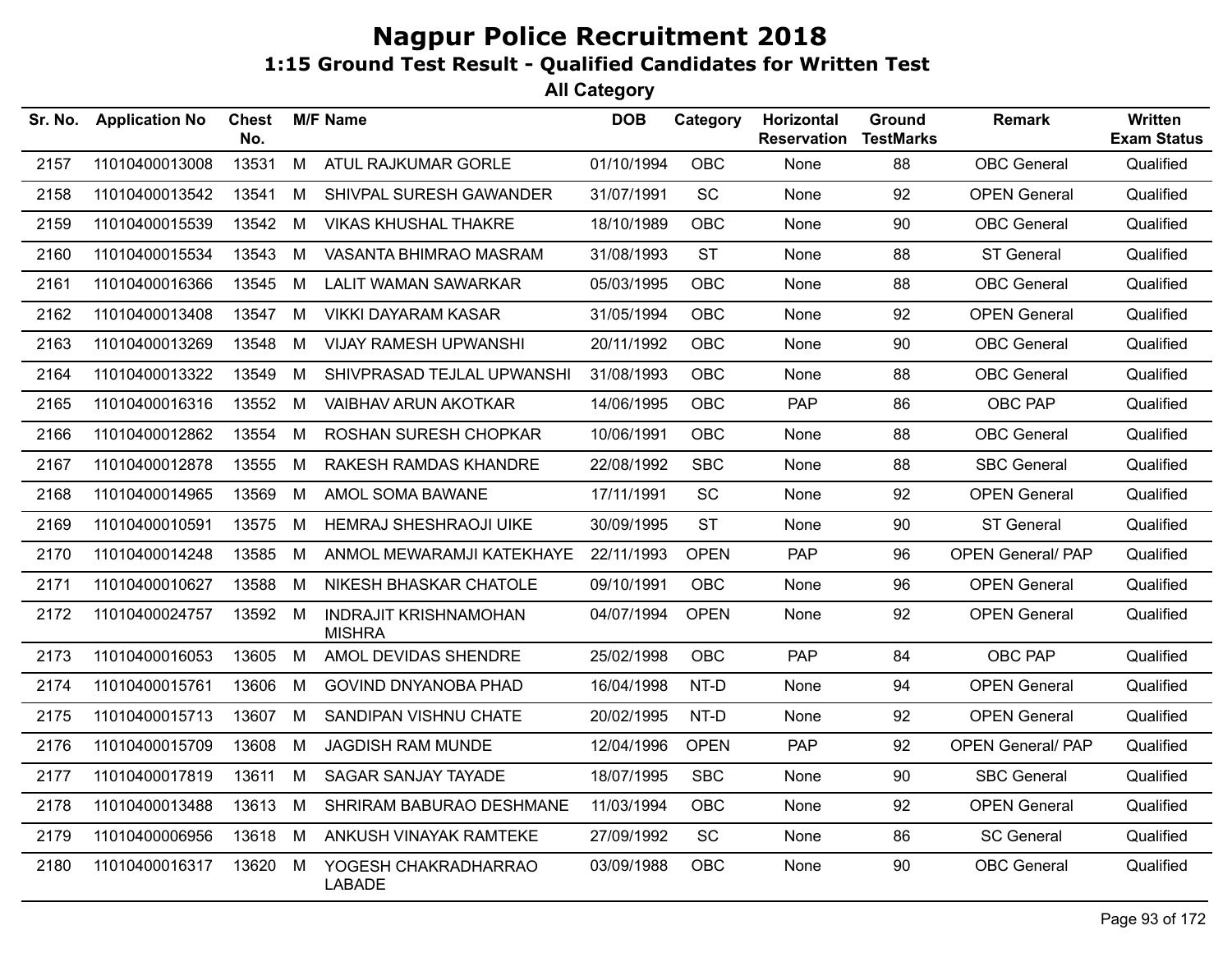# Nagpur Police Recruitment 2018

## 1:15 Ground Test Result - Qualified Candidates for Written Test

### All Category

| Sr. No. | Application No | Chest No. | M/F | Name | DOB | Category | Horizontal Reservation | Ground TestMarks | Remark | Written Exam Status |
|---|---|---|---|---|---|---|---|---|---|---|
| 2157 | 11010400013008 | 13531 | M | ATUL RAJKUMAR GORLE | 01/10/1994 | OBC | None | 88 | OBC General | Qualified |
| 2158 | 11010400013542 | 13541 | M | SHIVPAL SURESH GAWANDER | 31/07/1991 | SC | None | 92 | OPEN General | Qualified |
| 2159 | 11010400015539 | 13542 | M | VIKAS KHUSHAL THAKRE | 18/10/1989 | OBC | None | 90 | OBC General | Qualified |
| 2160 | 11010400015534 | 13543 | M | VASANTA BHIMRAO MASRAM | 31/08/1993 | ST | None | 88 | ST General | Qualified |
| 2161 | 11010400016366 | 13545 | M | LALIT WAMAN SAWARKAR | 05/03/1995 | OBC | None | 88 | OBC General | Qualified |
| 2162 | 11010400013408 | 13547 | M | VIKKI DAYARAM KASAR | 31/05/1994 | OBC | None | 92 | OPEN General | Qualified |
| 2163 | 11010400013269 | 13548 | M | VIJAY RAMESH UPWANSHI | 20/11/1992 | OBC | None | 90 | OBC General | Qualified |
| 2164 | 11010400013322 | 13549 | M | SHIVPRASAD TEJLAL UPWANSHI | 31/08/1993 | OBC | None | 88 | OBC General | Qualified |
| 2165 | 11010400016316 | 13552 | M | VAIBHAV ARUN AKOTKAR | 14/06/1995 | OBC | PAP | 86 | OBC PAP | Qualified |
| 2166 | 11010400012862 | 13554 | M | ROSHAN SURESH CHOPKAR | 10/06/1991 | OBC | None | 88 | OBC General | Qualified |
| 2167 | 11010400012878 | 13555 | M | RAKESH RAMDAS KHANDRE | 22/08/1992 | SBC | None | 88 | SBC General | Qualified |
| 2168 | 11010400014965 | 13569 | M | AMOL SOMA BAWANE | 17/11/1991 | SC | None | 92 | OPEN General | Qualified |
| 2169 | 11010400010591 | 13575 | M | HEMRAJ SHESHRAOJI UIKE | 30/09/1995 | ST | None | 90 | ST General | Qualified |
| 2170 | 11010400014248 | 13585 | M | ANMOL MEWARAMJI KATEKHAYE | 22/11/1993 | OPEN | PAP | 96 | OPEN General/ PAP | Qualified |
| 2171 | 11010400010627 | 13588 | M | NIKESH BHASKAR CHATOLE | 09/10/1991 | OBC | None | 96 | OPEN General | Qualified |
| 2172 | 11010400024757 | 13592 | M | INDRAJIT KRISHNAMOHAN MISHRA | 04/07/1994 | OPEN | None | 92 | OPEN General | Qualified |
| 2173 | 11010400016053 | 13605 | M | AMOL DEVIDAS SHENDRE | 25/02/1998 | OBC | PAP | 84 | OBC PAP | Qualified |
| 2174 | 11010400015761 | 13606 | M | GOVIND DNYANOBA PHAD | 16/04/1998 | NT-D | None | 94 | OPEN General | Qualified |
| 2175 | 11010400015713 | 13607 | M | SANDIPAN VISHNU CHATE | 20/02/1995 | NT-D | None | 92 | OPEN General | Qualified |
| 2176 | 11010400015709 | 13608 | M | JAGDISH RAM MUNDE | 12/04/1996 | OPEN | PAP | 92 | OPEN General/ PAP | Qualified |
| 2177 | 11010400017819 | 13611 | M | SAGAR SANJAY TAYADE | 18/07/1995 | SBC | None | 90 | SBC General | Qualified |
| 2178 | 11010400013488 | 13613 | M | SHRIRAM BABURAO DESHMANE | 11/03/1994 | OBC | None | 92 | OPEN General | Qualified |
| 2179 | 11010400006956 | 13618 | M | ANKUSH VINAYAK RAMTEKE | 27/09/1992 | SC | None | 86 | SC General | Qualified |
| 2180 | 11010400016317 | 13620 | M | YOGESH CHAKRADHARRAO LABADE | 03/09/1988 | OBC | None | 90 | OBC General | Qualified |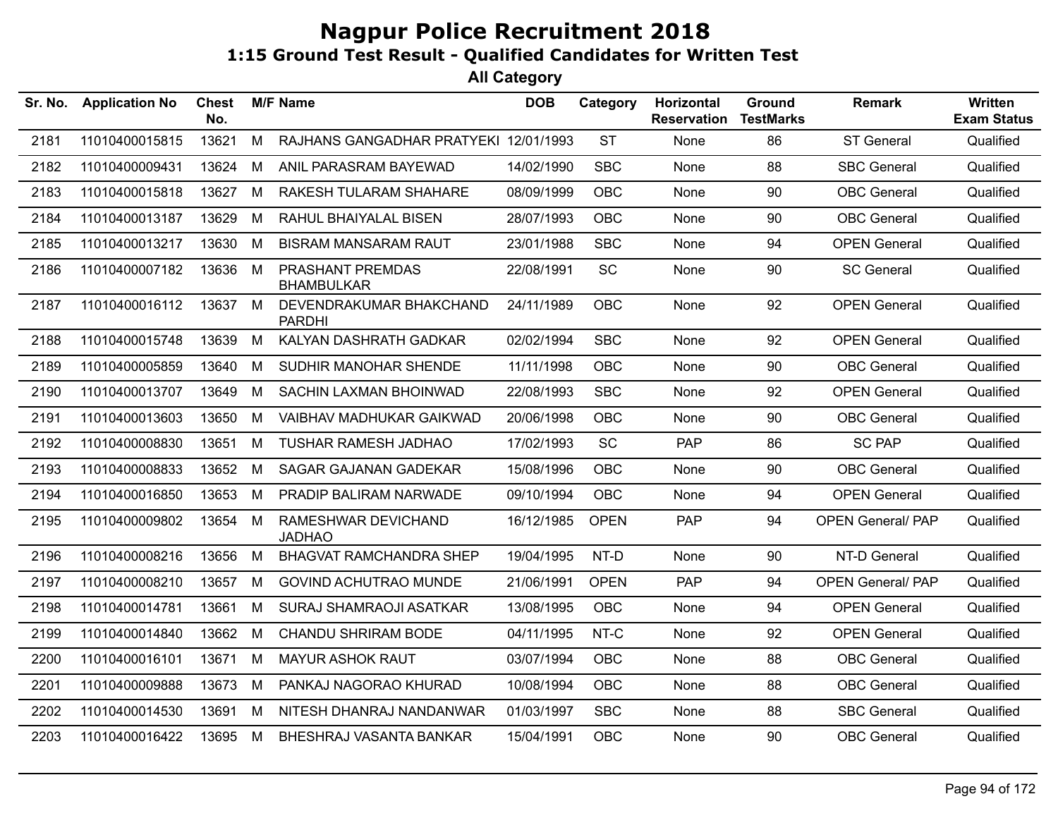# Nagpur Police Recruitment 2018

## 1:15 Ground Test Result - Qualified Candidates for Written Test

### All Category

| Sr. No. | Application No | Chest No. | M/F | Name | DOB | Category | Horizontal Reservation | Ground TestMarks | Remark | Written Exam Status |
|---|---|---|---|---|---|---|---|---|---|---|
| 2181 | 11010400015815 | 13621 | M | RAJHANS GANGADHAR PRATYEKI | 12/01/1993 | ST | None | 86 | ST General | Qualified |
| 2182 | 11010400009431 | 13624 | M | ANIL PARASRAM BAYEWAD | 14/02/1990 | SBC | None | 88 | SBC General | Qualified |
| 2183 | 11010400015818 | 13627 | M | RAKESH TULARAM SHAHARE | 08/09/1999 | OBC | None | 90 | OBC General | Qualified |
| 2184 | 11010400013187 | 13629 | M | RAHUL BHAIYALAL BISEN | 28/07/1993 | OBC | None | 90 | OBC General | Qualified |
| 2185 | 11010400013217 | 13630 | M | BISRAM MANSARAM RAUT | 23/01/1988 | SBC | None | 94 | OPEN General | Qualified |
| 2186 | 11010400007182 | 13636 | M | PRASHANT PREMDAS BHAMBULKAR | 22/08/1991 | SC | None | 90 | SC General | Qualified |
| 2187 | 11010400016112 | 13637 | M | DEVENDRAKUMAR BHAKCHAND PARDHI | 24/11/1989 | OBC | None | 92 | OPEN General | Qualified |
| 2188 | 11010400015748 | 13639 | M | KALYAN DASHRATH GADKAR | 02/02/1994 | SBC | None | 92 | OPEN General | Qualified |
| 2189 | 11010400005859 | 13640 | M | SUDHIR MANOHAR SHENDE | 11/11/1998 | OBC | None | 90 | OBC General | Qualified |
| 2190 | 11010400013707 | 13649 | M | SACHIN LAXMAN BHOINWAD | 22/08/1993 | SBC | None | 92 | OPEN General | Qualified |
| 2191 | 11010400013603 | 13650 | M | VAIBHAV MADHUKAR GAIKWAD | 20/06/1998 | OBC | None | 90 | OBC General | Qualified |
| 2192 | 11010400008830 | 13651 | M | TUSHAR RAMESH JADHAO | 17/02/1993 | SC | PAP | 86 | SC PAP | Qualified |
| 2193 | 11010400008833 | 13652 | M | SAGAR GAJANAN GADEKAR | 15/08/1996 | OBC | None | 90 | OBC General | Qualified |
| 2194 | 11010400016850 | 13653 | M | PRADIP BALIRAM NARWADE | 09/10/1994 | OBC | None | 94 | OPEN General | Qualified |
| 2195 | 11010400009802 | 13654 | M | RAMESHWAR DEVICHAND JADHAO | 16/12/1985 | OPEN | PAP | 94 | OPEN General/ PAP | Qualified |
| 2196 | 11010400008216 | 13656 | M | BHAGVAT RAMCHANDRA SHEP | 19/04/1995 | NT-D | None | 90 | NT-D General | Qualified |
| 2197 | 11010400008210 | 13657 | M | GOVIND ACHUTRAO MUNDE | 21/06/1991 | OPEN | PAP | 94 | OPEN General/ PAP | Qualified |
| 2198 | 11010400014781 | 13661 | M | SURAJ SHAMRAOJI ASATKAR | 13/08/1995 | OBC | None | 94 | OPEN General | Qualified |
| 2199 | 11010400014840 | 13662 | M | CHANDU SHRIRAM BODE | 04/11/1995 | NT-C | None | 92 | OPEN General | Qualified |
| 2200 | 11010400016101 | 13671 | M | MAYUR ASHOK RAUT | 03/07/1994 | OBC | None | 88 | OBC General | Qualified |
| 2201 | 11010400009888 | 13673 | M | PANKAJ NAGORAO KHURAD | 10/08/1994 | OBC | None | 88 | OBC General | Qualified |
| 2202 | 11010400014530 | 13691 | M | NITESH DHANRAJ NANDANWAR | 01/03/1997 | SBC | None | 88 | SBC General | Qualified |
| 2203 | 11010400016422 | 13695 | M | BHESHRAJ VASANTA BANKAR | 15/04/1991 | OBC | None | 90 | OBC General | Qualified |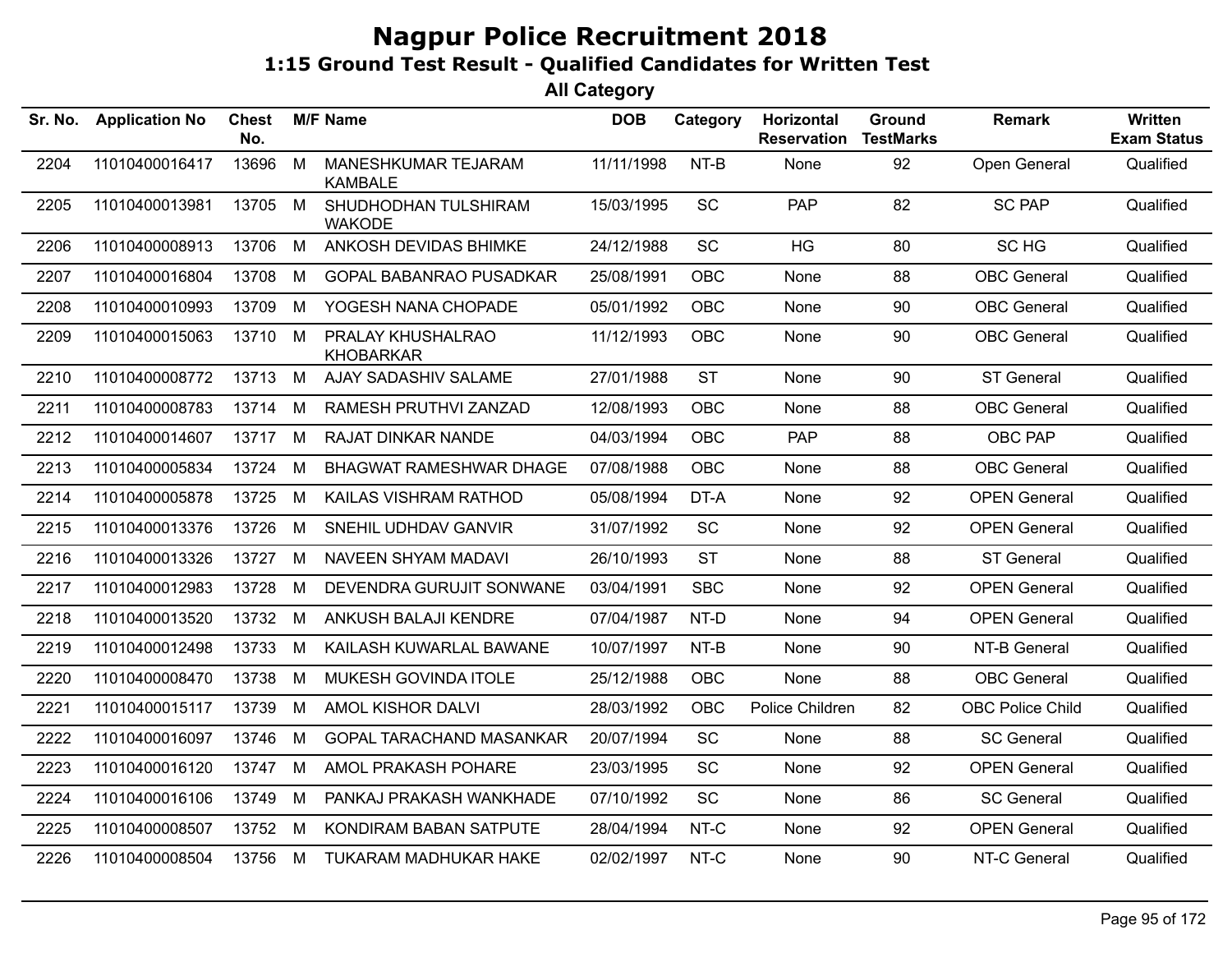# Nagpur Police Recruitment 2018

## 1:15 Ground Test Result - Qualified Candidates for Written Test

### All Category

| Sr. No. | Application No | Chest No. | M/F | Name | DOB | Category | Horizontal Reservation | Ground TestMarks | Remark | Written Exam Status |
|---|---|---|---|---|---|---|---|---|---|---|
| 2204 | 11010400016417 | 13696 | M | MANESHKUMAR TEJARAM KAMBALE | 11/11/1998 | NT-B | None | 92 | Open General | Qualified |
| 2205 | 11010400013981 | 13705 | M | SHUDHODHAN TULSHIRAM WAKODE | 15/03/1995 | SC | PAP | 82 | SC PAP | Qualified |
| 2206 | 11010400008913 | 13706 | M | ANKOSH DEVIDAS BHIMKE | 24/12/1988 | SC | HG | 80 | SC HG | Qualified |
| 2207 | 11010400016804 | 13708 | M | GOPAL BABANRAO PUSADKAR | 25/08/1991 | OBC | None | 88 | OBC General | Qualified |
| 2208 | 11010400010993 | 13709 | M | YOGESH NANA CHOPADE | 05/01/1992 | OBC | None | 90 | OBC General | Qualified |
| 2209 | 11010400015063 | 13710 | M | PRALAY KHUSHALRAO KHOBARKAR | 11/12/1993 | OBC | None | 90 | OBC General | Qualified |
| 2210 | 11010400008772 | 13713 | M | AJAY SADASHIV SALAME | 27/01/1988 | ST | None | 90 | ST General | Qualified |
| 2211 | 11010400008783 | 13714 | M | RAMESH PRUTHVI ZANZAD | 12/08/1993 | OBC | None | 88 | OBC General | Qualified |
| 2212 | 11010400014607 | 13717 | M | RAJAT DINKAR NANDE | 04/03/1994 | OBC | PAP | 88 | OBC PAP | Qualified |
| 2213 | 11010400005834 | 13724 | M | BHAGWAT RAMESHWAR DHAGE | 07/08/1988 | OBC | None | 88 | OBC General | Qualified |
| 2214 | 11010400005878 | 13725 | M | KAILAS VISHRAM RATHOD | 05/08/1994 | DT-A | None | 92 | OPEN General | Qualified |
| 2215 | 11010400013376 | 13726 | M | SNEHIL UDHDAV GANVIR | 31/07/1992 | SC | None | 92 | OPEN General | Qualified |
| 2216 | 11010400013326 | 13727 | M | NAVEEN SHYAM MADAVI | 26/10/1993 | ST | None | 88 | ST General | Qualified |
| 2217 | 11010400012983 | 13728 | M | DEVENDRA GURUJIT SONWANE | 03/04/1991 | SBC | None | 92 | OPEN General | Qualified |
| 2218 | 11010400013520 | 13732 | M | ANKUSH BALAJI KENDRE | 07/04/1987 | NT-D | None | 94 | OPEN General | Qualified |
| 2219 | 11010400012498 | 13733 | M | KAILASH KUWARLAL BAWANE | 10/07/1997 | NT-B | None | 90 | NT-B General | Qualified |
| 2220 | 11010400008470 | 13738 | M | MUKESH GOVINDA ITOLE | 25/12/1988 | OBC | None | 88 | OBC General | Qualified |
| 2221 | 11010400015117 | 13739 | M | AMOL KISHOR DALVI | 28/03/1992 | OBC | Police Children | 82 | OBC Police Child | Qualified |
| 2222 | 11010400016097 | 13746 | M | GOPAL TARACHAND MASANKAR | 20/07/1994 | SC | None | 88 | SC General | Qualified |
| 2223 | 11010400016120 | 13747 | M | AMOL PRAKASH POHARE | 23/03/1995 | SC | None | 92 | OPEN General | Qualified |
| 2224 | 11010400016106 | 13749 | M | PANKAJ PRAKASH WANKHADE | 07/10/1992 | SC | None | 86 | SC General | Qualified |
| 2225 | 11010400008507 | 13752 | M | KONDIRAM BABAN SATPUTE | 28/04/1994 | NT-C | None | 92 | OPEN General | Qualified |
| 2226 | 11010400008504 | 13756 | M | TUKARAM MADHUKAR HAKE | 02/02/1997 | NT-C | None | 90 | NT-C General | Qualified |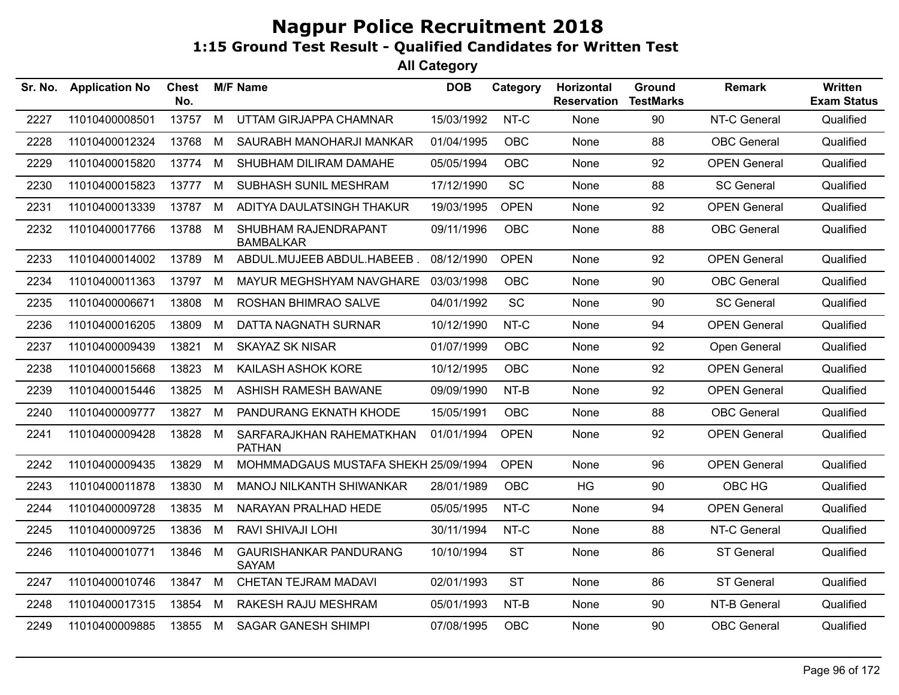# Nagpur Police Recruitment 2018

## 1:15 Ground Test Result - Qualified Candidates for Written Test

### All Category

| Sr. No. | Application No | Chest No. | M/F | Name | DOB | Category | Horizontal Reservation | Ground TestMarks | Remark | Written Exam Status |
|---|---|---|---|---|---|---|---|---|---|---|
| 2227 | 11010400008501 | 13757 | M | UTTAM GIRJAPPA CHAMNAR | 15/03/1992 | NT-C | None | 90 | NT-C General | Qualified |
| 2228 | 11010400012324 | 13768 | M | SAURABH MANOHARJI MANKAR | 01/04/1995 | OBC | None | 88 | OBC General | Qualified |
| 2229 | 11010400015820 | 13774 | M | SHUBHAM DILIRAM DAMAHE | 05/05/1994 | OBC | None | 92 | OPEN General | Qualified |
| 2230 | 11010400015823 | 13777 | M | SUBHASH SUNIL MESHRAM | 17/12/1990 | SC | None | 88 | SC General | Qualified |
| 2231 | 11010400013339 | 13787 | M | ADITYA DAULATSINGH THAKUR | 19/03/1995 | OPEN | None | 92 | OPEN General | Qualified |
| 2232 | 11010400017766 | 13788 | M | SHUBHAM RAJENDRAPANT BAMBALKAR | 09/11/1996 | OBC | None | 88 | OBC General | Qualified |
| 2233 | 11010400014002 | 13789 | M | ABDUL.MUJEEB ABDUL.HABEEB . | 08/12/1990 | OPEN | None | 92 | OPEN General | Qualified |
| 2234 | 11010400011363 | 13797 | M | MAYUR MEGHSHYAM NAVGHARE | 03/03/1998 | OBC | None | 90 | OBC General | Qualified |
| 2235 | 11010400006671 | 13808 | M | ROSHAN BHIMRAO SALVE | 04/01/1992 | SC | None | 90 | SC General | Qualified |
| 2236 | 11010400016205 | 13809 | M | DATTA NAGNATH SURNAR | 10/12/1990 | NT-C | None | 94 | OPEN General | Qualified |
| 2237 | 11010400009439 | 13821 | M | SKAYAZ SK NISAR | 01/07/1999 | OBC | None | 92 | Open General | Qualified |
| 2238 | 11010400015668 | 13823 | M | KAILASH ASHOK KORE | 10/12/1995 | OBC | None | 92 | OPEN General | Qualified |
| 2239 | 11010400015446 | 13825 | M | ASHISH RAMESH BAWANE | 09/09/1990 | NT-B | None | 92 | OPEN General | Qualified |
| 2240 | 11010400009777 | 13827 | M | PANDURANG EKNATH KHODE | 15/05/1991 | OBC | None | 88 | OBC General | Qualified |
| 2241 | 11010400009428 | 13828 | M | SARFARAJKHAN RAHEMATKHAN PATHAN | 01/01/1994 | OPEN | None | 92 | OPEN General | Qualified |
| 2242 | 11010400009435 | 13829 | M | MOHMMADGAUS MUSTAFA SHEKH | 25/09/1994 | OPEN | None | 96 | OPEN General | Qualified |
| 2243 | 11010400011878 | 13830 | M | MANOJ NILKANTH SHIWANKAR | 28/01/1989 | OBC | HG | 90 | OBC HG | Qualified |
| 2244 | 11010400009728 | 13835 | M | NARAYAN PRALHAD HEDE | 05/05/1995 | NT-C | None | 94 | OPEN General | Qualified |
| 2245 | 11010400009725 | 13836 | M | RAVI SHIVAJI LOHI | 30/11/1994 | NT-C | None | 88 | NT-C General | Qualified |
| 2246 | 11010400010771 | 13846 | M | GAURISHANKAR PANDURANG SAYAM | 10/10/1994 | ST | None | 86 | ST General | Qualified |
| 2247 | 11010400010746 | 13847 | M | CHETAN TEJRAM MADAVI | 02/01/1993 | ST | None | 86 | ST General | Qualified |
| 2248 | 11010400017315 | 13854 | M | RAKESH RAJU MESHRAM | 05/01/1993 | NT-B | None | 90 | NT-B General | Qualified |
| 2249 | 11010400009885 | 13855 | M | SAGAR GANESH SHIMPI | 07/08/1995 | OBC | None | 90 | OBC General | Qualified |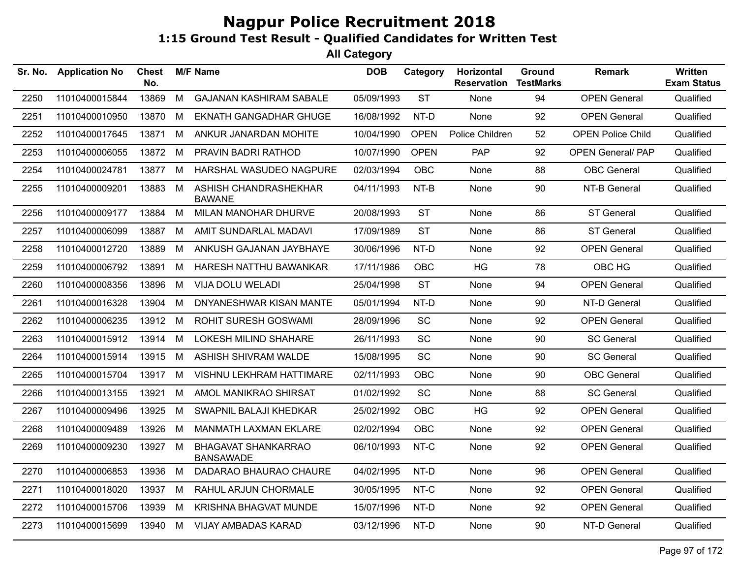# Nagpur Police Recruitment 2018

## 1:15 Ground Test Result - Qualified Candidates for Written Test

### All Category

| Sr. No. | Application No | Chest No. | M/F | Name | DOB | Category | Horizontal Reservation | Ground TestMarks | Remark | Written Exam Status |
|---|---|---|---|---|---|---|---|---|---|---|
| 2250 | 11010400015844 | 13869 | M | GAJANAN KASHIRAM SABALE | 05/09/1993 | ST | None | 94 | OPEN General | Qualified |
| 2251 | 11010400010950 | 13870 | M | EKNATH GANGADHAR GHUGE | 16/08/1992 | NT-D | None | 92 | OPEN General | Qualified |
| 2252 | 11010400017645 | 13871 | M | ANKUR JANARDAN MOHITE | 10/04/1990 | OPEN | Police Children | 52 | OPEN Police Child | Qualified |
| 2253 | 11010400006055 | 13872 | M | PRAVIN BADRI RATHOD | 10/07/1990 | OPEN | PAP | 92 | OPEN General/ PAP | Qualified |
| 2254 | 11010400024781 | 13877 | M | HARSHAL WASUDEO NAGPURE | 02/03/1994 | OBC | None | 88 | OBC General | Qualified |
| 2255 | 11010400009201 | 13883 | M | ASHISH CHANDRASHEKHAR BAWANE | 04/11/1993 | NT-B | None | 90 | NT-B General | Qualified |
| 2256 | 11010400009177 | 13884 | M | MILAN MANOHAR DHURVE | 20/08/1993 | ST | None | 86 | ST General | Qualified |
| 2257 | 11010400006099 | 13887 | M | AMIT SUNDARLAL MADAVI | 17/09/1989 | ST | None | 86 | ST General | Qualified |
| 2258 | 11010400012720 | 13889 | M | ANKUSH GAJANAN JAYBHAYE | 30/06/1996 | NT-D | None | 92 | OPEN General | Qualified |
| 2259 | 11010400006792 | 13891 | M | HARESH NATTHU BAWANKAR | 17/11/1986 | OBC | HG | 78 | OBC HG | Qualified |
| 2260 | 11010400008356 | 13896 | M | VIJA DOLU WELADI | 25/04/1998 | ST | None | 94 | OPEN General | Qualified |
| 2261 | 11010400016328 | 13904 | M | DNYANESHWAR KISAN MANTE | 05/01/1994 | NT-D | None | 90 | NT-D General | Qualified |
| 2262 | 11010400006235 | 13912 | M | ROHIT SURESH GOSWAMI | 28/09/1996 | SC | None | 92 | OPEN General | Qualified |
| 2263 | 11010400015912 | 13914 | M | LOKESH MILIND SHAHARE | 26/11/1993 | SC | None | 90 | SC General | Qualified |
| 2264 | 11010400015914 | 13915 | M | ASHISH SHIVRAM WALDE | 15/08/1995 | SC | None | 90 | SC General | Qualified |
| 2265 | 11010400015704 | 13917 | M | VISHNU LEKHRAM HATTIMARE | 02/11/1993 | OBC | None | 90 | OBC General | Qualified |
| 2266 | 11010400013155 | 13921 | M | AMOL MANIKRAO SHIRSAT | 01/02/1992 | SC | None | 88 | SC General | Qualified |
| 2267 | 11010400009496 | 13925 | M | SWAPNIL BALAJI KHEDKAR | 25/02/1992 | OBC | HG | 92 | OPEN General | Qualified |
| 2268 | 11010400009489 | 13926 | M | MANMATH LAXMAN EKLARE | 02/02/1994 | OBC | None | 92 | OPEN General | Qualified |
| 2269 | 11010400009230 | 13927 | M | BHAGAVAT SHANKARRAO BANSAWADE | 06/10/1993 | NT-C | None | 92 | OPEN General | Qualified |
| 2270 | 11010400006853 | 13936 | M | DADARAO BHAURAO CHAURE | 04/02/1995 | NT-D | None | 96 | OPEN General | Qualified |
| 2271 | 11010400018020 | 13937 | M | RAHUL ARJUN CHORMALE | 30/05/1995 | NT-C | None | 92 | OPEN General | Qualified |
| 2272 | 11010400015706 | 13939 | M | KRISHNA BHAGVAT MUNDE | 15/07/1996 | NT-D | None | 92 | OPEN General | Qualified |
| 2273 | 11010400015699 | 13940 | M | VIJAY AMBADAS KARAD | 03/12/1996 | NT-D | None | 90 | NT-D General | Qualified |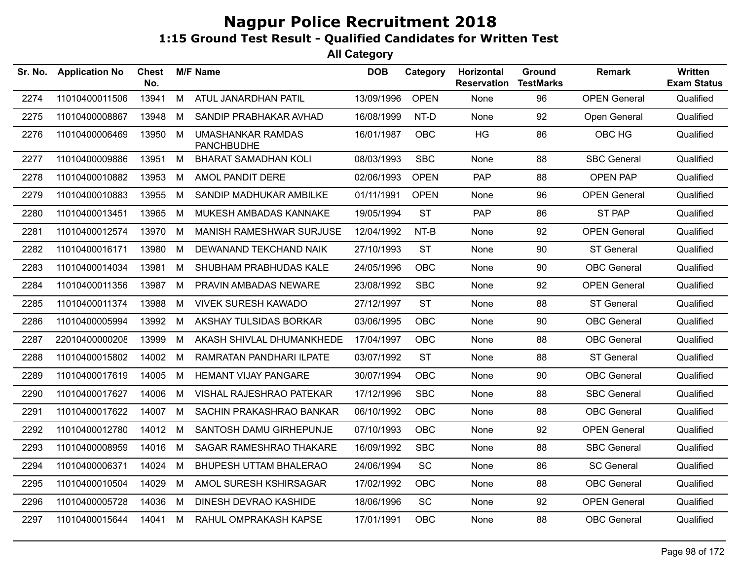# Nagpur Police Recruitment 2018

## 1:15 Ground Test Result - Qualified Candidates for Written Test

### All Category

| Sr. No. | Application No | Chest No. | M/F | Name | DOB | Category | Horizontal Reservation | Ground TestMarks | Remark | Written Exam Status |
|---|---|---|---|---|---|---|---|---|---|---|
| 2274 | 11010400011506 | 13941 | M | ATUL JANARDHAN PATIL | 13/09/1996 | OPEN | None | 96 | OPEN General | Qualified |
| 2275 | 11010400008867 | 13948 | M | SANDIP PRABHAKAR AVHAD | 16/08/1999 | NT-D | None | 92 | Open General | Qualified |
| 2276 | 11010400006469 | 13950 | M | UMASHANKAR RAMDAS PANCHBUDHE | 16/01/1987 | OBC | HG | 86 | OBC HG | Qualified |
| 2277 | 11010400009886 | 13951 | M | BHARAT SAMADHAN KOLI | 08/03/1993 | SBC | None | 88 | SBC General | Qualified |
| 2278 | 11010400010882 | 13953 | M | AMOL PANDIT DERE | 02/06/1993 | OPEN | PAP | 88 | OPEN PAP | Qualified |
| 2279 | 11010400010883 | 13955 | M | SANDIP MADHUKAR AMBILKE | 01/11/1991 | OPEN | None | 96 | OPEN General | Qualified |
| 2280 | 11010400013451 | 13965 | M | MUKESH AMBADAS KANNAKE | 19/05/1994 | ST | PAP | 86 | ST PAP | Qualified |
| 2281 | 11010400012574 | 13970 | M | MANISH RAMESHWAR SURJUSE | 12/04/1992 | NT-B | None | 92 | OPEN General | Qualified |
| 2282 | 11010400016171 | 13980 | M | DEWANAND TEKCHAND NAIK | 27/10/1993 | ST | None | 90 | ST General | Qualified |
| 2283 | 11010400014034 | 13981 | M | SHUBHAM PRABHUDAS KALE | 24/05/1996 | OBC | None | 90 | OBC General | Qualified |
| 2284 | 11010400011356 | 13987 | M | PRAVIN AMBADAS NEWARE | 23/08/1992 | SBC | None | 92 | OPEN General | Qualified |
| 2285 | 11010400011374 | 13988 | M | VIVEK SURESH KAWADO | 27/12/1997 | ST | None | 88 | ST General | Qualified |
| 2286 | 11010400005994 | 13992 | M | AKSHAY TULSIDAS BORKAR | 03/06/1995 | OBC | None | 90 | OBC General | Qualified |
| 2287 | 22010400000208 | 13999 | M | AKASH SHIVLAL DHUMANKHEDE | 17/04/1997 | OBC | None | 88 | OBC General | Qualified |
| 2288 | 11010400015802 | 14002 | M | RAMRATAN PANDHARI ILPATE | 03/07/1992 | ST | None | 88 | ST General | Qualified |
| 2289 | 11010400017619 | 14005 | M | HEMANT VIJAY PANGARE | 30/07/1994 | OBC | None | 90 | OBC General | Qualified |
| 2290 | 11010400017627 | 14006 | M | VISHAL RAJESHRAO PATEKAR | 17/12/1996 | SBC | None | 88 | SBC General | Qualified |
| 2291 | 11010400017622 | 14007 | M | SACHIN PRAKASHRAO BANKAR | 06/10/1992 | OBC | None | 88 | OBC General | Qualified |
| 2292 | 11010400012780 | 14012 | M | SANTOSH DAMU GIRHEPUNJE | 07/10/1993 | OBC | None | 92 | OPEN General | Qualified |
| 2293 | 11010400008959 | 14016 | M | SAGAR RAMESHRAO THAKARE | 16/09/1992 | SBC | None | 88 | SBC General | Qualified |
| 2294 | 11010400006371 | 14024 | M | BHUPESH UTTAM BHALERAO | 24/06/1994 | SC | None | 86 | SC General | Qualified |
| 2295 | 11010400010504 | 14029 | M | AMOL SURESH KSHIRSAGAR | 17/02/1992 | OBC | None | 88 | OBC General | Qualified |
| 2296 | 11010400005728 | 14036 | M | DINESH DEVRAO KASHIDE | 18/06/1996 | SC | None | 92 | OPEN General | Qualified |
| 2297 | 11010400015644 | 14041 | M | RAHUL OMPRAKASH KAPSE | 17/01/1991 | OBC | None | 88 | OBC General | Qualified |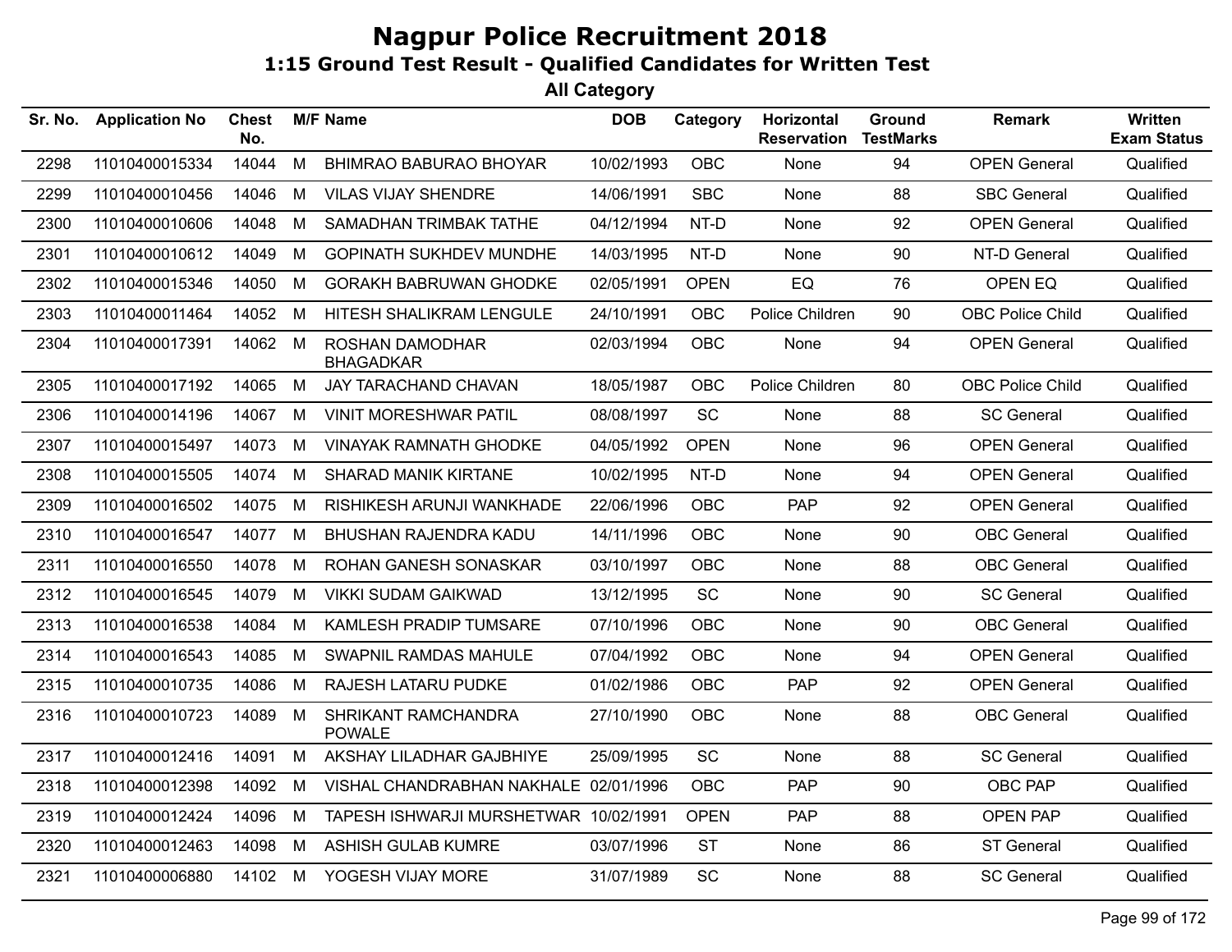# Nagpur Police Recruitment 2018

## 1:15 Ground Test Result - Qualified Candidates for Written Test

### All Category

| Sr. No. | Application No | Chest No. | M/F | Name | DOB | Category | Horizontal Reservation | Ground TestMarks | Remark | Written Exam Status |
|---|---|---|---|---|---|---|---|---|---|---|
| 2298 | 11010400015334 | 14044 | M | BHIMRAO BABURAO BHOYAR | 10/02/1993 | OBC | None | 94 | OPEN General | Qualified |
| 2299 | 11010400010456 | 14046 | M | VILAS VIJAY SHENDRE | 14/06/1991 | SBC | None | 88 | SBC General | Qualified |
| 2300 | 11010400010606 | 14048 | M | SAMADHAN TRIMBAK TATHE | 04/12/1994 | NT-D | None | 92 | OPEN General | Qualified |
| 2301 | 11010400010612 | 14049 | M | GOPINATH SUKHDEV MUNDHE | 14/03/1995 | NT-D | None | 90 | NT-D General | Qualified |
| 2302 | 11010400015346 | 14050 | M | GORAKH BABRUWAN GHODKE | 02/05/1991 | OPEN | EQ | 76 | OPEN EQ | Qualified |
| 2303 | 11010400011464 | 14052 | M | HITESH SHALIKRAM LENGULE | 24/10/1991 | OBC | Police Children | 90 | OBC Police Child | Qualified |
| 2304 | 11010400017391 | 14062 | M | ROSHAN DAMODHAR BHAGADKAR | 02/03/1994 | OBC | None | 94 | OPEN General | Qualified |
| 2305 | 11010400017192 | 14065 | M | JAY TARACHAND CHAVAN | 18/05/1987 | OBC | Police Children | 80 | OBC Police Child | Qualified |
| 2306 | 11010400014196 | 14067 | M | VINIT MORESHWAR PATIL | 08/08/1997 | SC | None | 88 | SC General | Qualified |
| 2307 | 11010400015497 | 14073 | M | VINAYAK RAMNATH GHODKE | 04/05/1992 | OPEN | None | 96 | OPEN General | Qualified |
| 2308 | 11010400015505 | 14074 | M | SHARAD MANIK KIRTANE | 10/02/1995 | NT-D | None | 94 | OPEN General | Qualified |
| 2309 | 11010400016502 | 14075 | M | RISHIKESH ARUNJI WANKHADE | 22/06/1996 | OBC | PAP | 92 | OPEN General | Qualified |
| 2310 | 11010400016547 | 14077 | M | BHUSHAN RAJENDRA KADU | 14/11/1996 | OBC | None | 90 | OBC General | Qualified |
| 2311 | 11010400016550 | 14078 | M | ROHAN GANESH SONASKAR | 03/10/1997 | OBC | None | 88 | OBC General | Qualified |
| 2312 | 11010400016545 | 14079 | M | VIKKI SUDAM GAIKWAD | 13/12/1995 | SC | None | 90 | SC General | Qualified |
| 2313 | 11010400016538 | 14084 | M | KAMLESH PRADIP TUMSARE | 07/10/1996 | OBC | None | 90 | OBC General | Qualified |
| 2314 | 11010400016543 | 14085 | M | SWAPNIL RAMDAS MAHULE | 07/04/1992 | OBC | None | 94 | OPEN General | Qualified |
| 2315 | 11010400010735 | 14086 | M | RAJESH LATARU PUDKE | 01/02/1986 | OBC | PAP | 92 | OPEN General | Qualified |
| 2316 | 11010400010723 | 14089 | M | SHRIKANT RAMCHANDRA POWALE | 27/10/1990 | OBC | None | 88 | OBC General | Qualified |
| 2317 | 11010400012416 | 14091 | M | AKSHAY LILADHAR GAJBHIYE | 25/09/1995 | SC | None | 88 | SC General | Qualified |
| 2318 | 11010400012398 | 14092 | M | VISHAL CHANDRABHAN NAKHALE | 02/01/1996 | OBC | PAP | 90 | OBC PAP | Qualified |
| 2319 | 11010400012424 | 14096 | M | TAPESH ISHWARJI MURSHETWAR | 10/02/1991 | OPEN | PAP | 88 | OPEN PAP | Qualified |
| 2320 | 11010400012463 | 14098 | M | ASHISH GULAB KUMRE | 03/07/1996 | ST | None | 86 | ST General | Qualified |
| 2321 | 11010400006880 | 14102 | M | YOGESH VIJAY MORE | 31/07/1989 | SC | None | 88 | SC General | Qualified |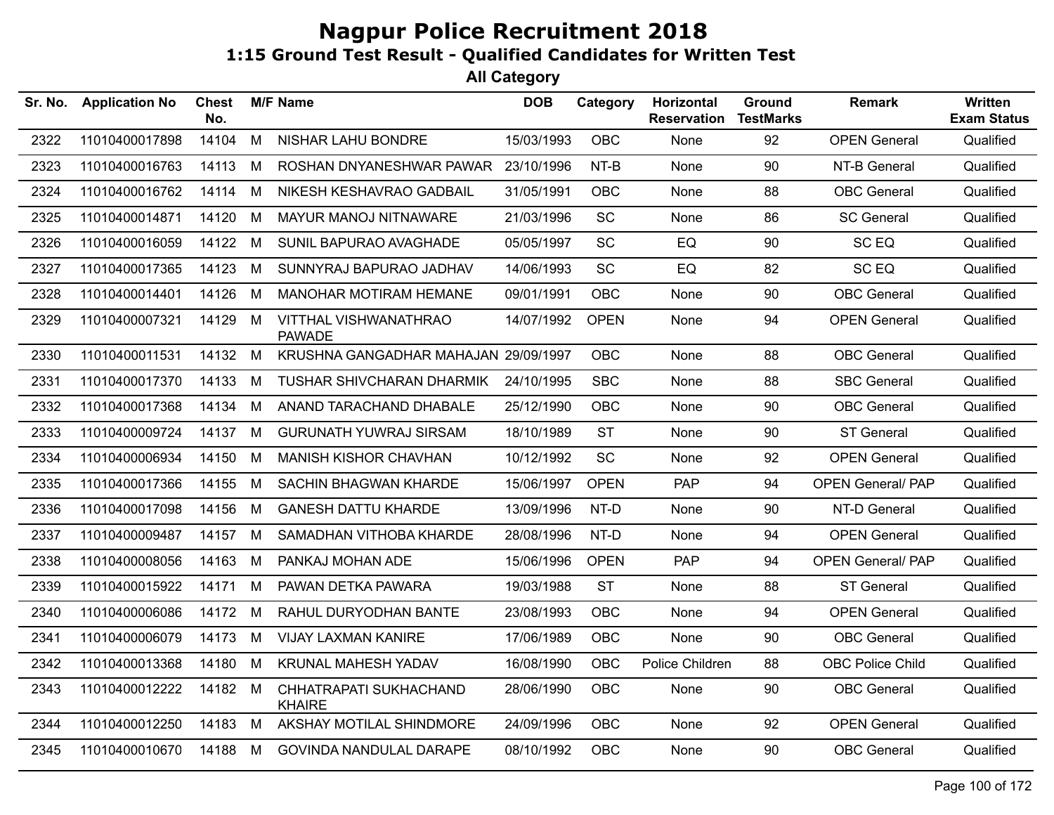# Nagpur Police Recruitment 2018

## 1:15 Ground Test Result - Qualified Candidates for Written Test

### All Category

| Sr. No. | Application No | Chest No. | M/F | Name | DOB | Category | Horizontal Reservation | Ground TestMarks | Remark | Written Exam Status |
|---|---|---|---|---|---|---|---|---|---|---|
| 2322 | 11010400017898 | 14104 | M | NISHAR LAHU BONDRE | 15/03/1993 | OBC | None | 92 | OPEN General | Qualified |
| 2323 | 11010400016763 | 14113 | M | ROSHAN DNYANESHWAR PAWAR | 23/10/1996 | NT-B | None | 90 | NT-B General | Qualified |
| 2324 | 11010400016762 | 14114 | M | NIKESH KESHAVRAO GADBAIL | 31/05/1991 | OBC | None | 88 | OBC General | Qualified |
| 2325 | 11010400014871 | 14120 | M | MAYUR MANOJ NITNAWARE | 21/03/1996 | SC | None | 86 | SC General | Qualified |
| 2326 | 11010400016059 | 14122 | M | SUNIL BAPURAO AVAGHADE | 05/05/1997 | SC | EQ | 90 | SC EQ | Qualified |
| 2327 | 11010400017365 | 14123 | M | SUNNYRAJ BAPURAO JADHAV | 14/06/1993 | SC | EQ | 82 | SC EQ | Qualified |
| 2328 | 11010400014401 | 14126 | M | MANOHAR MOTIRAM HEMANE | 09/01/1991 | OBC | None | 90 | OBC General | Qualified |
| 2329 | 11010400007321 | 14129 | M | VITTHAL VISHWANATHRAO PAWADE | 14/07/1992 | OPEN | None | 94 | OPEN General | Qualified |
| 2330 | 11010400011531 | 14132 | M | KRUSHNA GANGADHAR MAHAJAN | 29/09/1997 | OBC | None | 88 | OBC General | Qualified |
| 2331 | 11010400017370 | 14133 | M | TUSHAR SHIVCHARAN DHARMIK | 24/10/1995 | SBC | None | 88 | SBC General | Qualified |
| 2332 | 11010400017368 | 14134 | M | ANAND TARACHAND DHABALE | 25/12/1990 | OBC | None | 90 | OBC General | Qualified |
| 2333 | 11010400009724 | 14137 | M | GURUNATH YUWRAJ SIRSAM | 18/10/1989 | ST | None | 90 | ST General | Qualified |
| 2334 | 11010400006934 | 14150 | M | MANISH KISHOR CHAVHAN | 10/12/1992 | SC | None | 92 | OPEN General | Qualified |
| 2335 | 11010400017366 | 14155 | M | SACHIN BHAGWAN KHARDE | 15/06/1997 | OPEN | PAP | 94 | OPEN General/ PAP | Qualified |
| 2336 | 11010400017098 | 14156 | M | GANESH DATTU KHARDE | 13/09/1996 | NT-D | None | 90 | NT-D General | Qualified |
| 2337 | 11010400009487 | 14157 | M | SAMADHAN VITHOBA KHARDE | 28/08/1996 | NT-D | None | 94 | OPEN General | Qualified |
| 2338 | 11010400008056 | 14163 | M | PANKAJ MOHAN ADE | 15/06/1996 | OPEN | PAP | 94 | OPEN General/ PAP | Qualified |
| 2339 | 11010400015922 | 14171 | M | PAWAN DETKA PAWARA | 19/03/1988 | ST | None | 88 | ST General | Qualified |
| 2340 | 11010400006086 | 14172 | M | RAHUL DURYODHAN BANTE | 23/08/1993 | OBC | None | 94 | OPEN General | Qualified |
| 2341 | 11010400006079 | 14173 | M | VIJAY LAXMAN KANIRE | 17/06/1989 | OBC | None | 90 | OBC General | Qualified |
| 2342 | 11010400013368 | 14180 | M | KRUNAL MAHESH YADAV | 16/08/1990 | OBC | Police Children | 88 | OBC Police Child | Qualified |
| 2343 | 11010400012222 | 14182 | M | CHHATRAPATI SUKHACHAND KHAIRE | 28/06/1990 | OBC | None | 90 | OBC General | Qualified |
| 2344 | 11010400012250 | 14183 | M | AKSHAY MOTILAL SHINDMORE | 24/09/1996 | OBC | None | 92 | OPEN General | Qualified |
| 2345 | 11010400010670 | 14188 | M | GOVINDA NANDULAL DARAPE | 08/10/1992 | OBC | None | 90 | OBC General | Qualified |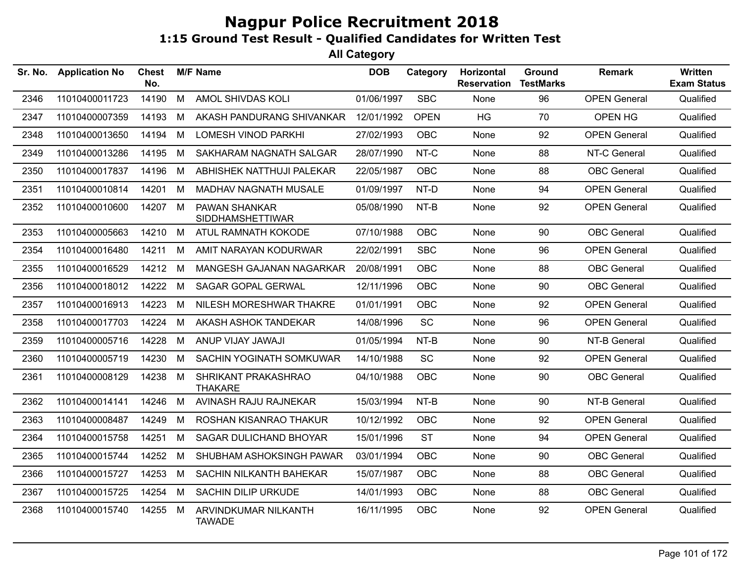# Nagpur Police Recruitment 2018

## 1:15 Ground Test Result - Qualified Candidates for Written Test

### All Category

| Sr. No. | Application No | Chest No. | M/F | Name | DOB | Category | Horizontal Reservation | Ground TestMarks | Remark | Written Exam Status |
|---|---|---|---|---|---|---|---|---|---|---|
| 2346 | 11010400011723 | 14190 | M | AMOL SHIVDAS KOLI | 01/06/1997 | SBC | None | 96 | OPEN General | Qualified |
| 2347 | 11010400007359 | 14193 | M | AKASH PANDURANG SHIVANKAR | 12/01/1992 | OPEN | HG | 70 | OPEN HG | Qualified |
| 2348 | 11010400013650 | 14194 | M | LOMESH VINOD PARKHI | 27/02/1993 | OBC | None | 92 | OPEN General | Qualified |
| 2349 | 11010400013286 | 14195 | M | SAKHARAM NAGNATH SALGAR | 28/07/1990 | NT-C | None | 88 | NT-C General | Qualified |
| 2350 | 11010400017837 | 14196 | M | ABHISHEK NATTHUJI PALEKAR | 22/05/1987 | OBC | None | 88 | OBC General | Qualified |
| 2351 | 11010400010814 | 14201 | M | MADHAV NAGNATH MUSALE | 01/09/1997 | NT-D | None | 94 | OPEN General | Qualified |
| 2352 | 11010400010600 | 14207 | M | PAWAN SHANKAR SIDDHAMSHETTIWAR | 05/08/1990 | NT-B | None | 92 | OPEN General | Qualified |
| 2353 | 11010400005663 | 14210 | M | ATUL RAMNATH KOKODE | 07/10/1988 | OBC | None | 90 | OBC General | Qualified |
| 2354 | 11010400016480 | 14211 | M | AMIT NARAYAN KODURWAR | 22/02/1991 | SBC | None | 96 | OPEN General | Qualified |
| 2355 | 11010400016529 | 14212 | M | MANGESH GAJANAN NAGARKAR | 20/08/1991 | OBC | None | 88 | OBC General | Qualified |
| 2356 | 11010400018012 | 14222 | M | SAGAR GOPAL GERWAL | 12/11/1996 | OBC | None | 90 | OBC General | Qualified |
| 2357 | 11010400016913 | 14223 | M | NILESH MORESHWAR THAKRE | 01/01/1991 | OBC | None | 92 | OPEN General | Qualified |
| 2358 | 11010400017703 | 14224 | M | AKASH ASHOK TANDEKAR | 14/08/1996 | SC | None | 96 | OPEN General | Qualified |
| 2359 | 11010400005716 | 14228 | M | ANUP VIJAY JAWAJI | 01/05/1994 | NT-B | None | 90 | NT-B General | Qualified |
| 2360 | 11010400005719 | 14230 | M | SACHIN YOGINATH SOMKUWAR | 14/10/1988 | SC | None | 92 | OPEN General | Qualified |
| 2361 | 11010400008129 | 14238 | M | SHRIKANT PRAKASHRAO THAKARE | 04/10/1988 | OBC | None | 90 | OBC General | Qualified |
| 2362 | 11010400014141 | 14246 | M | AVINASH RAJU RAJNEKAR | 15/03/1994 | NT-B | None | 90 | NT-B General | Qualified |
| 2363 | 11010400008487 | 14249 | M | ROSHAN KISANRAO THAKUR | 10/12/1992 | OBC | None | 92 | OPEN General | Qualified |
| 2364 | 11010400015758 | 14251 | M | SAGAR DULICHAND BHOYAR | 15/01/1996 | ST | None | 94 | OPEN General | Qualified |
| 2365 | 11010400015744 | 14252 | M | SHUBHAM ASHOKSINGH PAWAR | 03/01/1994 | OBC | None | 90 | OBC General | Qualified |
| 2366 | 11010400015727 | 14253 | M | SACHIN NILKANTH BAHEKAR | 15/07/1987 | OBC | None | 88 | OBC General | Qualified |
| 2367 | 11010400015725 | 14254 | M | SACHIN DILIP URKUDE | 14/01/1993 | OBC | None | 88 | OBC General | Qualified |
| 2368 | 11010400015740 | 14255 | M | ARVINDKUMAR NILKANTH TAWADE | 16/11/1995 | OBC | None | 92 | OPEN General | Qualified |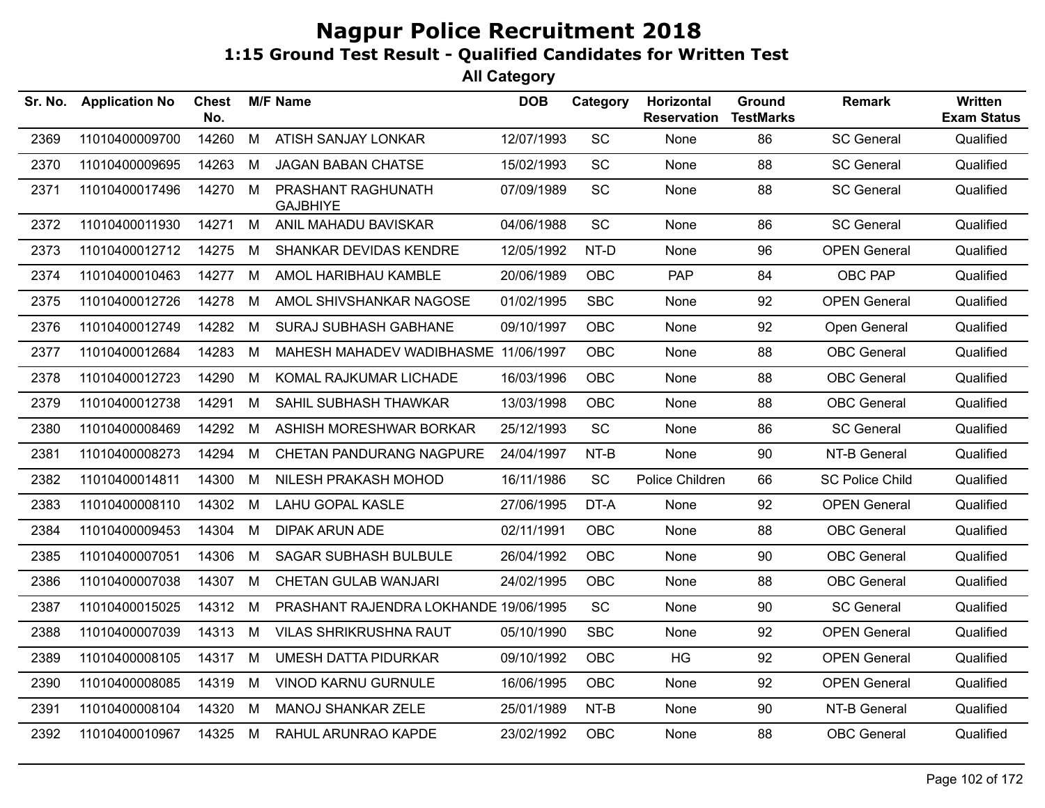# Nagpur Police Recruitment 2018

## 1:15 Ground Test Result - Qualified Candidates for Written Test

### All Category

| Sr. No. | Application No | Chest No. | M/F | Name | DOB | Category | Horizontal Reservation | Ground TestMarks | Remark | Written Exam Status |
|---|---|---|---|---|---|---|---|---|---|---|
| 2369 | 11010400009700 | 14260 | M | ATISH SANJAY LONKAR | 12/07/1993 | SC | None | 86 | SC General | Qualified |
| 2370 | 11010400009695 | 14263 | M | JAGAN BABAN CHATSE | 15/02/1993 | SC | None | 88 | SC General | Qualified |
| 2371 | 11010400017496 | 14270 | M | PRASHANT RAGHUNATH GAJBHIYE | 07/09/1989 | SC | None | 88 | SC General | Qualified |
| 2372 | 11010400011930 | 14271 | M | ANIL MAHADU BAVISKAR | 04/06/1988 | SC | None | 86 | SC General | Qualified |
| 2373 | 11010400012712 | 14275 | M | SHANKAR DEVIDAS KENDRE | 12/05/1992 | NT-D | None | 96 | OPEN General | Qualified |
| 2374 | 11010400010463 | 14277 | M | AMOL HARIBHAU KAMBLE | 20/06/1989 | OBC | PAP | 84 | OBC PAP | Qualified |
| 2375 | 11010400012726 | 14278 | M | AMOL SHIVSHANKAR NAGOSE | 01/02/1995 | SBC | None | 92 | OPEN General | Qualified |
| 2376 | 11010400012749 | 14282 | M | SURAJ SUBHASH GABHANE | 09/10/1997 | OBC | None | 92 | Open General | Qualified |
| 2377 | 11010400012684 | 14283 | M | MAHESH MAHADEV WADIBHASME | 11/06/1997 | OBC | None | 88 | OBC General | Qualified |
| 2378 | 11010400012723 | 14290 | M | KOMAL RAJKUMAR LICHADE | 16/03/1996 | OBC | None | 88 | OBC General | Qualified |
| 2379 | 11010400012738 | 14291 | M | SAHIL SUBHASH THAWKAR | 13/03/1998 | OBC | None | 88 | OBC General | Qualified |
| 2380 | 11010400008469 | 14292 | M | ASHISH MORESHWAR BORKAR | 25/12/1993 | SC | None | 86 | SC General | Qualified |
| 2381 | 11010400008273 | 14294 | M | CHETAN PANDURANG NAGPURE | 24/04/1997 | NT-B | None | 90 | NT-B General | Qualified |
| 2382 | 11010400014811 | 14300 | M | NILESH PRAKASH MOHOD | 16/11/1986 | SC | Police Children | 66 | SC Police Child | Qualified |
| 2383 | 11010400008110 | 14302 | M | LAHU GOPAL KASLE | 27/06/1995 | DT-A | None | 92 | OPEN General | Qualified |
| 2384 | 11010400009453 | 14304 | M | DIPAK ARUN ADE | 02/11/1991 | OBC | None | 88 | OBC General | Qualified |
| 2385 | 11010400007051 | 14306 | M | SAGAR SUBHASH BULBULE | 26/04/1992 | OBC | None | 90 | OBC General | Qualified |
| 2386 | 11010400007038 | 14307 | M | CHETAN GULAB WANJARI | 24/02/1995 | OBC | None | 88 | OBC General | Qualified |
| 2387 | 11010400015025 | 14312 | M | PRASHANT RAJENDRA LOKHANDE | 19/06/1995 | SC | None | 90 | SC General | Qualified |
| 2388 | 11010400007039 | 14313 | M | VILAS SHRIKRUSHNA RAUT | 05/10/1990 | SBC | None | 92 | OPEN General | Qualified |
| 2389 | 11010400008105 | 14317 | M | UMESH DATTA PIDURKAR | 09/10/1992 | OBC | HG | 92 | OPEN General | Qualified |
| 2390 | 11010400008085 | 14319 | M | VINOD KARNU GURNULE | 16/06/1995 | OBC | None | 92 | OPEN General | Qualified |
| 2391 | 11010400008104 | 14320 | M | MANOJ SHANKAR ZELE | 25/01/1989 | NT-B | None | 90 | NT-B General | Qualified |
| 2392 | 11010400010967 | 14325 | M | RAHUL ARUNRAO KAPDE | 23/02/1992 | OBC | None | 88 | OBC General | Qualified |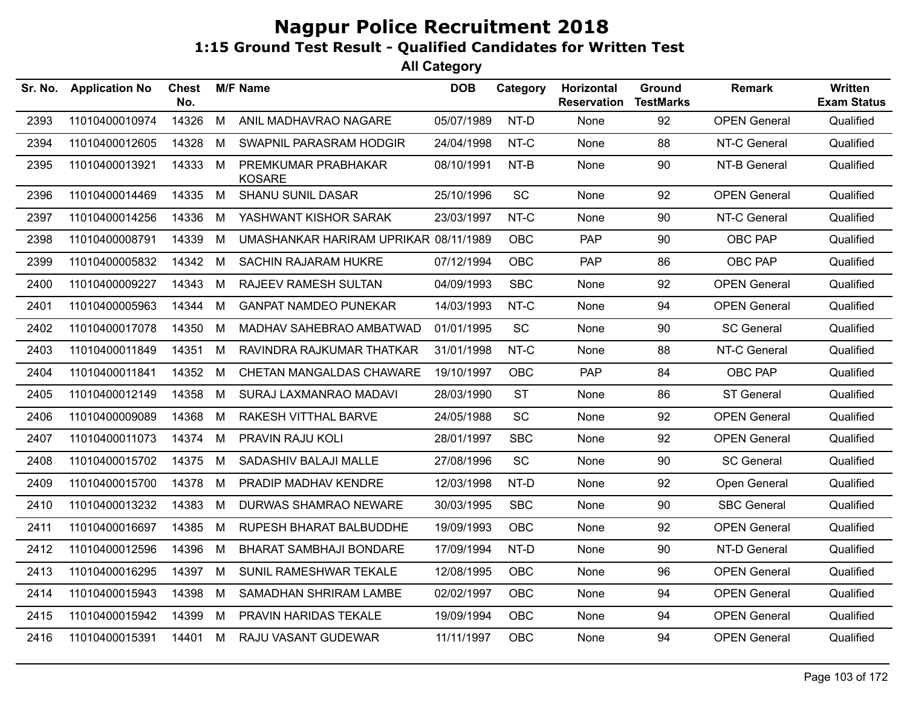# Nagpur Police Recruitment 2018

## 1:15 Ground Test Result - Qualified Candidates for Written Test

### All Category

| Sr. No. | Application No | Chest No. | M/F | Name | DOB | Category | Horizontal Reservation | Ground TestMarks | Remark | Written Exam Status |
|---|---|---|---|---|---|---|---|---|---|---|
| 2393 | 11010400010974 | 14326 | M | ANIL MADHAVRAO NAGARE | 05/07/1989 | NT-D | None | 92 | OPEN General | Qualified |
| 2394 | 11010400012605 | 14328 | M | SWAPNIL PARASRAM HODGIR | 24/04/1998 | NT-C | None | 88 | NT-C General | Qualified |
| 2395 | 11010400013921 | 14333 | M | PREMKUMAR PRABHAKAR KOSARE | 08/10/1991 | NT-B | None | 90 | NT-B General | Qualified |
| 2396 | 11010400014469 | 14335 | M | SHANU SUNIL DASAR | 25/10/1996 | SC | None | 92 | OPEN General | Qualified |
| 2397 | 11010400014256 | 14336 | M | YASHWANT KISHOR SARAK | 23/03/1997 | NT-C | None | 90 | NT-C General | Qualified |
| 2398 | 11010400008791 | 14339 | M | UMASHANKAR HARIRAM UPRIKAR | 08/11/1989 | OBC | PAP | 90 | OBC PAP | Qualified |
| 2399 | 11010400005832 | 14342 | M | SACHIN RAJARAM HUKRE | 07/12/1994 | OBC | PAP | 86 | OBC PAP | Qualified |
| 2400 | 11010400009227 | 14343 | M | RAJEEV RAMESH SULTAN | 04/09/1993 | SBC | None | 92 | OPEN General | Qualified |
| 2401 | 11010400005963 | 14344 | M | GANPAT NAMDEO PUNEKAR | 14/03/1993 | NT-C | None | 94 | OPEN General | Qualified |
| 2402 | 11010400017078 | 14350 | M | MADHAV SAHEBRAO AMBATWAD | 01/01/1995 | SC | None | 90 | SC General | Qualified |
| 2403 | 11010400011849 | 14351 | M | RAVINDRA RAJKUMAR THATKAR | 31/01/1998 | NT-C | None | 88 | NT-C General | Qualified |
| 2404 | 11010400011841 | 14352 | M | CHETAN MANGALDAS CHAWARE | 19/10/1997 | OBC | PAP | 84 | OBC PAP | Qualified |
| 2405 | 11010400012149 | 14358 | M | SURAJ LAXMANRAO MADAVI | 28/03/1990 | ST | None | 86 | ST General | Qualified |
| 2406 | 11010400009089 | 14368 | M | RAKESH VITTHAL BARVE | 24/05/1988 | SC | None | 92 | OPEN General | Qualified |
| 2407 | 11010400011073 | 14374 | M | PRAVIN RAJU KOLI | 28/01/1997 | SBC | None | 92 | OPEN General | Qualified |
| 2408 | 11010400015702 | 14375 | M | SADASHIV BALAJI MALLE | 27/08/1996 | SC | None | 90 | SC General | Qualified |
| 2409 | 11010400015700 | 14378 | M | PRADIP MADHAV KENDRE | 12/03/1998 | NT-D | None | 92 | Open General | Qualified |
| 2410 | 11010400013232 | 14383 | M | DURWAS SHAMRAO NEWARE | 30/03/1995 | SBC | None | 90 | SBC General | Qualified |
| 2411 | 11010400016697 | 14385 | M | RUPESH BHARAT BALBUDDHE | 19/09/1993 | OBC | None | 92 | OPEN General | Qualified |
| 2412 | 11010400012596 | 14396 | M | BHARAT SAMBHAJI BONDARE | 17/09/1994 | NT-D | None | 90 | NT-D General | Qualified |
| 2413 | 11010400016295 | 14397 | M | SUNIL RAMESHWAR TEKALE | 12/08/1995 | OBC | None | 96 | OPEN General | Qualified |
| 2414 | 11010400015943 | 14398 | M | SAMADHAN SHRIRAM LAMBE | 02/02/1997 | OBC | None | 94 | OPEN General | Qualified |
| 2415 | 11010400015942 | 14399 | M | PRAVIN HARIDAS TEKALE | 19/09/1994 | OBC | None | 94 | OPEN General | Qualified |
| 2416 | 11010400015391 | 14401 | M | RAJU VASANT GUDEWAR | 11/11/1997 | OBC | None | 94 | OPEN General | Qualified |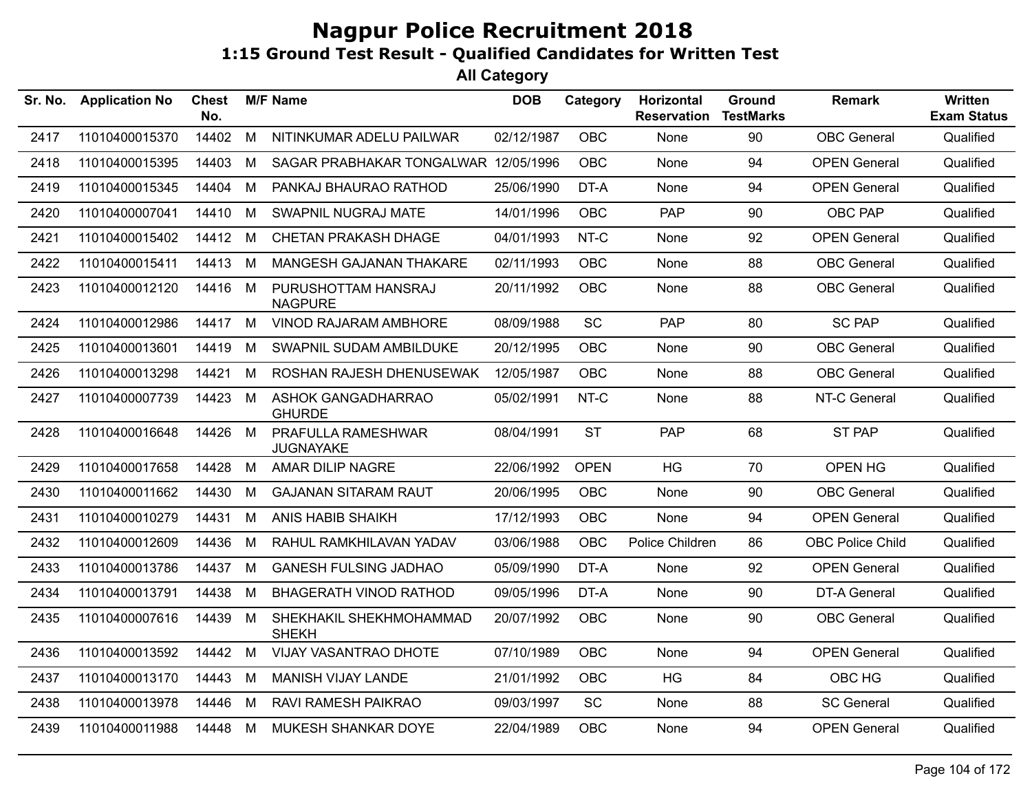# Nagpur Police Recruitment 2018

## 1:15 Ground Test Result - Qualified Candidates for Written Test

### All Category

| Sr. No. | Application No | Chest No. | M/F | Name | DOB | Category | Horizontal Reservation | Ground TestMarks | Remark | Written Exam Status |
|---|---|---|---|---|---|---|---|---|---|---|
| 2417 | 11010400015370 | 14402 | M | NITINKUMAR ADELU PAILWAR | 02/12/1987 | OBC | None | 90 | OBC General | Qualified |
| 2418 | 11010400015395 | 14403 | M | SAGAR PRABHAKAR TONGALWAR | 12/05/1996 | OBC | None | 94 | OPEN General | Qualified |
| 2419 | 11010400015345 | 14404 | M | PANKAJ BHAURAO RATHOD | 25/06/1990 | DT-A | None | 94 | OPEN General | Qualified |
| 2420 | 11010400007041 | 14410 | M | SWAPNIL NUGRAJ MATE | 14/01/1996 | OBC | PAP | 90 | OBC PAP | Qualified |
| 2421 | 11010400015402 | 14412 | M | CHETAN PRAKASH DHAGE | 04/01/1993 | NT-C | None | 92 | OPEN General | Qualified |
| 2422 | 11010400015411 | 14413 | M | MANGESH GAJANAN THAKARE | 02/11/1993 | OBC | None | 88 | OBC General | Qualified |
| 2423 | 11010400012120 | 14416 | M | PURUSHOTTAM HANSRAJ NAGPURE | 20/11/1992 | OBC | None | 88 | OBC General | Qualified |
| 2424 | 11010400012986 | 14417 | M | VINOD RAJARAM AMBHORE | 08/09/1988 | SC | PAP | 80 | SC PAP | Qualified |
| 2425 | 11010400013601 | 14419 | M | SWAPNIL SUDAM AMBILDUKE | 20/12/1995 | OBC | None | 90 | OBC General | Qualified |
| 2426 | 11010400013298 | 14421 | M | ROSHAN RAJESH DHENUSEWAK | 12/05/1987 | OBC | None | 88 | OBC General | Qualified |
| 2427 | 11010400007739 | 14423 | M | ASHOK GANGADHARRAO GHURDE | 05/02/1991 | NT-C | None | 88 | NT-C General | Qualified |
| 2428 | 11010400016648 | 14426 | M | PRAFULLA RAMESHWAR JUGNAYAKE | 08/04/1991 | ST | PAP | 68 | ST PAP | Qualified |
| 2429 | 11010400017658 | 14428 | M | AMAR DILIP NAGRE | 22/06/1992 | OPEN | HG | 70 | OPEN HG | Qualified |
| 2430 | 11010400011662 | 14430 | M | GAJANAN SITARAM RAUT | 20/06/1995 | OBC | None | 90 | OBC General | Qualified |
| 2431 | 11010400010279 | 14431 | M | ANIS HABIB SHAIKH | 17/12/1993 | OBC | None | 94 | OPEN General | Qualified |
| 2432 | 11010400012609 | 14436 | M | RAHUL RAMKHILAVAN YADAV | 03/06/1988 | OBC | Police Children | 86 | OBC Police Child | Qualified |
| 2433 | 11010400013786 | 14437 | M | GANESH FULSING JADHAO | 05/09/1990 | DT-A | None | 92 | OPEN General | Qualified |
| 2434 | 11010400013791 | 14438 | M | BHAGERATH VINOD RATHOD | 09/05/1996 | DT-A | None | 90 | DT-A General | Qualified |
| 2435 | 11010400007616 | 14439 | M | SHEKHAKIL SHEKHMOHAMMAD SHEKH | 20/07/1992 | OBC | None | 90 | OBC General | Qualified |
| 2436 | 11010400013592 | 14442 | M | VIJAY VASANTRAO DHOTE | 07/10/1989 | OBC | None | 94 | OPEN General | Qualified |
| 2437 | 11010400013170 | 14443 | M | MANISH VIJAY LANDE | 21/01/1992 | OBC | HG | 84 | OBC HG | Qualified |
| 2438 | 11010400013978 | 14446 | M | RAVI RAMESH PAIKRAO | 09/03/1997 | SC | None | 88 | SC General | Qualified |
| 2439 | 11010400011988 | 14448 | M | MUKESH SHANKAR DOYE | 22/04/1989 | OBC | None | 94 | OPEN General | Qualified |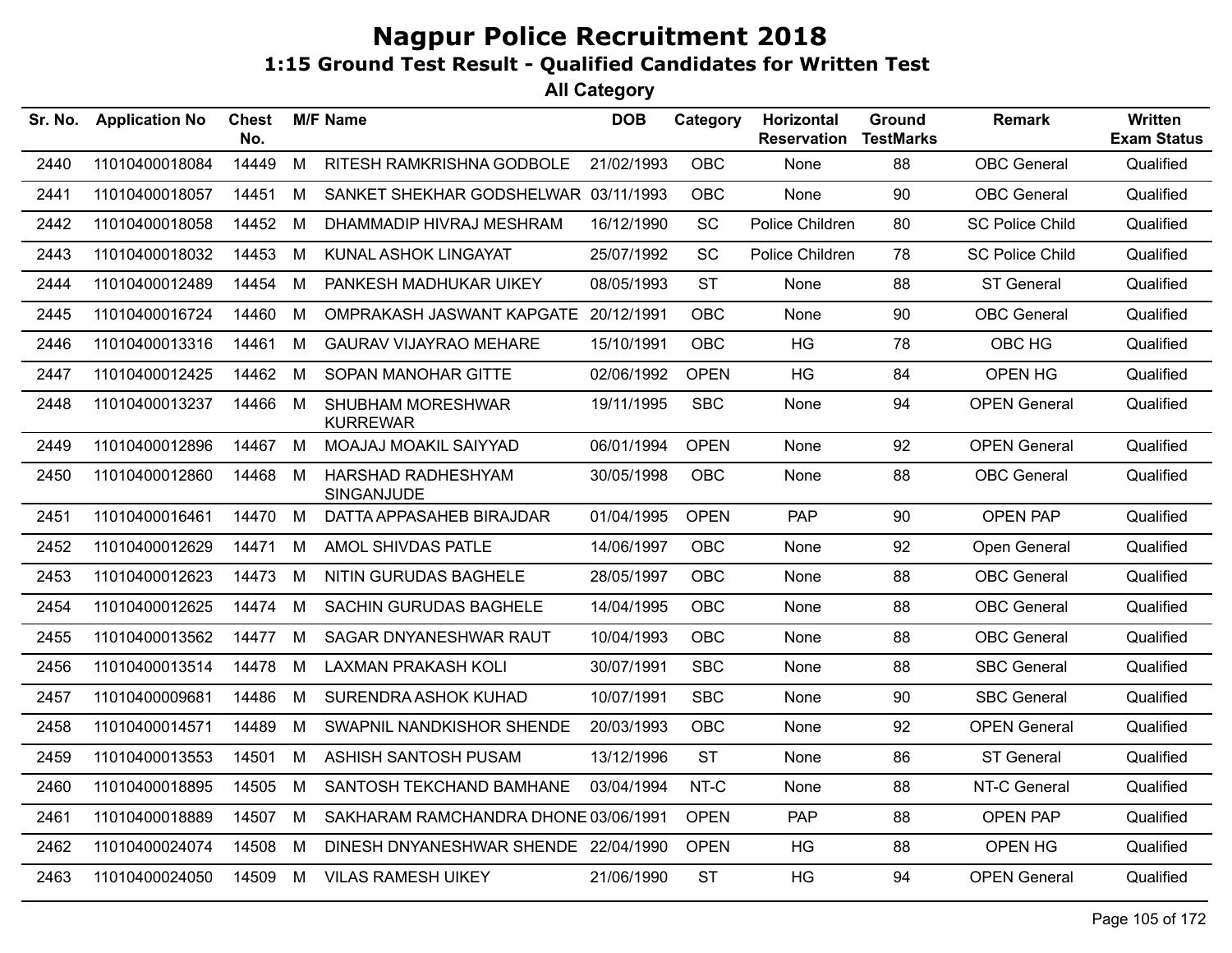# Nagpur Police Recruitment 2018

## 1:15 Ground Test Result - Qualified Candidates for Written Test

### All Category

| Sr. No. | Application No | Chest No. | M/F | Name | DOB | Category | Horizontal Reservation | Ground TestMarks | Remark | Written Exam Status |
|---|---|---|---|---|---|---|---|---|---|---|
| 2440 | 11010400018084 | 14449 | M | RITESH RAMKRISHNA GODBOLE | 21/02/1993 | OBC | None | 88 | OBC General | Qualified |
| 2441 | 11010400018057 | 14451 | M | SANKET SHEKHAR GODSHELWAR | 03/11/1993 | OBC | None | 90 | OBC General | Qualified |
| 2442 | 11010400018058 | 14452 | M | DHAMMADIP HIVRAJ MESHRAM | 16/12/1990 | SC | Police Children | 80 | SC Police Child | Qualified |
| 2443 | 11010400018032 | 14453 | M | KUNAL ASHOK LINGAYAT | 25/07/1992 | SC | Police Children | 78 | SC Police Child | Qualified |
| 2444 | 11010400012489 | 14454 | M | PANKESH MADHUKAR UIKEY | 08/05/1993 | ST | None | 88 | ST General | Qualified |
| 2445 | 11010400016724 | 14460 | M | OMPRAKASH JASWANT KAPGATE | 20/12/1991 | OBC | None | 90 | OBC General | Qualified |
| 2446 | 11010400013316 | 14461 | M | GAURAV VIJAYRAO MEHARE | 15/10/1991 | OBC | HG | 78 | OBC HG | Qualified |
| 2447 | 11010400012425 | 14462 | M | SOPAN MANOHAR GITTE | 02/06/1992 | OPEN | HG | 84 | OPEN HG | Qualified |
| 2448 | 11010400013237 | 14466 | M | SHUBHAM MORESHWAR KURREWAR | 19/11/1995 | SBC | None | 94 | OPEN General | Qualified |
| 2449 | 11010400012896 | 14467 | M | MOAJAJ MOAKIL SAIYYAD | 06/01/1994 | OPEN | None | 92 | OPEN General | Qualified |
| 2450 | 11010400012860 | 14468 | M | HARSHAD RADHESHYAM SINGANJUDE | 30/05/1998 | OBC | None | 88 | OBC General | Qualified |
| 2451 | 11010400016461 | 14470 | M | DATTA APPASAHEB BIRAJDAR | 01/04/1995 | OPEN | PAP | 90 | OPEN PAP | Qualified |
| 2452 | 11010400012629 | 14471 | M | AMOL SHIVDAS PATLE | 14/06/1997 | OBC | None | 92 | Open General | Qualified |
| 2453 | 11010400012623 | 14473 | M | NITIN GURUDAS BAGHELE | 28/05/1997 | OBC | None | 88 | OBC General | Qualified |
| 2454 | 11010400012625 | 14474 | M | SACHIN GURUDAS BAGHELE | 14/04/1995 | OBC | None | 88 | OBC General | Qualified |
| 2455 | 11010400013562 | 14477 | M | SAGAR DNYANESHWAR RAUT | 10/04/1993 | OBC | None | 88 | OBC General | Qualified |
| 2456 | 11010400013514 | 14478 | M | LAXMAN PRAKASH KOLI | 30/07/1991 | SBC | None | 88 | SBC General | Qualified |
| 2457 | 11010400009681 | 14486 | M | SURENDRA ASHOK KUHAD | 10/07/1991 | SBC | None | 90 | SBC General | Qualified |
| 2458 | 11010400014571 | 14489 | M | SWAPNIL NANDKISHOR SHENDE | 20/03/1993 | OBC | None | 92 | OPEN General | Qualified |
| 2459 | 11010400013553 | 14501 | M | ASHISH SANTOSH PUSAM | 13/12/1996 | ST | None | 86 | ST General | Qualified |
| 2460 | 11010400018895 | 14505 | M | SANTOSH TEKCHAND BAMHANE | 03/04/1994 | NT-C | None | 88 | NT-C General | Qualified |
| 2461 | 11010400018889 | 14507 | M | SAKHARAM RAMCHANDRA DHONE | 03/06/1991 | OPEN | PAP | 88 | OPEN PAP | Qualified |
| 2462 | 11010400024074 | 14508 | M | DINESH DNYANESHWAR SHENDE | 22/04/1990 | OPEN | HG | 88 | OPEN HG | Qualified |
| 2463 | 11010400024050 | 14509 | M | VILAS RAMESH UIKEY | 21/06/1990 | ST | HG | 94 | OPEN General | Qualified |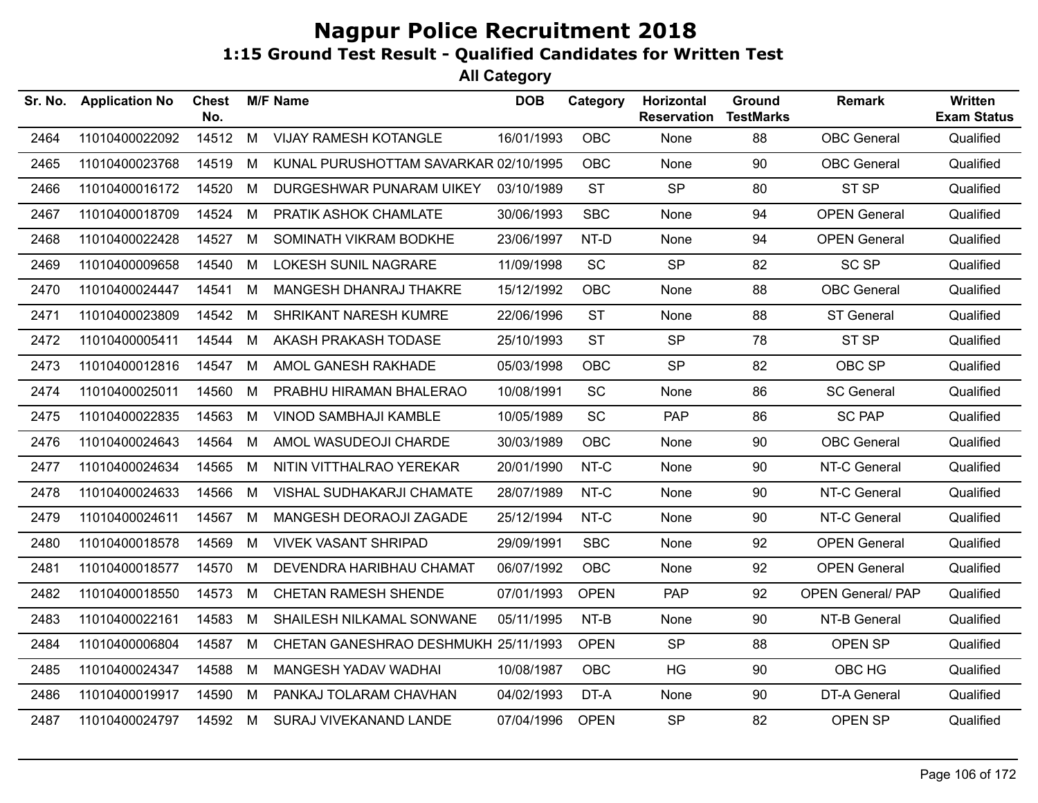# Nagpur Police Recruitment 2018

## 1:15 Ground Test Result - Qualified Candidates for Written Test

### All Category

| Sr. No. | Application No | Chest No. | M/F | Name | DOB | Category | Horizontal Reservation | Ground TestMarks | Remark | Written Exam Status |
|---|---|---|---|---|---|---|---|---|---|---|
| 2464 | 11010400022092 | 14512 | M | VIJAY RAMESH KOTANGLE | 16/01/1993 | OBC | None | 88 | OBC General | Qualified |
| 2465 | 11010400023768 | 14519 | M | KUNAL PURUSHOTTAM SAVARKAR | 02/10/1995 | OBC | None | 90 | OBC General | Qualified |
| 2466 | 11010400016172 | 14520 | M | DURGESHWAR PUNARAM UIKEY | 03/10/1989 | ST | SP | 80 | ST SP | Qualified |
| 2467 | 11010400018709 | 14524 | M | PRATIK ASHOK CHAMLATE | 30/06/1993 | SBC | None | 94 | OPEN General | Qualified |
| 2468 | 11010400022428 | 14527 | M | SOMINATH VIKRAM BODKHE | 23/06/1997 | NT-D | None | 94 | OPEN General | Qualified |
| 2469 | 11010400009658 | 14540 | M | LOKESH SUNIL NAGRARE | 11/09/1998 | SC | SP | 82 | SC SP | Qualified |
| 2470 | 11010400024447 | 14541 | M | MANGESH DHANRAJ THAKRE | 15/12/1992 | OBC | None | 88 | OBC General | Qualified |
| 2471 | 11010400023809 | 14542 | M | SHRIKANT NARESH KUMRE | 22/06/1996 | ST | None | 88 | ST General | Qualified |
| 2472 | 11010400005411 | 14544 | M | AKASH PRAKASH TODASE | 25/10/1993 | ST | SP | 78 | ST SP | Qualified |
| 2473 | 11010400012816 | 14547 | M | AMOL GANESH RAKHADE | 05/03/1998 | OBC | SP | 82 | OBC SP | Qualified |
| 2474 | 11010400025011 | 14560 | M | PRABHU HIRAMAN BHALERAO | 10/08/1991 | SC | None | 86 | SC General | Qualified |
| 2475 | 11010400022835 | 14563 | M | VINOD SAMBHAJI KAMBLE | 10/05/1989 | SC | PAP | 86 | SC PAP | Qualified |
| 2476 | 11010400024643 | 14564 | M | AMOL WASUDEOJI CHARDE | 30/03/1989 | OBC | None | 90 | OBC General | Qualified |
| 2477 | 11010400024634 | 14565 | M | NITIN VITTHALRAO YEREKAR | 20/01/1990 | NT-C | None | 90 | NT-C General | Qualified |
| 2478 | 11010400024633 | 14566 | M | VISHAL SUDHAKARJI CHAMATE | 28/07/1989 | NT-C | None | 90 | NT-C General | Qualified |
| 2479 | 11010400024611 | 14567 | M | MANGESH DEORAOJI ZAGADE | 25/12/1994 | NT-C | None | 90 | NT-C General | Qualified |
| 2480 | 11010400018578 | 14569 | M | VIVEK VASANT SHRIPAD | 29/09/1991 | SBC | None | 92 | OPEN General | Qualified |
| 2481 | 11010400018577 | 14570 | M | DEVENDRA HARIBHAU CHAMAT | 06/07/1992 | OBC | None | 92 | OPEN General | Qualified |
| 2482 | 11010400018550 | 14573 | M | CHETAN RAMESH SHENDE | 07/01/1993 | OPEN | PAP | 92 | OPEN General/ PAP | Qualified |
| 2483 | 11010400022161 | 14583 | M | SHAILESH NILKAMAL SONWANE | 05/11/1995 | NT-B | None | 90 | NT-B General | Qualified |
| 2484 | 11010400006804 | 14587 | M | CHETAN GANESHRAO DESHMUKH | 25/11/1993 | OPEN | SP | 88 | OPEN SP | Qualified |
| 2485 | 11010400024347 | 14588 | M | MANGESH YADAV WADHAI | 10/08/1987 | OBC | HG | 90 | OBC HG | Qualified |
| 2486 | 11010400019917 | 14590 | M | PANKAJ TOLARAM CHAVHAN | 04/02/1993 | DT-A | None | 90 | DT-A General | Qualified |
| 2487 | 11010400024797 | 14592 | M | SURAJ VIVEKANAND LANDE | 07/04/1996 | OPEN | SP | 82 | OPEN SP | Qualified |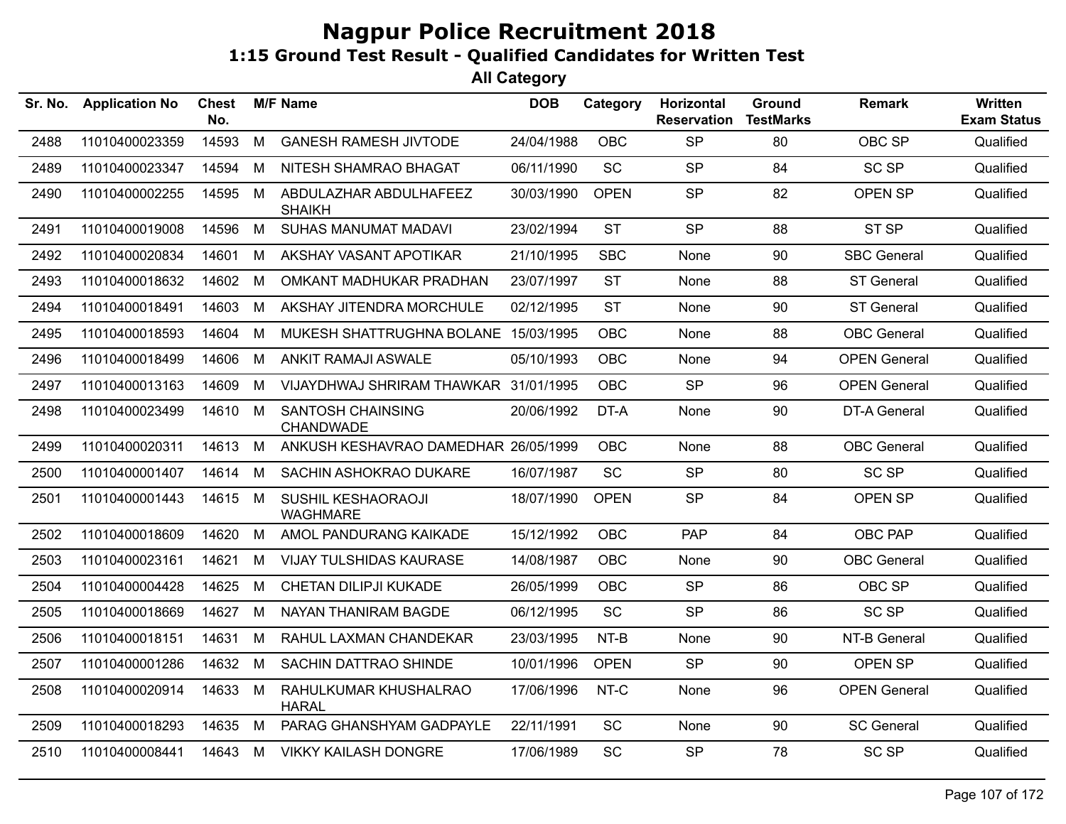# Nagpur Police Recruitment 2018

## 1:15 Ground Test Result - Qualified Candidates for Written Test

### All Category

| Sr. No. | Application No | Chest No. | M/F | Name | DOB | Category | Horizontal Reservation | Ground TestMarks | Remark | Written Exam Status |
|---|---|---|---|---|---|---|---|---|---|---|
| 2488 | 11010400023359 | 14593 | M | GANESH RAMESH JIVTODE | 24/04/1988 | OBC | SP | 80 | OBC SP | Qualified |
| 2489 | 11010400023347 | 14594 | M | NITESH SHAMRAO BHAGAT | 06/11/1990 | SC | SP | 84 | SC SP | Qualified |
| 2490 | 11010400002255 | 14595 | M | ABDULAZHAR ABDULHAFEEZ SHAIKH | 30/03/1990 | OPEN | SP | 82 | OPEN SP | Qualified |
| 2491 | 11010400019008 | 14596 | M | SUHAS MANUMAT MADAVI | 23/02/1994 | ST | SP | 88 | ST SP | Qualified |
| 2492 | 11010400020834 | 14601 | M | AKSHAY VASANT APOTIKAR | 21/10/1995 | SBC | None | 90 | SBC General | Qualified |
| 2493 | 11010400018632 | 14602 | M | OMKANT MADHUKAR PRADHAN | 23/07/1997 | ST | None | 88 | ST General | Qualified |
| 2494 | 11010400018491 | 14603 | M | AKSHAY JITENDRA MORCHULE | 02/12/1995 | ST | None | 90 | ST General | Qualified |
| 2495 | 11010400018593 | 14604 | M | MUKESH SHATTRUGHNA BOLANE | 15/03/1995 | OBC | None | 88 | OBC General | Qualified |
| 2496 | 11010400018499 | 14606 | M | ANKIT RAMAJI ASWALE | 05/10/1993 | OBC | None | 94 | OPEN General | Qualified |
| 2497 | 11010400013163 | 14609 | M | VIJAYDHWAJ SHRIRAM THAWKAR | 31/01/1995 | OBC | SP | 96 | OPEN General | Qualified |
| 2498 | 11010400023499 | 14610 | M | SANTOSH CHAINSING CHANDWADE | 20/06/1992 | DT-A | None | 90 | DT-A General | Qualified |
| 2499 | 11010400020311 | 14613 | M | ANKUSH KESHAVRAO DAMEDHAR | 26/05/1999 | OBC | None | 88 | OBC General | Qualified |
| 2500 | 11010400001407 | 14614 | M | SACHIN ASHOKRAO DUKARE | 16/07/1987 | SC | SP | 80 | SC SP | Qualified |
| 2501 | 11010400001443 | 14615 | M | SUSHIL KESHAORAOJI WAGHMARE | 18/07/1990 | OPEN | SP | 84 | OPEN SP | Qualified |
| 2502 | 11010400018609 | 14620 | M | AMOL PANDURANG KAIKADE | 15/12/1992 | OBC | PAP | 84 | OBC PAP | Qualified |
| 2503 | 11010400023161 | 14621 | M | VIJAY TULSHIDAS KAURASE | 14/08/1987 | OBC | None | 90 | OBC General | Qualified |
| 2504 | 11010400004428 | 14625 | M | CHETAN DILIPJI KUKADE | 26/05/1999 | OBC | SP | 86 | OBC SP | Qualified |
| 2505 | 11010400018669 | 14627 | M | NAYAN THANIRAM BAGDE | 06/12/1995 | SC | SP | 86 | SC SP | Qualified |
| 2506 | 11010400018151 | 14631 | M | RAHUL LAXMAN CHANDEKAR | 23/03/1995 | NT-B | None | 90 | NT-B General | Qualified |
| 2507 | 11010400001286 | 14632 | M | SACHIN DATTRAO SHINDE | 10/01/1996 | OPEN | SP | 90 | OPEN SP | Qualified |
| 2508 | 11010400020914 | 14633 | M | RAHULKUMAR KHUSHALRAO HARAL | 17/06/1996 | NT-C | None | 96 | OPEN General | Qualified |
| 2509 | 11010400018293 | 14635 | M | PARAG GHANSHYAM GADPAYLE | 22/11/1991 | SC | None | 90 | SC General | Qualified |
| 2510 | 11010400008441 | 14643 | M | VIKKY KAILASH DONGRE | 17/06/1989 | SC | SP | 78 | SC SP | Qualified |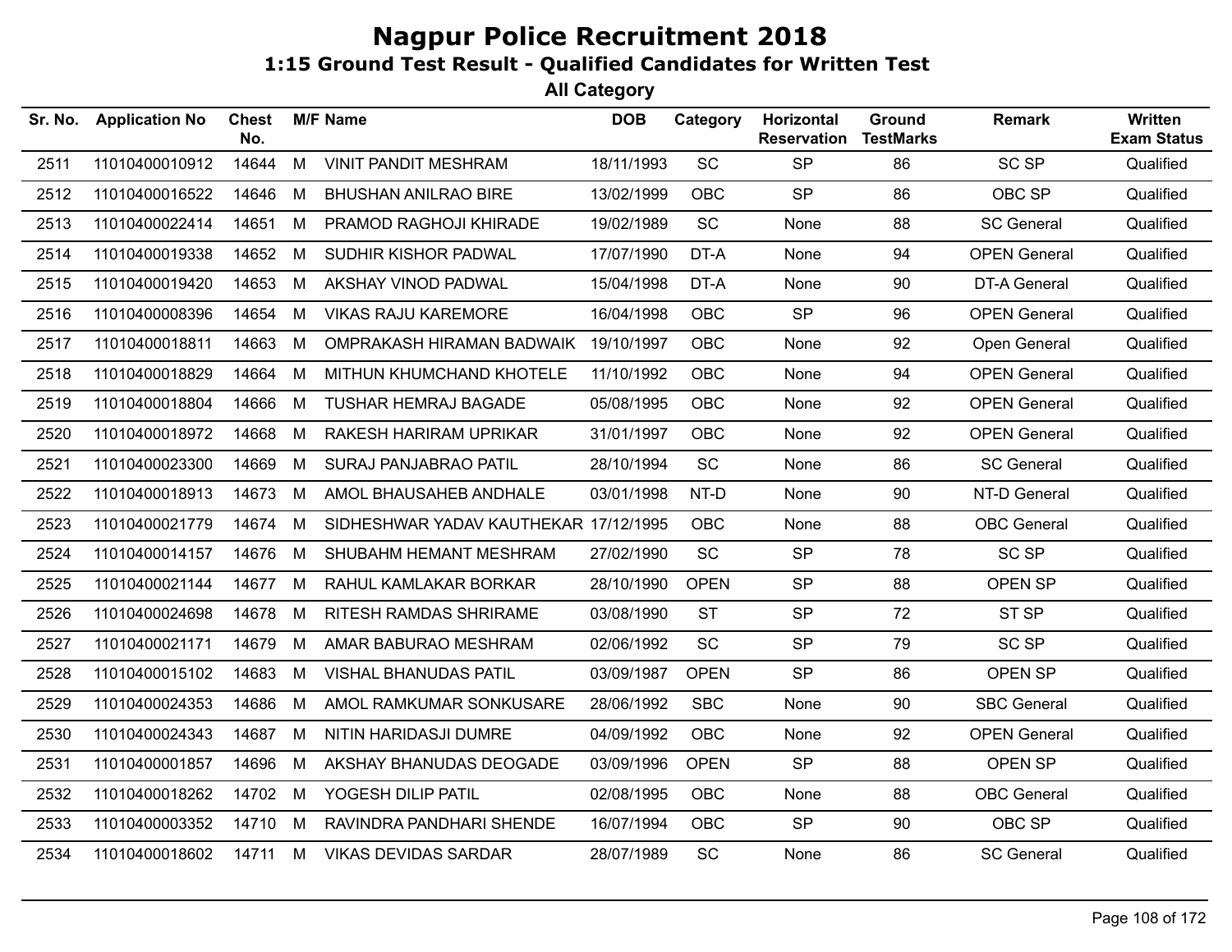# Nagpur Police Recruitment 2018

## 1:15 Ground Test Result - Qualified Candidates for Written Test

### All Category

| Sr. No. | Application No | Chest No. | M/F | Name | DOB | Category | Horizontal Reservation | Ground TestMarks | Remark | Written Exam Status |
|---|---|---|---|---|---|---|---|---|---|---|
| 2511 | 11010400010912 | 14644 | M | VINIT PANDIT MESHRAM | 18/11/1993 | SC | SP | 86 | SC SP | Qualified |
| 2512 | 11010400016522 | 14646 | M | BHUSHAN ANILRAO BIRE | 13/02/1999 | OBC | SP | 86 | OBC SP | Qualified |
| 2513 | 11010400022414 | 14651 | M | PRAMOD RAGHOJI KHIRADE | 19/02/1989 | SC | None | 88 | SC General | Qualified |
| 2514 | 11010400019338 | 14652 | M | SUDHIR KISHOR PADWAL | 17/07/1990 | DT-A | None | 94 | OPEN General | Qualified |
| 2515 | 11010400019420 | 14653 | M | AKSHAY VINOD PADWAL | 15/04/1998 | DT-A | None | 90 | DT-A General | Qualified |
| 2516 | 11010400008396 | 14654 | M | VIKAS RAJU KAREMORE | 16/04/1998 | OBC | SP | 96 | OPEN General | Qualified |
| 2517 | 11010400018811 | 14663 | M | OMPRAKASH HIRAMAN BADWAIK | 19/10/1997 | OBC | None | 92 | Open General | Qualified |
| 2518 | 11010400018829 | 14664 | M | MITHUN KHUMCHAND KHOTELE | 11/10/1992 | OBC | None | 94 | OPEN General | Qualified |
| 2519 | 11010400018804 | 14666 | M | TUSHAR HEMRAJ BAGADE | 05/08/1995 | OBC | None | 92 | OPEN General | Qualified |
| 2520 | 11010400018972 | 14668 | M | RAKESH HARIRAM UPRIKAR | 31/01/1997 | OBC | None | 92 | OPEN General | Qualified |
| 2521 | 11010400023300 | 14669 | M | SURAJ PANJABRAO PATIL | 28/10/1994 | SC | None | 86 | SC General | Qualified |
| 2522 | 11010400018913 | 14673 | M | AMOL BHAUSAHEB ANDHALE | 03/01/1998 | NT-D | None | 90 | NT-D General | Qualified |
| 2523 | 11010400021779 | 14674 | M | SIDHESHWAR YADAV KAUTHEKAR | 17/12/1995 | OBC | None | 88 | OBC General | Qualified |
| 2524 | 11010400014157 | 14676 | M | SHUBAHM HEMANT MESHRAM | 27/02/1990 | SC | SP | 78 | SC SP | Qualified |
| 2525 | 11010400021144 | 14677 | M | RAHUL KAMLAKAR BORKAR | 28/10/1990 | OPEN | SP | 88 | OPEN SP | Qualified |
| 2526 | 11010400024698 | 14678 | M | RITESH RAMDAS SHRIRAME | 03/08/1990 | ST | SP | 72 | ST SP | Qualified |
| 2527 | 11010400021171 | 14679 | M | AMAR BABURAO MESHRAM | 02/06/1992 | SC | SP | 79 | SC SP | Qualified |
| 2528 | 11010400015102 | 14683 | M | VISHAL BHANUDAS PATIL | 03/09/1987 | OPEN | SP | 86 | OPEN SP | Qualified |
| 2529 | 11010400024353 | 14686 | M | AMOL RAMKUMAR SONKUSARE | 28/06/1992 | SBC | None | 90 | SBC General | Qualified |
| 2530 | 11010400024343 | 14687 | M | NITIN HARIDASJI DUMRE | 04/09/1992 | OBC | None | 92 | OPEN General | Qualified |
| 2531 | 11010400001857 | 14696 | M | AKSHAY BHANUDAS DEOGADE | 03/09/1996 | OPEN | SP | 88 | OPEN SP | Qualified |
| 2532 | 11010400018262 | 14702 | M | YOGESH DILIP PATIL | 02/08/1995 | OBC | None | 88 | OBC General | Qualified |
| 2533 | 11010400003352 | 14710 | M | RAVINDRA PANDHARI SHENDE | 16/07/1994 | OBC | SP | 90 | OBC SP | Qualified |
| 2534 | 11010400018602 | 14711 | M | VIKAS DEVIDAS SARDAR | 28/07/1989 | SC | None | 86 | SC General | Qualified |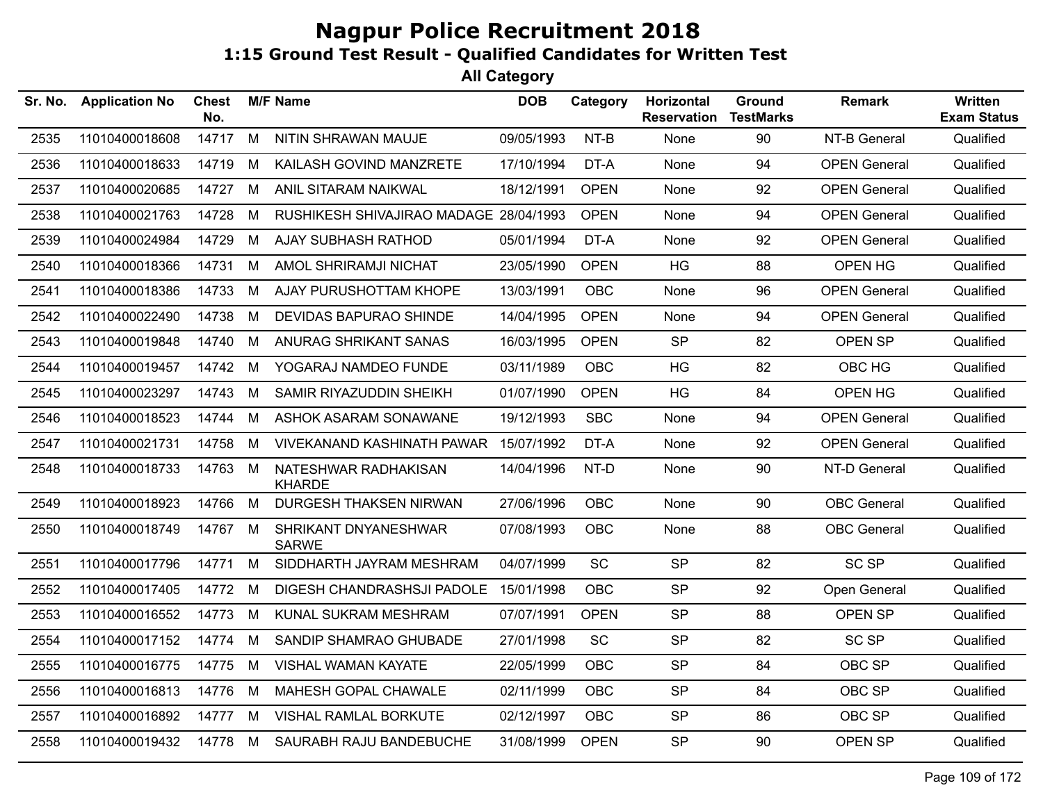# Nagpur Police Recruitment 2018

## 1:15 Ground Test Result - Qualified Candidates for Written Test

### All Category

| Sr. No. | Application No | Chest No. | M/F | Name | DOB | Category | Horizontal Reservation | Ground TestMarks | Remark | Written Exam Status |
|---|---|---|---|---|---|---|---|---|---|---|
| 2535 | 11010400018608 | 14717 | M | NITIN SHRAWAN MAUJE | 09/05/1993 | NT-B | None | 90 | NT-B General | Qualified |
| 2536 | 11010400018633 | 14719 | M | KAILASH GOVIND MANZRETE | 17/10/1994 | DT-A | None | 94 | OPEN General | Qualified |
| 2537 | 11010400020685 | 14727 | M | ANIL SITARAM NAIKWAL | 18/12/1991 | OPEN | None | 92 | OPEN General | Qualified |
| 2538 | 11010400021763 | 14728 | M | RUSHIKESH SHIVAJIRAO MADAGE | 28/04/1993 | OPEN | None | 94 | OPEN General | Qualified |
| 2539 | 11010400024984 | 14729 | M | AJAY SUBHASH RATHOD | 05/01/1994 | DT-A | None | 92 | OPEN General | Qualified |
| 2540 | 11010400018366 | 14731 | M | AMOL SHRIRAMJI NICHAT | 23/05/1990 | OPEN | HG | 88 | OPEN HG | Qualified |
| 2541 | 11010400018386 | 14733 | M | AJAY PURUSHOTTAM KHOPE | 13/03/1991 | OBC | None | 96 | OPEN General | Qualified |
| 2542 | 11010400022490 | 14738 | M | DEVIDAS BAPURAO SHINDE | 14/04/1995 | OPEN | None | 94 | OPEN General | Qualified |
| 2543 | 11010400019848 | 14740 | M | ANURAG SHRIKANT SANAS | 16/03/1995 | OPEN | SP | 82 | OPEN SP | Qualified |
| 2544 | 11010400019457 | 14742 | M | YOGARAJ NAMDEO FUNDE | 03/11/1989 | OBC | HG | 82 | OBC HG | Qualified |
| 2545 | 11010400023297 | 14743 | M | SAMIR RIYAZUDDIN SHEIKH | 01/07/1990 | OPEN | HG | 84 | OPEN HG | Qualified |
| 2546 | 11010400018523 | 14744 | M | ASHOK ASARAM SONAWANE | 19/12/1993 | SBC | None | 94 | OPEN General | Qualified |
| 2547 | 11010400021731 | 14758 | M | VIVEKANAND KASHINATH PAWAR | 15/07/1992 | DT-A | None | 92 | OPEN General | Qualified |
| 2548 | 11010400018733 | 14763 | M | NATESHWAR RADHAKISAN KHARDE | 14/04/1996 | NT-D | None | 90 | NT-D General | Qualified |
| 2549 | 11010400018923 | 14766 | M | DURGESH THAKSEN NIRWAN | 27/06/1996 | OBC | None | 90 | OBC General | Qualified |
| 2550 | 11010400018749 | 14767 | M | SHRIKANT DNYANESHWAR SARWE | 07/08/1993 | OBC | None | 88 | OBC General | Qualified |
| 2551 | 11010400017796 | 14771 | M | SIDDHARTH JAYRAM MESHRAM | 04/07/1999 | SC | SP | 82 | SC SP | Qualified |
| 2552 | 11010400017405 | 14772 | M | DIGESH CHANDRASHSJI PADOLE | 15/01/1998 | OBC | SP | 92 | Open General | Qualified |
| 2553 | 11010400016552 | 14773 | M | KUNAL SUKRAM MESHRAM | 07/07/1991 | OPEN | SP | 88 | OPEN SP | Qualified |
| 2554 | 11010400017152 | 14774 | M | SANDIP SHAMRAO GHUBADE | 27/01/1998 | SC | SP | 82 | SC SP | Qualified |
| 2555 | 11010400016775 | 14775 | M | VISHAL WAMAN KAYATE | 22/05/1999 | OBC | SP | 84 | OBC SP | Qualified |
| 2556 | 11010400016813 | 14776 | M | MAHESH GOPAL CHAWALE | 02/11/1999 | OBC | SP | 84 | OBC SP | Qualified |
| 2557 | 11010400016892 | 14777 | M | VISHAL RAMLAL BORKUTE | 02/12/1997 | OBC | SP | 86 | OBC SP | Qualified |
| 2558 | 11010400019432 | 14778 | M | SAURABH RAJU BANDEBUCHE | 31/08/1999 | OPEN | SP | 90 | OPEN SP | Qualified |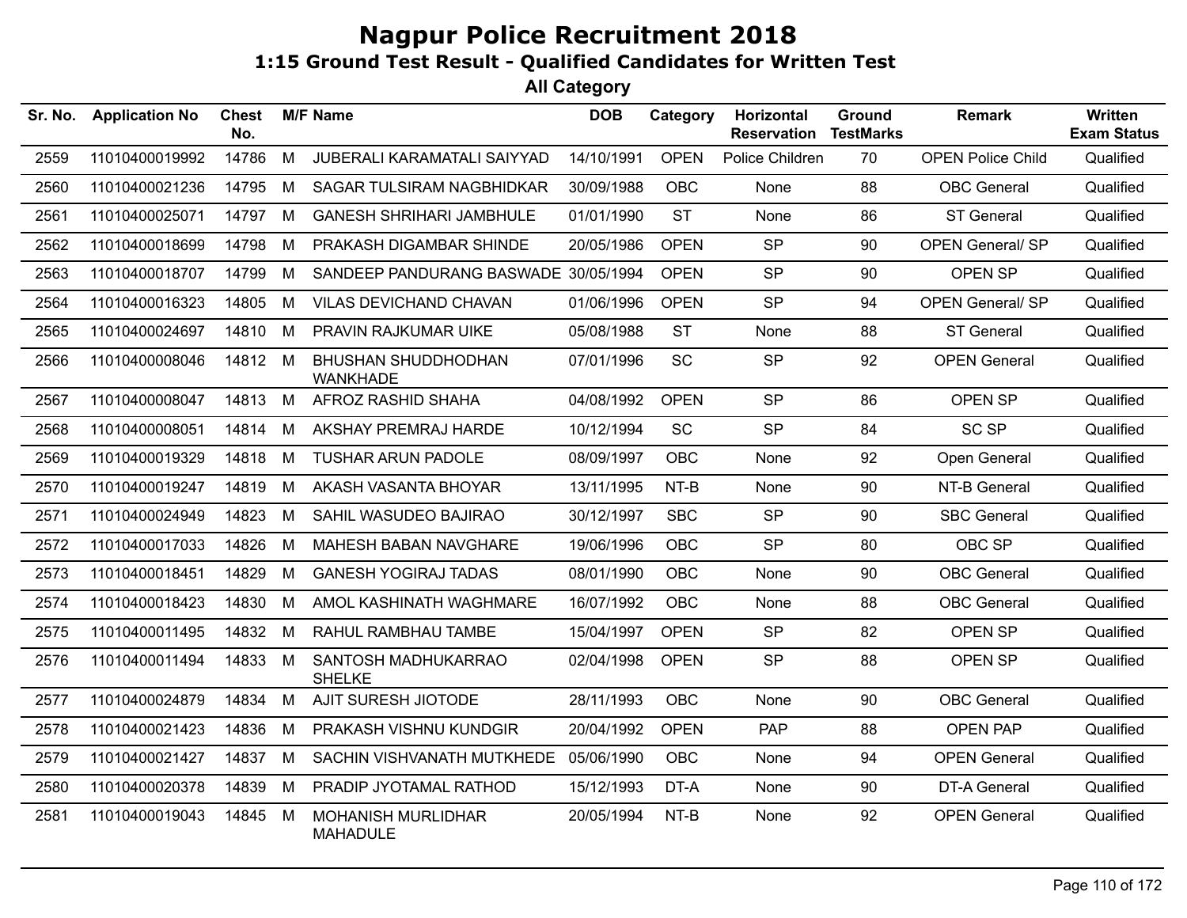# Nagpur Police Recruitment 2018

## 1:15 Ground Test Result - Qualified Candidates for Written Test

### All Category

| Sr. No. | Application No | Chest No. | M/F | Name | DOB | Category | Horizontal Reservation | Ground TestMarks | Remark | Written Exam Status |
|---|---|---|---|---|---|---|---|---|---|---|
| 2559 | 11010400019992 | 14786 | M | JUBERALI KARAMATALI SAIYYAD | 14/10/1991 | OPEN | Police Children | 70 | OPEN Police Child | Qualified |
| 2560 | 11010400021236 | 14795 | M | SAGAR TULSIRAM NAGBHIDKAR | 30/09/1988 | OBC | None | 88 | OBC General | Qualified |
| 2561 | 11010400025071 | 14797 | M | GANESH SHRIHARI JAMBHULE | 01/01/1990 | ST | None | 86 | ST General | Qualified |
| 2562 | 11010400018699 | 14798 | M | PRAKASH DIGAMBAR SHINDE | 20/05/1986 | OPEN | SP | 90 | OPEN General/ SP | Qualified |
| 2563 | 11010400018707 | 14799 | M | SANDEEP PANDURANG BASWADE | 30/05/1994 | OPEN | SP | 90 | OPEN SP | Qualified |
| 2564 | 11010400016323 | 14805 | M | VILAS DEVICHAND CHAVAN | 01/06/1996 | OPEN | SP | 94 | OPEN General/ SP | Qualified |
| 2565 | 11010400024697 | 14810 | M | PRAVIN RAJKUMAR UIKE | 05/08/1988 | ST | None | 88 | ST General | Qualified |
| 2566 | 11010400008046 | 14812 | M | BHUSHAN SHUDDHODHAN WANKHADE | 07/01/1996 | SC | SP | 92 | OPEN General | Qualified |
| 2567 | 11010400008047 | 14813 | M | AFROZ RASHID SHAHA | 04/08/1992 | OPEN | SP | 86 | OPEN SP | Qualified |
| 2568 | 11010400008051 | 14814 | M | AKSHAY PREMRAJ HARDE | 10/12/1994 | SC | SP | 84 | SC SP | Qualified |
| 2569 | 11010400019329 | 14818 | M | TUSHAR ARUN PADOLE | 08/09/1997 | OBC | None | 92 | Open General | Qualified |
| 2570 | 11010400019247 | 14819 | M | AKASH VASANTA BHOYAR | 13/11/1995 | NT-B | None | 90 | NT-B General | Qualified |
| 2571 | 11010400024949 | 14823 | M | SAHIL WASUDEO BAJIRAO | 30/12/1997 | SBC | SP | 90 | SBC General | Qualified |
| 2572 | 11010400017033 | 14826 | M | MAHESH BABAN NAVGHARE | 19/06/1996 | OBC | SP | 80 | OBC SP | Qualified |
| 2573 | 11010400018451 | 14829 | M | GANESH YOGIRAJ TADAS | 08/01/1990 | OBC | None | 90 | OBC General | Qualified |
| 2574 | 11010400018423 | 14830 | M | AMOL KASHINATH WAGHMARE | 16/07/1992 | OBC | None | 88 | OBC General | Qualified |
| 2575 | 11010400011495 | 14832 | M | RAHUL RAMBHAU TAMBE | 15/04/1997 | OPEN | SP | 82 | OPEN SP | Qualified |
| 2576 | 11010400011494 | 14833 | M | SANTOSH MADHUKARRAO SHELKE | 02/04/1998 | OPEN | SP | 88 | OPEN SP | Qualified |
| 2577 | 11010400024879 | 14834 | M | AJIT SURESH JIOTODE | 28/11/1993 | OBC | None | 90 | OBC General | Qualified |
| 2578 | 11010400021423 | 14836 | M | PRAKASH VISHNU KUNDGIR | 20/04/1992 | OPEN | PAP | 88 | OPEN PAP | Qualified |
| 2579 | 11010400021427 | 14837 | M | SACHIN VISHVANATH MUTKHEDE | 05/06/1990 | OBC | None | 94 | OPEN General | Qualified |
| 2580 | 11010400020378 | 14839 | M | PRADIP JYOTAMAL RATHOD | 15/12/1993 | DT-A | None | 90 | DT-A General | Qualified |
| 2581 | 11010400019043 | 14845 | M | MOHANISH MURLIDHAR MAHADULE | 20/05/1994 | NT-B | None | 92 | OPEN General | Qualified |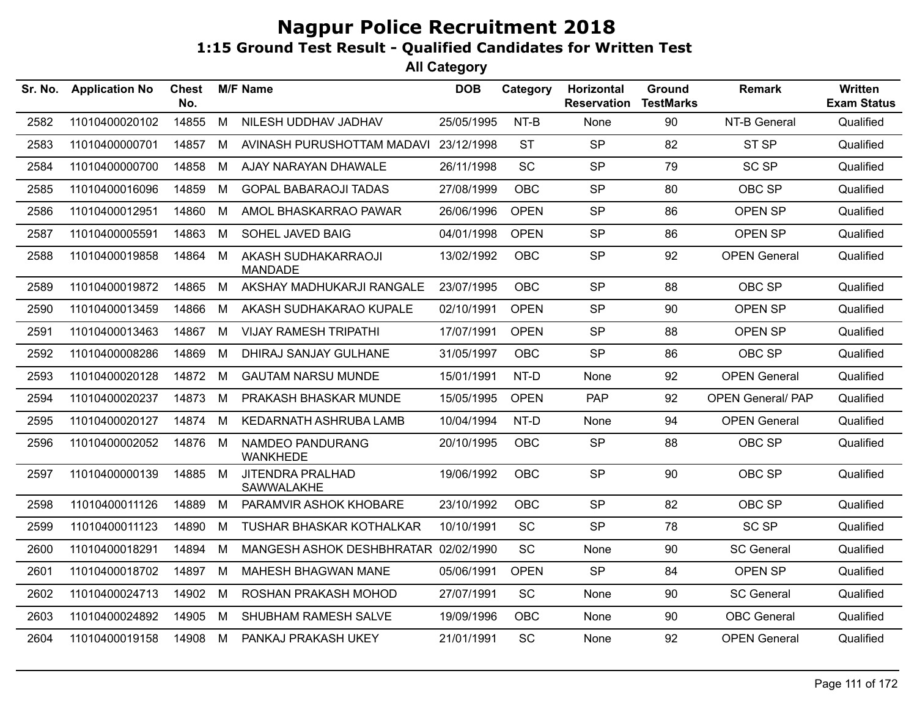# Nagpur Police Recruitment 2018

## 1:15 Ground Test Result - Qualified Candidates for Written Test

### All Category

| Sr. No. | Application No | Chest No. | M/F | Name | DOB | Category | Horizontal Reservation | Ground TestMarks | Remark | Written Exam Status |
|---|---|---|---|---|---|---|---|---|---|---|
| 2582 | 11010400020102 | 14855 | M | NILESH UDDHAV JADHAV | 25/05/1995 | NT-B | None | 90 | NT-B General | Qualified |
| 2583 | 11010400000701 | 14857 | M | AVINASH PURUSHOTTAM MADAVI | 23/12/1998 | ST | SP | 82 | ST SP | Qualified |
| 2584 | 11010400000700 | 14858 | M | AJAY NARAYAN DHAWALE | 26/11/1998 | SC | SP | 79 | SC SP | Qualified |
| 2585 | 11010400016096 | 14859 | M | GOPAL BABARAOJI TADAS | 27/08/1999 | OBC | SP | 80 | OBC SP | Qualified |
| 2586 | 11010400012951 | 14860 | M | AMOL BHASKARRAO PAWAR | 26/06/1996 | OPEN | SP | 86 | OPEN SP | Qualified |
| 2587 | 11010400005591 | 14863 | M | SOHEL JAVED BAIG | 04/01/1998 | OPEN | SP | 86 | OPEN SP | Qualified |
| 2588 | 11010400019858 | 14864 | M | AKASH SUDHAKARRAOJI MANDADE | 13/02/1992 | OBC | SP | 92 | OPEN General | Qualified |
| 2589 | 11010400019872 | 14865 | M | AKSHAY MADHUKARJI RANGALE | 23/07/1995 | OBC | SP | 88 | OBC SP | Qualified |
| 2590 | 11010400013459 | 14866 | M | AKASH SUDHAKARAO KUPALE | 02/10/1991 | OPEN | SP | 90 | OPEN SP | Qualified |
| 2591 | 11010400013463 | 14867 | M | VIJAY RAMESH TRIPATHI | 17/07/1991 | OPEN | SP | 88 | OPEN SP | Qualified |
| 2592 | 11010400008286 | 14869 | M | DHIRAJ SANJAY GULHANE | 31/05/1997 | OBC | SP | 86 | OBC SP | Qualified |
| 2593 | 11010400020128 | 14872 | M | GAUTAM NARSU MUNDE | 15/01/1991 | NT-D | None | 92 | OPEN General | Qualified |
| 2594 | 11010400020237 | 14873 | M | PRAKASH BHASKAR MUNDE | 15/05/1995 | OPEN | PAP | 92 | OPEN General/ PAP | Qualified |
| 2595 | 11010400020127 | 14874 | M | KEDARNATH ASHRUBA LAMB | 10/04/1994 | NT-D | None | 94 | OPEN General | Qualified |
| 2596 | 11010400002052 | 14876 | M | NAMDEO PANDURANG WANKHEDE | 20/10/1995 | OBC | SP | 88 | OBC SP | Qualified |
| 2597 | 11010400000139 | 14885 | M | JITENDRA PRALHAD SAWWALAKHE | 19/06/1992 | OBC | SP | 90 | OBC SP | Qualified |
| 2598 | 11010400011126 | 14889 | M | PARAMVIR ASHOK KHOBARE | 23/10/1992 | OBC | SP | 82 | OBC SP | Qualified |
| 2599 | 11010400011123 | 14890 | M | TUSHAR BHASKAR KOTHALKAR | 10/10/1991 | SC | SP | 78 | SC SP | Qualified |
| 2600 | 11010400018291 | 14894 | M | MANGESH ASHOK DESHBHRATAR | 02/02/1990 | SC | None | 90 | SC General | Qualified |
| 2601 | 11010400018702 | 14897 | M | MAHESH BHAGWAN MANE | 05/06/1991 | OPEN | SP | 84 | OPEN SP | Qualified |
| 2602 | 11010400024713 | 14902 | M | ROSHAN PRAKASH MOHOD | 27/07/1991 | SC | None | 90 | SC General | Qualified |
| 2603 | 11010400024892 | 14905 | M | SHUBHAM RAMESH SALVE | 19/09/1996 | OBC | None | 90 | OBC General | Qualified |
| 2604 | 11010400019158 | 14908 | M | PANKAJ PRAKASH UKEY | 21/01/1991 | SC | None | 92 | OPEN General | Qualified |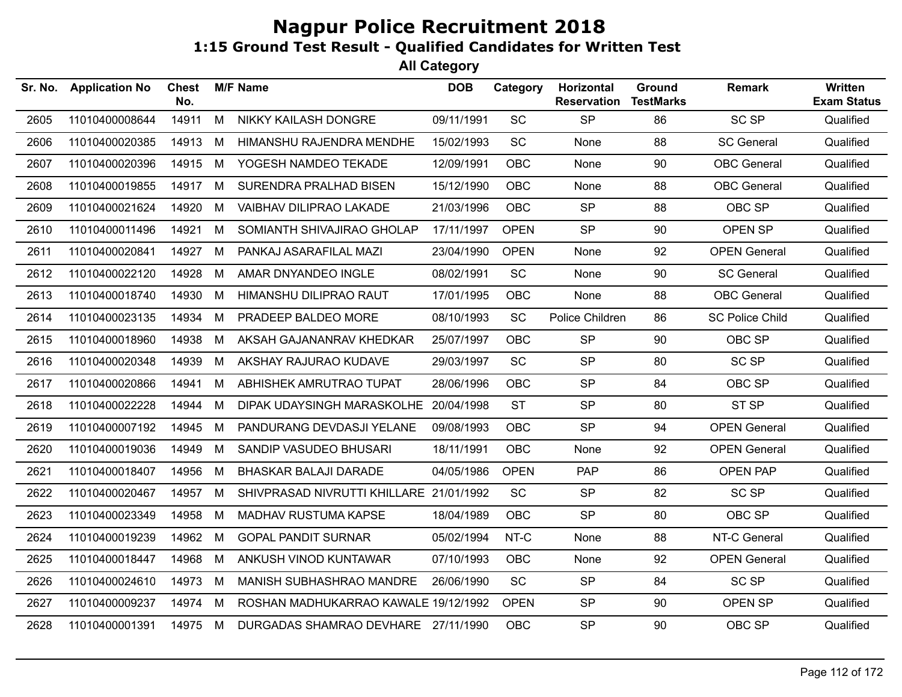# Nagpur Police Recruitment 2018

## 1:15 Ground Test Result - Qualified Candidates for Written Test

### All Category

| Sr. No. | Application No | Chest No. | M/F | Name | DOB | Category | Horizontal Reservation | Ground TestMarks | Remark | Written Exam Status |
|---|---|---|---|---|---|---|---|---|---|---|
| 2605 | 11010400008644 | 14911 | M | NIKKY KAILASH DONGRE | 09/11/1991 | SC | SP | 86 | SC SP | Qualified |
| 2606 | 11010400020385 | 14913 | M | HIMANSHU RAJENDRA MENDHE | 15/02/1993 | SC | None | 88 | SC General | Qualified |
| 2607 | 11010400020396 | 14915 | M | YOGESH NAMDEO TEKADE | 12/09/1991 | OBC | None | 90 | OBC General | Qualified |
| 2608 | 11010400019855 | 14917 | M | SURENDRA PRALHAD BISEN | 15/12/1990 | OBC | None | 88 | OBC General | Qualified |
| 2609 | 11010400021624 | 14920 | M | VAIBHAV DILIPRAO LAKADE | 21/03/1996 | OBC | SP | 88 | OBC SP | Qualified |
| 2610 | 11010400011496 | 14921 | M | SOMIANTH SHIVAJIRAO GHOLAP | 17/11/1997 | OPEN | SP | 90 | OPEN SP | Qualified |
| 2611 | 11010400020841 | 14927 | M | PANKAJ ASARAFILAL MAZI | 23/04/1990 | OPEN | None | 92 | OPEN General | Qualified |
| 2612 | 11010400022120 | 14928 | M | AMAR DNYANDEO INGLE | 08/02/1991 | SC | None | 90 | SC General | Qualified |
| 2613 | 11010400018740 | 14930 | M | HIMANSHU DILIPRAO RAUT | 17/01/1995 | OBC | None | 88 | OBC General | Qualified |
| 2614 | 11010400023135 | 14934 | M | PRADEEP BALDEO MORE | 08/10/1993 | SC | Police Children | 86 | SC Police Child | Qualified |
| 2615 | 11010400018960 | 14938 | M | AKSAH GAJANANRAV KHEDKAR | 25/07/1997 | OBC | SP | 90 | OBC SP | Qualified |
| 2616 | 11010400020348 | 14939 | M | AKSHAY RAJURAO KUDAVE | 29/03/1997 | SC | SP | 80 | SC SP | Qualified |
| 2617 | 11010400020866 | 14941 | M | ABHISHEK AMRUTRAO TUPAT | 28/06/1996 | OBC | SP | 84 | OBC SP | Qualified |
| 2618 | 11010400022228 | 14944 | M | DIPAK UDAYSINGH MARASKOLHE | 20/04/1998 | ST | SP | 80 | ST SP | Qualified |
| 2619 | 11010400007192 | 14945 | M | PANDURANG DEVDASJI YELANE | 09/08/1993 | OBC | SP | 94 | OPEN General | Qualified |
| 2620 | 11010400019036 | 14949 | M | SANDIP VASUDEO BHUSARI | 18/11/1991 | OBC | None | 92 | OPEN General | Qualified |
| 2621 | 11010400018407 | 14956 | M | BHASKAR BALAJI DARADE | 04/05/1986 | OPEN | PAP | 86 | OPEN PAP | Qualified |
| 2622 | 11010400020467 | 14957 | M | SHIVPRASAD NIVRUTTI KHILLARE | 21/01/1992 | SC | SP | 82 | SC SP | Qualified |
| 2623 | 11010400023349 | 14958 | M | MADHAV RUSTUMA KAPSE | 18/04/1989 | OBC | SP | 80 | OBC SP | Qualified |
| 2624 | 11010400019239 | 14962 | M | GOPAL PANDIT SURNAR | 05/02/1994 | NT-C | None | 88 | NT-C General | Qualified |
| 2625 | 11010400018447 | 14968 | M | ANKUSH VINOD KUNTAWAR | 07/10/1993 | OBC | None | 92 | OPEN General | Qualified |
| 2626 | 11010400024610 | 14973 | M | MANISH SUBHASHRAO MANDRE | 26/06/1990 | SC | SP | 84 | SC SP | Qualified |
| 2627 | 11010400009237 | 14974 | M | ROSHAN MADHUKARRAO KAWALE | 19/12/1992 | OPEN | SP | 90 | OPEN SP | Qualified |
| 2628 | 11010400001391 | 14975 | M | DURGADAS SHAMRAO DEVHARE | 27/11/1990 | OBC | SP | 90 | OBC SP | Qualified |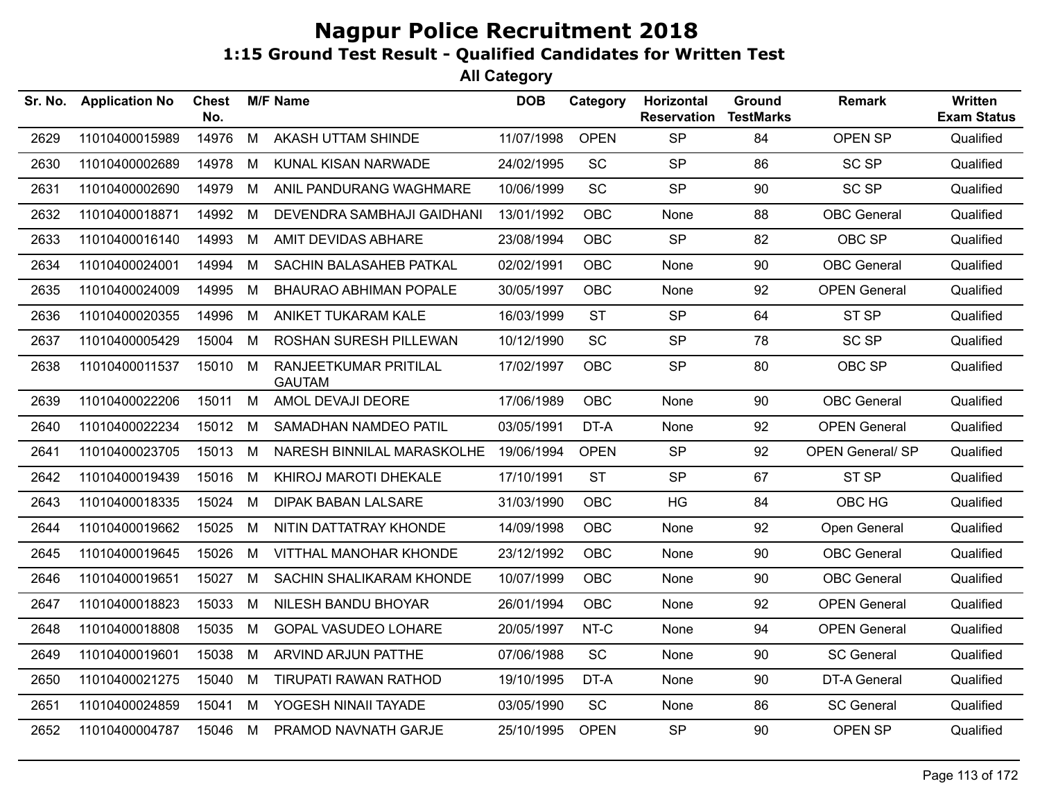# Nagpur Police Recruitment 2018

## 1:15 Ground Test Result - Qualified Candidates for Written Test

### All Category

| Sr. No. | Application No | Chest No. | M/F | Name | DOB | Category | Horizontal Reservation | Ground TestMarks | Remark | Written Exam Status |
|---|---|---|---|---|---|---|---|---|---|---|
| 2629 | 11010400015989 | 14976 | M | AKASH UTTAM SHINDE | 11/07/1998 | OPEN | SP | 84 | OPEN SP | Qualified |
| 2630 | 11010400002689 | 14978 | M | KUNAL KISAN NARWADE | 24/02/1995 | SC | SP | 86 | SC SP | Qualified |
| 2631 | 11010400002690 | 14979 | M | ANIL PANDURANG WAGHMARE | 10/06/1999 | SC | SP | 90 | SC SP | Qualified |
| 2632 | 11010400018871 | 14992 | M | DEVENDRA SAMBHAJI GAIDHANI | 13/01/1992 | OBC | None | 88 | OBC General | Qualified |
| 2633 | 11010400016140 | 14993 | M | AMIT DEVIDAS ABHARE | 23/08/1994 | OBC | SP | 82 | OBC SP | Qualified |
| 2634 | 11010400024001 | 14994 | M | SACHIN BALASAHEB PATKAL | 02/02/1991 | OBC | None | 90 | OBC General | Qualified |
| 2635 | 11010400024009 | 14995 | M | BHAURAO ABHIMAN POPALE | 30/05/1997 | OBC | None | 92 | OPEN General | Qualified |
| 2636 | 11010400020355 | 14996 | M | ANIKET TUKARAM KALE | 16/03/1999 | ST | SP | 64 | ST SP | Qualified |
| 2637 | 11010400005429 | 15004 | M | ROSHAN SURESH PILLEWAN | 10/12/1990 | SC | SP | 78 | SC SP | Qualified |
| 2638 | 11010400011537 | 15010 | M | RANJEETKUMAR PRITILAL GAUTAM | 17/02/1997 | OBC | SP | 80 | OBC SP | Qualified |
| 2639 | 11010400022206 | 15011 | M | AMOL DEVAJI DEORE | 17/06/1989 | OBC | None | 90 | OBC General | Qualified |
| 2640 | 11010400022234 | 15012 | M | SAMADHAN NAMDEO PATIL | 03/05/1991 | DT-A | None | 92 | OPEN General | Qualified |
| 2641 | 11010400023705 | 15013 | M | NARESH BINNILAL MARASKOLHE | 19/06/1994 | OPEN | SP | 92 | OPEN General/ SP | Qualified |
| 2642 | 11010400019439 | 15016 | M | KHIROJ MAROTI DHEKALE | 17/10/1991 | ST | SP | 67 | ST SP | Qualified |
| 2643 | 11010400018335 | 15024 | M | DIPAK BABAN LALSARE | 31/03/1990 | OBC | HG | 84 | OBC HG | Qualified |
| 2644 | 11010400019662 | 15025 | M | NITIN DATTATRAY KHONDE | 14/09/1998 | OBC | None | 92 | Open General | Qualified |
| 2645 | 11010400019645 | 15026 | M | VITTHAL MANOHAR KHONDE | 23/12/1992 | OBC | None | 90 | OBC General | Qualified |
| 2646 | 11010400019651 | 15027 | M | SACHIN SHALIKARAM KHONDE | 10/07/1999 | OBC | None | 90 | OBC General | Qualified |
| 2647 | 11010400018823 | 15033 | M | NILESH BANDU BHOYAR | 26/01/1994 | OBC | None | 92 | OPEN General | Qualified |
| 2648 | 11010400018808 | 15035 | M | GOPAL VASUDEO LOHARE | 20/05/1997 | NT-C | None | 94 | OPEN General | Qualified |
| 2649 | 11010400019601 | 15038 | M | ARVIND ARJUN PATTHE | 07/06/1988 | SC | None | 90 | SC General | Qualified |
| 2650 | 11010400021275 | 15040 | M | TIRUPATI RAWAN RATHOD | 19/10/1995 | DT-A | None | 90 | DT-A General | Qualified |
| 2651 | 11010400024859 | 15041 | M | YOGESH NINAII TAYADE | 03/05/1990 | SC | None | 86 | SC General | Qualified |
| 2652 | 11010400004787 | 15046 | M | PRAMOD NAVNATH GARJE | 25/10/1995 | OPEN | SP | 90 | OPEN SP | Qualified |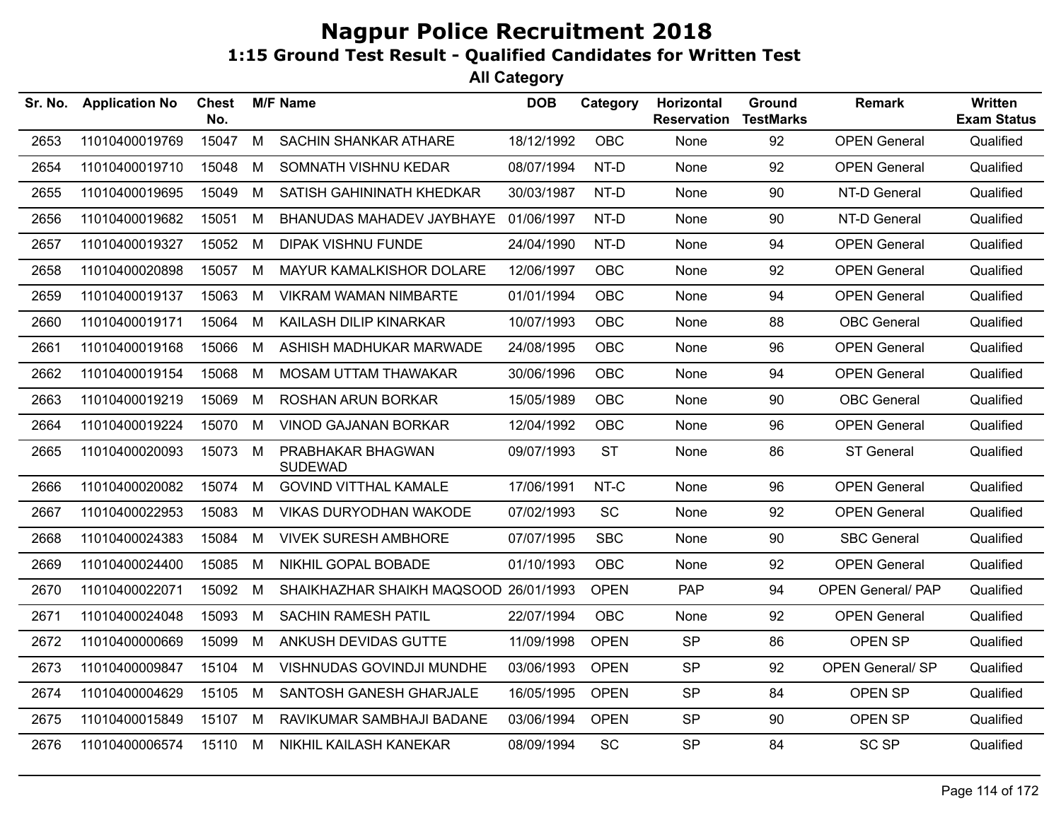# Nagpur Police Recruitment 2018

## 1:15 Ground Test Result - Qualified Candidates for Written Test

### All Category

| Sr. No. | Application No | Chest No. | M/F | Name | DOB | Category | Horizontal Reservation | Ground TestMarks | Remark | Written Exam Status |
|---|---|---|---|---|---|---|---|---|---|---|
| 2653 | 11010400019769 | 15047 | M | SACHIN SHANKAR ATHARE | 18/12/1992 | OBC | None | 92 | OPEN General | Qualified |
| 2654 | 11010400019710 | 15048 | M | SOMNATH VISHNU KEDAR | 08/07/1994 | NT-D | None | 92 | OPEN General | Qualified |
| 2655 | 11010400019695 | 15049 | M | SATISH GAHININATH KHEDKAR | 30/03/1987 | NT-D | None | 90 | NT-D General | Qualified |
| 2656 | 11010400019682 | 15051 | M | BHANUDAS MAHADEV JAYBHAYE | 01/06/1997 | NT-D | None | 90 | NT-D General | Qualified |
| 2657 | 11010400019327 | 15052 | M | DIPAK VISHNU FUNDE | 24/04/1990 | NT-D | None | 94 | OPEN General | Qualified |
| 2658 | 11010400020898 | 15057 | M | MAYUR KAMALKISHOR DOLARE | 12/06/1997 | OBC | None | 92 | OPEN General | Qualified |
| 2659 | 11010400019137 | 15063 | M | VIKRAM WAMAN NIMBARTE | 01/01/1994 | OBC | None | 94 | OPEN General | Qualified |
| 2660 | 11010400019171 | 15064 | M | KAILASH DILIP KINARKAR | 10/07/1993 | OBC | None | 88 | OBC General | Qualified |
| 2661 | 11010400019168 | 15066 | M | ASHISH MADHUKAR MARWADE | 24/08/1995 | OBC | None | 96 | OPEN General | Qualified |
| 2662 | 11010400019154 | 15068 | M | MOSAM UTTAM THAWAKAR | 30/06/1996 | OBC | None | 94 | OPEN General | Qualified |
| 2663 | 11010400019219 | 15069 | M | ROSHAN ARUN BORKAR | 15/05/1989 | OBC | None | 90 | OBC General | Qualified |
| 2664 | 11010400019224 | 15070 | M | VINOD GAJANAN BORKAR | 12/04/1992 | OBC | None | 96 | OPEN General | Qualified |
| 2665 | 11010400020093 | 15073 | M | PRABHAKAR BHAGWAN SUDEWAD | 09/07/1993 | ST | None | 86 | ST General | Qualified |
| 2666 | 11010400020082 | 15074 | M | GOVIND VITTHAL KAMALE | 17/06/1991 | NT-C | None | 96 | OPEN General | Qualified |
| 2667 | 11010400022953 | 15083 | M | VIKAS DURYODHAN WAKODE | 07/02/1993 | SC | None | 92 | OPEN General | Qualified |
| 2668 | 11010400024383 | 15084 | M | VIVEK SURESH AMBHORE | 07/07/1995 | SBC | None | 90 | SBC General | Qualified |
| 2669 | 11010400024400 | 15085 | M | NIKHIL GOPAL BOBADE | 01/10/1993 | OBC | None | 92 | OPEN General | Qualified |
| 2670 | 11010400022071 | 15092 | M | SHAIKHAZHAR SHAIKH MAQSOOD | 26/01/1993 | OPEN | PAP | 94 | OPEN General/ PAP | Qualified |
| 2671 | 11010400024048 | 15093 | M | SACHIN RAMESH PATIL | 22/07/1994 | OBC | None | 92 | OPEN General | Qualified |
| 2672 | 11010400000669 | 15099 | M | ANKUSH DEVIDAS GUTTE | 11/09/1998 | OPEN | SP | 86 | OPEN SP | Qualified |
| 2673 | 11010400009847 | 15104 | M | VISHNUDAS GOVINDJI MUNDHE | 03/06/1993 | OPEN | SP | 92 | OPEN General/ SP | Qualified |
| 2674 | 11010400004629 | 15105 | M | SANTOSH GANESH GHARJALE | 16/05/1995 | OPEN | SP | 84 | OPEN SP | Qualified |
| 2675 | 11010400015849 | 15107 | M | RAVIKUMAR SAMBHAJI BADANE | 03/06/1994 | OPEN | SP | 90 | OPEN SP | Qualified |
| 2676 | 11010400006574 | 15110 | M | NIKHIL KAILASH KANEKAR | 08/09/1994 | SC | SP | 84 | SC SP | Qualified |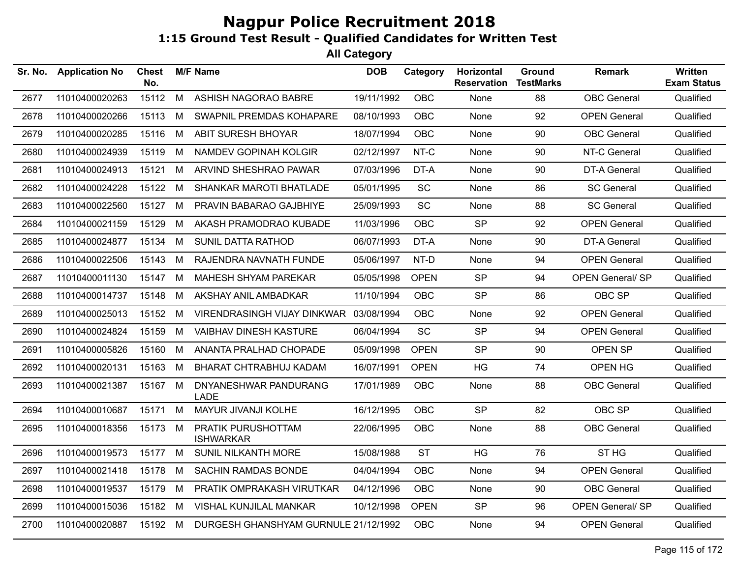# Nagpur Police Recruitment 2018

## 1:15 Ground Test Result - Qualified Candidates for Written Test

### All Category

| Sr. No. | Application No | Chest No. | M/F | Name | DOB | Category | Horizontal Reservation | Ground TestMarks | Remark | Written Exam Status |
|---|---|---|---|---|---|---|---|---|---|---|
| 2677 | 11010400020263 | 15112 | M | ASHISH NAGORAO BABRE | 19/11/1992 | OBC | None | 88 | OBC General | Qualified |
| 2678 | 11010400020266 | 15113 | M | SWAPNIL PREMDAS KOHAPARE | 08/10/1993 | OBC | None | 92 | OPEN General | Qualified |
| 2679 | 11010400020285 | 15116 | M | ABIT SURESH BHOYAR | 18/07/1994 | OBC | None | 90 | OBC General | Qualified |
| 2680 | 11010400024939 | 15119 | M | NAMDEV GOPINAH KOLGIR | 02/12/1997 | NT-C | None | 90 | NT-C General | Qualified |
| 2681 | 11010400024913 | 15121 | M | ARVIND SHESHRAO PAWAR | 07/03/1996 | DT-A | None | 90 | DT-A General | Qualified |
| 2682 | 11010400024228 | 15122 | M | SHANKAR MAROTI BHATLADE | 05/01/1995 | SC | None | 86 | SC General | Qualified |
| 2683 | 11010400022560 | 15127 | M | PRAVIN BABARAO GAJBHIYE | 25/09/1993 | SC | None | 88 | SC General | Qualified |
| 2684 | 11010400021159 | 15129 | M | AKASH PRAMODRAO KUBADE | 11/03/1996 | OBC | SP | 92 | OPEN General | Qualified |
| 2685 | 11010400024877 | 15134 | M | SUNIL DATTA RATHOD | 06/07/1993 | DT-A | None | 90 | DT-A General | Qualified |
| 2686 | 11010400022506 | 15143 | M | RAJENDRA NAVNATH FUNDE | 05/06/1997 | NT-D | None | 94 | OPEN General | Qualified |
| 2687 | 11010400011130 | 15147 | M | MAHESH SHYAM PAREKAR | 05/05/1998 | OPEN | SP | 94 | OPEN General/ SP | Qualified |
| 2688 | 11010400014737 | 15148 | M | AKSHAY ANIL AMBADKAR | 11/10/1994 | OBC | SP | 86 | OBC SP | Qualified |
| 2689 | 11010400025013 | 15152 | M | VIRENDRASINGH VIJAY DINKWAR | 03/08/1994 | OBC | None | 92 | OPEN General | Qualified |
| 2690 | 11010400024824 | 15159 | M | VAIBHAV DINESH KASTURE | 06/04/1994 | SC | SP | 94 | OPEN General | Qualified |
| 2691 | 11010400005826 | 15160 | M | ANANTA PRALHAD CHOPADE | 05/09/1998 | OPEN | SP | 90 | OPEN SP | Qualified |
| 2692 | 11010400020131 | 15163 | M | BHARAT CHTRABHUJ KADAM | 16/07/1991 | OPEN | HG | 74 | OPEN HG | Qualified |
| 2693 | 11010400021387 | 15167 | M | DNYANESHWAR PANDURANG LADE | 17/01/1989 | OBC | None | 88 | OBC General | Qualified |
| 2694 | 11010400010687 | 15171 | M | MAYUR JIVANJI KOLHE | 16/12/1995 | OBC | SP | 82 | OBC SP | Qualified |
| 2695 | 11010400018356 | 15173 | M | PRATIK PURUSHOTTAM ISHWARKAR | 22/06/1995 | OBC | None | 88 | OBC General | Qualified |
| 2696 | 11010400019573 | 15177 | M | SUNIL NILKANTH MORE | 15/08/1988 | ST | HG | 76 | ST HG | Qualified |
| 2697 | 11010400021418 | 15178 | M | SACHIN RAMDAS BONDE | 04/04/1994 | OBC | None | 94 | OPEN General | Qualified |
| 2698 | 11010400019537 | 15179 | M | PRATIK OMPRAKASH VIRUTKAR | 04/12/1996 | OBC | None | 90 | OBC General | Qualified |
| 2699 | 11010400015036 | 15182 | M | VISHAL KUNJILAL MANKAR | 10/12/1998 | OPEN | SP | 96 | OPEN General/ SP | Qualified |
| 2700 | 11010400020887 | 15192 | M | DURGESH GHANSHYAM GURNULE | 21/12/1992 | OBC | None | 94 | OPEN General | Qualified |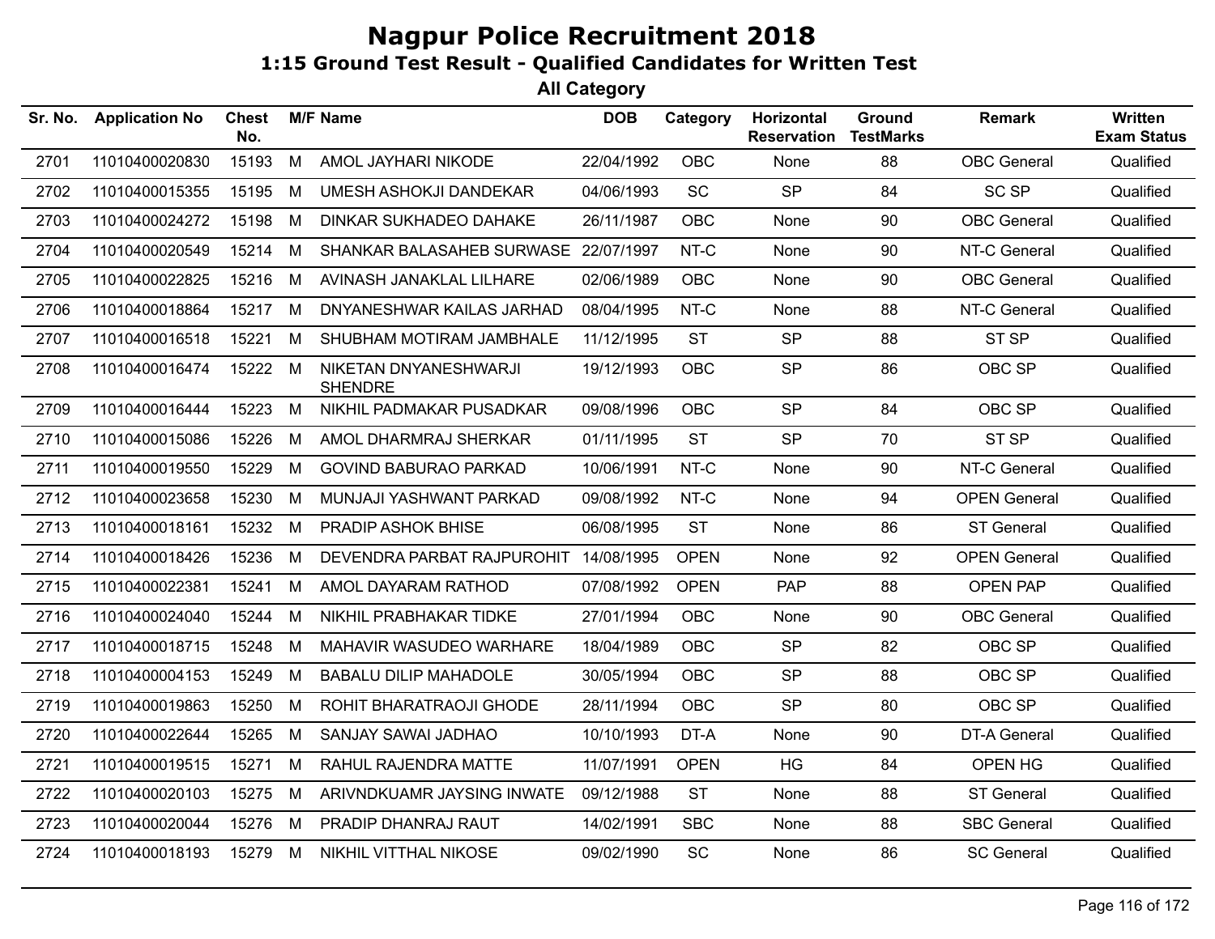# Nagpur Police Recruitment 2018

## 1:15 Ground Test Result - Qualified Candidates for Written Test

### All Category

| Sr. No. | Application No | Chest No. | M/F | Name | DOB | Category | Horizontal Reservation | Ground TestMarks | Remark | Written Exam Status |
|---|---|---|---|---|---|---|---|---|---|---|
| 2701 | 11010400020830 | 15193 | M | AMOL JAYHARI NIKODE | 22/04/1992 | OBC | None | 88 | OBC General | Qualified |
| 2702 | 11010400015355 | 15195 | M | UMESH ASHOKJI DANDEKAR | 04/06/1993 | SC | SP | 84 | SC SP | Qualified |
| 2703 | 11010400024272 | 15198 | M | DINKAR SUKHADEO DAHAKE | 26/11/1987 | OBC | None | 90 | OBC General | Qualified |
| 2704 | 11010400020549 | 15214 | M | SHANKAR BALASAHEB SURWASE | 22/07/1997 | NT-C | None | 90 | NT-C General | Qualified |
| 2705 | 11010400022825 | 15216 | M | AVINASH JANAKLAL LILHARE | 02/06/1989 | OBC | None | 90 | OBC General | Qualified |
| 2706 | 11010400018864 | 15217 | M | DNYANESHWAR KAILAS JARHAD | 08/04/1995 | NT-C | None | 88 | NT-C General | Qualified |
| 2707 | 11010400016518 | 15221 | M | SHUBHAM MOTIRAM JAMBHALE | 11/12/1995 | ST | SP | 88 | ST SP | Qualified |
| 2708 | 11010400016474 | 15222 | M | NIKETAN DNYANESHWARJI SHENDRE | 19/12/1993 | OBC | SP | 86 | OBC SP | Qualified |
| 2709 | 11010400016444 | 15223 | M | NIKHIL PADMAKAR PUSADKAR | 09/08/1996 | OBC | SP | 84 | OBC SP | Qualified |
| 2710 | 11010400015086 | 15226 | M | AMOL DHARMRAJ SHERKAR | 01/11/1995 | ST | SP | 70 | ST SP | Qualified |
| 2711 | 11010400019550 | 15229 | M | GOVIND BABURAO PARKAD | 10/06/1991 | NT-C | None | 90 | NT-C General | Qualified |
| 2712 | 11010400023658 | 15230 | M | MUNJAJI YASHWANT PARKAD | 09/08/1992 | NT-C | None | 94 | OPEN General | Qualified |
| 2713 | 11010400018161 | 15232 | M | PRADIP ASHOK BHISE | 06/08/1995 | ST | None | 86 | ST General | Qualified |
| 2714 | 11010400018426 | 15236 | M | DEVENDRA PARBAT RAJPUROHIT | 14/08/1995 | OPEN | None | 92 | OPEN General | Qualified |
| 2715 | 11010400022381 | 15241 | M | AMOL DAYARAM RATHOD | 07/08/1992 | OPEN | PAP | 88 | OPEN PAP | Qualified |
| 2716 | 11010400024040 | 15244 | M | NIKHIL PRABHAKAR TIDKE | 27/01/1994 | OBC | None | 90 | OBC General | Qualified |
| 2717 | 11010400018715 | 15248 | M | MAHAVIR WASUDEO WARHARE | 18/04/1989 | OBC | SP | 82 | OBC SP | Qualified |
| 2718 | 11010400004153 | 15249 | M | BABALU DILIP MAHADOLE | 30/05/1994 | OBC | SP | 88 | OBC SP | Qualified |
| 2719 | 11010400019863 | 15250 | M | ROHIT BHARATRAOJI GHODE | 28/11/1994 | OBC | SP | 80 | OBC SP | Qualified |
| 2720 | 11010400022644 | 15265 | M | SANJAY SAWAI JADHAO | 10/10/1993 | DT-A | None | 90 | DT-A General | Qualified |
| 2721 | 11010400019515 | 15271 | M | RAHUL RAJENDRA MATTE | 11/07/1991 | OPEN | HG | 84 | OPEN HG | Qualified |
| 2722 | 11010400020103 | 15275 | M | ARIVNDKUAMR JAYSING INWATE | 09/12/1988 | ST | None | 88 | ST General | Qualified |
| 2723 | 11010400020044 | 15276 | M | PRADIP DHANRAJ RAUT | 14/02/1991 | SBC | None | 88 | SBC General | Qualified |
| 2724 | 11010400018193 | 15279 | M | NIKHIL VITTHAL NIKOSE | 09/02/1990 | SC | None | 86 | SC General | Qualified |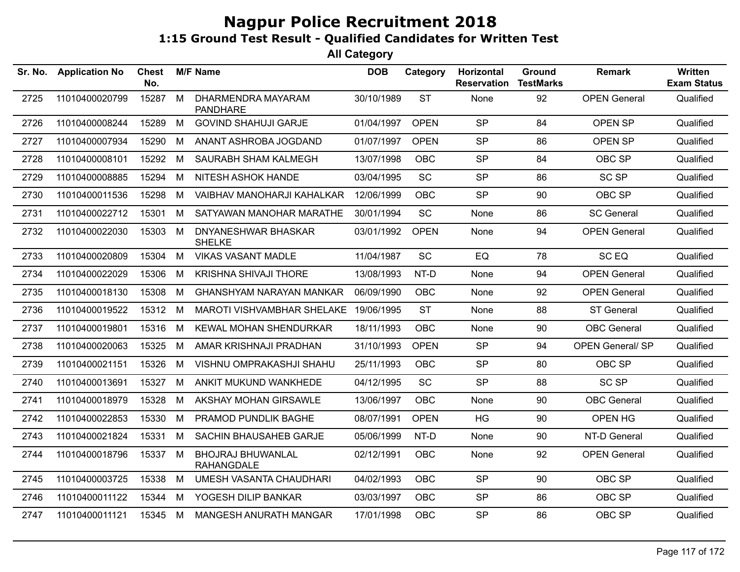# Nagpur Police Recruitment 2018

## 1:15 Ground Test Result - Qualified Candidates for Written Test

### All Category

| Sr. No. | Application No | Chest No. | M/F | Name | DOB | Category | Horizontal Reservation | Ground TestMarks | Remark | Written Exam Status |
|---|---|---|---|---|---|---|---|---|---|---|
| 2725 | 11010400020799 | 15287 | M | DHARMENDRA MAYARAM PANDHARE | 30/10/1989 | ST | None | 92 | OPEN General | Qualified |
| 2726 | 11010400008244 | 15289 | M | GOVIND SHAHUJI GARJE | 01/04/1997 | OPEN | SP | 84 | OPEN SP | Qualified |
| 2727 | 11010400007934 | 15290 | M | ANANT ASHROBA JOGDAND | 01/07/1997 | OPEN | SP | 86 | OPEN SP | Qualified |
| 2728 | 11010400008101 | 15292 | M | SAURABH SHAM KALMEGH | 13/07/1998 | OBC | SP | 84 | OBC SP | Qualified |
| 2729 | 11010400008885 | 15294 | M | NITESH ASHOK HANDE | 03/04/1995 | SC | SP | 86 | SC SP | Qualified |
| 2730 | 11010400011536 | 15298 | M | VAIBHAV MANOHARJI KAHALKAR | 12/06/1999 | OBC | SP | 90 | OBC SP | Qualified |
| 2731 | 11010400022712 | 15301 | M | SATYAWAN MANOHAR MARATHE | 30/01/1994 | SC | None | 86 | SC General | Qualified |
| 2732 | 11010400022030 | 15303 | M | DNYANESHWAR BHASKAR SHELKE | 03/01/1992 | OPEN | None | 94 | OPEN General | Qualified |
| 2733 | 11010400020809 | 15304 | M | VIKAS VASANT MADLE | 11/04/1987 | SC | EQ | 78 | SC EQ | Qualified |
| 2734 | 11010400022029 | 15306 | M | KRISHNA SHIVAJI THORE | 13/08/1993 | NT-D | None | 94 | OPEN General | Qualified |
| 2735 | 11010400018130 | 15308 | M | GHANSHYAM NARAYAN MANKAR | 06/09/1990 | OBC | None | 92 | OPEN General | Qualified |
| 2736 | 11010400019522 | 15312 | M | MAROTI VISHVAMBHAR SHELAKE | 19/06/1995 | ST | None | 88 | ST General | Qualified |
| 2737 | 11010400019801 | 15316 | M | KEWAL MOHAN SHENDURKAR | 18/11/1993 | OBC | None | 90 | OBC General | Qualified |
| 2738 | 11010400020063 | 15325 | M | AMAR KRISHNAJI PRADHAN | 31/10/1993 | OPEN | SP | 94 | OPEN General/ SP | Qualified |
| 2739 | 11010400021151 | 15326 | M | VISHNU OMPRAKASHJI SHAHU | 25/11/1993 | OBC | SP | 80 | OBC SP | Qualified |
| 2740 | 11010400013691 | 15327 | M | ANKIT MUKUND WANKHEDE | 04/12/1995 | SC | SP | 88 | SC SP | Qualified |
| 2741 | 11010400018979 | 15328 | M | AKSHAY MOHAN GIRSAWLE | 13/06/1997 | OBC | None | 90 | OBC General | Qualified |
| 2742 | 11010400022853 | 15330 | M | PRAMOD PUNDLIK BAGHE | 08/07/1991 | OPEN | HG | 90 | OPEN HG | Qualified |
| 2743 | 11010400021824 | 15331 | M | SACHIN BHAUSAHEB GARJE | 05/06/1999 | NT-D | None | 90 | NT-D General | Qualified |
| 2744 | 11010400018796 | 15337 | M | BHOJRAJ BHUWANLAL RAHANGDALE | 02/12/1991 | OBC | None | 92 | OPEN General | Qualified |
| 2745 | 11010400003725 | 15338 | M | UMESH VASANTA CHAUDHARI | 04/02/1993 | OBC | SP | 90 | OBC SP | Qualified |
| 2746 | 11010400011122 | 15344 | M | YOGESH DILIP BANKAR | 03/03/1997 | OBC | SP | 86 | OBC SP | Qualified |
| 2747 | 11010400011121 | 15345 | M | MANGESH ANURATH MANGAR | 17/01/1998 | OBC | SP | 86 | OBC SP | Qualified |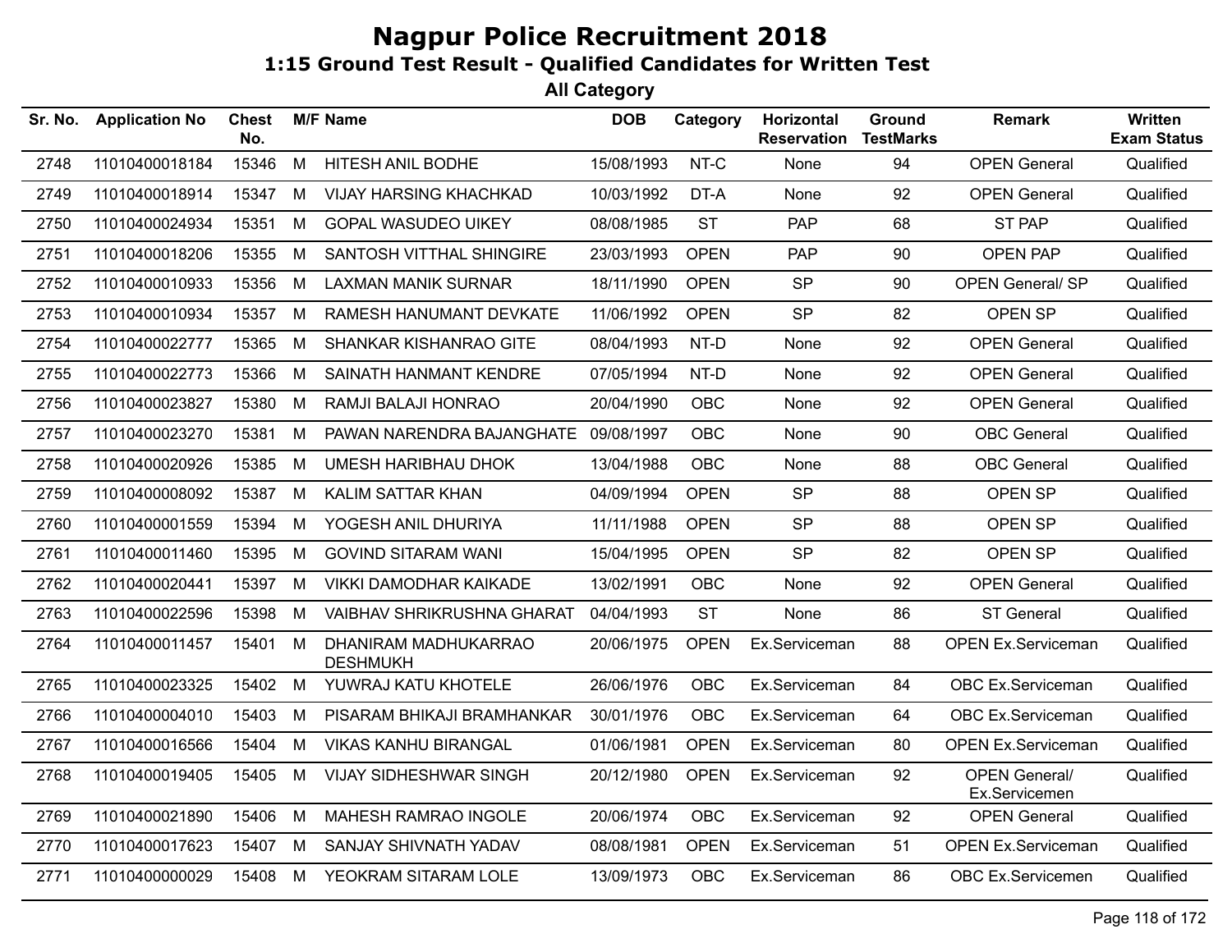# Nagpur Police Recruitment 2018

## 1:15 Ground Test Result - Qualified Candidates for Written Test

### All Category

| Sr. No. | Application No | Chest No. | M/F | Name | DOB | Category | Horizontal Reservation | Ground TestMarks | Remark | Written Exam Status |
|---|---|---|---|---|---|---|---|---|---|---|
| 2748 | 11010400018184 | 15346 | M | HITESH ANIL BODHE | 15/08/1993 | NT-C | None | 94 | OPEN General | Qualified |
| 2749 | 11010400018914 | 15347 | M | VIJAY HARSING KHACHKAD | 10/03/1992 | DT-A | None | 92 | OPEN General | Qualified |
| 2750 | 11010400024934 | 15351 | M | GOPAL WASUDEO UIKEY | 08/08/1985 | ST | PAP | 68 | ST PAP | Qualified |
| 2751 | 11010400018206 | 15355 | M | SANTOSH VITTHAL SHINGIRE | 23/03/1993 | OPEN | PAP | 90 | OPEN PAP | Qualified |
| 2752 | 11010400010933 | 15356 | M | LAXMAN MANIK SURNAR | 18/11/1990 | OPEN | SP | 90 | OPEN General/ SP | Qualified |
| 2753 | 11010400010934 | 15357 | M | RAMESH HANUMANT DEVKATE | 11/06/1992 | OPEN | SP | 82 | OPEN SP | Qualified |
| 2754 | 11010400022777 | 15365 | M | SHANKAR KISHANRAO GITE | 08/04/1993 | NT-D | None | 92 | OPEN General | Qualified |
| 2755 | 11010400022773 | 15366 | M | SAINATH HANMANT KENDRE | 07/05/1994 | NT-D | None | 92 | OPEN General | Qualified |
| 2756 | 11010400023827 | 15380 | M | RAMJI BALAJI HONRAO | 20/04/1990 | OBC | None | 92 | OPEN General | Qualified |
| 2757 | 11010400023270 | 15381 | M | PAWAN NARENDRA BAJANGHATE | 09/08/1997 | OBC | None | 90 | OBC General | Qualified |
| 2758 | 11010400020926 | 15385 | M | UMESH HARIBHAU DHOK | 13/04/1988 | OBC | None | 88 | OBC General | Qualified |
| 2759 | 11010400008092 | 15387 | M | KALIM SATTAR KHAN | 04/09/1994 | OPEN | SP | 88 | OPEN SP | Qualified |
| 2760 | 11010400001559 | 15394 | M | YOGESH ANIL DHURIYA | 11/11/1988 | OPEN | SP | 88 | OPEN SP | Qualified |
| 2761 | 11010400011460 | 15395 | M | GOVIND SITARAM WANI | 15/04/1995 | OPEN | SP | 82 | OPEN SP | Qualified |
| 2762 | 11010400020441 | 15397 | M | VIKKI DAMODHAR KAIKADE | 13/02/1991 | OBC | None | 92 | OPEN General | Qualified |
| 2763 | 11010400022596 | 15398 | M | VAIBHAV SHRIKRUSHNA GHARAT | 04/04/1993 | ST | None | 86 | ST General | Qualified |
| 2764 | 11010400011457 | 15401 | M | DHANIRAM MADHUKARRAO DESHMUKH | 20/06/1975 | OPEN | Ex.Serviceman | 88 | OPEN Ex.Serviceman | Qualified |
| 2765 | 11010400023325 | 15402 | M | YUWRAJ KATU KHOTELE | 26/06/1976 | OBC | Ex.Serviceman | 84 | OBC Ex.Serviceman | Qualified |
| 2766 | 11010400004010 | 15403 | M | PISARAM BHIKAJI BRAMHANKAR | 30/01/1976 | OBC | Ex.Serviceman | 64 | OBC Ex.Serviceman | Qualified |
| 2767 | 11010400016566 | 15404 | M | VIKAS KANHU BIRANGAL | 01/06/1981 | OPEN | Ex.Serviceman | 80 | OPEN Ex.Serviceman | Qualified |
| 2768 | 11010400019405 | 15405 | M | VIJAY SIDHESHWAR SINGH | 20/12/1980 | OPEN | Ex.Serviceman | 92 | OPEN General/ Ex.Servicemen | Qualified |
| 2769 | 11010400021890 | 15406 | M | MAHESH RAMRAO INGOLE | 20/06/1974 | OBC | Ex.Serviceman | 92 | OPEN General | Qualified |
| 2770 | 11010400017623 | 15407 | M | SANJAY SHIVNATH YADAV | 08/08/1981 | OPEN | Ex.Serviceman | 51 | OPEN Ex.Serviceman | Qualified |
| 2771 | 11010400000029 | 15408 | M | YEOKRAM SITARAM LOLE | 13/09/1973 | OBC | Ex.Serviceman | 86 | OBC Ex.Servicemen | Qualified |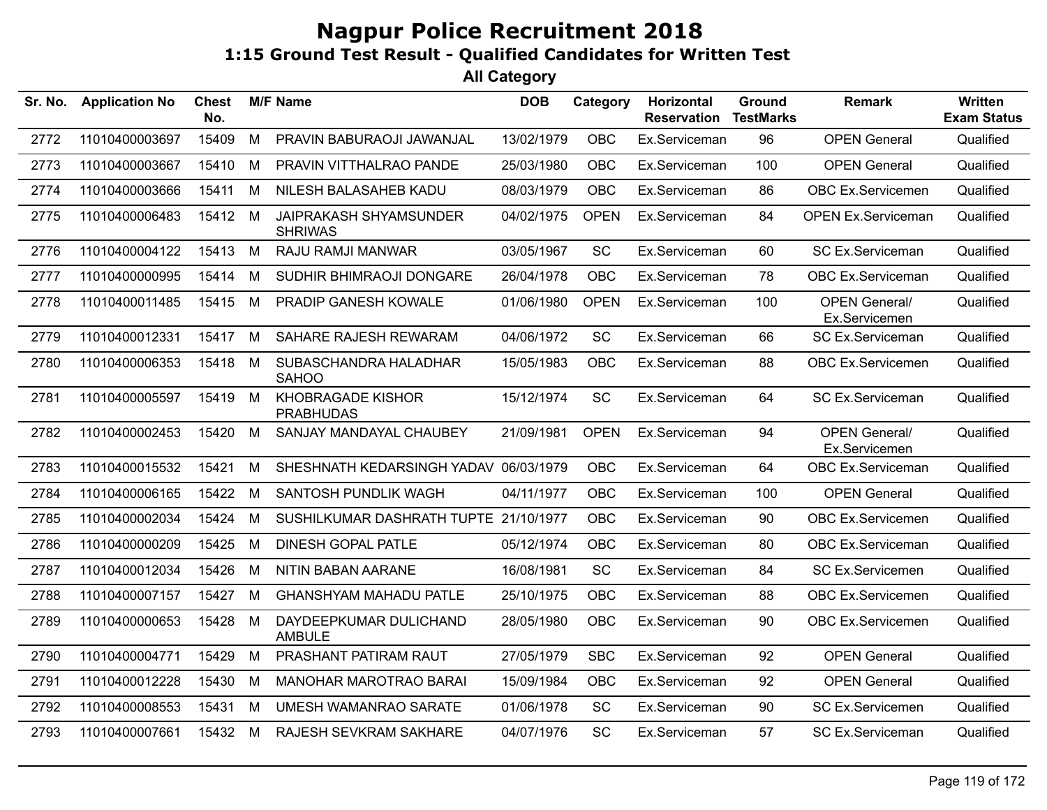# Nagpur Police Recruitment 2018

## 1:15 Ground Test Result - Qualified Candidates for Written Test

### All Category

| Sr. No. | Application No | Chest No. | M/F | Name | DOB | Category | Horizontal Reservation | Ground TestMarks | Remark | Written Exam Status |
|---|---|---|---|---|---|---|---|---|---|---|
| 2772 | 11010400003697 | 15409 | M | PRAVIN BABURAOJI JAWANJAL | 13/02/1979 | OBC | Ex.Serviceman | 96 | OPEN General | Qualified |
| 2773 | 11010400003667 | 15410 | M | PRAVIN VITTHALRAO PANDE | 25/03/1980 | OBC | Ex.Serviceman | 100 | OPEN General | Qualified |
| 2774 | 11010400003666 | 15411 | M | NILESH BALASAHEB KADU | 08/03/1979 | OBC | Ex.Serviceman | 86 | OBC Ex.Servicemen | Qualified |
| 2775 | 11010400006483 | 15412 | M | JAIPRAKASH SHYAMSUNDER SHRIWAS | 04/02/1975 | OPEN | Ex.Serviceman | 84 | OPEN Ex.Serviceman | Qualified |
| 2776 | 11010400004122 | 15413 | M | RAJU RAMJI MANWAR | 03/05/1967 | SC | Ex.Serviceman | 60 | SC Ex.Serviceman | Qualified |
| 2777 | 11010400000995 | 15414 | M | SUDHIR BHIMRAOJI DONGARE | 26/04/1978 | OBC | Ex.Serviceman | 78 | OBC Ex.Serviceman | Qualified |
| 2778 | 11010400011485 | 15415 | M | PRADIP GANESH KOWALE | 01/06/1980 | OPEN | Ex.Serviceman | 100 | OPEN General/ Ex.Servicemen | Qualified |
| 2779 | 11010400012331 | 15417 | M | SAHARE RAJESH REWARAM | 04/06/1972 | SC | Ex.Serviceman | 66 | SC Ex.Serviceman | Qualified |
| 2780 | 11010400006353 | 15418 | M | SUBASCHANDRA HALADHAR SAHOO | 15/05/1983 | OBC | Ex.Serviceman | 88 | OBC Ex.Servicemen | Qualified |
| 2781 | 11010400005597 | 15419 | M | KHOBRAGADE KISHOR PRABHUDAS | 15/12/1974 | SC | Ex.Serviceman | 64 | SC Ex.Serviceman | Qualified |
| 2782 | 11010400002453 | 15420 | M | SANJAY MANDAYAL CHAUBEY | 21/09/1981 | OPEN | Ex.Serviceman | 94 | OPEN General/ Ex.Servicemen | Qualified |
| 2783 | 11010400015532 | 15421 | M | SHESHNATH KEDARSINGH YADAV | 06/03/1979 | OBC | Ex.Serviceman | 64 | OBC Ex.Serviceman | Qualified |
| 2784 | 11010400006165 | 15422 | M | SANTOSH PUNDLIK WAGH | 04/11/1977 | OBC | Ex.Serviceman | 100 | OPEN General | Qualified |
| 2785 | 11010400002034 | 15424 | M | SUSHILKUMAR DASHRATH TUPTE | 21/10/1977 | OBC | Ex.Serviceman | 90 | OBC Ex.Servicemen | Qualified |
| 2786 | 11010400000209 | 15425 | M | DINESH GOPAL PATLE | 05/12/1974 | OBC | Ex.Serviceman | 80 | OBC Ex.Serviceman | Qualified |
| 2787 | 11010400012034 | 15426 | M | NITIN BABAN AARANE | 16/08/1981 | SC | Ex.Serviceman | 84 | SC Ex.Servicemen | Qualified |
| 2788 | 11010400007157 | 15427 | M | GHANSHYAM MAHADU PATLE | 25/10/1975 | OBC | Ex.Serviceman | 88 | OBC Ex.Servicemen | Qualified |
| 2789 | 11010400000653 | 15428 | M | DAYDEEPKUMAR DULICHAND AMBULE | 28/05/1980 | OBC | Ex.Serviceman | 90 | OBC Ex.Servicemen | Qualified |
| 2790 | 11010400004771 | 15429 | M | PRASHANT PATIRAM RAUT | 27/05/1979 | SBC | Ex.Serviceman | 92 | OPEN General | Qualified |
| 2791 | 11010400012228 | 15430 | M | MANOHAR MAROTRAO BARAI | 15/09/1984 | OBC | Ex.Serviceman | 92 | OPEN General | Qualified |
| 2792 | 11010400008553 | 15431 | M | UMESH WAMANRAO SARATE | 01/06/1978 | SC | Ex.Serviceman | 90 | SC Ex.Servicemen | Qualified |
| 2793 | 11010400007661 | 15432 | M | RAJESH SEVKRAM SAKHARE | 04/07/1976 | SC | Ex.Serviceman | 57 | SC Ex.Serviceman | Qualified |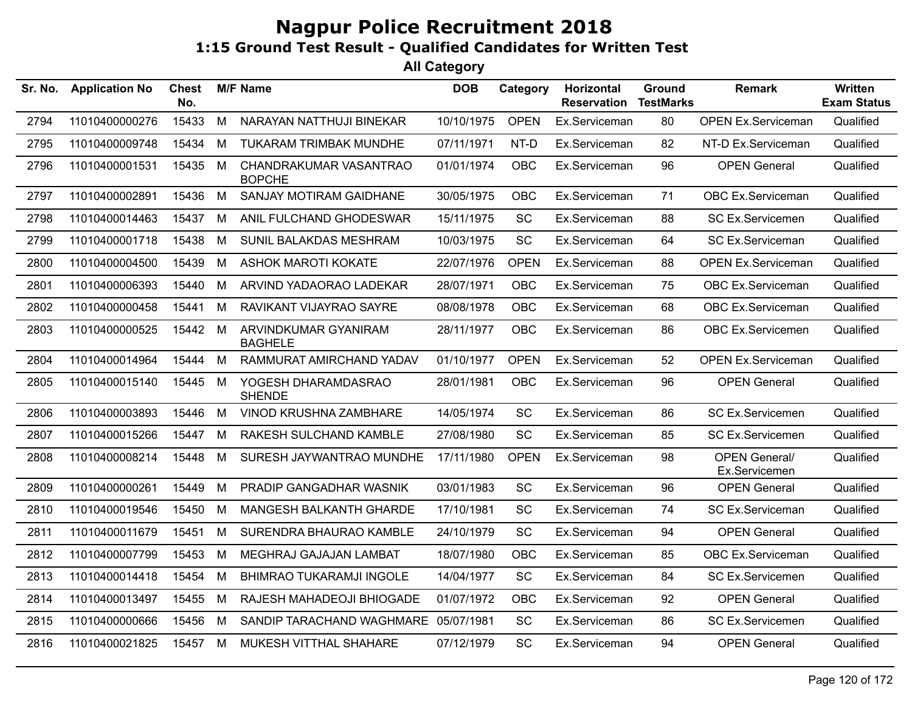# Nagpur Police Recruitment 2018

## 1:15 Ground Test Result - Qualified Candidates for Written Test

### All Category

| Sr. No. | Application No | Chest No. | M/F | Name | DOB | Category | Horizontal Reservation | Ground TestMarks | Remark | Written Exam Status |
|---|---|---|---|---|---|---|---|---|---|---|
| 2794 | 11010400000276 | 15433 | M | NARAYAN NATTHUJI BINEKAR | 10/10/1975 | OPEN | Ex.Serviceman | 80 | OPEN Ex.Serviceman | Qualified |
| 2795 | 11010400009748 | 15434 | M | TUKARAM TRIMBAK MUNDHE | 07/11/1971 | NT-D | Ex.Serviceman | 82 | NT-D Ex.Serviceman | Qualified |
| 2796 | 11010400001531 | 15435 | M | CHANDRAKUMAR VASANTRAO BOPCHE | 01/01/1974 | OBC | Ex.Serviceman | 96 | OPEN General | Qualified |
| 2797 | 11010400002891 | 15436 | M | SANJAY MOTIRAM GAIDHANE | 30/05/1975 | OBC | Ex.Serviceman | 71 | OBC Ex.Serviceman | Qualified |
| 2798 | 11010400014463 | 15437 | M | ANIL FULCHAND GHODESWAR | 15/11/1975 | SC | Ex.Serviceman | 88 | SC Ex.Servicemen | Qualified |
| 2799 | 11010400001718 | 15438 | M | SUNIL BALAKDAS MESHRAM | 10/03/1975 | SC | Ex.Serviceman | 64 | SC Ex.Serviceman | Qualified |
| 2800 | 11010400004500 | 15439 | M | ASHOK MAROTI KOKATE | 22/07/1976 | OPEN | Ex.Serviceman | 88 | OPEN Ex.Serviceman | Qualified |
| 2801 | 11010400006393 | 15440 | M | ARVIND YADAORAO LADEKAR | 28/07/1971 | OBC | Ex.Serviceman | 75 | OBC Ex.Serviceman | Qualified |
| 2802 | 11010400000458 | 15441 | M | RAVIKANT VIJAYRAO SAYRE | 08/08/1978 | OBC | Ex.Serviceman | 68 | OBC Ex.Serviceman | Qualified |
| 2803 | 11010400000525 | 15442 | M | ARVINDKUMAR GYANIRAM BAGHELE | 28/11/1977 | OBC | Ex.Serviceman | 86 | OBC Ex.Servicemen | Qualified |
| 2804 | 11010400014964 | 15444 | M | RAMMURAT AMIRCHAND YADAV | 01/10/1977 | OPEN | Ex.Serviceman | 52 | OPEN Ex.Serviceman | Qualified |
| 2805 | 11010400015140 | 15445 | M | YOGESH DHARAMDASRAO SHENDE | 28/01/1981 | OBC | Ex.Serviceman | 96 | OPEN General | Qualified |
| 2806 | 11010400003893 | 15446 | M | VINOD KRUSHNA ZAMBHARE | 14/05/1974 | SC | Ex.Serviceman | 86 | SC Ex.Servicemen | Qualified |
| 2807 | 11010400015266 | 15447 | M | RAKESH SULCHAND KAMBLE | 27/08/1980 | SC | Ex.Serviceman | 85 | SC Ex.Servicemen | Qualified |
| 2808 | 11010400008214 | 15448 | M | SURESH JAYWANTRAO MUNDHE | 17/11/1980 | OPEN | Ex.Serviceman | 98 | OPEN General/ Ex.Servicemen | Qualified |
| 2809 | 11010400000261 | 15449 | M | PRADIP GANGADHAR WASNIK | 03/01/1983 | SC | Ex.Serviceman | 96 | OPEN General | Qualified |
| 2810 | 11010400019546 | 15450 | M | MANGESH BALKANTH GHARDE | 17/10/1981 | SC | Ex.Serviceman | 74 | SC Ex.Serviceman | Qualified |
| 2811 | 11010400011679 | 15451 | M | SURENDRA BHAURAO KAMBLE | 24/10/1979 | SC | Ex.Serviceman | 94 | OPEN General | Qualified |
| 2812 | 11010400007799 | 15453 | M | MEGHRAJ GAJAJAN LAMBAT | 18/07/1980 | OBC | Ex.Serviceman | 85 | OBC Ex.Serviceman | Qualified |
| 2813 | 11010400014418 | 15454 | M | BHIMRAO TUKARAMJI INGOLE | 14/04/1977 | SC | Ex.Serviceman | 84 | SC Ex.Servicemen | Qualified |
| 2814 | 11010400013497 | 15455 | M | RAJESH MAHADEOJI BHIOGADE | 01/07/1972 | OBC | Ex.Serviceman | 92 | OPEN General | Qualified |
| 2815 | 11010400000666 | 15456 | M | SANDIP TARACHAND WAGHMARE | 05/07/1981 | SC | Ex.Serviceman | 86 | SC Ex.Servicemen | Qualified |
| 2816 | 11010400021825 | 15457 | M | MUKESH VITTHAL SHAHARE | 07/12/1979 | SC | Ex.Serviceman | 94 | OPEN General | Qualified |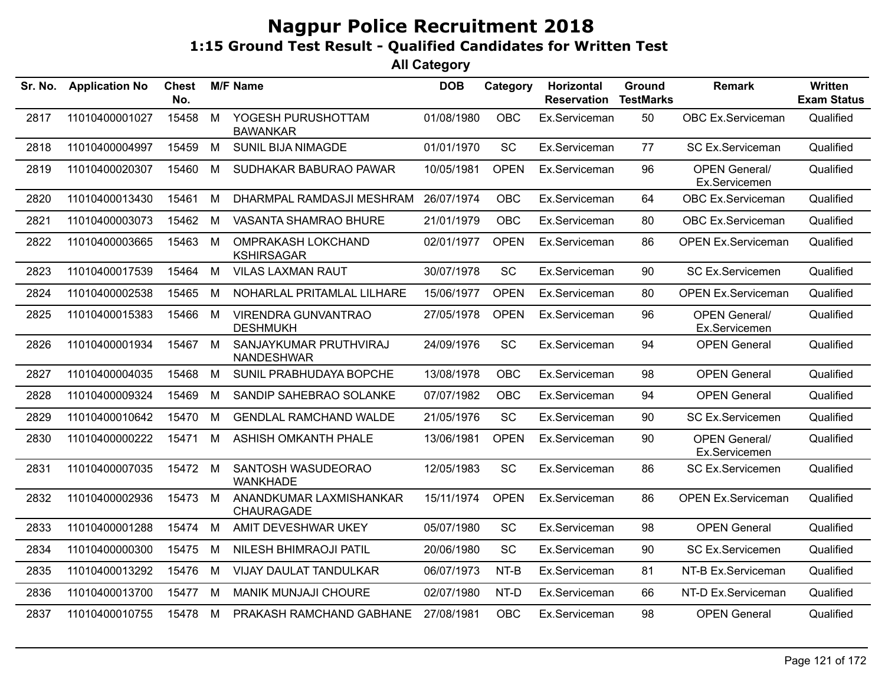# Nagpur Police Recruitment 2018

## 1:15 Ground Test Result - Qualified Candidates for Written Test

### All Category

| Sr. No. | Application No | Chest No. | M/F | Name | DOB | Category | Horizontal Reservation | Ground TestMarks | Remark | Written Exam Status |
|---|---|---|---|---|---|---|---|---|---|---|
| 2817 | 11010400001027 | 15458 | M | YOGESH PURUSHOTTAM BAWANKAR | 01/08/1980 | OBC | Ex.Serviceman | 50 | OBC Ex.Serviceman | Qualified |
| 2818 | 11010400004997 | 15459 | M | SUNIL BIJA NIMAGDE | 01/01/1970 | SC | Ex.Serviceman | 77 | SC Ex.Serviceman | Qualified |
| 2819 | 11010400020307 | 15460 | M | SUDHAKAR BABURAO PAWAR | 10/05/1981 | OPEN | Ex.Serviceman | 96 | OPEN General/ Ex.Servicemen | Qualified |
| 2820 | 11010400013430 | 15461 | M | DHARMPAL RAMDASJI MESHRAM | 26/07/1974 | OBC | Ex.Serviceman | 64 | OBC Ex.Serviceman | Qualified |
| 2821 | 11010400003073 | 15462 | M | VASANTA SHAMRAO BHURE | 21/01/1979 | OBC | Ex.Serviceman | 80 | OBC Ex.Serviceman | Qualified |
| 2822 | 11010400003665 | 15463 | M | OMPRAKASH LOKCHAND KSHIRSAGAR | 02/01/1977 | OPEN | Ex.Serviceman | 86 | OPEN Ex.Serviceman | Qualified |
| 2823 | 11010400017539 | 15464 | M | VILAS LAXMAN RAUT | 30/07/1978 | SC | Ex.Serviceman | 90 | SC Ex.Servicemen | Qualified |
| 2824 | 11010400002538 | 15465 | M | NOHARLAL PRITAMLAL LILHARE | 15/06/1977 | OPEN | Ex.Serviceman | 80 | OPEN Ex.Serviceman | Qualified |
| 2825 | 11010400015383 | 15466 | M | VIRENDRA GUNVANTRAO DESHMUKH | 27/05/1978 | OPEN | Ex.Serviceman | 96 | OPEN General/ Ex.Servicemen | Qualified |
| 2826 | 11010400001934 | 15467 | M | SANJAYKUMAR PRUTHVIRAJ NANDESHWAR | 24/09/1976 | SC | Ex.Serviceman | 94 | OPEN General | Qualified |
| 2827 | 11010400004035 | 15468 | M | SUNIL PRABHUDAYA BOPCHE | 13/08/1978 | OBC | Ex.Serviceman | 98 | OPEN General | Qualified |
| 2828 | 11010400009324 | 15469 | M | SANDIP SAHEBRAO SOLANKE | 07/07/1982 | OBC | Ex.Serviceman | 94 | OPEN General | Qualified |
| 2829 | 11010400010642 | 15470 | M | GENDLAL RAMCHAND WALDE | 21/05/1976 | SC | Ex.Serviceman | 90 | SC Ex.Servicemen | Qualified |
| 2830 | 11010400000222 | 15471 | M | ASHISH OMKANTH PHALE | 13/06/1981 | OPEN | Ex.Serviceman | 90 | OPEN General/ Ex.Servicemen | Qualified |
| 2831 | 11010400007035 | 15472 | M | SANTOSH WASUDEORAO WANKHADE | 12/05/1983 | SC | Ex.Serviceman | 86 | SC Ex.Servicemen | Qualified |
| 2832 | 11010400002936 | 15473 | M | ANANDKUMAR LAXMISHANKAR CHAURAGADE | 15/11/1974 | OPEN | Ex.Serviceman | 86 | OPEN Ex.Serviceman | Qualified |
| 2833 | 11010400001288 | 15474 | M | AMIT DEVESHWAR UKEY | 05/07/1980 | SC | Ex.Serviceman | 98 | OPEN General | Qualified |
| 2834 | 11010400000300 | 15475 | M | NILESH BHIMRAOJI PATIL | 20/06/1980 | SC | Ex.Serviceman | 90 | SC Ex.Servicemen | Qualified |
| 2835 | 11010400013292 | 15476 | M | VIJAY DAULAT TANDULKAR | 06/07/1973 | NT-B | Ex.Serviceman | 81 | NT-B Ex.Serviceman | Qualified |
| 2836 | 11010400013700 | 15477 | M | MANIK MUNJAJI CHOURE | 02/07/1980 | NT-D | Ex.Serviceman | 66 | NT-D Ex.Serviceman | Qualified |
| 2837 | 11010400010755 | 15478 | M | PRAKASH RAMCHAND GABHANE | 27/08/1981 | OBC | Ex.Serviceman | 98 | OPEN General | Qualified |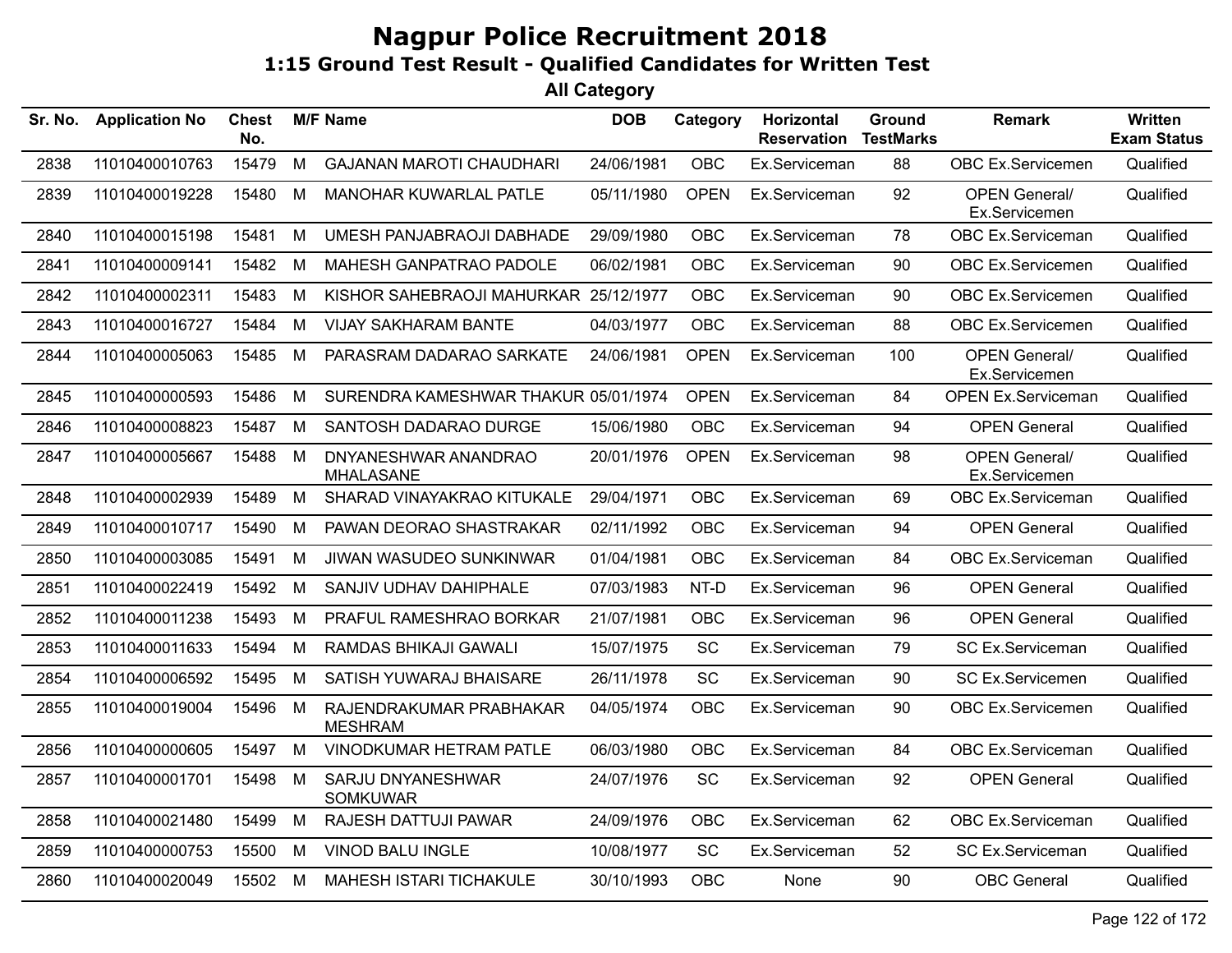# Nagpur Police Recruitment 2018

## 1:15 Ground Test Result - Qualified Candidates for Written Test

### All Category

| Sr. No. | Application No | Chest No. | M/F | Name | DOB | Category | Horizontal Reservation | Ground TestMarks | Remark | Written Exam Status |
|---|---|---|---|---|---|---|---|---|---|---|
| 2838 | 11010400010763 | 15479 | M | GAJANAN MAROTI CHAUDHARI | 24/06/1981 | OBC | Ex.Serviceman | 88 | OBC Ex.Servicemen | Qualified |
| 2839 | 11010400019228 | 15480 | M | MANOHAR KUWARLAL PATLE | 05/11/1980 | OPEN | Ex.Serviceman | 92 | OPEN General/ Ex.Servicemen | Qualified |
| 2840 | 11010400015198 | 15481 | M | UMESH PANJABRAOJI DABHADE | 29/09/1980 | OBC | Ex.Serviceman | 78 | OBC Ex.Serviceman | Qualified |
| 2841 | 11010400009141 | 15482 | M | MAHESH GANPATRAO PADOLE | 06/02/1981 | OBC | Ex.Serviceman | 90 | OBC Ex.Servicemen | Qualified |
| 2842 | 11010400002311 | 15483 | M | KISHOR SAHEBRAOJI MAHURKAR | 25/12/1977 | OBC | Ex.Serviceman | 90 | OBC Ex.Servicemen | Qualified |
| 2843 | 11010400016727 | 15484 | M | VIJAY SAKHARAM BANTE | 04/03/1977 | OBC | Ex.Serviceman | 88 | OBC Ex.Servicemen | Qualified |
| 2844 | 11010400005063 | 15485 | M | PARASRAM DADARAO SARKATE | 24/06/1981 | OPEN | Ex.Serviceman | 100 | OPEN General/ Ex.Servicemen | Qualified |
| 2845 | 11010400000593 | 15486 | M | SURENDRA KAMESHWAR THAKUR | 05/01/1974 | OPEN | Ex.Serviceman | 84 | OPEN Ex.Serviceman | Qualified |
| 2846 | 11010400008823 | 15487 | M | SANTOSH DADARAO DURGE | 15/06/1980 | OBC | Ex.Serviceman | 94 | OPEN General | Qualified |
| 2847 | 11010400005667 | 15488 | M | DNYANESHWAR ANANDRAO MHALASANE | 20/01/1976 | OPEN | Ex.Serviceman | 98 | OPEN General/ Ex.Servicemen | Qualified |
| 2848 | 11010400002939 | 15489 | M | SHARAD VINAYAKRAO KITUKALE | 29/04/1971 | OBC | Ex.Serviceman | 69 | OBC Ex.Serviceman | Qualified |
| 2849 | 11010400010717 | 15490 | M | PAWAN DEORAO SHASTRAKAR | 02/11/1992 | OBC | Ex.Serviceman | 94 | OPEN General | Qualified |
| 2850 | 11010400003085 | 15491 | M | JIWAN WASUDEO SUNKINWAR | 01/04/1981 | OBC | Ex.Serviceman | 84 | OBC Ex.Serviceman | Qualified |
| 2851 | 11010400022419 | 15492 | M | SANJIV UDHAV DAHIPHALE | 07/03/1983 | NT-D | Ex.Serviceman | 96 | OPEN General | Qualified |
| 2852 | 11010400011238 | 15493 | M | PRAFUL RAMESHRAO BORKAR | 21/07/1981 | OBC | Ex.Serviceman | 96 | OPEN General | Qualified |
| 2853 | 11010400011633 | 15494 | M | RAMDAS BHIKAJI GAWALI | 15/07/1975 | SC | Ex.Serviceman | 79 | SC Ex.Serviceman | Qualified |
| 2854 | 11010400006592 | 15495 | M | SATISH YUWARAJ BHAISARE | 26/11/1978 | SC | Ex.Serviceman | 90 | SC Ex.Servicemen | Qualified |
| 2855 | 11010400019004 | 15496 | M | RAJENDRAKUMAR PRABHAKAR MESHRAM | 04/05/1974 | OBC | Ex.Serviceman | 90 | OBC Ex.Servicemen | Qualified |
| 2856 | 11010400000605 | 15497 | M | VINODKUMAR HETRAM PATLE | 06/03/1980 | OBC | Ex.Serviceman | 84 | OBC Ex.Serviceman | Qualified |
| 2857 | 11010400001701 | 15498 | M | SARJU DNYANESHWAR SOMKUWAR | 24/07/1976 | SC | Ex.Serviceman | 92 | OPEN General | Qualified |
| 2858 | 11010400021480 | 15499 | M | RAJESH DATTUJI PAWAR | 24/09/1976 | OBC | Ex.Serviceman | 62 | OBC Ex.Serviceman | Qualified |
| 2859 | 11010400000753 | 15500 | M | VINOD BALU INGLE | 10/08/1977 | SC | Ex.Serviceman | 52 | SC Ex.Serviceman | Qualified |
| 2860 | 11010400020049 | 15502 | M | MAHESH ISTARI TICHAKULE | 30/10/1993 | OBC | None | 90 | OBC General | Qualified |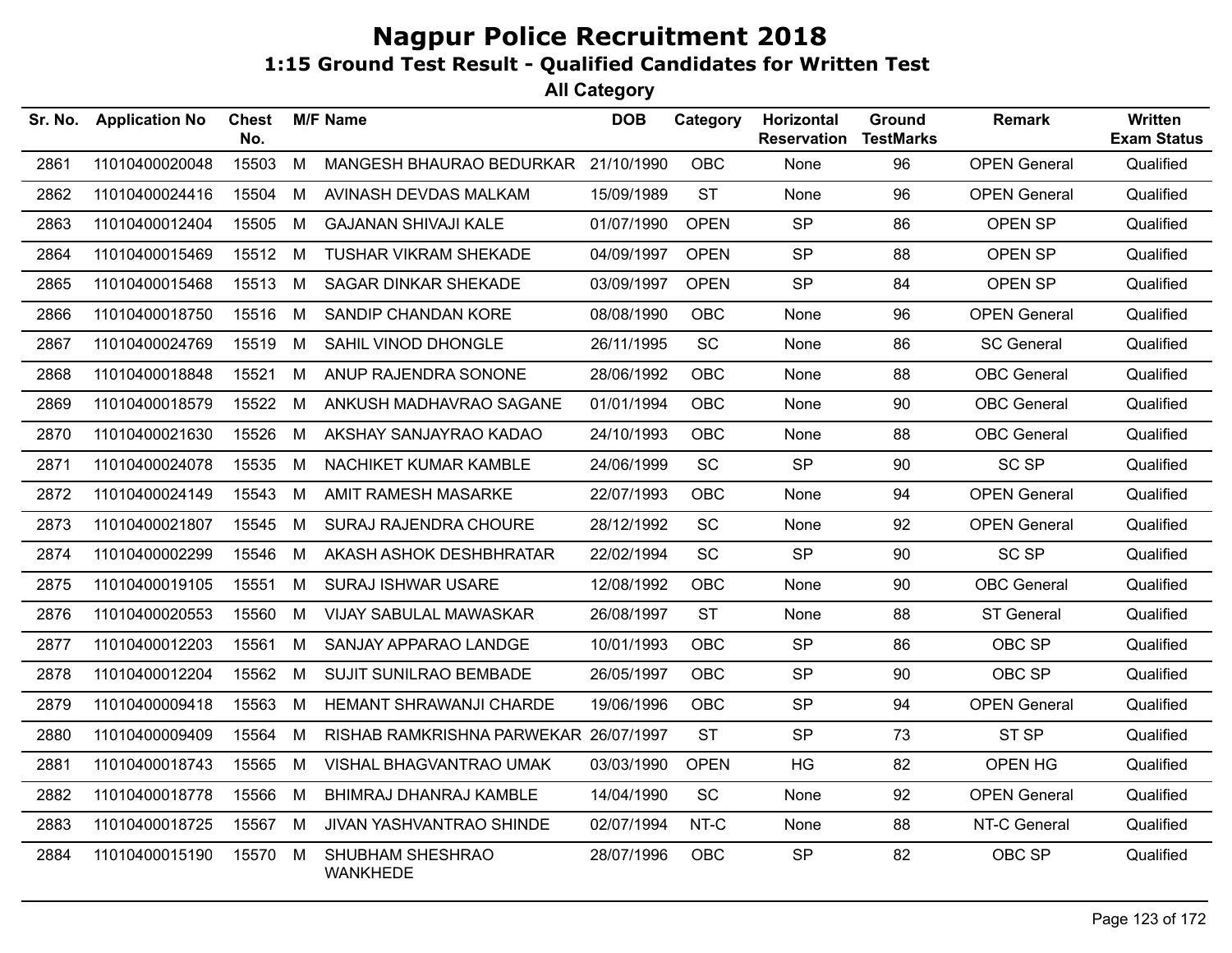# Nagpur Police Recruitment 2018

## 1:15 Ground Test Result - Qualified Candidates for Written Test

### All Category

| Sr. No. | Application No | Chest No. | M/F | Name | DOB | Category | Horizontal Reservation | Ground TestMarks | Remark | Written Exam Status |
|---|---|---|---|---|---|---|---|---|---|---|
| 2861 | 11010400020048 | 15503 | M | MANGESH BHAURAO BEDURKAR | 21/10/1990 | OBC | None | 96 | OPEN General | Qualified |
| 2862 | 11010400024416 | 15504 | M | AVINASH DEVDAS MALKAM | 15/09/1989 | ST | None | 96 | OPEN General | Qualified |
| 2863 | 11010400012404 | 15505 | M | GAJANAN SHIVAJI KALE | 01/07/1990 | OPEN | SP | 86 | OPEN SP | Qualified |
| 2864 | 11010400015469 | 15512 | M | TUSHAR VIKRAM SHEKADE | 04/09/1997 | OPEN | SP | 88 | OPEN SP | Qualified |
| 2865 | 11010400015468 | 15513 | M | SAGAR DINKAR SHEKADE | 03/09/1997 | OPEN | SP | 84 | OPEN SP | Qualified |
| 2866 | 11010400018750 | 15516 | M | SANDIP CHANDAN KORE | 08/08/1990 | OBC | None | 96 | OPEN General | Qualified |
| 2867 | 11010400024769 | 15519 | M | SAHIL VINOD DHONGLE | 26/11/1995 | SC | None | 86 | SC General | Qualified |
| 2868 | 11010400018848 | 15521 | M | ANUP RAJENDRA SONONE | 28/06/1992 | OBC | None | 88 | OBC General | Qualified |
| 2869 | 11010400018579 | 15522 | M | ANKUSH MADHAVRAO SAGANE | 01/01/1994 | OBC | None | 90 | OBC General | Qualified |
| 2870 | 11010400021630 | 15526 | M | AKSHAY SANJAYRAO KADAO | 24/10/1993 | OBC | None | 88 | OBC General | Qualified |
| 2871 | 11010400024078 | 15535 | M | NACHIKET KUMAR KAMBLE | 24/06/1999 | SC | SP | 90 | SC SP | Qualified |
| 2872 | 11010400024149 | 15543 | M | AMIT RAMESH MASARKE | 22/07/1993 | OBC | None | 94 | OPEN General | Qualified |
| 2873 | 11010400021807 | 15545 | M | SURAJ RAJENDRA CHOURE | 28/12/1992 | SC | None | 92 | OPEN General | Qualified |
| 2874 | 11010400002299 | 15546 | M | AKASH ASHOK DESHBHRATAR | 22/02/1994 | SC | SP | 90 | SC SP | Qualified |
| 2875 | 11010400019105 | 15551 | M | SURAJ ISHWAR USARE | 12/08/1992 | OBC | None | 90 | OBC General | Qualified |
| 2876 | 11010400020553 | 15560 | M | VIJAY SABULAL MAWASKAR | 26/08/1997 | ST | None | 88 | ST General | Qualified |
| 2877 | 11010400012203 | 15561 | M | SANJAY APPARAO LANDGE | 10/01/1993 | OBC | SP | 86 | OBC SP | Qualified |
| 2878 | 11010400012204 | 15562 | M | SUJIT SUNILRAO BEMBADE | 26/05/1997 | OBC | SP | 90 | OBC SP | Qualified |
| 2879 | 11010400009418 | 15563 | M | HEMANT SHRAWANJI CHARDE | 19/06/1996 | OBC | SP | 94 | OPEN General | Qualified |
| 2880 | 11010400009409 | 15564 | M | RISHAB RAMKRISHNA PARWEKAR | 26/07/1997 | ST | SP | 73 | ST SP | Qualified |
| 2881 | 11010400018743 | 15565 | M | VISHAL BHAGVANTRAO UMAK | 03/03/1990 | OPEN | HG | 82 | OPEN HG | Qualified |
| 2882 | 11010400018778 | 15566 | M | BHIMRAJ DHANRAJ KAMBLE | 14/04/1990 | SC | None | 92 | OPEN General | Qualified |
| 2883 | 11010400018725 | 15567 | M | JIVAN YASHVANTRAO SHINDE | 02/07/1994 | NT-C | None | 88 | NT-C General | Qualified |
| 2884 | 11010400015190 | 15570 | M | SHUBHAM SHESHRAO WANKHEDE | 28/07/1996 | OBC | SP | 82 | OBC SP | Qualified |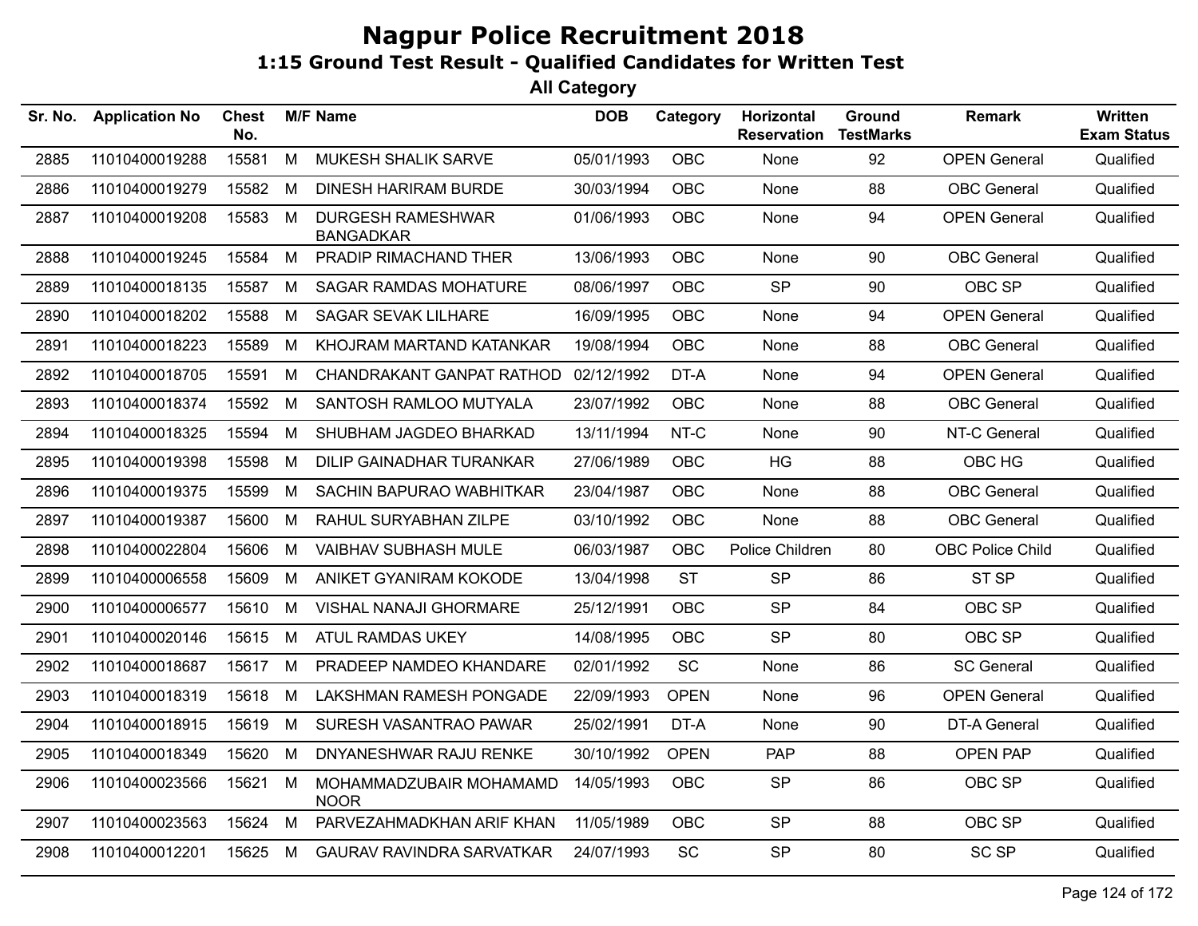# Nagpur Police Recruitment 2018

## 1:15 Ground Test Result - Qualified Candidates for Written Test

### All Category

| Sr. No. | Application No | Chest No. | M/F | Name | DOB | Category | Horizontal Reservation | Ground TestMarks | Remark | Written Exam Status |
|---|---|---|---|---|---|---|---|---|---|---|
| 2885 | 11010400019288 | 15581 | M | MUKESH SHALIK SARVE | 05/01/1993 | OBC | None | 92 | OPEN General | Qualified |
| 2886 | 11010400019279 | 15582 | M | DINESH HARIRAM BURDE | 30/03/1994 | OBC | None | 88 | OBC General | Qualified |
| 2887 | 11010400019208 | 15583 | M | DURGESH RAMESHWAR BANGADKAR | 01/06/1993 | OBC | None | 94 | OPEN General | Qualified |
| 2888 | 11010400019245 | 15584 | M | PRADIP RIMACHAND THER | 13/06/1993 | OBC | None | 90 | OBC General | Qualified |
| 2889 | 11010400018135 | 15587 | M | SAGAR RAMDAS MOHATURE | 08/06/1997 | OBC | SP | 90 | OBC SP | Qualified |
| 2890 | 11010400018202 | 15588 | M | SAGAR SEVAK LILHARE | 16/09/1995 | OBC | None | 94 | OPEN General | Qualified |
| 2891 | 11010400018223 | 15589 | M | KHOJRAM MARTAND KATANKAR | 19/08/1994 | OBC | None | 88 | OBC General | Qualified |
| 2892 | 11010400018705 | 15591 | M | CHANDRAKANT GANPAT RATHOD | 02/12/1992 | DT-A | None | 94 | OPEN General | Qualified |
| 2893 | 11010400018374 | 15592 | M | SANTOSH RAMLOO MUTYALA | 23/07/1992 | OBC | None | 88 | OBC General | Qualified |
| 2894 | 11010400018325 | 15594 | M | SHUBHAM JAGDEO BHARKAD | 13/11/1994 | NT-C | None | 90 | NT-C General | Qualified |
| 2895 | 11010400019398 | 15598 | M | DILIP GAINADHAR TURANKAR | 27/06/1989 | OBC | HG | 88 | OBC HG | Qualified |
| 2896 | 11010400019375 | 15599 | M | SACHIN BAPURAO WABHITKAR | 23/04/1987 | OBC | None | 88 | OBC General | Qualified |
| 2897 | 11010400019387 | 15600 | M | RAHUL SURYABHAN ZILPE | 03/10/1992 | OBC | None | 88 | OBC General | Qualified |
| 2898 | 11010400022804 | 15606 | M | VAIBHAV SUBHASH MULE | 06/03/1987 | OBC | Police Children | 80 | OBC Police Child | Qualified |
| 2899 | 11010400006558 | 15609 | M | ANIKET GYANIRAM KOKODE | 13/04/1998 | ST | SP | 86 | ST SP | Qualified |
| 2900 | 11010400006577 | 15610 | M | VISHAL NANAJI GHORMARE | 25/12/1991 | OBC | SP | 84 | OBC SP | Qualified |
| 2901 | 11010400020146 | 15615 | M | ATUL RAMDAS UKEY | 14/08/1995 | OBC | SP | 80 | OBC SP | Qualified |
| 2902 | 11010400018687 | 15617 | M | PRADEEP NAMDEO KHANDARE | 02/01/1992 | SC | None | 86 | SC General | Qualified |
| 2903 | 11010400018319 | 15618 | M | LAKSHMAN RAMESH PONGADE | 22/09/1993 | OPEN | None | 96 | OPEN General | Qualified |
| 2904 | 11010400018915 | 15619 | M | SURESH VASANTRAO PAWAR | 25/02/1991 | DT-A | None | 90 | DT-A General | Qualified |
| 2905 | 11010400018349 | 15620 | M | DNYANESHWAR RAJU RENKE | 30/10/1992 | OPEN | PAP | 88 | OPEN PAP | Qualified |
| 2906 | 11010400023566 | 15621 | M | MOHAMMADZUBAIR MOHAMAMD NOOR | 14/05/1993 | OBC | SP | 86 | OBC SP | Qualified |
| 2907 | 11010400023563 | 15624 | M | PARVEZAHMADKHAN ARIF KHAN | 11/05/1989 | OBC | SP | 88 | OBC SP | Qualified |
| 2908 | 11010400012201 | 15625 | M | GAURAV RAVINDRA SARVATKAR | 24/07/1993 | SC | SP | 80 | SC SP | Qualified |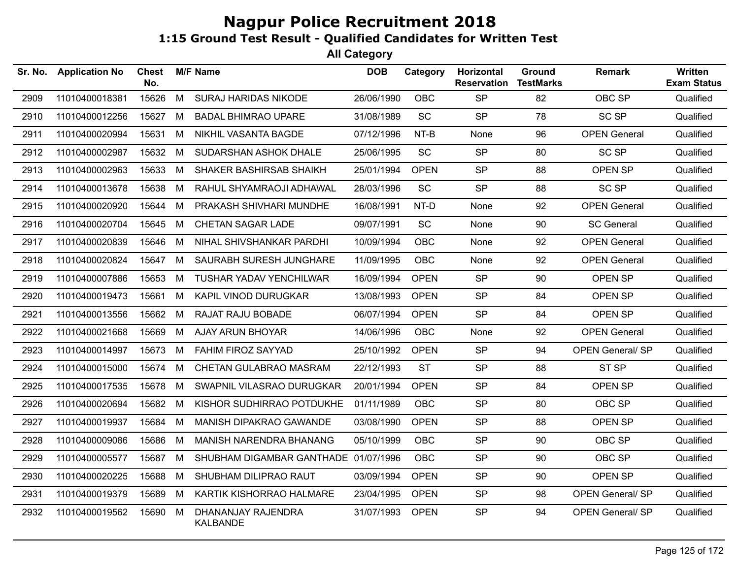# Nagpur Police Recruitment 2018

## 1:15 Ground Test Result - Qualified Candidates for Written Test

### All Category

| Sr. No. | Application No | Chest No. | M/F | Name | DOB | Category | Horizontal Reservation | Ground TestMarks | Remark | Written Exam Status |
|---|---|---|---|---|---|---|---|---|---|---|
| 2909 | 11010400018381 | 15626 | M | SURAJ HARIDAS NIKODE | 26/06/1990 | OBC | SP | 82 | OBC SP | Qualified |
| 2910 | 11010400012256 | 15627 | M | BADAL BHIMRAO UPARE | 31/08/1989 | SC | SP | 78 | SC SP | Qualified |
| 2911 | 11010400020994 | 15631 | M | NIKHIL VASANTA BAGDE | 07/12/1996 | NT-B | None | 96 | OPEN General | Qualified |
| 2912 | 11010400002987 | 15632 | M | SUDARSHAN ASHOK DHALE | 25/06/1995 | SC | SP | 80 | SC SP | Qualified |
| 2913 | 11010400002963 | 15633 | M | SHAKER BASHIRSAB SHAIKH | 25/01/1994 | OPEN | SP | 88 | OPEN SP | Qualified |
| 2914 | 11010400013678 | 15638 | M | RAHUL SHYAMRAOJI ADHAWAL | 28/03/1996 | SC | SP | 88 | SC SP | Qualified |
| 2915 | 11010400020920 | 15644 | M | PRAKASH SHIVHARI MUNDHE | 16/08/1991 | NT-D | None | 92 | OPEN General | Qualified |
| 2916 | 11010400020704 | 15645 | M | CHETAN SAGAR LADE | 09/07/1991 | SC | None | 90 | SC General | Qualified |
| 2917 | 11010400020839 | 15646 | M | NIHAL SHIVSHANKAR PARDHI | 10/09/1994 | OBC | None | 92 | OPEN General | Qualified |
| 2918 | 11010400020824 | 15647 | M | SAURABH SURESH JUNGHARE | 11/09/1995 | OBC | None | 92 | OPEN General | Qualified |
| 2919 | 11010400007886 | 15653 | M | TUSHAR YADAV YENCHILWAR | 16/09/1994 | OPEN | SP | 90 | OPEN SP | Qualified |
| 2920 | 11010400019473 | 15661 | M | KAPIL VINOD DURUGKAR | 13/08/1993 | OPEN | SP | 84 | OPEN SP | Qualified |
| 2921 | 11010400013556 | 15662 | M | RAJAT RAJU BOBADE | 06/07/1994 | OPEN | SP | 84 | OPEN SP | Qualified |
| 2922 | 11010400021668 | 15669 | M | AJAY ARUN BHOYAR | 14/06/1996 | OBC | None | 92 | OPEN General | Qualified |
| 2923 | 11010400014997 | 15673 | M | FAHIM FIROZ SAYYAD | 25/10/1992 | OPEN | SP | 94 | OPEN General/ SP | Qualified |
| 2924 | 11010400015000 | 15674 | M | CHETAN GULABRAO MASRAM | 22/12/1993 | ST | SP | 88 | ST SP | Qualified |
| 2925 | 11010400017535 | 15678 | M | SWAPNIL VILASRAO DURUGKAR | 20/01/1994 | OPEN | SP | 84 | OPEN SP | Qualified |
| 2926 | 11010400020694 | 15682 | M | KISHOR SUDHIRRAO POTDUKHE | 01/11/1989 | OBC | SP | 80 | OBC SP | Qualified |
| 2927 | 11010400019937 | 15684 | M | MANISH DIPAKRAO GAWANDE | 03/08/1990 | OPEN | SP | 88 | OPEN SP | Qualified |
| 2928 | 11010400009086 | 15686 | M | MANISH NARENDRA BHANANG | 05/10/1999 | OBC | SP | 90 | OBC SP | Qualified |
| 2929 | 11010400005577 | 15687 | M | SHUBHAM DIGAMBAR GANTHADE | 01/07/1996 | OBC | SP | 90 | OBC SP | Qualified |
| 2930 | 11010400020225 | 15688 | M | SHUBHAM DILIPRAO RAUT | 03/09/1994 | OPEN | SP | 90 | OPEN SP | Qualified |
| 2931 | 11010400019379 | 15689 | M | KARTIK KISHORRAO HALMARE | 23/04/1995 | OPEN | SP | 98 | OPEN General/ SP | Qualified |
| 2932 | 11010400019562 | 15690 | M | DHANANJAY RAJENDRA KALBANDE | 31/07/1993 | OPEN | SP | 94 | OPEN General/ SP | Qualified |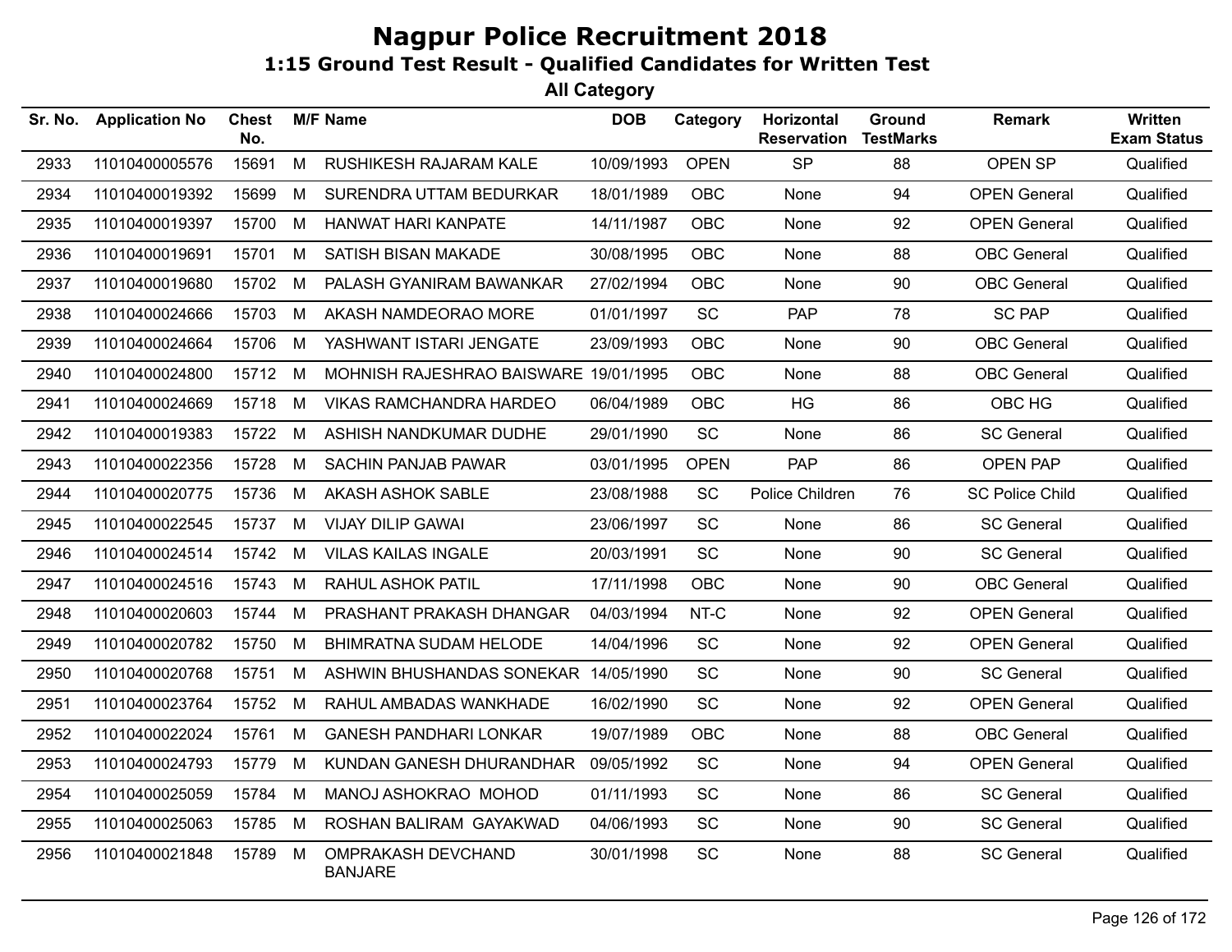# Nagpur Police Recruitment 2018

## 1:15 Ground Test Result - Qualified Candidates for Written Test

### All Category

| Sr. No. | Application No | Chest No. | M/F | Name | DOB | Category | Horizontal Reservation | Ground TestMarks | Remark | Written Exam Status |
|---|---|---|---|---|---|---|---|---|---|---|
| 2933 | 11010400005576 | 15691 | M | RUSHIKESH RAJARAM KALE | 10/09/1993 | OPEN | SP | 88 | OPEN SP | Qualified |
| 2934 | 11010400019392 | 15699 | M | SURENDRA UTTAM BEDURKAR | 18/01/1989 | OBC | None | 94 | OPEN General | Qualified |
| 2935 | 11010400019397 | 15700 | M | HANWAT HARI KANPATE | 14/11/1987 | OBC | None | 92 | OPEN General | Qualified |
| 2936 | 11010400019691 | 15701 | M | SATISH BISAN MAKADE | 30/08/1995 | OBC | None | 88 | OBC General | Qualified |
| 2937 | 11010400019680 | 15702 | M | PALASH GYANIRAM BAWANKAR | 27/02/1994 | OBC | None | 90 | OBC General | Qualified |
| 2938 | 11010400024666 | 15703 | M | AKASH NAMDEORAO MORE | 01/01/1997 | SC | PAP | 78 | SC PAP | Qualified |
| 2939 | 11010400024664 | 15706 | M | YASHWANT ISTARI JENGATE | 23/09/1993 | OBC | None | 90 | OBC General | Qualified |
| 2940 | 11010400024800 | 15712 | M | MOHNISH RAJESHRAO BAISWARE | 19/01/1995 | OBC | None | 88 | OBC General | Qualified |
| 2941 | 11010400024669 | 15718 | M | VIKAS RAMCHANDRA HARDEO | 06/04/1989 | OBC | HG | 86 | OBC HG | Qualified |
| 2942 | 11010400019383 | 15722 | M | ASHISH NANDKUMAR DUDHE | 29/01/1990 | SC | None | 86 | SC General | Qualified |
| 2943 | 11010400022356 | 15728 | M | SACHIN PANJAB PAWAR | 03/01/1995 | OPEN | PAP | 86 | OPEN PAP | Qualified |
| 2944 | 11010400020775 | 15736 | M | AKASH ASHOK SABLE | 23/08/1988 | SC | Police Children | 76 | SC Police Child | Qualified |
| 2945 | 11010400022545 | 15737 | M | VIJAY DILIP GAWAI | 23/06/1997 | SC | None | 86 | SC General | Qualified |
| 2946 | 11010400024514 | 15742 | M | VILAS KAILAS INGALE | 20/03/1991 | SC | None | 90 | SC General | Qualified |
| 2947 | 11010400024516 | 15743 | M | RAHUL ASHOK PATIL | 17/11/1998 | OBC | None | 90 | OBC General | Qualified |
| 2948 | 11010400020603 | 15744 | M | PRASHANT PRAKASH DHANGAR | 04/03/1994 | NT-C | None | 92 | OPEN General | Qualified |
| 2949 | 11010400020782 | 15750 | M | BHIMRATNA SUDAM HELODE | 14/04/1996 | SC | None | 92 | OPEN General | Qualified |
| 2950 | 11010400020768 | 15751 | M | ASHWIN BHUSHANDAS SONEKAR | 14/05/1990 | SC | None | 90 | SC General | Qualified |
| 2951 | 11010400023764 | 15752 | M | RAHUL AMBADAS WANKHADE | 16/02/1990 | SC | None | 92 | OPEN General | Qualified |
| 2952 | 11010400022024 | 15761 | M | GANESH PANDHARI LONKAR | 19/07/1989 | OBC | None | 88 | OBC General | Qualified |
| 2953 | 11010400024793 | 15779 | M | KUNDAN GANESH DHURANDHAR | 09/05/1992 | SC | None | 94 | OPEN General | Qualified |
| 2954 | 11010400025059 | 15784 | M | MANOJ ASHOKRAO MOHOD | 01/11/1993 | SC | None | 86 | SC General | Qualified |
| 2955 | 11010400025063 | 15785 | M | ROSHAN BALIRAM GAYAKWAD | 04/06/1993 | SC | None | 90 | SC General | Qualified |
| 2956 | 11010400021848 | 15789 | M | OMPRAKASH DEVCHAND BANJARE | 30/01/1998 | SC | None | 88 | SC General | Qualified |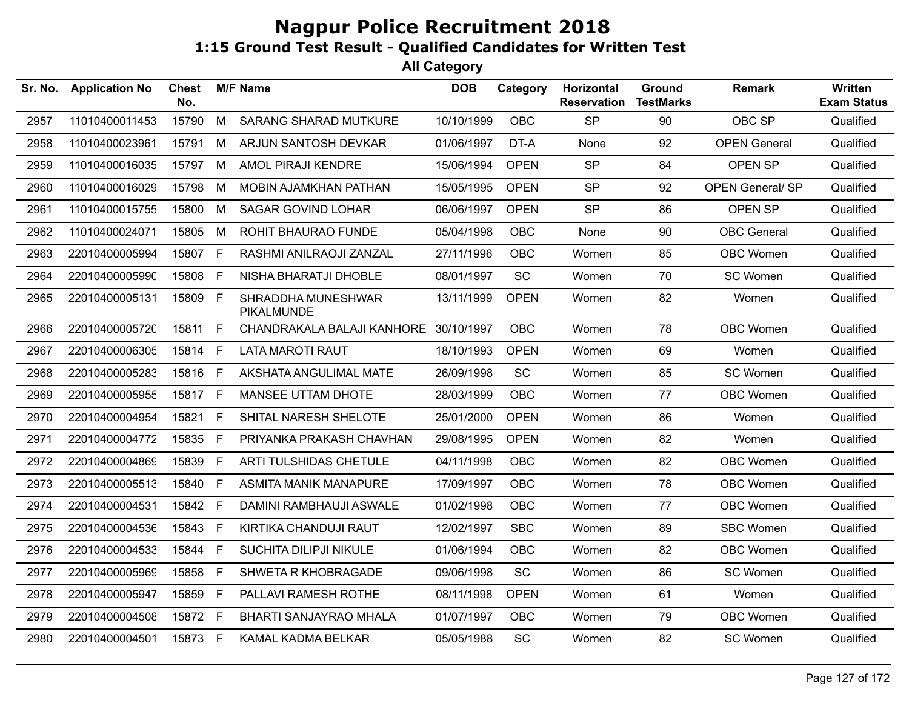# Nagpur Police Recruitment 2018

## 1:15 Ground Test Result - Qualified Candidates for Written Test

### All Category

| Sr. No. | Application No | Chest No. | M/F | Name | DOB | Category | Horizontal Reservation | Ground TestMarks | Remark | Written Exam Status |
|---|---|---|---|---|---|---|---|---|---|---|
| 2957 | 11010400011453 | 15790 | M | SARANG SHARAD MUTKURE | 10/10/1999 | OBC | SP | 90 | OBC SP | Qualified |
| 2958 | 11010400023961 | 15791 | M | ARJUN SANTOSH DEVKAR | 01/06/1997 | DT-A | None | 92 | OPEN General | Qualified |
| 2959 | 11010400016035 | 15797 | M | AMOL PIRAJI KENDRE | 15/06/1994 | OPEN | SP | 84 | OPEN SP | Qualified |
| 2960 | 11010400016029 | 15798 | M | MOBIN AJAMKHAN PATHAN | 15/05/1995 | OPEN | SP | 92 | OPEN General/ SP | Qualified |
| 2961 | 11010400015755 | 15800 | M | SAGAR GOVIND LOHAR | 06/06/1997 | OPEN | SP | 86 | OPEN SP | Qualified |
| 2962 | 11010400024071 | 15805 | M | ROHIT BHAURAO FUNDE | 05/04/1998 | OBC | None | 90 | OBC General | Qualified |
| 2963 | 22010400005994 | 15807 | F | RASHMI ANILRAOJI ZANZAL | 27/11/1996 | OBC | Women | 85 | OBC Women | Qualified |
| 2964 | 22010400005990 | 15808 | F | NISHA BHARATJI DHOBLE | 08/01/1997 | SC | Women | 70 | SC Women | Qualified |
| 2965 | 22010400005131 | 15809 | F | SHRADDHA MUNESHWAR PIKALMUNDE | 13/11/1999 | OPEN | Women | 82 | Women | Qualified |
| 2966 | 22010400005720 | 15811 | F | CHANDRAKALA BALAJI KANHORE | 30/10/1997 | OBC | Women | 78 | OBC Women | Qualified |
| 2967 | 22010400006305 | 15814 | F | LATA MAROTI RAUT | 18/10/1993 | OPEN | Women | 69 | Women | Qualified |
| 2968 | 22010400005283 | 15816 | F | AKSHATA ANGULIMAL MATE | 26/09/1998 | SC | Women | 85 | SC Women | Qualified |
| 2969 | 22010400005955 | 15817 | F | MANSEE UTTAM DHOTE | 28/03/1999 | OBC | Women | 77 | OBC Women | Qualified |
| 2970 | 22010400004954 | 15821 | F | SHITAL NARESH SHELOTE | 25/01/2000 | OPEN | Women | 86 | Women | Qualified |
| 2971 | 22010400004772 | 15835 | F | PRIYANKA PRAKASH CHAVHAN | 29/08/1995 | OPEN | Women | 82 | Women | Qualified |
| 2972 | 22010400004869 | 15839 | F | ARTI TULSHIDAS CHETULE | 04/11/1998 | OBC | Women | 82 | OBC Women | Qualified |
| 2973 | 22010400005513 | 15840 | F | ASMITA MANIK MANAPURE | 17/09/1997 | OBC | Women | 78 | OBC Women | Qualified |
| 2974 | 22010400004531 | 15842 | F | DAMINI RAMBHAUJI ASWALE | 01/02/1998 | OBC | Women | 77 | OBC Women | Qualified |
| 2975 | 22010400004536 | 15843 | F | KIRTIKA CHANDUJI RAUT | 12/02/1997 | SBC | Women | 89 | SBC Women | Qualified |
| 2976 | 22010400004533 | 15844 | F | SUCHITA DILIPJI NIKULE | 01/06/1994 | OBC | Women | 82 | OBC Women | Qualified |
| 2977 | 22010400005969 | 15858 | F | SHWETA R KHOBRAGADE | 09/06/1998 | SC | Women | 86 | SC Women | Qualified |
| 2978 | 22010400005947 | 15859 | F | PALLAVI RAMESH ROTHE | 08/11/1998 | OPEN | Women | 61 | Women | Qualified |
| 2979 | 22010400004508 | 15872 | F | BHARTI SANJAYRAO MHALA | 01/07/1997 | OBC | Women | 79 | OBC Women | Qualified |
| 2980 | 22010400004501 | 15873 | F | KAMAL KADMA BELKAR | 05/05/1988 | SC | Women | 82 | SC Women | Qualified |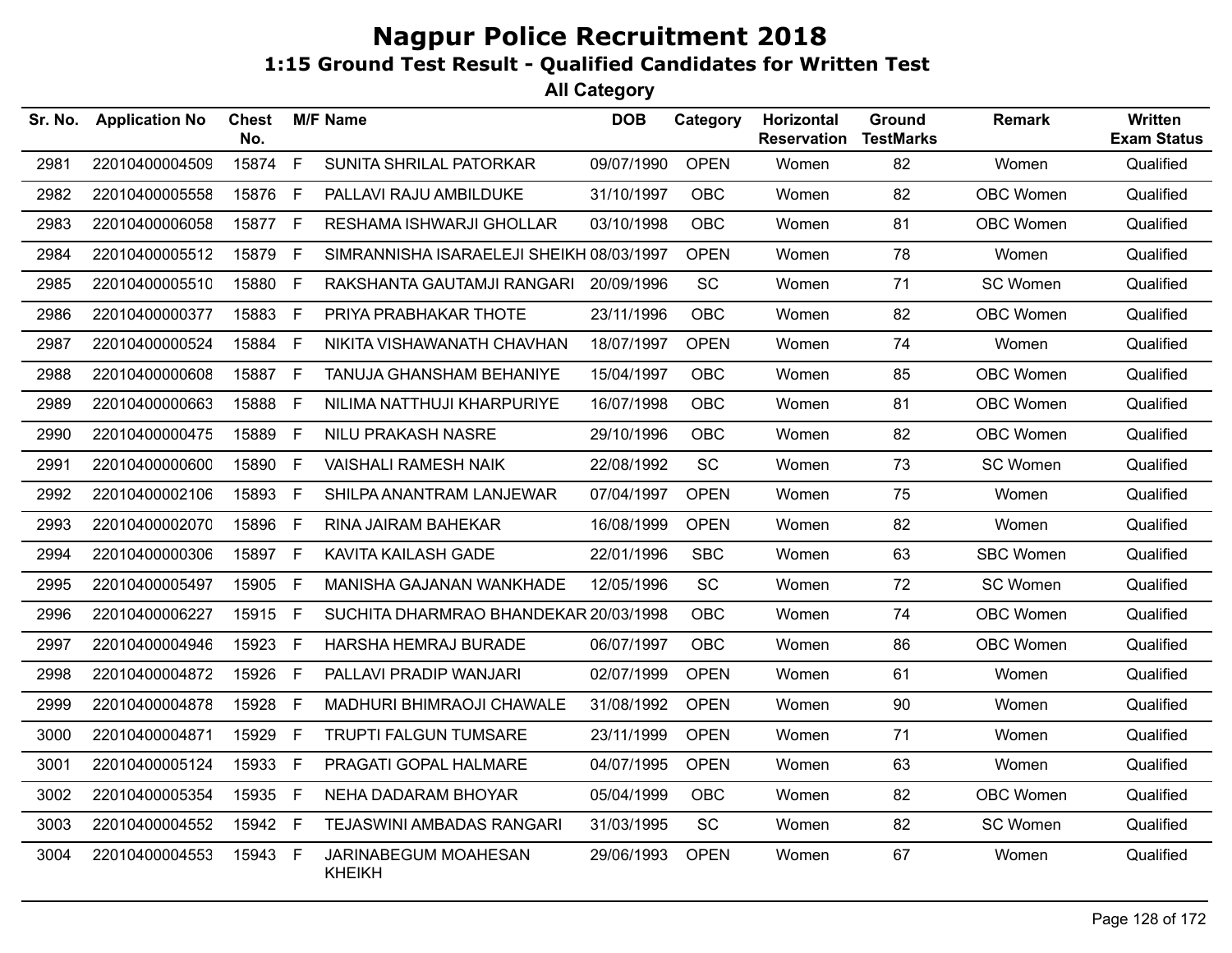# Nagpur Police Recruitment 2018

## 1:15 Ground Test Result - Qualified Candidates for Written Test

### All Category

| Sr. No. | Application No | Chest No. | M/F | Name | DOB | Category | Horizontal Reservation | Ground TestMarks | Remark | Written Exam Status |
|---|---|---|---|---|---|---|---|---|---|---|
| 2981 | 22010400004509 | 15874 | F | SUNITA SHRILAL PATORKAR | 09/07/1990 | OPEN | Women | 82 | Women | Qualified |
| 2982 | 22010400005558 | 15876 | F | PALLAVI RAJU AMBILDUKE | 31/10/1997 | OBC | Women | 82 | OBC Women | Qualified |
| 2983 | 22010400006058 | 15877 | F | RESHAMA ISHWARJI GHOLLAR | 03/10/1998 | OBC | Women | 81 | OBC Women | Qualified |
| 2984 | 22010400005512 | 15879 | F | SIMRANNISHA ISARAELEJI SHEIKH | 08/03/1997 | OPEN | Women | 78 | Women | Qualified |
| 2985 | 22010400005510 | 15880 | F | RAKSHANTA GAUTAMJI RANGARI | 20/09/1996 | SC | Women | 71 | SC Women | Qualified |
| 2986 | 22010400000377 | 15883 | F | PRIYA PRABHAKAR THOTE | 23/11/1996 | OBC | Women | 82 | OBC Women | Qualified |
| 2987 | 22010400000524 | 15884 | F | NIKITA VISHAWANATH CHAVHAN | 18/07/1997 | OPEN | Women | 74 | Women | Qualified |
| 2988 | 22010400000608 | 15887 | F | TANUJA GHANSHAM BEHANIYE | 15/04/1997 | OBC | Women | 85 | OBC Women | Qualified |
| 2989 | 22010400000663 | 15888 | F | NILIMA NATTHUJI KHARPURIYE | 16/07/1998 | OBC | Women | 81 | OBC Women | Qualified |
| 2990 | 22010400000475 | 15889 | F | NILU PRAKASH NASRE | 29/10/1996 | OBC | Women | 82 | OBC Women | Qualified |
| 2991 | 22010400000600 | 15890 | F | VAISHALI RAMESH NAIK | 22/08/1992 | SC | Women | 73 | SC Women | Qualified |
| 2992 | 22010400002106 | 15893 | F | SHILPA ANANTRAM LANJEWAR | 07/04/1997 | OPEN | Women | 75 | Women | Qualified |
| 2993 | 22010400002070 | 15896 | F | RINA JAIRAM BAHEKAR | 16/08/1999 | OPEN | Women | 82 | Women | Qualified |
| 2994 | 22010400000306 | 15897 | F | KAVITA KAILASH GADE | 22/01/1996 | SBC | Women | 63 | SBC Women | Qualified |
| 2995 | 22010400005497 | 15905 | F | MANISHA GAJANAN WANKHADE | 12/05/1996 | SC | Women | 72 | SC Women | Qualified |
| 2996 | 22010400006227 | 15915 | F | SUCHITA DHARMRAO BHANDEKAR | 20/03/1998 | OBC | Women | 74 | OBC Women | Qualified |
| 2997 | 22010400004946 | 15923 | F | HARSHA HEMRAJ BURADE | 06/07/1997 | OBC | Women | 86 | OBC Women | Qualified |
| 2998 | 22010400004872 | 15926 | F | PALLAVI PRADIP WANJARI | 02/07/1999 | OPEN | Women | 61 | Women | Qualified |
| 2999 | 22010400004878 | 15928 | F | MADHURI BHIMRAOJI CHAWALE | 31/08/1992 | OPEN | Women | 90 | Women | Qualified |
| 3000 | 22010400004871 | 15929 | F | TRUPTI FALGUN TUMSARE | 23/11/1999 | OPEN | Women | 71 | Women | Qualified |
| 3001 | 22010400005124 | 15933 | F | PRAGATI GOPAL HALMARE | 04/07/1995 | OPEN | Women | 63 | Women | Qualified |
| 3002 | 22010400005354 | 15935 | F | NEHA DADARAM BHOYAR | 05/04/1999 | OBC | Women | 82 | OBC Women | Qualified |
| 3003 | 22010400004552 | 15942 | F | TEJASWINI AMBADAS RANGARI | 31/03/1995 | SC | Women | 82 | SC Women | Qualified |
| 3004 | 22010400004553 | 15943 | F | JARINABEGUM MOAHESAN KHEIKH | 29/06/1993 | OPEN | Women | 67 | Women | Qualified |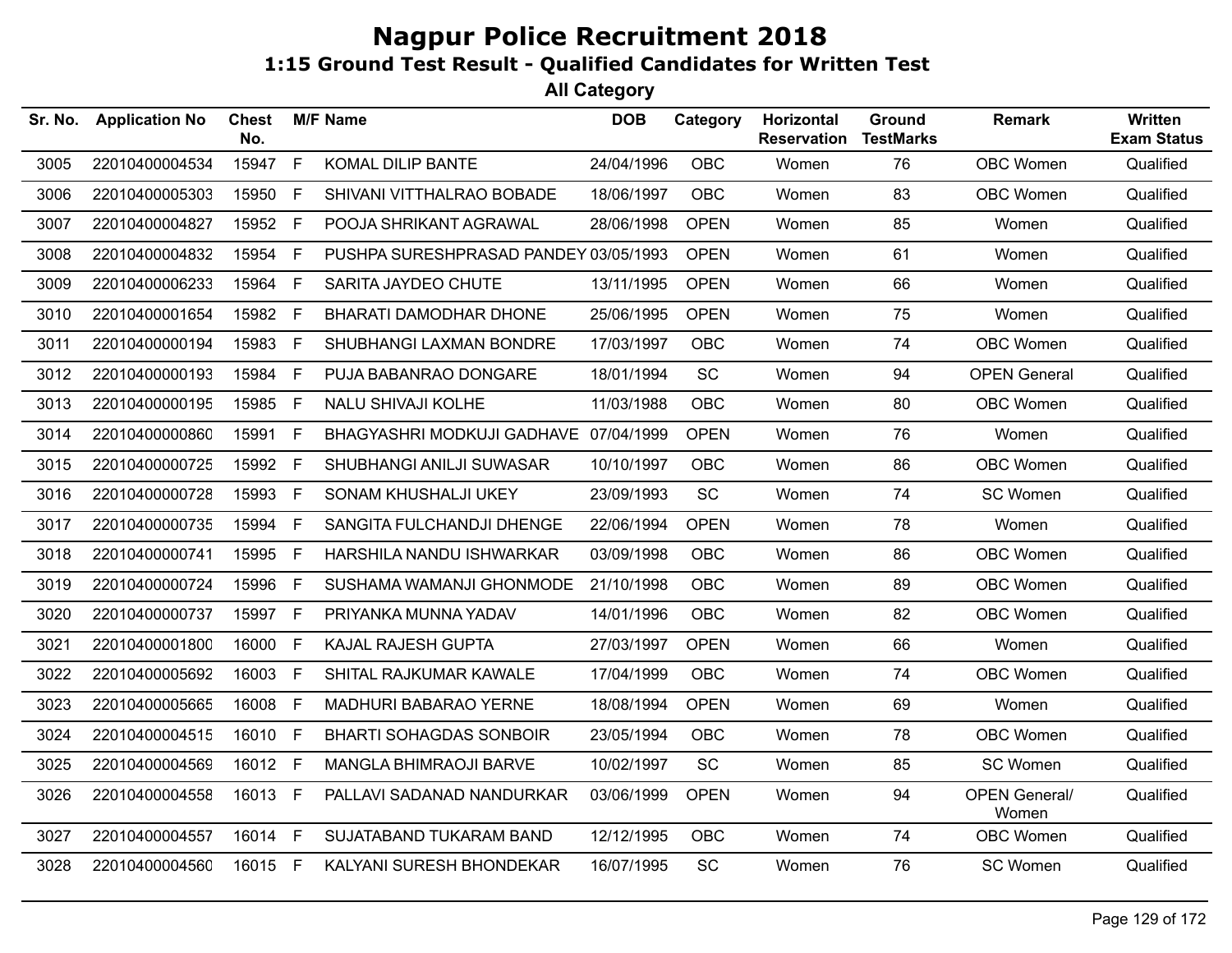# Nagpur Police Recruitment 2018

## 1:15 Ground Test Result - Qualified Candidates for Written Test

### All Category

| Sr. No. | Application No | Chest No. | M/F | Name | DOB | Category | Horizontal Reservation | Ground TestMarks | Remark | Written Exam Status |
|---|---|---|---|---|---|---|---|---|---|---|
| 3005 | 22010400004534 | 15947 | F | KOMAL DILIP BANTE | 24/04/1996 | OBC | Women | 76 | OBC Women | Qualified |
| 3006 | 22010400005303 | 15950 | F | SHIVANI VITTHALRAO BOBADE | 18/06/1997 | OBC | Women | 83 | OBC Women | Qualified |
| 3007 | 22010400004827 | 15952 | F | POOJA SHRIKANT AGRAWAL | 28/06/1998 | OPEN | Women | 85 | Women | Qualified |
| 3008 | 22010400004832 | 15954 | F | PUSHPA SURESHPRASAD PANDEY | 03/05/1993 | OPEN | Women | 61 | Women | Qualified |
| 3009 | 22010400006233 | 15964 | F | SARITA JAYDEO CHUTE | 13/11/1995 | OPEN | Women | 66 | Women | Qualified |
| 3010 | 22010400001654 | 15982 | F | BHARATI DAMODHAR DHONE | 25/06/1995 | OPEN | Women | 75 | Women | Qualified |
| 3011 | 22010400000194 | 15983 | F | SHUBHANGI LAXMAN BONDRE | 17/03/1997 | OBC | Women | 74 | OBC Women | Qualified |
| 3012 | 22010400000193 | 15984 | F | PUJA BABANRAO DONGARE | 18/01/1994 | SC | Women | 94 | OPEN General | Qualified |
| 3013 | 22010400000195 | 15985 | F | NALU SHIVAJI KOLHE | 11/03/1988 | OBC | Women | 80 | OBC Women | Qualified |
| 3014 | 22010400000860 | 15991 | F | BHAGYASHRI MODKUJI GADHAVE | 07/04/1999 | OPEN | Women | 76 | Women | Qualified |
| 3015 | 22010400000725 | 15992 | F | SHUBHANGI ANILJI SUWASAR | 10/10/1997 | OBC | Women | 86 | OBC Women | Qualified |
| 3016 | 22010400000728 | 15993 | F | SONAM KHUSHALJI UKEY | 23/09/1993 | SC | Women | 74 | SC Women | Qualified |
| 3017 | 22010400000735 | 15994 | F | SANGITA FULCHANDJI DHENGE | 22/06/1994 | OPEN | Women | 78 | Women | Qualified |
| 3018 | 22010400000741 | 15995 | F | HARSHILA NANDU ISHWARKAR | 03/09/1998 | OBC | Women | 86 | OBC Women | Qualified |
| 3019 | 22010400000724 | 15996 | F | SUSHAMA WAMANJI GHONMODE | 21/10/1998 | OBC | Women | 89 | OBC Women | Qualified |
| 3020 | 22010400000737 | 15997 | F | PRIYANKA MUNNA YADAV | 14/01/1996 | OBC | Women | 82 | OBC Women | Qualified |
| 3021 | 22010400001800 | 16000 | F | KAJAL RAJESH GUPTA | 27/03/1997 | OPEN | Women | 66 | Women | Qualified |
| 3022 | 22010400005692 | 16003 | F | SHITAL RAJKUMAR KAWALE | 17/04/1999 | OBC | Women | 74 | OBC Women | Qualified |
| 3023 | 22010400005665 | 16008 | F | MADHURI BABARAO YERNE | 18/08/1994 | OPEN | Women | 69 | Women | Qualified |
| 3024 | 22010400004515 | 16010 | F | BHARTI SOHAGDAS SONBOIR | 23/05/1994 | OBC | Women | 78 | OBC Women | Qualified |
| 3025 | 22010400004569 | 16012 | F | MANGLA BHIMRAOJI BARVE | 10/02/1997 | SC | Women | 85 | SC Women | Qualified |
| 3026 | 22010400004558 | 16013 | F | PALLAVI SADANAD NANDURKAR | 03/06/1999 | OPEN | Women | 94 | OPEN General/ Women | Qualified |
| 3027 | 22010400004557 | 16014 | F | SUJATABAND TUKARAM BAND | 12/12/1995 | OBC | Women | 74 | OBC Women | Qualified |
| 3028 | 22010400004560 | 16015 | F | KALYANI SURESH BHONDEKAR | 16/07/1995 | SC | Women | 76 | SC Women | Qualified |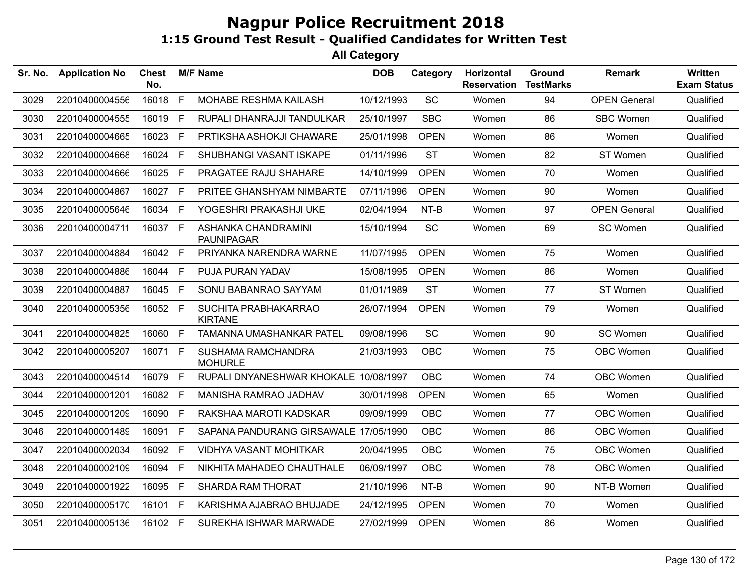# Nagpur Police Recruitment 2018

## 1:15 Ground Test Result - Qualified Candidates for Written Test

### All Category

| Sr. No. | Application No | Chest No. | M/F | Name | DOB | Category | Horizontal Reservation | Ground TestMarks | Remark | Written Exam Status |
|---|---|---|---|---|---|---|---|---|---|---|
| 3029 | 22010400004556 | 16018 | F | MOHABE RESHMA KAILASH | 10/12/1993 | SC | Women | 94 | OPEN General | Qualified |
| 3030 | 22010400004555 | 16019 | F | RUPALI DHANRAJJI TANDULKAR | 25/10/1997 | SBC | Women | 86 | SBC Women | Qualified |
| 3031 | 22010400004665 | 16023 | F | PRTIKSHA ASHOKJI CHAWARE | 25/01/1998 | OPEN | Women | 86 | Women | Qualified |
| 3032 | 22010400004668 | 16024 | F | SHUBHANGI VASANT ISKAPE | 01/11/1996 | ST | Women | 82 | ST Women | Qualified |
| 3033 | 22010400004666 | 16025 | F | PRAGATEE RAJU SHAHARE | 14/10/1999 | OPEN | Women | 70 | Women | Qualified |
| 3034 | 22010400004867 | 16027 | F | PRITEE GHANSHYAM NIMBARTE | 07/11/1996 | OPEN | Women | 90 | Women | Qualified |
| 3035 | 22010400005646 | 16034 | F | YOGESHRI PRAKASHJI UKE | 02/04/1994 | NT-B | Women | 97 | OPEN General | Qualified |
| 3036 | 22010400004711 | 16037 | F | ASHANKA CHANDRAMINI PAUNIPAGAR | 15/10/1994 | SC | Women | 69 | SC Women | Qualified |
| 3037 | 22010400004884 | 16042 | F | PRIYANKA NARENDRA WARNE | 11/07/1995 | OPEN | Women | 75 | Women | Qualified |
| 3038 | 22010400004886 | 16044 | F | PUJA PURAN YADAV | 15/08/1995 | OPEN | Women | 86 | Women | Qualified |
| 3039 | 22010400004887 | 16045 | F | SONU BABANRAO SAYYAM | 01/01/1989 | ST | Women | 77 | ST Women | Qualified |
| 3040 | 22010400005356 | 16052 | F | SUCHITA PRABHAKARRAO KIRTANE | 26/07/1994 | OPEN | Women | 79 | Women | Qualified |
| 3041 | 22010400004825 | 16060 | F | TAMANNA UMASHANKAR PATEL | 09/08/1996 | SC | Women | 90 | SC Women | Qualified |
| 3042 | 22010400005207 | 16071 | F | SUSHAMA RAMCHANDRA MOHURLE | 21/03/1993 | OBC | Women | 75 | OBC Women | Qualified |
| 3043 | 22010400004514 | 16079 | F | RUPALI DNYANESHWAR KHOKALE | 10/08/1997 | OBC | Women | 74 | OBC Women | Qualified |
| 3044 | 22010400001201 | 16082 | F | MANISHA RAMRAO JADHAV | 30/01/1998 | OPEN | Women | 65 | Women | Qualified |
| 3045 | 22010400001209 | 16090 | F | RAKSHAA MAROTI KADSKAR | 09/09/1999 | OBC | Women | 77 | OBC Women | Qualified |
| 3046 | 22010400001489 | 16091 | F | SAPANA PANDURANG GIRSAWALE | 17/05/1990 | OBC | Women | 86 | OBC Women | Qualified |
| 3047 | 22010400002034 | 16092 | F | VIDHYA VASANT MOHITKAR | 20/04/1995 | OBC | Women | 75 | OBC Women | Qualified |
| 3048 | 22010400002109 | 16094 | F | NIKHITA MAHADEO CHAUTHALE | 06/09/1997 | OBC | Women | 78 | OBC Women | Qualified |
| 3049 | 22010400001922 | 16095 | F | SHARDA RAM THORAT | 21/10/1996 | NT-B | Women | 90 | NT-B Women | Qualified |
| 3050 | 22010400005170 | 16101 | F | KARISHMA AJABRAO BHUJADE | 24/12/1995 | OPEN | Women | 70 | Women | Qualified |
| 3051 | 22010400005136 | 16102 | F | SUREKHA ISHWAR MARWADE | 27/02/1999 | OPEN | Women | 86 | Women | Qualified |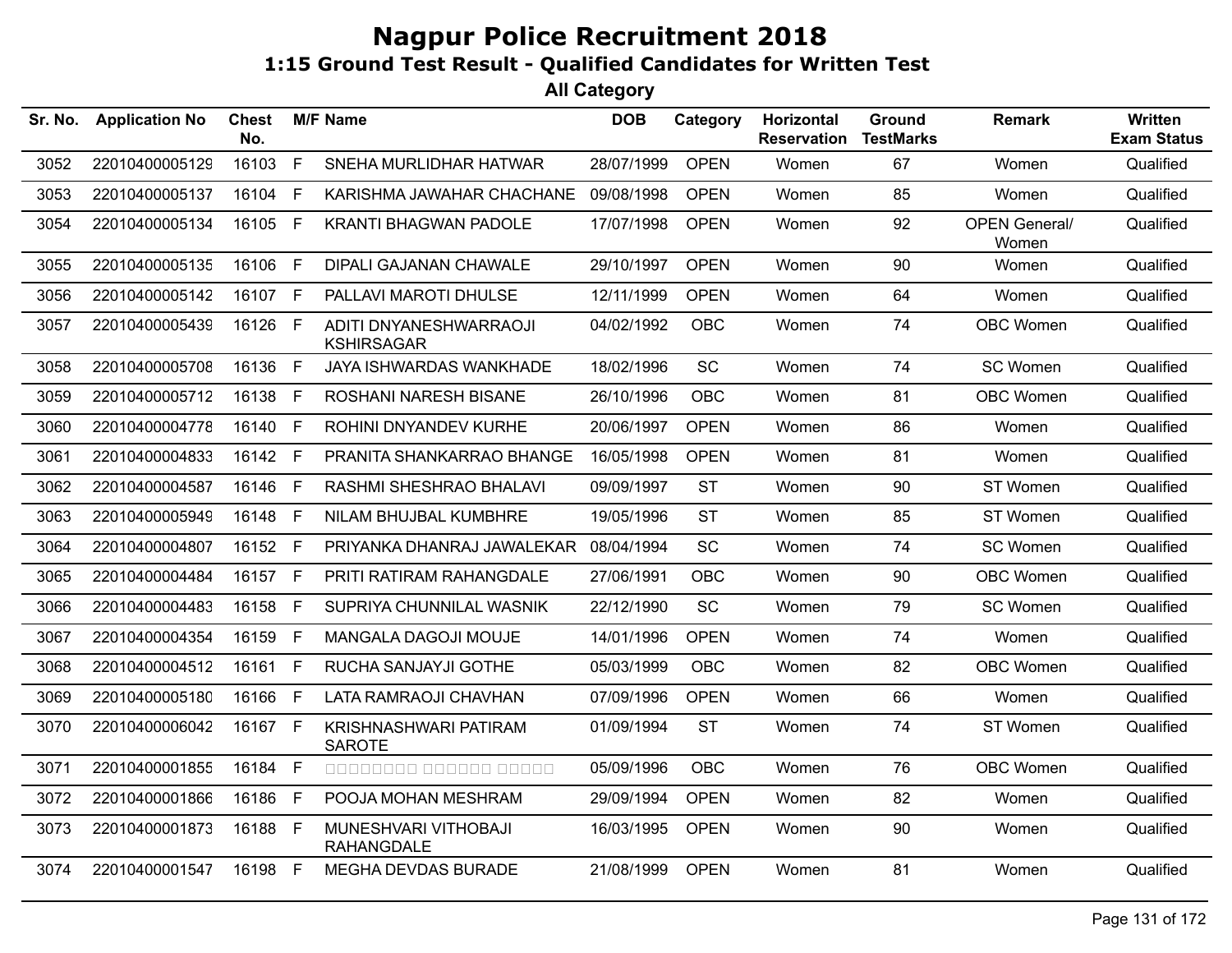# Nagpur Police Recruitment 2018

## 1:15 Ground Test Result - Qualified Candidates for Written Test

### All Category

| Sr. No. | Application No | Chest No. | M/F | Name | DOB | Category | Horizontal Reservation | Ground TestMarks | Remark | Written Exam Status |
|---|---|---|---|---|---|---|---|---|---|---|
| 3052 | 22010400005129 | 16103 | F | SNEHA MURLIDHAR HATWAR | 28/07/1999 | OPEN | Women | 67 | Women | Qualified |
| 3053 | 22010400005137 | 16104 | F | KARISHMA JAWAHAR CHACHANE | 09/08/1998 | OPEN | Women | 85 | Women | Qualified |
| 3054 | 22010400005134 | 16105 | F | KRANTI BHAGWAN PADOLE | 17/07/1998 | OPEN | Women | 92 | OPEN General/ Women | Qualified |
| 3055 | 22010400005135 | 16106 | F | DIPALI GAJANAN CHAWALE | 29/10/1997 | OPEN | Women | 90 | Women | Qualified |
| 3056 | 22010400005142 | 16107 | F | PALLAVI MAROTI DHULSE | 12/11/1999 | OPEN | Women | 64 | Women | Qualified |
| 3057 | 22010400005439 | 16126 | F | ADITI DNYANESHWARRAOJI KSHIRSAGAR | 04/02/1992 | OBC | Women | 74 | OBC Women | Qualified |
| 3058 | 22010400005708 | 16136 | F | JAYA ISHWARDAS WANKHADE | 18/02/1996 | SC | Women | 74 | SC Women | Qualified |
| 3059 | 22010400005712 | 16138 | F | ROSHANI NARESH BISANE | 26/10/1996 | OBC | Women | 81 | OBC Women | Qualified |
| 3060 | 22010400004778 | 16140 | F | ROHINI DNYANDEV KURHE | 20/06/1997 | OPEN | Women | 86 | Women | Qualified |
| 3061 | 22010400004833 | 16142 | F | PRANITA SHANKARRAO BHANGE | 16/05/1998 | OPEN | Women | 81 | Women | Qualified |
| 3062 | 22010400004587 | 16146 | F | RASHMI SHESHRAO BHALAVI | 09/09/1997 | ST | Women | 90 | ST Women | Qualified |
| 3063 | 22010400005949 | 16148 | F | NILAM BHUJBAL KUMBHRE | 19/05/1996 | ST | Women | 85 | ST Women | Qualified |
| 3064 | 22010400004807 | 16152 | F | PRIYANKA DHANRAJ JAWALEKAR | 08/04/1994 | SC | Women | 74 | SC Women | Qualified |
| 3065 | 22010400004484 | 16157 | F | PRITI RATIRAM RAHANGDALE | 27/06/1991 | OBC | Women | 90 | OBC Women | Qualified |
| 3066 | 22010400004483 | 16158 | F | SUPRIYA CHUNNILAL WASNIK | 22/12/1990 | SC | Women | 79 | SC Women | Qualified |
| 3067 | 22010400004354 | 16159 | F | MANGALA DAGOJI MOUJE | 14/01/1996 | OPEN | Women | 74 | Women | Qualified |
| 3068 | 22010400004512 | 16161 | F | RUCHA SANJAYJI GOTHE | 05/03/1999 | OBC | Women | 82 | OBC Women | Qualified |
| 3069 | 22010400005180 | 16166 | F | LATA RAMRAOJI CHAVHAN | 07/09/1996 | OPEN | Women | 66 | Women | Qualified |
| 3070 | 22010400006042 | 16167 | F | KRISHNASHWARI PATIRAM SAROTE | 01/09/1994 | ST | Women | 74 | ST Women | Qualified |
| 3071 | 22010400001855 | 16184 | F | □□□□□□□□ □□□□□□□ □□□□□□ | 05/09/1996 | OBC | Women | 76 | OBC Women | Qualified |
| 3072 | 22010400001866 | 16186 | F | POOJA MOHAN MESHRAM | 29/09/1994 | OPEN | Women | 82 | Women | Qualified |
| 3073 | 22010400001873 | 16188 | F | MUNESHVARI VITHOBAJI RAHANGDALE | 16/03/1995 | OPEN | Women | 90 | Women | Qualified |
| 3074 | 22010400001547 | 16198 | F | MEGHA DEVDAS BURADE | 21/08/1999 | OPEN | Women | 81 | Women | Qualified |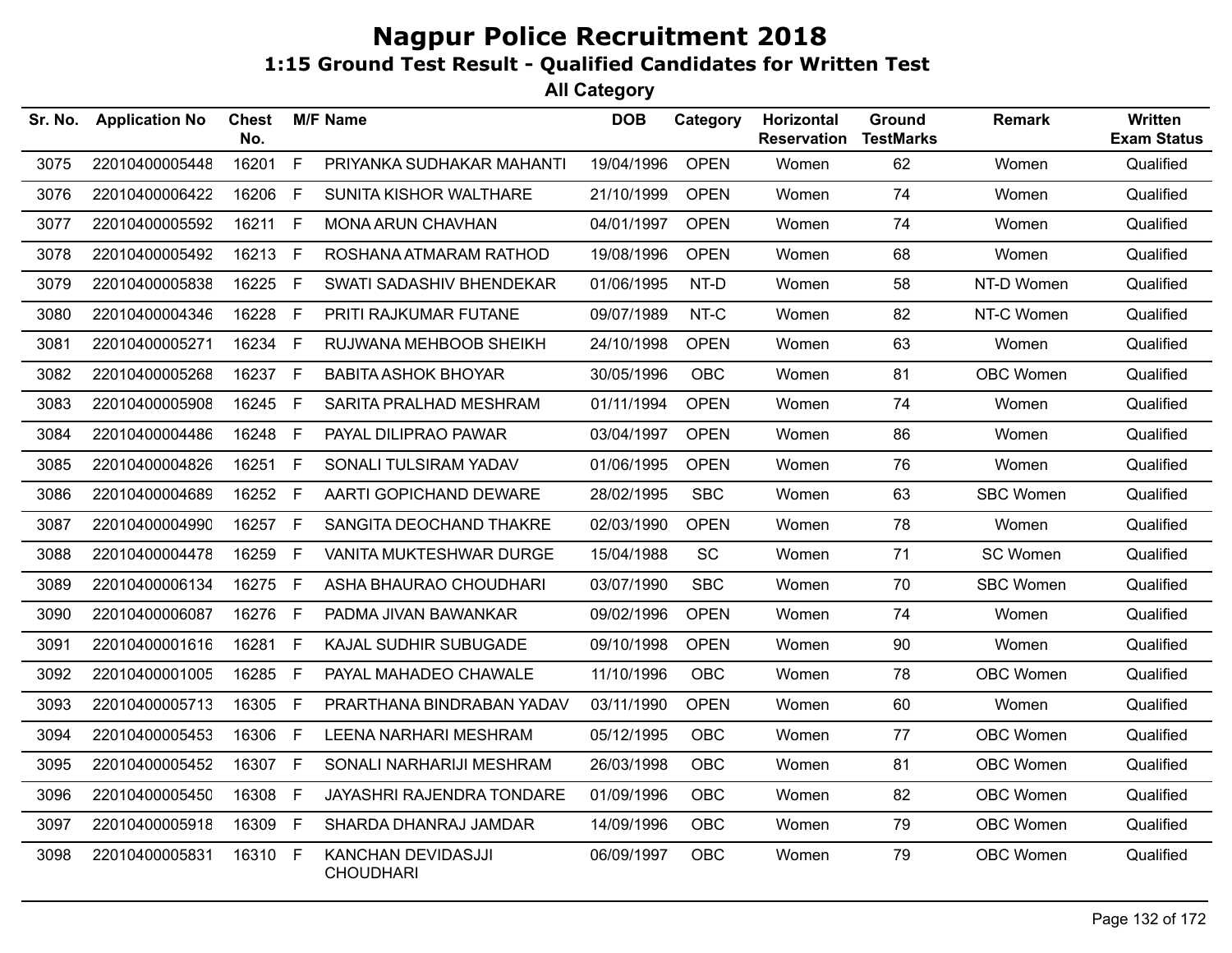# Nagpur Police Recruitment 2018

## 1:15 Ground Test Result - Qualified Candidates for Written Test

### All Category

| Sr. No. | Application No | Chest No. | M/F | Name | DOB | Category | Horizontal Reservation | Ground TestMarks | Remark | Written Exam Status |
|---|---|---|---|---|---|---|---|---|---|---|
| 3075 | 22010400005448 | 16201 | F | PRIYANKA SUDHAKAR MAHANTI | 19/04/1996 | OPEN | Women | 62 | Women | Qualified |
| 3076 | 22010400006422 | 16206 | F | SUNITA KISHOR WALTHARE | 21/10/1999 | OPEN | Women | 74 | Women | Qualified |
| 3077 | 22010400005592 | 16211 | F | MONA ARUN CHAVHAN | 04/01/1997 | OPEN | Women | 74 | Women | Qualified |
| 3078 | 22010400005492 | 16213 | F | ROSHANA ATMARAM RATHOD | 19/08/1996 | OPEN | Women | 68 | Women | Qualified |
| 3079 | 22010400005838 | 16225 | F | SWATI SADASHIV BHENDEKAR | 01/06/1995 | NT-D | Women | 58 | NT-D Women | Qualified |
| 3080 | 22010400004346 | 16228 | F | PRITI RAJKUMAR FUTANE | 09/07/1989 | NT-C | Women | 82 | NT-C Women | Qualified |
| 3081 | 22010400005271 | 16234 | F | RUJWANA MEHBOOB SHEIKH | 24/10/1998 | OPEN | Women | 63 | Women | Qualified |
| 3082 | 22010400005268 | 16237 | F | BABITA ASHOK BHOYAR | 30/05/1996 | OBC | Women | 81 | OBC Women | Qualified |
| 3083 | 22010400005908 | 16245 | F | SARITA PRALHAD MESHRAM | 01/11/1994 | OPEN | Women | 74 | Women | Qualified |
| 3084 | 22010400004486 | 16248 | F | PAYAL DILIPRAO PAWAR | 03/04/1997 | OPEN | Women | 86 | Women | Qualified |
| 3085 | 22010400004826 | 16251 | F | SONALI TULSIRAM YADAV | 01/06/1995 | OPEN | Women | 76 | Women | Qualified |
| 3086 | 22010400004689 | 16252 | F | AARTI GOPICHAND DEWARE | 28/02/1995 | SBC | Women | 63 | SBC Women | Qualified |
| 3087 | 22010400004990 | 16257 | F | SANGITA DEOCHAND THAKRE | 02/03/1990 | OPEN | Women | 78 | Women | Qualified |
| 3088 | 22010400004478 | 16259 | F | VANITA MUKTESHWAR DURGE | 15/04/1988 | SC | Women | 71 | SC Women | Qualified |
| 3089 | 22010400006134 | 16275 | F | ASHA BHAURAO CHOUDHARI | 03/07/1990 | SBC | Women | 70 | SBC Women | Qualified |
| 3090 | 22010400006087 | 16276 | F | PADMA JIVAN BAWANKAR | 09/02/1996 | OPEN | Women | 74 | Women | Qualified |
| 3091 | 22010400001616 | 16281 | F | KAJAL SUDHIR SUBUGADE | 09/10/1998 | OPEN | Women | 90 | Women | Qualified |
| 3092 | 22010400001005 | 16285 | F | PAYAL MAHADEO CHAWALE | 11/10/1996 | OBC | Women | 78 | OBC Women | Qualified |
| 3093 | 22010400005713 | 16305 | F | PRARTHANA BINDRABAN YADAV | 03/11/1990 | OPEN | Women | 60 | Women | Qualified |
| 3094 | 22010400005453 | 16306 | F | LEENA NARHARI MESHRAM | 05/12/1995 | OBC | Women | 77 | OBC Women | Qualified |
| 3095 | 22010400005452 | 16307 | F | SONALI NARHARIJI MESHRAM | 26/03/1998 | OBC | Women | 81 | OBC Women | Qualified |
| 3096 | 22010400005450 | 16308 | F | JAYASHRI RAJENDRA TONDARE | 01/09/1996 | OBC | Women | 82 | OBC Women | Qualified |
| 3097 | 22010400005918 | 16309 | F | SHARDA DHANRAJ JAMDAR | 14/09/1996 | OBC | Women | 79 | OBC Women | Qualified |
| 3098 | 22010400005831 | 16310 | F | KANCHAN DEVIDASJJI CHOUDHARI | 06/09/1997 | OBC | Women | 79 | OBC Women | Qualified |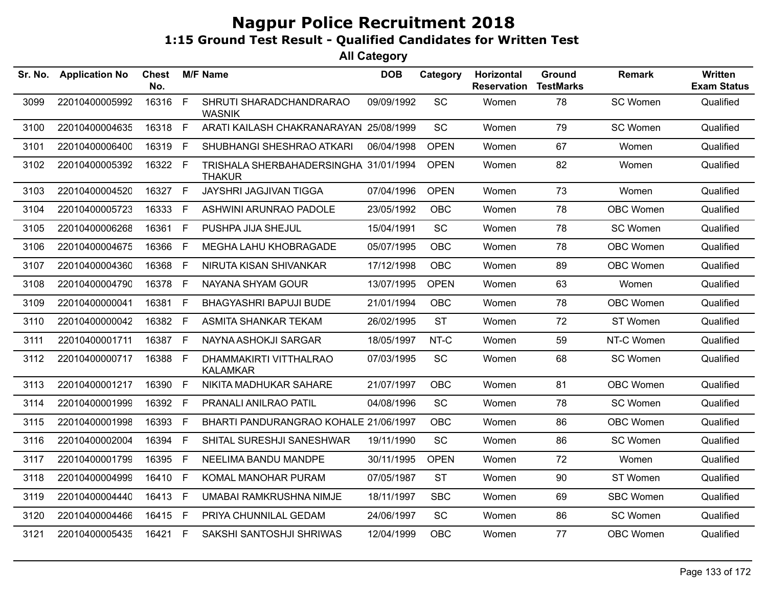# Nagpur Police Recruitment 2018

## 1:15 Ground Test Result - Qualified Candidates for Written Test

### All Category

| Sr. No. | Application No | Chest No. | M/F | Name | DOB | Category | Horizontal Reservation | Ground TestMarks | Remark | Written Exam Status |
|---|---|---|---|---|---|---|---|---|---|---|
| 3099 | 22010400005992 | 16316 | F | SHRUTI SHARADCHANDRARAO WASNIK | 09/09/1992 | SC | Women | 78 | SC Women | Qualified |
| 3100 | 22010400004635 | 16318 | F | ARATI KAILASH CHAKRANARAYAN | 25/08/1999 | SC | Women | 79 | SC Women | Qualified |
| 3101 | 22010400006400 | 16319 | F | SHUBHANGI SHESHRAO ATKARI | 06/04/1998 | OPEN | Women | 67 | Women | Qualified |
| 3102 | 22010400005392 | 16322 | F | TRISHALA SHERBAHADERSINGHA THAKUR | 31/01/1994 | OPEN | Women | 82 | Women | Qualified |
| 3103 | 22010400004520 | 16327 | F | JAYSHRI JAGJIVAN TIGGA | 07/04/1996 | OPEN | Women | 73 | Women | Qualified |
| 3104 | 22010400005723 | 16333 | F | ASHWINI ARUNRAO PADOLE | 23/05/1992 | OBC | Women | 78 | OBC Women | Qualified |
| 3105 | 22010400006268 | 16361 | F | PUSHPA JIJA SHEJUL | 15/04/1991 | SC | Women | 78 | SC Women | Qualified |
| 3106 | 22010400004675 | 16366 | F | MEGHA LAHU KHOBRAGADE | 05/07/1995 | OBC | Women | 78 | OBC Women | Qualified |
| 3107 | 22010400004360 | 16368 | F | NIRUTA KISAN SHIVANKAR | 17/12/1998 | OBC | Women | 89 | OBC Women | Qualified |
| 3108 | 22010400004790 | 16378 | F | NAYANA SHYAM GOUR | 13/07/1995 | OPEN | Women | 63 | Women | Qualified |
| 3109 | 22010400000041 | 16381 | F | BHAGYASHRI BAPUJI BUDE | 21/01/1994 | OBC | Women | 78 | OBC Women | Qualified |
| 3110 | 22010400000042 | 16382 | F | ASMITA SHANKAR TEKAM | 26/02/1995 | ST | Women | 72 | ST Women | Qualified |
| 3111 | 22010400001711 | 16387 | F | NAYNA ASHOKJI SARGAR | 18/05/1997 | NT-C | Women | 59 | NT-C Women | Qualified |
| 3112 | 22010400000717 | 16388 | F | DHAMMAKIRTI VITTHALRAO KALAMKAR | 07/03/1995 | SC | Women | 68 | SC Women | Qualified |
| 3113 | 22010400001217 | 16390 | F | NIKITA MADHUKAR SAHARE | 21/07/1997 | OBC | Women | 81 | OBC Women | Qualified |
| 3114 | 22010400001999 | 16392 | F | PRANALI ANILRAO PATIL | 04/08/1996 | SC | Women | 78 | SC Women | Qualified |
| 3115 | 22010400001998 | 16393 | F | BHARTI PANDURANGRAO KOHALE | 21/06/1997 | OBC | Women | 86 | OBC Women | Qualified |
| 3116 | 22010400002004 | 16394 | F | SHITAL SURESHJI SANESHWAR | 19/11/1990 | SC | Women | 86 | SC Women | Qualified |
| 3117 | 22010400001799 | 16395 | F | NEELIMA BANDU MANDPE | 30/11/1995 | OPEN | Women | 72 | Women | Qualified |
| 3118 | 22010400004999 | 16410 | F | KOMAL MANOHAR PURAM | 07/05/1987 | ST | Women | 90 | ST Women | Qualified |
| 3119 | 22010400004440 | 16413 | F | UMABAI RAMKRUSHNA NIMJE | 18/11/1997 | SBC | Women | 69 | SBC Women | Qualified |
| 3120 | 22010400004466 | 16415 | F | PRIYA CHUNNILAL GEDAM | 24/06/1997 | SC | Women | 86 | SC Women | Qualified |
| 3121 | 22010400005435 | 16421 | F | SAKSHI SANTOSHJI SHRIWAS | 12/04/1999 | OBC | Women | 77 | OBC Women | Qualified |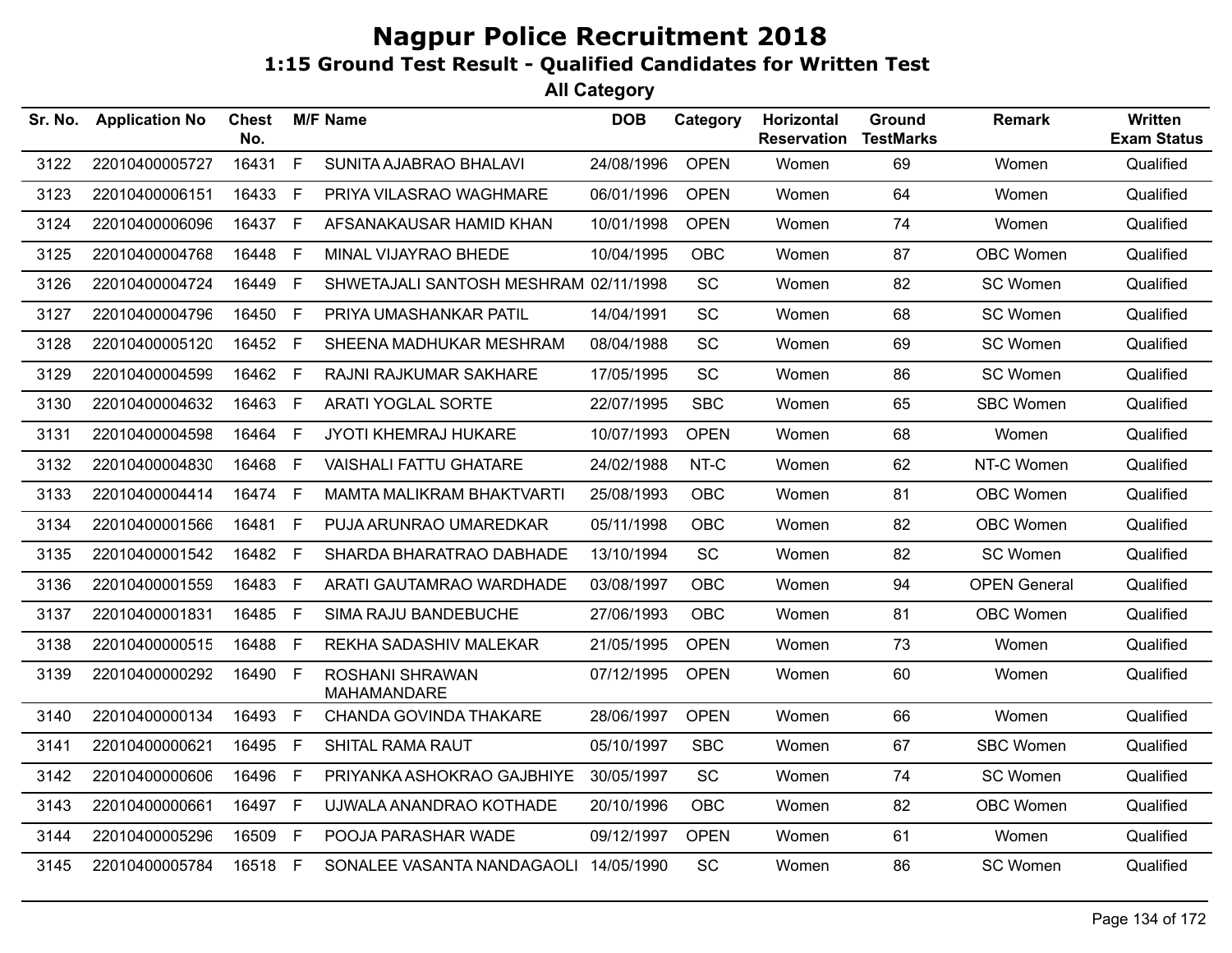# Nagpur Police Recruitment 2018

## 1:15 Ground Test Result - Qualified Candidates for Written Test

### All Category

| Sr. No. | Application No | Chest No. | M/F | Name | DOB | Category | Horizontal Reservation | Ground TestMarks | Remark | Written Exam Status |
|---|---|---|---|---|---|---|---|---|---|---|
| 3122 | 22010400005727 | 16431 | F | SUNITA AJABRAO BHALAVI | 24/08/1996 | OPEN | Women | 69 | Women | Qualified |
| 3123 | 22010400006151 | 16433 | F | PRIYA VILASRAO WAGHMARE | 06/01/1996 | OPEN | Women | 64 | Women | Qualified |
| 3124 | 22010400006096 | 16437 | F | AFSANAKAUSAR HAMID KHAN | 10/01/1998 | OPEN | Women | 74 | Women | Qualified |
| 3125 | 22010400004768 | 16448 | F | MINAL VIJAYRAO BHEDE | 10/04/1995 | OBC | Women | 87 | OBC Women | Qualified |
| 3126 | 22010400004724 | 16449 | F | SHWETAJALI SANTOSH MESHRAM | 02/11/1998 | SC | Women | 82 | SC Women | Qualified |
| 3127 | 22010400004796 | 16450 | F | PRIYA UMASHANKAR PATIL | 14/04/1991 | SC | Women | 68 | SC Women | Qualified |
| 3128 | 22010400005120 | 16452 | F | SHEENA MADHUKAR MESHRAM | 08/04/1988 | SC | Women | 69 | SC Women | Qualified |
| 3129 | 22010400004599 | 16462 | F | RAJNI RAJKUMAR SAKHARE | 17/05/1995 | SC | Women | 86 | SC Women | Qualified |
| 3130 | 22010400004632 | 16463 | F | ARATI YOGLAL SORTE | 22/07/1995 | SBC | Women | 65 | SBC Women | Qualified |
| 3131 | 22010400004598 | 16464 | F | JYOTI KHEMRAJ HUKARE | 10/07/1993 | OPEN | Women | 68 | Women | Qualified |
| 3132 | 22010400004830 | 16468 | F | VAISHALI FATTU GHATARE | 24/02/1988 | NT-C | Women | 62 | NT-C Women | Qualified |
| 3133 | 22010400004414 | 16474 | F | MAMTA MALIKRAM BHAKTVARTI | 25/08/1993 | OBC | Women | 81 | OBC Women | Qualified |
| 3134 | 22010400001566 | 16481 | F | PUJA ARUNRAO UMAREDKAR | 05/11/1998 | OBC | Women | 82 | OBC Women | Qualified |
| 3135 | 22010400001542 | 16482 | F | SHARDA BHARATRAO DABHADE | 13/10/1994 | SC | Women | 82 | SC Women | Qualified |
| 3136 | 22010400001559 | 16483 | F | ARATI GAUTAMRAO WARDHADE | 03/08/1997 | OBC | Women | 94 | OPEN General | Qualified |
| 3137 | 22010400001831 | 16485 | F | SIMA RAJU BANDEBUCHE | 27/06/1993 | OBC | Women | 81 | OBC Women | Qualified |
| 3138 | 22010400000515 | 16488 | F | REKHA SADASHIV MALEKAR | 21/05/1995 | OPEN | Women | 73 | Women | Qualified |
| 3139 | 22010400000292 | 16490 | F | ROSHANI SHRAWAN MAHAMANDARE | 07/12/1995 | OPEN | Women | 60 | Women | Qualified |
| 3140 | 22010400000134 | 16493 | F | CHANDA GOVINDA THAKARE | 28/06/1997 | OPEN | Women | 66 | Women | Qualified |
| 3141 | 22010400000621 | 16495 | F | SHITAL RAMA RAUT | 05/10/1997 | SBC | Women | 67 | SBC Women | Qualified |
| 3142 | 22010400000606 | 16496 | F | PRIYANKA ASHOKRAO GAJBHIYE | 30/05/1997 | SC | Women | 74 | SC Women | Qualified |
| 3143 | 22010400000661 | 16497 | F | UJWALA ANANDRAO KOTHADE | 20/10/1996 | OBC | Women | 82 | OBC Women | Qualified |
| 3144 | 22010400005296 | 16509 | F | POOJA PARASHAR WADE | 09/12/1997 | OPEN | Women | 61 | Women | Qualified |
| 3145 | 22010400005784 | 16518 | F | SONALEE VASANTA NANDAGAOLI | 14/05/1990 | SC | Women | 86 | SC Women | Qualified |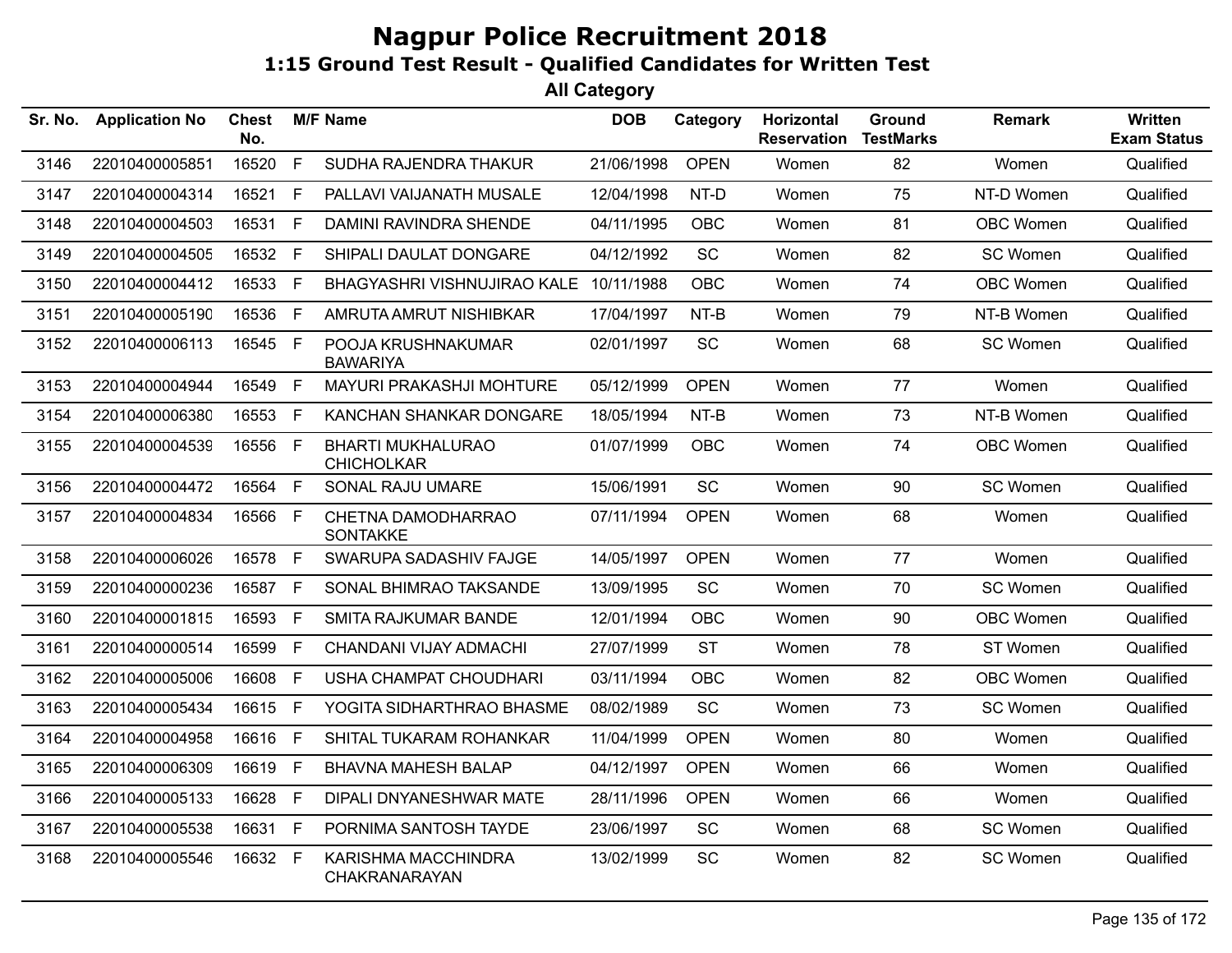# Nagpur Police Recruitment 2018

## 1:15 Ground Test Result - Qualified Candidates for Written Test

### All Category

| Sr. No. | Application No | Chest No. | M/F | Name | DOB | Category | Horizontal Reservation | Ground TestMarks | Remark | Written Exam Status |
|---|---|---|---|---|---|---|---|---|---|---|
| 3146 | 22010400005851 | 16520 | F | SUDHA RAJENDRA THAKUR | 21/06/1998 | OPEN | Women | 82 | Women | Qualified |
| 3147 | 22010400004314 | 16521 | F | PALLAVI VAIJANATH MUSALE | 12/04/1998 | NT-D | Women | 75 | NT-D Women | Qualified |
| 3148 | 22010400004503 | 16531 | F | DAMINI RAVINDRA SHENDE | 04/11/1995 | OBC | Women | 81 | OBC Women | Qualified |
| 3149 | 22010400004505 | 16532 | F | SHIPALI DAULAT DONGARE | 04/12/1992 | SC | Women | 82 | SC Women | Qualified |
| 3150 | 22010400004412 | 16533 | F | BHAGYASHRI VISHNUJIRAO KALE | 10/11/1988 | OBC | Women | 74 | OBC Women | Qualified |
| 3151 | 22010400005190 | 16536 | F | AMRUTA AMRUT NISHIBKAR | 17/04/1997 | NT-B | Women | 79 | NT-B Women | Qualified |
| 3152 | 22010400006113 | 16545 | F | POOJA KRUSHNAKUMAR BAWARIYA | 02/01/1997 | SC | Women | 68 | SC Women | Qualified |
| 3153 | 22010400004944 | 16549 | F | MAYURI PRAKASHJI MOHTURE | 05/12/1999 | OPEN | Women | 77 | Women | Qualified |
| 3154 | 22010400006380 | 16553 | F | KANCHAN SHANKAR DONGARE | 18/05/1994 | NT-B | Women | 73 | NT-B Women | Qualified |
| 3155 | 22010400004539 | 16556 | F | BHARTI MUKHALURAO CHICHOLKAR | 01/07/1999 | OBC | Women | 74 | OBC Women | Qualified |
| 3156 | 22010400004472 | 16564 | F | SONAL RAJU UMARE | 15/06/1991 | SC | Women | 90 | SC Women | Qualified |
| 3157 | 22010400004834 | 16566 | F | CHETNA DAMODHARRAO SONTAKKE | 07/11/1994 | OPEN | Women | 68 | Women | Qualified |
| 3158 | 22010400006026 | 16578 | F | SWARUPA SADASHIV FAJGE | 14/05/1997 | OPEN | Women | 77 | Women | Qualified |
| 3159 | 22010400000236 | 16587 | F | SONAL BHIMRAO TAKSANDE | 13/09/1995 | SC | Women | 70 | SC Women | Qualified |
| 3160 | 22010400001815 | 16593 | F | SMITA RAJKUMAR BANDE | 12/01/1994 | OBC | Women | 90 | OBC Women | Qualified |
| 3161 | 22010400000514 | 16599 | F | CHANDANI VIJAY ADMACHI | 27/07/1999 | ST | Women | 78 | ST Women | Qualified |
| 3162 | 22010400005006 | 16608 | F | USHA CHAMPAT CHOUDHARI | 03/11/1994 | OBC | Women | 82 | OBC Women | Qualified |
| 3163 | 22010400005434 | 16615 | F | YOGITA SIDHARTHRAO BHASME | 08/02/1989 | SC | Women | 73 | SC Women | Qualified |
| 3164 | 22010400004958 | 16616 | F | SHITAL TUKARAM ROHANKAR | 11/04/1999 | OPEN | Women | 80 | Women | Qualified |
| 3165 | 22010400006309 | 16619 | F | BHAVNA MAHESH BALAP | 04/12/1997 | OPEN | Women | 66 | Women | Qualified |
| 3166 | 22010400005133 | 16628 | F | DIPALI DNYANESHWAR MATE | 28/11/1996 | OPEN | Women | 66 | Women | Qualified |
| 3167 | 22010400005538 | 16631 | F | PORNIMA SANTOSH TAYDE | 23/06/1997 | SC | Women | 68 | SC Women | Qualified |
| 3168 | 22010400005546 | 16632 | F | KARISHMA MACCHINDRA CHAKRANARAYAN | 13/02/1999 | SC | Women | 82 | SC Women | Qualified |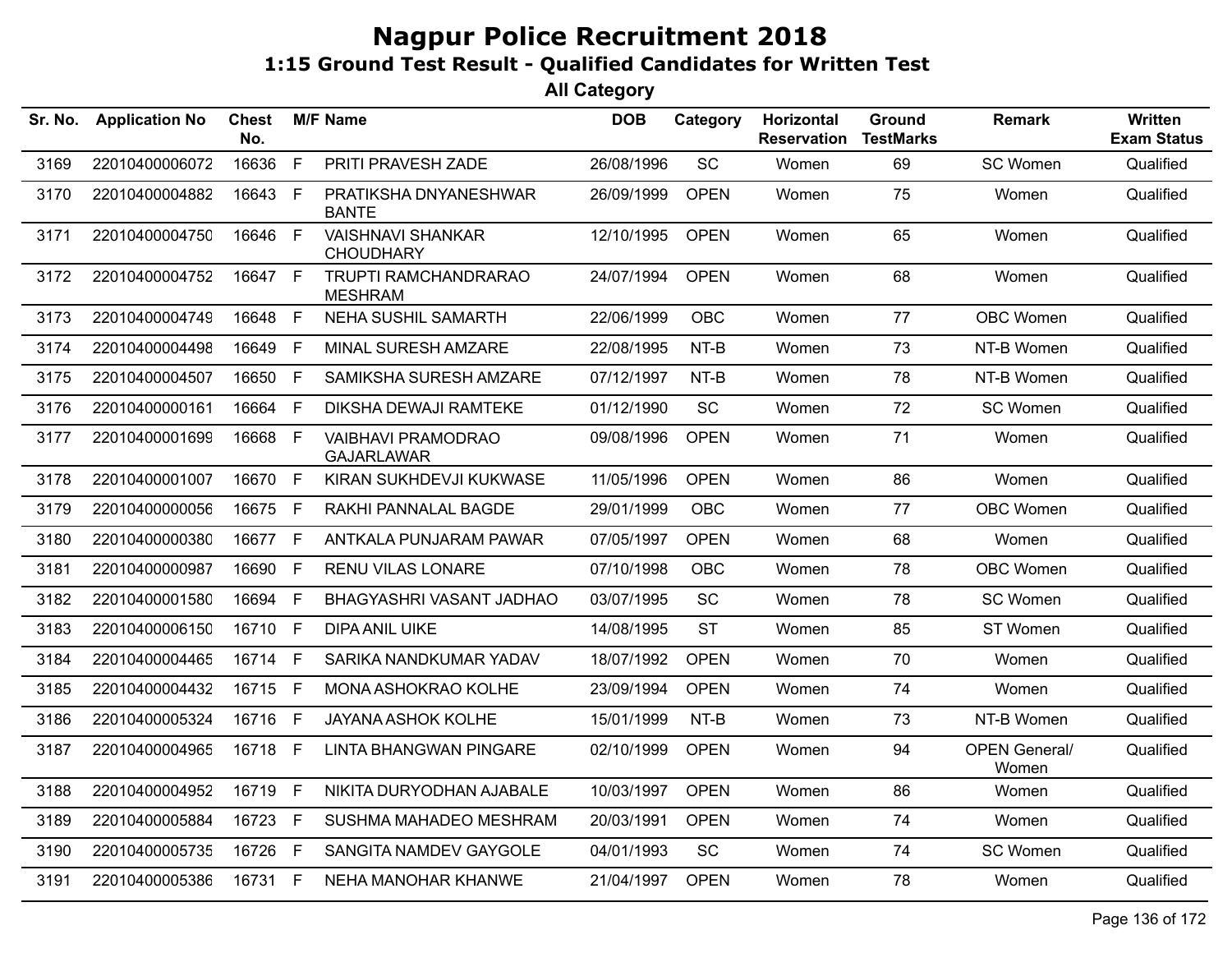# Nagpur Police Recruitment 2018

## 1:15 Ground Test Result - Qualified Candidates for Written Test

### All Category

| Sr. No. | Application No | Chest No. | M/F | Name | DOB | Category | Horizontal Reservation | Ground TestMarks | Remark | Written Exam Status |
|---|---|---|---|---|---|---|---|---|---|---|
| 3169 | 22010400006072 | 16636 | F | PRITI PRAVESH ZADE | 26/08/1996 | SC | Women | 69 | SC Women | Qualified |
| 3170 | 22010400004882 | 16643 | F | PRATIKSHA DNYANESHWAR BANTE | 26/09/1999 | OPEN | Women | 75 | Women | Qualified |
| 3171 | 22010400004750 | 16646 | F | VAISHNAVI SHANKAR CHOUDHARY | 12/10/1995 | OPEN | Women | 65 | Women | Qualified |
| 3172 | 22010400004752 | 16647 | F | TRUPTI RAMCHANDRARAO MESHRAM | 24/07/1994 | OPEN | Women | 68 | Women | Qualified |
| 3173 | 22010400004749 | 16648 | F | NEHA SUSHIL SAMARTH | 22/06/1999 | OBC | Women | 77 | OBC Women | Qualified |
| 3174 | 22010400004498 | 16649 | F | MINAL SURESH AMZARE | 22/08/1995 | NT-B | Women | 73 | NT-B Women | Qualified |
| 3175 | 22010400004507 | 16650 | F | SAMIKSHA SURESH AMZARE | 07/12/1997 | NT-B | Women | 78 | NT-B Women | Qualified |
| 3176 | 22010400000161 | 16664 | F | DIKSHA DEWAJI RAMTEKE | 01/12/1990 | SC | Women | 72 | SC Women | Qualified |
| 3177 | 22010400001699 | 16668 | F | VAIBHAVI PRAMODRAO GAJARLAWAR | 09/08/1996 | OPEN | Women | 71 | Women | Qualified |
| 3178 | 22010400001007 | 16670 | F | KIRAN SUKHDEVJI KUKWASE | 11/05/1996 | OPEN | Women | 86 | Women | Qualified |
| 3179 | 22010400000056 | 16675 | F | RAKHI PANNALAL BAGDE | 29/01/1999 | OBC | Women | 77 | OBC Women | Qualified |
| 3180 | 22010400000380 | 16677 | F | ANTKALA PUNJARAM PAWAR | 07/05/1997 | OPEN | Women | 68 | Women | Qualified |
| 3181 | 22010400000987 | 16690 | F | RENU VILAS LONARE | 07/10/1998 | OBC | Women | 78 | OBC Women | Qualified |
| 3182 | 22010400001580 | 16694 | F | BHAGYASHRI VASANT JADHAO | 03/07/1995 | SC | Women | 78 | SC Women | Qualified |
| 3183 | 22010400006150 | 16710 | F | DIPA ANIL UIKE | 14/08/1995 | ST | Women | 85 | ST Women | Qualified |
| 3184 | 22010400004465 | 16714 | F | SARIKA NANDKUMAR YADAV | 18/07/1992 | OPEN | Women | 70 | Women | Qualified |
| 3185 | 22010400004432 | 16715 | F | MONA ASHOKRAO KOLHE | 23/09/1994 | OPEN | Women | 74 | Women | Qualified |
| 3186 | 22010400005324 | 16716 | F | JAYANA ASHOK KOLHE | 15/01/1999 | NT-B | Women | 73 | NT-B Women | Qualified |
| 3187 | 22010400004965 | 16718 | F | LINTA BHANGWAN PINGARE | 02/10/1999 | OPEN | Women | 94 | OPEN General/ Women | Qualified |
| 3188 | 22010400004952 | 16719 | F | NIKITA DURYODHAN AJABALE | 10/03/1997 | OPEN | Women | 86 | Women | Qualified |
| 3189 | 22010400005884 | 16723 | F | SUSHMA MAHADEO MESHRAM | 20/03/1991 | OPEN | Women | 74 | Women | Qualified |
| 3190 | 22010400005735 | 16726 | F | SANGITA NAMDEV GAYGOLE | 04/01/1993 | SC | Women | 74 | SC Women | Qualified |
| 3191 | 22010400005386 | 16731 | F | NEHA MANOHAR KHANWE | 21/04/1997 | OPEN | Women | 78 | Women | Qualified |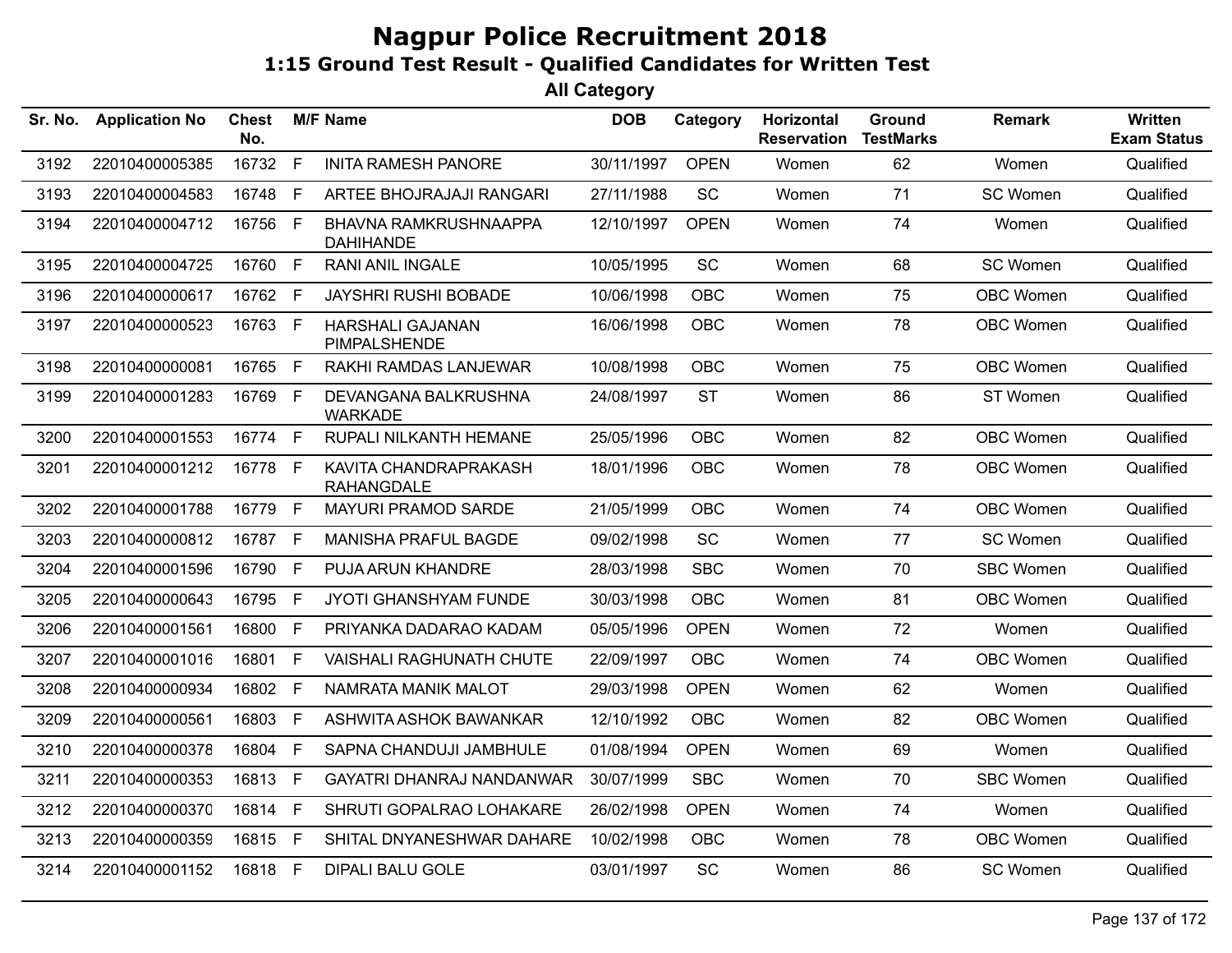# Nagpur Police Recruitment 2018

## 1:15 Ground Test Result - Qualified Candidates for Written Test

### All Category

| Sr. No. | Application No | Chest No. | M/F | Name | DOB | Category | Horizontal Reservation | Ground TestMarks | Remark | Written Exam Status |
|---|---|---|---|---|---|---|---|---|---|---|
| 3192 | 22010400005385 | 16732 | F | INITA RAMESH PANORE | 30/11/1997 | OPEN | Women | 62 | Women | Qualified |
| 3193 | 22010400004583 | 16748 | F | ARTEE BHOJRAJAJI RANGARI | 27/11/1988 | SC | Women | 71 | SC Women | Qualified |
| 3194 | 22010400004712 | 16756 | F | BHAVNA RAMKRUSHNAAPPA DAHIHANDE | 12/10/1997 | OPEN | Women | 74 | Women | Qualified |
| 3195 | 22010400004725 | 16760 | F | RANI ANIL INGALE | 10/05/1995 | SC | Women | 68 | SC Women | Qualified |
| 3196 | 22010400000617 | 16762 | F | JAYSHRI RUSHI BOBADE | 10/06/1998 | OBC | Women | 75 | OBC Women | Qualified |
| 3197 | 22010400000523 | 16763 | F | HARSHALI GAJANAN PIMPALSHENDE | 16/06/1998 | OBC | Women | 78 | OBC Women | Qualified |
| 3198 | 22010400000081 | 16765 | F | RAKHI RAMDAS LANJEWAR | 10/08/1998 | OBC | Women | 75 | OBC Women | Qualified |
| 3199 | 22010400001283 | 16769 | F | DEVANGANA BALKRUSHNA WARKADE | 24/08/1997 | ST | Women | 86 | ST Women | Qualified |
| 3200 | 22010400001553 | 16774 | F | RUPALI NILKANTH HEMANE | 25/05/1996 | OBC | Women | 82 | OBC Women | Qualified |
| 3201 | 22010400001212 | 16778 | F | KAVITA CHANDRAPRAKASH RAHANGDALE | 18/01/1996 | OBC | Women | 78 | OBC Women | Qualified |
| 3202 | 22010400001788 | 16779 | F | MAYURI PRAMOD SARDE | 21/05/1999 | OBC | Women | 74 | OBC Women | Qualified |
| 3203 | 22010400000812 | 16787 | F | MANISHA PRAFUL BAGDE | 09/02/1998 | SC | Women | 77 | SC Women | Qualified |
| 3204 | 22010400001596 | 16790 | F | PUJA ARUN KHANDRE | 28/03/1998 | SBC | Women | 70 | SBC Women | Qualified |
| 3205 | 22010400000643 | 16795 | F | JYOTI GHANSHYAM FUNDE | 30/03/1998 | OBC | Women | 81 | OBC Women | Qualified |
| 3206 | 22010400001561 | 16800 | F | PRIYANKA DADARAO KADAM | 05/05/1996 | OPEN | Women | 72 | Women | Qualified |
| 3207 | 22010400001016 | 16801 | F | VAISHALI RAGHUNATH CHUTE | 22/09/1997 | OBC | Women | 74 | OBC Women | Qualified |
| 3208 | 22010400000934 | 16802 | F | NAMRATA MANIK MALOT | 29/03/1998 | OPEN | Women | 62 | Women | Qualified |
| 3209 | 22010400000561 | 16803 | F | ASHWITA ASHOK BAWANKAR | 12/10/1992 | OBC | Women | 82 | OBC Women | Qualified |
| 3210 | 22010400000378 | 16804 | F | SAPNA CHANDUJI JAMBHULE | 01/08/1994 | OPEN | Women | 69 | Women | Qualified |
| 3211 | 22010400000353 | 16813 | F | GAYATRI DHANRAJ NANDANWAR | 30/07/1999 | SBC | Women | 70 | SBC Women | Qualified |
| 3212 | 22010400000370 | 16814 | F | SHRUTI GOPALRAO LOHAKARE | 26/02/1998 | OPEN | Women | 74 | Women | Qualified |
| 3213 | 22010400000359 | 16815 | F | SHITAL DNYANESHWAR DAHARE | 10/02/1998 | OBC | Women | 78 | OBC Women | Qualified |
| 3214 | 22010400001152 | 16818 | F | DIPALI BALU GOLE | 03/01/1997 | SC | Women | 86 | SC Women | Qualified |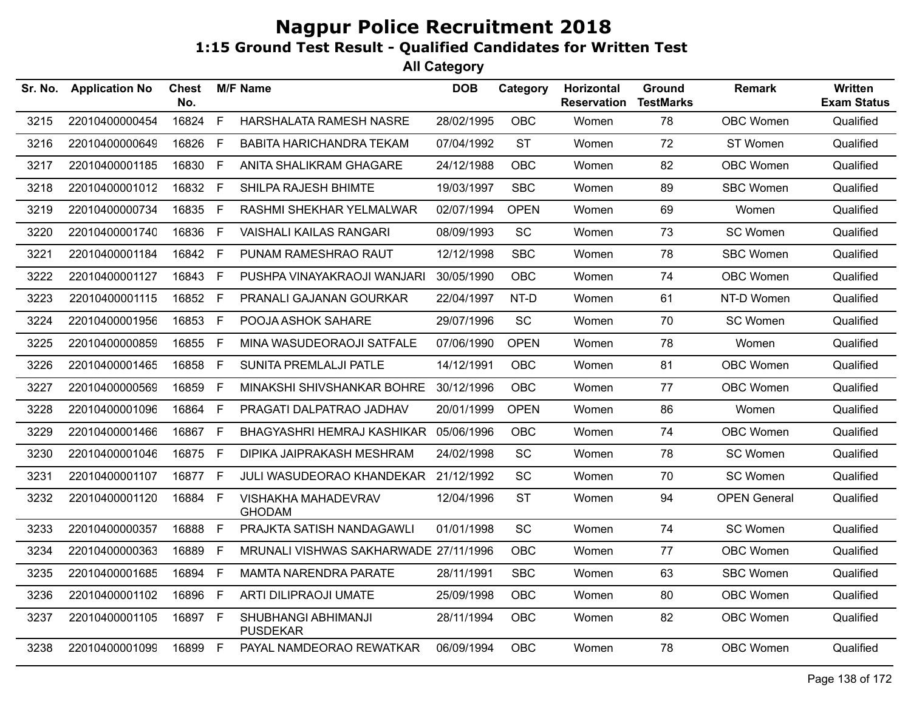# Nagpur Police Recruitment 2018

## 1:15 Ground Test Result - Qualified Candidates for Written Test

### All Category

| Sr. No. | Application No | Chest No. | M/F | Name | DOB | Category | Horizontal Reservation | Ground TestMarks | Remark | Written Exam Status |
|---|---|---|---|---|---|---|---|---|---|---|
| 3215 | 22010400000454 | 16824 | F | HARSHALATA RAMESH NASRE | 28/02/1995 | OBC | Women | 78 | OBC Women | Qualified |
| 3216 | 22010400000649 | 16826 | F | BABITA HARICHANDRA TEKAM | 07/04/1992 | ST | Women | 72 | ST Women | Qualified |
| 3217 | 22010400001185 | 16830 | F | ANITA SHALIKRAM GHAGARE | 24/12/1988 | OBC | Women | 82 | OBC Women | Qualified |
| 3218 | 22010400001012 | 16832 | F | SHILPA RAJESH BHIMTE | 19/03/1997 | SBC | Women | 89 | SBC Women | Qualified |
| 3219 | 22010400000734 | 16835 | F | RASHMI SHEKHAR YELMALWAR | 02/07/1994 | OPEN | Women | 69 | Women | Qualified |
| 3220 | 22010400001740 | 16836 | F | VAISHALI KAILAS RANGARI | 08/09/1993 | SC | Women | 73 | SC Women | Qualified |
| 3221 | 22010400001184 | 16842 | F | PUNAM RAMESHRAO RAUT | 12/12/1998 | SBC | Women | 78 | SBC Women | Qualified |
| 3222 | 22010400001127 | 16843 | F | PUSHPA VINAYAKRAOJI WANJARI | 30/05/1990 | OBC | Women | 74 | OBC Women | Qualified |
| 3223 | 22010400001115 | 16852 | F | PRANALI GAJANAN GOURKAR | 22/04/1997 | NT-D | Women | 61 | NT-D Women | Qualified |
| 3224 | 22010400001956 | 16853 | F | POOJA ASHOK SAHARE | 29/07/1996 | SC | Women | 70 | SC Women | Qualified |
| 3225 | 22010400000859 | 16855 | F | MINA WASUDEORAOJI SATFALE | 07/06/1990 | OPEN | Women | 78 | Women | Qualified |
| 3226 | 22010400001465 | 16858 | F | SUNITA PREMLALJI PATLE | 14/12/1991 | OBC | Women | 81 | OBC Women | Qualified |
| 3227 | 22010400000569 | 16859 | F | MINAKSHI SHIVSHANKAR BOHRE | 30/12/1996 | OBC | Women | 77 | OBC Women | Qualified |
| 3228 | 22010400001096 | 16864 | F | PRAGATI DALPATRAO JADHAV | 20/01/1999 | OPEN | Women | 86 | Women | Qualified |
| 3229 | 22010400001466 | 16867 | F | BHAGYASHRI HEMRAJ KASHIKAR | 05/06/1996 | OBC | Women | 74 | OBC Women | Qualified |
| 3230 | 22010400001046 | 16875 | F | DIPIKA JAIPRAKASH MESHRAM | 24/02/1998 | SC | Women | 78 | SC Women | Qualified |
| 3231 | 22010400001107 | 16877 | F | JULI WASUDEORAO KHANDEKAR | 21/12/1992 | SC | Women | 70 | SC Women | Qualified |
| 3232 | 22010400001120 | 16884 | F | VISHAKHA MAHADEVRAV GHODAM | 12/04/1996 | ST | Women | 94 | OPEN General | Qualified |
| 3233 | 22010400000357 | 16888 | F | PRAJKTA SATISH NANDAGAWLI | 01/01/1998 | SC | Women | 74 | SC Women | Qualified |
| 3234 | 22010400000363 | 16889 | F | MRUNALI VISHWAS SAKHARWADE | 27/11/1996 | OBC | Women | 77 | OBC Women | Qualified |
| 3235 | 22010400001685 | 16894 | F | MAMTA NARENDRA PARATE | 28/11/1991 | SBC | Women | 63 | SBC Women | Qualified |
| 3236 | 22010400001102 | 16896 | F | ARTI DILIPRAOJI UMATE | 25/09/1998 | OBC | Women | 80 | OBC Women | Qualified |
| 3237 | 22010400001105 | 16897 | F | SHUBHANGI ABHIMANJI PUSDEKAR | 28/11/1994 | OBC | Women | 82 | OBC Women | Qualified |
| 3238 | 22010400001099 | 16899 | F | PAYAL NAMDEORAO REWATKAR | 06/09/1994 | OBC | Women | 78 | OBC Women | Qualified |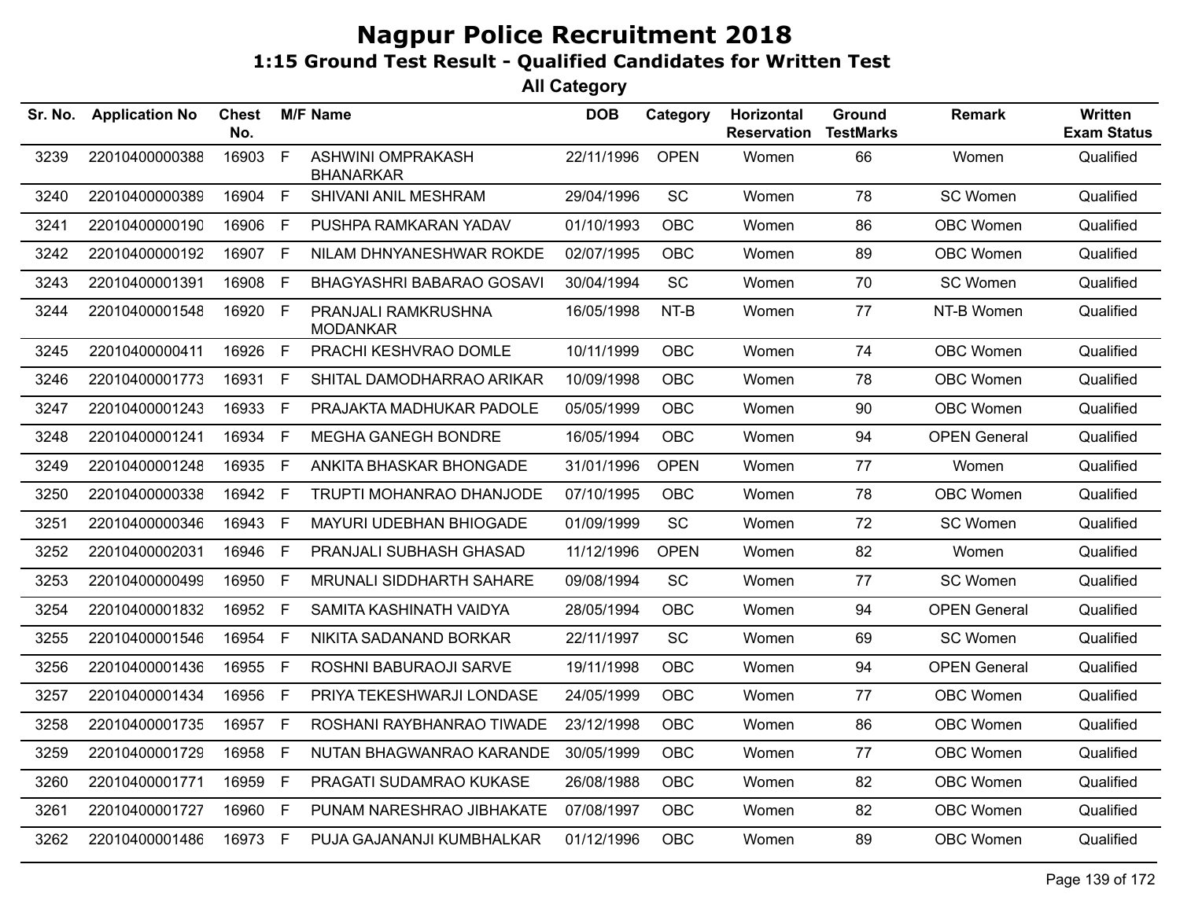# Nagpur Police Recruitment 2018

## 1:15 Ground Test Result - Qualified Candidates for Written Test

### All Category

| Sr. No. | Application No | Chest No. | M/F | Name | DOB | Category | Horizontal Reservation | Ground TestMarks | Remark | Written Exam Status |
|---|---|---|---|---|---|---|---|---|---|---|
| 3239 | 22010400000388 | 16903 | F | ASHWINI OMPRAKASH BHANARKAR | 22/11/1996 | OPEN | Women | 66 | Women | Qualified |
| 3240 | 22010400000389 | 16904 | F | SHIVANI ANIL MESHRAM | 29/04/1996 | SC | Women | 78 | SC Women | Qualified |
| 3241 | 22010400000190 | 16906 | F | PUSHPA RAMKARAN YADAV | 01/10/1993 | OBC | Women | 86 | OBC Women | Qualified |
| 3242 | 22010400000192 | 16907 | F | NILAM DHNYANESHWAR ROKDE | 02/07/1995 | OBC | Women | 89 | OBC Women | Qualified |
| 3243 | 22010400001391 | 16908 | F | BHAGYASHRI BABARAO GOSAVI | 30/04/1994 | SC | Women | 70 | SC Women | Qualified |
| 3244 | 22010400001548 | 16920 | F | PRANJALI RAMKRUSHNA MODANKAR | 16/05/1998 | NT-B | Women | 77 | NT-B Women | Qualified |
| 3245 | 22010400000411 | 16926 | F | PRACHI KESHVRAO DOMLE | 10/11/1999 | OBC | Women | 74 | OBC Women | Qualified |
| 3246 | 22010400001773 | 16931 | F | SHITAL DAMODHARRAO ARIKAR | 10/09/1998 | OBC | Women | 78 | OBC Women | Qualified |
| 3247 | 22010400001243 | 16933 | F | PRAJAKTA MADHUKAR PADOLE | 05/05/1999 | OBC | Women | 90 | OBC Women | Qualified |
| 3248 | 22010400001241 | 16934 | F | MEGHA GANEGH BONDRE | 16/05/1994 | OBC | Women | 94 | OPEN General | Qualified |
| 3249 | 22010400001248 | 16935 | F | ANKITA BHASKAR BHONGADE | 31/01/1996 | OPEN | Women | 77 | Women | Qualified |
| 3250 | 22010400000338 | 16942 | F | TRUPTI MOHANRAO DHANJODE | 07/10/1995 | OBC | Women | 78 | OBC Women | Qualified |
| 3251 | 22010400000346 | 16943 | F | MAYURI UDEBHAN BHIOGADE | 01/09/1999 | SC | Women | 72 | SC Women | Qualified |
| 3252 | 22010400002031 | 16946 | F | PRANJALI SUBHASH GHASAD | 11/12/1996 | OPEN | Women | 82 | Women | Qualified |
| 3253 | 22010400000499 | 16950 | F | MRUNALI SIDDHARTH SAHARE | 09/08/1994 | SC | Women | 77 | SC Women | Qualified |
| 3254 | 22010400001832 | 16952 | F | SAMITA KASHINATH VAIDYA | 28/05/1994 | OBC | Women | 94 | OPEN General | Qualified |
| 3255 | 22010400001546 | 16954 | F | NIKITA SADANAND BORKAR | 22/11/1997 | SC | Women | 69 | SC Women | Qualified |
| 3256 | 22010400001436 | 16955 | F | ROSHNI BABURAOJI SARVE | 19/11/1998 | OBC | Women | 94 | OPEN General | Qualified |
| 3257 | 22010400001434 | 16956 | F | PRIYA TEKESHWARJI LONDASE | 24/05/1999 | OBC | Women | 77 | OBC Women | Qualified |
| 3258 | 22010400001735 | 16957 | F | ROSHANI RAYBHANRAO TIWADE | 23/12/1998 | OBC | Women | 86 | OBC Women | Qualified |
| 3259 | 22010400001729 | 16958 | F | NUTAN BHAGWANRAO KARANDE | 30/05/1999 | OBC | Women | 77 | OBC Women | Qualified |
| 3260 | 22010400001771 | 16959 | F | PRAGATI SUDAMRAO KUKASE | 26/08/1988 | OBC | Women | 82 | OBC Women | Qualified |
| 3261 | 22010400001727 | 16960 | F | PUNAM NARESHRAO JIBHAKATE | 07/08/1997 | OBC | Women | 82 | OBC Women | Qualified |
| 3262 | 22010400001486 | 16973 | F | PUJA GAJANANJI KUMBHALKAR | 01/12/1996 | OBC | Women | 89 | OBC Women | Qualified |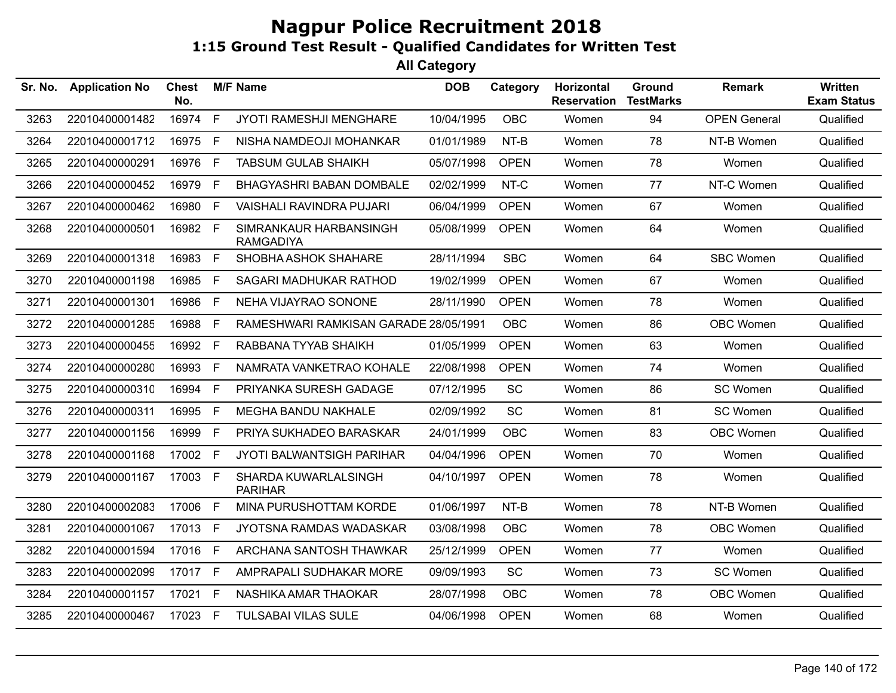# Nagpur Police Recruitment 2018

## 1:15 Ground Test Result - Qualified Candidates for Written Test

### All Category

| Sr. No. | Application No | Chest No. | M/F | Name | DOB | Category | Horizontal Reservation | Ground TestMarks | Remark | Written Exam Status |
|---|---|---|---|---|---|---|---|---|---|---|
| 3263 | 22010400001482 | 16974 | F | JYOTI RAMESHJI MENGHARE | 10/04/1995 | OBC | Women | 94 | OPEN General | Qualified |
| 3264 | 22010400001712 | 16975 | F | NISHA NAMDEOJI MOHANKAR | 01/01/1989 | NT-B | Women | 78 | NT-B Women | Qualified |
| 3265 | 22010400000291 | 16976 | F | TABSUM GULAB SHAIKH | 05/07/1998 | OPEN | Women | 78 | Women | Qualified |
| 3266 | 22010400000452 | 16979 | F | BHAGYASHRI BABAN DOMBALE | 02/02/1999 | NT-C | Women | 77 | NT-C Women | Qualified |
| 3267 | 22010400000462 | 16980 | F | VAISHALI RAVINDRA PUJARI | 06/04/1999 | OPEN | Women | 67 | Women | Qualified |
| 3268 | 22010400000501 | 16982 | F | SIMRANKAUR HARBANSINGH RAMGADIYA | 05/08/1999 | OPEN | Women | 64 | Women | Qualified |
| 3269 | 22010400001318 | 16983 | F | SHOBHA ASHOK SHAHARE | 28/11/1994 | SBC | Women | 64 | SBC Women | Qualified |
| 3270 | 22010400001198 | 16985 | F | SAGARI MADHUKAR RATHOD | 19/02/1999 | OPEN | Women | 67 | Women | Qualified |
| 3271 | 22010400001301 | 16986 | F | NEHA VIJAYRAO SONONE | 28/11/1990 | OPEN | Women | 78 | Women | Qualified |
| 3272 | 22010400001285 | 16988 | F | RAMESHWARI RAMKISAN GARADE | 28/05/1991 | OBC | Women | 86 | OBC Women | Qualified |
| 3273 | 22010400000455 | 16992 | F | RABBANA TYYAB SHAIKH | 01/05/1999 | OPEN | Women | 63 | Women | Qualified |
| 3274 | 22010400000280 | 16993 | F | NAMRATA VANKETRAO KOHALE | 22/08/1998 | OPEN | Women | 74 | Women | Qualified |
| 3275 | 22010400000310 | 16994 | F | PRIYANKA SURESH GADAGE | 07/12/1995 | SC | Women | 86 | SC Women | Qualified |
| 3276 | 22010400000311 | 16995 | F | MEGHA BANDU NAKHALE | 02/09/1992 | SC | Women | 81 | SC Women | Qualified |
| 3277 | 22010400001156 | 16999 | F | PRIYA SUKHADEO BARASKAR | 24/01/1999 | OBC | Women | 83 | OBC Women | Qualified |
| 3278 | 22010400001168 | 17002 | F | JYOTI BALWANTSIGH PARIHAR | 04/04/1996 | OPEN | Women | 70 | Women | Qualified |
| 3279 | 22010400001167 | 17003 | F | SHARDA KUWARLALSINGH PARIHAR | 04/10/1997 | OPEN | Women | 78 | Women | Qualified |
| 3280 | 22010400002083 | 17006 | F | MINA PURUSHOTTAM KORDE | 01/06/1997 | NT-B | Women | 78 | NT-B Women | Qualified |
| 3281 | 22010400001067 | 17013 | F | JYOTSNA RAMDAS WADASKAR | 03/08/1998 | OBC | Women | 78 | OBC Women | Qualified |
| 3282 | 22010400001594 | 17016 | F | ARCHANA SANTOSH THAWKAR | 25/12/1999 | OPEN | Women | 77 | Women | Qualified |
| 3283 | 22010400002099 | 17017 | F | AMPRAPALI SUDHAKAR MORE | 09/09/1993 | SC | Women | 73 | SC Women | Qualified |
| 3284 | 22010400001157 | 17021 | F | NASHIKA AMAR THAOKAR | 28/07/1998 | OBC | Women | 78 | OBC Women | Qualified |
| 3285 | 22010400000467 | 17023 | F | TULSABAI VILAS SULE | 04/06/1998 | OPEN | Women | 68 | Women | Qualified |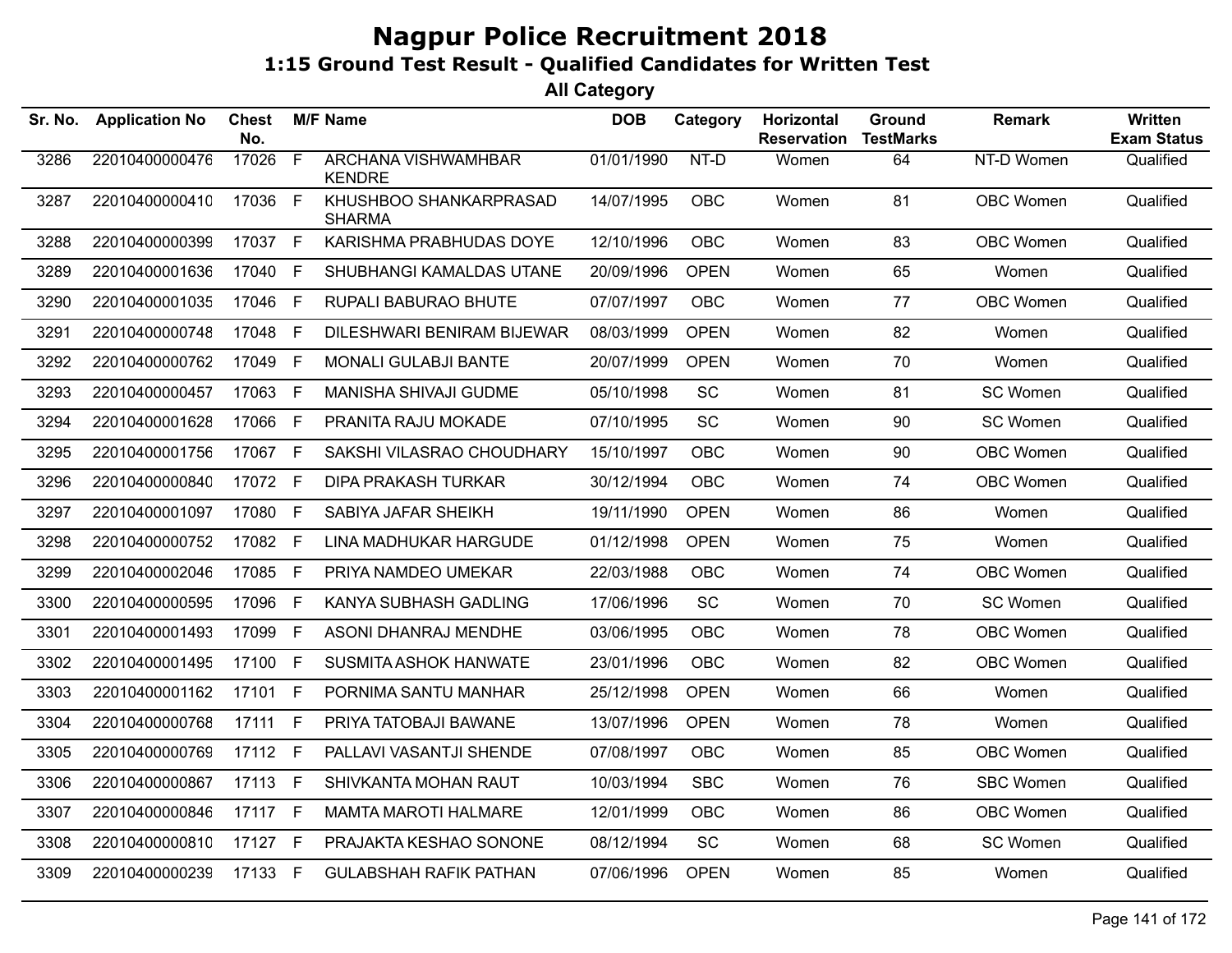# Nagpur Police Recruitment 2018

## 1:15 Ground Test Result - Qualified Candidates for Written Test

### All Category

| Sr. No. | Application No | Chest No. | M/F | Name | DOB | Category | Horizontal Reservation | Ground TestMarks | Remark | Written Exam Status |
|---|---|---|---|---|---|---|---|---|---|---|
| 3286 | 22010400000476 | 17026 | F | ARCHANA VISHWAMHBAR KENDRE | 01/01/1990 | NT-D | Women | 64 | NT-D Women | Qualified |
| 3287 | 22010400000410 | 17036 | F | KHUSHBOO SHANKARPRASAD SHARMA | 14/07/1995 | OBC | Women | 81 | OBC Women | Qualified |
| 3288 | 22010400000399 | 17037 | F | KARISHMA PRABHUDAS DOYE | 12/10/1996 | OBC | Women | 83 | OBC Women | Qualified |
| 3289 | 22010400001636 | 17040 | F | SHUBHANGI KAMALDAS UTANE | 20/09/1996 | OPEN | Women | 65 | Women | Qualified |
| 3290 | 22010400001035 | 17046 | F | RUPALI BABURAO BHUTE | 07/07/1997 | OBC | Women | 77 | OBC Women | Qualified |
| 3291 | 22010400000748 | 17048 | F | DILESHWARI BENIRAM BIJEWAR | 08/03/1999 | OPEN | Women | 82 | Women | Qualified |
| 3292 | 22010400000762 | 17049 | F | MONALI GULABJI BANTE | 20/07/1999 | OPEN | Women | 70 | Women | Qualified |
| 3293 | 22010400000457 | 17063 | F | MANISHA SHIVAJI GUDME | 05/10/1998 | SC | Women | 81 | SC Women | Qualified |
| 3294 | 22010400001628 | 17066 | F | PRANITA RAJU MOKADE | 07/10/1995 | SC | Women | 90 | SC Women | Qualified |
| 3295 | 22010400001756 | 17067 | F | SAKSHI VILASRAO CHOUDHARY | 15/10/1997 | OBC | Women | 90 | OBC Women | Qualified |
| 3296 | 22010400000840 | 17072 | F | DIPA PRAKASH TURKAR | 30/12/1994 | OBC | Women | 74 | OBC Women | Qualified |
| 3297 | 22010400001097 | 17080 | F | SABIYA JAFAR SHEIKH | 19/11/1990 | OPEN | Women | 86 | Women | Qualified |
| 3298 | 22010400000752 | 17082 | F | LINA MADHUKAR HARGUDE | 01/12/1998 | OPEN | Women | 75 | Women | Qualified |
| 3299 | 22010400002046 | 17085 | F | PRIYA NAMDEO UMEKAR | 22/03/1988 | OBC | Women | 74 | OBC Women | Qualified |
| 3300 | 22010400000595 | 17096 | F | KANYA SUBHASH GADLING | 17/06/1996 | SC | Women | 70 | SC Women | Qualified |
| 3301 | 22010400001493 | 17099 | F | ASONI DHANRAJ MENDHE | 03/06/1995 | OBC | Women | 78 | OBC Women | Qualified |
| 3302 | 22010400001495 | 17100 | F | SUSMITA ASHOK HANWATE | 23/01/1996 | OBC | Women | 82 | OBC Women | Qualified |
| 3303 | 22010400001162 | 17101 | F | PORNIMA SANTU MANHAR | 25/12/1998 | OPEN | Women | 66 | Women | Qualified |
| 3304 | 22010400000768 | 17111 | F | PRIYA TATOBAJI BAWANE | 13/07/1996 | OPEN | Women | 78 | Women | Qualified |
| 3305 | 22010400000769 | 17112 | F | PALLAVI VASANTJI SHENDE | 07/08/1997 | OBC | Women | 85 | OBC Women | Qualified |
| 3306 | 22010400000867 | 17113 | F | SHIVKANTA MOHAN RAUT | 10/03/1994 | SBC | Women | 76 | SBC Women | Qualified |
| 3307 | 22010400000846 | 17117 | F | MAMTA MAROTI HALMARE | 12/01/1999 | OBC | Women | 86 | OBC Women | Qualified |
| 3308 | 22010400000810 | 17127 | F | PRAJAKTA KESHAO SONONE | 08/12/1994 | SC | Women | 68 | SC Women | Qualified |
| 3309 | 22010400000239 | 17133 | F | GULABSHAH RAFIK PATHAN | 07/06/1996 | OPEN | Women | 85 | Women | Qualified |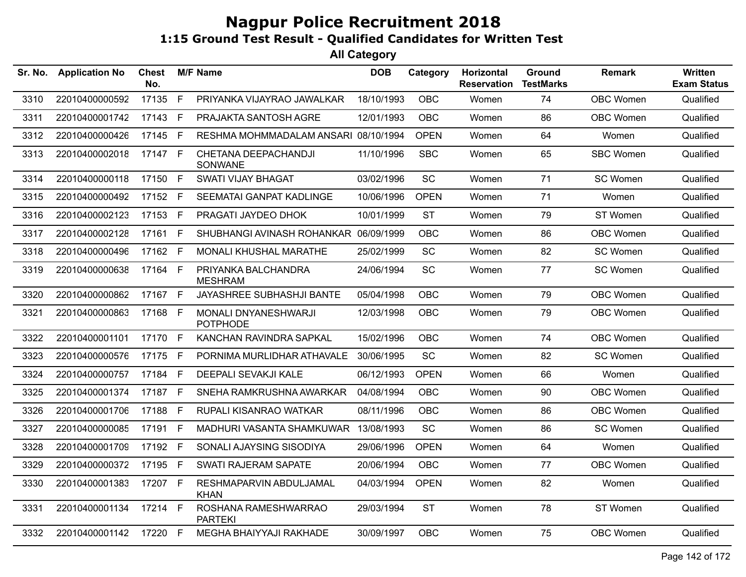# Nagpur Police Recruitment 2018

## 1:15 Ground Test Result - Qualified Candidates for Written Test

### All Category

| Sr. No. | Application No | Chest No. | M/F | Name | DOB | Category | Horizontal Reservation | Ground TestMarks | Remark | Written Exam Status |
|---|---|---|---|---|---|---|---|---|---|---|
| 3310 | 22010400000592 | 17135 | F | PRIYANKA VIJAYRAO JAWALKAR | 18/10/1993 | OBC | Women | 74 | OBC Women | Qualified |
| 3311 | 22010400001742 | 17143 | F | PRAJAKTA SANTOSH AGRE | 12/01/1993 | OBC | Women | 86 | OBC Women | Qualified |
| 3312 | 22010400000426 | 17145 | F | RESHMA MOHMMADALAM ANSARI | 08/10/1994 | OPEN | Women | 64 | Women | Qualified |
| 3313 | 22010400002018 | 17147 | F | CHETANA DEEPACHANDJI SONWANE | 11/10/1996 | SBC | Women | 65 | SBC Women | Qualified |
| 3314 | 22010400000118 | 17150 | F | SWATI VIJAY BHAGAT | 03/02/1996 | SC | Women | 71 | SC Women | Qualified |
| 3315 | 22010400000492 | 17152 | F | SEEMATAI GANPAT KADLINGE | 10/06/1996 | OPEN | Women | 71 | Women | Qualified |
| 3316 | 22010400002123 | 17153 | F | PRAGATI JAYDEO DHOK | 10/01/1999 | ST | Women | 79 | ST Women | Qualified |
| 3317 | 22010400002128 | 17161 | F | SHUBHANGI AVINASH ROHANKAR | 06/09/1999 | OBC | Women | 86 | OBC Women | Qualified |
| 3318 | 22010400000496 | 17162 | F | MONALI KHUSHAL MARATHE | 25/02/1999 | SC | Women | 82 | SC Women | Qualified |
| 3319 | 22010400000638 | 17164 | F | PRIYANKA BALCHANDRA MESHRAM | 24/06/1994 | SC | Women | 77 | SC Women | Qualified |
| 3320 | 22010400000862 | 17167 | F | JAYASHREE SUBHASHJI BANTE | 05/04/1998 | OBC | Women | 79 | OBC Women | Qualified |
| 3321 | 22010400000863 | 17168 | F | MONALI DNYANESHWARJI POTPHODE | 12/03/1998 | OBC | Women | 79 | OBC Women | Qualified |
| 3322 | 22010400001101 | 17170 | F | KANCHAN RAVINDRA SAPKAL | 15/02/1996 | OBC | Women | 74 | OBC Women | Qualified |
| 3323 | 22010400000576 | 17175 | F | PORNIMA MURLIDHAR ATHAVALE | 30/06/1995 | SC | Women | 82 | SC Women | Qualified |
| 3324 | 22010400000757 | 17184 | F | DEEPALI SEVAKJI KALE | 06/12/1993 | OPEN | Women | 66 | Women | Qualified |
| 3325 | 22010400001374 | 17187 | F | SNEHA RAMKRUSHNA AWARKAR | 04/08/1994 | OBC | Women | 90 | OBC Women | Qualified |
| 3326 | 22010400001706 | 17188 | F | RUPALI KISANRAO WATKAR | 08/11/1996 | OBC | Women | 86 | OBC Women | Qualified |
| 3327 | 22010400000085 | 17191 | F | MADHURI VASANTA SHAMKUWAR | 13/08/1993 | SC | Women | 86 | SC Women | Qualified |
| 3328 | 22010400001709 | 17192 | F | SONALI AJAYSING SISODIYA | 29/06/1996 | OPEN | Women | 64 | Women | Qualified |
| 3329 | 22010400000372 | 17195 | F | SWATI RAJERAM SAPATE | 20/06/1994 | OBC | Women | 77 | OBC Women | Qualified |
| 3330 | 22010400001383 | 17207 | F | RESHMAPARVIN ABDULJAMAL KHAN | 04/03/1994 | OPEN | Women | 82 | Women | Qualified |
| 3331 | 22010400001134 | 17214 | F | ROSHANA RAMESHWARRAO PARTEKI | 29/03/1994 | ST | Women | 78 | ST Women | Qualified |
| 3332 | 22010400001142 | 17220 | F | MEGHA BHAIYYAJI RAKHADE | 30/09/1997 | OBC | Women | 75 | OBC Women | Qualified |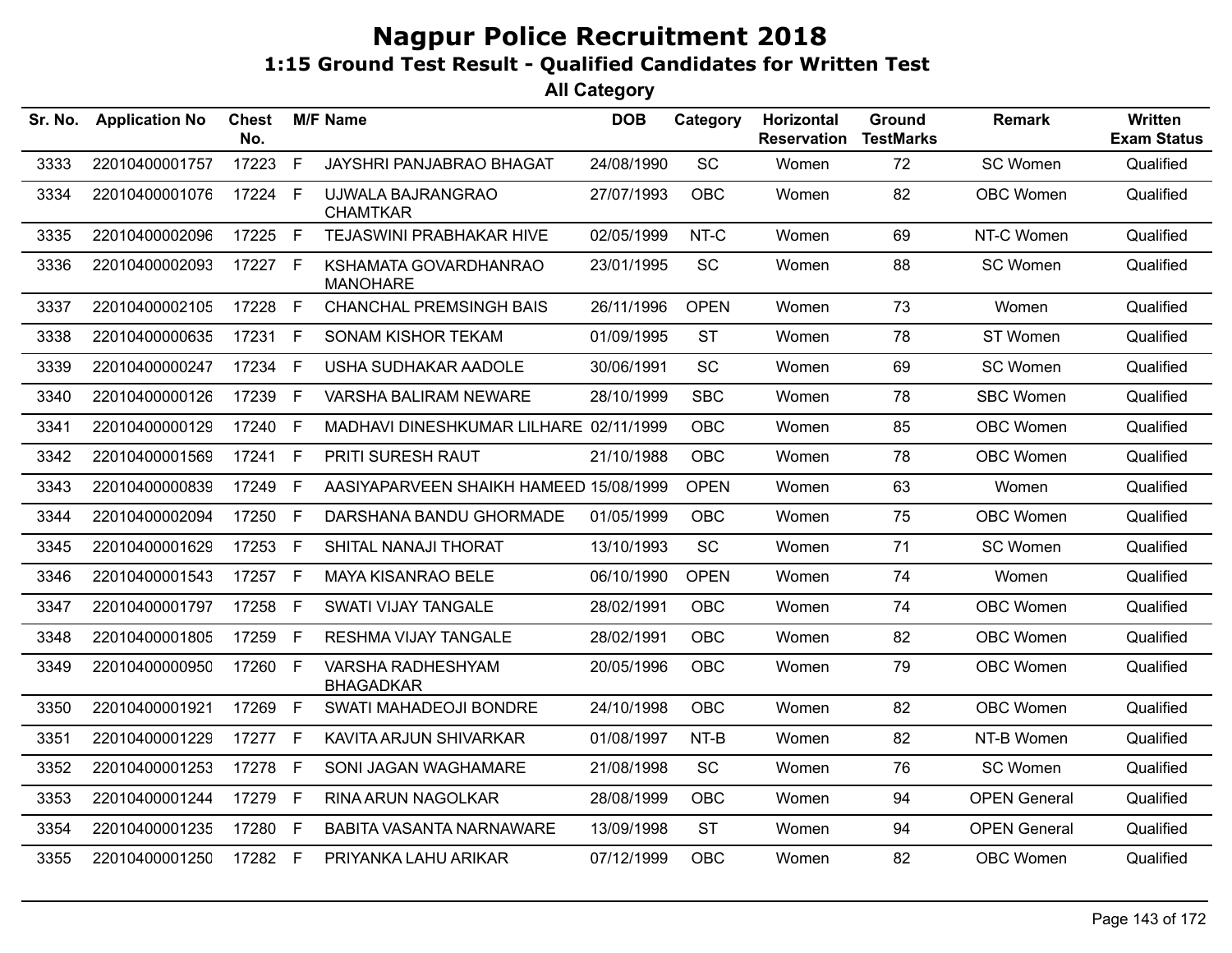# Nagpur Police Recruitment 2018

## 1:15 Ground Test Result - Qualified Candidates for Written Test

### All Category

| Sr. No. | Application No | Chest No. | M/F | Name | DOB | Category | Horizontal Reservation | Ground TestMarks | Remark | Written Exam Status |
|---|---|---|---|---|---|---|---|---|---|---|
| 3333 | 22010400001757 | 17223 | F | JAYSHRI PANJABRAO BHAGAT | 24/08/1990 | SC | Women | 72 | SC Women | Qualified |
| 3334 | 22010400001076 | 17224 | F | UJWALA BAJRANGRAO CHAMTKAR | 27/07/1993 | OBC | Women | 82 | OBC Women | Qualified |
| 3335 | 22010400002096 | 17225 | F | TEJASWINI PRABHAKAR HIVE | 02/05/1999 | NT-C | Women | 69 | NT-C Women | Qualified |
| 3336 | 22010400002093 | 17227 | F | KSHAMATA GOVARDHANRAO MANOHARE | 23/01/1995 | SC | Women | 88 | SC Women | Qualified |
| 3337 | 22010400002105 | 17228 | F | CHANCHAL PREMSINGH BAIS | 26/11/1996 | OPEN | Women | 73 | Women | Qualified |
| 3338 | 22010400000635 | 17231 | F | SONAM KISHOR TEKAM | 01/09/1995 | ST | Women | 78 | ST Women | Qualified |
| 3339 | 22010400000247 | 17234 | F | USHA SUDHAKAR AADOLE | 30/06/1991 | SC | Women | 69 | SC Women | Qualified |
| 3340 | 22010400000126 | 17239 | F | VARSHA BALIRAM NEWARE | 28/10/1999 | SBC | Women | 78 | SBC Women | Qualified |
| 3341 | 22010400000129 | 17240 | F | MADHAVI DINESHKUMAR LILHARE | 02/11/1999 | OBC | Women | 85 | OBC Women | Qualified |
| 3342 | 22010400001569 | 17241 | F | PRITI SURESH RAUT | 21/10/1988 | OBC | Women | 78 | OBC Women | Qualified |
| 3343 | 22010400000839 | 17249 | F | AASIYAPARVEEN SHAIKH HAMEED | 15/08/1999 | OPEN | Women | 63 | Women | Qualified |
| 3344 | 22010400002094 | 17250 | F | DARSHANA BANDU GHORMADE | 01/05/1999 | OBC | Women | 75 | OBC Women | Qualified |
| 3345 | 22010400001629 | 17253 | F | SHITAL NANAJI THORAT | 13/10/1993 | SC | Women | 71 | SC Women | Qualified |
| 3346 | 22010400001543 | 17257 | F | MAYA KISANRAO BELE | 06/10/1990 | OPEN | Women | 74 | Women | Qualified |
| 3347 | 22010400001797 | 17258 | F | SWATI VIJAY TANGALE | 28/02/1991 | OBC | Women | 74 | OBC Women | Qualified |
| 3348 | 22010400001805 | 17259 | F | RESHMA VIJAY TANGALE | 28/02/1991 | OBC | Women | 82 | OBC Women | Qualified |
| 3349 | 22010400000950 | 17260 | F | VARSHA RADHESHYAM BHAGADKAR | 20/05/1996 | OBC | Women | 79 | OBC Women | Qualified |
| 3350 | 22010400001921 | 17269 | F | SWATI MAHADEOJI BONDRE | 24/10/1998 | OBC | Women | 82 | OBC Women | Qualified |
| 3351 | 22010400001229 | 17277 | F | KAVITA ARJUN SHIVARKAR | 01/08/1997 | NT-B | Women | 82 | NT-B Women | Qualified |
| 3352 | 22010400001253 | 17278 | F | SONI JAGAN WAGHAMARE | 21/08/1998 | SC | Women | 76 | SC Women | Qualified |
| 3353 | 22010400001244 | 17279 | F | RINA ARUN NAGOLKAR | 28/08/1999 | OBC | Women | 94 | OPEN General | Qualified |
| 3354 | 22010400001235 | 17280 | F | BABITA VASANTA NARNAWARE | 13/09/1998 | ST | Women | 94 | OPEN General | Qualified |
| 3355 | 22010400001250 | 17282 | F | PRIYANKA LAHU ARIKAR | 07/12/1999 | OBC | Women | 82 | OBC Women | Qualified |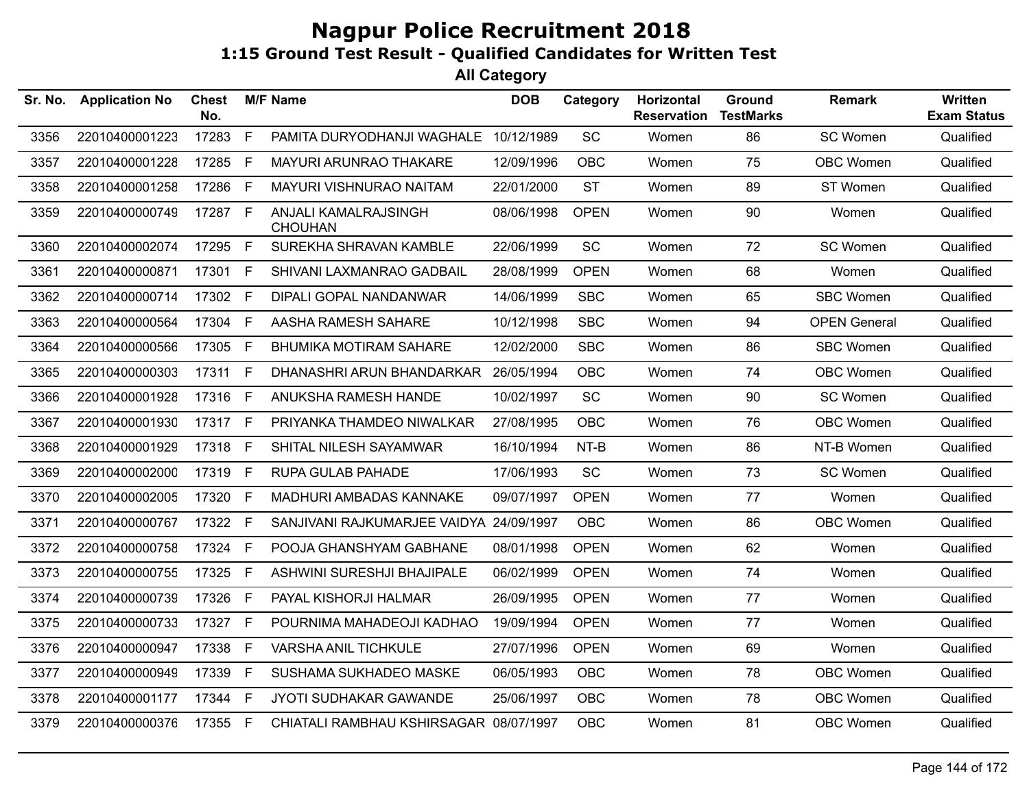# Nagpur Police Recruitment 2018

## 1:15 Ground Test Result - Qualified Candidates for Written Test

### All Category

| Sr. No. | Application No | Chest No. | M/F | Name | DOB | Category | Horizontal Reservation | Ground TestMarks | Remark | Written Exam Status |
|---|---|---|---|---|---|---|---|---|---|---|
| 3356 | 22010400001223 | 17283 | F | PAMITA DURYODHANJI WAGHALE | 10/12/1989 | SC | Women | 86 | SC Women | Qualified |
| 3357 | 22010400001228 | 17285 | F | MAYURI ARUNRAO THAKARE | 12/09/1996 | OBC | Women | 75 | OBC Women | Qualified |
| 3358 | 22010400001258 | 17286 | F | MAYURI VISHNURAO NAITAM | 22/01/2000 | ST | Women | 89 | ST Women | Qualified |
| 3359 | 22010400000749 | 17287 | F | ANJALI KAMALRAJSINGH CHOUHAN | 08/06/1998 | OPEN | Women | 90 | Women | Qualified |
| 3360 | 22010400002074 | 17295 | F | SUREKHA SHRAVAN KAMBLE | 22/06/1999 | SC | Women | 72 | SC Women | Qualified |
| 3361 | 22010400000871 | 17301 | F | SHIVANI LAXMANRAO GADBAIL | 28/08/1999 | OPEN | Women | 68 | Women | Qualified |
| 3362 | 22010400000714 | 17302 | F | DIPALI GOPAL NANDANWAR | 14/06/1999 | SBC | Women | 65 | SBC Women | Qualified |
| 3363 | 22010400000564 | 17304 | F | AASHA RAMESH SAHARE | 10/12/1998 | SBC | Women | 94 | OPEN General | Qualified |
| 3364 | 22010400000566 | 17305 | F | BHUMIKA MOTIRAM SAHARE | 12/02/2000 | SBC | Women | 86 | SBC Women | Qualified |
| 3365 | 22010400000303 | 17311 | F | DHANASHRI ARUN BHANDARKAR | 26/05/1994 | OBC | Women | 74 | OBC Women | Qualified |
| 3366 | 22010400001928 | 17316 | F | ANUKSHA RAMESH HANDE | 10/02/1997 | SC | Women | 90 | SC Women | Qualified |
| 3367 | 22010400001930 | 17317 | F | PRIYANKA THAMDEO NIWALKAR | 27/08/1995 | OBC | Women | 76 | OBC Women | Qualified |
| 3368 | 22010400001929 | 17318 | F | SHITAL NILESH SAYAMWAR | 16/10/1994 | NT-B | Women | 86 | NT-B Women | Qualified |
| 3369 | 22010400002000 | 17319 | F | RUPA GULAB PAHADE | 17/06/1993 | SC | Women | 73 | SC Women | Qualified |
| 3370 | 22010400002005 | 17320 | F | MADHURI AMBADAS KANNAKE | 09/07/1997 | OPEN | Women | 77 | Women | Qualified |
| 3371 | 22010400000767 | 17322 | F | SANJIVANI RAJKUMARJEE VAIDYA | 24/09/1997 | OBC | Women | 86 | OBC Women | Qualified |
| 3372 | 22010400000758 | 17324 | F | POOJA GHANSHYAM GABHANE | 08/01/1998 | OPEN | Women | 62 | Women | Qualified |
| 3373 | 22010400000755 | 17325 | F | ASHWINI SURESHJI BHAJIPALE | 06/02/1999 | OPEN | Women | 74 | Women | Qualified |
| 3374 | 22010400000739 | 17326 | F | PAYAL KISHORJI HALMAR | 26/09/1995 | OPEN | Women | 77 | Women | Qualified |
| 3375 | 22010400000733 | 17327 | F | POURNIMA MAHADEOJI KADHAO | 19/09/1994 | OPEN | Women | 77 | Women | Qualified |
| 3376 | 22010400000947 | 17338 | F | VARSHA ANIL TICHKULE | 27/07/1996 | OPEN | Women | 69 | Women | Qualified |
| 3377 | 22010400000949 | 17339 | F | SUSHAMA SUKHADEO MASKE | 06/05/1993 | OBC | Women | 78 | OBC Women | Qualified |
| 3378 | 22010400001177 | 17344 | F | JYOTI SUDHAKAR GAWANDE | 25/06/1997 | OBC | Women | 78 | OBC Women | Qualified |
| 3379 | 22010400000376 | 17355 | F | CHIATALI RAMBHAU KSHIRSAGAR | 08/07/1997 | OBC | Women | 81 | OBC Women | Qualified |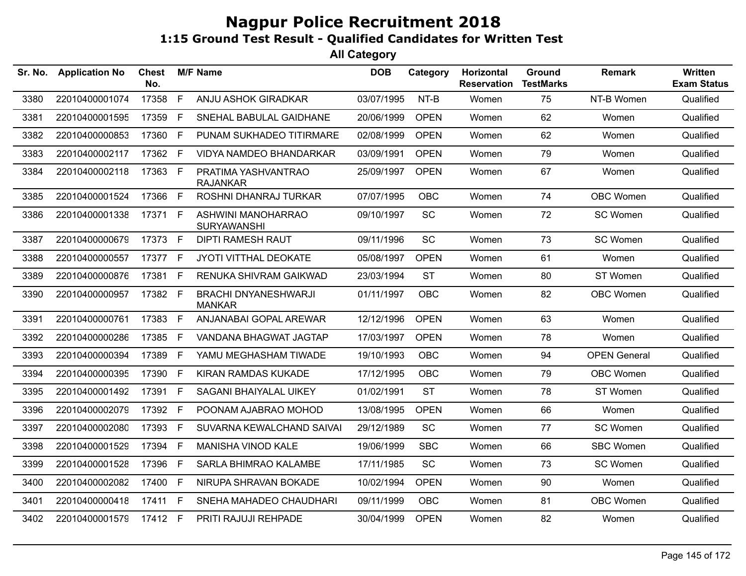# Nagpur Police Recruitment 2018

## 1:15 Ground Test Result - Qualified Candidates for Written Test

### All Category

| Sr. No. | Application No | Chest No. | M/F | Name | DOB | Category | Horizontal Reservation | Ground TestMarks | Remark | Written Exam Status |
|---|---|---|---|---|---|---|---|---|---|---|
| 3380 | 22010400001074 | 17358 | F | ANJU ASHOK GIRADKAR | 03/07/1995 | NT-B | Women | 75 | NT-B Women | Qualified |
| 3381 | 22010400001595 | 17359 | F | SNEHAL BABULAL GAIDHANE | 20/06/1999 | OPEN | Women | 62 | Women | Qualified |
| 3382 | 22010400000853 | 17360 | F | PUNAM SUKHADEO TITIRMARE | 02/08/1999 | OPEN | Women | 62 | Women | Qualified |
| 3383 | 22010400002117 | 17362 | F | VIDYA NAMDEO BHANDARKAR | 03/09/1991 | OPEN | Women | 79 | Women | Qualified |
| 3384 | 22010400002118 | 17363 | F | PRATIMA YASHVANTRAO RAJANKAR | 25/09/1997 | OPEN | Women | 67 | Women | Qualified |
| 3385 | 22010400001524 | 17366 | F | ROSHNI DHANRAJ TURKAR | 07/07/1995 | OBC | Women | 74 | OBC Women | Qualified |
| 3386 | 22010400001338 | 17371 | F | ASHWINI MANOHARRAO SURYAWANSHI | 09/10/1997 | SC | Women | 72 | SC Women | Qualified |
| 3387 | 22010400000679 | 17373 | F | DIPTI RAMESH RAUT | 09/11/1996 | SC | Women | 73 | SC Women | Qualified |
| 3388 | 22010400000557 | 17377 | F | JYOTI VITTHAL DEOKATE | 05/08/1997 | OPEN | Women | 61 | Women | Qualified |
| 3389 | 22010400000876 | 17381 | F | RENUKA SHIVRAM GAIKWAD | 23/03/1994 | ST | Women | 80 | ST Women | Qualified |
| 3390 | 22010400000957 | 17382 | F | BRACHI DNYANESHWARJI MANKAR | 01/11/1997 | OBC | Women | 82 | OBC Women | Qualified |
| 3391 | 22010400000761 | 17383 | F | ANJANABAI GOPAL AREWAR | 12/12/1996 | OPEN | Women | 63 | Women | Qualified |
| 3392 | 22010400000286 | 17385 | F | VANDANA BHAGWAT JAGTAP | 17/03/1997 | OPEN | Women | 78 | Women | Qualified |
| 3393 | 22010400000394 | 17389 | F | YAMU MEGHASHAM TIWADE | 19/10/1993 | OBC | Women | 94 | OPEN General | Qualified |
| 3394 | 22010400000395 | 17390 | F | KIRAN RAMDAS KUKADE | 17/12/1995 | OBC | Women | 79 | OBC Women | Qualified |
| 3395 | 22010400001492 | 17391 | F | SAGANI BHAIYALAL UIKEY | 01/02/1991 | ST | Women | 78 | ST Women | Qualified |
| 3396 | 22010400002079 | 17392 | F | POONAM AJABRAO MOHOD | 13/08/1995 | OPEN | Women | 66 | Women | Qualified |
| 3397 | 22010400002080 | 17393 | F | SUVARNA KEWALCHAND SAIVAI | 29/12/1989 | SC | Women | 77 | SC Women | Qualified |
| 3398 | 22010400001529 | 17394 | F | MANISHA VINOD KALE | 19/06/1999 | SBC | Women | 66 | SBC Women | Qualified |
| 3399 | 22010400001528 | 17396 | F | SARLA BHIMRAO KALAMBE | 17/11/1985 | SC | Women | 73 | SC Women | Qualified |
| 3400 | 22010400002082 | 17400 | F | NIRUPA SHRAVAN BOKADE | 10/02/1994 | OPEN | Women | 90 | Women | Qualified |
| 3401 | 22010400000418 | 17411 | F | SNEHA MAHADEO CHAUDHARI | 09/11/1999 | OBC | Women | 81 | OBC Women | Qualified |
| 3402 | 22010400001579 | 17412 | F | PRITI RAJUJI REHPADE | 30/04/1999 | OPEN | Women | 82 | Women | Qualified |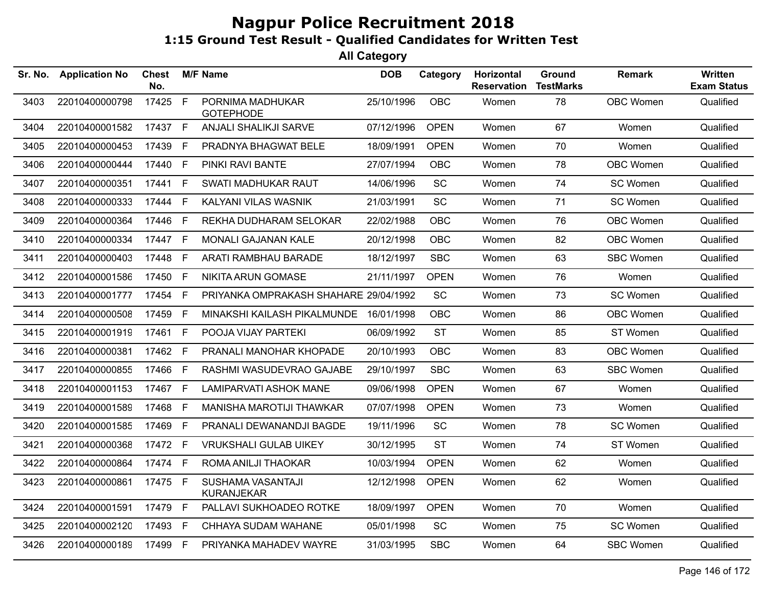# Nagpur Police Recruitment 2018

## 1:15 Ground Test Result - Qualified Candidates for Written Test

### All Category

| Sr. No. | Application No | Chest No. | M/F | Name | DOB | Category | Horizontal Reservation | Ground TestMarks | Remark | Written Exam Status |
|---|---|---|---|---|---|---|---|---|---|---|
| 3403 | 22010400000798 | 17425 | F | PORNIMA MADHUKAR GOTEPHODE | 25/10/1996 | OBC | Women | 78 | OBC Women | Qualified |
| 3404 | 22010400001582 | 17437 | F | ANJALI SHALIKJI SARVE | 07/12/1996 | OPEN | Women | 67 | Women | Qualified |
| 3405 | 22010400000453 | 17439 | F | PRADNYA BHAGWAT BELE | 18/09/1991 | OPEN | Women | 70 | Women | Qualified |
| 3406 | 22010400000444 | 17440 | F | PINKI RAVI BANTE | 27/07/1994 | OBC | Women | 78 | OBC Women | Qualified |
| 3407 | 22010400000351 | 17441 | F | SWATI MADHUKAR RAUT | 14/06/1996 | SC | Women | 74 | SC Women | Qualified |
| 3408 | 22010400000333 | 17444 | F | KALYANI VILAS WASNIK | 21/03/1991 | SC | Women | 71 | SC Women | Qualified |
| 3409 | 22010400000364 | 17446 | F | REKHA DUDHARAM SELOKAR | 22/02/1988 | OBC | Women | 76 | OBC Women | Qualified |
| 3410 | 22010400000334 | 17447 | F | MONALI GAJANAN KALE | 20/12/1998 | OBC | Women | 82 | OBC Women | Qualified |
| 3411 | 22010400000403 | 17448 | F | ARATI RAMBHAU BARADE | 18/12/1997 | SBC | Women | 63 | SBC Women | Qualified |
| 3412 | 22010400001586 | 17450 | F | NIKITA ARUN GOMASE | 21/11/1997 | OPEN | Women | 76 | Women | Qualified |
| 3413 | 22010400001777 | 17454 | F | PRIYANKA OMPRAKASH SHAHARE | 29/04/1992 | SC | Women | 73 | SC Women | Qualified |
| 3414 | 22010400000508 | 17459 | F | MINAKSHI KAILASH PIKALMUNDE | 16/01/1998 | OBC | Women | 86 | OBC Women | Qualified |
| 3415 | 22010400001919 | 17461 | F | POOJA VIJAY PARTEKI | 06/09/1992 | ST | Women | 85 | ST Women | Qualified |
| 3416 | 22010400000381 | 17462 | F | PRANALI MANOHAR KHOPADE | 20/10/1993 | OBC | Women | 83 | OBC Women | Qualified |
| 3417 | 22010400000855 | 17466 | F | RASHMI WASUDEVRAO GAJABE | 29/10/1997 | SBC | Women | 63 | SBC Women | Qualified |
| 3418 | 22010400001153 | 17467 | F | LAMIPARVATI ASHOK MANE | 09/06/1998 | OPEN | Women | 67 | Women | Qualified |
| 3419 | 22010400001589 | 17468 | F | MANISHA MAROTIJI THAWKAR | 07/07/1998 | OPEN | Women | 73 | Women | Qualified |
| 3420 | 22010400001585 | 17469 | F | PRANALI DEWANANDJI BAGDE | 19/11/1996 | SC | Women | 78 | SC Women | Qualified |
| 3421 | 22010400000368 | 17472 | F | VRUKSHALI GULAB UIKEY | 30/12/1995 | ST | Women | 74 | ST Women | Qualified |
| 3422 | 22010400000864 | 17474 | F | ROMA ANILJI THAOKAR | 10/03/1994 | OPEN | Women | 62 | Women | Qualified |
| 3423 | 22010400000861 | 17475 | F | SUSHAMA VASANTAJI KURANJEKAR | 12/12/1998 | OPEN | Women | 62 | Women | Qualified |
| 3424 | 22010400001591 | 17479 | F | PALLAVI SUKHOADEO ROTKE | 18/09/1997 | OPEN | Women | 70 | Women | Qualified |
| 3425 | 22010400002120 | 17493 | F | CHHAYA SUDAM WAHANE | 05/01/1998 | SC | Women | 75 | SC Women | Qualified |
| 3426 | 22010400000189 | 17499 | F | PRIYANKA MAHADEV WAYRE | 31/03/1995 | SBC | Women | 64 | SBC Women | Qualified |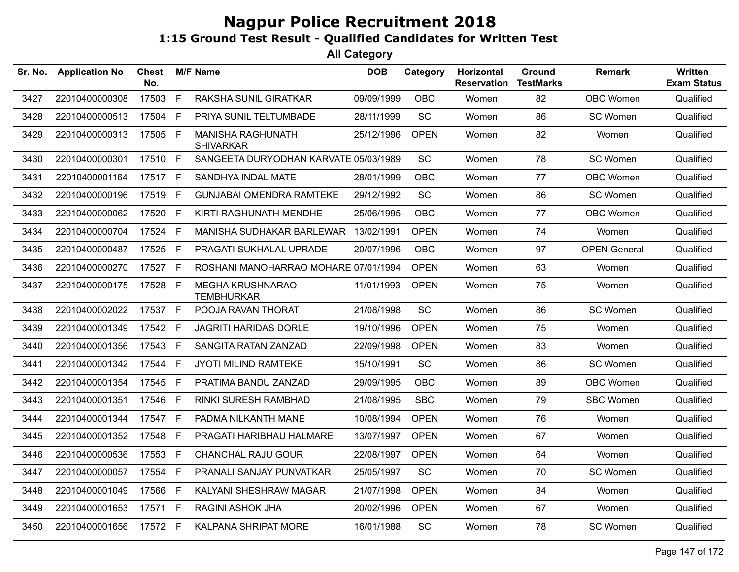# Nagpur Police Recruitment 2018

## 1:15 Ground Test Result - Qualified Candidates for Written Test

### All Category

| Sr. No. | Application No | Chest No. | M/F | Name | DOB | Category | Horizontal Reservation | Ground TestMarks | Remark | Written Exam Status |
|---|---|---|---|---|---|---|---|---|---|---|
| 3427 | 22010400000308 | 17503 | F | RAKSHA SUNIL GIRATKAR | 09/09/1999 | OBC | Women | 82 | OBC Women | Qualified |
| 3428 | 22010400000513 | 17504 | F | PRIYA SUNIL TELTUMBADE | 28/11/1999 | SC | Women | 86 | SC Women | Qualified |
| 3429 | 22010400000313 | 17505 | F | MANISHA RAGHUNATH SHIVARKAR | 25/12/1996 | OPEN | Women | 82 | Women | Qualified |
| 3430 | 22010400000301 | 17510 | F | SANGEETA DURYODHAN KARVATE | 05/03/1989 | SC | Women | 78 | SC Women | Qualified |
| 3431 | 22010400001164 | 17517 | F | SANDHYA INDAL MATE | 28/01/1999 | OBC | Women | 77 | OBC Women | Qualified |
| 3432 | 22010400000196 | 17519 | F | GUNJABAI OMENDRA RAMTEKE | 29/12/1992 | SC | Women | 86 | SC Women | Qualified |
| 3433 | 22010400000062 | 17520 | F | KIRTI RAGHUNATH MENDHE | 25/06/1995 | OBC | Women | 77 | OBC Women | Qualified |
| 3434 | 22010400000704 | 17524 | F | MANISHA SUDHAKAR BARLEWAR | 13/02/1991 | OPEN | Women | 74 | Women | Qualified |
| 3435 | 22010400000487 | 17525 | F | PRAGATI SUKHALAL UPRADE | 20/07/1996 | OBC | Women | 97 | OPEN General | Qualified |
| 3436 | 22010400000270 | 17527 | F | ROSHANI MANOHARRAO MOHARE | 07/01/1994 | OPEN | Women | 63 | Women | Qualified |
| 3437 | 22010400000175 | 17528 | F | MEGHA KRUSHNARAO TEMBHURKAR | 11/01/1993 | OPEN | Women | 75 | Women | Qualified |
| 3438 | 22010400002022 | 17537 | F | POOJA RAVAN THORAT | 21/08/1998 | SC | Women | 86 | SC Women | Qualified |
| 3439 | 22010400001349 | 17542 | F | JAGRITI HARIDAS DORLE | 19/10/1996 | OPEN | Women | 75 | Women | Qualified |
| 3440 | 22010400001356 | 17543 | F | SANGITA RATAN ZANZAD | 22/09/1998 | OPEN | Women | 83 | Women | Qualified |
| 3441 | 22010400001342 | 17544 | F | JYOTI MILIND RAMTEKE | 15/10/1991 | SC | Women | 86 | SC Women | Qualified |
| 3442 | 22010400001354 | 17545 | F | PRATIMA BANDU ZANZAD | 29/09/1995 | OBC | Women | 89 | OBC Women | Qualified |
| 3443 | 22010400001351 | 17546 | F | RINKI SURESH RAMBHAD | 21/08/1995 | SBC | Women | 79 | SBC Women | Qualified |
| 3444 | 22010400001344 | 17547 | F | PADMA NILKANTH MANE | 10/08/1994 | OPEN | Women | 76 | Women | Qualified |
| 3445 | 22010400001352 | 17548 | F | PRAGATI HARIBHAU HALMARE | 13/07/1997 | OPEN | Women | 67 | Women | Qualified |
| 3446 | 22010400000536 | 17553 | F | CHANCHAL RAJU GOUR | 22/08/1997 | OPEN | Women | 64 | Women | Qualified |
| 3447 | 22010400000057 | 17554 | F | PRANALI SANJAY PUNVATKAR | 25/05/1997 | SC | Women | 70 | SC Women | Qualified |
| 3448 | 22010400001049 | 17566 | F | KALYANI SHESHRAW MAGAR | 21/07/1998 | OPEN | Women | 84 | Women | Qualified |
| 3449 | 22010400001653 | 17571 | F | RAGINI ASHOK JHA | 20/02/1996 | OPEN | Women | 67 | Women | Qualified |
| 3450 | 22010400001656 | 17572 | F | KALPANA SHRIPAT MORE | 16/01/1988 | SC | Women | 78 | SC Women | Qualified |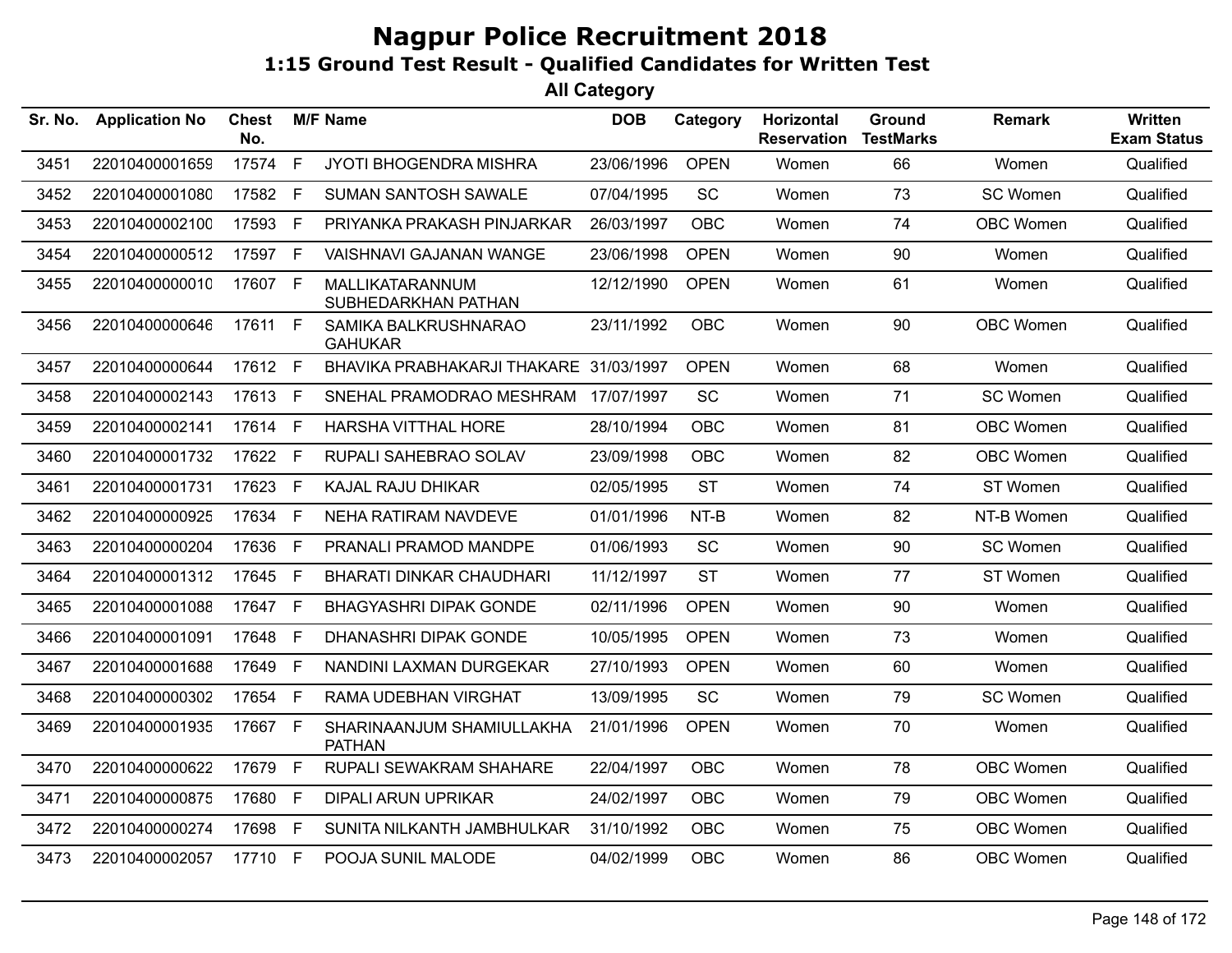# Nagpur Police Recruitment 2018

## 1:15 Ground Test Result - Qualified Candidates for Written Test

### All Category

| Sr. No. | Application No | Chest No. | M/F | Name | DOB | Category | Horizontal Reservation | Ground TestMarks | Remark | Written Exam Status |
|---|---|---|---|---|---|---|---|---|---|---|
| 3451 | 22010400001659 | 17574 | F | JYOTI BHOGENDRA MISHRA | 23/06/1996 | OPEN | Women | 66 | Women | Qualified |
| 3452 | 22010400001080 | 17582 | F | SUMAN SANTOSH SAWALE | 07/04/1995 | SC | Women | 73 | SC Women | Qualified |
| 3453 | 22010400002100 | 17593 | F | PRIYANKA PRAKASH PINJARKAR | 26/03/1997 | OBC | Women | 74 | OBC Women | Qualified |
| 3454 | 22010400000512 | 17597 | F | VAISHNAVI GAJANAN WANGE | 23/06/1998 | OPEN | Women | 90 | Women | Qualified |
| 3455 | 22010400000010 | 17607 | F | MALLIKATARANNUM SUBHEDARKHAN PATHAN | 12/12/1990 | OPEN | Women | 61 | Women | Qualified |
| 3456 | 22010400000646 | 17611 | F | SAMIKA BALKRUSHNARAO GAHUKAR | 23/11/1992 | OBC | Women | 90 | OBC Women | Qualified |
| 3457 | 22010400000644 | 17612 | F | BHAVIKA PRABHAKARJI THAKARE | 31/03/1997 | OPEN | Women | 68 | Women | Qualified |
| 3458 | 22010400002143 | 17613 | F | SNEHAL PRAMODRAO MESHRAM | 17/07/1997 | SC | Women | 71 | SC Women | Qualified |
| 3459 | 22010400002141 | 17614 | F | HARSHA VITTHAL HORE | 28/10/1994 | OBC | Women | 81 | OBC Women | Qualified |
| 3460 | 22010400001732 | 17622 | F | RUPALI SAHEBRAO SOLAV | 23/09/1998 | OBC | Women | 82 | OBC Women | Qualified |
| 3461 | 22010400001731 | 17623 | F | KAJAL RAJU DHIKAR | 02/05/1995 | ST | Women | 74 | ST Women | Qualified |
| 3462 | 22010400000925 | 17634 | F | NEHA RATIRAM NAVDEVE | 01/01/1996 | NT-B | Women | 82 | NT-B Women | Qualified |
| 3463 | 22010400000204 | 17636 | F | PRANALI PRAMOD MANDPE | 01/06/1993 | SC | Women | 90 | SC Women | Qualified |
| 3464 | 22010400001312 | 17645 | F | BHARATI DINKAR CHAUDHARI | 11/12/1997 | ST | Women | 77 | ST Women | Qualified |
| 3465 | 22010400001088 | 17647 | F | BHAGYASHRI DIPAK GONDE | 02/11/1996 | OPEN | Women | 90 | Women | Qualified |
| 3466 | 22010400001091 | 17648 | F | DHANASHRI DIPAK GONDE | 10/05/1995 | OPEN | Women | 73 | Women | Qualified |
| 3467 | 22010400001688 | 17649 | F | NANDINI LAXMAN DURGEKAR | 27/10/1993 | OPEN | Women | 60 | Women | Qualified |
| 3468 | 22010400000302 | 17654 | F | RAMA UDEBHAN VIRGHAT | 13/09/1995 | SC | Women | 79 | SC Women | Qualified |
| 3469 | 22010400001935 | 17667 | F | SHARINAANJUM SHAMIULLAKHA PATHAN | 21/01/1996 | OPEN | Women | 70 | Women | Qualified |
| 3470 | 22010400000622 | 17679 | F | RUPALI SEWAKRAM SHAHARE | 22/04/1997 | OBC | Women | 78 | OBC Women | Qualified |
| 3471 | 22010400000875 | 17680 | F | DIPALI ARUN UPRIKAR | 24/02/1997 | OBC | Women | 79 | OBC Women | Qualified |
| 3472 | 22010400000274 | 17698 | F | SUNITA NILKANTH JAMBHULKAR | 31/10/1992 | OBC | Women | 75 | OBC Women | Qualified |
| 3473 | 22010400002057 | 17710 | F | POOJA SUNIL MALODE | 04/02/1999 | OBC | Women | 86 | OBC Women | Qualified |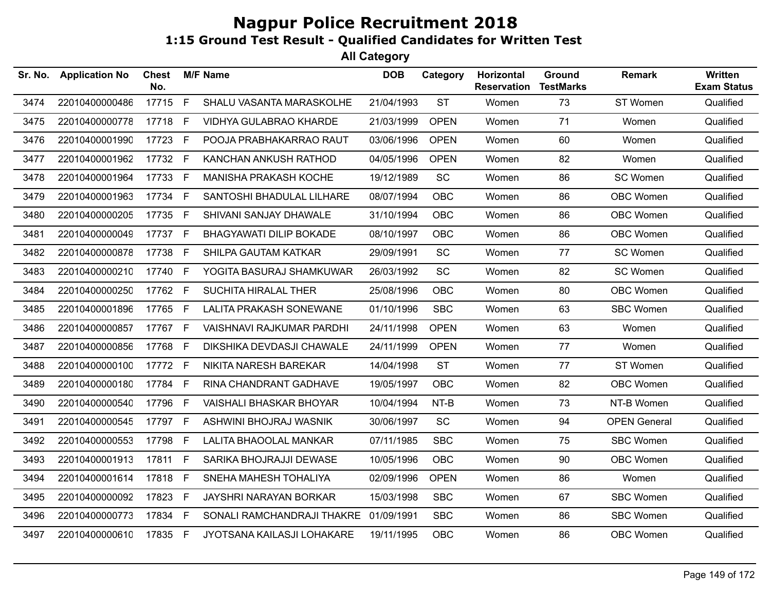# Nagpur Police Recruitment 2018

## 1:15 Ground Test Result - Qualified Candidates for Written Test

### All Category

| Sr. No. | Application No | Chest No. | M/F | Name | DOB | Category | Horizontal Reservation | Ground TestMarks | Remark | Written Exam Status |
|---|---|---|---|---|---|---|---|---|---|---|
| 3474 | 22010400000486 | 17715 | F | SHALU VASANTA MARASKOLHE | 21/04/1993 | ST | Women | 73 | ST Women | Qualified |
| 3475 | 22010400000778 | 17718 | F | VIDHYA GULABRAO KHARDE | 21/03/1999 | OPEN | Women | 71 | Women | Qualified |
| 3476 | 22010400001990 | 17723 | F | POOJA PRABHAKARRAO RAUT | 03/06/1996 | OPEN | Women | 60 | Women | Qualified |
| 3477 | 22010400001962 | 17732 | F | KANCHAN ANKUSH RATHOD | 04/05/1996 | OPEN | Women | 82 | Women | Qualified |
| 3478 | 22010400001964 | 17733 | F | MANISHA PRAKASH KOCHE | 19/12/1989 | SC | Women | 86 | SC Women | Qualified |
| 3479 | 22010400001963 | 17734 | F | SANTOSHI BHADULAL LILHARE | 08/07/1994 | OBC | Women | 86 | OBC Women | Qualified |
| 3480 | 22010400000205 | 17735 | F | SHIVANI SANJAY DHAWALE | 31/10/1994 | OBC | Women | 86 | OBC Women | Qualified |
| 3481 | 22010400000049 | 17737 | F | BHAGYAWATI DILIP BOKADE | 08/10/1997 | OBC | Women | 86 | OBC Women | Qualified |
| 3482 | 22010400000878 | 17738 | F | SHILPA GAUTAM KATKAR | 29/09/1991 | SC | Women | 77 | SC Women | Qualified |
| 3483 | 22010400000210 | 17740 | F | YOGITA BASURAJ SHAMKUWAR | 26/03/1992 | SC | Women | 82 | SC Women | Qualified |
| 3484 | 22010400000250 | 17762 | F | SUCHITA HIRALAL THER | 25/08/1996 | OBC | Women | 80 | OBC Women | Qualified |
| 3485 | 22010400001896 | 17765 | F | LALITA PRAKASH SONEWANE | 01/10/1996 | SBC | Women | 63 | SBC Women | Qualified |
| 3486 | 22010400000857 | 17767 | F | VAISHNAVI RAJKUMAR PARDHI | 24/11/1998 | OPEN | Women | 63 | Women | Qualified |
| 3487 | 22010400000856 | 17768 | F | DIKSHIKA DEVDASJI CHAWALE | 24/11/1999 | OPEN | Women | 77 | Women | Qualified |
| 3488 | 22010400000100 | 17772 | F | NIKITA NARESH BAREKAR | 14/04/1998 | ST | Women | 77 | ST Women | Qualified |
| 3489 | 22010400000180 | 17784 | F | RINA CHANDRANT GADHAVE | 19/05/1997 | OBC | Women | 82 | OBC Women | Qualified |
| 3490 | 22010400000540 | 17796 | F | VAISHALI BHASKAR BHOYAR | 10/04/1994 | NT-B | Women | 73 | NT-B Women | Qualified |
| 3491 | 22010400000545 | 17797 | F | ASHWINI BHOJRAJ WASNIK | 30/06/1997 | SC | Women | 94 | OPEN General | Qualified |
| 3492 | 22010400000553 | 17798 | F | LALITA BHAOOLAL MANKAR | 07/11/1985 | SBC | Women | 75 | SBC Women | Qualified |
| 3493 | 22010400001913 | 17811 | F | SARIKA BHOJRAJJI DEWASE | 10/05/1996 | OBC | Women | 90 | OBC Women | Qualified |
| 3494 | 22010400001614 | 17818 | F | SNEHA MAHESH TOHALIYA | 02/09/1996 | OPEN | Women | 86 | Women | Qualified |
| 3495 | 22010400000092 | 17823 | F | JAYSHRI NARAYAN BORKAR | 15/03/1998 | SBC | Women | 67 | SBC Women | Qualified |
| 3496 | 22010400000773 | 17834 | F | SONALI RAMCHANDRAJI THAKRE | 01/09/1991 | SBC | Women | 86 | SBC Women | Qualified |
| 3497 | 22010400000610 | 17835 | F | JYOTSANA KAILASJI LOHAKARE | 19/11/1995 | OBC | Women | 86 | OBC Women | Qualified |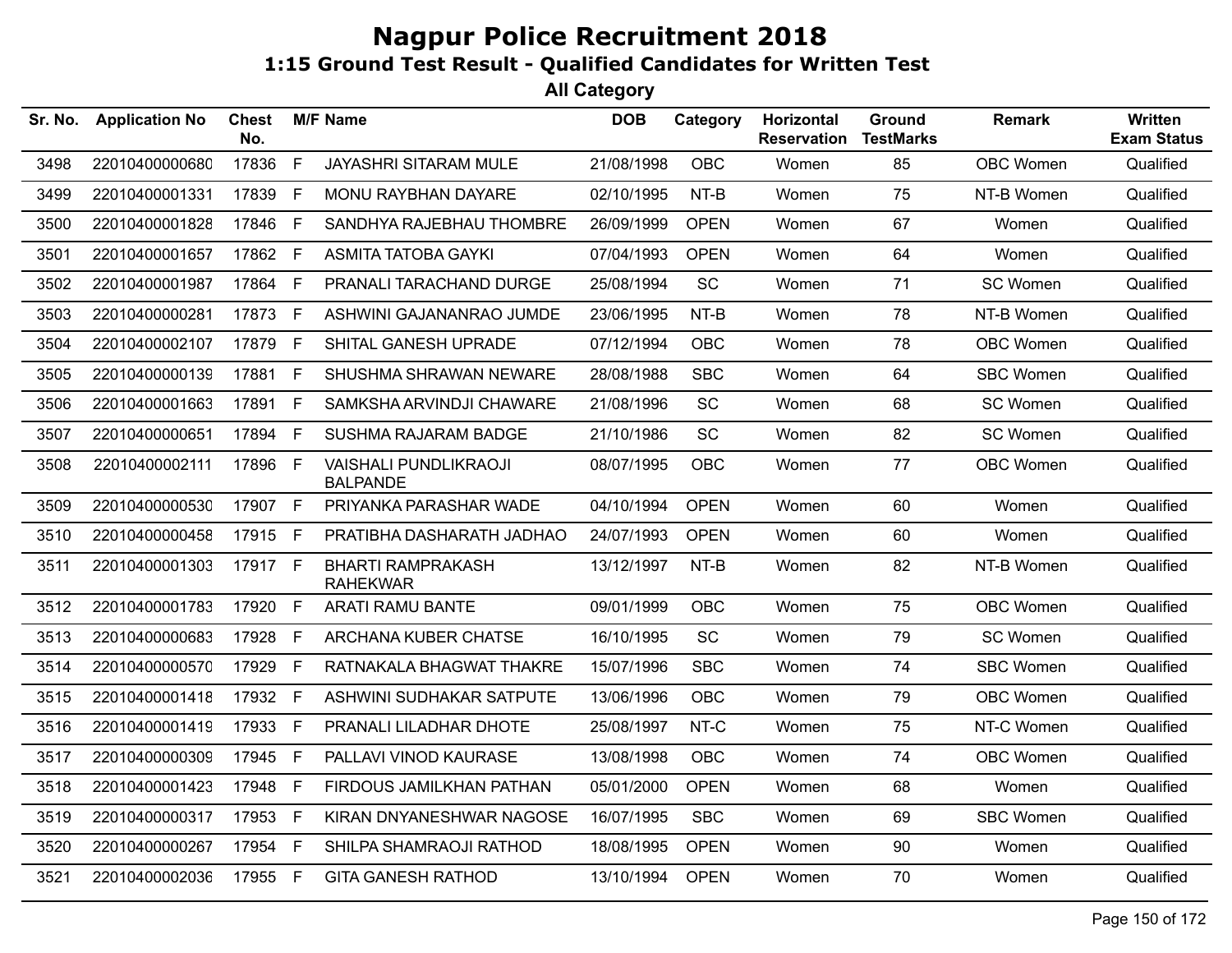# Nagpur Police Recruitment 2018

## 1:15 Ground Test Result - Qualified Candidates for Written Test

### All Category

| Sr. No. | Application No | Chest No. | M/F | Name | DOB | Category | Horizontal Reservation | Ground TestMarks | Remark | Written Exam Status |
|---|---|---|---|---|---|---|---|---|---|---|
| 3498 | 22010400000680 | 17836 | F | JAYASHRI SITARAM MULE | 21/08/1998 | OBC | Women | 85 | OBC Women | Qualified |
| 3499 | 22010400001331 | 17839 | F | MONU RAYBHAN DAYARE | 02/10/1995 | NT-B | Women | 75 | NT-B Women | Qualified |
| 3500 | 22010400001828 | 17846 | F | SANDHYA RAJEBHAU THOMBRE | 26/09/1999 | OPEN | Women | 67 | Women | Qualified |
| 3501 | 22010400001657 | 17862 | F | ASMITA TATOBA GAYKI | 07/04/1993 | OPEN | Women | 64 | Women | Qualified |
| 3502 | 22010400001987 | 17864 | F | PRANALI TARACHAND DURGE | 25/08/1994 | SC | Women | 71 | SC Women | Qualified |
| 3503 | 22010400000281 | 17873 | F | ASHWINI GAJANANRAO JUMDE | 23/06/1995 | NT-B | Women | 78 | NT-B Women | Qualified |
| 3504 | 22010400002107 | 17879 | F | SHITAL GANESH UPRADE | 07/12/1994 | OBC | Women | 78 | OBC Women | Qualified |
| 3505 | 22010400000139 | 17881 | F | SHUSHMA SHRAWAN NEWARE | 28/08/1988 | SBC | Women | 64 | SBC Women | Qualified |
| 3506 | 22010400001663 | 17891 | F | SAMKSHA ARVINDJI CHAWARE | 21/08/1996 | SC | Women | 68 | SC Women | Qualified |
| 3507 | 22010400000651 | 17894 | F | SUSHMA RAJARAM BADGE | 21/10/1986 | SC | Women | 82 | SC Women | Qualified |
| 3508 | 22010400002111 | 17896 | F | VAISHALI PUNDLIKRAOJI BALPANDE | 08/07/1995 | OBC | Women | 77 | OBC Women | Qualified |
| 3509 | 22010400000530 | 17907 | F | PRIYANKA PARASHAR WADE | 04/10/1994 | OPEN | Women | 60 | Women | Qualified |
| 3510 | 22010400000458 | 17915 | F | PRATIBHA DASHARATH JADHAO | 24/07/1993 | OPEN | Women | 60 | Women | Qualified |
| 3511 | 22010400001303 | 17917 | F | BHARTI RAMPRAKASH RAHEKWAR | 13/12/1997 | NT-B | Women | 82 | NT-B Women | Qualified |
| 3512 | 22010400001783 | 17920 | F | ARATI RAMU BANTE | 09/01/1999 | OBC | Women | 75 | OBC Women | Qualified |
| 3513 | 22010400000683 | 17928 | F | ARCHANA KUBER CHATSE | 16/10/1995 | SC | Women | 79 | SC Women | Qualified |
| 3514 | 22010400000570 | 17929 | F | RATNAKALA BHAGWAT THAKRE | 15/07/1996 | SBC | Women | 74 | SBC Women | Qualified |
| 3515 | 22010400001418 | 17932 | F | ASHWINI SUDHAKAR SATPUTE | 13/06/1996 | OBC | Women | 79 | OBC Women | Qualified |
| 3516 | 22010400001419 | 17933 | F | PRANALI LILADHAR DHOTE | 25/08/1997 | NT-C | Women | 75 | NT-C Women | Qualified |
| 3517 | 22010400000309 | 17945 | F | PALLAVI VINOD KAURASE | 13/08/1998 | OBC | Women | 74 | OBC Women | Qualified |
| 3518 | 22010400001423 | 17948 | F | FIRDOUS JAMILKHAN PATHAN | 05/01/2000 | OPEN | Women | 68 | Women | Qualified |
| 3519 | 22010400000317 | 17953 | F | KIRAN DNYANESHWAR NAGOSE | 16/07/1995 | SBC | Women | 69 | SBC Women | Qualified |
| 3520 | 22010400000267 | 17954 | F | SHILPA SHAMRAOJI RATHOD | 18/08/1995 | OPEN | Women | 90 | Women | Qualified |
| 3521 | 22010400002036 | 17955 | F | GITA GANESH RATHOD | 13/10/1994 | OPEN | Women | 70 | Women | Qualified |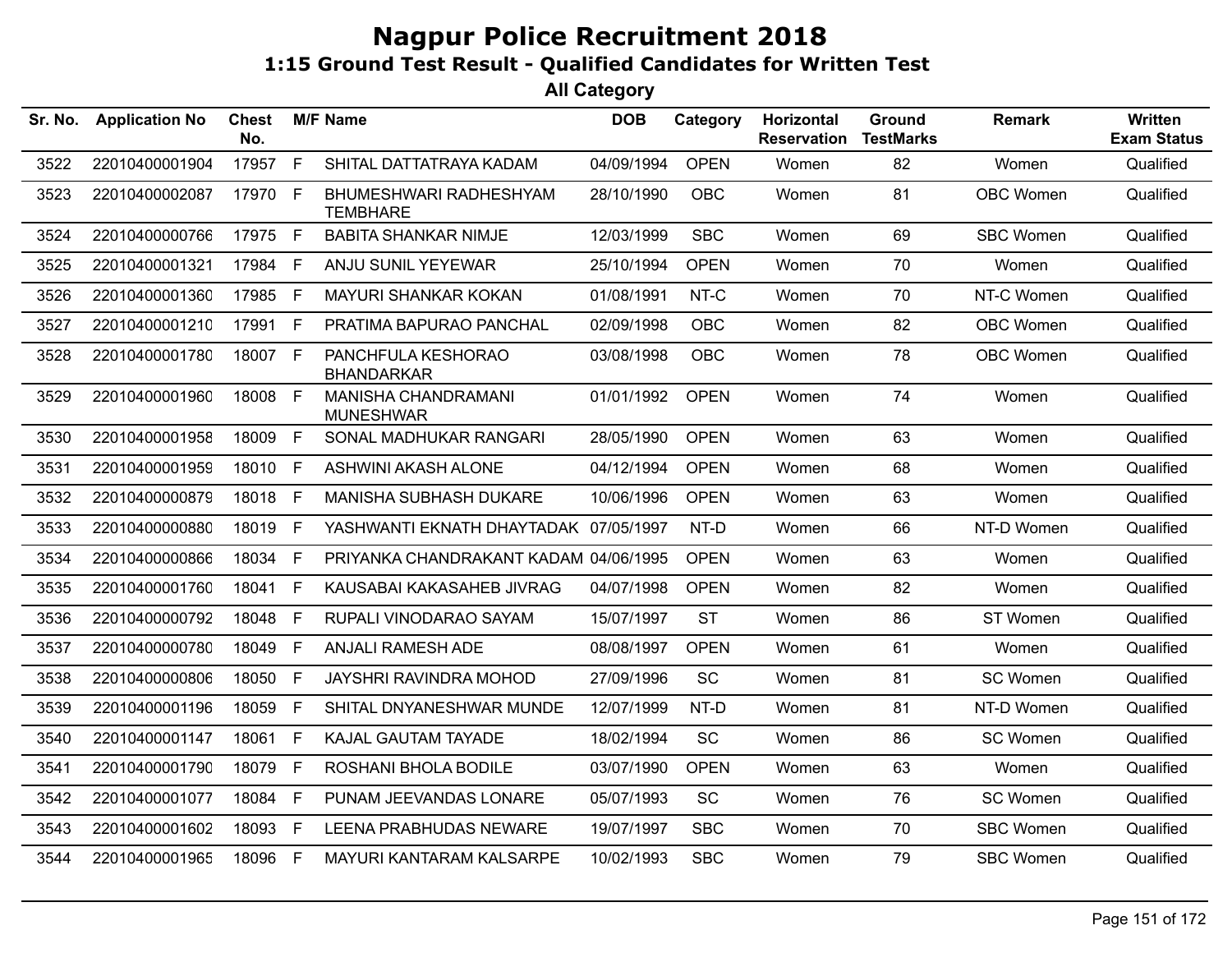# Nagpur Police Recruitment 2018

## 1:15 Ground Test Result - Qualified Candidates for Written Test

### All Category

| Sr. No. | Application No | Chest No. | M/F | Name | DOB | Category | Horizontal Reservation | Ground TestMarks | Remark | Written Exam Status |
|---|---|---|---|---|---|---|---|---|---|---|
| 3522 | 22010400001904 | 17957 | F | SHITAL DATTATRAYA KADAM | 04/09/1994 | OPEN | Women | 82 | Women | Qualified |
| 3523 | 22010400002087 | 17970 | F | BHUMESHWARI RADHESHYAM TEMBHARE | 28/10/1990 | OBC | Women | 81 | OBC Women | Qualified |
| 3524 | 22010400000766 | 17975 | F | BABITA SHANKAR NIMJE | 12/03/1999 | SBC | Women | 69 | SBC Women | Qualified |
| 3525 | 22010400001321 | 17984 | F | ANJU SUNIL YEYEWAR | 25/10/1994 | OPEN | Women | 70 | Women | Qualified |
| 3526 | 22010400001360 | 17985 | F | MAYURI SHANKAR KOKAN | 01/08/1991 | NT-C | Women | 70 | NT-C Women | Qualified |
| 3527 | 22010400001210 | 17991 | F | PRATIMA BAPURAO PANCHAL | 02/09/1998 | OBC | Women | 82 | OBC Women | Qualified |
| 3528 | 22010400001780 | 18007 | F | PANCHFULA KESHORAO BHANDARKAR | 03/08/1998 | OBC | Women | 78 | OBC Women | Qualified |
| 3529 | 22010400001960 | 18008 | F | MANISHA CHANDRAMANI MUNESHWAR | 01/01/1992 | OPEN | Women | 74 | Women | Qualified |
| 3530 | 22010400001958 | 18009 | F | SONAL MADHUKAR RANGARI | 28/05/1990 | OPEN | Women | 63 | Women | Qualified |
| 3531 | 22010400001959 | 18010 | F | ASHWINI AKASH ALONE | 04/12/1994 | OPEN | Women | 68 | Women | Qualified |
| 3532 | 22010400000879 | 18018 | F | MANISHA SUBHASH DUKARE | 10/06/1996 | OPEN | Women | 63 | Women | Qualified |
| 3533 | 22010400000880 | 18019 | F | YASHWANTI EKNATH DHAYTADAK | 07/05/1997 | NT-D | Women | 66 | NT-D Women | Qualified |
| 3534 | 22010400000866 | 18034 | F | PRIYANKA CHANDRAKANT KADAM | 04/06/1995 | OPEN | Women | 63 | Women | Qualified |
| 3535 | 22010400001760 | 18041 | F | KAUSABAI KAKASAHEB JIVRAG | 04/07/1998 | OPEN | Women | 82 | Women | Qualified |
| 3536 | 22010400000792 | 18048 | F | RUPALI VINODARAO SAYAM | 15/07/1997 | ST | Women | 86 | ST Women | Qualified |
| 3537 | 22010400000780 | 18049 | F | ANJALI RAMESH ADE | 08/08/1997 | OPEN | Women | 61 | Women | Qualified |
| 3538 | 22010400000806 | 18050 | F | JAYSHRI RAVINDRA MOHOD | 27/09/1996 | SC | Women | 81 | SC Women | Qualified |
| 3539 | 22010400001196 | 18059 | F | SHITAL DNYANESHWAR MUNDE | 12/07/1999 | NT-D | Women | 81 | NT-D Women | Qualified |
| 3540 | 22010400001147 | 18061 | F | KAJAL GAUTAM TAYADE | 18/02/1994 | SC | Women | 86 | SC Women | Qualified |
| 3541 | 22010400001790 | 18079 | F | ROSHANI BHOLA BODILE | 03/07/1990 | OPEN | Women | 63 | Women | Qualified |
| 3542 | 22010400001077 | 18084 | F | PUNAM JEEVANDAS LONARE | 05/07/1993 | SC | Women | 76 | SC Women | Qualified |
| 3543 | 22010400001602 | 18093 | F | LEENA PRABHUDAS NEWARE | 19/07/1997 | SBC | Women | 70 | SBC Women | Qualified |
| 3544 | 22010400001965 | 18096 | F | MAYURI KANTARAM KALSARPE | 10/02/1993 | SBC | Women | 79 | SBC Women | Qualified |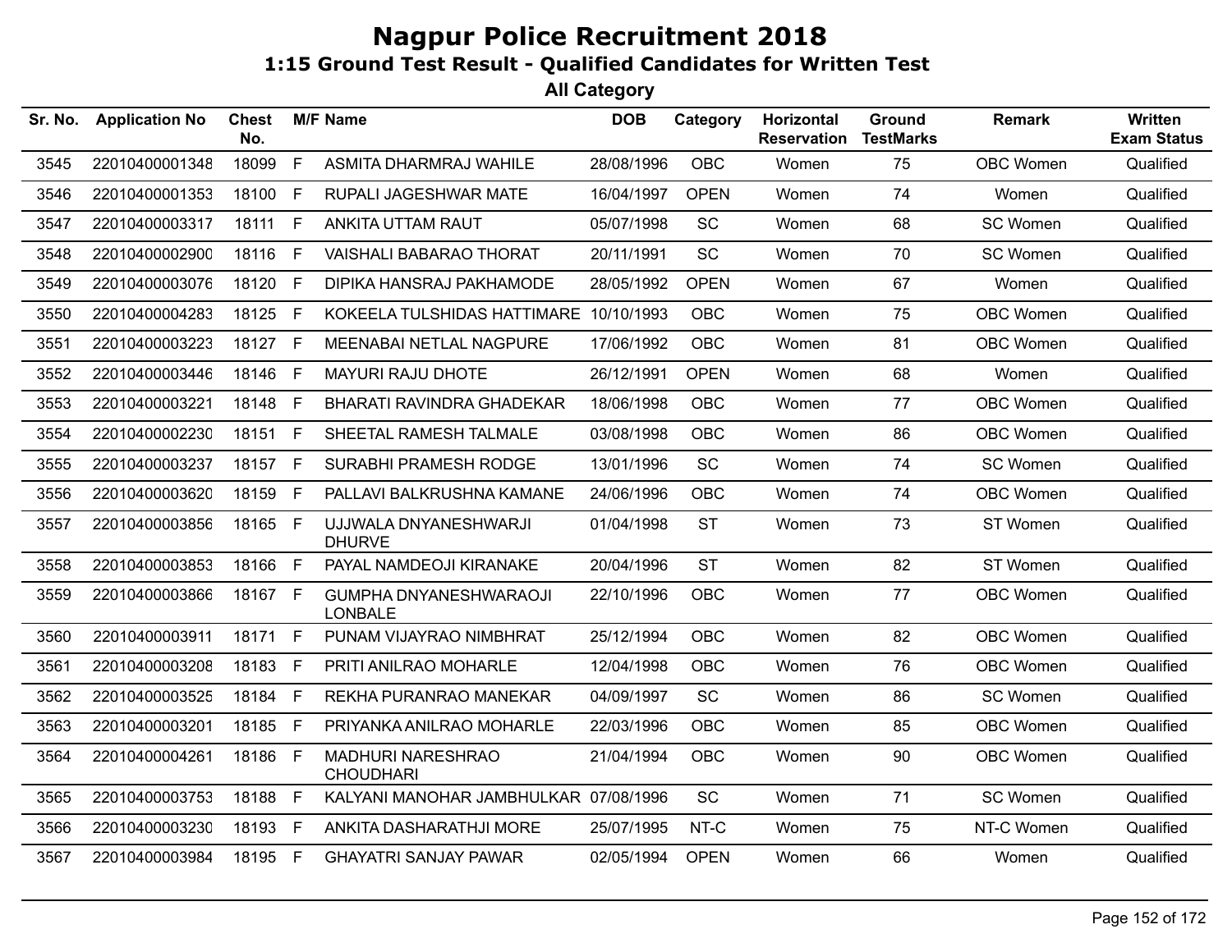# Nagpur Police Recruitment 2018

## 1:15 Ground Test Result - Qualified Candidates for Written Test

### All Category

| Sr. No. | Application No | Chest No. | M/F | Name | DOB | Category | Horizontal Reservation | Ground TestMarks | Remark | Written Exam Status |
|---|---|---|---|---|---|---|---|---|---|---|
| 3545 | 22010400001348 | 18099 | F | ASMITA DHARMRAJ WAHILE | 28/08/1996 | OBC | Women | 75 | OBC Women | Qualified |
| 3546 | 22010400001353 | 18100 | F | RUPALI JAGESHWAR MATE | 16/04/1997 | OPEN | Women | 74 | Women | Qualified |
| 3547 | 22010400003317 | 18111 | F | ANKITA UTTAM RAUT | 05/07/1998 | SC | Women | 68 | SC Women | Qualified |
| 3548 | 22010400002900 | 18116 | F | VAISHALI BABARAO THORAT | 20/11/1991 | SC | Women | 70 | SC Women | Qualified |
| 3549 | 22010400003076 | 18120 | F | DIPIKA HANSRAJ PAKHAMODE | 28/05/1992 | OPEN | Women | 67 | Women | Qualified |
| 3550 | 22010400004283 | 18125 | F | KOKEELA TULSHIDAS HATTIMARE | 10/10/1993 | OBC | Women | 75 | OBC Women | Qualified |
| 3551 | 22010400003223 | 18127 | F | MEENABAI NETLAL NAGPURE | 17/06/1992 | OBC | Women | 81 | OBC Women | Qualified |
| 3552 | 22010400003446 | 18146 | F | MAYURI RAJU DHOTE | 26/12/1991 | OPEN | Women | 68 | Women | Qualified |
| 3553 | 22010400003221 | 18148 | F | BHARATI RAVINDRA GHADEKAR | 18/06/1998 | OBC | Women | 77 | OBC Women | Qualified |
| 3554 | 22010400002230 | 18151 | F | SHEETAL RAMESH TALMALE | 03/08/1998 | OBC | Women | 86 | OBC Women | Qualified |
| 3555 | 22010400003237 | 18157 | F | SURABHI PRAMESH RODGE | 13/01/1996 | SC | Women | 74 | SC Women | Qualified |
| 3556 | 22010400003620 | 18159 | F | PALLAVI BALKRUSHNA KAMANE | 24/06/1996 | OBC | Women | 74 | OBC Women | Qualified |
| 3557 | 22010400003856 | 18165 | F | UJJWALA DNYANESHWARJI DHURVE | 01/04/1998 | ST | Women | 73 | ST Women | Qualified |
| 3558 | 22010400003853 | 18166 | F | PAYAL NAMDEOJI KIRANAKE | 20/04/1996 | ST | Women | 82 | ST Women | Qualified |
| 3559 | 22010400003866 | 18167 | F | GUMPHA DNYANESHWARAOJI LONBALE | 22/10/1996 | OBC | Women | 77 | OBC Women | Qualified |
| 3560 | 22010400003911 | 18171 | F | PUNAM VIJAYRAO NIMBHRAT | 25/12/1994 | OBC | Women | 82 | OBC Women | Qualified |
| 3561 | 22010400003208 | 18183 | F | PRITI ANILRAO MOHARLE | 12/04/1998 | OBC | Women | 76 | OBC Women | Qualified |
| 3562 | 22010400003525 | 18184 | F | REKHA PURANRAO MANEKAR | 04/09/1997 | SC | Women | 86 | SC Women | Qualified |
| 3563 | 22010400003201 | 18185 | F | PRIYANKA ANILRAO MOHARLE | 22/03/1996 | OBC | Women | 85 | OBC Women | Qualified |
| 3564 | 22010400004261 | 18186 | F | MADHURI NARESHRAO CHOUDHARI | 21/04/1994 | OBC | Women | 90 | OBC Women | Qualified |
| 3565 | 22010400003753 | 18188 | F | KALYANI MANOHAR JAMBHULKAR | 07/08/1996 | SC | Women | 71 | SC Women | Qualified |
| 3566 | 22010400003230 | 18193 | F | ANKITA DASHARATHJI MORE | 25/07/1995 | NT-C | Women | 75 | NT-C Women | Qualified |
| 3567 | 22010400003984 | 18195 | F | GHAYATRI SANJAY PAWAR | 02/05/1994 | OPEN | Women | 66 | Women | Qualified |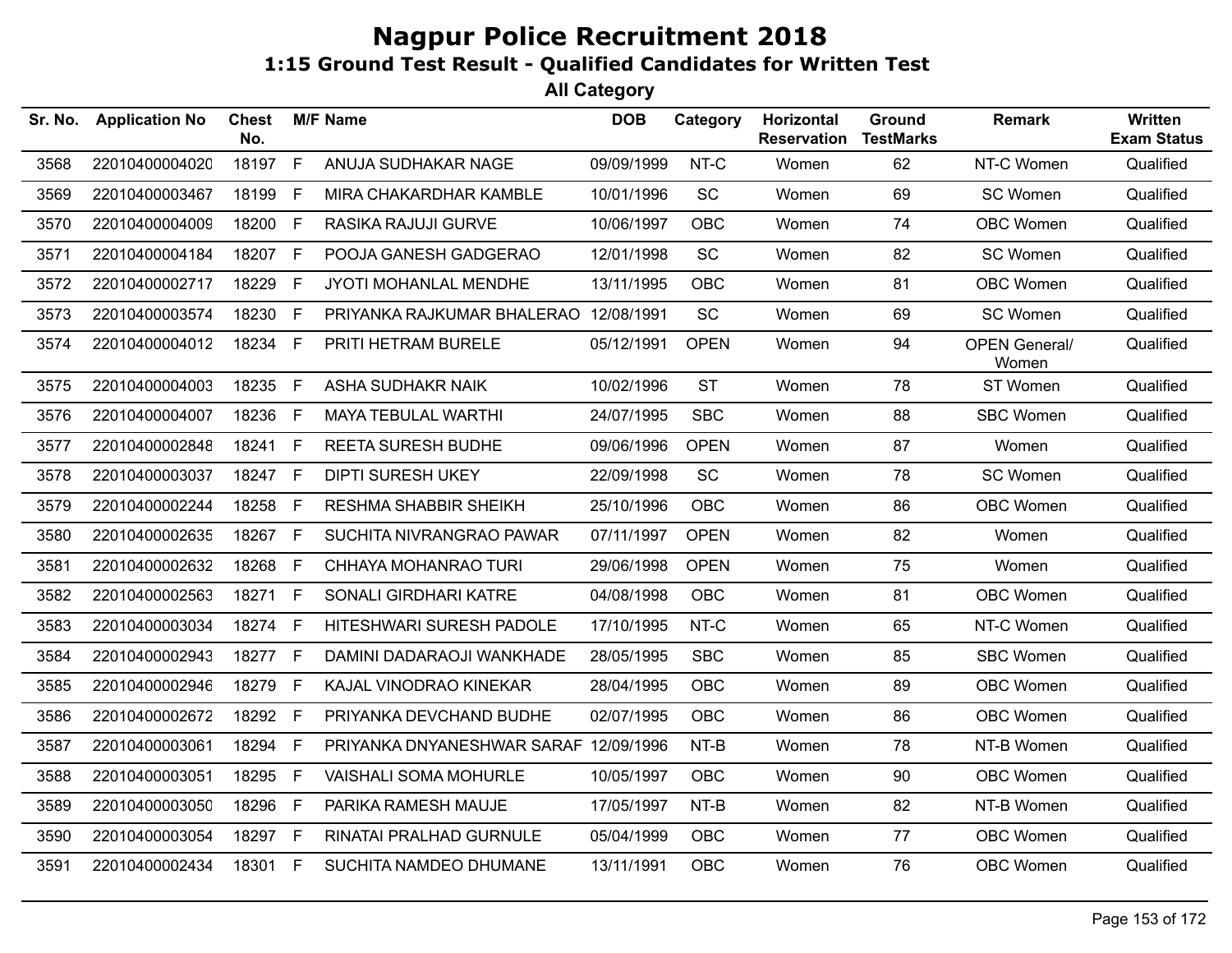# Nagpur Police Recruitment 2018

## 1:15 Ground Test Result - Qualified Candidates for Written Test

### All Category

| Sr. No. | Application No | Chest No. | M/F | Name | DOB | Category | Horizontal Reservation | Ground TestMarks | Remark | Written Exam Status |
|---|---|---|---|---|---|---|---|---|---|---|
| 3568 | 22010400004020 | 18197 | F | ANUJA SUDHAKAR NAGE | 09/09/1999 | NT-C | Women | 62 | NT-C Women | Qualified |
| 3569 | 22010400003467 | 18199 | F | MIRA CHAKARDHAR KAMBLE | 10/01/1996 | SC | Women | 69 | SC Women | Qualified |
| 3570 | 22010400004009 | 18200 | F | RASIKA RAJUJI GURVE | 10/06/1997 | OBC | Women | 74 | OBC Women | Qualified |
| 3571 | 22010400004184 | 18207 | F | POOJA GANESH GADGERAO | 12/01/1998 | SC | Women | 82 | SC Women | Qualified |
| 3572 | 22010400002717 | 18229 | F | JYOTI MOHANLAL MENDHE | 13/11/1995 | OBC | Women | 81 | OBC Women | Qualified |
| 3573 | 22010400003574 | 18230 | F | PRIYANKA RAJKUMAR BHALERAO | 12/08/1991 | SC | Women | 69 | SC Women | Qualified |
| 3574 | 22010400004012 | 18234 | F | PRITI HETRAM BURELE | 05/12/1991 | OPEN | Women | 94 | OPEN General/ Women | Qualified |
| 3575 | 22010400004003 | 18235 | F | ASHA SUDHAKR NAIK | 10/02/1996 | ST | Women | 78 | ST Women | Qualified |
| 3576 | 22010400004007 | 18236 | F | MAYA TEBULAL WARTHI | 24/07/1995 | SBC | Women | 88 | SBC Women | Qualified |
| 3577 | 22010400002848 | 18241 | F | REETA SURESH BUDHE | 09/06/1996 | OPEN | Women | 87 | Women | Qualified |
| 3578 | 22010400003037 | 18247 | F | DIPTI SURESH UKEY | 22/09/1998 | SC | Women | 78 | SC Women | Qualified |
| 3579 | 22010400002244 | 18258 | F | RESHMA SHABBIR SHEIKH | 25/10/1996 | OBC | Women | 86 | OBC Women | Qualified |
| 3580 | 22010400002635 | 18267 | F | SUCHITA NIVRANGRAO PAWAR | 07/11/1997 | OPEN | Women | 82 | Women | Qualified |
| 3581 | 22010400002632 | 18268 | F | CHHAYA MOHANRAO TURI | 29/06/1998 | OPEN | Women | 75 | Women | Qualified |
| 3582 | 22010400002563 | 18271 | F | SONALI GIRDHARI KATRE | 04/08/1998 | OBC | Women | 81 | OBC Women | Qualified |
| 3583 | 22010400003034 | 18274 | F | HITESHWARI SURESH PADOLE | 17/10/1995 | NT-C | Women | 65 | NT-C Women | Qualified |
| 3584 | 22010400002943 | 18277 | F | DAMINI DADARAOJI WANKHADE | 28/05/1995 | SBC | Women | 85 | SBC Women | Qualified |
| 3585 | 22010400002946 | 18279 | F | KAJAL VINODRAO KINEKAR | 28/04/1995 | OBC | Women | 89 | OBC Women | Qualified |
| 3586 | 22010400002672 | 18292 | F | PRIYANKA DEVCHAND BUDHE | 02/07/1995 | OBC | Women | 86 | OBC Women | Qualified |
| 3587 | 22010400003061 | 18294 | F | PRIYANKA DNYANESHWAR SARAF | 12/09/1996 | NT-B | Women | 78 | NT-B Women | Qualified |
| 3588 | 22010400003051 | 18295 | F | VAISHALI SOMA MOHURLE | 10/05/1997 | OBC | Women | 90 | OBC Women | Qualified |
| 3589 | 22010400003050 | 18296 | F | PARIKA RAMESH MAUJE | 17/05/1997 | NT-B | Women | 82 | NT-B Women | Qualified |
| 3590 | 22010400003054 | 18297 | F | RINATAI PRALHAD GURNULE | 05/04/1999 | OBC | Women | 77 | OBC Women | Qualified |
| 3591 | 22010400002434 | 18301 | F | SUCHITA NAMDEO DHUMANE | 13/11/1991 | OBC | Women | 76 | OBC Women | Qualified |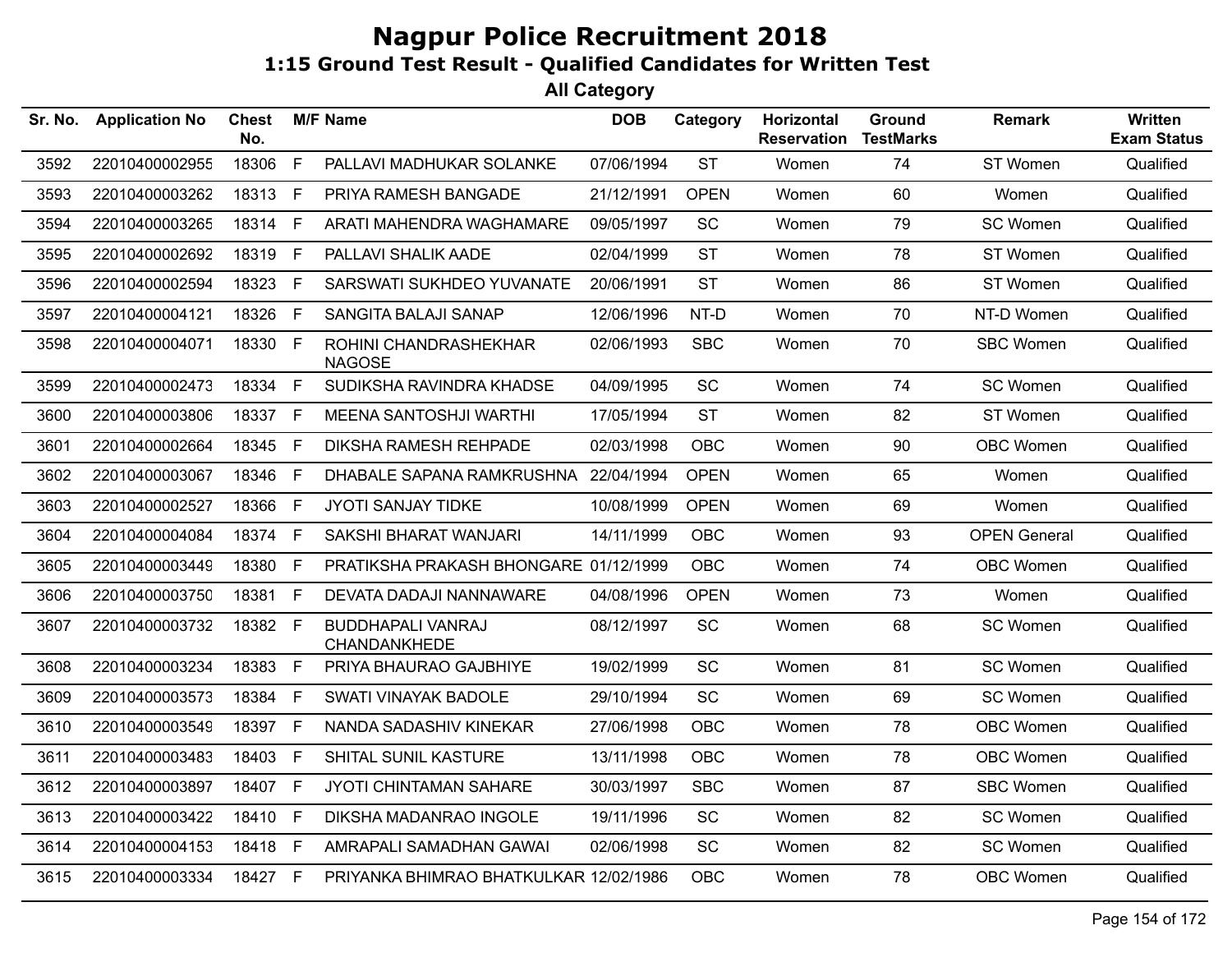# Nagpur Police Recruitment 2018

## 1:15 Ground Test Result - Qualified Candidates for Written Test

### All Category

| Sr. No. | Application No | Chest No. | M/F | Name | DOB | Category | Horizontal Reservation | Ground TestMarks | Remark | Written Exam Status |
|---|---|---|---|---|---|---|---|---|---|---|
| 3592 | 22010400002955 | 18306 | F | PALLAVI MADHUKAR SOLANKE | 07/06/1994 | ST | Women | 74 | ST Women | Qualified |
| 3593 | 22010400003262 | 18313 | F | PRIYA RAMESH BANGADE | 21/12/1991 | OPEN | Women | 60 | Women | Qualified |
| 3594 | 22010400003265 | 18314 | F | ARATI MAHENDRA WAGHAMARE | 09/05/1997 | SC | Women | 79 | SC Women | Qualified |
| 3595 | 22010400002692 | 18319 | F | PALLAVI SHALIK AADE | 02/04/1999 | ST | Women | 78 | ST Women | Qualified |
| 3596 | 22010400002594 | 18323 | F | SARSWATI SUKHDEO YUVANATE | 20/06/1991 | ST | Women | 86 | ST Women | Qualified |
| 3597 | 22010400004121 | 18326 | F | SANGITA BALAJI SANAP | 12/06/1996 | NT-D | Women | 70 | NT-D Women | Qualified |
| 3598 | 22010400004071 | 18330 | F | ROHINI CHANDRASHEKHAR NAGOSE | 02/06/1993 | SBC | Women | 70 | SBC Women | Qualified |
| 3599 | 22010400002473 | 18334 | F | SUDIKSHA RAVINDRA KHADSE | 04/09/1995 | SC | Women | 74 | SC Women | Qualified |
| 3600 | 22010400003806 | 18337 | F | MEENA SANTOSHJI WARTHI | 17/05/1994 | ST | Women | 82 | ST Women | Qualified |
| 3601 | 22010400002664 | 18345 | F | DIKSHA RAMESH REHPADE | 02/03/1998 | OBC | Women | 90 | OBC Women | Qualified |
| 3602 | 22010400003067 | 18346 | F | DHABALE SAPANA RAMKRUSHNA | 22/04/1994 | OPEN | Women | 65 | Women | Qualified |
| 3603 | 22010400002527 | 18366 | F | JYOTI SANJAY TIDKE | 10/08/1999 | OPEN | Women | 69 | Women | Qualified |
| 3604 | 22010400004084 | 18374 | F | SAKSHI BHARAT WANJARI | 14/11/1999 | OBC | Women | 93 | OPEN General | Qualified |
| 3605 | 22010400003449 | 18380 | F | PRATIKSHA PRAKASH BHONGARE | 01/12/1999 | OBC | Women | 74 | OBC Women | Qualified |
| 3606 | 22010400003750 | 18381 | F | DEVATA DADAJI NANNAWARE | 04/08/1996 | OPEN | Women | 73 | Women | Qualified |
| 3607 | 22010400003732 | 18382 | F | BUDDHAPALI VANRAJ CHANDANKHEDE | 08/12/1997 | SC | Women | 68 | SC Women | Qualified |
| 3608 | 22010400003234 | 18383 | F | PRIYA BHAURAO GAJBHIYE | 19/02/1999 | SC | Women | 81 | SC Women | Qualified |
| 3609 | 22010400003573 | 18384 | F | SWATI VINAYAK BADOLE | 29/10/1994 | SC | Women | 69 | SC Women | Qualified |
| 3610 | 22010400003549 | 18397 | F | NANDA SADASHIV KINEKAR | 27/06/1998 | OBC | Women | 78 | OBC Women | Qualified |
| 3611 | 22010400003483 | 18403 | F | SHITAL SUNIL KASTURE | 13/11/1998 | OBC | Women | 78 | OBC Women | Qualified |
| 3612 | 22010400003897 | 18407 | F | JYOTI CHINTAMAN SAHARE | 30/03/1997 | SBC | Women | 87 | SBC Women | Qualified |
| 3613 | 22010400003422 | 18410 | F | DIKSHA MADANRAO INGOLE | 19/11/1996 | SC | Women | 82 | SC Women | Qualified |
| 3614 | 22010400004153 | 18418 | F | AMRAPALI SAMADHAN GAWAI | 02/06/1998 | SC | Women | 82 | SC Women | Qualified |
| 3615 | 22010400003334 | 18427 | F | PRIYANKA BHIMRAO BHATKULKAR | 12/02/1986 | OBC | Women | 78 | OBC Women | Qualified |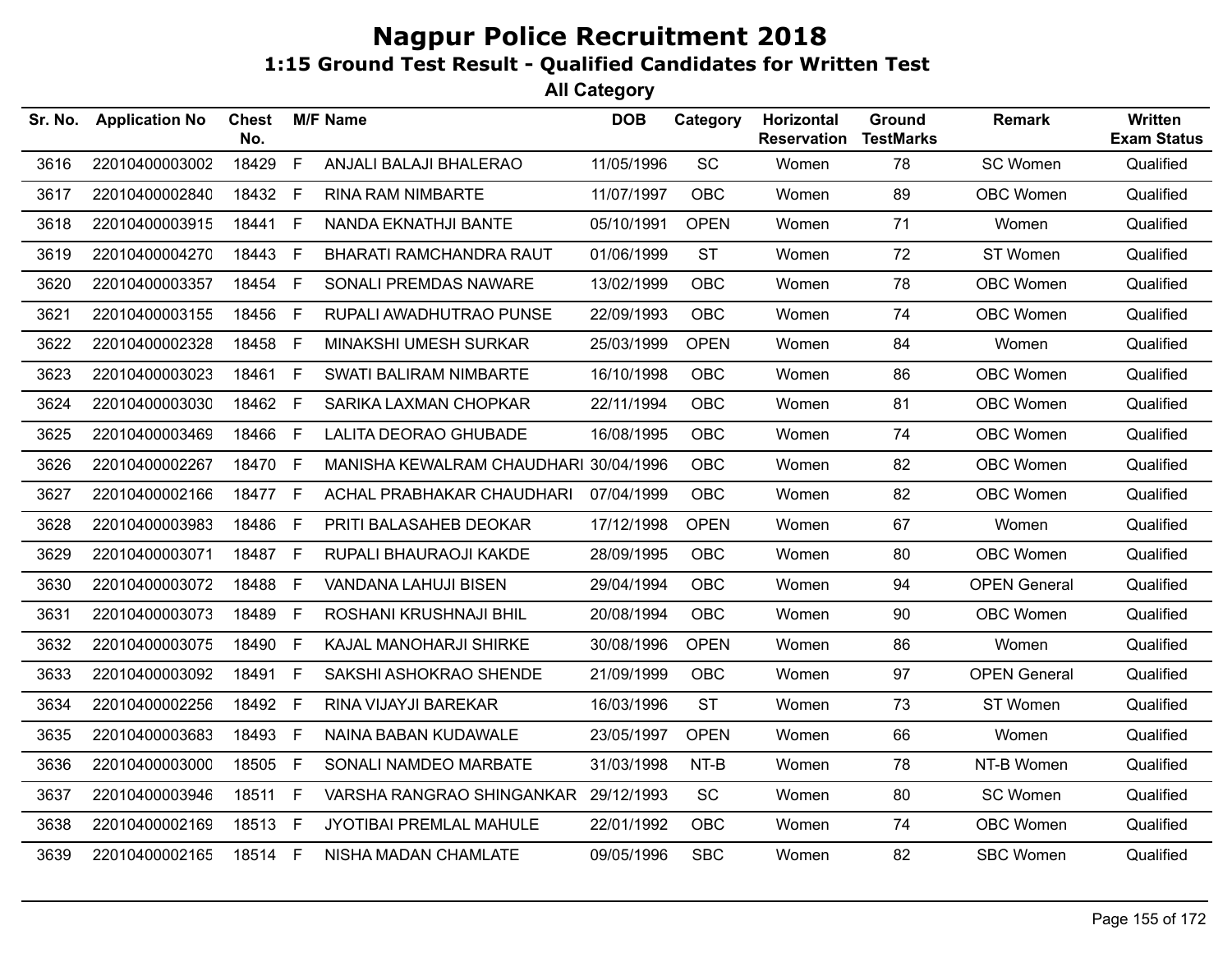# Nagpur Police Recruitment 2018

## 1:15 Ground Test Result - Qualified Candidates for Written Test

### All Category

| Sr. No. | Application No | Chest No. | M/F | Name | DOB | Category | Horizontal Reservation | Ground TestMarks | Remark | Written Exam Status |
|---|---|---|---|---|---|---|---|---|---|---|
| 3616 | 22010400003002 | 18429 | F | ANJALI BALAJI BHALERAO | 11/05/1996 | SC | Women | 78 | SC Women | Qualified |
| 3617 | 22010400002840 | 18432 | F | RINA RAM NIMBARTE | 11/07/1997 | OBC | Women | 89 | OBC Women | Qualified |
| 3618 | 22010400003915 | 18441 | F | NANDA EKNATHJI BANTE | 05/10/1991 | OPEN | Women | 71 | Women | Qualified |
| 3619 | 22010400004270 | 18443 | F | BHARATI RAMCHANDRA RAUT | 01/06/1999 | ST | Women | 72 | ST Women | Qualified |
| 3620 | 22010400003357 | 18454 | F | SONALI PREMDAS NAWARE | 13/02/1999 | OBC | Women | 78 | OBC Women | Qualified |
| 3621 | 22010400003155 | 18456 | F | RUPALI AWADHUTRAO PUNSE | 22/09/1993 | OBC | Women | 74 | OBC Women | Qualified |
| 3622 | 22010400002328 | 18458 | F | MINAKSHI UMESH SURKAR | 25/03/1999 | OPEN | Women | 84 | Women | Qualified |
| 3623 | 22010400003023 | 18461 | F | SWATI BALIRAM NIMBARTE | 16/10/1998 | OBC | Women | 86 | OBC Women | Qualified |
| 3624 | 22010400003030 | 18462 | F | SARIKA LAXMAN CHOPKAR | 22/11/1994 | OBC | Women | 81 | OBC Women | Qualified |
| 3625 | 22010400003469 | 18466 | F | LALITA DEORAO GHUBADE | 16/08/1995 | OBC | Women | 74 | OBC Women | Qualified |
| 3626 | 22010400002267 | 18470 | F | MANISHA KEWALRAM CHAUDHARI | 30/04/1996 | OBC | Women | 82 | OBC Women | Qualified |
| 3627 | 22010400002166 | 18477 | F | ACHAL PRABHAKAR CHAUDHARI | 07/04/1999 | OBC | Women | 82 | OBC Women | Qualified |
| 3628 | 22010400003983 | 18486 | F | PRITI BALASAHEB DEOKAR | 17/12/1998 | OPEN | Women | 67 | Women | Qualified |
| 3629 | 22010400003071 | 18487 | F | RUPALI BHAURAOJI KAKDE | 28/09/1995 | OBC | Women | 80 | OBC Women | Qualified |
| 3630 | 22010400003072 | 18488 | F | VANDANA LAHUJI BISEN | 29/04/1994 | OBC | Women | 94 | OPEN General | Qualified |
| 3631 | 22010400003073 | 18489 | F | ROSHANI KRUSHNAJI BHIL | 20/08/1994 | OBC | Women | 90 | OBC Women | Qualified |
| 3632 | 22010400003075 | 18490 | F | KAJAL MANOHARJI SHIRKE | 30/08/1996 | OPEN | Women | 86 | Women | Qualified |
| 3633 | 22010400003092 | 18491 | F | SAKSHI ASHOKRAO SHENDE | 21/09/1999 | OBC | Women | 97 | OPEN General | Qualified |
| 3634 | 22010400002256 | 18492 | F | RINA VIJAYJI BAREKAR | 16/03/1996 | ST | Women | 73 | ST Women | Qualified |
| 3635 | 22010400003683 | 18493 | F | NAINA BABAN KUDAWALE | 23/05/1997 | OPEN | Women | 66 | Women | Qualified |
| 3636 | 22010400003000 | 18505 | F | SONALI NAMDEO MARBATE | 31/03/1998 | NT-B | Women | 78 | NT-B Women | Qualified |
| 3637 | 22010400003946 | 18511 | F | VARSHA RANGRAO SHINGANKAR | 29/12/1993 | SC | Women | 80 | SC Women | Qualified |
| 3638 | 22010400002169 | 18513 | F | JYOTIBAI PREMLAL MAHULE | 22/01/1992 | OBC | Women | 74 | OBC Women | Qualified |
| 3639 | 22010400002165 | 18514 | F | NISHA MADAN CHAMLATE | 09/05/1996 | SBC | Women | 82 | SBC Women | Qualified |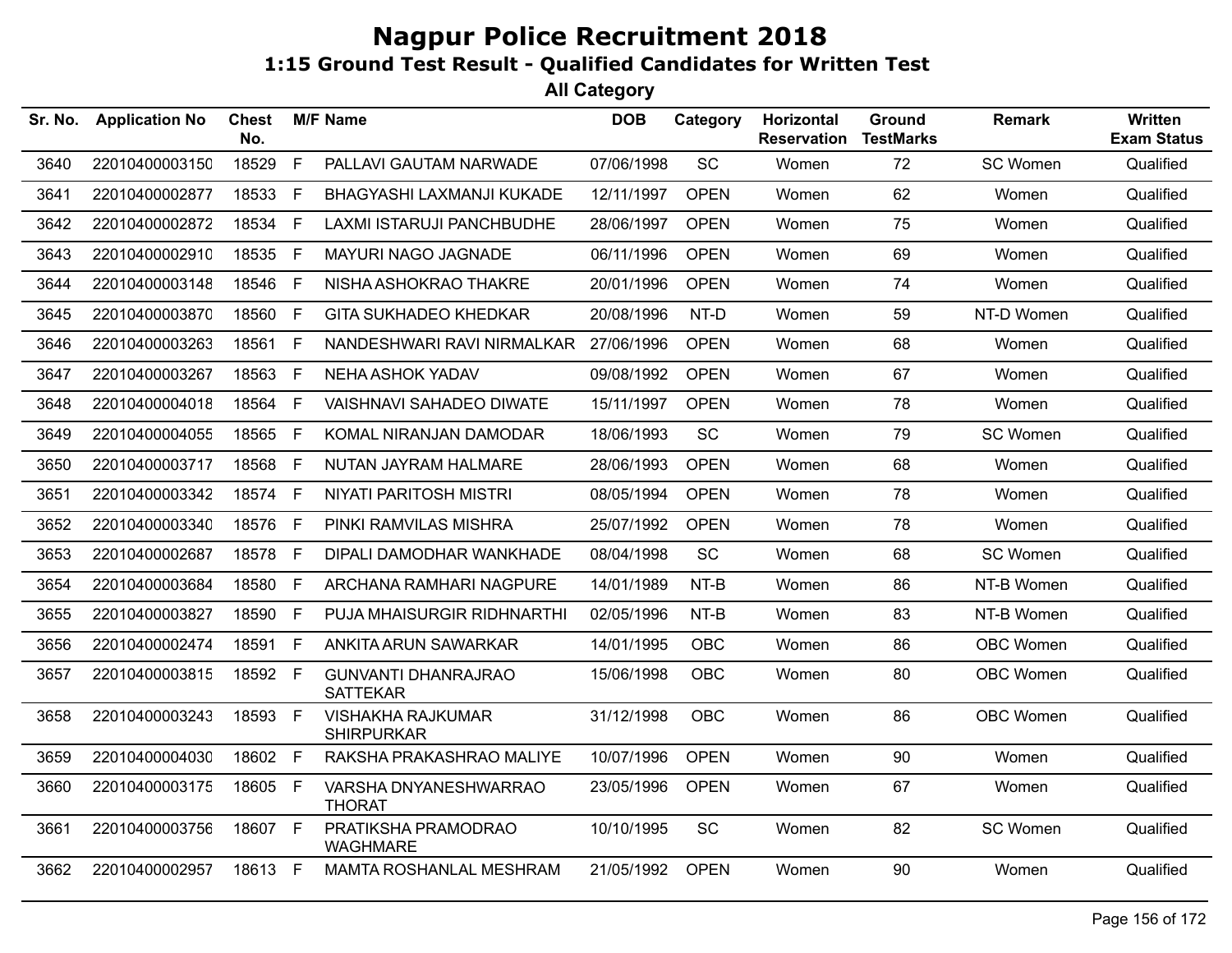# Nagpur Police Recruitment 2018

## 1:15 Ground Test Result - Qualified Candidates for Written Test

### All Category

| Sr. No. | Application No | Chest No. | M/F | Name | DOB | Category | Horizontal Reservation | Ground TestMarks | Remark | Written Exam Status |
|---|---|---|---|---|---|---|---|---|---|---|
| 3640 | 22010400003150 | 18529 | F | PALLAVI GAUTAM NARWADE | 07/06/1998 | SC | Women | 72 | SC Women | Qualified |
| 3641 | 22010400002877 | 18533 | F | BHAGYASHI LAXMANJI KUKADE | 12/11/1997 | OPEN | Women | 62 | Women | Qualified |
| 3642 | 22010400002872 | 18534 | F | LAXMI ISTARUJI PANCHBUDHE | 28/06/1997 | OPEN | Women | 75 | Women | Qualified |
| 3643 | 22010400002910 | 18535 | F | MAYURI NAGO JAGNADE | 06/11/1996 | OPEN | Women | 69 | Women | Qualified |
| 3644 | 22010400003148 | 18546 | F | NISHA ASHOKRAO THAKRE | 20/01/1996 | OPEN | Women | 74 | Women | Qualified |
| 3645 | 22010400003870 | 18560 | F | GITA SUKHADEO KHEDKAR | 20/08/1996 | NT-D | Women | 59 | NT-D Women | Qualified |
| 3646 | 22010400003263 | 18561 | F | NANDESHWARI RAVI NIRMALKAR | 27/06/1996 | OPEN | Women | 68 | Women | Qualified |
| 3647 | 22010400003267 | 18563 | F | NEHA ASHOK YADAV | 09/08/1992 | OPEN | Women | 67 | Women | Qualified |
| 3648 | 22010400004018 | 18564 | F | VAISHNAVI SAHADEO DIWATE | 15/11/1997 | OPEN | Women | 78 | Women | Qualified |
| 3649 | 22010400004055 | 18565 | F | KOMAL NIRANJAN DAMODAR | 18/06/1993 | SC | Women | 79 | SC Women | Qualified |
| 3650 | 22010400003717 | 18568 | F | NUTAN JAYRAM HALMARE | 28/06/1993 | OPEN | Women | 68 | Women | Qualified |
| 3651 | 22010400003342 | 18574 | F | NIYATI PARITOSH MISTRI | 08/05/1994 | OPEN | Women | 78 | Women | Qualified |
| 3652 | 22010400003340 | 18576 | F | PINKI RAMVILAS MISHRA | 25/07/1992 | OPEN | Women | 78 | Women | Qualified |
| 3653 | 22010400002687 | 18578 | F | DIPALI DAMODHAR WANKHADE | 08/04/1998 | SC | Women | 68 | SC Women | Qualified |
| 3654 | 22010400003684 | 18580 | F | ARCHANA RAMHARI NAGPURE | 14/01/1989 | NT-B | Women | 86 | NT-B Women | Qualified |
| 3655 | 22010400003827 | 18590 | F | PUJA MHAISURGIR RIDHNARTHI | 02/05/1996 | NT-B | Women | 83 | NT-B Women | Qualified |
| 3656 | 22010400002474 | 18591 | F | ANKITA ARUN SAWARKAR | 14/01/1995 | OBC | Women | 86 | OBC Women | Qualified |
| 3657 | 22010400003815 | 18592 | F | GUNVANTI DHANRAJRAO SATTEKAR | 15/06/1998 | OBC | Women | 80 | OBC Women | Qualified |
| 3658 | 22010400003243 | 18593 | F | VISHAKHA RAJKUMAR SHIRPURKAR | 31/12/1998 | OBC | Women | 86 | OBC Women | Qualified |
| 3659 | 22010400004030 | 18602 | F | RAKSHA PRAKASHRAO MALIYE | 10/07/1996 | OPEN | Women | 90 | Women | Qualified |
| 3660 | 22010400003175 | 18605 | F | VARSHA DNYANESHWARRAO THORAT | 23/05/1996 | OPEN | Women | 67 | Women | Qualified |
| 3661 | 22010400003756 | 18607 | F | PRATIKSHA PRAMODRAO WAGHMARE | 10/10/1995 | SC | Women | 82 | SC Women | Qualified |
| 3662 | 22010400002957 | 18613 | F | MAMTA ROSHANLAL MESHRAM | 21/05/1992 | OPEN | Women | 90 | Women | Qualified |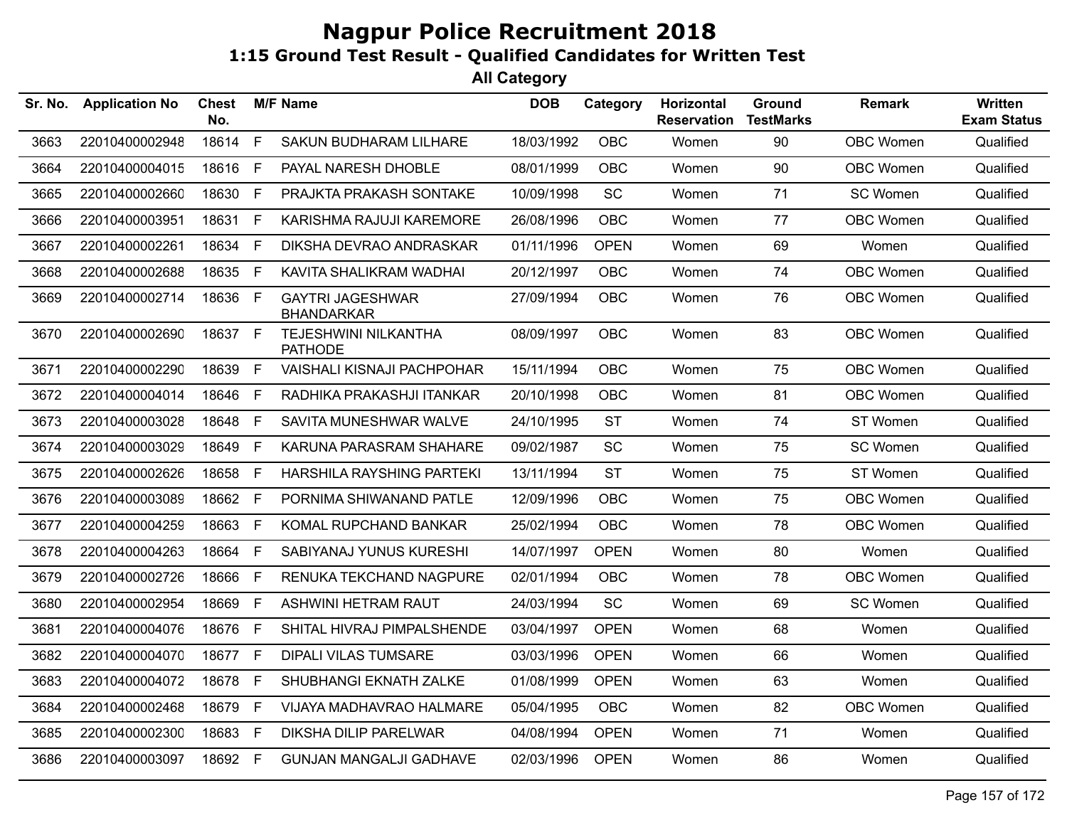# Nagpur Police Recruitment 2018

## 1:15 Ground Test Result - Qualified Candidates for Written Test

### All Category

| Sr. No. | Application No | Chest No. | M/F | Name | DOB | Category | Horizontal Reservation | Ground TestMarks | Remark | Written Exam Status |
|---|---|---|---|---|---|---|---|---|---|---|
| 3663 | 22010400002948 | 18614 | F | SAKUN BUDHARAM LILHARE | 18/03/1992 | OBC | Women | 90 | OBC Women | Qualified |
| 3664 | 22010400004015 | 18616 | F | PAYAL NARESH DHOBLE | 08/01/1999 | OBC | Women | 90 | OBC Women | Qualified |
| 3665 | 22010400002660 | 18630 | F | PRAJKTA PRAKASH SONTAKE | 10/09/1998 | SC | Women | 71 | SC Women | Qualified |
| 3666 | 22010400003951 | 18631 | F | KARISHMA RAJUJI KAREMORE | 26/08/1996 | OBC | Women | 77 | OBC Women | Qualified |
| 3667 | 22010400002261 | 18634 | F | DIKSHA DEVRAO ANDRASKAR | 01/11/1996 | OPEN | Women | 69 | Women | Qualified |
| 3668 | 22010400002688 | 18635 | F | KAVITA SHALIKRAM WADHAI | 20/12/1997 | OBC | Women | 74 | OBC Women | Qualified |
| 3669 | 22010400002714 | 18636 | F | GAYTRI JAGESHWAR BHANDARKAR | 27/09/1994 | OBC | Women | 76 | OBC Women | Qualified |
| 3670 | 22010400002690 | 18637 | F | TEJESHWINI NILKANTHA PATHODE | 08/09/1997 | OBC | Women | 83 | OBC Women | Qualified |
| 3671 | 22010400002290 | 18639 | F | VAISHALI KISNAJI PACHPOHAR | 15/11/1994 | OBC | Women | 75 | OBC Women | Qualified |
| 3672 | 22010400004014 | 18646 | F | RADHIKA PRAKASHJI ITANKAR | 20/10/1998 | OBC | Women | 81 | OBC Women | Qualified |
| 3673 | 22010400003028 | 18648 | F | SAVITA MUNESHWAR WALVE | 24/10/1995 | ST | Women | 74 | ST Women | Qualified |
| 3674 | 22010400003029 | 18649 | F | KARUNA PARASRAM SHAHARE | 09/02/1987 | SC | Women | 75 | SC Women | Qualified |
| 3675 | 22010400002626 | 18658 | F | HARSHILA RAYSHING PARTEKI | 13/11/1994 | ST | Women | 75 | ST Women | Qualified |
| 3676 | 22010400003089 | 18662 | F | PORNIMA SHIWANAND PATLE | 12/09/1996 | OBC | Women | 75 | OBC Women | Qualified |
| 3677 | 22010400004259 | 18663 | F | KOMAL RUPCHAND BANKAR | 25/02/1994 | OBC | Women | 78 | OBC Women | Qualified |
| 3678 | 22010400004263 | 18664 | F | SABIYANAJ YUNUS KURESHI | 14/07/1997 | OPEN | Women | 80 | Women | Qualified |
| 3679 | 22010400002726 | 18666 | F | RENUKA TEKCHAND NAGPURE | 02/01/1994 | OBC | Women | 78 | OBC Women | Qualified |
| 3680 | 22010400002954 | 18669 | F | ASHWINI HETRAM RAUT | 24/03/1994 | SC | Women | 69 | SC Women | Qualified |
| 3681 | 22010400004076 | 18676 | F | SHITAL HIVRAJ PIMPALSHENDE | 03/04/1997 | OPEN | Women | 68 | Women | Qualified |
| 3682 | 22010400004070 | 18677 | F | DIPALI VILAS TUMSARE | 03/03/1996 | OPEN | Women | 66 | Women | Qualified |
| 3683 | 22010400004072 | 18678 | F | SHUBHANGI EKNATH ZALKE | 01/08/1999 | OPEN | Women | 63 | Women | Qualified |
| 3684 | 22010400002468 | 18679 | F | VIJAYA MADHAVRAO HALMARE | 05/04/1995 | OBC | Women | 82 | OBC Women | Qualified |
| 3685 | 22010400002300 | 18683 | F | DIKSHA DILIP PARELWAR | 04/08/1994 | OPEN | Women | 71 | Women | Qualified |
| 3686 | 22010400003097 | 18692 | F | GUNJAN MANGALJI GADHAVE | 02/03/1996 | OPEN | Women | 86 | Women | Qualified |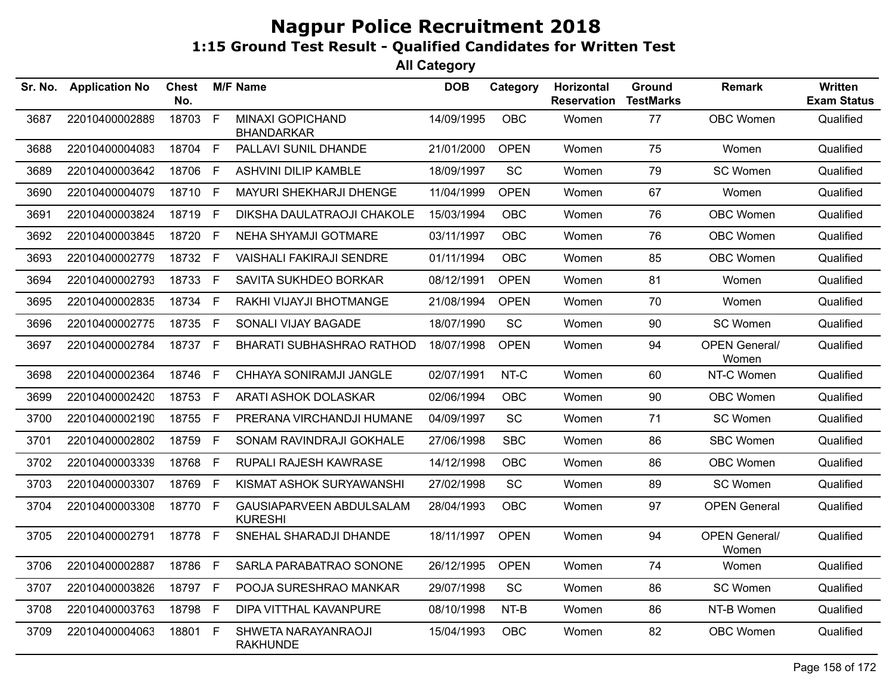# Nagpur Police Recruitment 2018

## 1:15 Ground Test Result - Qualified Candidates for Written Test

### All Category

| Sr. No. | Application No | Chest No. | M/F | Name | DOB | Category | Horizontal Reservation | Ground TestMarks | Remark | Written Exam Status |
|---|---|---|---|---|---|---|---|---|---|---|
| 3687 | 22010400002889 | 18703 | F | MINAXI GOPICHAND BHANDARKAR | 14/09/1995 | OBC | Women | 77 | OBC Women | Qualified |
| 3688 | 22010400004083 | 18704 | F | PALLAVI SUNIL DHANDE | 21/01/2000 | OPEN | Women | 75 | Women | Qualified |
| 3689 | 22010400003642 | 18706 | F | ASHVINI DILIP KAMBLE | 18/09/1997 | SC | Women | 79 | SC Women | Qualified |
| 3690 | 22010400004079 | 18710 | F | MAYURI SHEKHARJI DHENGE | 11/04/1999 | OPEN | Women | 67 | Women | Qualified |
| 3691 | 22010400003824 | 18719 | F | DIKSHA DAULATRAOJI CHAKOLE | 15/03/1994 | OBC | Women | 76 | OBC Women | Qualified |
| 3692 | 22010400003845 | 18720 | F | NEHA SHYAMJI GOTMARE | 03/11/1997 | OBC | Women | 76 | OBC Women | Qualified |
| 3693 | 22010400002779 | 18732 | F | VAISHALI FAKIRAJI SENDRE | 01/11/1994 | OBC | Women | 85 | OBC Women | Qualified |
| 3694 | 22010400002793 | 18733 | F | SAVITA SUKHDEO BORKAR | 08/12/1991 | OPEN | Women | 81 | Women | Qualified |
| 3695 | 22010400002835 | 18734 | F | RAKHI VIJAYJI BHOTMANGE | 21/08/1994 | OPEN | Women | 70 | Women | Qualified |
| 3696 | 22010400002775 | 18735 | F | SONALI VIJAY BAGADE | 18/07/1990 | SC | Women | 90 | SC Women | Qualified |
| 3697 | 22010400002784 | 18737 | F | BHARATI SUBHASHRAO RATHOD | 18/07/1998 | OPEN | Women | 94 | OPEN General/ Women | Qualified |
| 3698 | 22010400002364 | 18746 | F | CHHAYA SONIRAMJI JANGLE | 02/07/1991 | NT-C | Women | 60 | NT-C Women | Qualified |
| 3699 | 22010400002420 | 18753 | F | ARATI ASHOK DOLASKAR | 02/06/1994 | OBC | Women | 90 | OBC Women | Qualified |
| 3700 | 22010400002190 | 18755 | F | PRERANA VIRCHANDJI HUMANE | 04/09/1997 | SC | Women | 71 | SC Women | Qualified |
| 3701 | 22010400002802 | 18759 | F | SONAM RAVINDRAJI GOKHALE | 27/06/1998 | SBC | Women | 86 | SBC Women | Qualified |
| 3702 | 22010400003339 | 18768 | F | RUPALI RAJESH KAWRASE | 14/12/1998 | OBC | Women | 86 | OBC Women | Qualified |
| 3703 | 22010400003307 | 18769 | F | KISMAT ASHOK SURYAWANSHI | 27/02/1998 | SC | Women | 89 | SC Women | Qualified |
| 3704 | 22010400003308 | 18770 | F | GAUSIAPARVEEN ABDULSALAM KURESHI | 28/04/1993 | OBC | Women | 97 | OPEN General | Qualified |
| 3705 | 22010400002791 | 18778 | F | SNEHAL SHARADJI DHANDE | 18/11/1997 | OPEN | Women | 94 | OPEN General/ Women | Qualified |
| 3706 | 22010400002887 | 18786 | F | SARLA PARABATRAO SONONE | 26/12/1995 | OPEN | Women | 74 | Women | Qualified |
| 3707 | 22010400003826 | 18797 | F | POOJA SURESHRAO MANKAR | 29/07/1998 | SC | Women | 86 | SC Women | Qualified |
| 3708 | 22010400003763 | 18798 | F | DIPA VITTHAL KAVANPURE | 08/10/1998 | NT-B | Women | 86 | NT-B Women | Qualified |
| 3709 | 22010400004063 | 18801 | F | SHWETA NARAYANRAOJI RAKHUNDE | 15/04/1993 | OBC | Women | 82 | OBC Women | Qualified |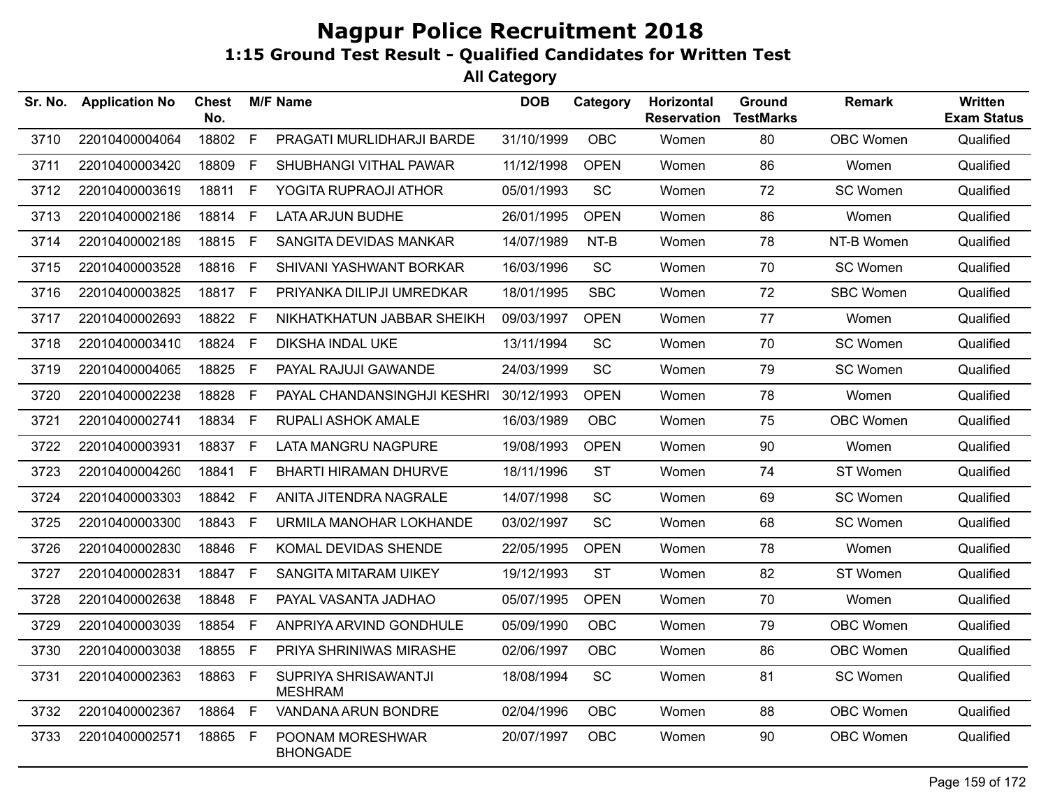# Nagpur Police Recruitment 2018

## 1:15 Ground Test Result - Qualified Candidates for Written Test

### All Category

| Sr. No. | Application No | Chest No. | M/F | Name | DOB | Category | Horizontal Reservation | Ground TestMarks | Remark | Written Exam Status |
|---|---|---|---|---|---|---|---|---|---|---|
| 3710 | 22010400004064 | 18802 | F | PRAGATI MURLIDHARJI BARDE | 31/10/1999 | OBC | Women | 80 | OBC Women | Qualified |
| 3711 | 22010400003420 | 18809 | F | SHUBHANGI VITHAL PAWAR | 11/12/1998 | OPEN | Women | 86 | Women | Qualified |
| 3712 | 22010400003619 | 18811 | F | YOGITA RUPRAOJI ATHOR | 05/01/1993 | SC | Women | 72 | SC Women | Qualified |
| 3713 | 22010400002186 | 18814 | F | LATA ARJUN BUDHE | 26/01/1995 | OPEN | Women | 86 | Women | Qualified |
| 3714 | 22010400002189 | 18815 | F | SANGITA DEVIDAS MANKAR | 14/07/1989 | NT-B | Women | 78 | NT-B Women | Qualified |
| 3715 | 22010400003528 | 18816 | F | SHIVANI YASHWANT BORKAR | 16/03/1996 | SC | Women | 70 | SC Women | Qualified |
| 3716 | 22010400003825 | 18817 | F | PRIYANKA DILIPJI UMREDKAR | 18/01/1995 | SBC | Women | 72 | SBC Women | Qualified |
| 3717 | 22010400002693 | 18822 | F | NIKHATKHATUN JABBAR SHEIKH | 09/03/1997 | OPEN | Women | 77 | Women | Qualified |
| 3718 | 22010400003410 | 18824 | F | DIKSHA INDAL UKE | 13/11/1994 | SC | Women | 70 | SC Women | Qualified |
| 3719 | 22010400004065 | 18825 | F | PAYAL RAJUJI GAWANDE | 24/03/1999 | SC | Women | 79 | SC Women | Qualified |
| 3720 | 22010400002238 | 18828 | F | PAYAL CHANDANSINGHJI KESHRI | 30/12/1993 | OPEN | Women | 78 | Women | Qualified |
| 3721 | 22010400002741 | 18834 | F | RUPALI ASHOK AMALE | 16/03/1989 | OBC | Women | 75 | OBC Women | Qualified |
| 3722 | 22010400003931 | 18837 | F | LATA MANGRU NAGPURE | 19/08/1993 | OPEN | Women | 90 | Women | Qualified |
| 3723 | 22010400004260 | 18841 | F | BHARTI HIRAMAN DHURVE | 18/11/1996 | ST | Women | 74 | ST Women | Qualified |
| 3724 | 22010400003303 | 18842 | F | ANITA JITENDRA NAGRALE | 14/07/1998 | SC | Women | 69 | SC Women | Qualified |
| 3725 | 22010400003300 | 18843 | F | URMILA MANOHAR LOKHANDE | 03/02/1997 | SC | Women | 68 | SC Women | Qualified |
| 3726 | 22010400002830 | 18846 | F | KOMAL DEVIDAS SHENDE | 22/05/1995 | OPEN | Women | 78 | Women | Qualified |
| 3727 | 22010400002831 | 18847 | F | SANGITA MITARAM UIKEY | 19/12/1993 | ST | Women | 82 | ST Women | Qualified |
| 3728 | 22010400002638 | 18848 | F | PAYAL VASANTA JADHAO | 05/07/1995 | OPEN | Women | 70 | Women | Qualified |
| 3729 | 22010400003039 | 18854 | F | ANPRIYA ARVIND GONDHULE | 05/09/1990 | OBC | Women | 79 | OBC Women | Qualified |
| 3730 | 22010400003038 | 18855 | F | PRIYA SHRINIWAS MIRASHE | 02/06/1997 | OBC | Women | 86 | OBC Women | Qualified |
| 3731 | 22010400002363 | 18863 | F | SUPRIYA SHRISAWANTJI MESHRAM | 18/08/1994 | SC | Women | 81 | SC Women | Qualified |
| 3732 | 22010400002367 | 18864 | F | VANDANA ARUN BONDRE | 02/04/1996 | OBC | Women | 88 | OBC Women | Qualified |
| 3733 | 22010400002571 | 18865 | F | POONAM MORESHWAR BHONGADE | 20/07/1997 | OBC | Women | 90 | OBC Women | Qualified |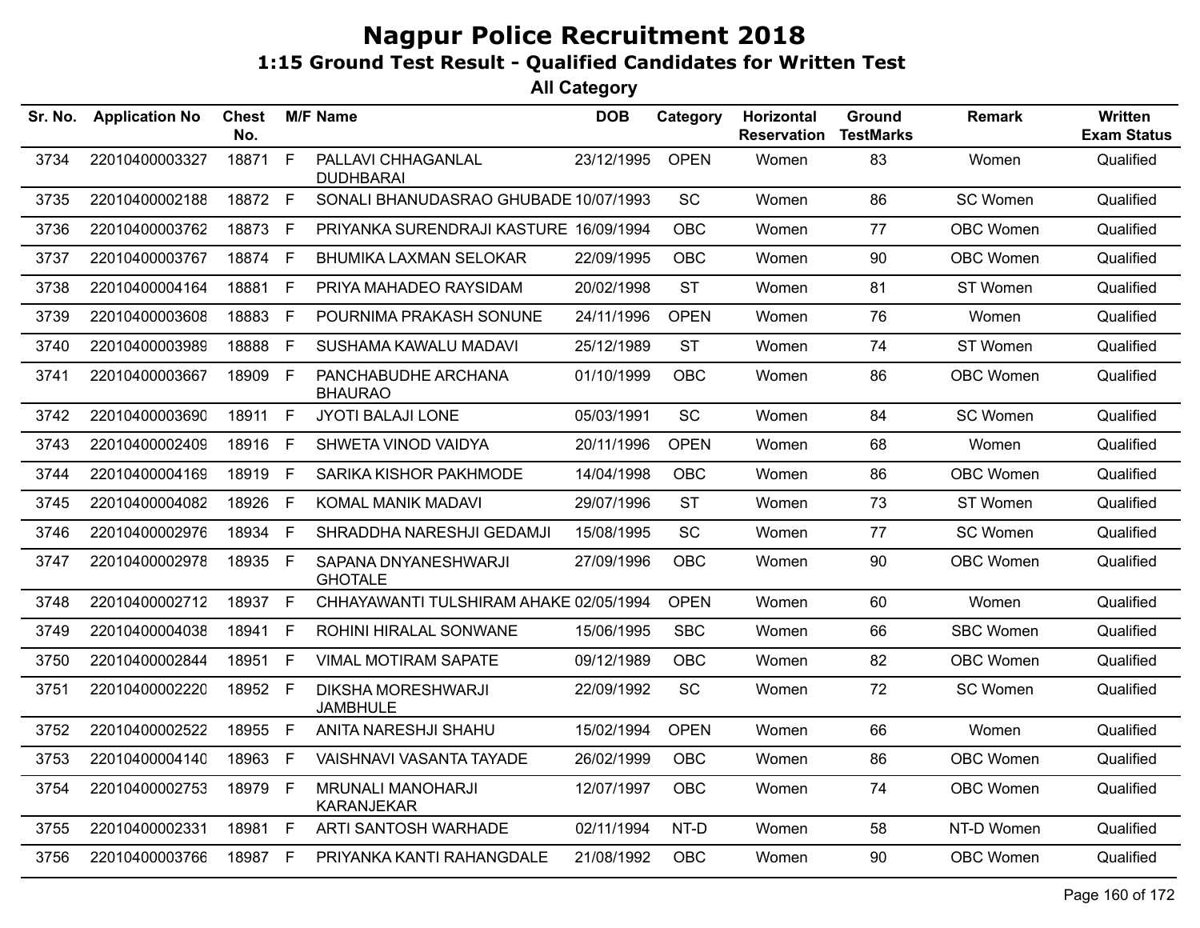# Nagpur Police Recruitment 2018

## 1:15 Ground Test Result - Qualified Candidates for Written Test

### All Category

| Sr. No. | Application No | Chest No. | M/F | Name | DOB | Category | Horizontal Reservation | Ground TestMarks | Remark | Written Exam Status |
|---|---|---|---|---|---|---|---|---|---|---|
| 3734 | 22010400003327 | 18871 | F | PALLAVI CHHAGANLAL DUDHBARAI | 23/12/1995 | OPEN | Women | 83 | Women | Qualified |
| 3735 | 22010400002188 | 18872 | F | SONALI BHANUDASRAO GHUBADE | 10/07/1993 | SC | Women | 86 | SC Women | Qualified |
| 3736 | 22010400003762 | 18873 | F | PRIYANKA SURENDRAJI KASTURE | 16/09/1994 | OBC | Women | 77 | OBC Women | Qualified |
| 3737 | 22010400003767 | 18874 | F | BHUMIKA LAXMAN SELOKAR | 22/09/1995 | OBC | Women | 90 | OBC Women | Qualified |
| 3738 | 22010400004164 | 18881 | F | PRIYA MAHADEO RAYSIDAM | 20/02/1998 | ST | Women | 81 | ST Women | Qualified |
| 3739 | 22010400003608 | 18883 | F | POURNIMA PRAKASH SONUNE | 24/11/1996 | OPEN | Women | 76 | Women | Qualified |
| 3740 | 22010400003989 | 18888 | F | SUSHAMA KAWALU MADAVI | 25/12/1989 | ST | Women | 74 | ST Women | Qualified |
| 3741 | 22010400003667 | 18909 | F | PANCHABUDHE ARCHANA BHAURAO | 01/10/1999 | OBC | Women | 86 | OBC Women | Qualified |
| 3742 | 22010400003690 | 18911 | F | JYOTI BALAJI LONE | 05/03/1991 | SC | Women | 84 | SC Women | Qualified |
| 3743 | 22010400002409 | 18916 | F | SHWETA VINOD VAIDYA | 20/11/1996 | OPEN | Women | 68 | Women | Qualified |
| 3744 | 22010400004169 | 18919 | F | SARIKA KISHOR PAKHMODE | 14/04/1998 | OBC | Women | 86 | OBC Women | Qualified |
| 3745 | 22010400004082 | 18926 | F | KOMAL MANIK MADAVI | 29/07/1996 | ST | Women | 73 | ST Women | Qualified |
| 3746 | 22010400002976 | 18934 | F | SHRADDHA NARESHJI GEDAMJI | 15/08/1995 | SC | Women | 77 | SC Women | Qualified |
| 3747 | 22010400002978 | 18935 | F | SAPANA DNYANESHWARJI GHOTALE | 27/09/1996 | OBC | Women | 90 | OBC Women | Qualified |
| 3748 | 22010400002712 | 18937 | F | CHHAYAWANTI TULSHIRAM AHAKE | 02/05/1994 | OPEN | Women | 60 | Women | Qualified |
| 3749 | 22010400004038 | 18941 | F | ROHINI HIRALAL SONWANE | 15/06/1995 | SBC | Women | 66 | SBC Women | Qualified |
| 3750 | 22010400002844 | 18951 | F | VIMAL MOTIRAM SAPATE | 09/12/1989 | OBC | Women | 82 | OBC Women | Qualified |
| 3751 | 22010400002220 | 18952 | F | DIKSHA MORESHWARJI JAMBHULE | 22/09/1992 | SC | Women | 72 | SC Women | Qualified |
| 3752 | 22010400002522 | 18955 | F | ANITA NARESHJI SHAHU | 15/02/1994 | OPEN | Women | 66 | Women | Qualified |
| 3753 | 22010400004140 | 18963 | F | VAISHNAVI VASANTA TAYADE | 26/02/1999 | OBC | Women | 86 | OBC Women | Qualified |
| 3754 | 22010400002753 | 18979 | F | MRUNALI MANOHARJI KARANJEKAR | 12/07/1997 | OBC | Women | 74 | OBC Women | Qualified |
| 3755 | 22010400002331 | 18981 | F | ARTI SANTOSH WARHADE | 02/11/1994 | NT-D | Women | 58 | NT-D Women | Qualified |
| 3756 | 22010400003766 | 18987 | F | PRIYANKA KANTI RAHANGDALE | 21/08/1992 | OBC | Women | 90 | OBC Women | Qualified |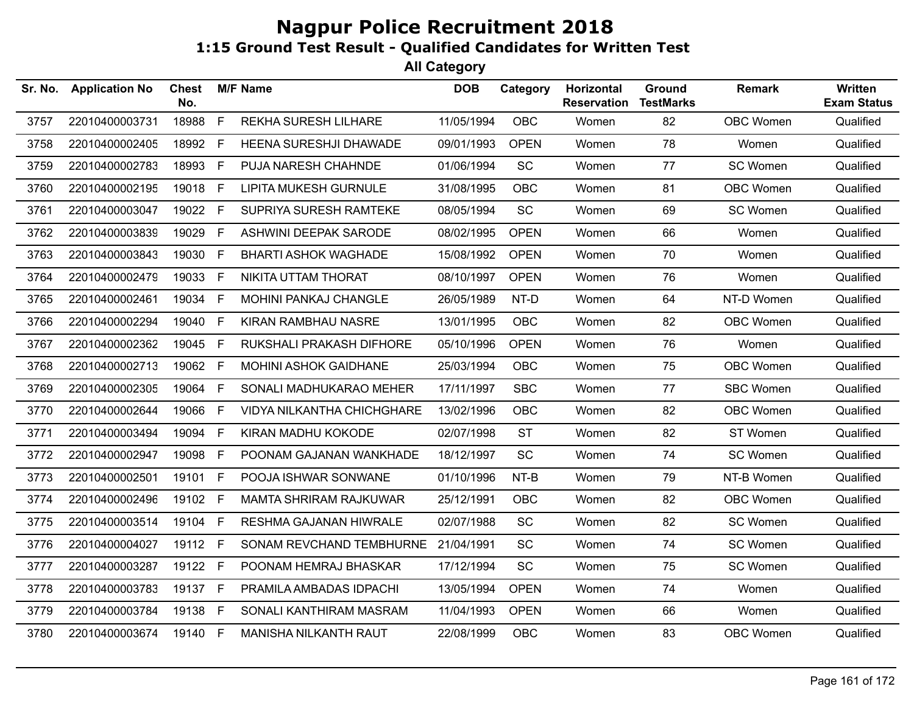# Nagpur Police Recruitment 2018

## 1:15 Ground Test Result - Qualified Candidates for Written Test

### All Category

| Sr. No. | Application No | Chest No. | M/F | Name | DOB | Category | Horizontal Reservation | Ground TestMarks | Remark | Written Exam Status |
|---|---|---|---|---|---|---|---|---|---|---|
| 3757 | 22010400003731 | 18988 | F | REKHA SURESH LILHARE | 11/05/1994 | OBC | Women | 82 | OBC Women | Qualified |
| 3758 | 22010400002405 | 18992 | F | HEENA SURESHJI DHAWADE | 09/01/1993 | OPEN | Women | 78 | Women | Qualified |
| 3759 | 22010400002783 | 18993 | F | PUJA NARESH CHAHNDE | 01/06/1994 | SC | Women | 77 | SC Women | Qualified |
| 3760 | 22010400002195 | 19018 | F | LIPITA MUKESH GURNULE | 31/08/1995 | OBC | Women | 81 | OBC Women | Qualified |
| 3761 | 22010400003047 | 19022 | F | SUPRIYA SURESH RAMTEKE | 08/05/1994 | SC | Women | 69 | SC Women | Qualified |
| 3762 | 22010400003839 | 19029 | F | ASHWINI DEEPAK SARODE | 08/02/1995 | OPEN | Women | 66 | Women | Qualified |
| 3763 | 22010400003843 | 19030 | F | BHARTI ASHOK WAGHADE | 15/08/1992 | OPEN | Women | 70 | Women | Qualified |
| 3764 | 22010400002479 | 19033 | F | NIKITA UTTAM THORAT | 08/10/1997 | OPEN | Women | 76 | Women | Qualified |
| 3765 | 22010400002461 | 19034 | F | MOHINI PANKAJ CHANGLE | 26/05/1989 | NT-D | Women | 64 | NT-D Women | Qualified |
| 3766 | 22010400002294 | 19040 | F | KIRAN RAMBHAU NASRE | 13/01/1995 | OBC | Women | 82 | OBC Women | Qualified |
| 3767 | 22010400002362 | 19045 | F | RUKSHALI PRAKASH DIFHORE | 05/10/1996 | OPEN | Women | 76 | Women | Qualified |
| 3768 | 22010400002713 | 19062 | F | MOHINI ASHOK GAIDHANE | 25/03/1994 | OBC | Women | 75 | OBC Women | Qualified |
| 3769 | 22010400002305 | 19064 | F | SONALI MADHUKARAO MEHER | 17/11/1997 | SBC | Women | 77 | SBC Women | Qualified |
| 3770 | 22010400002644 | 19066 | F | VIDYA NILKANTHA CHICHGHARE | 13/02/1996 | OBC | Women | 82 | OBC Women | Qualified |
| 3771 | 22010400003494 | 19094 | F | KIRAN MADHU KOKODE | 02/07/1998 | ST | Women | 82 | ST Women | Qualified |
| 3772 | 22010400002947 | 19098 | F | POONAM GAJANAN WANKHADE | 18/12/1997 | SC | Women | 74 | SC Women | Qualified |
| 3773 | 22010400002501 | 19101 | F | POOJA ISHWAR SONWANE | 01/10/1996 | NT-B | Women | 79 | NT-B Women | Qualified |
| 3774 | 22010400002496 | 19102 | F | MAMTA SHRIRAM RAJKUWAR | 25/12/1991 | OBC | Women | 82 | OBC Women | Qualified |
| 3775 | 22010400003514 | 19104 | F | RESHMA GAJANAN HIWRALE | 02/07/1988 | SC | Women | 82 | SC Women | Qualified |
| 3776 | 22010400004027 | 19112 | F | SONAM REVCHAND TEMBHURNE | 21/04/1991 | SC | Women | 74 | SC Women | Qualified |
| 3777 | 22010400003287 | 19122 | F | POONAM HEMRAJ BHASKAR | 17/12/1994 | SC | Women | 75 | SC Women | Qualified |
| 3778 | 22010400003783 | 19137 | F | PRAMILA AMBADAS IDPACHI | 13/05/1994 | OPEN | Women | 74 | Women | Qualified |
| 3779 | 22010400003784 | 19138 | F | SONALI KANTHIRAM MASRAM | 11/04/1993 | OPEN | Women | 66 | Women | Qualified |
| 3780 | 22010400003674 | 19140 | F | MANISHA NILKANTH RAUT | 22/08/1999 | OBC | Women | 83 | OBC Women | Qualified |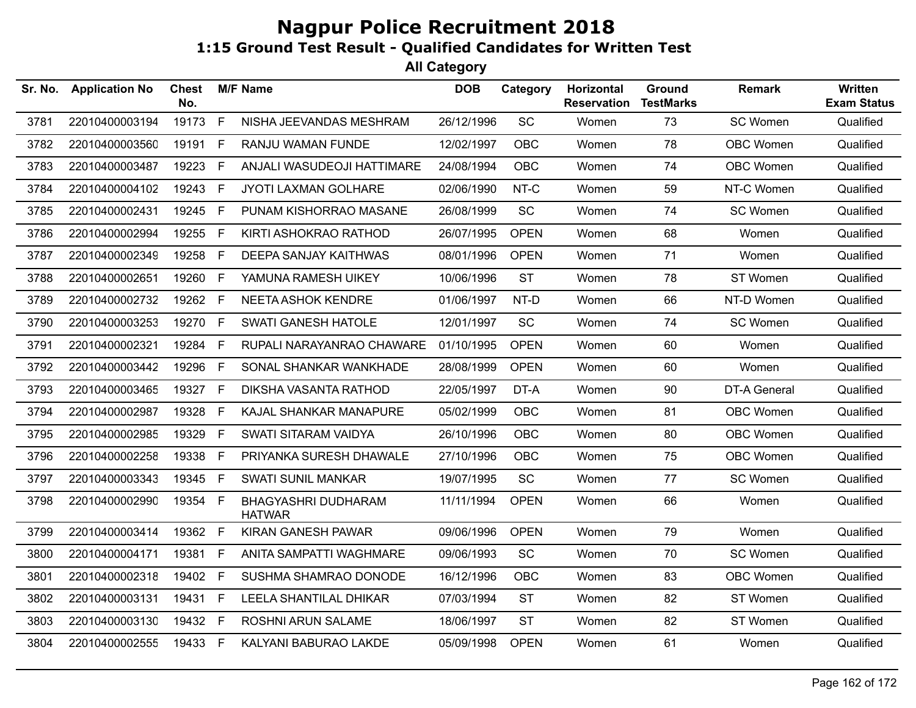# Nagpur Police Recruitment 2018

## 1:15 Ground Test Result - Qualified Candidates for Written Test

### All Category

| Sr. No. | Application No | Chest No. | M/F | Name | DOB | Category | Horizontal Reservation | Ground TestMarks | Remark | Written Exam Status |
|---|---|---|---|---|---|---|---|---|---|---|
| 3781 | 22010400003194 | 19173 | F | NISHA JEEVANDAS MESHRAM | 26/12/1996 | SC | Women | 73 | SC Women | Qualified |
| 3782 | 22010400003560 | 19191 | F | RANJU WAMAN FUNDE | 12/02/1997 | OBC | Women | 78 | OBC Women | Qualified |
| 3783 | 22010400003487 | 19223 | F | ANJALI WASUDEOJI HATTIMARE | 24/08/1994 | OBC | Women | 74 | OBC Women | Qualified |
| 3784 | 22010400004102 | 19243 | F | JYOTI LAXMAN GOLHARE | 02/06/1990 | NT-C | Women | 59 | NT-C Women | Qualified |
| 3785 | 22010400002431 | 19245 | F | PUNAM KISHORRAO MASANE | 26/08/1999 | SC | Women | 74 | SC Women | Qualified |
| 3786 | 22010400002994 | 19255 | F | KIRTI ASHOKRAO RATHOD | 26/07/1995 | OPEN | Women | 68 | Women | Qualified |
| 3787 | 22010400002349 | 19258 | F | DEEPA SANJAY KAITHWAS | 08/01/1996 | OPEN | Women | 71 | Women | Qualified |
| 3788 | 22010400002651 | 19260 | F | YAMUNA RAMESH UIKEY | 10/06/1996 | ST | Women | 78 | ST Women | Qualified |
| 3789 | 22010400002732 | 19262 | F | NEETA ASHOK KENDRE | 01/06/1997 | NT-D | Women | 66 | NT-D Women | Qualified |
| 3790 | 22010400003253 | 19270 | F | SWATI GANESH HATOLE | 12/01/1997 | SC | Women | 74 | SC Women | Qualified |
| 3791 | 22010400002321 | 19284 | F | RUPALI NARAYANRAO CHAWARE | 01/10/1995 | OPEN | Women | 60 | Women | Qualified |
| 3792 | 22010400003442 | 19296 | F | SONAL SHANKAR WANKHADE | 28/08/1999 | OPEN | Women | 60 | Women | Qualified |
| 3793 | 22010400003465 | 19327 | F | DIKSHA VASANTA RATHOD | 22/05/1997 | DT-A | Women | 90 | DT-A General | Qualified |
| 3794 | 22010400002987 | 19328 | F | KAJAL SHANKAR MANAPURE | 05/02/1999 | OBC | Women | 81 | OBC Women | Qualified |
| 3795 | 22010400002985 | 19329 | F | SWATI SITARAM VAIDYA | 26/10/1996 | OBC | Women | 80 | OBC Women | Qualified |
| 3796 | 22010400002258 | 19338 | F | PRIYANKA SURESH DHAWALE | 27/10/1996 | OBC | Women | 75 | OBC Women | Qualified |
| 3797 | 22010400003343 | 19345 | F | SWATI SUNIL MANKAR | 19/07/1995 | SC | Women | 77 | SC Women | Qualified |
| 3798 | 22010400002990 | 19354 | F | BHAGYASHRI DUDHARAM HATWAR | 11/11/1994 | OPEN | Women | 66 | Women | Qualified |
| 3799 | 22010400003414 | 19362 | F | KIRAN GANESH PAWAR | 09/06/1996 | OPEN | Women | 79 | Women | Qualified |
| 3800 | 22010400004171 | 19381 | F | ANITA SAMPATTI WAGHMARE | 09/06/1993 | SC | Women | 70 | SC Women | Qualified |
| 3801 | 22010400002318 | 19402 | F | SUSHMA SHAMRAO DONODE | 16/12/1996 | OBC | Women | 83 | OBC Women | Qualified |
| 3802 | 22010400003131 | 19431 | F | LEELA SHANTILAL DHIKAR | 07/03/1994 | ST | Women | 82 | ST Women | Qualified |
| 3803 | 22010400003130 | 19432 | F | ROSHNI ARUN SALAME | 18/06/1997 | ST | Women | 82 | ST Women | Qualified |
| 3804 | 22010400002555 | 19433 | F | KALYANI BABURAO LAKDE | 05/09/1998 | OPEN | Women | 61 | Women | Qualified |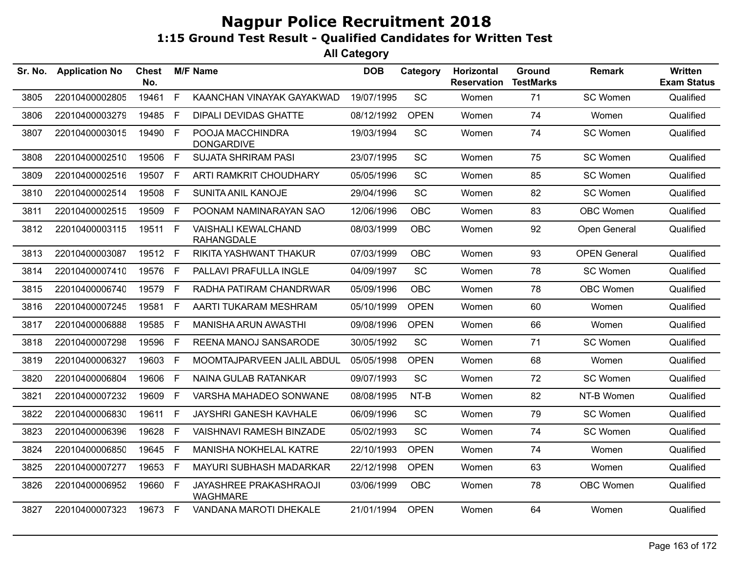# Nagpur Police Recruitment 2018

## 1:15 Ground Test Result - Qualified Candidates for Written Test

### All Category

| Sr. No. | Application No | Chest No. | M/F | Name | DOB | Category | Horizontal Reservation | Ground TestMarks | Remark | Written Exam Status |
|---|---|---|---|---|---|---|---|---|---|---|
| 3805 | 22010400002805 | 19461 | F | KAANCHAN VINAYAK GAYAKWAD | 19/07/1995 | SC | Women | 71 | SC Women | Qualified |
| 3806 | 22010400003279 | 19485 | F | DIPALI DEVIDAS GHATTE | 08/12/1992 | OPEN | Women | 74 | Women | Qualified |
| 3807 | 22010400003015 | 19490 | F | POOJA MACCHINDRA DONGARDIVE | 19/03/1994 | SC | Women | 74 | SC Women | Qualified |
| 3808 | 22010400002510 | 19506 | F | SUJATA SHRIRAM PASI | 23/07/1995 | SC | Women | 75 | SC Women | Qualified |
| 3809 | 22010400002516 | 19507 | F | ARTI RAMKRIT CHOUDHARY | 05/05/1996 | SC | Women | 85 | SC Women | Qualified |
| 3810 | 22010400002514 | 19508 | F | SUNITA ANIL KANOJE | 29/04/1996 | SC | Women | 82 | SC Women | Qualified |
| 3811 | 22010400002515 | 19509 | F | POONAM NAMINARAYAN SAO | 12/06/1996 | OBC | Women | 83 | OBC Women | Qualified |
| 3812 | 22010400003115 | 19511 | F | VAISHALI KEWALCHAND RAHANGDALE | 08/03/1999 | OBC | Women | 92 | Open General | Qualified |
| 3813 | 22010400003087 | 19512 | F | RIKITA YASHWANT THAKUR | 07/03/1999 | OBC | Women | 93 | OPEN General | Qualified |
| 3814 | 22010400007410 | 19576 | F | PALLAVI PRAFULLA INGLE | 04/09/1997 | SC | Women | 78 | SC Women | Qualified |
| 3815 | 22010400006740 | 19579 | F | RADHA PATIRAM CHANDRWAR | 05/09/1996 | OBC | Women | 78 | OBC Women | Qualified |
| 3816 | 22010400007245 | 19581 | F | AARTI TUKARAM MESHRAM | 05/10/1999 | OPEN | Women | 60 | Women | Qualified |
| 3817 | 22010400006888 | 19585 | F | MANISHA ARUN AWASTHI | 09/08/1996 | OPEN | Women | 66 | Women | Qualified |
| 3818 | 22010400007298 | 19596 | F | REENA MANOJ SANSARODE | 30/05/1992 | SC | Women | 71 | SC Women | Qualified |
| 3819 | 22010400006327 | 19603 | F | MOOMTAJPARVEEN JALIL ABDUL | 05/05/1998 | OPEN | Women | 68 | Women | Qualified |
| 3820 | 22010400006804 | 19606 | F | NAINA GULAB RATANKAR | 09/07/1993 | SC | Women | 72 | SC Women | Qualified |
| 3821 | 22010400007232 | 19609 | F | VARSHA MAHADEO SONWANE | 08/08/1995 | NT-B | Women | 82 | NT-B Women | Qualified |
| 3822 | 22010400006830 | 19611 | F | JAYSHRI GANESH KAVHALE | 06/09/1996 | SC | Women | 79 | SC Women | Qualified |
| 3823 | 22010400006396 | 19628 | F | VAISHNAVI RAMESH BINZADE | 05/02/1993 | SC | Women | 74 | SC Women | Qualified |
| 3824 | 22010400006850 | 19645 | F | MANISHA NOKHELAL KATRE | 22/10/1993 | OPEN | Women | 74 | Women | Qualified |
| 3825 | 22010400007277 | 19653 | F | MAYURI SUBHASH MADARKAR | 22/12/1998 | OPEN | Women | 63 | Women | Qualified |
| 3826 | 22010400006952 | 19660 | F | JAYASHREE PRAKASHRAOJI WAGHMARE | 03/06/1999 | OBC | Women | 78 | OBC Women | Qualified |
| 3827 | 22010400007323 | 19673 | F | VANDANA MAROTI DHEKALE | 21/01/1994 | OPEN | Women | 64 | Women | Qualified |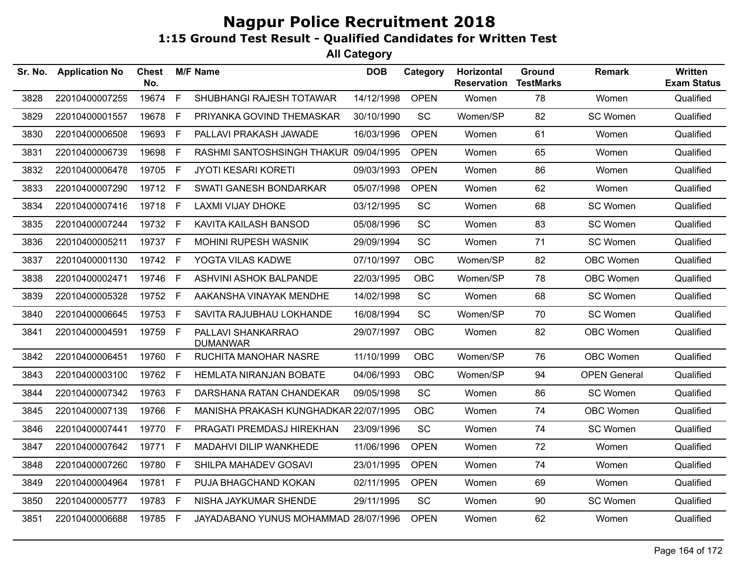# Nagpur Police Recruitment 2018

## 1:15 Ground Test Result - Qualified Candidates for Written Test

### All Category

| Sr. No. | Application No | Chest No. | M/F | Name | DOB | Category | Horizontal Reservation | Ground TestMarks | Remark | Written Exam Status |
|---|---|---|---|---|---|---|---|---|---|---|
| 3828 | 22010400007259 | 19674 | F | SHUBHANGI RAJESH TOTAWAR | 14/12/1998 | OPEN | Women | 78 | Women | Qualified |
| 3829 | 22010400001557 | 19678 | F | PRIYANKA GOVIND THEMASKAR | 30/10/1990 | SC | Women/SP | 82 | SC Women | Qualified |
| 3830 | 22010400006508 | 19693 | F | PALLAVI PRAKASH JAWADE | 16/03/1996 | OPEN | Women | 61 | Women | Qualified |
| 3831 | 22010400006739 | 19698 | F | RASHMI SANTOSHSINGH THAKUR | 09/04/1995 | OPEN | Women | 65 | Women | Qualified |
| 3832 | 22010400006478 | 19705 | F | JYOTI KESARI KORETI | 09/03/1993 | OPEN | Women | 86 | Women | Qualified |
| 3833 | 22010400007290 | 19712 | F | SWATI GANESH BONDARKAR | 05/07/1998 | OPEN | Women | 62 | Women | Qualified |
| 3834 | 22010400007416 | 19718 | F | LAXMI VIJAY DHOKE | 03/12/1995 | SC | Women | 68 | SC Women | Qualified |
| 3835 | 22010400007244 | 19732 | F | KAVITA KAILASH BANSOD | 05/08/1996 | SC | Women | 83 | SC Women | Qualified |
| 3836 | 22010400005211 | 19737 | F | MOHINI RUPESH WASNIK | 29/09/1994 | SC | Women | 71 | SC Women | Qualified |
| 3837 | 22010400001130 | 19742 | F | YOGTA VILAS KADWE | 07/10/1997 | OBC | Women/SP | 82 | OBC Women | Qualified |
| 3838 | 22010400002471 | 19746 | F | ASHVINI ASHOK BALPANDE | 22/03/1995 | OBC | Women/SP | 78 | OBC Women | Qualified |
| 3839 | 22010400005328 | 19752 | F | AAKANSHA VINAYAK MENDHE | 14/02/1998 | SC | Women | 68 | SC Women | Qualified |
| 3840 | 22010400006645 | 19753 | F | SAVITA RAJUBHAU LOKHANDE | 16/08/1994 | SC | Women/SP | 70 | SC Women | Qualified |
| 3841 | 22010400004591 | 19759 | F | PALLAVI SHANKARRAO DUMANWAR | 29/07/1997 | OBC | Women | 82 | OBC Women | Qualified |
| 3842 | 22010400006451 | 19760 | F | RUCHITA MANOHAR NASRE | 11/10/1999 | OBC | Women/SP | 76 | OBC Women | Qualified |
| 3843 | 22010400003100 | 19762 | F | HEMLATA NIRANJAN BOBATE | 04/06/1993 | OBC | Women/SP | 94 | OPEN General | Qualified |
| 3844 | 22010400007342 | 19763 | F | DARSHANA RATAN CHANDEKAR | 09/05/1998 | SC | Women | 86 | SC Women | Qualified |
| 3845 | 22010400007139 | 19766 | F | MANISHA PRAKASH KUNGHADKAR | 22/07/1995 | OBC | Women | 74 | OBC Women | Qualified |
| 3846 | 22010400007441 | 19770 | F | PRAGATI PREMDASJ HIREKHAN | 23/09/1996 | SC | Women | 74 | SC Women | Qualified |
| 3847 | 22010400007642 | 19771 | F | MADAHVI DILIP WANKHEDE | 11/06/1996 | OPEN | Women | 72 | Women | Qualified |
| 3848 | 22010400007260 | 19780 | F | SHILPA MAHADEV GOSAVI | 23/01/1995 | OPEN | Women | 74 | Women | Qualified |
| 3849 | 22010400004964 | 19781 | F | PUJA BHAGCHAND KOKAN | 02/11/1995 | OPEN | Women | 69 | Women | Qualified |
| 3850 | 22010400005777 | 19783 | F | NISHA JAYKUMAR SHENDE | 29/11/1995 | SC | Women | 90 | SC Women | Qualified |
| 3851 | 22010400006688 | 19785 | F | JAYADABANO YUNUS MOHAMMAD | 28/07/1996 | OPEN | Women | 62 | Women | Qualified |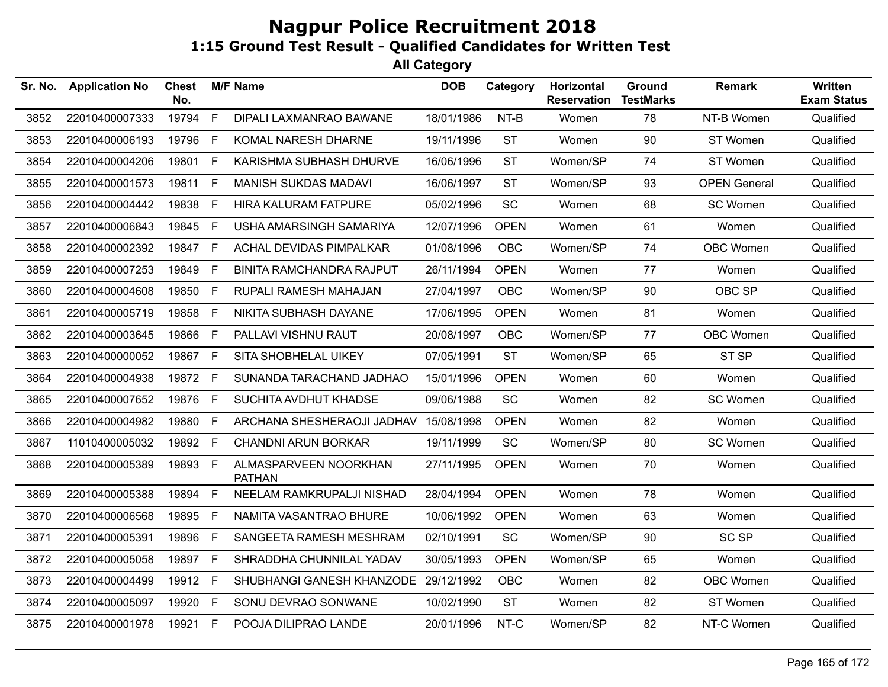# Nagpur Police Recruitment 2018

## 1:15 Ground Test Result - Qualified Candidates for Written Test

### All Category

| Sr. No. | Application No | Chest No. | M/F | Name | DOB | Category | Horizontal Reservation | Ground TestMarks | Remark | Written Exam Status |
|---|---|---|---|---|---|---|---|---|---|---|
| 3852 | 22010400007333 | 19794 | F | DIPALI LAXMANRAO BAWANE | 18/01/1986 | NT-B | Women | 78 | NT-B Women | Qualified |
| 3853 | 22010400006193 | 19796 | F | KOMAL NARESH DHARNE | 19/11/1996 | ST | Women | 90 | ST Women | Qualified |
| 3854 | 22010400004206 | 19801 | F | KARISHMA SUBHASH DHURVE | 16/06/1996 | ST | Women/SP | 74 | ST Women | Qualified |
| 3855 | 22010400001573 | 19811 | F | MANISH SUKDAS MADAVI | 16/06/1997 | ST | Women/SP | 93 | OPEN General | Qualified |
| 3856 | 22010400004442 | 19838 | F | HIRA KALURAM FATPURE | 05/02/1996 | SC | Women | 68 | SC Women | Qualified |
| 3857 | 22010400006843 | 19845 | F | USHA AMARSINGH SAMARIYA | 12/07/1996 | OPEN | Women | 61 | Women | Qualified |
| 3858 | 22010400002392 | 19847 | F | ACHAL DEVIDAS PIMPALKAR | 01/08/1996 | OBC | Women/SP | 74 | OBC Women | Qualified |
| 3859 | 22010400007253 | 19849 | F | BINITA RAMCHANDRA RAJPUT | 26/11/1994 | OPEN | Women | 77 | Women | Qualified |
| 3860 | 22010400004608 | 19850 | F | RUPALI RAMESH MAHAJAN | 27/04/1997 | OBC | Women/SP | 90 | OBC SP | Qualified |
| 3861 | 22010400005719 | 19858 | F | NIKITA SUBHASH DAYANE | 17/06/1995 | OPEN | Women | 81 | Women | Qualified |
| 3862 | 22010400003645 | 19866 | F | PALLAVI VISHNU RAUT | 20/08/1997 | OBC | Women/SP | 77 | OBC Women | Qualified |
| 3863 | 22010400000052 | 19867 | F | SITA SHOBHELAL UIKEY | 07/05/1991 | ST | Women/SP | 65 | ST SP | Qualified |
| 3864 | 22010400004938 | 19872 | F | SUNANDA TARACHAND JADHAO | 15/01/1996 | OPEN | Women | 60 | Women | Qualified |
| 3865 | 22010400007652 | 19876 | F | SUCHITA AVDHUT KHADSE | 09/06/1988 | SC | Women | 82 | SC Women | Qualified |
| 3866 | 22010400004982 | 19880 | F | ARCHANA SHESHERAOJI JADHAV | 15/08/1998 | OPEN | Women | 82 | Women | Qualified |
| 3867 | 11010400005032 | 19892 | F | CHANDNI ARUN BORKAR | 19/11/1999 | SC | Women/SP | 80 | SC Women | Qualified |
| 3868 | 22010400005389 | 19893 | F | ALMASPARVEEN NOORKHAN PATHAN | 27/11/1995 | OPEN | Women | 70 | Women | Qualified |
| 3869 | 22010400005388 | 19894 | F | NEELAM RAMKRUPALJI NISHAD | 28/04/1994 | OPEN | Women | 78 | Women | Qualified |
| 3870 | 22010400006568 | 19895 | F | NAMITA VASANTRAO BHURE | 10/06/1992 | OPEN | Women | 63 | Women | Qualified |
| 3871 | 22010400005391 | 19896 | F | SANGEETA RAMESH MESHRAM | 02/10/1991 | SC | Women/SP | 90 | SC SP | Qualified |
| 3872 | 22010400005058 | 19897 | F | SHRADDHA CHUNNILAL YADAV | 30/05/1993 | OPEN | Women/SP | 65 | Women | Qualified |
| 3873 | 22010400004499 | 19912 | F | SHUBHANGI GANESH KHANZODE | 29/12/1992 | OBC | Women | 82 | OBC Women | Qualified |
| 3874 | 22010400005097 | 19920 | F | SONU DEVRAO SONWANE | 10/02/1990 | ST | Women | 82 | ST Women | Qualified |
| 3875 | 22010400001978 | 19921 | F | POOJA DILIPRAO LANDE | 20/01/1996 | NT-C | Women/SP | 82 | NT-C Women | Qualified |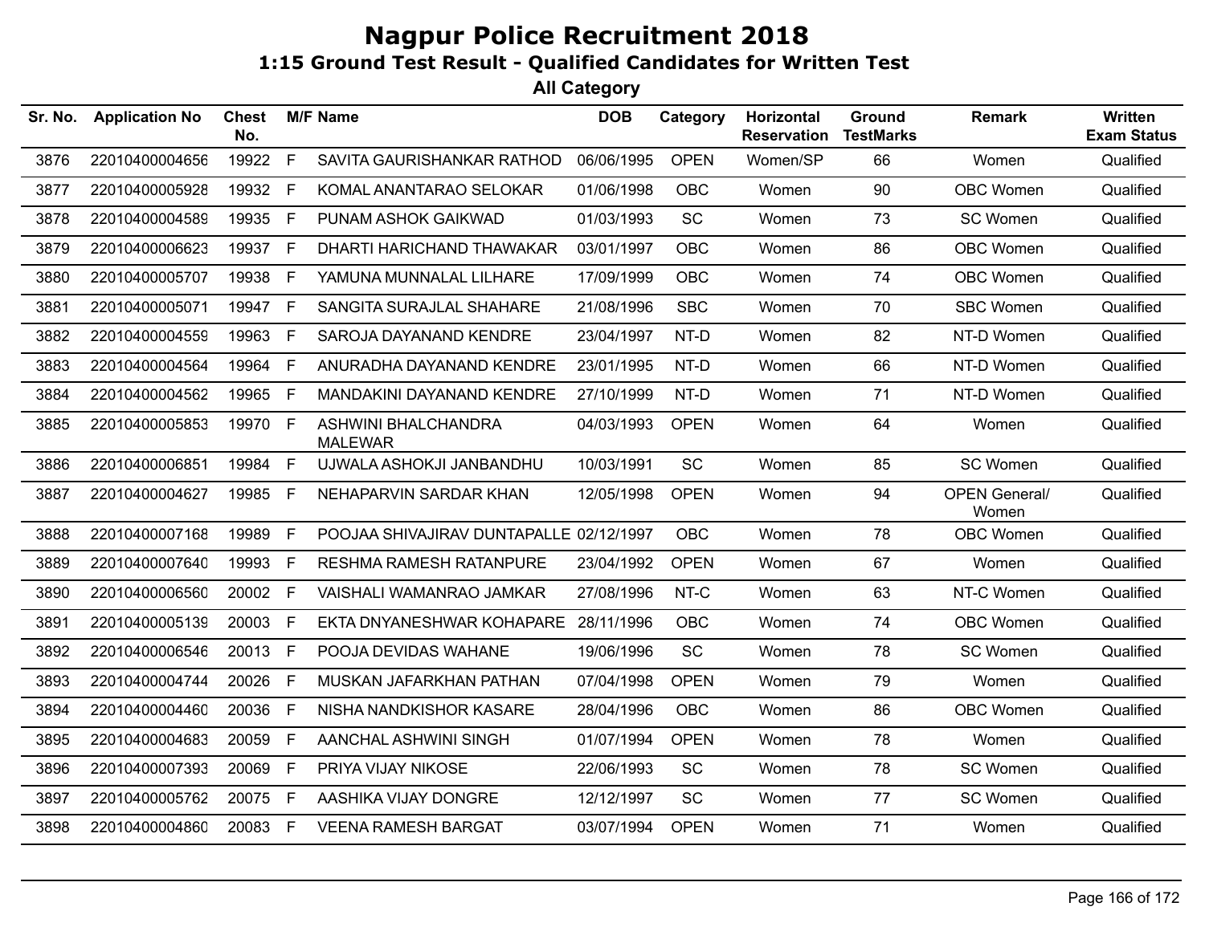# Nagpur Police Recruitment 2018

## 1:15 Ground Test Result - Qualified Candidates for Written Test

### All Category

| Sr. No. | Application No | Chest No. | M/F | Name | DOB | Category | Horizontal Reservation | Ground TestMarks | Remark | Written Exam Status |
|---|---|---|---|---|---|---|---|---|---|---|
| 3876 | 22010400004656 | 19922 | F | SAVITA GAURISHANKAR RATHOD | 06/06/1995 | OPEN | Women/SP | 66 | Women | Qualified |
| 3877 | 22010400005928 | 19932 | F | KOMAL ANANTARAO SELOKAR | 01/06/1998 | OBC | Women | 90 | OBC Women | Qualified |
| 3878 | 22010400004589 | 19935 | F | PUNAM ASHOK GAIKWAD | 01/03/1993 | SC | Women | 73 | SC Women | Qualified |
| 3879 | 22010400006623 | 19937 | F | DHARTI HARICHAND THAWAKAR | 03/01/1997 | OBC | Women | 86 | OBC Women | Qualified |
| 3880 | 22010400005707 | 19938 | F | YAMUNA MUNNALAL LILHARE | 17/09/1999 | OBC | Women | 74 | OBC Women | Qualified |
| 3881 | 22010400005071 | 19947 | F | SANGITA SURAJLAL SHAHARE | 21/08/1996 | SBC | Women | 70 | SBC Women | Qualified |
| 3882 | 22010400004559 | 19963 | F | SAROJA DAYANAND KENDRE | 23/04/1997 | NT-D | Women | 82 | NT-D Women | Qualified |
| 3883 | 22010400004564 | 19964 | F | ANURADHA DAYANAND KENDRE | 23/01/1995 | NT-D | Women | 66 | NT-D Women | Qualified |
| 3884 | 22010400004562 | 19965 | F | MANDAKINI DAYANAND KENDRE | 27/10/1999 | NT-D | Women | 71 | NT-D Women | Qualified |
| 3885 | 22010400005853 | 19970 | F | ASHWINI BHALCHANDRA MALEWAR | 04/03/1993 | OPEN | Women | 64 | Women | Qualified |
| 3886 | 22010400006851 | 19984 | F | UJWALA ASHOKJI JANBANDHU | 10/03/1991 | SC | Women | 85 | SC Women | Qualified |
| 3887 | 22010400004627 | 19985 | F | NEHAPARVIN SARDAR KHAN | 12/05/1998 | OPEN | Women | 94 | OPEN General/ Women | Qualified |
| 3888 | 22010400007168 | 19989 | F | POOJAA SHIVAJIRAV DUNTAPALLE | 02/12/1997 | OBC | Women | 78 | OBC Women | Qualified |
| 3889 | 22010400007640 | 19993 | F | RESHMA RAMESH RATANPURE | 23/04/1992 | OPEN | Women | 67 | Women | Qualified |
| 3890 | 22010400006560 | 20002 | F | VAISHALI WAMANRAO JAMKAR | 27/08/1996 | NT-C | Women | 63 | NT-C Women | Qualified |
| 3891 | 22010400005139 | 20003 | F | EKTA DNYANESHWAR KOHAPARE | 28/11/1996 | OBC | Women | 74 | OBC Women | Qualified |
| 3892 | 22010400006546 | 20013 | F | POOJA DEVIDAS WAHANE | 19/06/1996 | SC | Women | 78 | SC Women | Qualified |
| 3893 | 22010400004744 | 20026 | F | MUSKAN JAFARKHAN PATHAN | 07/04/1998 | OPEN | Women | 79 | Women | Qualified |
| 3894 | 22010400004460 | 20036 | F | NISHA NANDKISHOR KASARE | 28/04/1996 | OBC | Women | 86 | OBC Women | Qualified |
| 3895 | 22010400004683 | 20059 | F | AANCHAL ASHWINI SINGH | 01/07/1994 | OPEN | Women | 78 | Women | Qualified |
| 3896 | 22010400007393 | 20069 | F | PRIYA VIJAY NIKOSE | 22/06/1993 | SC | Women | 78 | SC Women | Qualified |
| 3897 | 22010400005762 | 20075 | F | AASHIKA VIJAY DONGRE | 12/12/1997 | SC | Women | 77 | SC Women | Qualified |
| 3898 | 22010400004860 | 20083 | F | VEENA RAMESH BARGAT | 03/07/1994 | OPEN | Women | 71 | Women | Qualified |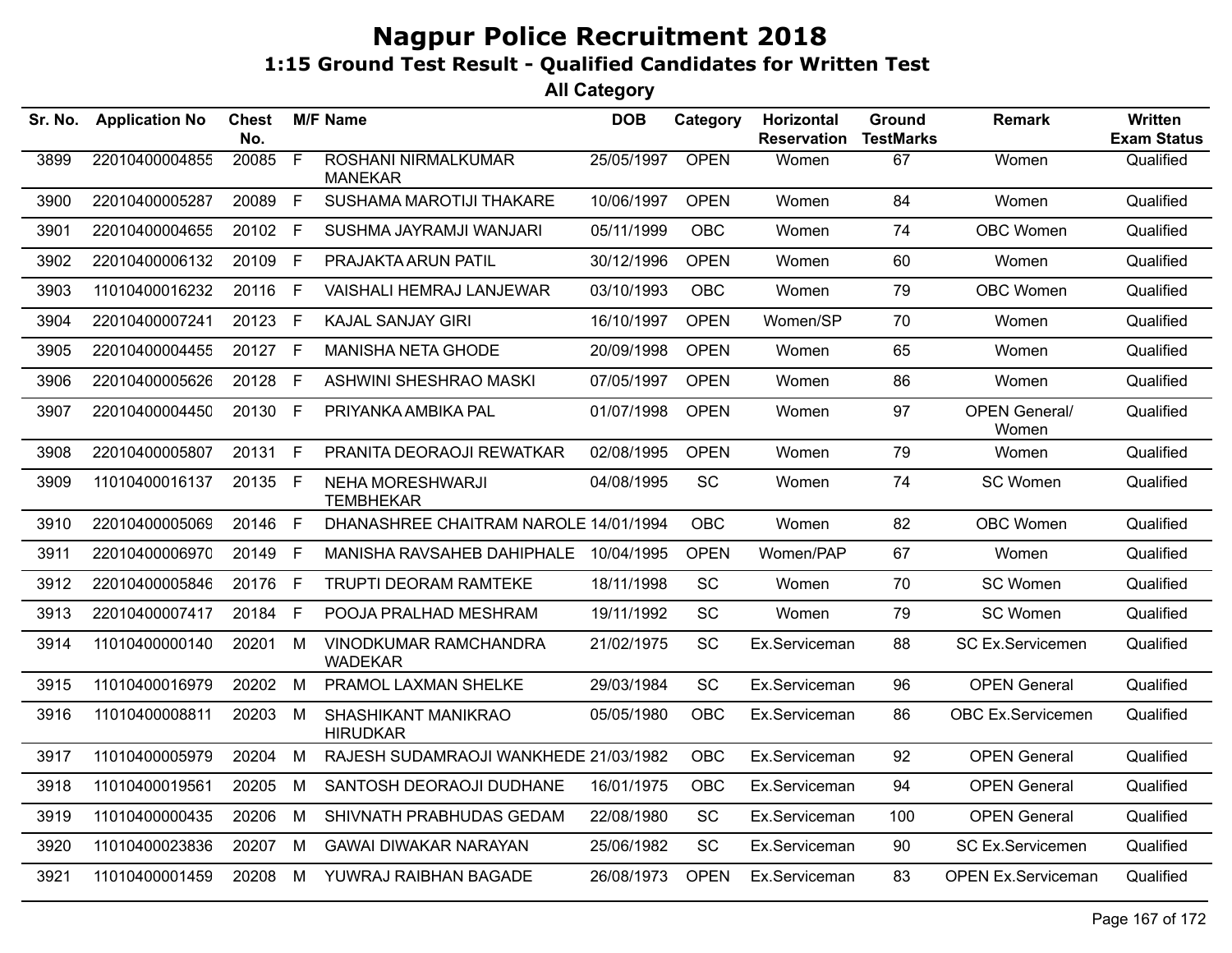# Nagpur Police Recruitment 2018

## 1:15 Ground Test Result - Qualified Candidates for Written Test

### All Category

| Sr. No. | Application No | Chest No. | M/F | Name | DOB | Category | Horizontal Reservation | Ground TestMarks | Remark | Written Exam Status |
|---|---|---|---|---|---|---|---|---|---|---|
| 3899 | 22010400004855 | 20085 | F | ROSHANI NIRMALKUMAR MANEKAR | 25/05/1997 | OPEN | Women | 67 | Women | Qualified |
| 3900 | 22010400005287 | 20089 | F | SUSHAMA MAROTIJI THAKARE | 10/06/1997 | OPEN | Women | 84 | Women | Qualified |
| 3901 | 22010400004655 | 20102 | F | SUSHMA JAYRAMJI WANJARI | 05/11/1999 | OBC | Women | 74 | OBC Women | Qualified |
| 3902 | 22010400006132 | 20109 | F | PRAJAKTA ARUN PATIL | 30/12/1996 | OPEN | Women | 60 | Women | Qualified |
| 3903 | 11010400016232 | 20116 | F | VAISHALI HEMRAJ LANJEWAR | 03/10/1993 | OBC | Women | 79 | OBC Women | Qualified |
| 3904 | 22010400007241 | 20123 | F | KAJAL SANJAY GIRI | 16/10/1997 | OPEN | Women/SP | 70 | Women | Qualified |
| 3905 | 22010400004455 | 20127 | F | MANISHA NETA GHODE | 20/09/1998 | OPEN | Women | 65 | Women | Qualified |
| 3906 | 22010400005626 | 20128 | F | ASHWINI SHESHRAO MASKI | 07/05/1997 | OPEN | Women | 86 | Women | Qualified |
| 3907 | 22010400004450 | 20130 | F | PRIYANKA AMBIKA PAL | 01/07/1998 | OPEN | Women | 97 | OPEN General/ Women | Qualified |
| 3908 | 22010400005807 | 20131 | F | PRANITA DEORAOJI REWATKAR | 02/08/1995 | OPEN | Women | 79 | Women | Qualified |
| 3909 | 11010400016137 | 20135 | F | NEHA MORESHWARJI TEMBHEKAR | 04/08/1995 | SC | Women | 74 | SC Women | Qualified |
| 3910 | 22010400005069 | 20146 | F | DHANASHREE CHAITRAM NAROLE | 14/01/1994 | OBC | Women | 82 | OBC Women | Qualified |
| 3911 | 22010400006970 | 20149 | F | MANISHA RAVSAHEB DAHIPHALE | 10/04/1995 | OPEN | Women/PAP | 67 | Women | Qualified |
| 3912 | 22010400005846 | 20176 | F | TRUPTI DEORAM RAMTEKE | 18/11/1998 | SC | Women | 70 | SC Women | Qualified |
| 3913 | 22010400007417 | 20184 | F | POOJA PRALHAD MESHRAM | 19/11/1992 | SC | Women | 79 | SC Women | Qualified |
| 3914 | 11010400000140 | 20201 | M | VINODKUMAR RAMCHANDRA WADEKAR | 21/02/1975 | SC | Ex.Serviceman | 88 | SC Ex.Servicemen | Qualified |
| 3915 | 11010400016979 | 20202 | M | PRAMOL LAXMAN SHELKE | 29/03/1984 | SC | Ex.Serviceman | 96 | OPEN General | Qualified |
| 3916 | 11010400008811 | 20203 | M | SHASHIKANT MANIKRAO HIRUDKAR | 05/05/1980 | OBC | Ex.Serviceman | 86 | OBC Ex.Servicemen | Qualified |
| 3917 | 11010400005979 | 20204 | M | RAJESH SUDAMRAOJI WANKHEDE | 21/03/1982 | OBC | Ex.Serviceman | 92 | OPEN General | Qualified |
| 3918 | 11010400019561 | 20205 | M | SANTOSH DEORAOJI DUDHANE | 16/01/1975 | OBC | Ex.Serviceman | 94 | OPEN General | Qualified |
| 3919 | 11010400000435 | 20206 | M | SHIVNATH PRABHUDAS GEDAM | 22/08/1980 | SC | Ex.Serviceman | 100 | OPEN General | Qualified |
| 3920 | 11010400023836 | 20207 | M | GAWAI DIWAKAR NARAYAN | 25/06/1982 | SC | Ex.Serviceman | 90 | SC Ex.Servicemen | Qualified |
| 3921 | 11010400001459 | 20208 | M | YUWRAJ RAIBHAN BAGADE | 26/08/1973 | OPEN | Ex.Serviceman | 83 | OPEN Ex.Serviceman | Qualified |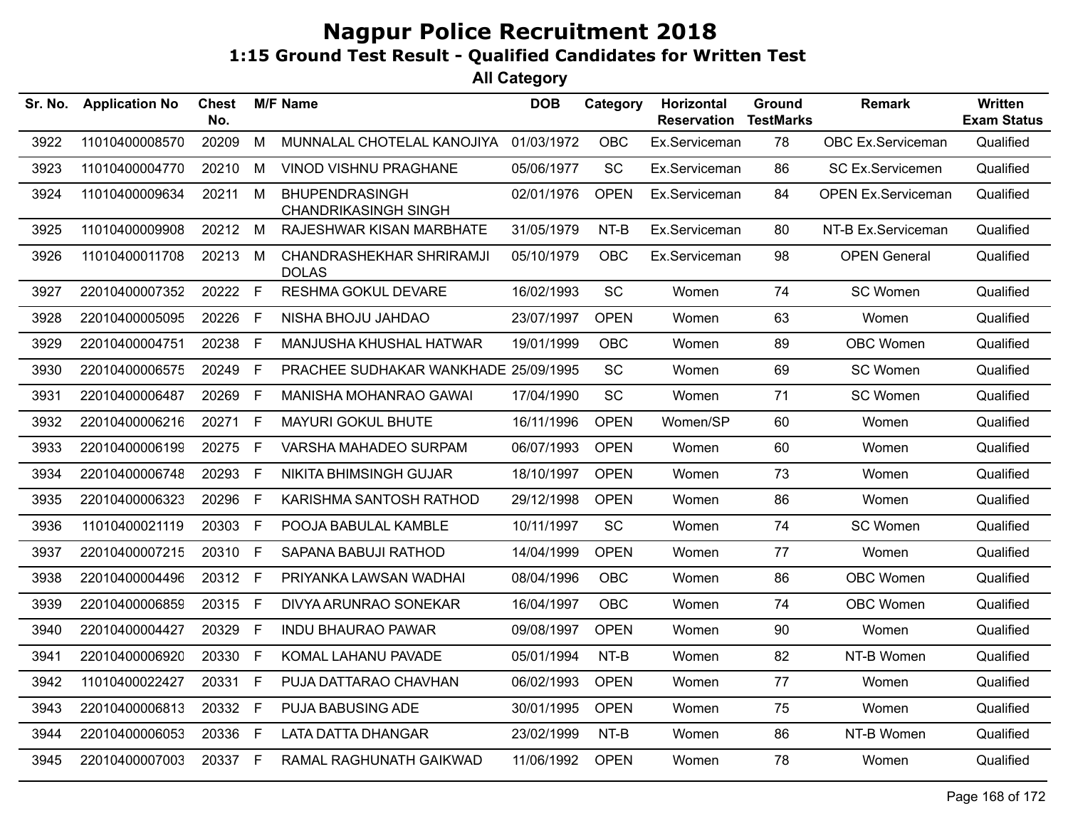# Nagpur Police Recruitment 2018

## 1:15 Ground Test Result - Qualified Candidates for Written Test

### All Category

| Sr. No. | Application No | Chest No. | M/F | Name | DOB | Category | Horizontal Reservation | Ground TestMarks | Remark | Written Exam Status |
|---|---|---|---|---|---|---|---|---|---|---|
| 3922 | 11010400008570 | 20209 | M | MUNNALAL CHOTELAL KANOJIYA | 01/03/1972 | OBC | Ex.Serviceman | 78 | OBC Ex.Serviceman | Qualified |
| 3923 | 11010400004770 | 20210 | M | VINOD VISHNU PRAGHANE | 05/06/1977 | SC | Ex.Serviceman | 86 | SC Ex.Servicemen | Qualified |
| 3924 | 11010400009634 | 20211 | M | BHUPENDRASINGH CHANDRIKASINGH SINGH | 02/01/1976 | OPEN | Ex.Serviceman | 84 | OPEN Ex.Serviceman | Qualified |
| 3925 | 11010400009908 | 20212 | M | RAJESHWAR KISAN MARBHATE | 31/05/1979 | NT-B | Ex.Serviceman | 80 | NT-B Ex.Serviceman | Qualified |
| 3926 | 11010400011708 | 20213 | M | CHANDRASHEKHAR SHRIRAMJI DOLAS | 05/10/1979 | OBC | Ex.Serviceman | 98 | OPEN General | Qualified |
| 3927 | 22010400007352 | 20222 | F | RESHMA GOKUL DEVARE | 16/02/1993 | SC | Women | 74 | SC Women | Qualified |
| 3928 | 22010400005095 | 20226 | F | NISHA BHOJU JAHDAO | 23/07/1997 | OPEN | Women | 63 | Women | Qualified |
| 3929 | 22010400004751 | 20238 | F | MANJUSHA KHUSHAL HATWAR | 19/01/1999 | OBC | Women | 89 | OBC Women | Qualified |
| 3930 | 22010400006575 | 20249 | F | PRACHEE SUDHAKAR WANKHADE | 25/09/1995 | SC | Women | 69 | SC Women | Qualified |
| 3931 | 22010400006487 | 20269 | F | MANISHA MOHANRAO GAWAI | 17/04/1990 | SC | Women | 71 | SC Women | Qualified |
| 3932 | 22010400006216 | 20271 | F | MAYURI GOKUL BHUTE | 16/11/1996 | OPEN | Women/SP | 60 | Women | Qualified |
| 3933 | 22010400006199 | 20275 | F | VARSHA MAHADEO SURPAM | 06/07/1993 | OPEN | Women | 60 | Women | Qualified |
| 3934 | 22010400006748 | 20293 | F | NIKITA BHIMSINGH GUJAR | 18/10/1997 | OPEN | Women | 73 | Women | Qualified |
| 3935 | 22010400006323 | 20296 | F | KARISHMA SANTOSH RATHOD | 29/12/1998 | OPEN | Women | 86 | Women | Qualified |
| 3936 | 11010400021119 | 20303 | F | POOJA BABULAL KAMBLE | 10/11/1997 | SC | Women | 74 | SC Women | Qualified |
| 3937 | 22010400007215 | 20310 | F | SAPANA BABUJI RATHOD | 14/04/1999 | OPEN | Women | 77 | Women | Qualified |
| 3938 | 22010400004496 | 20312 | F | PRIYANKA LAWSAN WADHAI | 08/04/1996 | OBC | Women | 86 | OBC Women | Qualified |
| 3939 | 22010400006859 | 20315 | F | DIVYA ARUNRAO SONEKAR | 16/04/1997 | OBC | Women | 74 | OBC Women | Qualified |
| 3940 | 22010400004427 | 20329 | F | INDU BHAURAO PAWAR | 09/08/1997 | OPEN | Women | 90 | Women | Qualified |
| 3941 | 22010400006920 | 20330 | F | KOMAL LAHANU PAVADE | 05/01/1994 | NT-B | Women | 82 | NT-B Women | Qualified |
| 3942 | 11010400022427 | 20331 | F | PUJA DATTARAO CHAVHAN | 06/02/1993 | OPEN | Women | 77 | Women | Qualified |
| 3943 | 22010400006813 | 20332 | F | PUJA BABUSING ADE | 30/01/1995 | OPEN | Women | 75 | Women | Qualified |
| 3944 | 22010400006053 | 20336 | F | LATA DATTA DHANGAR | 23/02/1999 | NT-B | Women | 86 | NT-B Women | Qualified |
| 3945 | 22010400007003 | 20337 | F | RAMAL RAGHUNATH GAIKWAD | 11/06/1992 | OPEN | Women | 78 | Women | Qualified |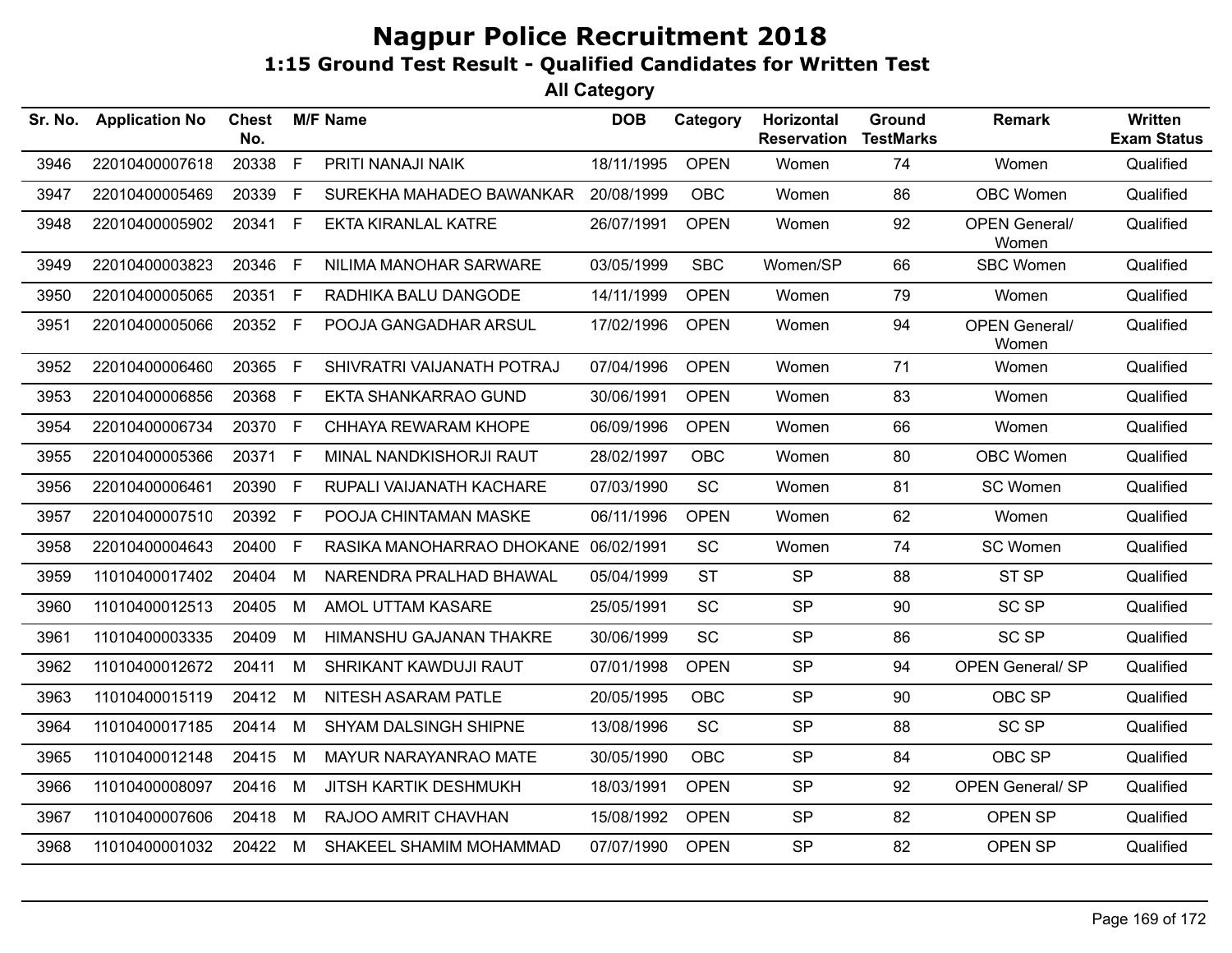# Nagpur Police Recruitment 2018

## 1:15 Ground Test Result - Qualified Candidates for Written Test

### All Category

| Sr. No. | Application No | Chest No. | M/F | Name | DOB | Category | Horizontal Reservation | Ground TestMarks | Remark | Written Exam Status |
|---|---|---|---|---|---|---|---|---|---|---|
| 3946 | 22010400007618 | 20338 | F | PRITI NANAJI NAIK | 18/11/1995 | OPEN | Women | 74 | Women | Qualified |
| 3947 | 22010400005469 | 20339 | F | SUREKHA MAHADEO BAWANKAR | 20/08/1999 | OBC | Women | 86 | OBC Women | Qualified |
| 3948 | 22010400005902 | 20341 | F | EKTA KIRANLAL KATRE | 26/07/1991 | OPEN | Women | 92 | OPEN General/ Women | Qualified |
| 3949 | 22010400003823 | 20346 | F | NILIMA MANOHAR SARWARE | 03/05/1999 | SBC | Women/SP | 66 | SBC Women | Qualified |
| 3950 | 22010400005065 | 20351 | F | RADHIKA BALU DANGODE | 14/11/1999 | OPEN | Women | 79 | Women | Qualified |
| 3951 | 22010400005066 | 20352 | F | POOJA GANGADHAR ARSUL | 17/02/1996 | OPEN | Women | 94 | OPEN General/ Women | Qualified |
| 3952 | 22010400006460 | 20365 | F | SHIVRATRI VAIJANATH POTRAJ | 07/04/1996 | OPEN | Women | 71 | Women | Qualified |
| 3953 | 22010400006856 | 20368 | F | EKTA SHANKARRAO GUND | 30/06/1991 | OPEN | Women | 83 | Women | Qualified |
| 3954 | 22010400006734 | 20370 | F | CHHAYA REWARAM KHOPE | 06/09/1996 | OPEN | Women | 66 | Women | Qualified |
| 3955 | 22010400005366 | 20371 | F | MINAL NANDKISHORJI RAUT | 28/02/1997 | OBC | Women | 80 | OBC Women | Qualified |
| 3956 | 22010400006461 | 20390 | F | RUPALI VAIJANATH KACHARE | 07/03/1990 | SC | Women | 81 | SC Women | Qualified |
| 3957 | 22010400007510 | 20392 | F | POOJA CHINTAMAN MASKE | 06/11/1996 | OPEN | Women | 62 | Women | Qualified |
| 3958 | 22010400004643 | 20400 | F | RASIKA MANOHARRAO DHOKANE | 06/02/1991 | SC | Women | 74 | SC Women | Qualified |
| 3959 | 11010400017402 | 20404 | M | NARENDRA PRALHAD BHAWAL | 05/04/1999 | ST | SP | 88 | ST SP | Qualified |
| 3960 | 11010400012513 | 20405 | M | AMOL UTTAM KASARE | 25/05/1991 | SC | SP | 90 | SC SP | Qualified |
| 3961 | 11010400003335 | 20409 | M | HIMANSHU GAJANAN THAKRE | 30/06/1999 | SC | SP | 86 | SC SP | Qualified |
| 3962 | 11010400012672 | 20411 | M | SHRIKANT KAWDUJI RAUT | 07/01/1998 | OPEN | SP | 94 | OPEN General/ SP | Qualified |
| 3963 | 11010400015119 | 20412 | M | NITESH ASARAM PATLE | 20/05/1995 | OBC | SP | 90 | OBC SP | Qualified |
| 3964 | 11010400017185 | 20414 | M | SHYAM DALSINGH SHIPNE | 13/08/1996 | SC | SP | 88 | SC SP | Qualified |
| 3965 | 11010400012148 | 20415 | M | MAYUR NARAYANRAO MATE | 30/05/1990 | OBC | SP | 84 | OBC SP | Qualified |
| 3966 | 11010400008097 | 20416 | M | JITSH KARTIK DESHMUKH | 18/03/1991 | OPEN | SP | 92 | OPEN General/ SP | Qualified |
| 3967 | 11010400007606 | 20418 | M | RAJOO AMRIT CHAVHAN | 15/08/1992 | OPEN | SP | 82 | OPEN SP | Qualified |
| 3968 | 11010400001032 | 20422 | M | SHAKEEL SHAMIM MOHAMMAD | 07/07/1990 | OPEN | SP | 82 | OPEN SP | Qualified |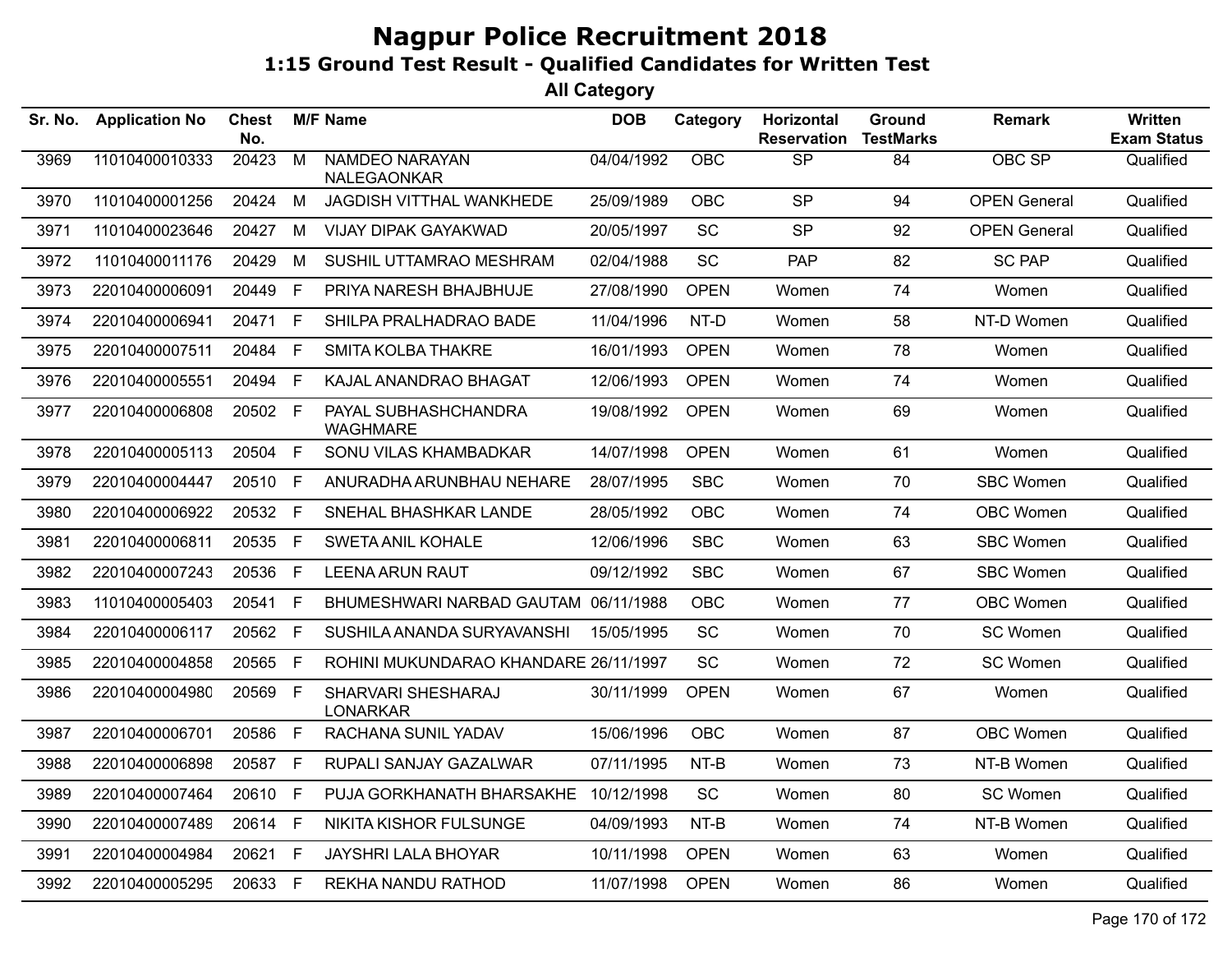# Nagpur Police Recruitment 2018

## 1:15 Ground Test Result - Qualified Candidates for Written Test

### All Category

| Sr. No. | Application No | Chest No. | M/F | Name | DOB | Category | Horizontal Reservation | Ground TestMarks | Remark | Written Exam Status |
|---|---|---|---|---|---|---|---|---|---|---|
| 3969 | 11010400010333 | 20423 | M | NAMDEO NARAYAN NALEGAONKAR | 04/04/1992 | OBC | SP | 84 | OBC SP | Qualified |
| 3970 | 11010400001256 | 20424 | M | JAGDISH VITTHAL WANKHEDE | 25/09/1989 | OBC | SP | 94 | OPEN General | Qualified |
| 3971 | 11010400023646 | 20427 | M | VIJAY DIPAK GAYAKWAD | 20/05/1997 | SC | SP | 92 | OPEN General | Qualified |
| 3972 | 11010400011176 | 20429 | M | SUSHIL UTTAMRAO MESHRAM | 02/04/1988 | SC | PAP | 82 | SC PAP | Qualified |
| 3973 | 22010400006091 | 20449 | F | PRIYA NARESH BHAJBHUJE | 27/08/1990 | OPEN | Women | 74 | Women | Qualified |
| 3974 | 22010400006941 | 20471 | F | SHILPA PRALHADRAO BADE | 11/04/1996 | NT-D | Women | 58 | NT-D Women | Qualified |
| 3975 | 22010400007511 | 20484 | F | SMITA KOLBA THAKRE | 16/01/1993 | OPEN | Women | 78 | Women | Qualified |
| 3976 | 22010400005551 | 20494 | F | KAJAL ANANDRAO BHAGAT | 12/06/1993 | OPEN | Women | 74 | Women | Qualified |
| 3977 | 22010400006808 | 20502 | F | PAYAL SUBHASHCHANDRA WAGHMARE | 19/08/1992 | OPEN | Women | 69 | Women | Qualified |
| 3978 | 22010400005113 | 20504 | F | SONU VILAS KHAMBADKAR | 14/07/1998 | OPEN | Women | 61 | Women | Qualified |
| 3979 | 22010400004447 | 20510 | F | ANURADHA ARUNBHAU NEHARE | 28/07/1995 | SBC | Women | 70 | SBC Women | Qualified |
| 3980 | 22010400006922 | 20532 | F | SNEHAL BHASHKAR LANDE | 28/05/1992 | OBC | Women | 74 | OBC Women | Qualified |
| 3981 | 22010400006811 | 20535 | F | SWETA ANIL KOHALE | 12/06/1996 | SBC | Women | 63 | SBC Women | Qualified |
| 3982 | 22010400007243 | 20536 | F | LEENA ARUN RAUT | 09/12/1992 | SBC | Women | 67 | SBC Women | Qualified |
| 3983 | 11010400005403 | 20541 | F | BHUMESHWARI NARBAD GAUTAM | 06/11/1988 | OBC | Women | 77 | OBC Women | Qualified |
| 3984 | 22010400006117 | 20562 | F | SUSHILA ANANDA SURYAVANSHI | 15/05/1995 | SC | Women | 70 | SC Women | Qualified |
| 3985 | 22010400004858 | 20565 | F | ROHINI MUKUNDARAO KHANDARE | 26/11/1997 | SC | Women | 72 | SC Women | Qualified |
| 3986 | 22010400004980 | 20569 | F | SHARVARI SHESHARAJ LONARKAR | 30/11/1999 | OPEN | Women | 67 | Women | Qualified |
| 3987 | 22010400006701 | 20586 | F | RACHANA SUNIL YADAV | 15/06/1996 | OBC | Women | 87 | OBC Women | Qualified |
| 3988 | 22010400006898 | 20587 | F | RUPALI SANJAY GAZALWAR | 07/11/1995 | NT-B | Women | 73 | NT-B Women | Qualified |
| 3989 | 22010400007464 | 20610 | F | PUJA GORKHANATH BHARSAKHE | 10/12/1998 | SC | Women | 80 | SC Women | Qualified |
| 3990 | 22010400007489 | 20614 | F | NIKITA KISHOR FULSUNGE | 04/09/1993 | NT-B | Women | 74 | NT-B Women | Qualified |
| 3991 | 22010400004984 | 20621 | F | JAYSHRI LALA BHOYAR | 10/11/1998 | OPEN | Women | 63 | Women | Qualified |
| 3992 | 22010400005295 | 20633 | F | REKHA NANDU RATHOD | 11/07/1998 | OPEN | Women | 86 | Women | Qualified |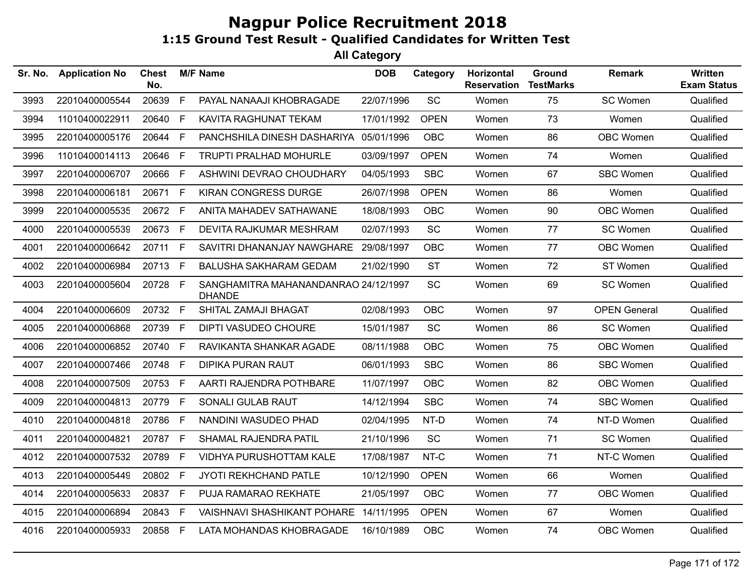# Nagpur Police Recruitment 2018

## 1:15 Ground Test Result - Qualified Candidates for Written Test

### All Category

| Sr. No. | Application No | Chest No. | M/F | Name | DOB | Category | Horizontal Reservation | Ground TestMarks | Remark | Written Exam Status |
|---|---|---|---|---|---|---|---|---|---|---|
| 3993 | 22010400005544 | 20639 | F | PAYAL NANAAJI KHOBRAGADE | 22/07/1996 | SC | Women | 75 | SC Women | Qualified |
| 3994 | 11010400022911 | 20640 | F | KAVITA RAGHUNAT TEKAM | 17/01/1992 | OPEN | Women | 73 | Women | Qualified |
| 3995 | 22010400005176 | 20644 | F | PANCHSHILA DINESH DASHARIYA | 05/01/1996 | OBC | Women | 86 | OBC Women | Qualified |
| 3996 | 11010400014113 | 20646 | F | TRUPTI PRALHAD MOHURLE | 03/09/1997 | OPEN | Women | 74 | Women | Qualified |
| 3997 | 22010400006707 | 20666 | F | ASHWINI DEVRAO CHOUDHARY | 04/05/1993 | SBC | Women | 67 | SBC Women | Qualified |
| 3998 | 22010400006181 | 20671 | F | KIRAN CONGRESS DURGE | 26/07/1998 | OPEN | Women | 86 | Women | Qualified |
| 3999 | 22010400005535 | 20672 | F | ANITA MAHADEV SATHAWANE | 18/08/1993 | OBC | Women | 90 | OBC Women | Qualified |
| 4000 | 22010400005539 | 20673 | F | DEVITA RAJKUMAR MESHRAM | 02/07/1993 | SC | Women | 77 | SC Women | Qualified |
| 4001 | 22010400006642 | 20711 | F | SAVITRI DHANANJAY NAWGHARE | 29/08/1997 | OBC | Women | 77 | OBC Women | Qualified |
| 4002 | 22010400006984 | 20713 | F | BALUSHA SAKHARAM GEDAM | 21/02/1990 | ST | Women | 72 | ST Women | Qualified |
| 4003 | 22010400005604 | 20728 | F | SANGHAMITRA MAHANANDANRAO DHANDE | 24/12/1997 | SC | Women | 69 | SC Women | Qualified |
| 4004 | 22010400006609 | 20732 | F | SHITAL ZAMAJI BHAGAT | 02/08/1993 | OBC | Women | 97 | OPEN General | Qualified |
| 4005 | 22010400006868 | 20739 | F | DIPTI VASUDEO CHOURE | 15/01/1987 | SC | Women | 86 | SC Women | Qualified |
| 4006 | 22010400006852 | 20740 | F | RAVIKANTA SHANKAR AGADE | 08/11/1988 | OBC | Women | 75 | OBC Women | Qualified |
| 4007 | 22010400007466 | 20748 | F | DIPIKA PURAN RAUT | 06/01/1993 | SBC | Women | 86 | SBC Women | Qualified |
| 4008 | 22010400007509 | 20753 | F | AARTI RAJENDRA POTHBARE | 11/07/1997 | OBC | Women | 82 | OBC Women | Qualified |
| 4009 | 22010400004813 | 20779 | F | SONALI GULAB RAUT | 14/12/1994 | SBC | Women | 74 | SBC Women | Qualified |
| 4010 | 22010400004818 | 20786 | F | NANDINI WASUDEO PHAD | 02/04/1995 | NT-D | Women | 74 | NT-D Women | Qualified |
| 4011 | 22010400004821 | 20787 | F | SHAMAL RAJENDRA PATIL | 21/10/1996 | SC | Women | 71 | SC Women | Qualified |
| 4012 | 22010400007532 | 20789 | F | VIDHYA PURUSHOTTAM KALE | 17/08/1987 | NT-C | Women | 71 | NT-C Women | Qualified |
| 4013 | 22010400005449 | 20802 | F | JYOTI REKHCHAND PATLE | 10/12/1990 | OPEN | Women | 66 | Women | Qualified |
| 4014 | 22010400005633 | 20837 | F | PUJA RAMARAO REKHATE | 21/05/1997 | OBC | Women | 77 | OBC Women | Qualified |
| 4015 | 22010400006894 | 20843 | F | VAISHNAVI SHASHIKANT POHARE | 14/11/1995 | OPEN | Women | 67 | Women | Qualified |
| 4016 | 22010400005933 | 20858 | F | LATA MOHANDAS KHOBRAGADE | 16/10/1989 | OBC | Women | 74 | OBC Women | Qualified |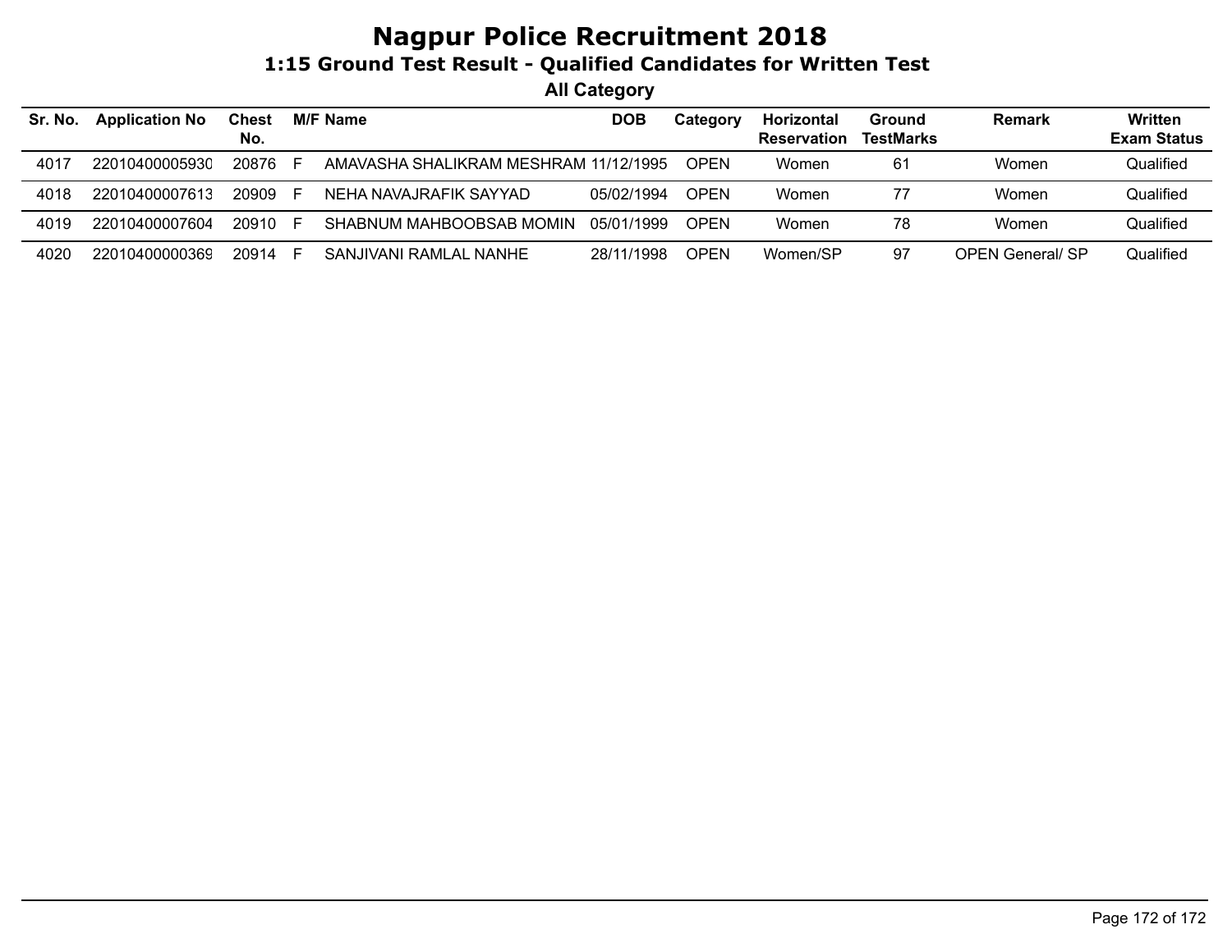# Nagpur Police Recruitment 2018

## 1:15 Ground Test Result - Qualified Candidates for Written Test

### All Category

| Sr. No. | Application No | Chest No. | M/F | Name | DOB | Category | Horizontal Reservation | Ground TestMarks | Remark | Written Exam Status |
|---|---|---|---|---|---|---|---|---|---|---|
| 4017 | 22010400005930 | 20876 | F | AMAVASHA SHALIKRAM MESHRAM | 11/12/1995 | OPEN | Women | 61 | Women | Qualified |
| 4018 | 22010400007613 | 20909 | F | NEHA NAVAJRAFIK SAYYAD | 05/02/1994 | OPEN | Women | 77 | Women | Qualified |
| 4019 | 22010400007604 | 20910 | F | SHABNUM MAHBOOBSAB MOMIN | 05/01/1999 | OPEN | Women | 78 | Women | Qualified |
| 4020 | 22010400000369 | 20914 | F | SANJIVANI RAMLAL NANHE | 28/11/1998 | OPEN | Women/SP | 97 | OPEN General/ SP | Qualified |